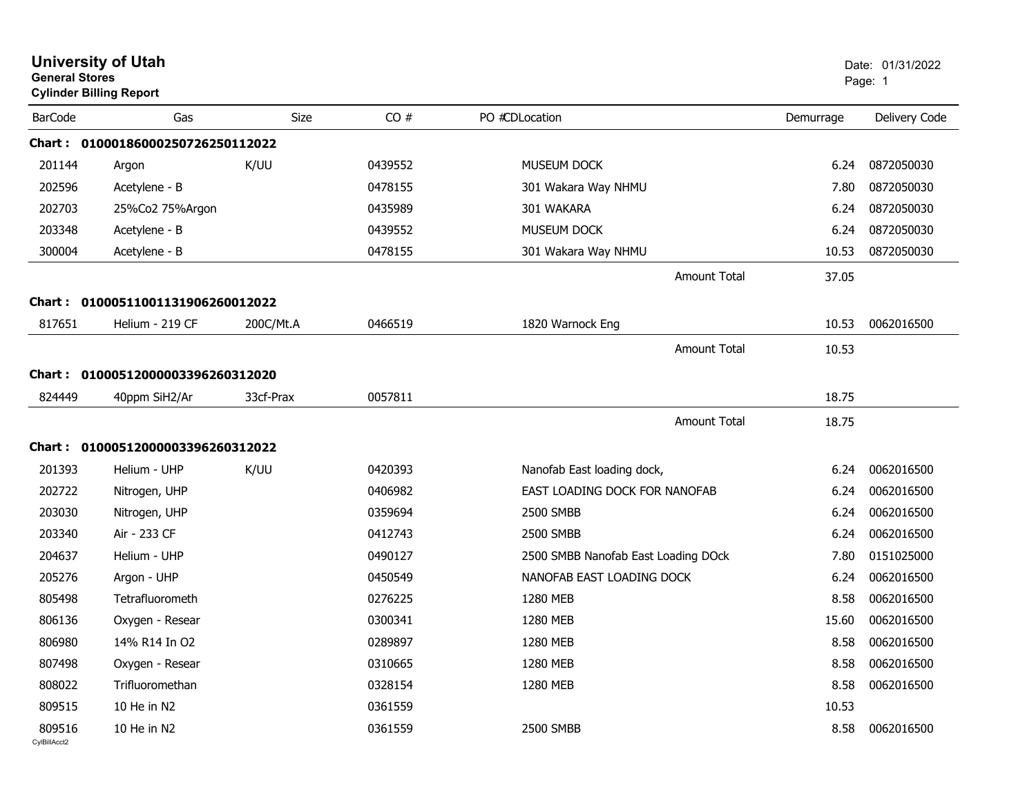# University of Utah

**General Stores**

**Cylinder Billing Report**

Date: 01/31/2022

| BarCode | Gas | Size | CO # | PO #CDLocation | Demurrage | Delivery Code |
|---|---|---|---|---|---|---|
| **Chart : 01000186000250726250112022** | | | | | | |
| 201144 | Argon | K/UU | 0439552 | MUSEUM DOCK | 6.24 | 0872050030 |
| 202596 | Acetylene - B | | 0478155 | 301 Wakara Way NHMU | 7.80 | 0872050030 |
| 202703 | 25%Co2 75%Argon | | 0435989 | 301 WAKARA | 6.24 | 0872050030 |
| 203348 | Acetylene - B | | 0439552 | MUSEUM DOCK | 6.24 | 0872050030 |
| 300004 | Acetylene - B | | 0478155 | 301 Wakara Way NHMU | 10.53 | 0872050030 |
| | | | | Amount Total | 37.05 | |
| **Chart : 01000511001131906260012022** | | | | | | |
| 817651 | Helium - 219 CF | 200C/Mt.A | 0466519 | 1820 Warnock Eng | 10.53 | 0062016500 |
| | | | | Amount Total | 10.53 | |
| **Chart : 01000512000003396260312020** | | | | | | |
| 824449 | 40ppm SiH2/Ar | 33cf-Prax | 0057811 | | 18.75 | |
| | | | | Amount Total | 18.75 | |
| **Chart : 01000512000003396260312022** | | | | | | |
| 201393 | Helium - UHP | K/UU | 0420393 | Nanofab East loading dock, | 6.24 | 0062016500 |
| 202722 | Nitrogen, UHP | | 0406982 | EAST LOADING DOCK FOR NANOFAB | 6.24 | 0062016500 |
| 203030 | Nitrogen, UHP | | 0359694 | 2500 SMBB | 6.24 | 0062016500 |
| 203340 | Air - 233 CF | | 0412743 | 2500 SMBB | 6.24 | 0062016500 |
| 204637 | Helium - UHP | | 0490127 | 2500 SMBB Nanofab East Loading DOck | 7.80 | 0151025000 |
| 205276 | Argon - UHP | | 0450549 | NANOFAB EAST LOADING DOCK | 6.24 | 0062016500 |
| 805498 | Tetrafluorometh | | 0276225 | 1280 MEB | 8.58 | 0062016500 |
| 806136 | Oxygen - Resear | | 0300341 | 1280 MEB | 15.60 | 0062016500 |
| 806980 | 14% R14 In O2 | | 0289897 | 1280 MEB | 8.58 | 0062016500 |
| 807498 | Oxygen - Resear | | 0310665 | 1280 MEB | 8.58 | 0062016500 |
| 808022 | Trifluoromethan | | 0328154 | 1280 MEB | 8.58 | 0062016500 |
| 809515 | 10 He in N2 | | 0361559 | | 10.53 | |
| 809516 | 10 He in N2 | | 0361559 | 2500 SMBB | 8.58 | 0062016500 |

CylBillAcct2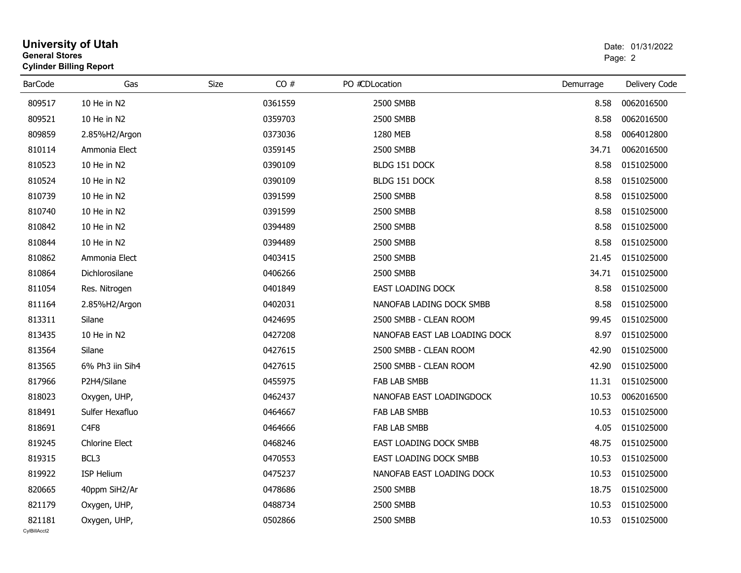# University of Utah

**General Stores**

**Cylinder Billing Report**

Date: 01/31/2022

| BarCode | Gas | Size | CO # | PO # | CDLocation | Demurrage | Delivery Code |
|---|---|---|---|---|---|---|---|
| 809517 | 10 He in N2 | | 0361559 | | 2500 SMBB | 8.58 | 0062016500 |
| 809521 | 10 He in N2 | | 0359703 | | 2500 SMBB | 8.58 | 0062016500 |
| 809859 | 2.85%H2/Argon | | 0373036 | | 1280 MEB | 8.58 | 0064012800 |
| 810114 | Ammonia Elect | | 0359145 | | 2500 SMBB | 34.71 | 0062016500 |
| 810523 | 10 He in N2 | | 0390109 | | BLDG 151 DOCK | 8.58 | 0151025000 |
| 810524 | 10 He in N2 | | 0390109 | | BLDG 151 DOCK | 8.58 | 0151025000 |
| 810739 | 10 He in N2 | | 0391599 | | 2500 SMBB | 8.58 | 0151025000 |
| 810740 | 10 He in N2 | | 0391599 | | 2500 SMBB | 8.58 | 0151025000 |
| 810842 | 10 He in N2 | | 0394489 | | 2500 SMBB | 8.58 | 0151025000 |
| 810844 | 10 He in N2 | | 0394489 | | 2500 SMBB | 8.58 | 0151025000 |
| 810862 | Ammonia Elect | | 0403415 | | 2500 SMBB | 21.45 | 0151025000 |
| 810864 | Dichlorosilane | | 0406266 | | 2500 SMBB | 34.71 | 0151025000 |
| 811054 | Res. Nitrogen | | 0401849 | | EAST LOADING DOCK | 8.58 | 0151025000 |
| 811164 | 2.85%H2/Argon | | 0402031 | | NANOFAB LADING DOCK SMBB | 8.58 | 0151025000 |
| 813311 | Silane | | 0424695 | | 2500 SMBB - CLEAN ROOM | 99.45 | 0151025000 |
| 813435 | 10 He in N2 | | 0427208 | | NANOFAB EAST LAB LOADING DOCK | 8.97 | 0151025000 |
| 813564 | Silane | | 0427615 | | 2500 SMBB - CLEAN ROOM | 42.90 | 0151025000 |
| 813565 | 6% Ph3 iin Sih4 | | 0427615 | | 2500 SMBB - CLEAN ROOM | 42.90 | 0151025000 |
| 817966 | P2H4/Silane | | 0455975 | | FAB LAB SMBB | 11.31 | 0151025000 |
| 818023 | Oxygen, UHP, | | 0462437 | | NANOFAB EAST LOADINGDOCK | 10.53 | 0062016500 |
| 818491 | Sulfer Hexafluo | | 0464667 | | FAB LAB SMBB | 10.53 | 0151025000 |
| 818691 | C4F8 | | 0464666 | | FAB LAB SMBB | 4.05 | 0151025000 |
| 819245 | Chlorine Elect | | 0468246 | | EAST LOADING DOCK SMBB | 48.75 | 0151025000 |
| 819315 | BCL3 | | 0470553 | | EAST LOADING DOCK SMBB | 10.53 | 0151025000 |
| 819922 | ISP Helium | | 0475237 | | NANOFAB EAST LOADING DOCK | 10.53 | 0151025000 |
| 820665 | 40ppm SiH2/Ar | | 0478686 | | 2500 SMBB | 18.75 | 0151025000 |
| 821179 | Oxygen, UHP, | | 0488734 | | 2500 SMBB | 10.53 | 0151025000 |
| 821181 | Oxygen, UHP, | | 0502866 | | 2500 SMBB | 10.53 | 0151025000 |

CylBillAcct2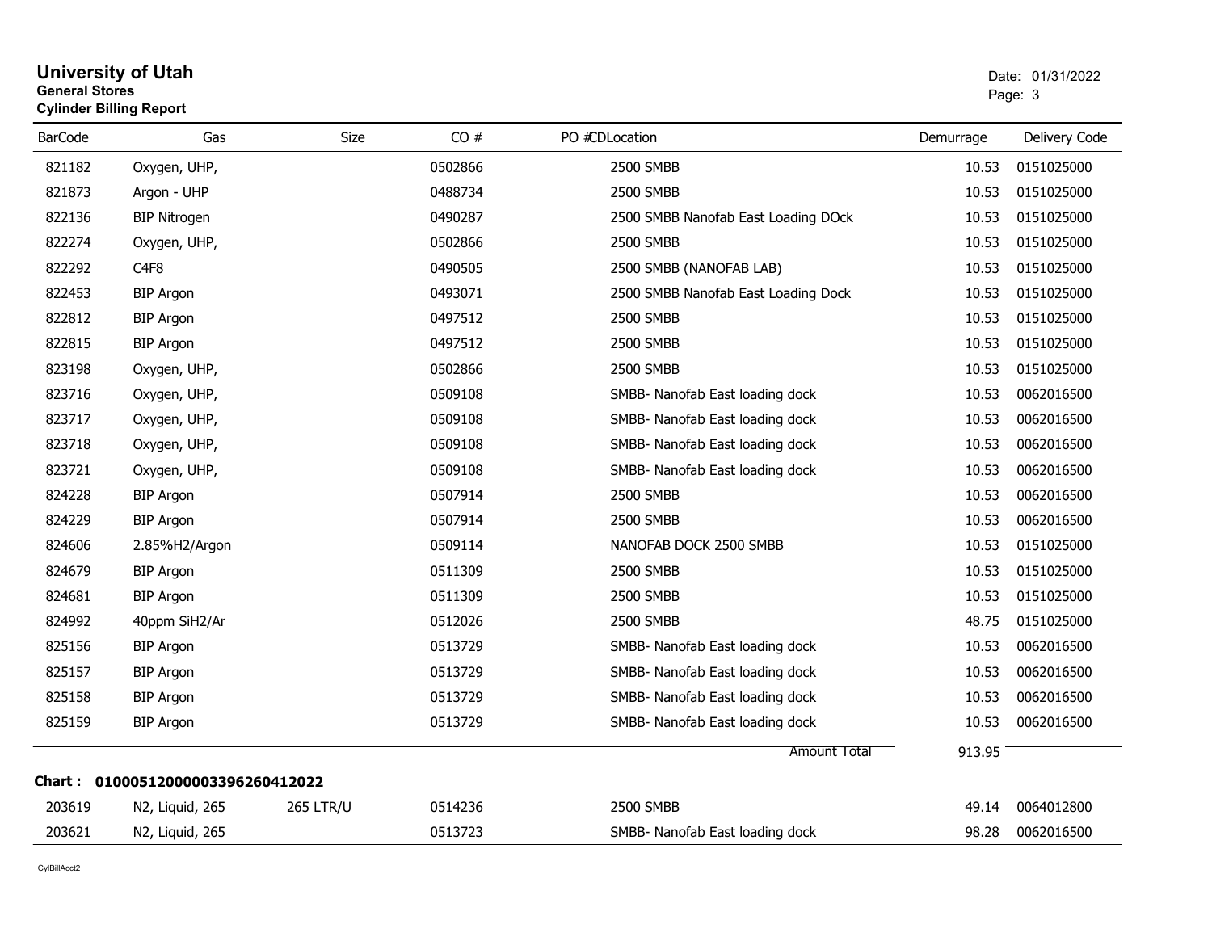# University of Utah

**General Stores**

**Cylinder Billing Report**

Date: 01/31/2022

| BarCode | Gas | Size | CO # | PO #CDLocation | Demurrage | Delivery Code |
|---|---|---|---|---|---|---|
| 821182 | Oxygen, UHP, | | 0502866 | 2500 SMBB | 10.53 | 0151025000 |
| 821873 | Argon - UHP | | 0488734 | 2500 SMBB | 10.53 | 0151025000 |
| 822136 | BIP Nitrogen | | 0490287 | 2500 SMBB Nanofab East Loading DOck | 10.53 | 0151025000 |
| 822274 | Oxygen, UHP, | | 0502866 | 2500 SMBB | 10.53 | 0151025000 |
| 822292 | C4F8 | | 0490505 | 2500 SMBB (NANOFAB LAB) | 10.53 | 0151025000 |
| 822453 | BIP Argon | | 0493071 | 2500 SMBB Nanofab East Loading Dock | 10.53 | 0151025000 |
| 822812 | BIP Argon | | 0497512 | 2500 SMBB | 10.53 | 0151025000 |
| 822815 | BIP Argon | | 0497512 | 2500 SMBB | 10.53 | 0151025000 |
| 823198 | Oxygen, UHP, | | 0502866 | 2500 SMBB | 10.53 | 0151025000 |
| 823716 | Oxygen, UHP, | | 0509108 | SMBB- Nanofab East loading dock | 10.53 | 0062016500 |
| 823717 | Oxygen, UHP, | | 0509108 | SMBB- Nanofab East loading dock | 10.53 | 0062016500 |
| 823718 | Oxygen, UHP, | | 0509108 | SMBB- Nanofab East loading dock | 10.53 | 0062016500 |
| 823721 | Oxygen, UHP, | | 0509108 | SMBB- Nanofab East loading dock | 10.53 | 0062016500 |
| 824228 | BIP Argon | | 0507914 | 2500 SMBB | 10.53 | 0062016500 |
| 824229 | BIP Argon | | 0507914 | 2500 SMBB | 10.53 | 0062016500 |
| 824606 | 2.85%H2/Argon | | 0509114 | NANOFAB DOCK 2500 SMBB | 10.53 | 0151025000 |
| 824679 | BIP Argon | | 0511309 | 2500 SMBB | 10.53 | 0151025000 |
| 824681 | BIP Argon | | 0511309 | 2500 SMBB | 10.53 | 0151025000 |
| 824992 | 40ppm SiH2/Ar | | 0512026 | 2500 SMBB | 48.75 | 0151025000 |
| 825156 | BIP Argon | | 0513729 | SMBB- Nanofab East loading dock | 10.53 | 0062016500 |
| 825157 | BIP Argon | | 0513729 | SMBB- Nanofab East loading dock | 10.53 | 0062016500 |
| 825158 | BIP Argon | | 0513729 | SMBB- Nanofab East loading dock | 10.53 | 0062016500 |
| 825159 | BIP Argon | | 0513729 | SMBB- Nanofab East loading dock | 10.53 | 0062016500 |
| | | | | Amount Total | 913.95 | |

**Chart : 01000512000003396260412022**

| BarCode | Gas | Size | CO # | PO #CDLocation | Demurrage | Delivery Code |
|---|---|---|---|---|---|---|
| 203619 | N2, Liquid, 265 | 265 LTR/U | 0514236 | 2500 SMBB | 49.14 | 0064012800 |
| 203621 | N2, Liquid, 265 | | 0513723 | SMBB- Nanofab East loading dock | 98.28 | 0062016500 |

CylBillAcct2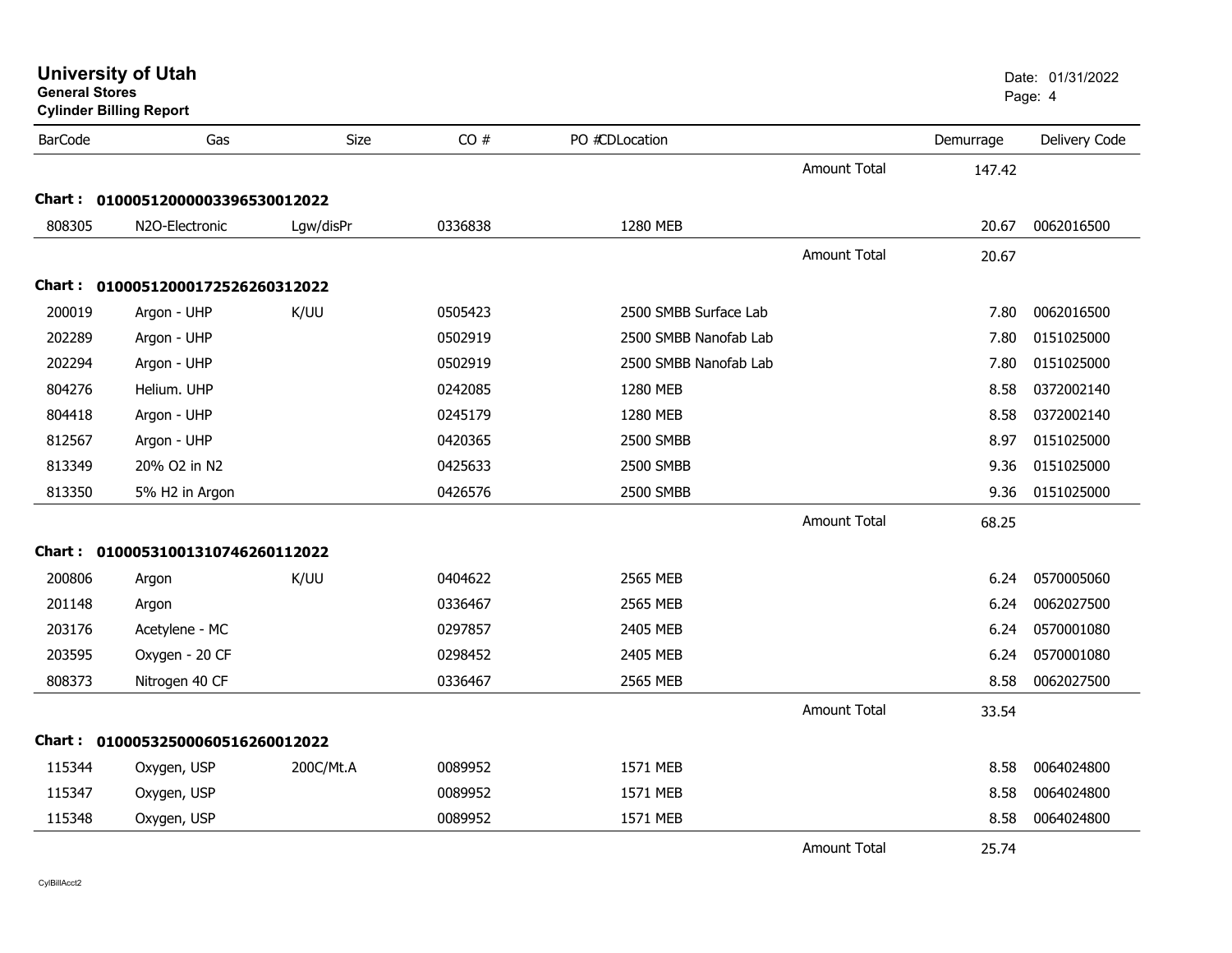# University of Utah
**General Stores**
**Cylinder Billing Report**

Date: 01/31/2022

| BarCode | Gas | Size | CO # | PO #CDLocation | | Demurrage | Delivery Code |
|---|---|---|---|---|---|---|---|
| | | | | | Amount Total | 147.42 | |
| **Chart : 01000512000003396530012022** | | | | | | | |
| 808305 | N2O-Electronic | Lgw/disPr | 0336838 | 1280 MEB | | 20.67 | 0062016500 |
| | | | | | Amount Total | 20.67 | |
| **Chart : 01000512000172526260312022** | | | | | | | |
| 200019 | Argon - UHP | K/UU | 0505423 | 2500 SMBB Surface Lab | | 7.80 | 0062016500 |
| 202289 | Argon - UHP | | 0502919 | 2500 SMBB Nanofab Lab | | 7.80 | 0151025000 |
| 202294 | Argon - UHP | | 0502919 | 2500 SMBB Nanofab Lab | | 7.80 | 0151025000 |
| 804276 | Helium. UHP | | 0242085 | 1280 MEB | | 8.58 | 0372002140 |
| 804418 | Argon - UHP | | 0245179 | 1280 MEB | | 8.58 | 0372002140 |
| 812567 | Argon - UHP | | 0420365 | 2500 SMBB | | 8.97 | 0151025000 |
| 813349 | 20% O2 in N2 | | 0425633 | 2500 SMBB | | 9.36 | 0151025000 |
| 813350 | 5% H2 in Argon | | 0426576 | 2500 SMBB | | 9.36 | 0151025000 |
| | | | | | Amount Total | 68.25 | |
| **Chart : 01000531001310746260112022** | | | | | | | |
| 200806 | Argon | K/UU | 0404622 | 2565 MEB | | 6.24 | 0570005060 |
| 201148 | Argon | | 0336467 | 2565 MEB | | 6.24 | 0062027500 |
| 203176 | Acetylene - MC | | 0297857 | 2405 MEB | | 6.24 | 0570001080 |
| 203595 | Oxygen - 20 CF | | 0298452 | 2405 MEB | | 6.24 | 0570001080 |
| 808373 | Nitrogen 40 CF | | 0336467 | 2565 MEB | | 8.58 | 0062027500 |
| | | | | | Amount Total | 33.54 | |
| **Chart : 01000532500060516260012022** | | | | | | | |
| 115344 | Oxygen, USP | 200C/Mt.A | 0089952 | 1571 MEB | | 8.58 | 0064024800 |
| 115347 | Oxygen, USP | | 0089952 | 1571 MEB | | 8.58 | 0064024800 |
| 115348 | Oxygen, USP | | 0089952 | 1571 MEB | | 8.58 | 0064024800 |
| | | | | | Amount Total | 25.74 | |

CylBillAcct2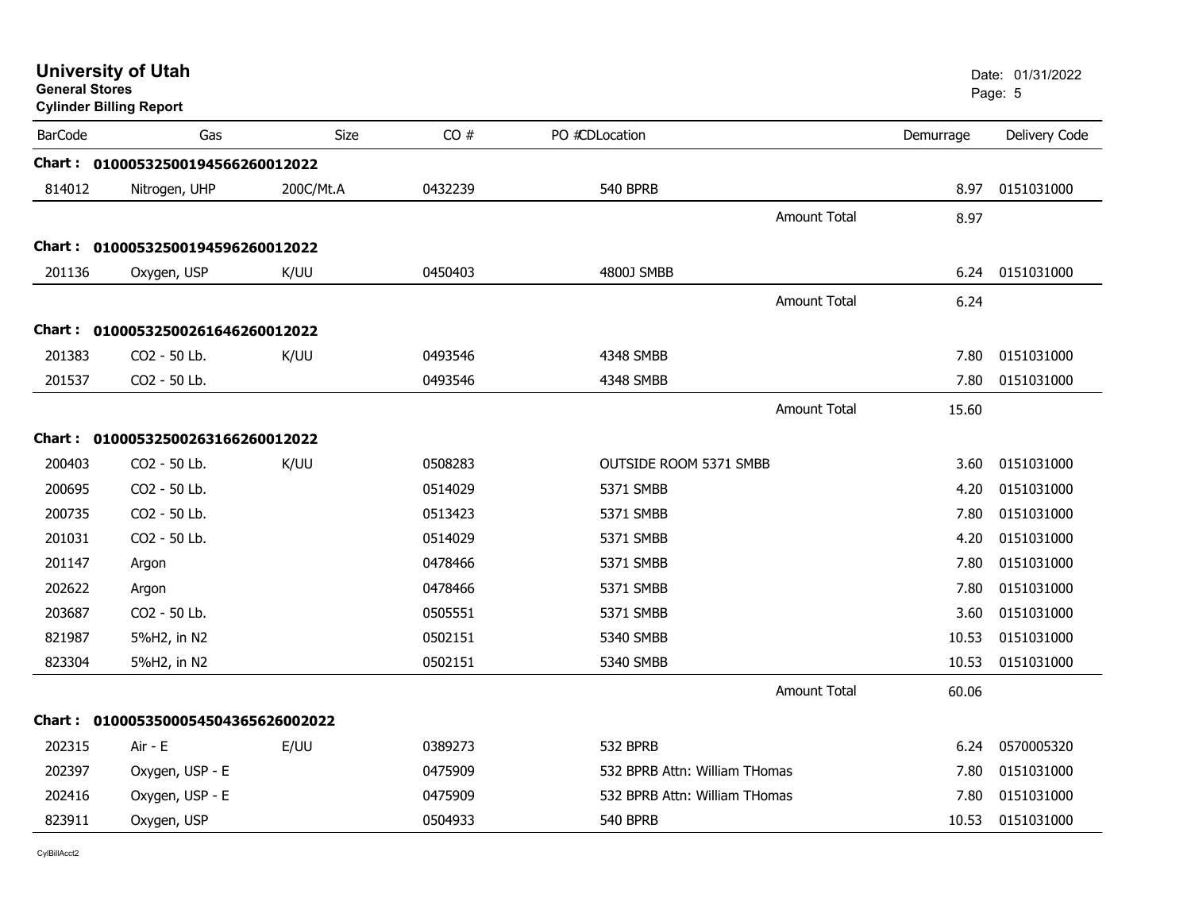# University of Utah

**General Stores**

**Cylinder Billing Report**

Date: 01/31/2022

| BarCode | Gas | Size | CO # | PO #CDLocation | Demurrage | Delivery Code |
|---|---|---|---|---|---|---|
| **Chart : 01000532500194566260012022** | | | | | | |
| 814012 | Nitrogen, UHP | 200C/Mt.A | 0432239 | 540 BPRB | 8.97 | 0151031000 |
| | | | | Amount Total | 8.97 | |
| **Chart : 01000532500194596260012022** | | | | | | |
| 201136 | Oxygen, USP | K/UU | 0450403 | 4800J SMBB | 6.24 | 0151031000 |
| | | | | Amount Total | 6.24 | |
| **Chart : 01000532500261646260012022** | | | | | | |
| 201383 | CO2 - 50 Lb. | K/UU | 0493546 | 4348 SMBB | 7.80 | 0151031000 |
| 201537 | CO2 - 50 Lb. | | 0493546 | 4348 SMBB | 7.80 | 0151031000 |
| | | | | Amount Total | 15.60 | |
| **Chart : 01000532500263166260012022** | | | | | | |
| 200403 | CO2 - 50 Lb. | K/UU | 0508283 | OUTSIDE ROOM 5371 SMBB | 3.60 | 0151031000 |
| 200695 | CO2 - 50 Lb. | | 0514029 | 5371 SMBB | 4.20 | 0151031000 |
| 200735 | CO2 - 50 Lb. | | 0513423 | 5371 SMBB | 7.80 | 0151031000 |
| 201031 | CO2 - 50 Lb. | | 0514029 | 5371 SMBB | 4.20 | 0151031000 |
| 201147 | Argon | | 0478466 | 5371 SMBB | 7.80 | 0151031000 |
| 202622 | Argon | | 0478466 | 5371 SMBB | 7.80 | 0151031000 |
| 203687 | CO2 - 50 Lb. | | 0505551 | 5371 SMBB | 3.60 | 0151031000 |
| 821987 | 5%H2, in N2 | | 0502151 | 5340 SMBB | 10.53 | 0151031000 |
| 823304 | 5%H2, in N2 | | 0502151 | 5340 SMBB | 10.53 | 0151031000 |
| | | | | Amount Total | 60.06 | |
| **Chart : 01000535000545043656260020 22** | | | | | | |
| 202315 | Air - E | E/UU | 0389273 | 532 BPRB | 6.24 | 0570005320 |
| 202397 | Oxygen, USP - E | | 0475909 | 532 BPRB Attn: William THomas | 7.80 | 0151031000 |
| 202416 | Oxygen, USP - E | | 0475909 | 532 BPRB Attn: William THomas | 7.80 | 0151031000 |
| 823911 | Oxygen, USP | | 0504933 | 540 BPRB | 10.53 | 0151031000 |

CylBillAcct2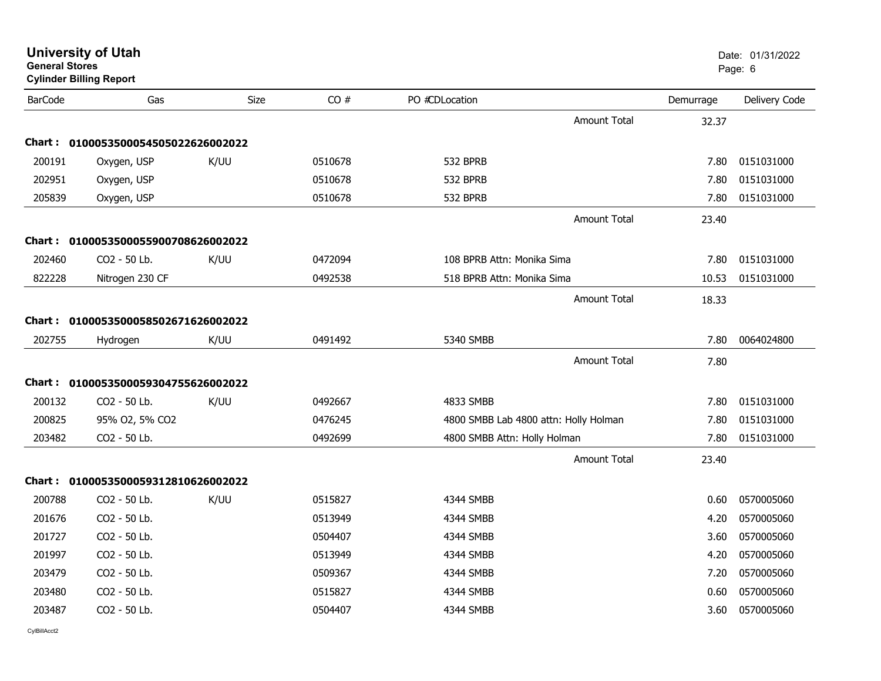# University of Utah

**General Stores**

**Cylinder Billing Report**

Date: 01/31/2022

| BarCode | Gas | Size | CO # | PO # CDLocation | Demurrage | Delivery Code |
|---|---|---|---|---|---|---|
| | | | | Amount Total | 32.37 | |
| **Chart :** | **01000535000545050226260002022** | | | | | |
| 200191 | Oxygen, USP | K/UU | 0510678 | 532 BPRB | 7.80 | 0151031000 |
| 202951 | Oxygen, USP | | 0510678 | 532 BPRB | 7.80 | 0151031000 |
| 205839 | Oxygen, USP | | 0510678 | 532 BPRB | 7.80 | 0151031000 |
| | | | | Amount Total | 23.40 | |
| **Chart :** | **01000535000559007086260002022** | | | | | |
| 202460 | CO2 - 50 Lb. | K/UU | 0472094 | 108 BPRB Attn: Monika Sima | 7.80 | 0151031000 |
| 822228 | Nitrogen 230 CF | | 0492538 | 518 BPRB Attn: Monika Sima | 10.53 | 0151031000 |
| | | | | Amount Total | 18.33 | |
| **Chart :** | **01000535000585026716260002022** | | | | | |
| 202755 | Hydrogen | K/UU | 0491492 | 5340 SMBB | 7.80 | 0064024800 |
| | | | | Amount Total | 7.80 | |
| **Chart :** | **01000535000593047556260002022** | | | | | |
| 200132 | CO2 - 50 Lb. | K/UU | 0492667 | 4833 SMBB | 7.80 | 0151031000 |
| 200825 | 95% O2, 5% CO2 | | 0476245 | 4800 SMBB Lab 4800 attn: Holly Holman | 7.80 | 0151031000 |
| 203482 | CO2 - 50 Lb. | | 0492699 | 4800 SMBB Attn: Holly Holman | 7.80 | 0151031000 |
| | | | | Amount Total | 23.40 | |
| **Chart :** | **01000535000593128106260002022** | | | | | |
| 200788 | CO2 - 50 Lb. | K/UU | 0515827 | 4344 SMBB | 0.60 | 0570005060 |
| 201676 | CO2 - 50 Lb. | | 0513949 | 4344 SMBB | 4.20 | 0570005060 |
| 201727 | CO2 - 50 Lb. | | 0504407 | 4344 SMBB | 3.60 | 0570005060 |
| 201997 | CO2 - 50 Lb. | | 0513949 | 4344 SMBB | 4.20 | 0570005060 |
| 203479 | CO2 - 50 Lb. | | 0509367 | 4344 SMBB | 7.20 | 0570005060 |
| 203480 | CO2 - 50 Lb. | | 0515827 | 4344 SMBB | 0.60 | 0570005060 |
| 203487 | CO2 - 50 Lb. | | 0504407 | 4344 SMBB | 3.60 | 0570005060 |

CylBillAcct2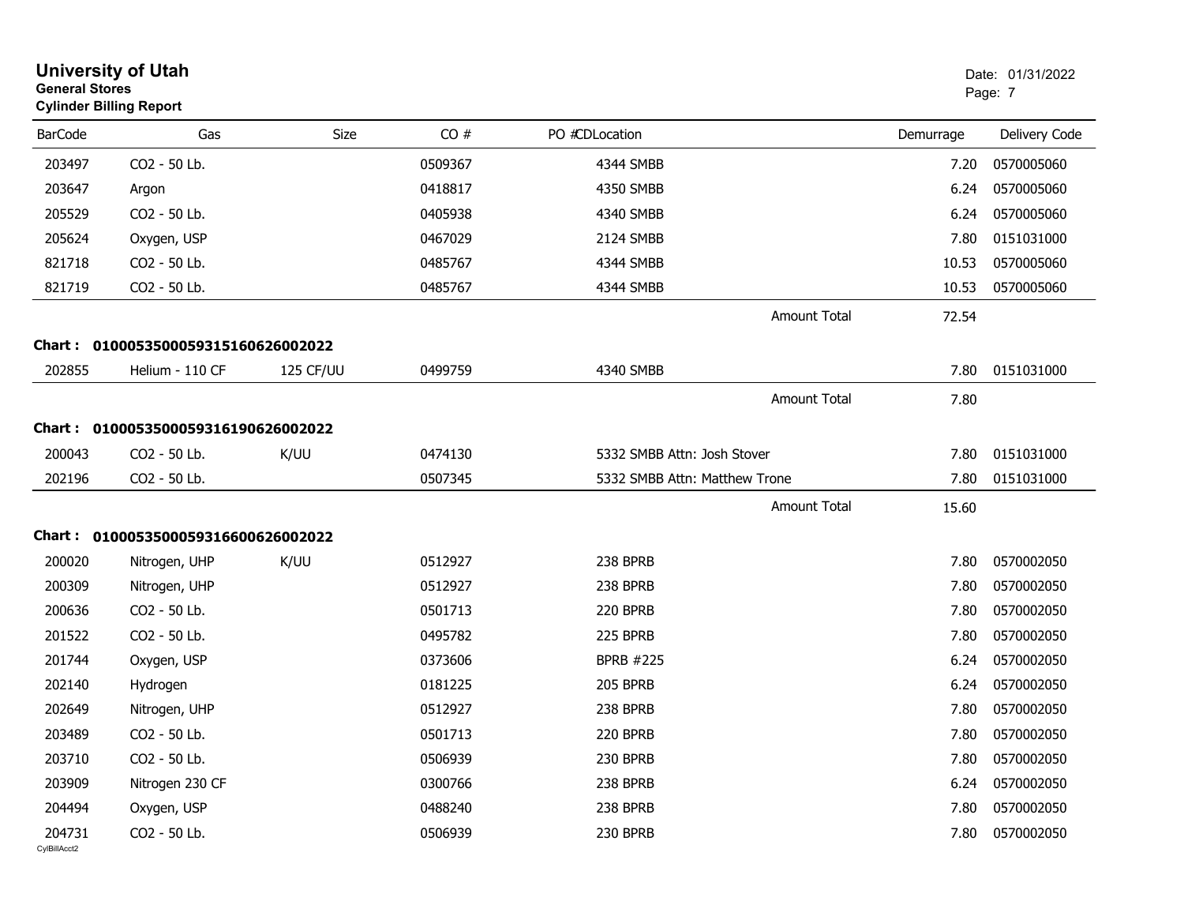# University of Utah

**General Stores**

**Cylinder Billing Report**

Date: 01/31/2022

| BarCode | Gas | Size | CO # | PO # | CDLocation | Demurrage | Delivery Code |
|---|---|---|---|---|---|---|---|
| 203497 | CO2 - 50 Lb. | | 0509367 | | 4344 SMBB | 7.20 | 0570005060 |
| 203647 | Argon | | 0418817 | | 4350 SMBB | 6.24 | 0570005060 |
| 205529 | CO2 - 50 Lb. | | 0405938 | | 4340 SMBB | 6.24 | 0570005060 |
| 205624 | Oxygen, USP | | 0467029 | | 2124 SMBB | 7.80 | 0151031000 |
| 821718 | CO2 - 50 Lb. | | 0485767 | | 4344 SMBB | 10.53 | 0570005060 |
| 821719 | CO2 - 50 Lb. | | 0485767 | | 4344 SMBB | 10.53 | 0570005060 |
| | | | | | Amount Total | 72.54 | |

**Chart : 01000535000593151606260020 22**

| BarCode | Gas | Size | CO # | PO # | CDLocation | Demurrage | Delivery Code |
|---|---|---|---|---|---|---|---|
| 202855 | Helium - 110 CF | 125 CF/UU | 0499759 | | 4340 SMBB | 7.80 | 0151031000 |
| | | | | | Amount Total | 7.80 | |

**Chart : 01000535000593161906260020 22**

| BarCode | Gas | Size | CO # | PO # | CDLocation | Demurrage | Delivery Code |
|---|---|---|---|---|---|---|---|
| 200043 | CO2 - 50 Lb. | K/UU | 0474130 | | 5332 SMBB Attn: Josh Stover | 7.80 | 0151031000 |
| 202196 | CO2 - 50 Lb. | | 0507345 | | 5332 SMBB Attn: Matthew Trone | 7.80 | 0151031000 |
| | | | | | Amount Total | 15.60 | |

**Chart : 01000535000593166006260020 22**

| BarCode | Gas | Size | CO # | PO # | CDLocation | Demurrage | Delivery Code |
|---|---|---|---|---|---|---|---|
| 200020 | Nitrogen, UHP | K/UU | 0512927 | | 238 BPRB | 7.80 | 0570002050 |
| 200309 | Nitrogen, UHP | | 0512927 | | 238 BPRB | 7.80 | 0570002050 |
| 200636 | CO2 - 50 Lb. | | 0501713 | | 220 BPRB | 7.80 | 0570002050 |
| 201522 | CO2 - 50 Lb. | | 0495782 | | 225 BPRB | 7.80 | 0570002050 |
| 201744 | Oxygen, USP | | 0373606 | | BPRB #225 | 6.24 | 0570002050 |
| 202140 | Hydrogen | | 0181225 | | 205 BPRB | 6.24 | 0570002050 |
| 202649 | Nitrogen, UHP | | 0512927 | | 238 BPRB | 7.80 | 0570002050 |
| 203489 | CO2 - 50 Lb. | | 0501713 | | 220 BPRB | 7.80 | 0570002050 |
| 203710 | CO2 - 50 Lb. | | 0506939 | | 230 BPRB | 7.80 | 0570002050 |
| 203909 | Nitrogen 230 CF | | 0300766 | | 238 BPRB | 6.24 | 0570002050 |
| 204494 | Oxygen, USP | | 0488240 | | 238 BPRB | 7.80 | 0570002050 |
| 204731 | CO2 - 50 Lb. | | 0506939 | | 230 BPRB | 7.80 | 0570002050 |

CylBillAcct2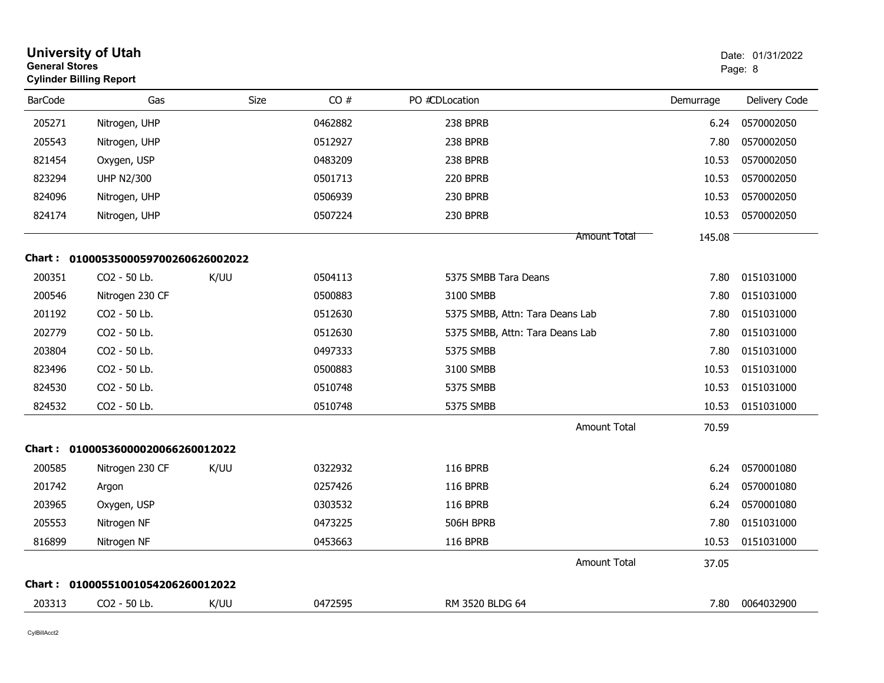# University of Utah

**General Stores**

**Cylinder Billing Report**

Date: 01/31/2022

| BarCode | Gas | Size | CO # | PO #CDLocation | Demurrage | Delivery Code |
|---|---|---|---|---|---|---|
| 205271 | Nitrogen, UHP | | 0462882 | 238 BPRB | 6.24 | 0570002050 |
| 205543 | Nitrogen, UHP | | 0512927 | 238 BPRB | 7.80 | 0570002050 |
| 821454 | Oxygen, USP | | 0483209 | 238 BPRB | 10.53 | 0570002050 |
| 823294 | UHP N2/300 | | 0501713 | 220 BPRB | 10.53 | 0570002050 |
| 824096 | Nitrogen, UHP | | 0506939 | 230 BPRB | 10.53 | 0570002050 |
| 824174 | Nitrogen, UHP | | 0507224 | 230 BPRB | 10.53 | 0570002050 |
| | | | | Amount Total | 145.08 | |

**Chart : 01000535000597002606260020 22**

| BarCode | Gas | Size | CO # | PO #CDLocation | Demurrage | Delivery Code |
|---|---|---|---|---|---|---|
| 200351 | CO2 - 50 Lb. | K/UU | 0504113 | 5375 SMBB Tara Deans | 7.80 | 0151031000 |
| 200546 | Nitrogen 230 CF | | 0500883 | 3100 SMBB | 7.80 | 0151031000 |
| 201192 | CO2 - 50 Lb. | | 0512630 | 5375 SMBB, Attn: Tara Deans Lab | 7.80 | 0151031000 |
| 202779 | CO2 - 50 Lb. | | 0512630 | 5375 SMBB, Attn: Tara Deans Lab | 7.80 | 0151031000 |
| 203804 | CO2 - 50 Lb. | | 0497333 | 5375 SMBB | 7.80 | 0151031000 |
| 823496 | CO2 - 50 Lb. | | 0500883 | 3100 SMBB | 10.53 | 0151031000 |
| 824530 | CO2 - 50 Lb. | | 0510748 | 5375 SMBB | 10.53 | 0151031000 |
| 824532 | CO2 - 50 Lb. | | 0510748 | 5375 SMBB | 10.53 | 0151031000 |
| | | | | Amount Total | 70.59 | |

**Chart : 01000536000020066260012022**

| BarCode | Gas | Size | CO # | PO #CDLocation | Demurrage | Delivery Code |
|---|---|---|---|---|---|---|
| 200585 | Nitrogen 230 CF | K/UU | 0322932 | 116 BPRB | 6.24 | 0570001080 |
| 201742 | Argon | | 0257426 | 116 BPRB | 6.24 | 0570001080 |
| 203965 | Oxygen, USP | | 0303532 | 116 BPRB | 6.24 | 0570001080 |
| 205553 | Nitrogen NF | | 0473225 | 506H BPRB | 7.80 | 0151031000 |
| 816899 | Nitrogen NF | | 0453663 | 116 BPRB | 10.53 | 0151031000 |
| | | | | Amount Total | 37.05 | |

**Chart : 01000551001054206260012022**

| BarCode | Gas | Size | CO # | PO #CDLocation | Demurrage | Delivery Code |
|---|---|---|---|---|---|---|
| 203313 | CO2 - 50 Lb. | K/UU | 0472595 | RM 3520 BLDG 64 | 7.80 | 0064032900 |

CylBillAcct2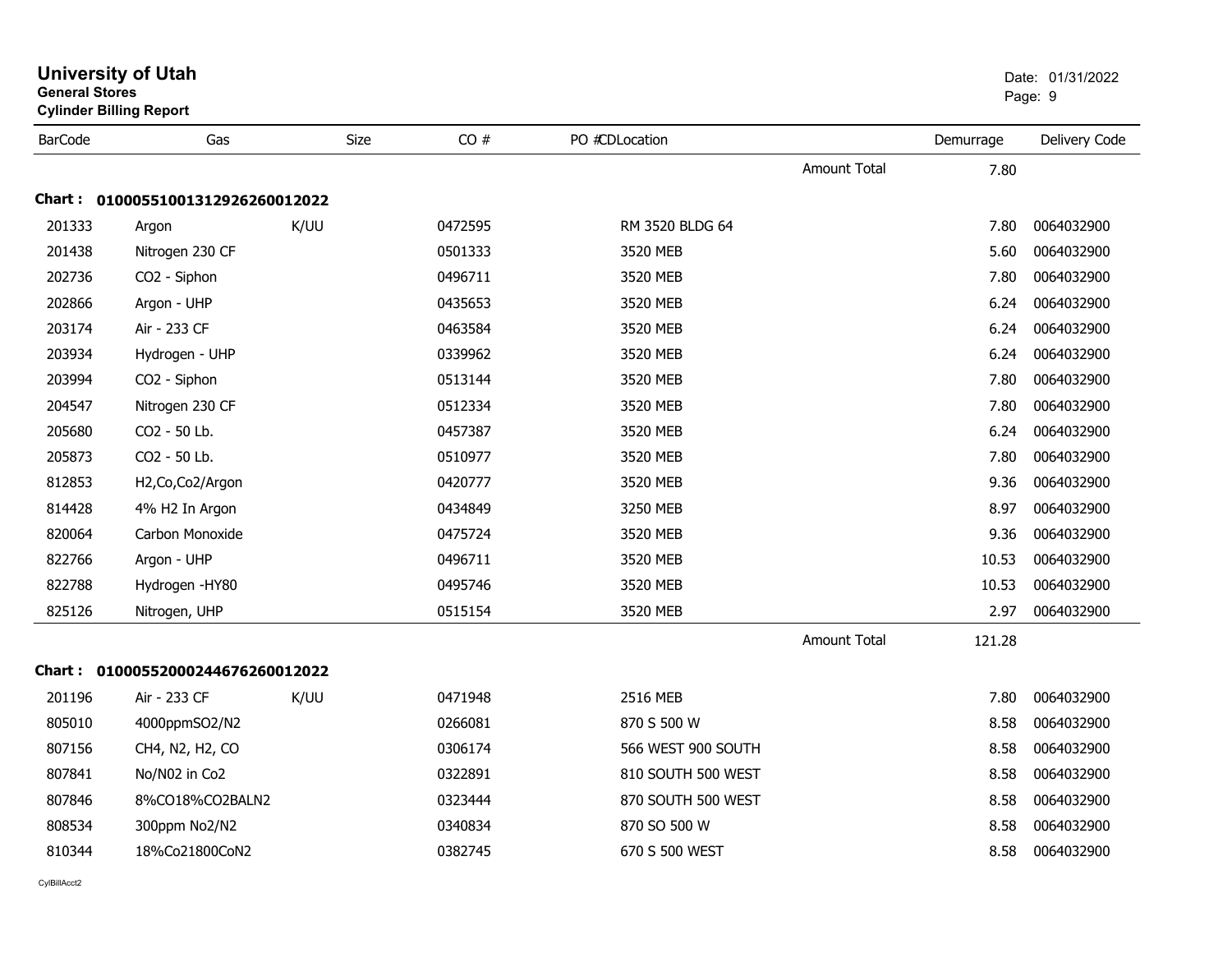# University of Utah
**General Stores**
**Cylinder Billing Report**

Date: 01/31/2022

| BarCode | Gas | Size | CO # | PO # | CDLocation | | Demurrage | Delivery Code |
|---|---|---|---|---|---|---|---|---|
| | | | | | | Amount Total | 7.80 | |
| **Chart : 01000551001312926260012022** | | | | | | | | |
| 201333 | Argon | K/UU | 0472595 | | RM 3520 BLDG 64 | | 7.80 | 0064032900 |
| 201438 | Nitrogen 230 CF | | 0501333 | | 3520 MEB | | 5.60 | 0064032900 |
| 202736 | CO2 - Siphon | | 0496711 | | 3520 MEB | | 7.80 | 0064032900 |
| 202866 | Argon - UHP | | 0435653 | | 3520 MEB | | 6.24 | 0064032900 |
| 203174 | Air - 233 CF | | 0463584 | | 3520 MEB | | 6.24 | 0064032900 |
| 203934 | Hydrogen - UHP | | 0339962 | | 3520 MEB | | 6.24 | 0064032900 |
| 203994 | CO2 - Siphon | | 0513144 | | 3520 MEB | | 7.80 | 0064032900 |
| 204547 | Nitrogen 230 CF | | 0512334 | | 3520 MEB | | 7.80 | 0064032900 |
| 205680 | CO2 - 50 Lb. | | 0457387 | | 3520 MEB | | 6.24 | 0064032900 |
| 205873 | CO2 - 50 Lb. | | 0510977 | | 3520 MEB | | 7.80 | 0064032900 |
| 812853 | H2,Co,Co2/Argon | | 0420777 | | 3520 MEB | | 9.36 | 0064032900 |
| 814428 | 4% H2 In Argon | | 0434849 | | 3250 MEB | | 8.97 | 0064032900 |
| 820064 | Carbon Monoxide | | 0475724 | | 3520 MEB | | 9.36 | 0064032900 |
| 822766 | Argon - UHP | | 0496711 | | 3520 MEB | | 10.53 | 0064032900 |
| 822788 | Hydrogen -HY80 | | 0495746 | | 3520 MEB | | 10.53 | 0064032900 |
| 825126 | Nitrogen, UHP | | 0515154 | | 3520 MEB | | 2.97 | 0064032900 |
| | | | | | | Amount Total | 121.28 | |
| **Chart : 01000552000244676260012022** | | | | | | | | |
| 201196 | Air - 233 CF | K/UU | 0471948 | | 2516 MEB | | 7.80 | 0064032900 |
| 805010 | 4000ppmSO2/N2 | | 0266081 | | 870 S 500 W | | 8.58 | 0064032900 |
| 807156 | CH4, N2, H2, CO | | 0306174 | | 566 WEST 900 SOUTH | | 8.58 | 0064032900 |
| 807841 | No/N02 in Co2 | | 0322891 | | 810 SOUTH 500 WEST | | 8.58 | 0064032900 |
| 807846 | 8%CO18%CO2BALN2 | | 0323444 | | 870 SOUTH 500 WEST | | 8.58 | 0064032900 |
| 808534 | 300ppm No2/N2 | | 0340834 | | 870 SO 500 W | | 8.58 | 0064032900 |
| 810344 | 18%Co21800CoN2 | | 0382745 | | 670 S 500 WEST | | 8.58 | 0064032900 |

CylBillAcct2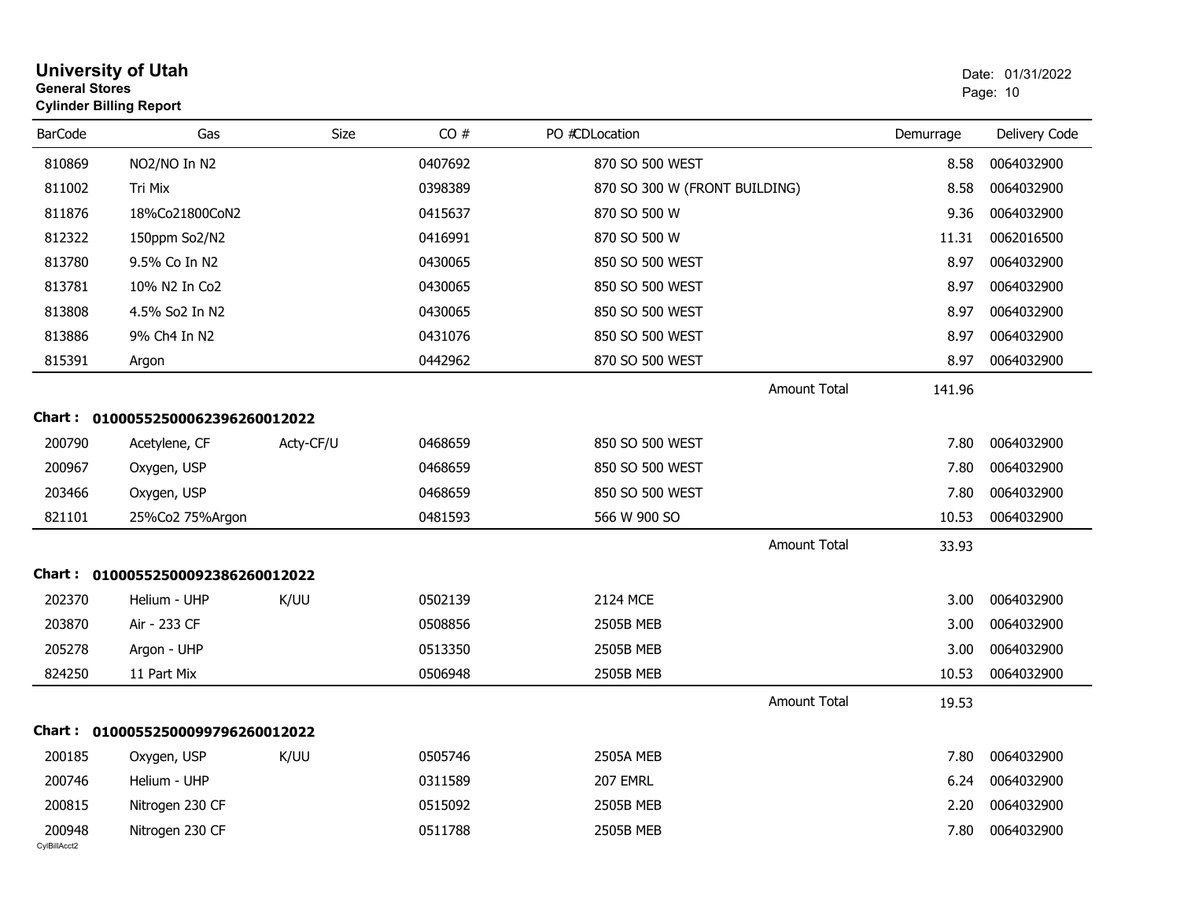# University of Utah

**General Stores**
**Cylinder Billing Report**

Date: 01/31/2022

| BarCode | Gas | Size | CO # | PO # | CDLocation | Demurrage | Delivery Code |
|---|---|---|---|---|---|---|---|
| 810869 | NO2/NO In N2 | | 0407692 | | 870 SO 500 WEST | 8.58 | 0064032900 |
| 811002 | Tri Mix | | 0398389 | | 870 SO 300 W (FRONT BUILDING) | 8.58 | 0064032900 |
| 811876 | 18%Co21800CoN2 | | 0415637 | | 870 SO 500 W | 9.36 | 0064032900 |
| 812322 | 150ppm So2/N2 | | 0416991 | | 870 SO 500 W | 11.31 | 0062016500 |
| 813780 | 9.5% Co In N2 | | 0430065 | | 850 SO 500 WEST | 8.97 | 0064032900 |
| 813781 | 10% N2 In Co2 | | 0430065 | | 850 SO 500 WEST | 8.97 | 0064032900 |
| 813808 | 4.5% So2 In N2 | | 0430065 | | 850 SO 500 WEST | 8.97 | 0064032900 |
| 813886 | 9% Ch4 In N2 | | 0431076 | | 850 SO 500 WEST | 8.97 | 0064032900 |
| 815391 | Argon | | 0442962 | | 870 SO 500 WEST | 8.97 | 0064032900 |
| | | | | | Amount Total | 141.96 | |

**Chart : 01000552500062396260012022**

| BarCode | Gas | Size | CO # | PO # | CDLocation | Demurrage | Delivery Code |
|---|---|---|---|---|---|---|---|
| 200790 | Acetylene, CF | Acty-CF/U | 0468659 | | 850 SO 500 WEST | 7.80 | 0064032900 |
| 200967 | Oxygen, USP | | 0468659 | | 850 SO 500 WEST | 7.80 | 0064032900 |
| 203466 | Oxygen, USP | | 0468659 | | 850 SO 500 WEST | 7.80 | 0064032900 |
| 821101 | 25%Co2 75%Argon | | 0481593 | | 566 W 900 SO | 10.53 | 0064032900 |
| | | | | | Amount Total | 33.93 | |

**Chart : 01000552500092386260012022**

| BarCode | Gas | Size | CO # | PO # | CDLocation | Demurrage | Delivery Code |
|---|---|---|---|---|---|---|---|
| 202370 | Helium - UHP | K/UU | 0502139 | | 2124 MCE | 3.00 | 0064032900 |
| 203870 | Air - 233 CF | | 0508856 | | 2505B MEB | 3.00 | 0064032900 |
| 205278 | Argon - UHP | | 0513350 | | 2505B MEB | 3.00 | 0064032900 |
| 824250 | 11 Part Mix | | 0506948 | | 2505B MEB | 10.53 | 0064032900 |
| | | | | | Amount Total | 19.53 | |

**Chart : 01000552500099796260012022**

| BarCode | Gas | Size | CO # | PO # | CDLocation | Demurrage | Delivery Code |
|---|---|---|---|---|---|---|---|
| 200185 | Oxygen, USP | K/UU | 0505746 | | 2505A MEB | 7.80 | 0064032900 |
| 200746 | Helium - UHP | | 0311589 | | 207 EMRL | 6.24 | 0064032900 |
| 200815 | Nitrogen 230 CF | | 0515092 | | 2505B MEB | 2.20 | 0064032900 |
| 200948 | Nitrogen 230 CF | | 0511788 | | 2505B MEB | 7.80 | 0064032900 |

CylBillAcct2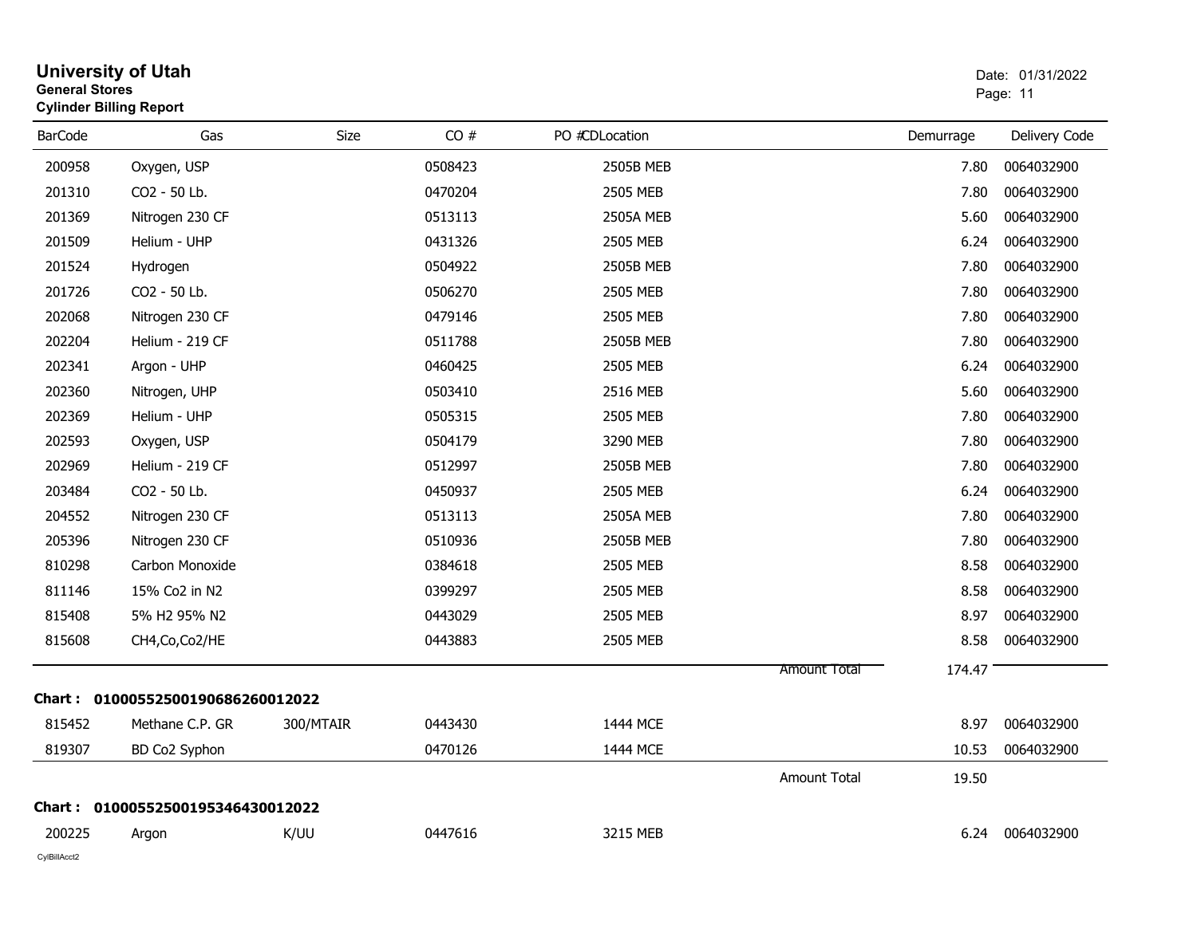# University of Utah

**General Stores**

**Cylinder Billing Report**

Date: 01/31/2022

| BarCode | Gas | Size | CO # | PO #CDLocation | | Demurrage | Delivery Code |
|---|---|---|---|---|---|---|---|
| 200958 | Oxygen, USP | | 0508423 | 2505B MEB | | 7.80 | 0064032900 |
| 201310 | CO2 - 50 Lb. | | 0470204 | 2505 MEB | | 7.80 | 0064032900 |
| 201369 | Nitrogen 230 CF | | 0513113 | 2505A MEB | | 5.60 | 0064032900 |
| 201509 | Helium - UHP | | 0431326 | 2505 MEB | | 6.24 | 0064032900 |
| 201524 | Hydrogen | | 0504922 | 2505B MEB | | 7.80 | 0064032900 |
| 201726 | CO2 - 50 Lb. | | 0506270 | 2505 MEB | | 7.80 | 0064032900 |
| 202068 | Nitrogen 230 CF | | 0479146 | 2505 MEB | | 7.80 | 0064032900 |
| 202204 | Helium - 219 CF | | 0511788 | 2505B MEB | | 7.80 | 0064032900 |
| 202341 | Argon - UHP | | 0460425 | 2505 MEB | | 6.24 | 0064032900 |
| 202360 | Nitrogen, UHP | | 0503410 | 2516 MEB | | 5.60 | 0064032900 |
| 202369 | Helium - UHP | | 0505315 | 2505 MEB | | 7.80 | 0064032900 |
| 202593 | Oxygen, USP | | 0504179 | 3290 MEB | | 7.80 | 0064032900 |
| 202969 | Helium - 219 CF | | 0512997 | 2505B MEB | | 7.80 | 0064032900 |
| 203484 | CO2 - 50 Lb. | | 0450937 | 2505 MEB | | 6.24 | 0064032900 |
| 204552 | Nitrogen 230 CF | | 0513113 | 2505A MEB | | 7.80 | 0064032900 |
| 205396 | Nitrogen 230 CF | | 0510936 | 2505B MEB | | 7.80 | 0064032900 |
| 810298 | Carbon Monoxide | | 0384618 | 2505 MEB | | 8.58 | 0064032900 |
| 811146 | 15% Co2 in N2 | | 0399297 | 2505 MEB | | 8.58 | 0064032900 |
| 815408 | 5% H2 95% N2 | | 0443029 | 2505 MEB | | 8.97 | 0064032900 |
| 815608 | CH4,Co,Co2/HE | | 0443883 | 2505 MEB | | 8.58 | 0064032900 |
| | | | | | Amount Total | 174.47 | |

**Chart : 01000552500190686260012022**

| BarCode | Gas | Size | CO # | PO #CDLocation | | Demurrage | Delivery Code |
|---|---|---|---|---|---|---|---|
| 815452 | Methane C.P. GR | 300/MTAIR | 0443430 | 1444 MCE | | 8.97 | 0064032900 |
| 819307 | BD Co2 Syphon | | 0470126 | 1444 MCE | | 10.53 | 0064032900 |
| | | | | | Amount Total | 19.50 | |

**Chart : 01000552500195346430012022**

| BarCode | Gas | Size | CO # | PO #CDLocation | | Demurrage | Delivery Code |
|---|---|---|---|---|---|---|---|
| 200225 | Argon | K/UU | 0447616 | 3215 MEB | | 6.24 | 0064032900 |

CylBillAcct2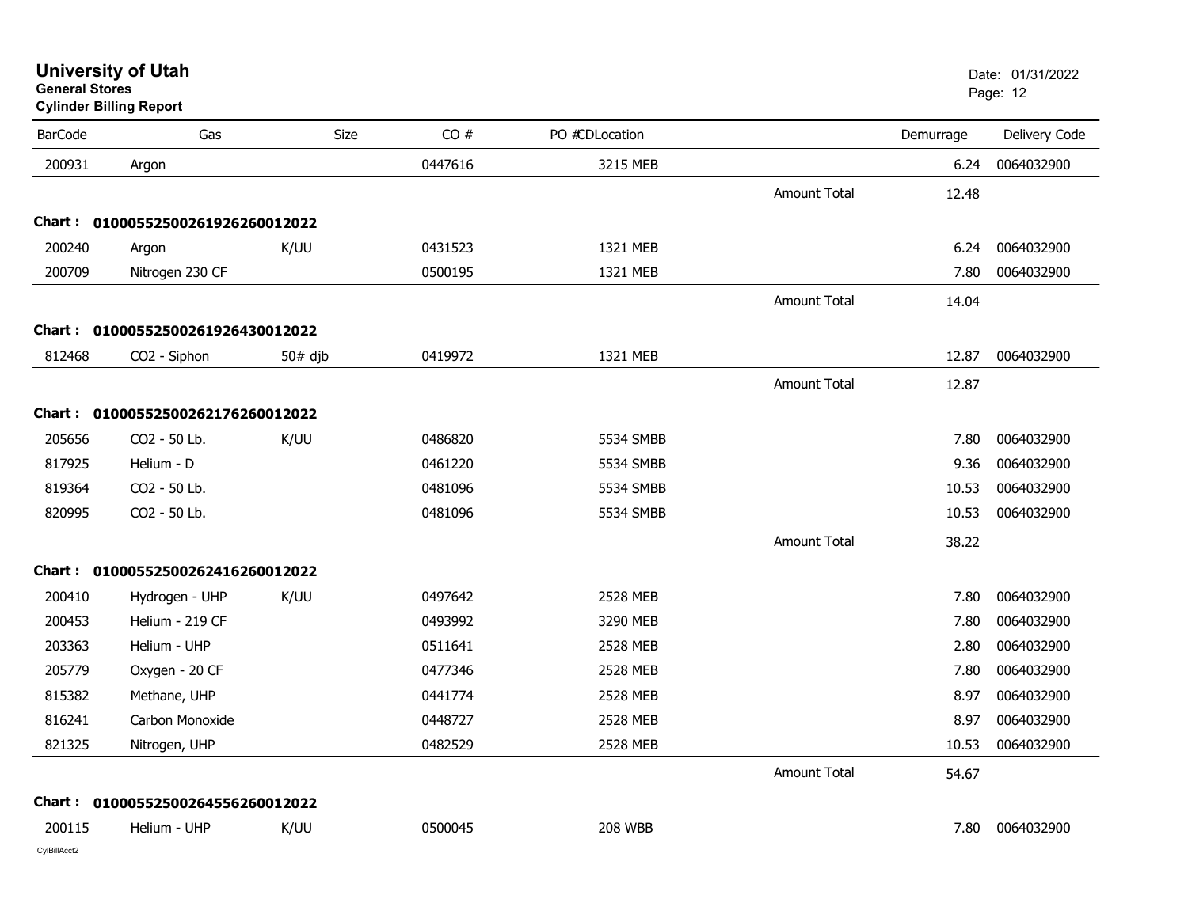# University of Utah

**General Stores**

**Cylinder Billing Report**

Date: 01/31/2022

| BarCode | Gas | Size | CO # | PO #CDLocation | | Demurrage | Delivery Code |
|---|---|---|---|---|---|---|---|
| 200931 | Argon | | 0447616 | 3215 MEB | | 6.24 | 0064032900 |
| | | | | | Amount Total | 12.48 | |
| **Chart :** | **0100055250026192626001 2022** | | | | | | |
| 200240 | Argon | K/UU | 0431523 | 1321 MEB | | 6.24 | 0064032900 |
| 200709 | Nitrogen 230 CF | | 0500195 | 1321 MEB | | 7.80 | 0064032900 |
| | | | | | Amount Total | 14.04 | |
| **Chart :** | **01000552500261926430012022** | | | | | | |
| 812468 | CO2 - Siphon | 50# djb | 0419972 | 1321 MEB | | 12.87 | 0064032900 |
| | | | | | Amount Total | 12.87 | |
| **Chart :** | **01000552500262176260012022** | | | | | | |
| 205656 | CO2 - 50 Lb. | K/UU | 0486820 | 5534 SMBB | | 7.80 | 0064032900 |
| 817925 | Helium - D | | 0461220 | 5534 SMBB | | 9.36 | 0064032900 |
| 819364 | CO2 - 50 Lb. | | 0481096 | 5534 SMBB | | 10.53 | 0064032900 |
| 820995 | CO2 - 50 Lb. | | 0481096 | 5534 SMBB | | 10.53 | 0064032900 |
| | | | | | Amount Total | 38.22 | |
| **Chart :** | **01000552500262416260012022** | | | | | | |
| 200410 | Hydrogen - UHP | K/UU | 0497642 | 2528 MEB | | 7.80 | 0064032900 |
| 200453 | Helium - 219 CF | | 0493992 | 3290 MEB | | 7.80 | 0064032900 |
| 203363 | Helium - UHP | | 0511641 | 2528 MEB | | 2.80 | 0064032900 |
| 205779 | Oxygen - 20 CF | | 0477346 | 2528 MEB | | 7.80 | 0064032900 |
| 815382 | Methane, UHP | | 0441774 | 2528 MEB | | 8.97 | 0064032900 |
| 816241 | Carbon Monoxide | | 0448727 | 2528 MEB | | 8.97 | 0064032900 |
| 821325 | Nitrogen, UHP | | 0482529 | 2528 MEB | | 10.53 | 0064032900 |
| | | | | | Amount Total | 54.67 | |
| **Chart :** | **01000552500264556260012022** | | | | | | |
| 200115 | Helium - UHP | K/UU | 0500045 | 208 WBB | | 7.80 | 0064032900 |

CylBillAcct2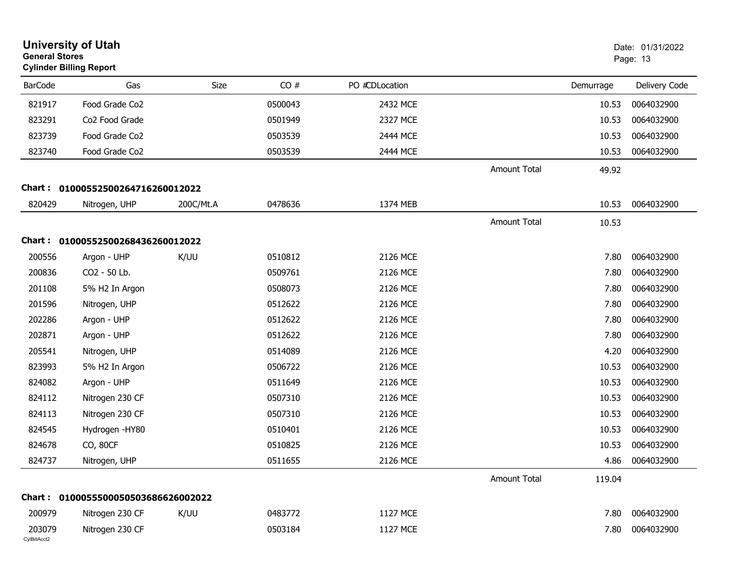# University of Utah
**General Stores**
**Cylinder Billing Report**

Date: 01/31/2022

| BarCode | Gas | Size | CO # | PO # CDLocation | | Demurrage | Delivery Code |
|---|---|---|---|---|---|---|---|
| 821917 | Food Grade Co2 | | 0500043 | 2432 MCE | | 10.53 | 0064032900 |
| 823291 | Co2 Food Grade | | 0501949 | 2327 MCE | | 10.53 | 0064032900 |
| 823739 | Food Grade Co2 | | 0503539 | 2444 MCE | | 10.53 | 0064032900 |
| 823740 | Food Grade Co2 | | 0503539 | 2444 MCE | | 10.53 | 0064032900 |
| | | | | | Amount Total | 49.92 | |

**Chart : 01000552500264716260012022**

| BarCode | Gas | Size | CO # | PO # CDLocation | | Demurrage | Delivery Code |
|---|---|---|---|---|---|---|---|
| 820429 | Nitrogen, UHP | 200C/Mt.A | 0478636 | 1374 MEB | | 10.53 | 0064032900 |
| | | | | | Amount Total | 10.53 | |

**Chart : 01000552500268436260012022**

| BarCode | Gas | Size | CO # | PO # CDLocation | | Demurrage | Delivery Code |
|---|---|---|---|---|---|---|---|
| 200556 | Argon - UHP | K/UU | 0510812 | 2126 MCE | | 7.80 | 0064032900 |
| 200836 | CO2 - 50 Lb. | | 0509761 | 2126 MCE | | 7.80 | 0064032900 |
| 201108 | 5% H2 In Argon | | 0508073 | 2126 MCE | | 7.80 | 0064032900 |
| 201596 | Nitrogen, UHP | | 0512622 | 2126 MCE | | 7.80 | 0064032900 |
| 202286 | Argon - UHP | | 0512622 | 2126 MCE | | 7.80 | 0064032900 |
| 202871 | Argon - UHP | | 0512622 | 2126 MCE | | 7.80 | 0064032900 |
| 205541 | Nitrogen, UHP | | 0514089 | 2126 MCE | | 4.20 | 0064032900 |
| 823993 | 5% H2 In Argon | | 0506722 | 2126 MCE | | 10.53 | 0064032900 |
| 824082 | Argon - UHP | | 0511649 | 2126 MCE | | 10.53 | 0064032900 |
| 824112 | Nitrogen 230 CF | | 0507310 | 2126 MCE | | 10.53 | 0064032900 |
| 824113 | Nitrogen 230 CF | | 0507310 | 2126 MCE | | 10.53 | 0064032900 |
| 824545 | Hydrogen -HY80 | | 0510401 | 2126 MCE | | 10.53 | 0064032900 |
| 824678 | CO, 80CF | | 0510825 | 2126 MCE | | 10.53 | 0064032900 |
| 824737 | Nitrogen, UHP | | 0511655 | 2126 MCE | | 4.86 | 0064032900 |
| | | | | | Amount Total | 119.04 | |

**Chart : 0100055500050503686626002022**

| BarCode | Gas | Size | CO # | PO # CDLocation | | Demurrage | Delivery Code |
|---|---|---|---|---|---|---|---|
| 200979 | Nitrogen 230 CF | K/UU | 0483772 | 1127 MCE | | 7.80 | 0064032900 |
| 203079 | Nitrogen 230 CF | | 0503184 | 1127 MCE | | 7.80 | 0064032900 |

CylBillAcct2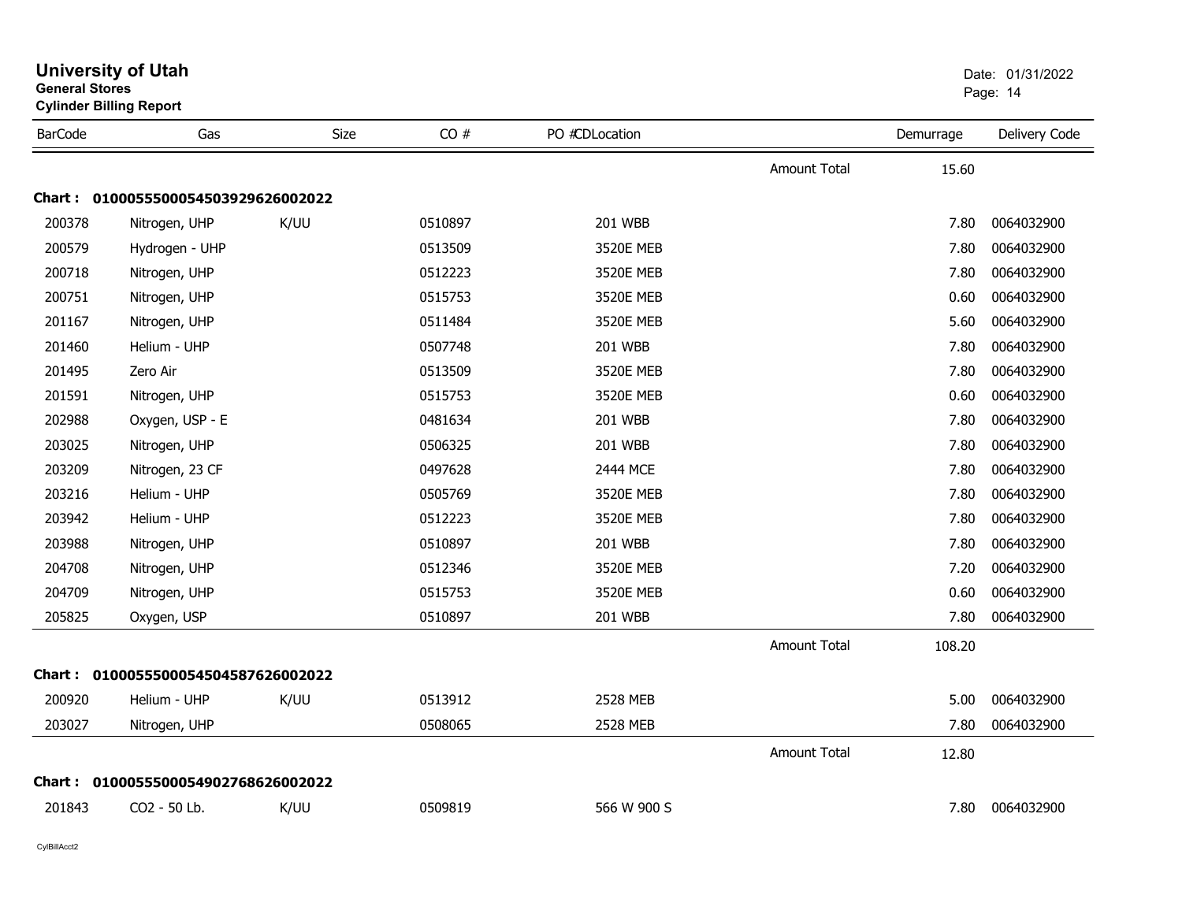# University of Utah

**General Stores**

**Cylinder Billing Report**

Date: 01/31/2022

| BarCode | Gas | Size | CO # | PO #CDLocation | | Demurrage | Delivery Code |
|---|---|---|---|---|---|---|---|
| | | | | | Amount Total | 15.60 | |
| **Chart : 01000555000545039296260022022** | | | | | | | |
| 200378 | Nitrogen, UHP | K/UU | 0510897 | 201 WBB | | 7.80 | 0064032900 |
| 200579 | Hydrogen - UHP | | 0513509 | 3520E MEB | | 7.80 | 0064032900 |
| 200718 | Nitrogen, UHP | | 0512223 | 3520E MEB | | 7.80 | 0064032900 |
| 200751 | Nitrogen, UHP | | 0515753 | 3520E MEB | | 0.60 | 0064032900 |
| 201167 | Nitrogen, UHP | | 0511484 | 3520E MEB | | 5.60 | 0064032900 |
| 201460 | Helium - UHP | | 0507748 | 201 WBB | | 7.80 | 0064032900 |
| 201495 | Zero Air | | 0513509 | 3520E MEB | | 7.80 | 0064032900 |
| 201591 | Nitrogen, UHP | | 0515753 | 3520E MEB | | 0.60 | 0064032900 |
| 202988 | Oxygen, USP - E | | 0481634 | 201 WBB | | 7.80 | 0064032900 |
| 203025 | Nitrogen, UHP | | 0506325 | 201 WBB | | 7.80 | 0064032900 |
| 203209 | Nitrogen, 23 CF | | 0497628 | 2444 MCE | | 7.80 | 0064032900 |
| 203216 | Helium - UHP | | 0505769 | 3520E MEB | | 7.80 | 0064032900 |
| 203942 | Helium - UHP | | 0512223 | 3520E MEB | | 7.80 | 0064032900 |
| 203988 | Nitrogen, UHP | | 0510897 | 201 WBB | | 7.80 | 0064032900 |
| 204708 | Nitrogen, UHP | | 0512346 | 3520E MEB | | 7.20 | 0064032900 |
| 204709 | Nitrogen, UHP | | 0515753 | 3520E MEB | | 0.60 | 0064032900 |
| 205825 | Oxygen, USP | | 0510897 | 201 WBB | | 7.80 | 0064032900 |
| | | | | | Amount Total | 108.20 | |
| **Chart : 01000555000545045876260022022** | | | | | | | |
| 200920 | Helium - UHP | K/UU | 0513912 | 2528 MEB | | 5.00 | 0064032900 |
| 203027 | Nitrogen, UHP | | 0508065 | 2528 MEB | | 7.80 | 0064032900 |
| | | | | | Amount Total | 12.80 | |
| **Chart : 01000555000549027686260022022** | | | | | | | |
| 201843 | CO2 - 50 Lb. | K/UU | 0509819 | 566 W 900 S | | 7.80 | 0064032900 |

CylBillAcct2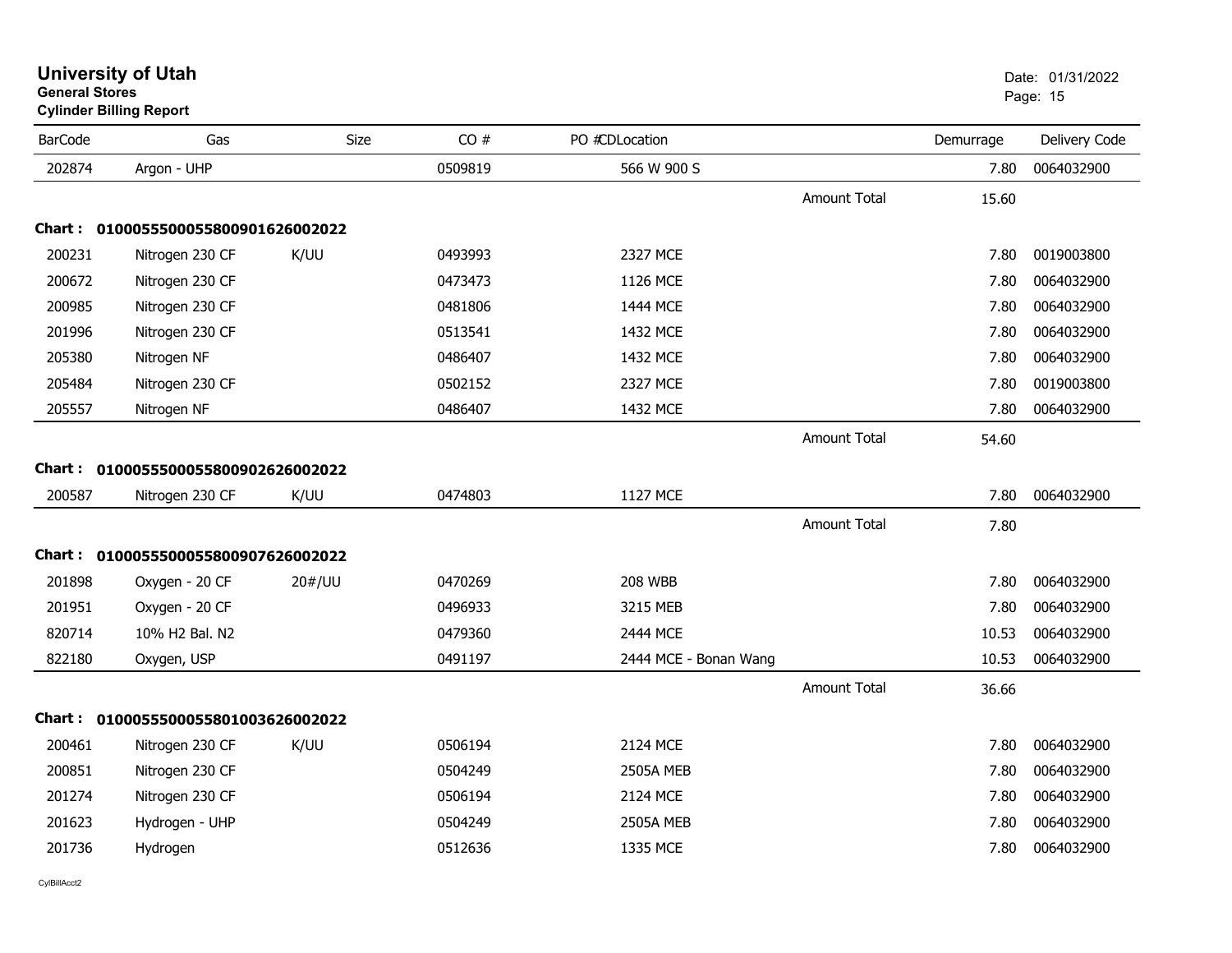# University of Utah
**General Stores**
**Cylinder Billing Report**

Date: 01/31/2022

| BarCode | Gas | Size | CO # | PO # | CD | Location | | Demurrage | Delivery Code |
|---|---|---|---|---|---|---|---|---|---|
| 202874 | Argon - UHP | | 0509819 | | | 566 W 900 S | | 7.80 | 0064032900 |
| | | | | | | | Amount Total | 15.60 | |
| **Chart : 01000555000558009016260022022** | | | | | | | | | |
| 200231 | Nitrogen 230 CF | K/UU | 0493993 | | | 2327 MCE | | 7.80 | 0019003800 |
| 200672 | Nitrogen 230 CF | | 0473473 | | | 1126 MCE | | 7.80 | 0064032900 |
| 200985 | Nitrogen 230 CF | | 0481806 | | | 1444 MCE | | 7.80 | 0064032900 |
| 201996 | Nitrogen 230 CF | | 0513541 | | | 1432 MCE | | 7.80 | 0064032900 |
| 205380 | Nitrogen NF | | 0486407 | | | 1432 MCE | | 7.80 | 0064032900 |
| 205484 | Nitrogen 230 CF | | 0502152 | | | 2327 MCE | | 7.80 | 0019003800 |
| 205557 | Nitrogen NF | | 0486407 | | | 1432 MCE | | 7.80 | 0064032900 |
| | | | | | | | Amount Total | 54.60 | |
| **Chart : 01000555000558009026260022022** | | | | | | | | | |
| 200587 | Nitrogen 230 CF | K/UU | 0474803 | | | 1127 MCE | | 7.80 | 0064032900 |
| | | | | | | | Amount Total | 7.80 | |
| **Chart : 01000555000558009076260022022** | | | | | | | | | |
| 201898 | Oxygen - 20 CF | 20#/UU | 0470269 | | | 208 WBB | | 7.80 | 0064032900 |
| 201951 | Oxygen - 20 CF | | 0496933 | | | 3215 MEB | | 7.80 | 0064032900 |
| 820714 | 10% H2 Bal. N2 | | 0479360 | | | 2444 MCE | | 10.53 | 0064032900 |
| 822180 | Oxygen, USP | | 0491197 | | | 2444 MCE - Bonan Wang | | 10.53 | 0064032900 |
| | | | | | | | Amount Total | 36.66 | |
| **Chart : 01000555000558010036260022022** | | | | | | | | | |
| 200461 | Nitrogen 230 CF | K/UU | 0506194 | | | 2124 MCE | | 7.80 | 0064032900 |
| 200851 | Nitrogen 230 CF | | 0504249 | | | 2505A MEB | | 7.80 | 0064032900 |
| 201274 | Nitrogen 230 CF | | 0506194 | | | 2124 MCE | | 7.80 | 0064032900 |
| 201623 | Hydrogen - UHP | | 0504249 | | | 2505A MEB | | 7.80 | 0064032900 |
| 201736 | Hydrogen | | 0512636 | | | 1335 MCE | | 7.80 | 0064032900 |

CylBillAcct2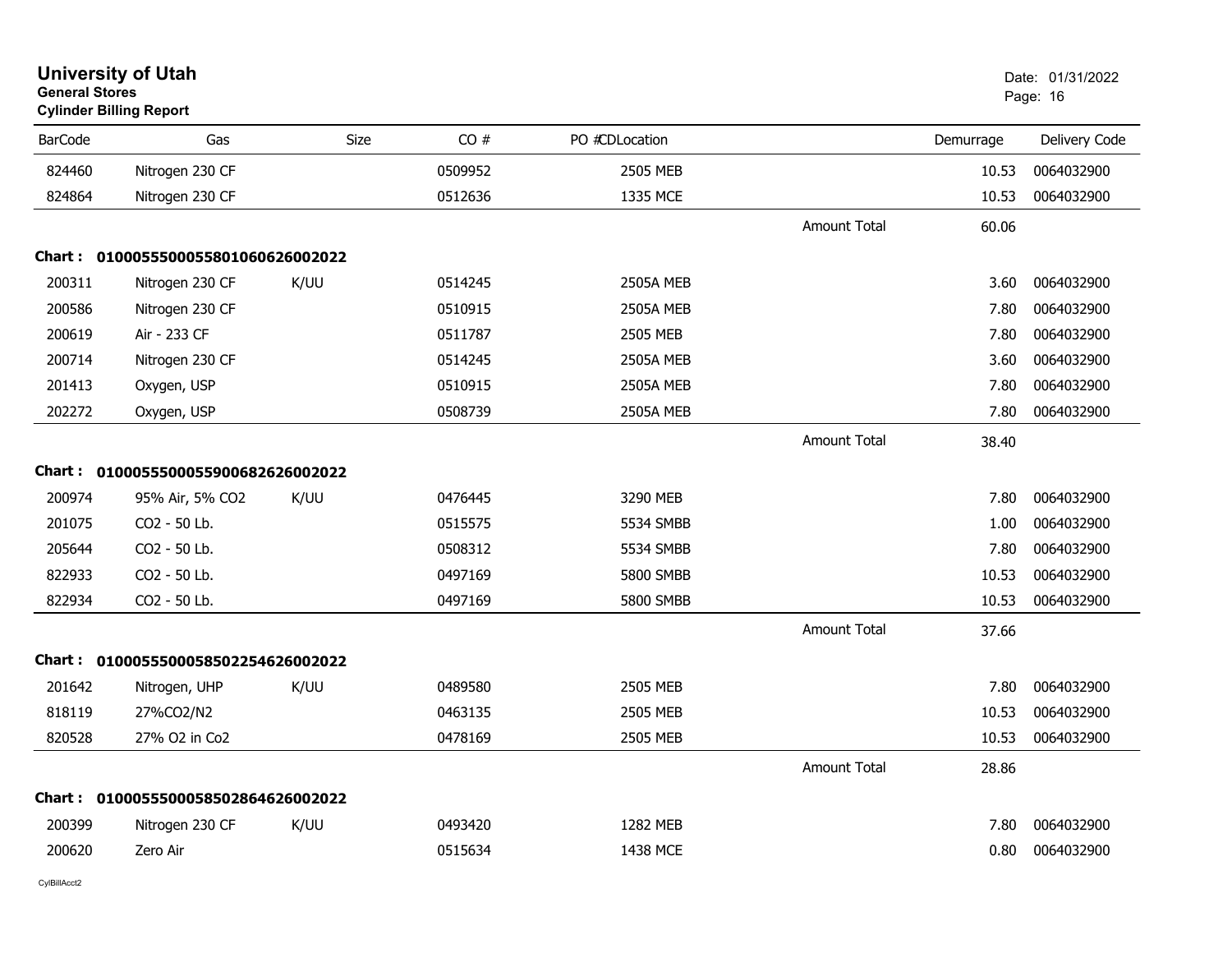**University of Utah**
**General Stores**
**Cylinder Billing Report**

Date: 01/31/2022

| BarCode | Gas | Size | CO # | PO #CDLocation | | Demurrage | Delivery Code |
|---|---|---|---|---|---|---|---|
| 824460 | Nitrogen 230 CF | | 0509952 | 2505 MEB | | 10.53 | 0064032900 |
| 824864 | Nitrogen 230 CF | | 0512636 | 1335 MCE | | 10.53 | 0064032900 |
| | | | | | Amount Total | 60.06 | |
| **Chart :** | **01000555000558010606260020​22** | | | | | | |
| 200311 | Nitrogen 230 CF | K/UU | 0514245 | 2505A MEB | | 3.60 | 0064032900 |
| 200586 | Nitrogen 230 CF | | 0510915 | 2505A MEB | | 7.80 | 0064032900 |
| 200619 | Air - 233 CF | | 0511787 | 2505 MEB | | 7.80 | 0064032900 |
| 200714 | Nitrogen 230 CF | | 0514245 | 2505A MEB | | 3.60 | 0064032900 |
| 201413 | Oxygen, USP | | 0510915 | 2505A MEB | | 7.80 | 0064032900 |
| 202272 | Oxygen, USP | | 0508739 | 2505A MEB | | 7.80 | 0064032900 |
| | | | | | Amount Total | 38.40 | |
| **Chart :** | **01000555000559006826260020​22** | | | | | | |
| 200974 | 95% Air, 5% CO2 | K/UU | 0476445 | 3290 MEB | | 7.80 | 0064032900 |
| 201075 | CO2 - 50 Lb. | | 0515575 | 5534 SMBB | | 1.00 | 0064032900 |
| 205644 | CO2 - 50 Lb. | | 0508312 | 5534 SMBB | | 7.80 | 0064032900 |
| 822933 | CO2 - 50 Lb. | | 0497169 | 5800 SMBB | | 10.53 | 0064032900 |
| 822934 | CO2 - 50 Lb. | | 0497169 | 5800 SMBB | | 10.53 | 0064032900 |
| | | | | | Amount Total | 37.66 | |
| **Chart :** | **01000555000585022546260020​22** | | | | | | |
| 201642 | Nitrogen, UHP | K/UU | 0489580 | 2505 MEB | | 7.80 | 0064032900 |
| 818119 | 27%CO2/N2 | | 0463135 | 2505 MEB | | 10.53 | 0064032900 |
| 820528 | 27% O2 in Co2 | | 0478169 | 2505 MEB | | 10.53 | 0064032900 |
| | | | | | Amount Total | 28.86 | |
| **Chart :** | **01000555000585028646260020​22** | | | | | | |
| 200399 | Nitrogen 230 CF | K/UU | 0493420 | 1282 MEB | | 7.80 | 0064032900 |
| 200620 | Zero Air | | 0515634 | 1438 MCE | | 0.80 | 0064032900 |

CylBillAcct2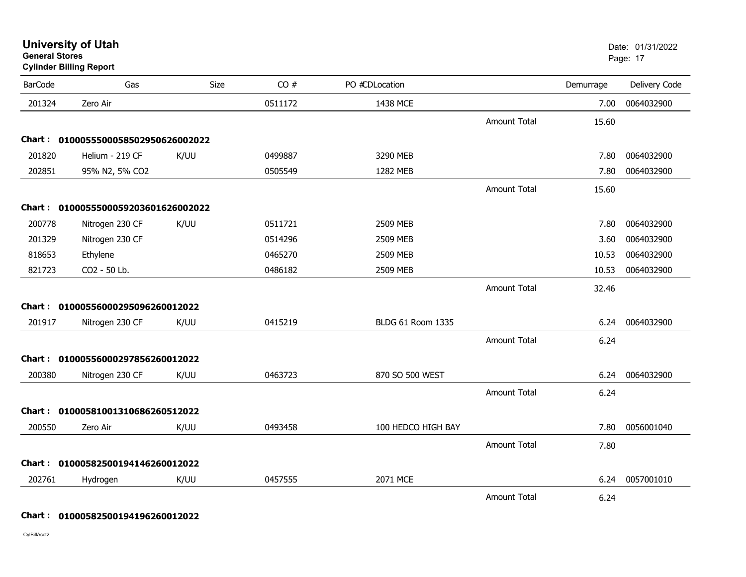# University of Utah

**General Stores**

**Cylinder Billing Report**

Date: 01/31/2022

| BarCode | Gas | Size | CO # | PO #CDLocation | | Demurrage | Delivery Code |
|---|---|---|---|---|---|---|---|
| 201324 | Zero Air | | 0511172 | 1438 MCE | | 7.00 | 0064032900 |
| | | | | | Amount Total | 15.60 | |
| **Chart :** | **01000555000585029506260020​22** | | | | | | |
| 201820 | Helium - 219 CF | K/UU | 0499887 | 3290 MEB | | 7.80 | 0064032900 |
| 202851 | 95% N2, 5% CO2 | | 0505549 | 1282 MEB | | 7.80 | 0064032900 |
| | | | | | Amount Total | 15.60 | |
| **Chart :** | **01000555000592036016260020​22** | | | | | | |
| 200778 | Nitrogen 230 CF | K/UU | 0511721 | 2509 MEB | | 7.80 | 0064032900 |
| 201329 | Nitrogen 230 CF | | 0514296 | 2509 MEB | | 3.60 | 0064032900 |
| 818653 | Ethylene | | 0465270 | 2509 MEB | | 10.53 | 0064032900 |
| 821723 | CO2 - 50 Lb. | | 0486182 | 2509 MEB | | 10.53 | 0064032900 |
| | | | | | Amount Total | 32.46 | |
| **Chart :** | **0100055600029509626001​2022** | | | | | | |
| 201917 | Nitrogen 230 CF | K/UU | 0415219 | BLDG 61 Room 1335 | | 6.24 | 0064032900 |
| | | | | | Amount Total | 6.24 | |
| **Chart :** | **0100055600029785626001​2022** | | | | | | |
| 200380 | Nitrogen 230 CF | K/UU | 0463723 | 870 SO 500 WEST | | 6.24 | 0064032900 |
| | | | | | Amount Total | 6.24 | |
| **Chart :** | **0100058100131068626051​2022** | | | | | | |
| 200550 | Zero Air | K/UU | 0493458 | 100 HEDCO HIGH BAY | | 7.80 | 0056001040 |
| | | | | | Amount Total | 7.80 | |
| **Chart :** | **0100058250019414626001​2022** | | | | | | |
| 202761 | Hydrogen | K/UU | 0457555 | 2071 MCE | | 6.24 | 0057001010 |
| | | | | | Amount Total | 6.24 | |
| **Chart :** | **0100058250019419626001​2022** | | | | | | |

CylBillAcct2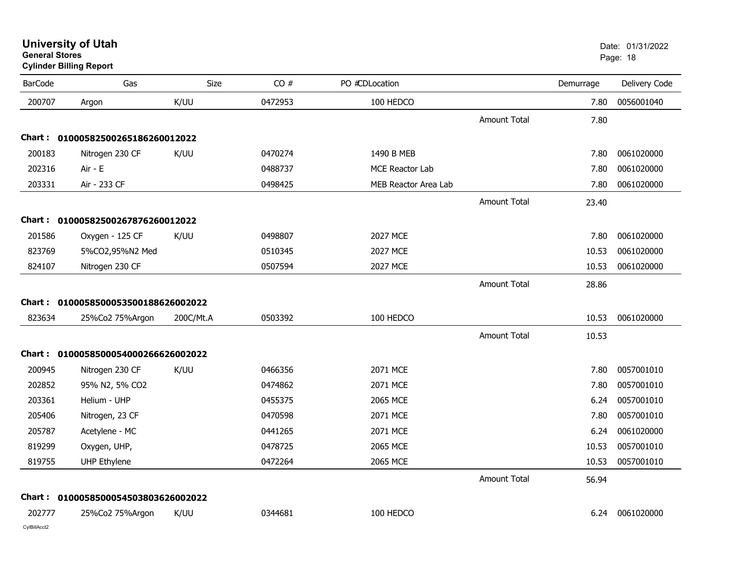# University of Utah

**General Stores**

**Cylinder Billing Report**

Date: 01/31/2022

| BarCode | Gas | Size | CO # | PO # | CD | Location | | Demurrage | Delivery Code |
|---|---|---|---|---|---|---|---|---|---|
| 200707 | Argon | K/UU | 0472953 | | | 100 HEDCO | | 7.80 | 0056001040 |
| | | | | | | | Amount Total | 7.80 | |
| **Chart :** | **01000582500265186260012022** | | | | | | | | |
| 200183 | Nitrogen 230 CF | K/UU | 0470274 | | | 1490 B MEB | | 7.80 | 0061020000 |
| 202316 | Air - E | | 0488737 | | | MCE Reactor Lab | | 7.80 | 0061020000 |
| 203331 | Air - 233 CF | | 0498425 | | | MEB Reactor Area Lab | | 7.80 | 0061020000 |
| | | | | | | | Amount Total | 23.40 | |
| **Chart :** | **01000582500267876260012022** | | | | | | | | |
| 201586 | Oxygen - 125 CF | K/UU | 0498807 | | | 2027 MCE | | 7.80 | 0061020000 |
| 823769 | 5%CO2,95%N2 Med | | 0510345 | | | 2027 MCE | | 10.53 | 0061020000 |
| 824107 | Nitrogen 230 CF | | 0507594 | | | 2027 MCE | | 10.53 | 0061020000 |
| | | | | | | | Amount Total | 28.86 | |
| **Chart :** | **01000585000535001886260020222** | | | | | | | | |
| 823634 | 25%Co2 75%Argon | 200C/Mt.A | 0503392 | | | 100 HEDCO | | 10.53 | 0061020000 |
| | | | | | | | Amount Total | 10.53 | |
| **Chart :** | **01000585000540002666260020222** | | | | | | | | |
| 200945 | Nitrogen 230 CF | K/UU | 0466356 | | | 2071 MCE | | 7.80 | 0057001010 |
| 202852 | 95% N2, 5% CO2 | | 0474862 | | | 2071 MCE | | 7.80 | 0057001010 |
| 203361 | Helium - UHP | | 0455375 | | | 2065 MCE | | 6.24 | 0057001010 |
| 205406 | Nitrogen, 23 CF | | 0470598 | | | 2071 MCE | | 7.80 | 0057001010 |
| 205787 | Acetylene - MC | | 0441265 | | | 2071 MCE | | 6.24 | 0061020000 |
| 819299 | Oxygen, UHP, | | 0478725 | | | 2065 MCE | | 10.53 | 0057001010 |
| 819755 | UHP Ethylene | | 0472264 | | | 2065 MCE | | 10.53 | 0057001010 |
| | | | | | | | Amount Total | 56.94 | |
| **Chart :** | **01000585000545038036260020222** | | | | | | | | |
| 202777 | 25%Co2 75%Argon | K/UU | 0344681 | | | 100 HEDCO | | 6.24 | 0061020000 |

CylBillAcct2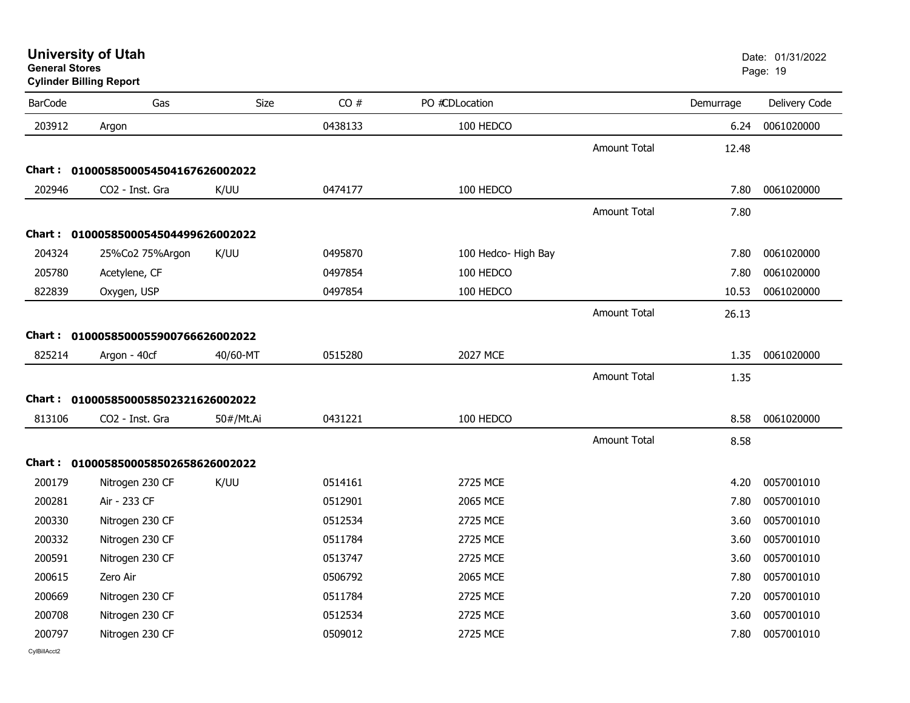# University of Utah

**General Stores**

**Cylinder Billing Report**

Date: 01/31/2022

| BarCode | Gas | Size | CO # | PO #CDLocation | | Demurrage | Delivery Code |
|---|---|---|---|---|---|---|---|
| 203912 | Argon | | 0438133 | 100 HEDCO | | 6.24 | 0061020000 |
| | | | | | Amount Total | 12.48 | |
| **Chart :** | **01000585000545041676260022022** | | | | | | |
| 202946 | CO2 - Inst. Gra | K/UU | 0474177 | 100 HEDCO | | 7.80 | 0061020000 |
| | | | | | Amount Total | 7.80 | |
| **Chart :** | **01000585000545044996260022022** | | | | | | |
| 204324 | 25%Co2 75%Argon | K/UU | 0495870 | 100 Hedco- High Bay | | 7.80 | 0061020000 |
| 205780 | Acetylene, CF | | 0497854 | 100 HEDCO | | 7.80 | 0061020000 |
| 822839 | Oxygen, USP | | 0497854 | 100 HEDCO | | 10.53 | 0061020000 |
| | | | | | Amount Total | 26.13 | |
| **Chart :** | **01000585000559007666260022022** | | | | | | |
| 825214 | Argon - 40cf | 40/60-MT | 0515280 | 2027 MCE | | 1.35 | 0061020000 |
| | | | | | Amount Total | 1.35 | |
| **Chart :** | **01000585000585023216260022022** | | | | | | |
| 813106 | CO2 - Inst. Gra | 50#/Mt.Ai | 0431221 | 100 HEDCO | | 8.58 | 0061020000 |
| | | | | | Amount Total | 8.58 | |
| **Chart :** | **01000585000585026586260022022** | | | | | | |
| 200179 | Nitrogen 230 CF | K/UU | 0514161 | 2725 MCE | | 4.20 | 0057001010 |
| 200281 | Air - 233 CF | | 0512901 | 2065 MCE | | 7.80 | 0057001010 |
| 200330 | Nitrogen 230 CF | | 0512534 | 2725 MCE | | 3.60 | 0057001010 |
| 200332 | Nitrogen 230 CF | | 0511784 | 2725 MCE | | 3.60 | 0057001010 |
| 200591 | Nitrogen 230 CF | | 0513747 | 2725 MCE | | 3.60 | 0057001010 |
| 200615 | Zero Air | | 0506792 | 2065 MCE | | 7.80 | 0057001010 |
| 200669 | Nitrogen 230 CF | | 0511784 | 2725 MCE | | 7.20 | 0057001010 |
| 200708 | Nitrogen 230 CF | | 0512534 | 2725 MCE | | 3.60 | 0057001010 |
| 200797 | Nitrogen 230 CF | | 0509012 | 2725 MCE | | 7.80 | 0057001010 |

CylBillAcct2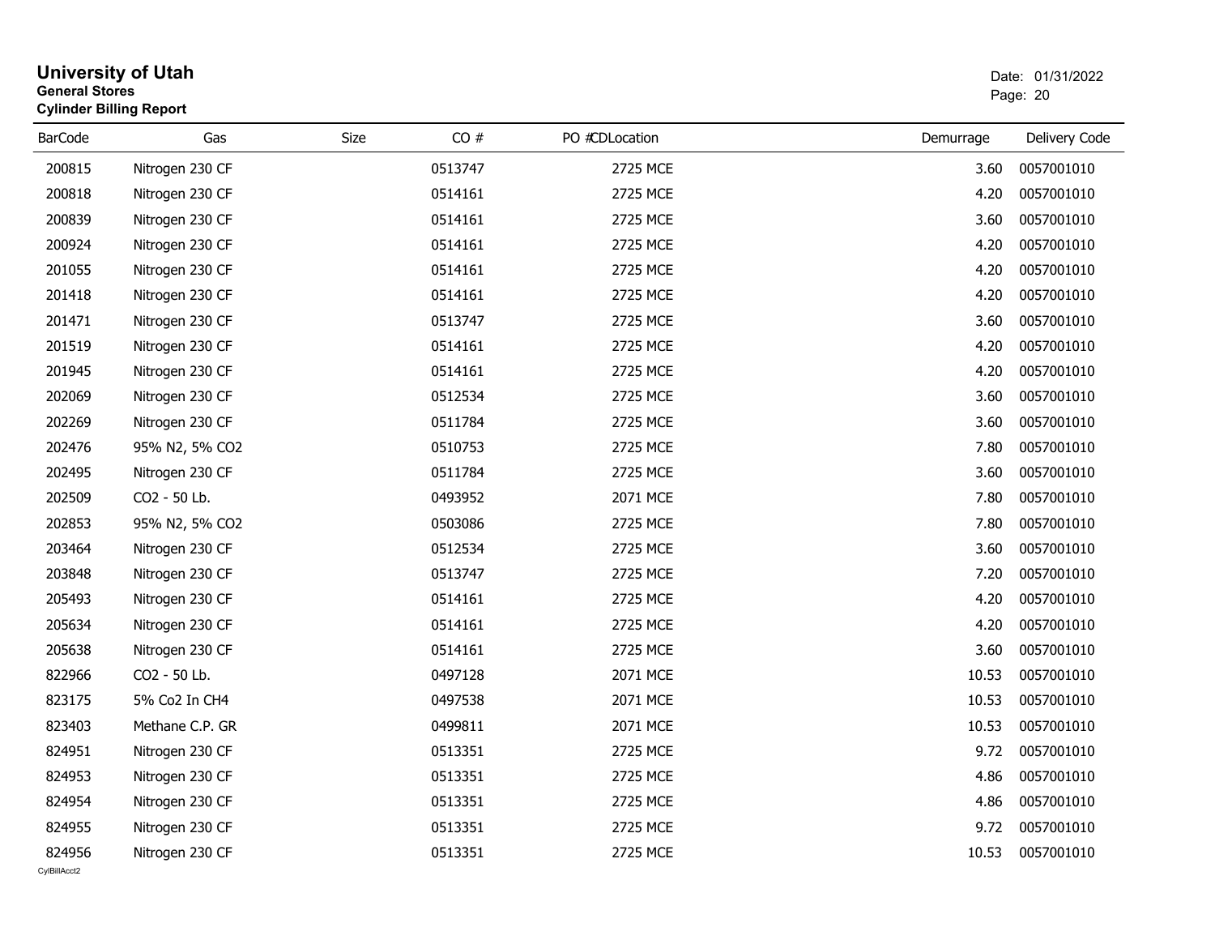# University of Utah
**General Stores**
**Cylinder Billing Report**

Date: 01/31/2022

| BarCode | Gas | Size | CO # | PO #CDLocation | Demurrage | Delivery Code |
|---|---|---|---|---|---|---|
| 200815 | Nitrogen 230 CF | | 0513747 | 2725 MCE | 3.60 | 0057001010 |
| 200818 | Nitrogen 230 CF | | 0514161 | 2725 MCE | 4.20 | 0057001010 |
| 200839 | Nitrogen 230 CF | | 0514161 | 2725 MCE | 3.60 | 0057001010 |
| 200924 | Nitrogen 230 CF | | 0514161 | 2725 MCE | 4.20 | 0057001010 |
| 201055 | Nitrogen 230 CF | | 0514161 | 2725 MCE | 4.20 | 0057001010 |
| 201418 | Nitrogen 230 CF | | 0514161 | 2725 MCE | 4.20 | 0057001010 |
| 201471 | Nitrogen 230 CF | | 0513747 | 2725 MCE | 3.60 | 0057001010 |
| 201519 | Nitrogen 230 CF | | 0514161 | 2725 MCE | 4.20 | 0057001010 |
| 201945 | Nitrogen 230 CF | | 0514161 | 2725 MCE | 4.20 | 0057001010 |
| 202069 | Nitrogen 230 CF | | 0512534 | 2725 MCE | 3.60 | 0057001010 |
| 202269 | Nitrogen 230 CF | | 0511784 | 2725 MCE | 3.60 | 0057001010 |
| 202476 | 95% N2, 5% CO2 | | 0510753 | 2725 MCE | 7.80 | 0057001010 |
| 202495 | Nitrogen 230 CF | | 0511784 | 2725 MCE | 3.60 | 0057001010 |
| 202509 | CO2 - 50 Lb. | | 0493952 | 2071 MCE | 7.80 | 0057001010 |
| 202853 | 95% N2, 5% CO2 | | 0503086 | 2725 MCE | 7.80 | 0057001010 |
| 203464 | Nitrogen 230 CF | | 0512534 | 2725 MCE | 3.60 | 0057001010 |
| 203848 | Nitrogen 230 CF | | 0513747 | 2725 MCE | 7.20 | 0057001010 |
| 205493 | Nitrogen 230 CF | | 0514161 | 2725 MCE | 4.20 | 0057001010 |
| 205634 | Nitrogen 230 CF | | 0514161 | 2725 MCE | 4.20 | 0057001010 |
| 205638 | Nitrogen 230 CF | | 0514161 | 2725 MCE | 3.60 | 0057001010 |
| 822966 | CO2 - 50 Lb. | | 0497128 | 2071 MCE | 10.53 | 0057001010 |
| 823175 | 5% Co2 In CH4 | | 0497538 | 2071 MCE | 10.53 | 0057001010 |
| 823403 | Methane C.P. GR | | 0499811 | 2071 MCE | 10.53 | 0057001010 |
| 824951 | Nitrogen 230 CF | | 0513351 | 2725 MCE | 9.72 | 0057001010 |
| 824953 | Nitrogen 230 CF | | 0513351 | 2725 MCE | 4.86 | 0057001010 |
| 824954 | Nitrogen 230 CF | | 0513351 | 2725 MCE | 4.86 | 0057001010 |
| 824955 | Nitrogen 230 CF | | 0513351 | 2725 MCE | 9.72 | 0057001010 |
| 824956 | Nitrogen 230 CF | | 0513351 | 2725 MCE | 10.53 | 0057001010 |

CylBillAcct2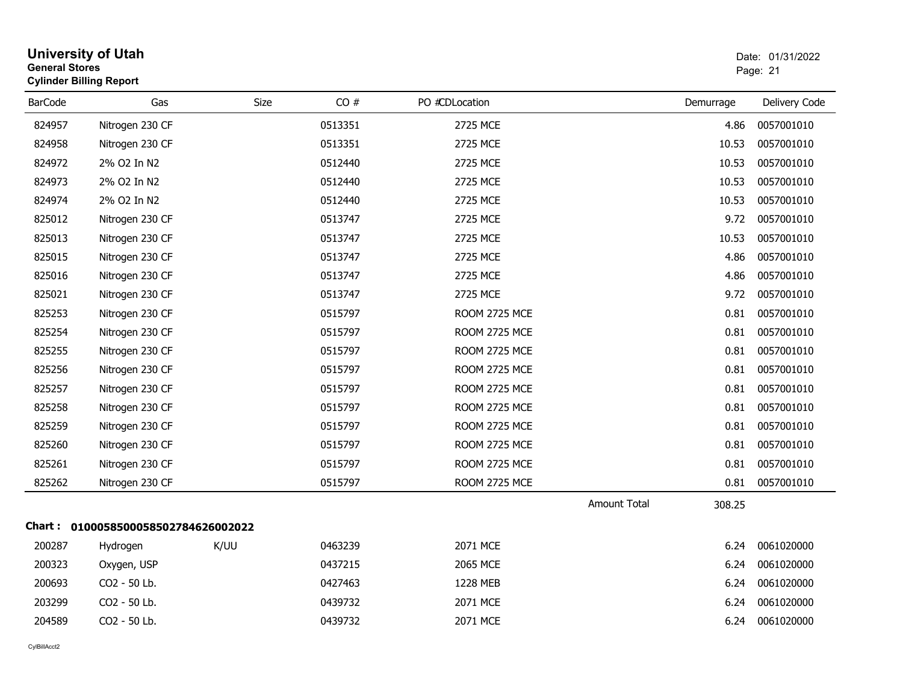# University of Utah
**General Stores**
**Cylinder Billing Report**

Date: 01/31/2022

| BarCode | Gas | Size | CO # | PO #CDLocation | Demurrage | Delivery Code |
|---|---|---|---|---|---|---|
| 824957 | Nitrogen 230 CF | | 0513351 | 2725 MCE | 4.86 | 0057001010 |
| 824958 | Nitrogen 230 CF | | 0513351 | 2725 MCE | 10.53 | 0057001010 |
| 824972 | 2% O2 In N2 | | 0512440 | 2725 MCE | 10.53 | 0057001010 |
| 824973 | 2% O2 In N2 | | 0512440 | 2725 MCE | 10.53 | 0057001010 |
| 824974 | 2% O2 In N2 | | 0512440 | 2725 MCE | 10.53 | 0057001010 |
| 825012 | Nitrogen 230 CF | | 0513747 | 2725 MCE | 9.72 | 0057001010 |
| 825013 | Nitrogen 230 CF | | 0513747 | 2725 MCE | 10.53 | 0057001010 |
| 825015 | Nitrogen 230 CF | | 0513747 | 2725 MCE | 4.86 | 0057001010 |
| 825016 | Nitrogen 230 CF | | 0513747 | 2725 MCE | 4.86 | 0057001010 |
| 825021 | Nitrogen 230 CF | | 0513747 | 2725 MCE | 9.72 | 0057001010 |
| 825253 | Nitrogen 230 CF | | 0515797 | ROOM 2725 MCE | 0.81 | 0057001010 |
| 825254 | Nitrogen 230 CF | | 0515797 | ROOM 2725 MCE | 0.81 | 0057001010 |
| 825255 | Nitrogen 230 CF | | 0515797 | ROOM 2725 MCE | 0.81 | 0057001010 |
| 825256 | Nitrogen 230 CF | | 0515797 | ROOM 2725 MCE | 0.81 | 0057001010 |
| 825257 | Nitrogen 230 CF | | 0515797 | ROOM 2725 MCE | 0.81 | 0057001010 |
| 825258 | Nitrogen 230 CF | | 0515797 | ROOM 2725 MCE | 0.81 | 0057001010 |
| 825259 | Nitrogen 230 CF | | 0515797 | ROOM 2725 MCE | 0.81 | 0057001010 |
| 825260 | Nitrogen 230 CF | | 0515797 | ROOM 2725 MCE | 0.81 | 0057001010 |
| 825261 | Nitrogen 230 CF | | 0515797 | ROOM 2725 MCE | 0.81 | 0057001010 |
| 825262 | Nitrogen 230 CF | | 0515797 | ROOM 2725 MCE | 0.81 | 0057001010 |
| | | | | Amount Total | 308.25 | |

**Chart : 01000585000585027846260020222**

| BarCode | Gas | Size | CO # | PO #CDLocation | Demurrage | Delivery Code |
|---|---|---|---|---|---|---|
| 200287 | Hydrogen | K/UU | 0463239 | 2071 MCE | 6.24 | 0061020000 |
| 200323 | Oxygen, USP | | 0437215 | 2065 MCE | 6.24 | 0061020000 |
| 200693 | CO2 - 50 Lb. | | 0427463 | 1228 MEB | 6.24 | 0061020000 |
| 203299 | CO2 - 50 Lb. | | 0439732 | 2071 MCE | 6.24 | 0061020000 |
| 204589 | CO2 - 50 Lb. | | 0439732 | 2071 MCE | 6.24 | 0061020000 |

CylBillAcct2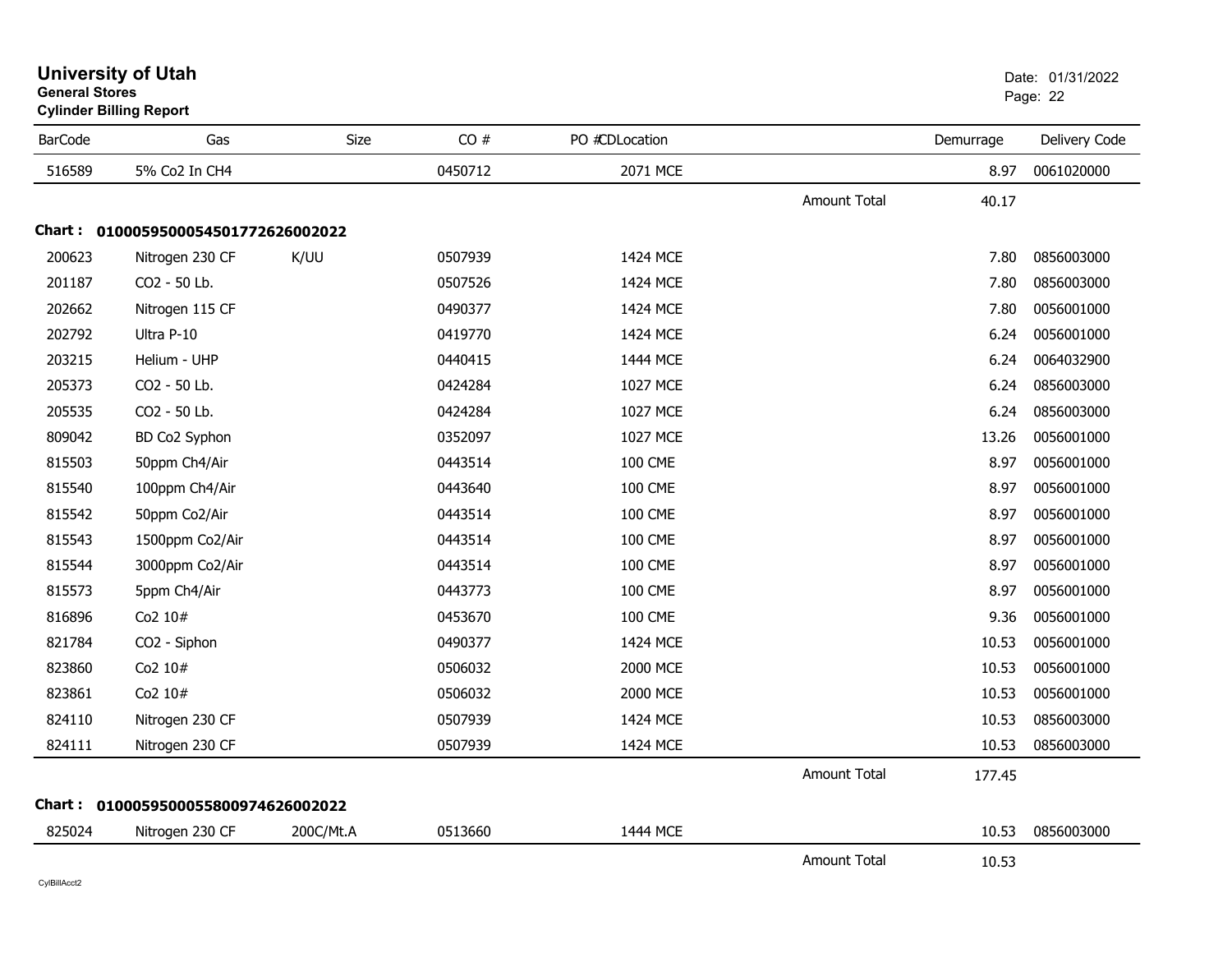# University of Utah

**General Stores**

**Cylinder Billing Report**

Date: 01/31/2022

| BarCode | Gas | Size | CO # | PO # | CDLocation | | Demurrage | Delivery Code |
|---|---|---|---|---|---|---|---|---|
| 516589 | 5% Co2 In CH4 | | 0450712 | | 2071 MCE | | 8.97 | 0061020000 |
| | | | | | | Amount Total | 40.17 | |
| **Chart :** | **01000595000545017726260022022** | | | | | | | |
| 200623 | Nitrogen 230 CF | K/UU | 0507939 | | 1424 MCE | | 7.80 | 0856003000 |
| 201187 | CO2 - 50 Lb. | | 0507526 | | 1424 MCE | | 7.80 | 0856003000 |
| 202662 | Nitrogen 115 CF | | 0490377 | | 1424 MCE | | 7.80 | 0056001000 |
| 202792 | Ultra P-10 | | 0419770 | | 1424 MCE | | 6.24 | 0056001000 |
| 203215 | Helium - UHP | | 0440415 | | 1444 MCE | | 6.24 | 0064032900 |
| 205373 | CO2 - 50 Lb. | | 0424284 | | 1027 MCE | | 6.24 | 0856003000 |
| 205535 | CO2 - 50 Lb. | | 0424284 | | 1027 MCE | | 6.24 | 0856003000 |
| 809042 | BD Co2 Syphon | | 0352097 | | 1027 MCE | | 13.26 | 0056001000 |
| 815503 | 50ppm Ch4/Air | | 0443514 | | 100 CME | | 8.97 | 0056001000 |
| 815540 | 100ppm Ch4/Air | | 0443640 | | 100 CME | | 8.97 | 0056001000 |
| 815542 | 50ppm Co2/Air | | 0443514 | | 100 CME | | 8.97 | 0056001000 |
| 815543 | 1500ppm Co2/Air | | 0443514 | | 100 CME | | 8.97 | 0056001000 |
| 815544 | 3000ppm Co2/Air | | 0443514 | | 100 CME | | 8.97 | 0056001000 |
| 815573 | 5ppm Ch4/Air | | 0443773 | | 100 CME | | 8.97 | 0056001000 |
| 816896 | Co2 10# | | 0453670 | | 100 CME | | 9.36 | 0056001000 |
| 821784 | CO2 - Siphon | | 0490377 | | 1424 MCE | | 10.53 | 0056001000 |
| 823860 | Co2 10# | | 0506032 | | 2000 MCE | | 10.53 | 0056001000 |
| 823861 | Co2 10# | | 0506032 | | 2000 MCE | | 10.53 | 0056001000 |
| 824110 | Nitrogen 230 CF | | 0507939 | | 1424 MCE | | 10.53 | 0856003000 |
| 824111 | Nitrogen 230 CF | | 0507939 | | 1424 MCE | | 10.53 | 0856003000 |
| | | | | | | Amount Total | 177.45 | |
| **Chart :** | **01000595000558009746260022022** | | | | | | | |
| 825024 | Nitrogen 230 CF | 200C/Mt.A | 0513660 | | 1444 MCE | | 10.53 | 0856003000 |
| | | | | | | Amount Total | 10.53 | |

CylBillAcct2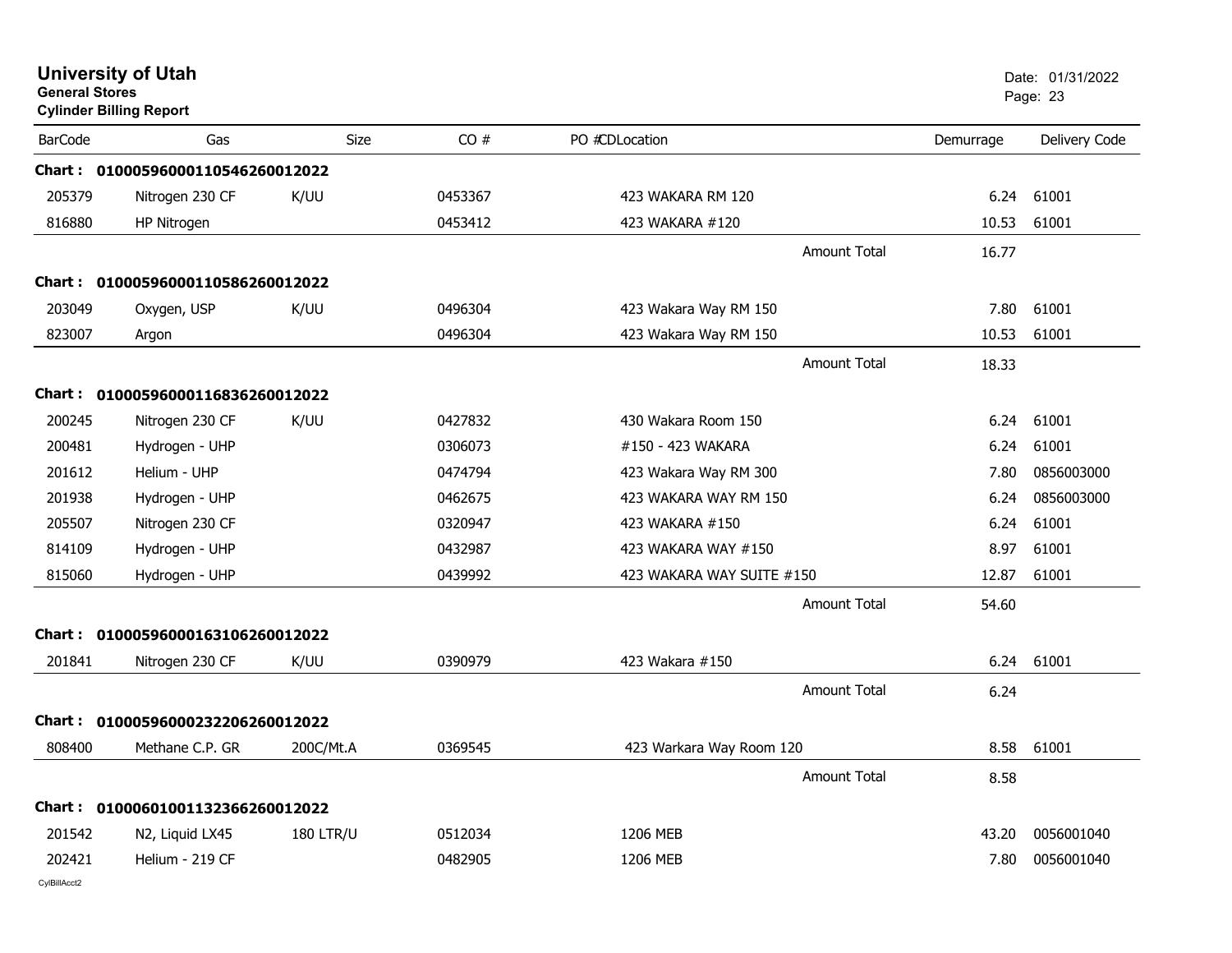# University of Utah

**General Stores**

**Cylinder Billing Report**

Date: 01/31/2022

| BarCode | Gas | Size | CO # | PO #CDLocation | Demurrage | Delivery Code |
|---|---|---|---|---|---|---|
| **Chart : 01000596000110546260012022** | | | | | | |
| 205379 | Nitrogen 230 CF | K/UU | 0453367 | 423 WAKARA RM 120 | 6.24 | 61001 |
| 816880 | HP Nitrogen | | 0453412 | 423 WAKARA #120 | 10.53 | 61001 |
| | | | | Amount Total | 16.77 | |
| **Chart : 01000596000110586260012022** | | | | | | |
| 203049 | Oxygen, USP | K/UU | 0496304 | 423 Wakara Way RM 150 | 7.80 | 61001 |
| 823007 | Argon | | 0496304 | 423 Wakara Way RM 150 | 10.53 | 61001 |
| | | | | Amount Total | 18.33 | |
| **Chart : 01000596000116836260012022** | | | | | | |
| 200245 | Nitrogen 230 CF | K/UU | 0427832 | 430 Wakara Room 150 | 6.24 | 61001 |
| 200481 | Hydrogen - UHP | | 0306073 | #150 - 423 WAKARA | 6.24 | 61001 |
| 201612 | Helium - UHP | | 0474794 | 423 Wakara Way RM 300 | 7.80 | 0856003000 |
| 201938 | Hydrogen - UHP | | 0462675 | 423 WAKARA WAY RM 150 | 6.24 | 0856003000 |
| 205507 | Nitrogen 230 CF | | 0320947 | 423 WAKARA #150 | 6.24 | 61001 |
| 814109 | Hydrogen - UHP | | 0432987 | 423 WAKARA WAY #150 | 8.97 | 61001 |
| 815060 | Hydrogen - UHP | | 0439992 | 423 WAKARA WAY SUITE #150 | 12.87 | 61001 |
| | | | | Amount Total | 54.60 | |
| **Chart : 01000596000163106260012022** | | | | | | |
| 201841 | Nitrogen 230 CF | K/UU | 0390979 | 423 Wakara #150 | 6.24 | 61001 |
| | | | | Amount Total | 6.24 | |
| **Chart : 01000596000232206260012022** | | | | | | |
| 808400 | Methane C.P. GR | 200C/Mt.A | 0369545 | 423 Warkara Way Room 120 | 8.58 | 61001 |
| | | | | Amount Total | 8.58 | |
| **Chart : 01000601001132366260012022** | | | | | | |
| 201542 | N2, Liquid LX45 | 180 LTR/U | 0512034 | 1206 MEB | 43.20 | 0056001040 |
| 202421 | Helium - 219 CF | | 0482905 | 1206 MEB | 7.80 | 0056001040 |

CylBillAcct2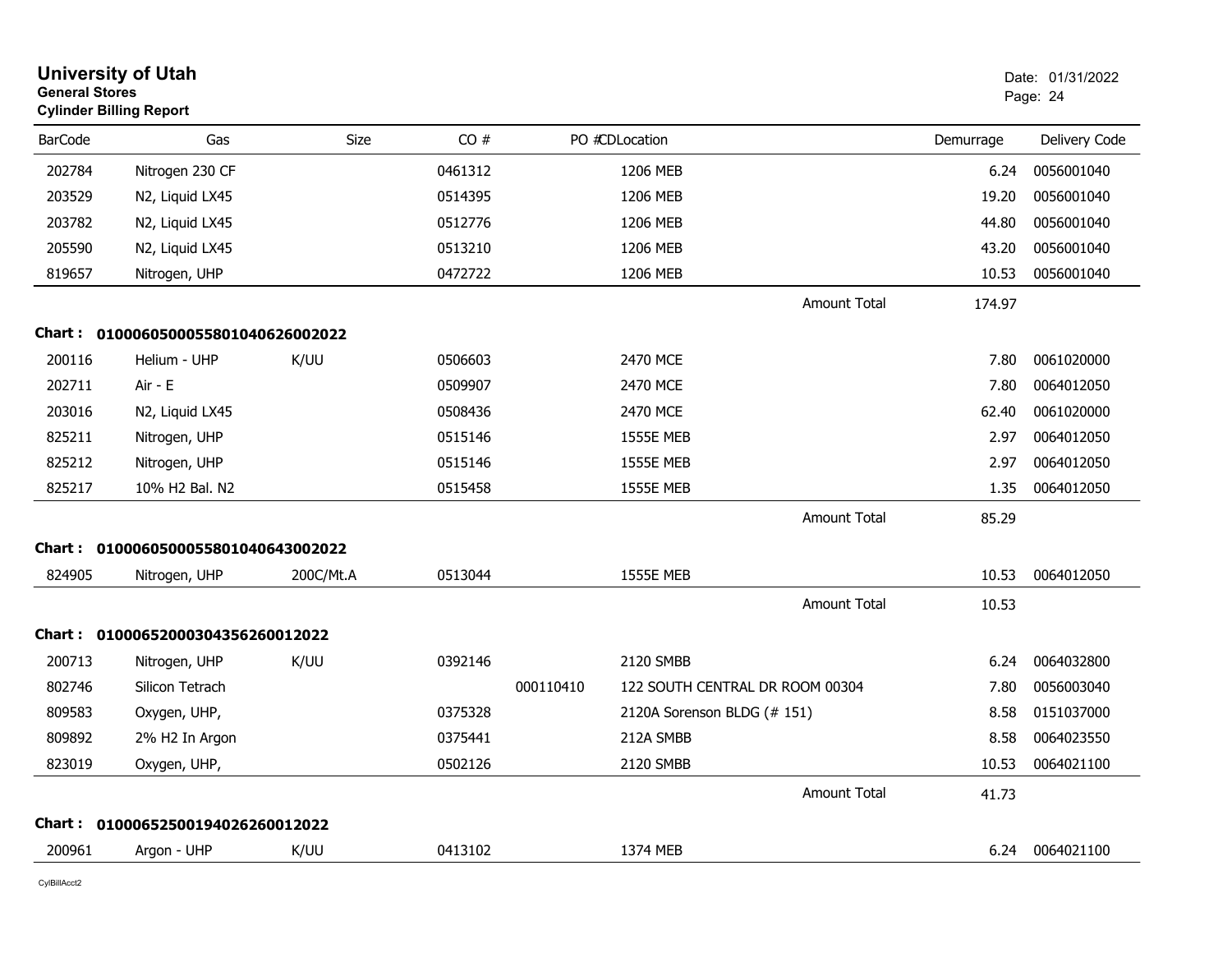# University of Utah

**General Stores**

**Cylinder Billing Report**

Date: 01/31/2022

| BarCode | Gas | Size | CO # | PO # | CDLocation | | Demurrage | Delivery Code |
|---|---|---|---|---|---|---|---|---|
| 202784 | Nitrogen 230 CF | | 0461312 | | 1206 MEB | | 6.24 | 0056001040 |
| 203529 | N2, Liquid LX45 | | 0514395 | | 1206 MEB | | 19.20 | 0056001040 |
| 203782 | N2, Liquid LX45 | | 0512776 | | 1206 MEB | | 44.80 | 0056001040 |
| 205590 | N2, Liquid LX45 | | 0513210 | | 1206 MEB | | 43.20 | 0056001040 |
| 819657 | Nitrogen, UHP | | 0472722 | | 1206 MEB | | 10.53 | 0056001040 |
| | | | | | | Amount Total | 174.97 | |

**Chart : 0100060500055801040626002022**

| BarCode | Gas | Size | CO # | PO # | CDLocation | | Demurrage | Delivery Code |
|---|---|---|---|---|---|---|---|---|
| 200116 | Helium - UHP | K/UU | 0506603 | | 2470 MCE | | 7.80 | 0061020000 |
| 202711 | Air - E | | 0509907 | | 2470 MCE | | 7.80 | 0064012050 |
| 203016 | N2, Liquid LX45 | | 0508436 | | 2470 MCE | | 62.40 | 0061020000 |
| 825211 | Nitrogen, UHP | | 0515146 | | 1555E MEB | | 2.97 | 0064012050 |
| 825212 | Nitrogen, UHP | | 0515146 | | 1555E MEB | | 2.97 | 0064012050 |
| 825217 | 10% H2 Bal. N2 | | 0515458 | | 1555E MEB | | 1.35 | 0064012050 |
| | | | | | | Amount Total | 85.29 | |

**Chart : 0100060500055801040643002022**

| BarCode | Gas | Size | CO # | PO # | CDLocation | | Demurrage | Delivery Code |
|---|---|---|---|---|---|---|---|---|
| 824905 | Nitrogen, UHP | 200C/Mt.A | 0513044 | | 1555E MEB | | 10.53 | 0064012050 |
| | | | | | | Amount Total | 10.53 | |

**Chart : 01000652000304356260012022**

| BarCode | Gas | Size | CO # | PO # | CDLocation | | Demurrage | Delivery Code |
|---|---|---|---|---|---|---|---|---|
| 200713 | Nitrogen, UHP | K/UU | 0392146 | | 2120 SMBB | | 6.24 | 0064032800 |
| 802746 | Silicon Tetrach | | | 000110410 | 122 SOUTH CENTRAL DR ROOM 00304 | | 7.80 | 0056003040 |
| 809583 | Oxygen, UHP, | | 0375328 | | 2120A Sorenson BLDG (# 151) | | 8.58 | 0151037000 |
| 809892 | 2% H2 In Argon | | 0375441 | | 212A SMBB | | 8.58 | 0064023550 |
| 823019 | Oxygen, UHP, | | 0502126 | | 2120 SMBB | | 10.53 | 0064021100 |
| | | | | | | Amount Total | 41.73 | |

**Chart : 01000652500194026260012022**

| BarCode | Gas | Size | CO # | PO # | CDLocation | | Demurrage | Delivery Code |
|---|---|---|---|---|---|---|---|---|
| 200961 | Argon - UHP | K/UU | 0413102 | | 1374 MEB | | 6.24 | 0064021100 |

CylBillAcct2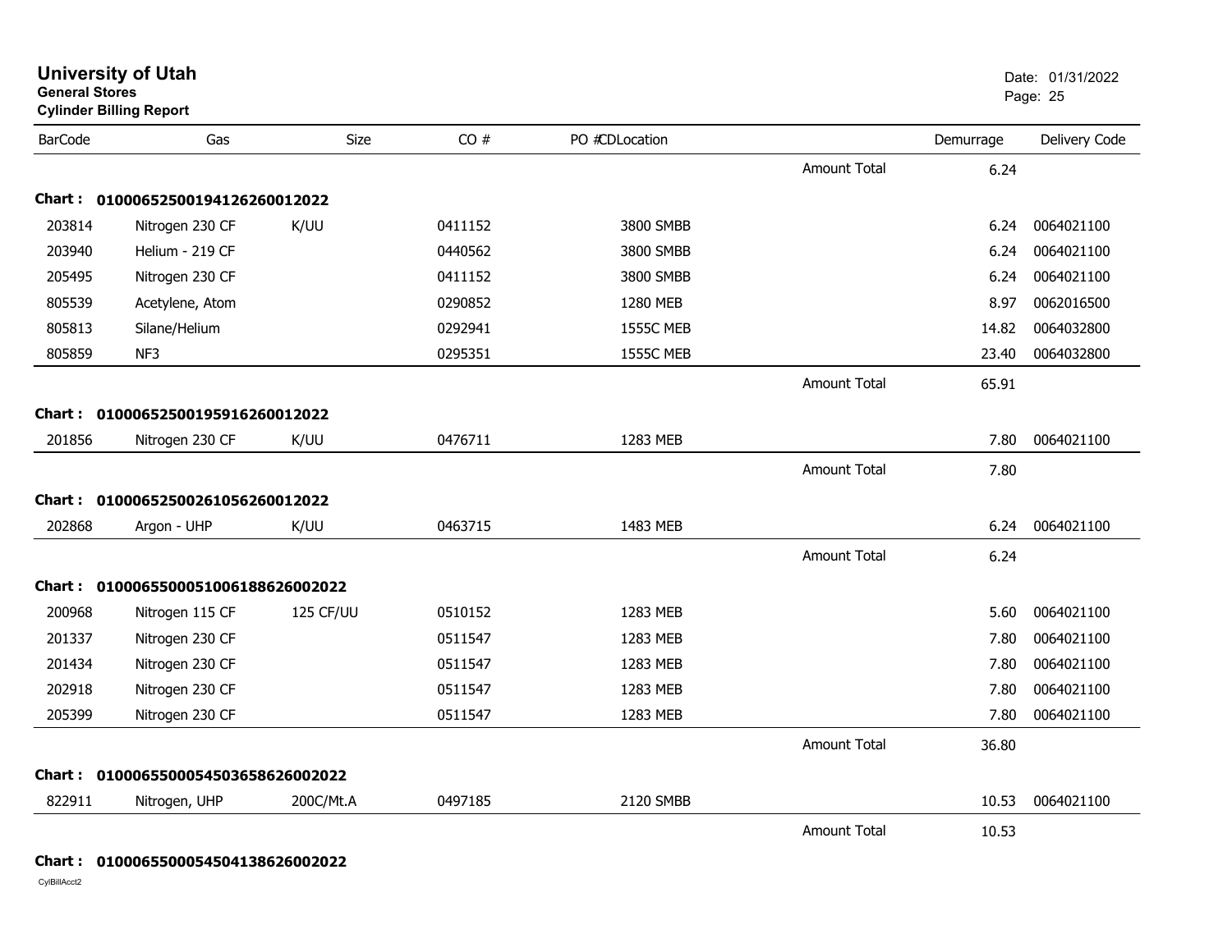# University of Utah

**General Stores**

**Cylinder Billing Report**

Date: 01/31/2022

| BarCode | Gas | Size | CO # | PO #CDLocation | | Demurrage | Delivery Code |
|---|---|---|---|---|---|---|---|
| | | | | | Amount Total | 6.24 | |
| **Chart : 01000652500194126260012022** | | | | | | | |
| 203814 | Nitrogen 230 CF | K/UU | 0411152 | 3800 SMBB | | 6.24 | 0064021100 |
| 203940 | Helium - 219 CF | | 0440562 | 3800 SMBB | | 6.24 | 0064021100 |
| 205495 | Nitrogen 230 CF | | 0411152 | 3800 SMBB | | 6.24 | 0064021100 |
| 805539 | Acetylene, Atom | | 0290852 | 1280 MEB | | 8.97 | 0062016500 |
| 805813 | Silane/Helium | | 0292941 | 1555C MEB | | 14.82 | 0064032800 |
| 805859 | NF3 | | 0295351 | 1555C MEB | | 23.40 | 0064032800 |
| | | | | | Amount Total | 65.91 | |
| **Chart : 01000652500195916260012022** | | | | | | | |
| 201856 | Nitrogen 230 CF | K/UU | 0476711 | 1283 MEB | | 7.80 | 0064021100 |
| | | | | | Amount Total | 7.80 | |
| **Chart : 01000652500261056260012022** | | | | | | | |
| 202868 | Argon - UHP | K/UU | 0463715 | 1483 MEB | | 6.24 | 0064021100 |
| | | | | | Amount Total | 6.24 | |
| **Chart : 01000655000510061886260022022** | | | | | | | |
| 200968 | Nitrogen 115 CF | 125 CF/UU | 0510152 | 1283 MEB | | 5.60 | 0064021100 |
| 201337 | Nitrogen 230 CF | | 0511547 | 1283 MEB | | 7.80 | 0064021100 |
| 201434 | Nitrogen 230 CF | | 0511547 | 1283 MEB | | 7.80 | 0064021100 |
| 202918 | Nitrogen 230 CF | | 0511547 | 1283 MEB | | 7.80 | 0064021100 |
| 205399 | Nitrogen 230 CF | | 0511547 | 1283 MEB | | 7.80 | 0064021100 |
| | | | | | Amount Total | 36.80 | |
| **Chart : 01000655000545036586260022022** | | | | | | | |
| 822911 | Nitrogen, UHP | 200C/Mt.A | 0497185 | 2120 SMBB | | 10.53 | 0064021100 |
| | | | | | Amount Total | 10.53 | |
| **Chart : 01000655000545041386260022022** | | | | | | | |

CylBillAcct2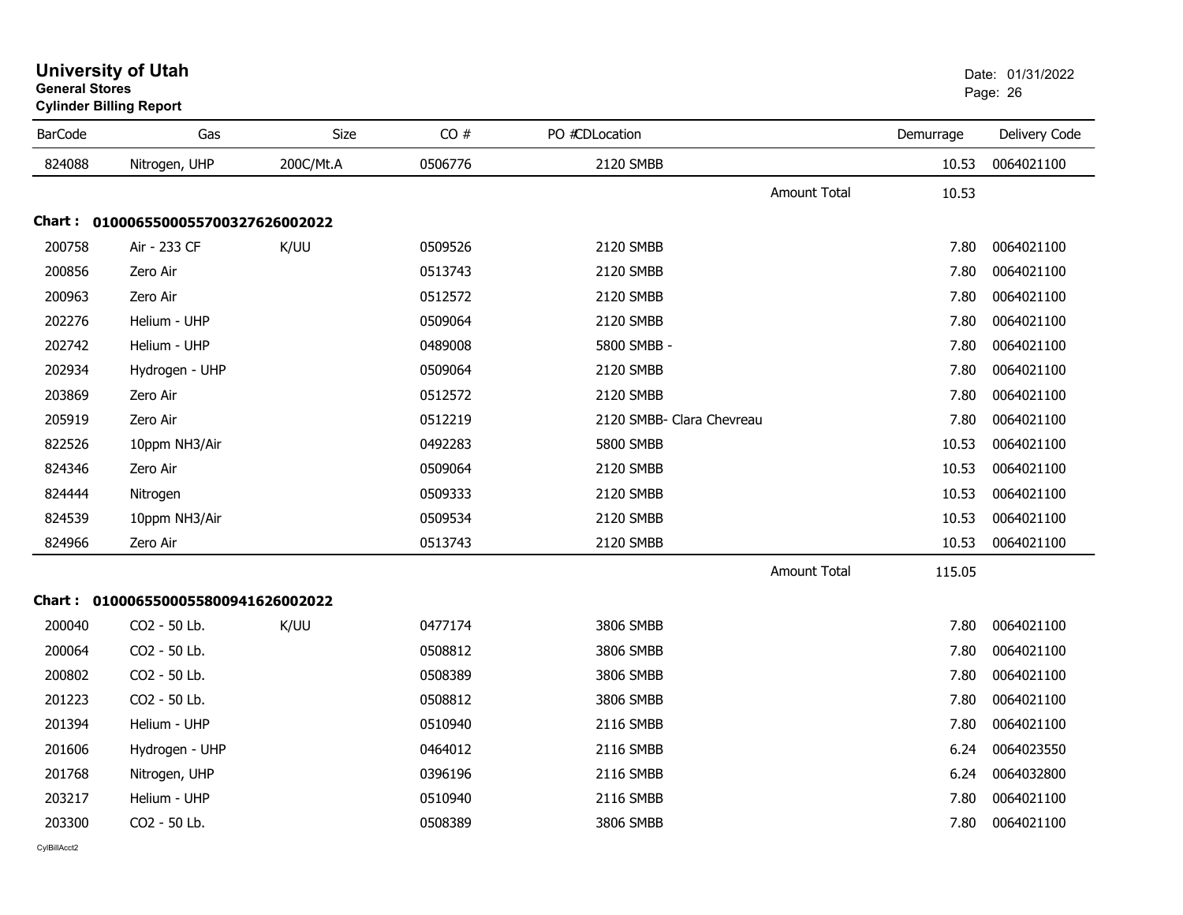# University of Utah

**General Stores**

**Cylinder Billing Report**

Date: 01/31/2022

| BarCode | Gas | Size | CO # | PO #CDLocation | | Demurrage | Delivery Code |
|---|---|---|---|---|---|---|---|
| 824088 | Nitrogen, UHP | 200C/Mt.A | 0506776 | 2120 SMBB | | 10.53 | 0064021100 |
| | | | | | Amount Total | 10.53 | |

**Chart : 01000655000557003276260022022**

| BarCode | Gas | Size | CO # | PO #CDLocation | | Demurrage | Delivery Code |
|---|---|---|---|---|---|---|---|
| 200758 | Air - 233 CF | K/UU | 0509526 | 2120 SMBB | | 7.80 | 0064021100 |
| 200856 | Zero Air | | 0513743 | 2120 SMBB | | 7.80 | 0064021100 |
| 200963 | Zero Air | | 0512572 | 2120 SMBB | | 7.80 | 0064021100 |
| 202276 | Helium - UHP | | 0509064 | 2120 SMBB | | 7.80 | 0064021100 |
| 202742 | Helium - UHP | | 0489008 | 5800 SMBB - | | 7.80 | 0064021100 |
| 202934 | Hydrogen - UHP | | 0509064 | 2120 SMBB | | 7.80 | 0064021100 |
| 203869 | Zero Air | | 0512572 | 2120 SMBB | | 7.80 | 0064021100 |
| 205919 | Zero Air | | 0512219 | 2120 SMBB- Clara Chevreau | | 7.80 | 0064021100 |
| 822526 | 10ppm NH3/Air | | 0492283 | 5800 SMBB | | 10.53 | 0064021100 |
| 824346 | Zero Air | | 0509064 | 2120 SMBB | | 10.53 | 0064021100 |
| 824444 | Nitrogen | | 0509333 | 2120 SMBB | | 10.53 | 0064021100 |
| 824539 | 10ppm NH3/Air | | 0509534 | 2120 SMBB | | 10.53 | 0064021100 |
| 824966 | Zero Air | | 0513743 | 2120 SMBB | | 10.53 | 0064021100 |
| | | | | | Amount Total | 115.05 | |

**Chart : 01000655000558009416260022022**

| BarCode | Gas | Size | CO # | PO #CDLocation | | Demurrage | Delivery Code |
|---|---|---|---|---|---|---|---|
| 200040 | CO2 - 50 Lb. | K/UU | 0477174 | 3806 SMBB | | 7.80 | 0064021100 |
| 200064 | CO2 - 50 Lb. | | 0508812 | 3806 SMBB | | 7.80 | 0064021100 |
| 200802 | CO2 - 50 Lb. | | 0508389 | 3806 SMBB | | 7.80 | 0064021100 |
| 201223 | CO2 - 50 Lb. | | 0508812 | 3806 SMBB | | 7.80 | 0064021100 |
| 201394 | Helium - UHP | | 0510940 | 2116 SMBB | | 7.80 | 0064021100 |
| 201606 | Hydrogen - UHP | | 0464012 | 2116 SMBB | | 6.24 | 0064023550 |
| 201768 | Nitrogen, UHP | | 0396196 | 2116 SMBB | | 6.24 | 0064032800 |
| 203217 | Helium - UHP | | 0510940 | 2116 SMBB | | 7.80 | 0064021100 |
| 203300 | CO2 - 50 Lb. | | 0508389 | 3806 SMBB | | 7.80 | 0064021100 |

CylBillAcct2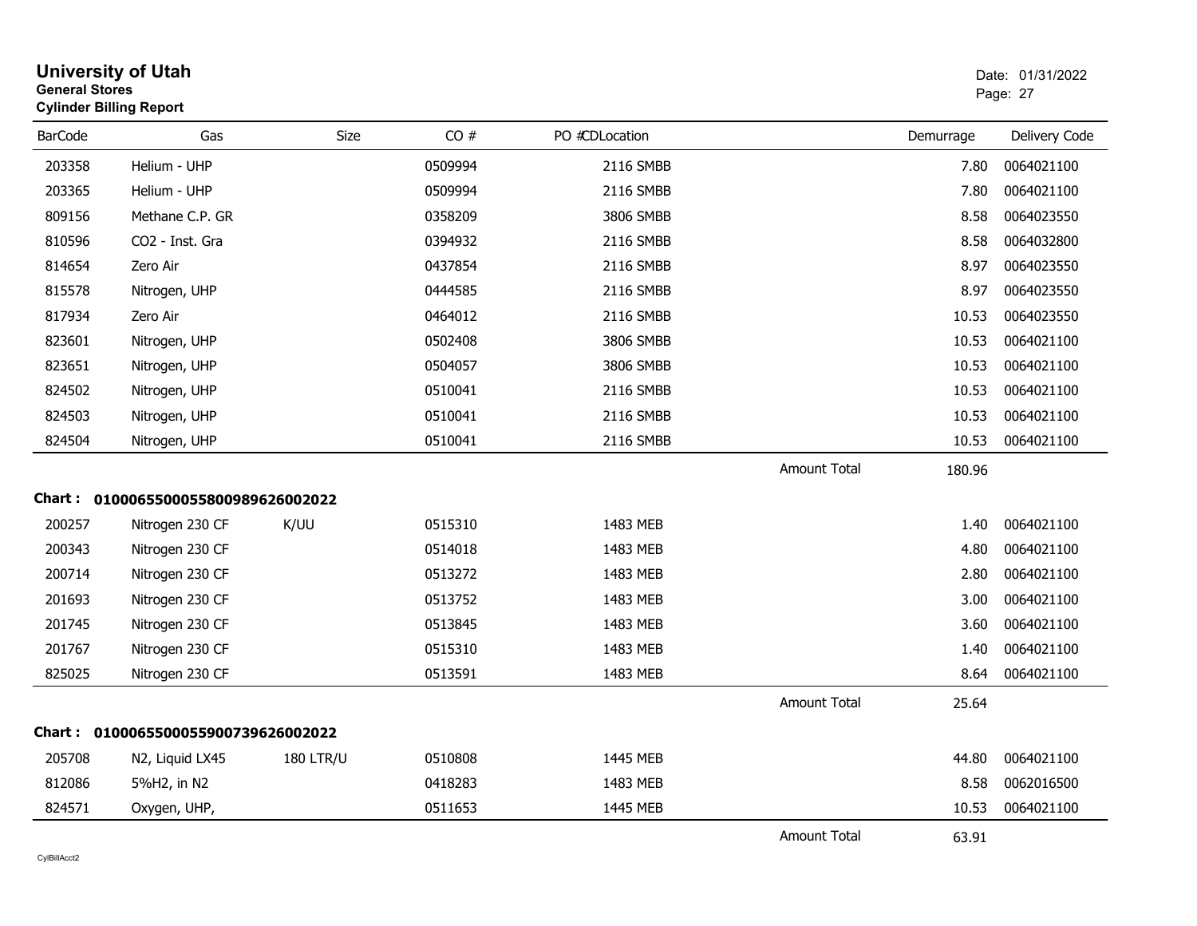**University of Utah**
**General Stores**
**Cylinder Billing Report**

Date: 01/31/2022

| BarCode | Gas | Size | CO # | PO #CDLocation | | Demurrage | Delivery Code |
|---|---|---|---|---|---|---|---|
| 203358 | Helium - UHP | | 0509994 | 2116 SMBB | | 7.80 | 0064021100 |
| 203365 | Helium - UHP | | 0509994 | 2116 SMBB | | 7.80 | 0064021100 |
| 809156 | Methane C.P. GR | | 0358209 | 3806 SMBB | | 8.58 | 0064023550 |
| 810596 | CO2 - Inst. Gra | | 0394932 | 2116 SMBB | | 8.58 | 0064032800 |
| 814654 | Zero Air | | 0437854 | 2116 SMBB | | 8.97 | 0064023550 |
| 815578 | Nitrogen, UHP | | 0444585 | 2116 SMBB | | 8.97 | 0064023550 |
| 817934 | Zero Air | | 0464012 | 2116 SMBB | | 10.53 | 0064023550 |
| 823601 | Nitrogen, UHP | | 0502408 | 3806 SMBB | | 10.53 | 0064021100 |
| 823651 | Nitrogen, UHP | | 0504057 | 3806 SMBB | | 10.53 | 0064021100 |
| 824502 | Nitrogen, UHP | | 0510041 | 2116 SMBB | | 10.53 | 0064021100 |
| 824503 | Nitrogen, UHP | | 0510041 | 2116 SMBB | | 10.53 | 0064021100 |
| 824504 | Nitrogen, UHP | | 0510041 | 2116 SMBB | | 10.53 | 0064021100 |
| | | | | | Amount Total | 180.96 | |

**Chart : 01000655000558009896260022022**

| BarCode | Gas | Size | CO # | PO #CDLocation | | Demurrage | Delivery Code |
|---|---|---|---|---|---|---|---|
| 200257 | Nitrogen 230 CF | K/UU | 0515310 | 1483 MEB | | 1.40 | 0064021100 |
| 200343 | Nitrogen 230 CF | | 0514018 | 1483 MEB | | 4.80 | 0064021100 |
| 200714 | Nitrogen 230 CF | | 0513272 | 1483 MEB | | 2.80 | 0064021100 |
| 201693 | Nitrogen 230 CF | | 0513752 | 1483 MEB | | 3.00 | 0064021100 |
| 201745 | Nitrogen 230 CF | | 0513845 | 1483 MEB | | 3.60 | 0064021100 |
| 201767 | Nitrogen 230 CF | | 0515310 | 1483 MEB | | 1.40 | 0064021100 |
| 825025 | Nitrogen 230 CF | | 0513591 | 1483 MEB | | 8.64 | 0064021100 |
| | | | | | Amount Total | 25.64 | |

**Chart : 01000655000559007396260022022**

| BarCode | Gas | Size | CO # | PO #CDLocation | | Demurrage | Delivery Code |
|---|---|---|---|---|---|---|---|
| 205708 | N2, Liquid LX45 | 180 LTR/U | 0510808 | 1445 MEB | | 44.80 | 0064021100 |
| 812086 | 5%H2, in N2 | | 0418283 | 1483 MEB | | 8.58 | 0062016500 |
| 824571 | Oxygen, UHP, | | 0511653 | 1445 MEB | | 10.53 | 0064021100 |
| | | | | | Amount Total | 63.91 | |

CylBillAcct2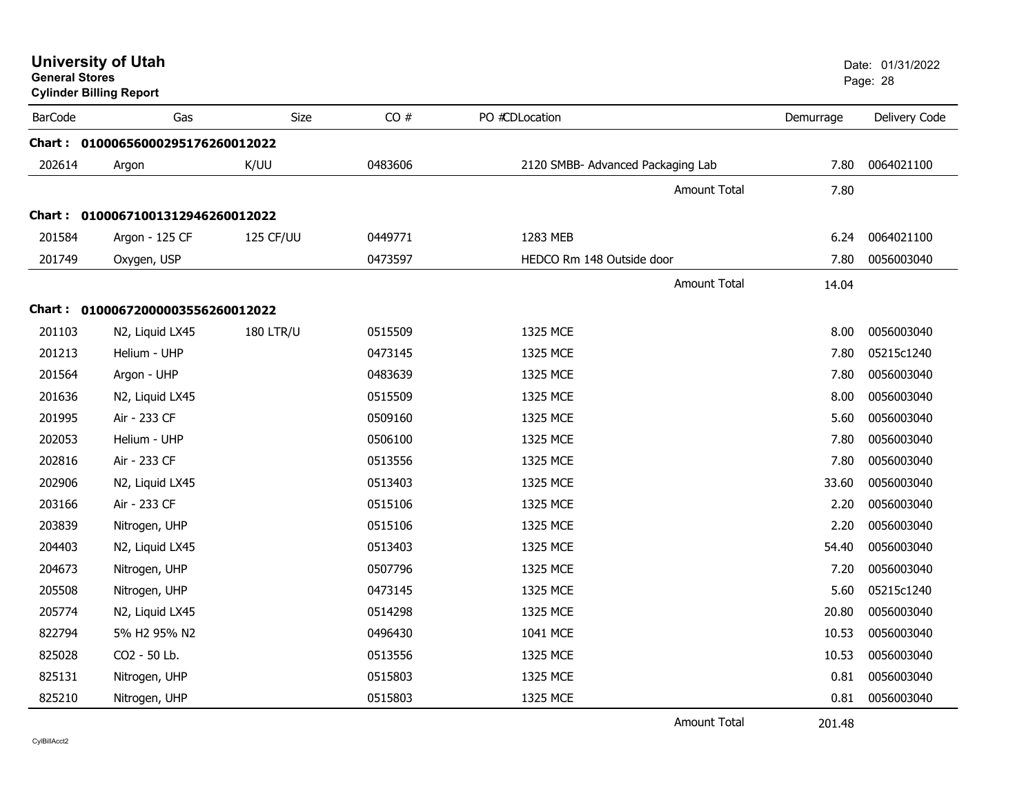# University of Utah

**General Stores**

**Cylinder Billing Report**

Date: 01/31/2022

| BarCode | Gas | Size | CO # | PO #CDLocation | Demurrage | Delivery Code |
|---|---|---|---|---|---|---|
| **Chart : 01000656000295176260012022** | | | | | | |
| 202614 | Argon | K/UU | 0483606 | 2120 SMBB- Advanced Packaging Lab | 7.80 | 0064021100 |
| | | | | Amount Total | 7.80 | |
| **Chart : 01000671001312946260012022** | | | | | | |
| 201584 | Argon - 125 CF | 125 CF/UU | 0449771 | 1283 MEB | 6.24 | 0064021100 |
| 201749 | Oxygen, USP | | 0473597 | HEDCO Rm 148 Outside door | 7.80 | 0056003040 |
| | | | | Amount Total | 14.04 | |
| **Chart : 01000672000003556260012022** | | | | | | |
| 201103 | N2, Liquid LX45 | 180 LTR/U | 0515509 | 1325 MCE | 8.00 | 0056003040 |
| 201213 | Helium - UHP | | 0473145 | 1325 MCE | 7.80 | 05215c1240 |
| 201564 | Argon - UHP | | 0483639 | 1325 MCE | 7.80 | 0056003040 |
| 201636 | N2, Liquid LX45 | | 0515509 | 1325 MCE | 8.00 | 0056003040 |
| 201995 | Air - 233 CF | | 0509160 | 1325 MCE | 5.60 | 0056003040 |
| 202053 | Helium - UHP | | 0506100 | 1325 MCE | 7.80 | 0056003040 |
| 202816 | Air - 233 CF | | 0513556 | 1325 MCE | 7.80 | 0056003040 |
| 202906 | N2, Liquid LX45 | | 0513403 | 1325 MCE | 33.60 | 0056003040 |
| 203166 | Air - 233 CF | | 0515106 | 1325 MCE | 2.20 | 0056003040 |
| 203839 | Nitrogen, UHP | | 0515106 | 1325 MCE | 2.20 | 0056003040 |
| 204403 | N2, Liquid LX45 | | 0513403 | 1325 MCE | 54.40 | 0056003040 |
| 204673 | Nitrogen, UHP | | 0507796 | 1325 MCE | 7.20 | 0056003040 |
| 205508 | Nitrogen, UHP | | 0473145 | 1325 MCE | 5.60 | 05215c1240 |
| 205774 | N2, Liquid LX45 | | 0514298 | 1325 MCE | 20.80 | 0056003040 |
| 822794 | 5% H2 95% N2 | | 0496430 | 1041 MCE | 10.53 | 0056003040 |
| 825028 | CO2 - 50 Lb. | | 0513556 | 1325 MCE | 10.53 | 0056003040 |
| 825131 | Nitrogen, UHP | | 0515803 | 1325 MCE | 0.81 | 0056003040 |
| 825210 | Nitrogen, UHP | | 0515803 | 1325 MCE | 0.81 | 0056003040 |
| | | | | Amount Total | 201.48 | |

CylBillAcct2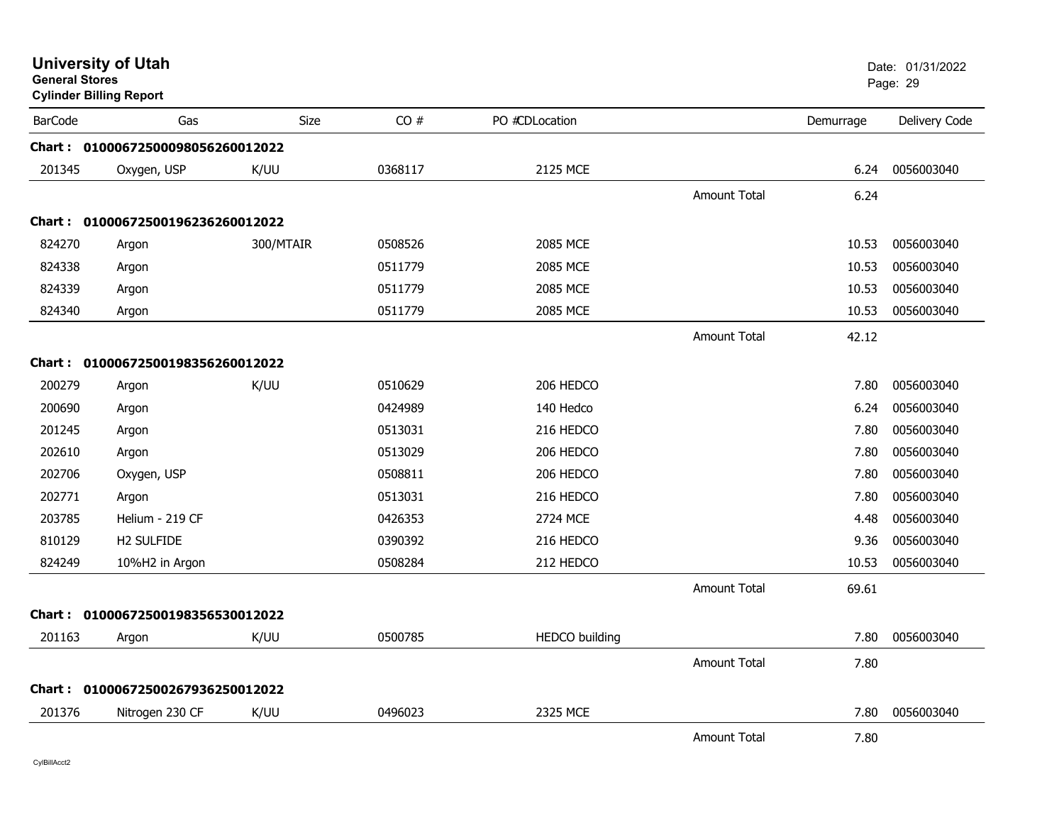# University of Utah

**General Stores**

**Cylinder Billing Report**

Date: 01/31/2022

| BarCode | Gas | Size | CO # | PO #CDLocation | | Demurrage | Delivery Code |
|---|---|---|---|---|---|---|---|
| **Chart :** | **01000672500098056260012022** | | | | | | |
| 201345 | Oxygen, USP | K/UU | 0368117 | 2125 MCE | | 6.24 | 0056003040 |
| | | | | | Amount Total | 6.24 | |
| **Chart :** | **01000672500196236260012022** | | | | | | |
| 824270 | Argon | 300/MTAIR | 0508526 | 2085 MCE | | 10.53 | 0056003040 |
| 824338 | Argon | | 0511779 | 2085 MCE | | 10.53 | 0056003040 |
| 824339 | Argon | | 0511779 | 2085 MCE | | 10.53 | 0056003040 |
| 824340 | Argon | | 0511779 | 2085 MCE | | 10.53 | 0056003040 |
| | | | | | Amount Total | 42.12 | |
| **Chart :** | **01000672500198356260012022** | | | | | | |
| 200279 | Argon | K/UU | 0510629 | 206 HEDCO | | 7.80 | 0056003040 |
| 200690 | Argon | | 0424989 | 140 Hedco | | 6.24 | 0056003040 |
| 201245 | Argon | | 0513031 | 216 HEDCO | | 7.80 | 0056003040 |
| 202610 | Argon | | 0513029 | 206 HEDCO | | 7.80 | 0056003040 |
| 202706 | Oxygen, USP | | 0508811 | 206 HEDCO | | 7.80 | 0056003040 |
| 202771 | Argon | | 0513031 | 216 HEDCO | | 7.80 | 0056003040 |
| 203785 | Helium - 219 CF | | 0426353 | 2724 MCE | | 4.48 | 0056003040 |
| 810129 | H2 SULFIDE | | 0390392 | 216 HEDCO | | 9.36 | 0056003040 |
| 824249 | 10%H2 in Argon | | 0508284 | 212 HEDCO | | 10.53 | 0056003040 |
| | | | | | Amount Total | 69.61 | |
| **Chart :** | **01000672500198356530012022** | | | | | | |
| 201163 | Argon | K/UU | 0500785 | HEDCO building | | 7.80 | 0056003040 |
| | | | | | Amount Total | 7.80 | |
| **Chart :** | **01000672500267936250012022** | | | | | | |
| 201376 | Nitrogen 230 CF | K/UU | 0496023 | 2325 MCE | | 7.80 | 0056003040 |
| | | | | | Amount Total | 7.80 | |

CylBillAcct2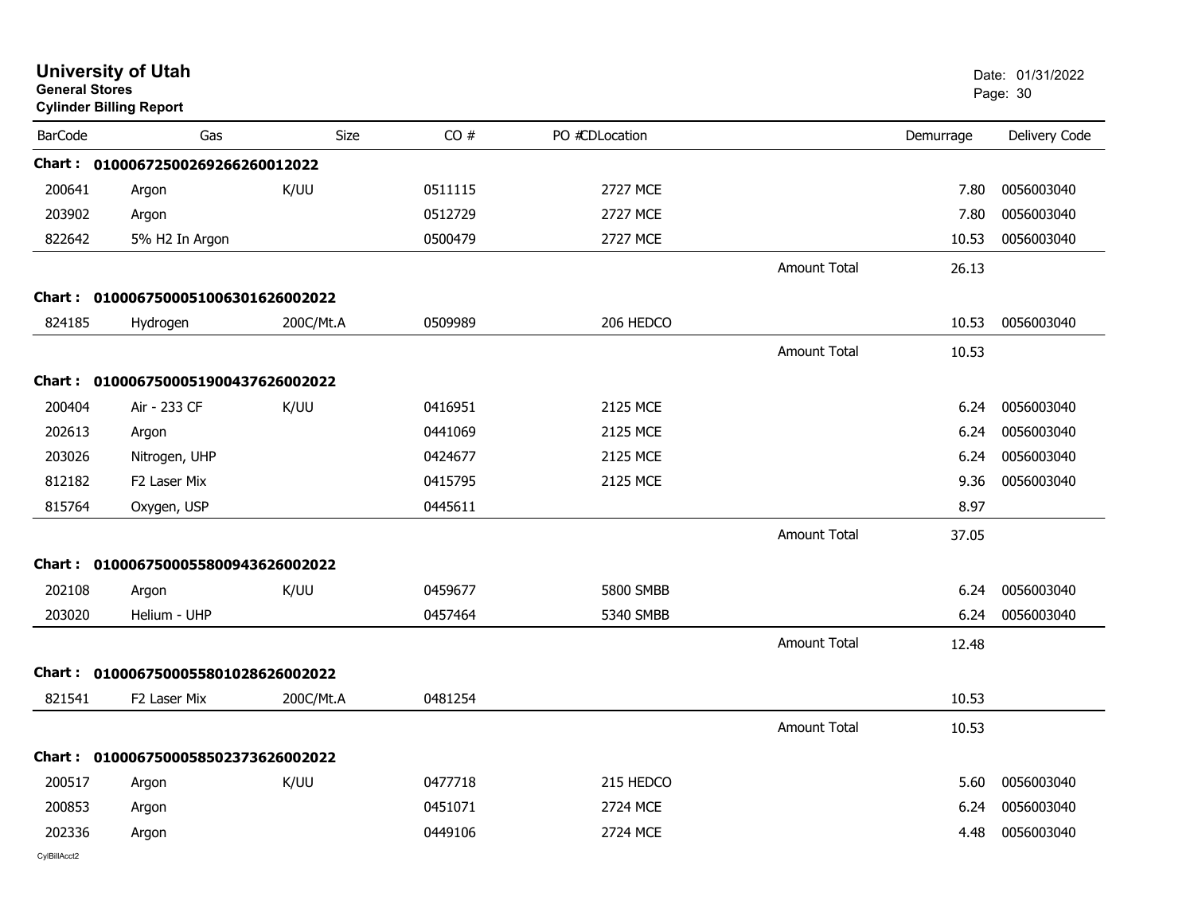**University of Utah**
**General Stores**
**Cylinder Billing Report**

Date: 01/31/2022

| BarCode | Gas | Size | CO # | PO #CDLocation | | Demurrage | Delivery Code |
|---|---|---|---|---|---|---|---|
| **Chart :** | **0100067250026926626001 2022** | | | | | | |
| 200641 | Argon | K/UU | 0511115 | 2727 MCE | | 7.80 | 0056003040 |
| 203902 | Argon | | 0512729 | 2727 MCE | | 7.80 | 0056003040 |
| 822642 | 5% H2 In Argon | | 0500479 | 2727 MCE | | 10.53 | 0056003040 |
| | | | | | Amount Total | 26.13 | |
| **Chart :** | **01000675000510063016260020 22** | | | | | | |
| 824185 | Hydrogen | 200C/Mt.A | 0509989 | 206 HEDCO | | 10.53 | 0056003040 |
| | | | | | Amount Total | 10.53 | |
| **Chart :** | **0100067500051900437626002022** | | | | | | |
| 200404 | Air - 233 CF | K/UU | 0416951 | 2125 MCE | | 6.24 | 0056003040 |
| 202613 | Argon | | 0441069 | 2125 MCE | | 6.24 | 0056003040 |
| 203026 | Nitrogen, UHP | | 0424677 | 2125 MCE | | 6.24 | 0056003040 |
| 812182 | F2 Laser Mix | | 0415795 | 2125 MCE | | 9.36 | 0056003040 |
| 815764 | Oxygen, USP | | 0445611 | | | 8.97 | |
| | | | | | Amount Total | 37.05 | |
| **Chart :** | **0100067500055800943626002022** | | | | | | |
| 202108 | Argon | K/UU | 0459677 | 5800 SMBB | | 6.24 | 0056003040 |
| 203020 | Helium - UHP | | 0457464 | 5340 SMBB | | 6.24 | 0056003040 |
| | | | | | Amount Total | 12.48 | |
| **Chart :** | **0100067500055801028626002022** | | | | | | |
| 821541 | F2 Laser Mix | 200C/Mt.A | 0481254 | | | 10.53 | |
| | | | | | Amount Total | 10.53 | |
| **Chart :** | **0100067500058502373626002022** | | | | | | |
| 200517 | Argon | K/UU | 0477718 | 215 HEDCO | | 5.60 | 0056003040 |
| 200853 | Argon | | 0451071 | 2724 MCE | | 6.24 | 0056003040 |
| 202336 | Argon | | 0449106 | 2724 MCE | | 4.48 | 0056003040 |

CylBillAcct2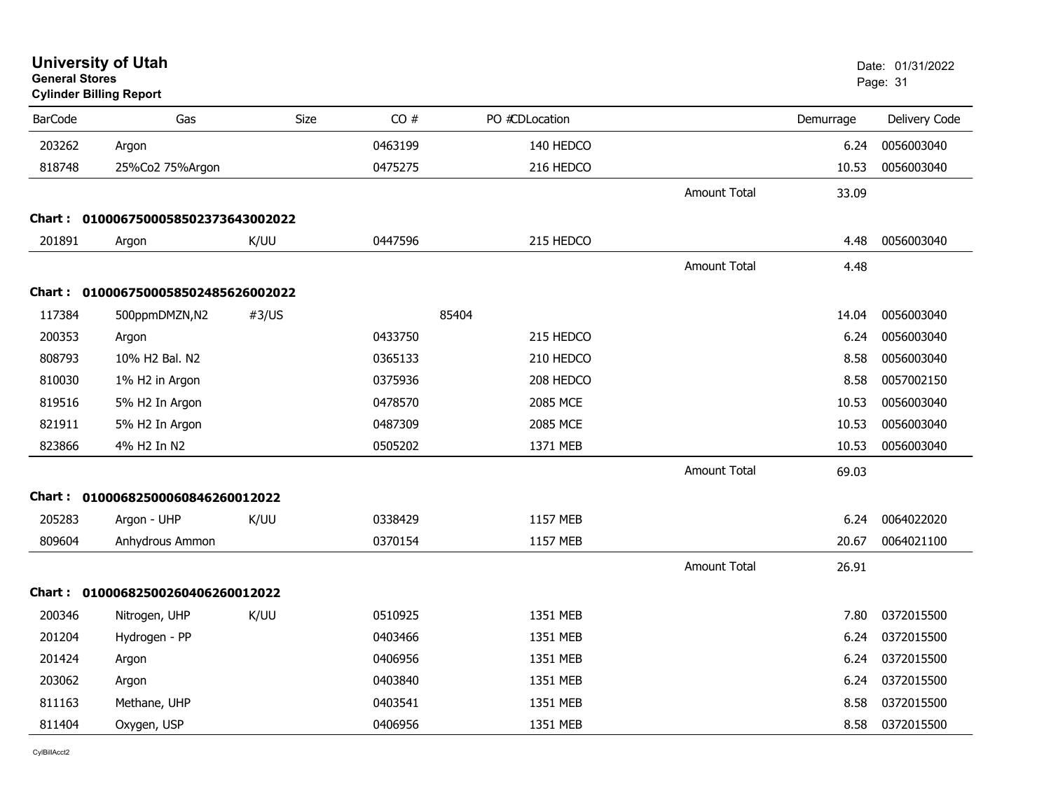# University of Utah

**General Stores**

**Cylinder Billing Report**

Date: 01/31/2022

| BarCode | Gas | Size | CO # | PO # | CDLocation | | Demurrage | Delivery Code |
|---|---|---|---|---|---|---|---|---|
| 203262 | Argon | | 0463199 | | 140 HEDCO | | 6.24 | 0056003040 |
| 818748 | 25%Co2 75%Argon | | 0475275 | | 216 HEDCO | | 10.53 | 0056003040 |
| | | | | | | Amount Total | 33.09 | |
| **Chart :** | **0100067500058502373643002022** | | | | | | | |
| 201891 | Argon | K/UU | 0447596 | | 215 HEDCO | | 4.48 | 0056003040 |
| | | | | | | Amount Total | 4.48 | |
| **Chart :** | **0100067500058502485626002022** | | | | | | | |
| 117384 | 500ppmDMZN,N2 | #3/US | | 85404 | | | 14.04 | 0056003040 |
| 200353 | Argon | | 0433750 | | 215 HEDCO | | 6.24 | 0056003040 |
| 808793 | 10% H2 Bal. N2 | | 0365133 | | 210 HEDCO | | 8.58 | 0056003040 |
| 810030 | 1% H2 in Argon | | 0375936 | | 208 HEDCO | | 8.58 | 0057002150 |
| 819516 | 5% H2 In Argon | | 0478570 | | 2085 MCE | | 10.53 | 0056003040 |
| 821911 | 5% H2 In Argon | | 0487309 | | 2085 MCE | | 10.53 | 0056003040 |
| 823866 | 4% H2 In N2 | | 0505202 | | 1371 MEB | | 10.53 | 0056003040 |
| | | | | | | Amount Total | 69.03 | |
| **Chart :** | **0100068250006084626001 2022** | | | | | | | |
| 205283 | Argon - UHP | K/UU | 0338429 | | 1157 MEB | | 6.24 | 0064022020 |
| 809604 | Anhydrous Ammon | | 0370154 | | 1157 MEB | | 20.67 | 0064021100 |
| | | | | | | Amount Total | 26.91 | |
| **Chart :** | **0100068250026040626001 2022** | | | | | | | |
| 200346 | Nitrogen, UHP | K/UU | 0510925 | | 1351 MEB | | 7.80 | 0372015500 |
| 201204 | Hydrogen - PP | | 0403466 | | 1351 MEB | | 6.24 | 0372015500 |
| 201424 | Argon | | 0406956 | | 1351 MEB | | 6.24 | 0372015500 |
| 203062 | Argon | | 0403840 | | 1351 MEB | | 6.24 | 0372015500 |
| 811163 | Methane, UHP | | 0403541 | | 1351 MEB | | 8.58 | 0372015500 |
| 811404 | Oxygen, USP | | 0406956 | | 1351 MEB | | 8.58 | 0372015500 |

CylBillAcct2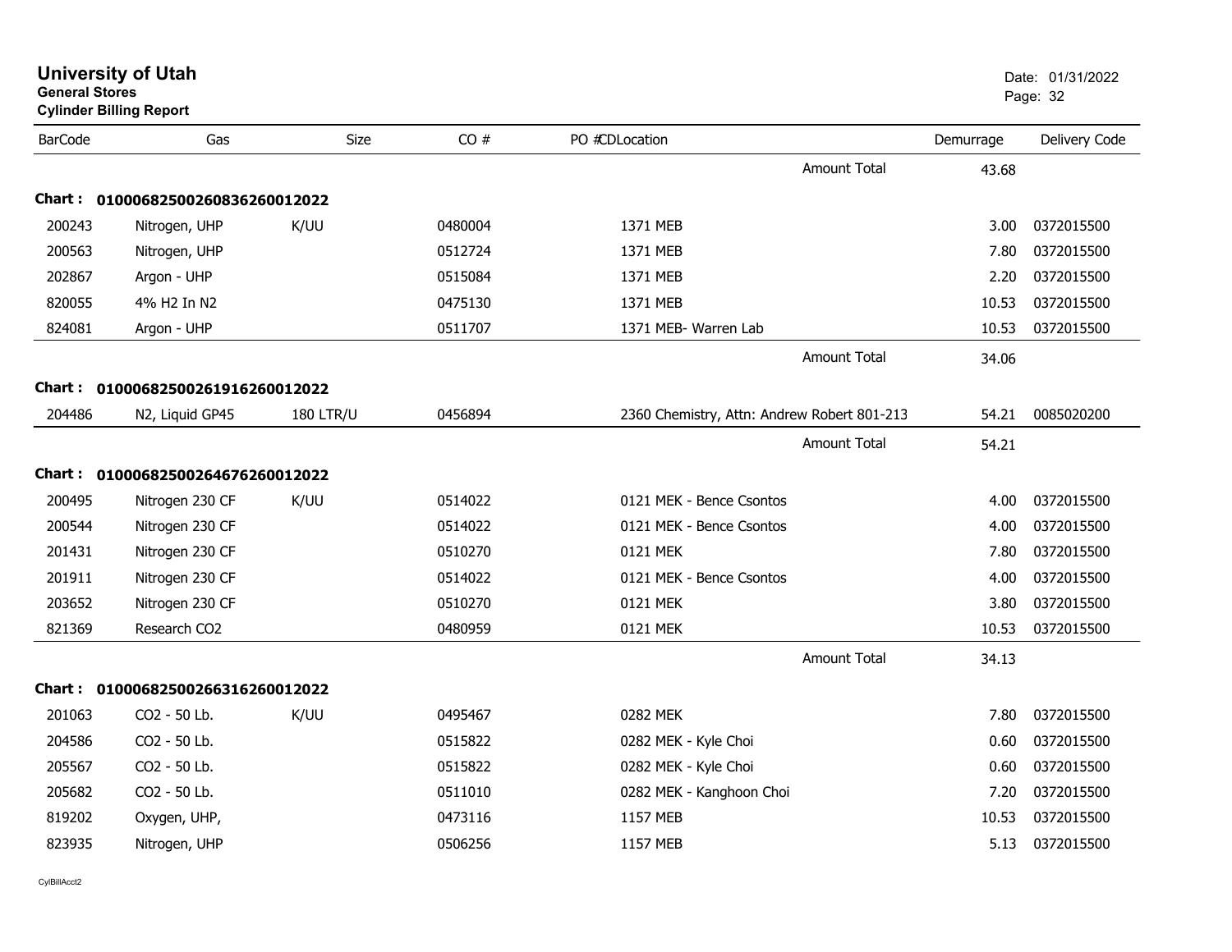# University of Utah

**General Stores**

**Cylinder Billing Report**

Date: 01/31/2022

| BarCode | Gas | Size | CO # | PO # | CD | Location | Demurrage | Delivery Code |
|---|---|---|---|---|---|---|---|---|
| | | | | | | Amount Total | 43.68 | |
| **Chart :** | **01000682500260836260012022** | | | | | | | |
| 200243 | Nitrogen, UHP | K/UU | 0480004 | | | 1371 MEB | 3.00 | 0372015500 |
| 200563 | Nitrogen, UHP | | 0512724 | | | 1371 MEB | 7.80 | 0372015500 |
| 202867 | Argon - UHP | | 0515084 | | | 1371 MEB | 2.20 | 0372015500 |
| 820055 | 4% H2 In N2 | | 0475130 | | | 1371 MEB | 10.53 | 0372015500 |
| 824081 | Argon - UHP | | 0511707 | | | 1371 MEB- Warren Lab | 10.53 | 0372015500 |
| | | | | | | Amount Total | 34.06 | |
| **Chart :** | **01000682500261916260012022** | | | | | | | |
| 204486 | N2, Liquid GP45 | 180 LTR/U | 0456894 | | | 2360 Chemistry, Attn: Andrew Robert 801-213 | 54.21 | 0085020200 |
| | | | | | | Amount Total | 54.21 | |
| **Chart :** | **01000682500264676260012022** | | | | | | | |
| 200495 | Nitrogen 230 CF | K/UU | 0514022 | | | 0121 MEK - Bence Csontos | 4.00 | 0372015500 |
| 200544 | Nitrogen 230 CF | | 0514022 | | | 0121 MEK - Bence Csontos | 4.00 | 0372015500 |
| 201431 | Nitrogen 230 CF | | 0510270 | | | 0121 MEK | 7.80 | 0372015500 |
| 201911 | Nitrogen 230 CF | | 0514022 | | | 0121 MEK - Bence Csontos | 4.00 | 0372015500 |
| 203652 | Nitrogen 230 CF | | 0510270 | | | 0121 MEK | 3.80 | 0372015500 |
| 821369 | Research CO2 | | 0480959 | | | 0121 MEK | 10.53 | 0372015500 |
| | | | | | | Amount Total | 34.13 | |
| **Chart :** | **01000682500266316260012022** | | | | | | | |
| 201063 | CO2 - 50 Lb. | K/UU | 0495467 | | | 0282 MEK | 7.80 | 0372015500 |
| 204586 | CO2 - 50 Lb. | | 0515822 | | | 0282 MEK - Kyle Choi | 0.60 | 0372015500 |
| 205567 | CO2 - 50 Lb. | | 0515822 | | | 0282 MEK - Kyle Choi | 0.60 | 0372015500 |
| 205682 | CO2 - 50 Lb. | | 0511010 | | | 0282 MEK - Kanghoon Choi | 7.20 | 0372015500 |
| 819202 | Oxygen, UHP, | | 0473116 | | | 1157 MEB | 10.53 | 0372015500 |
| 823935 | Nitrogen, UHP | | 0506256 | | | 1157 MEB | 5.13 | 0372015500 |

CylBillAcct2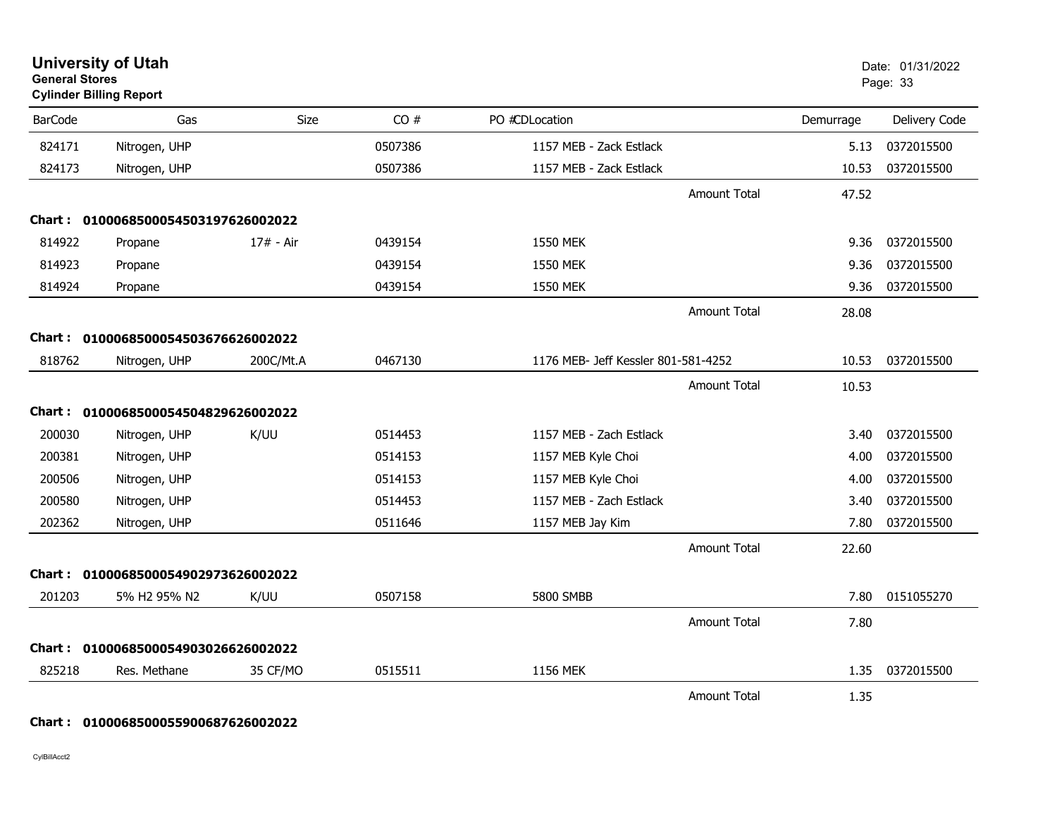# University of Utah

**General Stores**

**Cylinder Billing Report**

Date: 01/31/2022

| BarCode | Gas | Size | CO # | PO # | CDLocation | Demurrage | Delivery Code |
|---|---|---|---|---|---|---|---|
| 824171 | Nitrogen, UHP | | 0507386 | | 1157 MEB - Zack Estlack | 5.13 | 0372015500 |
| 824173 | Nitrogen, UHP | | 0507386 | | 1157 MEB - Zack Estlack | 10.53 | 0372015500 |
| | | | | | Amount Total | 47.52 | |
| **Chart :** | **01000685000545031976260020​22** | | | | | | |
| 814922 | Propane | 17# - Air | 0439154 | | 1550 MEK | 9.36 | 0372015500 |
| 814923 | Propane | | 0439154 | | 1550 MEK | 9.36 | 0372015500 |
| 814924 | Propane | | 0439154 | | 1550 MEK | 9.36 | 0372015500 |
| | | | | | Amount Total | 28.08 | |
| **Chart :** | **0100068500054503676626002022** | | | | | | |
| 818762 | Nitrogen, UHP | 200C/Mt.A | 0467130 | | 1176 MEB- Jeff Kessler 801-581-4252 | 10.53 | 0372015500 |
| | | | | | Amount Total | 10.53 | |
| **Chart :** | **0100068500054504829626002022** | | | | | | |
| 200030 | Nitrogen, UHP | K/UU | 0514453 | | 1157 MEB - Zach Estlack | 3.40 | 0372015500 |
| 200381 | Nitrogen, UHP | | 0514153 | | 1157 MEB Kyle Choi | 4.00 | 0372015500 |
| 200506 | Nitrogen, UHP | | 0514153 | | 1157 MEB Kyle Choi | 4.00 | 0372015500 |
| 200580 | Nitrogen, UHP | | 0514453 | | 1157 MEB - Zach Estlack | 3.40 | 0372015500 |
| 202362 | Nitrogen, UHP | | 0511646 | | 1157 MEB Jay Kim | 7.80 | 0372015500 |
| | | | | | Amount Total | 22.60 | |
| **Chart :** | **0100068500054902973626002022** | | | | | | |
| 201203 | 5% H2 95% N2 | K/UU | 0507158 | | 5800 SMBB | 7.80 | 0151055270 |
| | | | | | Amount Total | 7.80 | |
| **Chart :** | **0100068500054903026626002022** | | | | | | |
| 825218 | Res. Methane | 35 CF/MO | 0515511 | | 1156 MEK | 1.35 | 0372015500 |
| | | | | | Amount Total | 1.35 | |
| **Chart :** | **0100068500055900687626002022** | | | | | | |

CylBillAcct2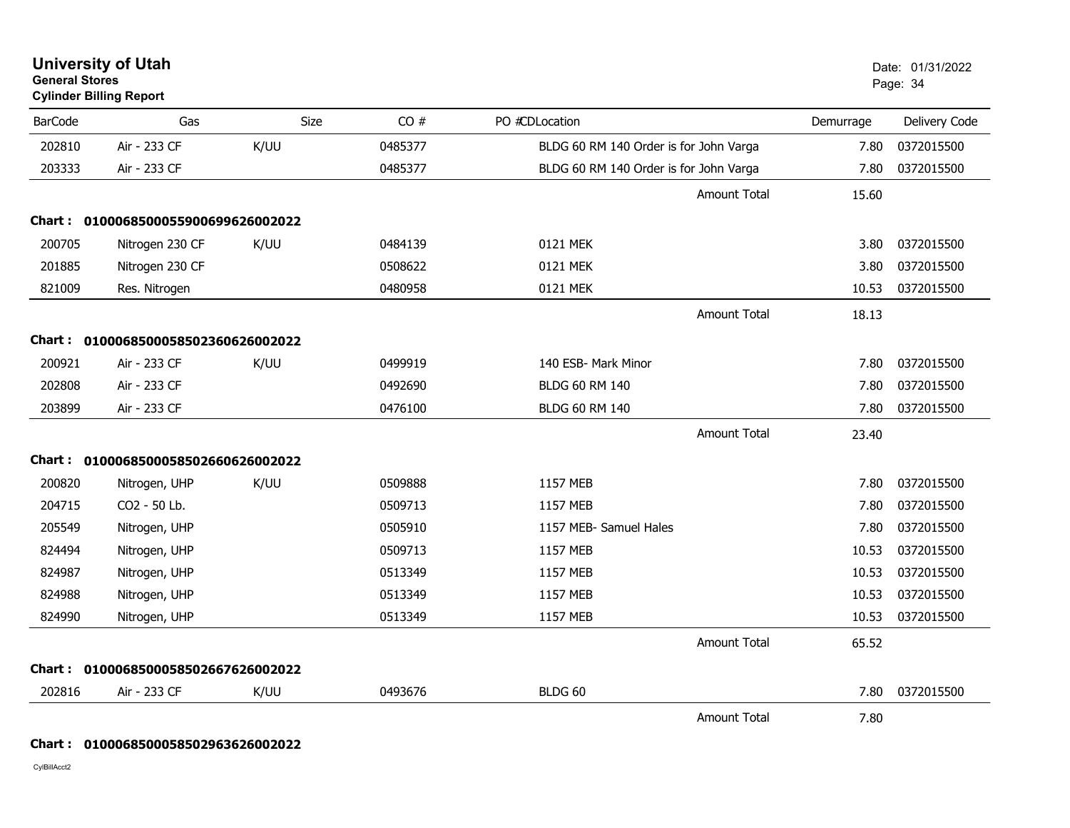# University of Utah
**General Stores**
**Cylinder Billing Report**

Date: 01/31/2022

| BarCode | Gas | Size | CO # | PO # | CDLocation | Demurrage | Delivery Code |
|---|---|---|---|---|---|---|---|
| 202810 | Air - 233 CF | K/UU | 0485377 | | BLDG 60 RM 140 Order is for John Varga | 7.80 | 0372015500 |
| 203333 | Air - 233 CF | | 0485377 | | BLDG 60 RM 140 Order is for John Varga | 7.80 | 0372015500 |
| | | | | | Amount Total | 15.60 | |
| **Chart : 01000685000559006996260002022** | | | | | | | |
| 200705 | Nitrogen 230 CF | K/UU | 0484139 | | 0121 MEK | 3.80 | 0372015500 |
| 201885 | Nitrogen 230 CF | | 0508622 | | 0121 MEK | 3.80 | 0372015500 |
| 821009 | Res. Nitrogen | | 0480958 | | 0121 MEK | 10.53 | 0372015500 |
| | | | | | Amount Total | 18.13 | |
| **Chart : 01000685000585023606260002022** | | | | | | | |
| 200921 | Air - 233 CF | K/UU | 0499919 | | 140 ESB- Mark Minor | 7.80 | 0372015500 |
| 202808 | Air - 233 CF | | 0492690 | | BLDG 60 RM 140 | 7.80 | 0372015500 |
| 203899 | Air - 233 CF | | 0476100 | | BLDG 60 RM 140 | 7.80 | 0372015500 |
| | | | | | Amount Total | 23.40 | |
| **Chart : 01000685000585026606260002022** | | | | | | | |
| 200820 | Nitrogen, UHP | K/UU | 0509888 | | 1157 MEB | 7.80 | 0372015500 |
| 204715 | CO2 - 50 Lb. | | 0509713 | | 1157 MEB | 7.80 | 0372015500 |
| 205549 | Nitrogen, UHP | | 0505910 | | 1157 MEB- Samuel Hales | 7.80 | 0372015500 |
| 824494 | Nitrogen, UHP | | 0509713 | | 1157 MEB | 10.53 | 0372015500 |
| 824987 | Nitrogen, UHP | | 0513349 | | 1157 MEB | 10.53 | 0372015500 |
| 824988 | Nitrogen, UHP | | 0513349 | | 1157 MEB | 10.53 | 0372015500 |
| 824990 | Nitrogen, UHP | | 0513349 | | 1157 MEB | 10.53 | 0372015500 |
| | | | | | Amount Total | 65.52 | |
| **Chart : 01000685000585026676260002022** | | | | | | | |
| 202816 | Air - 233 CF | K/UU | 0493676 | | BLDG 60 | 7.80 | 0372015500 |
| | | | | | Amount Total | 7.80 | |
| **Chart : 01000685000585029636260002022** | | | | | | | |

CylBillAcct2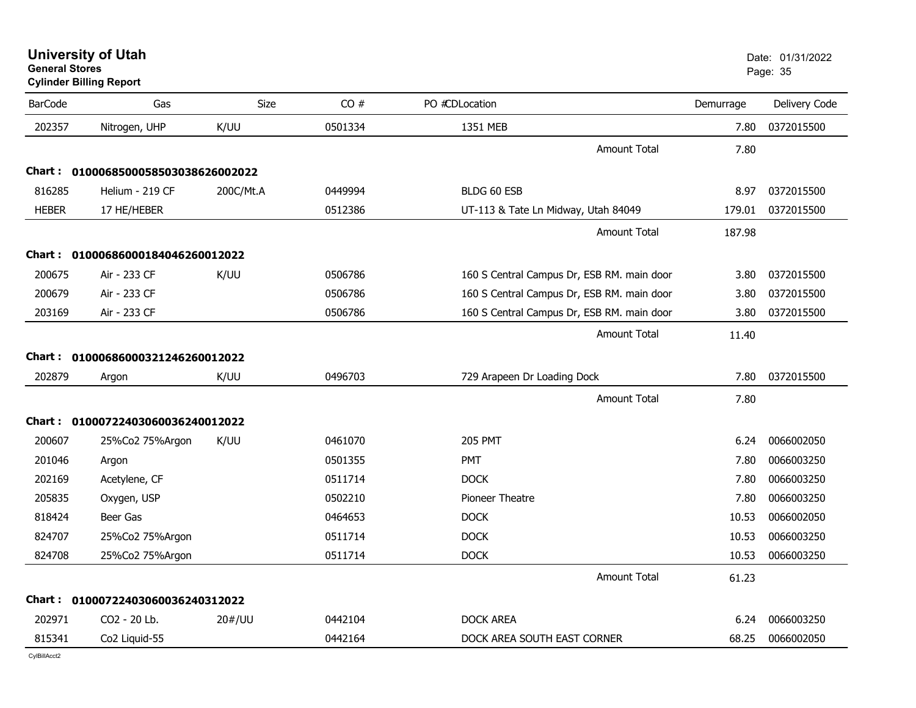# University of Utah

**General Stores**

**Cylinder Billing Report**

Date: 01/31/2022

| BarCode | Gas | Size | CO # | PO # | CD | Location | Demurrage | Delivery Code |
|---|---|---|---|---|---|---|---|---|
| 202357 | Nitrogen, UHP | K/UU | 0501334 | | | 1351 MEB | 7.80 | 0372015500 |
| | | | | | | Amount Total | 7.80 | |
| **Chart : 01000685000585030386260022022** | | | | | | | | |
| 816285 | Helium - 219 CF | 200C/Mt.A | 0449994 | | | BLDG 60 ESB | 8.97 | 0372015500 |
| HEBER | 17 HE/HEBER | | 0512386 | | | UT-113 & Tate Ln Midway, Utah 84049 | 179.01 | 0372015500 |
| | | | | | | Amount Total | 187.98 | |
| **Chart : 01000686000184046260012022** | | | | | | | | |
| 200675 | Air - 233 CF | K/UU | 0506786 | | | 160 S Central Campus Dr, ESB RM. main door | 3.80 | 0372015500 |
| 200679 | Air - 233 CF | | 0506786 | | | 160 S Central Campus Dr, ESB RM. main door | 3.80 | 0372015500 |
| 203169 | Air - 233 CF | | 0506786 | | | 160 S Central Campus Dr, ESB RM. main door | 3.80 | 0372015500 |
| | | | | | | Amount Total | 11.40 | |
| **Chart : 01000686000321246260012022** | | | | | | | | |
| 202879 | Argon | K/UU | 0496703 | | | 729 Arapeen Dr Loading Dock | 7.80 | 0372015500 |
| | | | | | | Amount Total | 7.80 | |
| **Chart : 01000722403060036240012022** | | | | | | | | |
| 200607 | 25%Co2 75%Argon | K/UU | 0461070 | | | 205 PMT | 6.24 | 0066002050 |
| 201046 | Argon | | 0501355 | | | PMT | 7.80 | 0066003250 |
| 202169 | Acetylene, CF | | 0511714 | | | DOCK | 7.80 | 0066003250 |
| 205835 | Oxygen, USP | | 0502210 | | | Pioneer Theatre | 7.80 | 0066003250 |
| 818424 | Beer Gas | | 0464653 | | | DOCK | 10.53 | 0066002050 |
| 824707 | 25%Co2 75%Argon | | 0511714 | | | DOCK | 10.53 | 0066003250 |
| 824708 | 25%Co2 75%Argon | | 0511714 | | | DOCK | 10.53 | 0066003250 |
| | | | | | | Amount Total | 61.23 | |
| **Chart : 01000722403060036240312022** | | | | | | | | |
| 202971 | CO2 - 20 Lb. | 20#/UU | 0442104 | | | DOCK AREA | 6.24 | 0066003250 |
| 815341 | Co2 Liquid-55 | | 0442164 | | | DOCK AREA SOUTH EAST CORNER | 68.25 | 0066002050 |

CylBillAcct2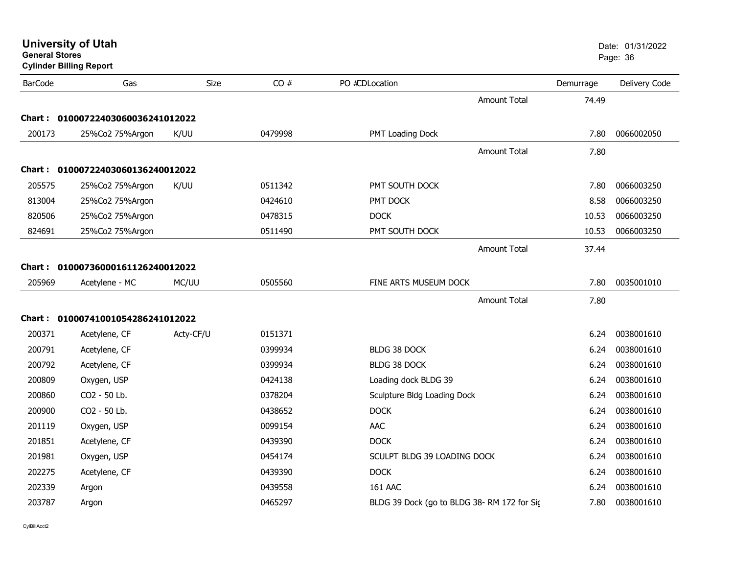# University of Utah

**General Stores**

**Cylinder Billing Report**

Date: 01/31/2022

| BarCode | Gas | Size | CO # | PO #CDLocation | | Demurrage | Delivery Code |
|---|---|---|---|---|---|---|---|
| | | | | | Amount Total | 74.49 | |
| **Chart : 01000722403060036241012022** | | | | | | | |
| 200173 | 25%Co2 75%Argon | K/UU | 0479998 | PMT Loading Dock | | 7.80 | 0066002050 |
| | | | | | Amount Total | 7.80 | |
| **Chart : 01000722403060136240012022** | | | | | | | |
| 205575 | 25%Co2 75%Argon | K/UU | 0511342 | PMT SOUTH DOCK | | 7.80 | 0066003250 |
| 813004 | 25%Co2 75%Argon | | 0424610 | PMT DOCK | | 8.58 | 0066003250 |
| 820506 | 25%Co2 75%Argon | | 0478315 | DOCK | | 10.53 | 0066003250 |
| 824691 | 25%Co2 75%Argon | | 0511490 | PMT SOUTH DOCK | | 10.53 | 0066003250 |
| | | | | | Amount Total | 37.44 | |
| **Chart : 01000736000161126240012022** | | | | | | | |
| 205969 | Acetylene - MC | MC/UU | 0505560 | FINE ARTS MUSEUM DOCK | | 7.80 | 0035001010 |
| | | | | | Amount Total | 7.80 | |
| **Chart : 01000741001054286241012022** | | | | | | | |
| 200371 | Acetylene, CF | Acty-CF/U | 0151371 | | | 6.24 | 0038001610 |
| 200791 | Acetylene, CF | | 0399934 | BLDG 38 DOCK | | 6.24 | 0038001610 |
| 200792 | Acetylene, CF | | 0399934 | BLDG 38 DOCK | | 6.24 | 0038001610 |
| 200809 | Oxygen, USP | | 0424138 | Loading dock BLDG 39 | | 6.24 | 0038001610 |
| 200860 | CO2 - 50 Lb. | | 0378204 | Sculpture Bldg Loading Dock | | 6.24 | 0038001610 |
| 200900 | CO2 - 50 Lb. | | 0438652 | DOCK | | 6.24 | 0038001610 |
| 201119 | Oxygen, USP | | 0099154 | AAC | | 6.24 | 0038001610 |
| 201851 | Acetylene, CF | | 0439390 | DOCK | | 6.24 | 0038001610 |
| 201981 | Oxygen, USP | | 0454174 | SCULPT BLDG 39 LOADING DOCK | | 6.24 | 0038001610 |
| 202275 | Acetylene, CF | | 0439390 | DOCK | | 6.24 | 0038001610 |
| 202339 | Argon | | 0439558 | 161 AAC | | 6.24 | 0038001610 |
| 203787 | Argon | | 0465297 | BLDG 39 Dock (go to BLDG 38- RM 172 for Sig | | 7.80 | 0038001610 |

CylBillAcct2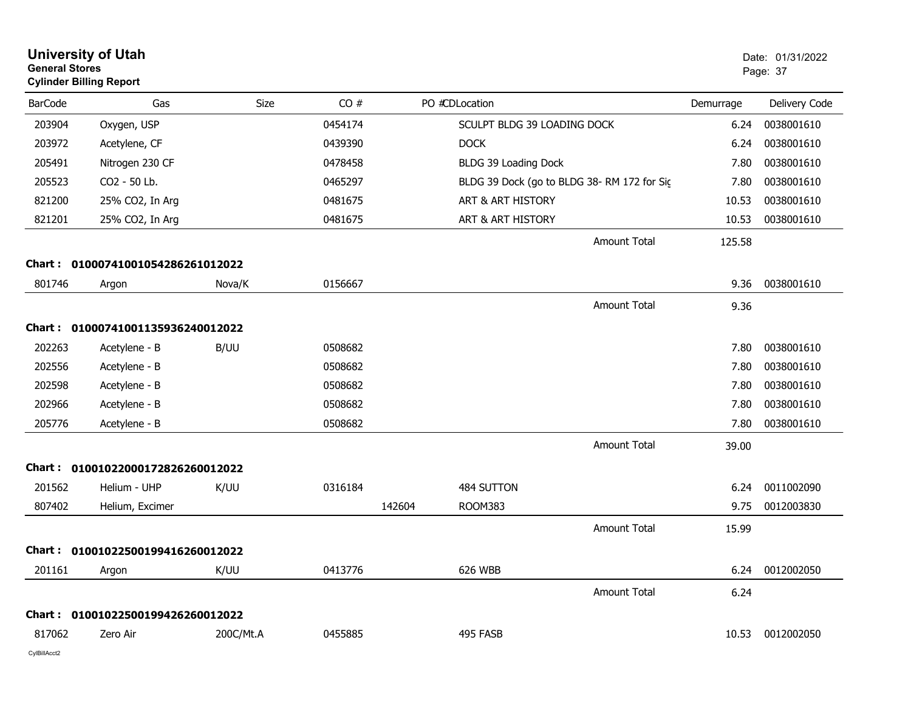# University of Utah

**General Stores**

**Cylinder Billing Report**

Date: 01/31/2022

| BarCode | Gas | Size | CO # | PO # | CD | Location | Demurrage | Delivery Code |
|---|---|---|---|---|---|---|---|---|
| 203904 | Oxygen, USP | | 0454174 | | | SCULPT BLDG 39 LOADING DOCK | 6.24 | 0038001610 |
| 203972 | Acetylene, CF | | 0439390 | | | DOCK | 6.24 | 0038001610 |
| 205491 | Nitrogen 230 CF | | 0478458 | | | BLDG 39 Loading Dock | 7.80 | 0038001610 |
| 205523 | CO2 - 50 Lb. | | 0465297 | | | BLDG 39 Dock (go to BLDG 38- RM 172 for Sig | 7.80 | 0038001610 |
| 821200 | 25% CO2, In Arg | | 0481675 | | | ART & ART HISTORY | 10.53 | 0038001610 |
| 821201 | 25% CO2, In Arg | | 0481675 | | | ART & ART HISTORY | 10.53 | 0038001610 |
| | | | | | | Amount Total | 125.58 | |

**Chart : 01000741001054286261012022**

| BarCode | Gas | Size | CO # | PO # | CD | Location | Demurrage | Delivery Code |
|---|---|---|---|---|---|---|---|---|
| 801746 | Argon | Nova/K | 0156667 | | | | 9.36 | 0038001610 |
| | | | | | | Amount Total | 9.36 | |

**Chart : 01000741001135936240012022**

| BarCode | Gas | Size | CO # | PO # | CD | Location | Demurrage | Delivery Code |
|---|---|---|---|---|---|---|---|---|
| 202263 | Acetylene - B | B/UU | 0508682 | | | | 7.80 | 0038001610 |
| 202556 | Acetylene - B | | 0508682 | | | | 7.80 | 0038001610 |
| 202598 | Acetylene - B | | 0508682 | | | | 7.80 | 0038001610 |
| 202966 | Acetylene - B | | 0508682 | | | | 7.80 | 0038001610 |
| 205776 | Acetylene - B | | 0508682 | | | | 7.80 | 0038001610 |
| | | | | | | Amount Total | 39.00 | |

**Chart : 01001022000172826260012022**

| BarCode | Gas | Size | CO # | PO # | CD | Location | Demurrage | Delivery Code |
|---|---|---|---|---|---|---|---|---|
| 201562 | Helium - UHP | K/UU | 0316184 | | | 484 SUTTON | 6.24 | 0011002090 |
| 807402 | Helium, Excimer | | | 142604 | | ROOM383 | 9.75 | 0012003830 |
| | | | | | | Amount Total | 15.99 | |

**Chart : 01001022500199416260012022**

| BarCode | Gas | Size | CO # | PO # | CD | Location | Demurrage | Delivery Code |
|---|---|---|---|---|---|---|---|---|
| 201161 | Argon | K/UU | 0413776 | | | 626 WBB | 6.24 | 0012002050 |
| | | | | | | Amount Total | 6.24 | |

**Chart : 01001022500199426260012022**

| BarCode | Gas | Size | CO # | PO # | CD | Location | Demurrage | Delivery Code |
|---|---|---|---|---|---|---|---|---|
| 817062 | Zero Air | 200C/Mt.A | 0455885 | | | 495 FASB | 10.53 | 0012002050 |

CylBillAcct2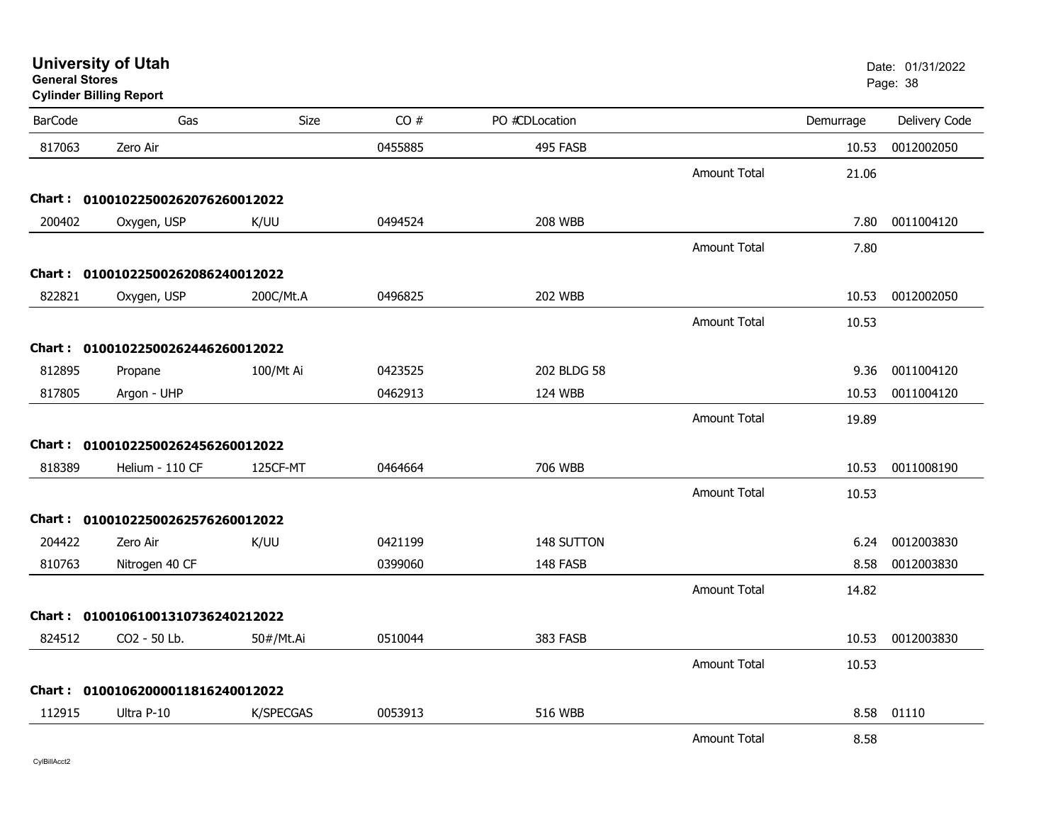# University of Utah

**General Stores**

**Cylinder Billing Report**

Date: 01/31/2022

| BarCode | Gas | Size | CO # | PO #CDLocation | | Demurrage | Delivery Code |
|---|---|---|---|---|---|---|---|
| 817063 | Zero Air | | 0455885 | 495 FASB | | 10.53 | 0012002050 |
| | | | | | Amount Total | 21.06 | |
| **Chart :** | **01001022500262076260012022** | | | | | | |
| 200402 | Oxygen, USP | K/UU | 0494524 | 208 WBB | | 7.80 | 0011004120 |
| | | | | | Amount Total | 7.80 | |
| **Chart :** | **01001022500262086240012022** | | | | | | |
| 822821 | Oxygen, USP | 200C/Mt.A | 0496825 | 202 WBB | | 10.53 | 0012002050 |
| | | | | | Amount Total | 10.53 | |
| **Chart :** | **01001022500262446260012022** | | | | | | |
| 812895 | Propane | 100/Mt Ai | 0423525 | 202 BLDG 58 | | 9.36 | 0011004120 |
| 817805 | Argon - UHP | | 0462913 | 124 WBB | | 10.53 | 0011004120 |
| | | | | | Amount Total | 19.89 | |
| **Chart :** | **01001022500262456260012022** | | | | | | |
| 818389 | Helium - 110 CF | 125CF-MT | 0464664 | 706 WBB | | 10.53 | 0011008190 |
| | | | | | Amount Total | 10.53 | |
| **Chart :** | **01001022500262576260012022** | | | | | | |
| 204422 | Zero Air | K/UU | 0421199 | 148 SUTTON | | 6.24 | 0012003830 |
| 810763 | Nitrogen 40 CF | | 0399060 | 148 FASB | | 8.58 | 0012003830 |
| | | | | | Amount Total | 14.82 | |
| **Chart :** | **01001061001310736240212022** | | | | | | |
| 824512 | CO2 - 50 Lb. | 50#/Mt.Ai | 0510044 | 383 FASB | | 10.53 | 0012003830 |
| | | | | | Amount Total | 10.53 | |
| **Chart :** | **01001062000011816240012022** | | | | | | |
| 112915 | Ultra P-10 | K/SPECGAS | 0053913 | 516 WBB | | 8.58 | 01110 |
| | | | | | Amount Total | 8.58 | |

CylBillAcct2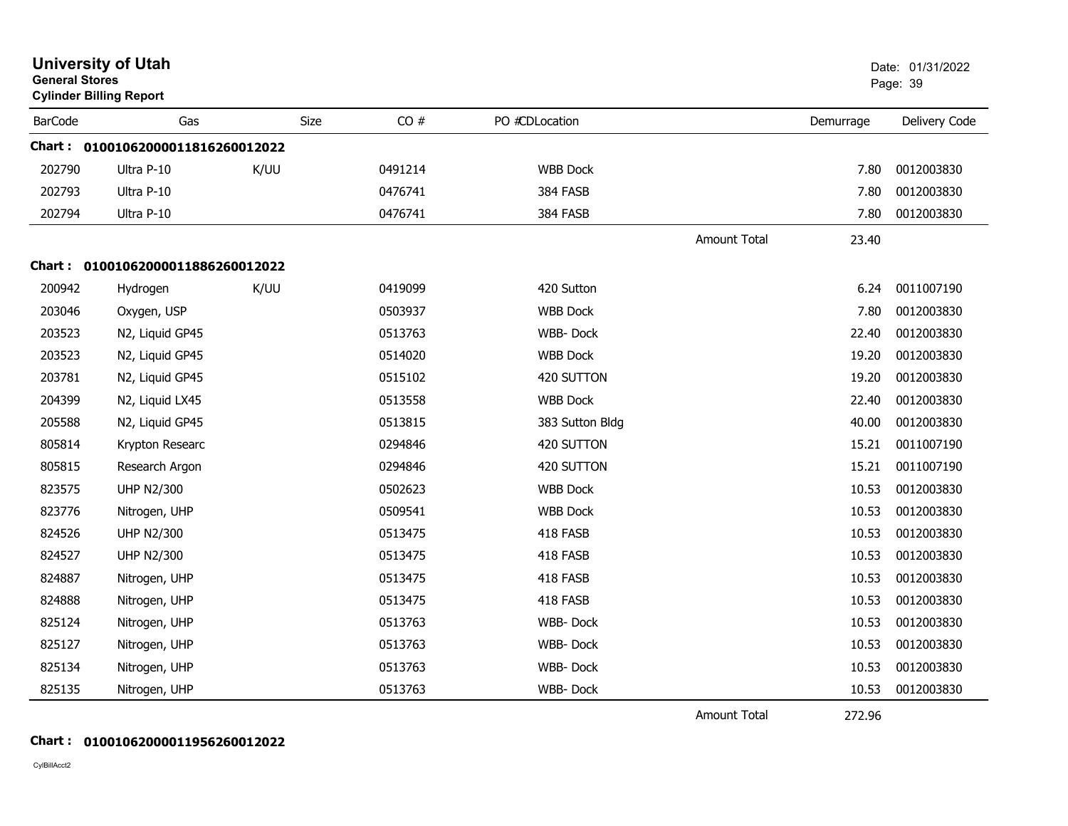# University of Utah

**General Stores**

**Cylinder Billing Report**

Date: 01/31/2022

| BarCode | Gas | Size | CO # | PO #CDLocation | Demurrage | Delivery Code |
|---|---|---|---|---|---|---|
| **Chart : 01001062000011816260012022** | | | | | | |
| 202790 | Ultra P-10 | K/UU | 0491214 | WBB Dock | 7.80 | 0012003830 |
| 202793 | Ultra P-10 | | 0476741 | 384 FASB | 7.80 | 0012003830 |
| 202794 | Ultra P-10 | | 0476741 | 384 FASB | 7.80 | 0012003830 |
| | | | | Amount Total | 23.40 | |
| **Chart : 01001062000011886260012022** | | | | | | |
| 200942 | Hydrogen | K/UU | 0419099 | 420 Sutton | 6.24 | 0011007190 |
| 203046 | Oxygen, USP | | 0503937 | WBB Dock | 7.80 | 0012003830 |
| 203523 | N2, Liquid GP45 | | 0513763 | WBB- Dock | 22.40 | 0012003830 |
| 203523 | N2, Liquid GP45 | | 0514020 | WBB Dock | 19.20 | 0012003830 |
| 203781 | N2, Liquid GP45 | | 0515102 | 420 SUTTON | 19.20 | 0012003830 |
| 204399 | N2, Liquid LX45 | | 0513558 | WBB Dock | 22.40 | 0012003830 |
| 205588 | N2, Liquid GP45 | | 0513815 | 383 Sutton Bldg | 40.00 | 0012003830 |
| 805814 | Krypton Researc | | 0294846 | 420 SUTTON | 15.21 | 0011007190 |
| 805815 | Research Argon | | 0294846 | 420 SUTTON | 15.21 | 0011007190 |
| 823575 | UHP N2/300 | | 0502623 | WBB Dock | 10.53 | 0012003830 |
| 823776 | Nitrogen, UHP | | 0509541 | WBB Dock | 10.53 | 0012003830 |
| 824526 | UHP N2/300 | | 0513475 | 418 FASB | 10.53 | 0012003830 |
| 824527 | UHP N2/300 | | 0513475 | 418 FASB | 10.53 | 0012003830 |
| 824887 | Nitrogen, UHP | | 0513475 | 418 FASB | 10.53 | 0012003830 |
| 824888 | Nitrogen, UHP | | 0513475 | 418 FASB | 10.53 | 0012003830 |
| 825124 | Nitrogen, UHP | | 0513763 | WBB- Dock | 10.53 | 0012003830 |
| 825127 | Nitrogen, UHP | | 0513763 | WBB- Dock | 10.53 | 0012003830 |
| 825134 | Nitrogen, UHP | | 0513763 | WBB- Dock | 10.53 | 0012003830 |
| 825135 | Nitrogen, UHP | | 0513763 | WBB- Dock | 10.53 | 0012003830 |
| | | | | Amount Total | 272.96 | |
| **Chart : 01001062000011956260012022** | | | | | | |

CylBillAcct2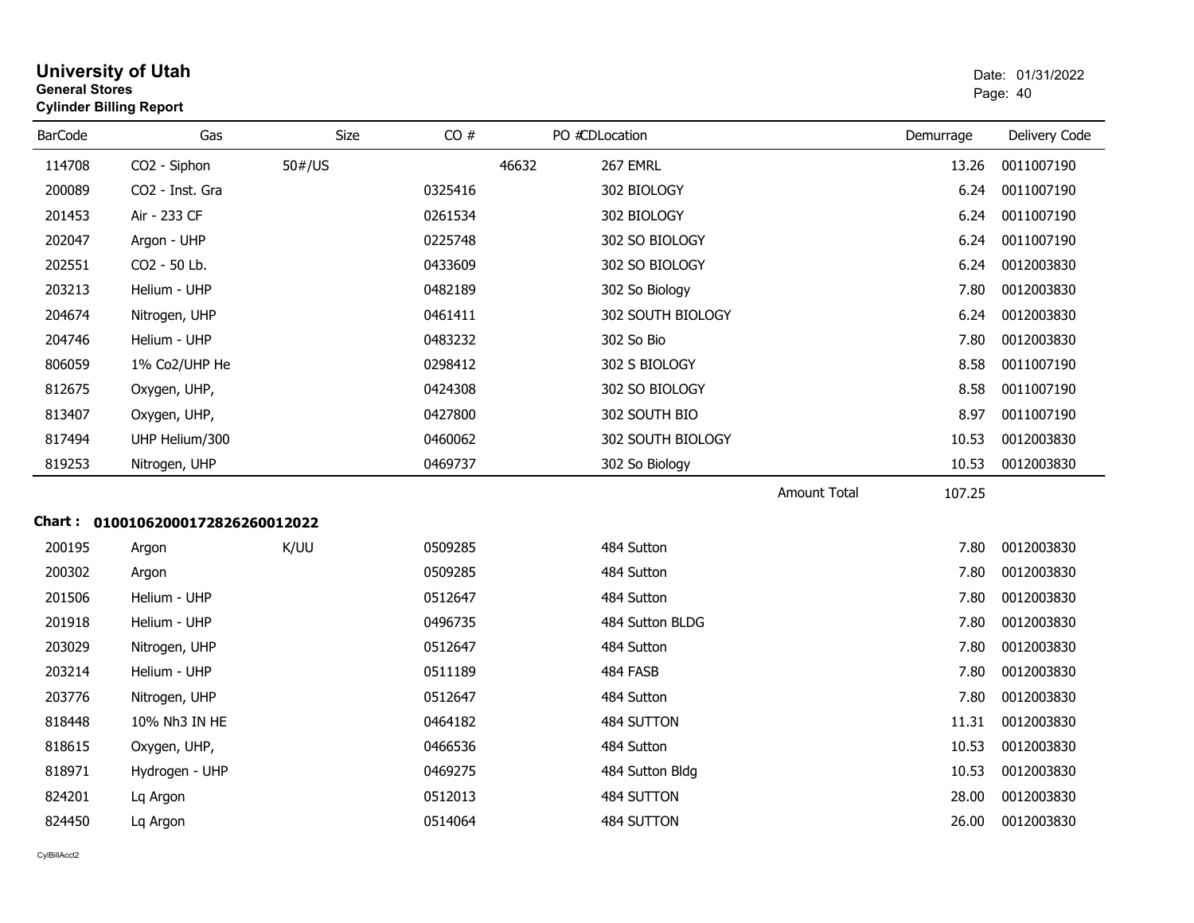# University of Utah

**General Stores**

**Cylinder Billing Report**

Date: 01/31/2022

| BarCode | Gas | Size | CO # | PO # | CDLocation | Demurrage | Delivery Code |
|---|---|---|---|---|---|---|---|
| 114708 | CO2 - Siphon | 50#/US | | 46632 | 267 EMRL | 13.26 | 0011007190 |
| 200089 | CO2 - Inst. Gra | | 0325416 | | 302 BIOLOGY | 6.24 | 0011007190 |
| 201453 | Air - 233 CF | | 0261534 | | 302 BIOLOGY | 6.24 | 0011007190 |
| 202047 | Argon - UHP | | 0225748 | | 302 SO BIOLOGY | 6.24 | 0011007190 |
| 202551 | CO2 - 50 Lb. | | 0433609 | | 302 SO BIOLOGY | 6.24 | 0012003830 |
| 203213 | Helium - UHP | | 0482189 | | 302 So Biology | 7.80 | 0012003830 |
| 204674 | Nitrogen, UHP | | 0461411 | | 302 SOUTH BIOLOGY | 6.24 | 0012003830 |
| 204746 | Helium - UHP | | 0483232 | | 302 So Bio | 7.80 | 0012003830 |
| 806059 | 1% Co2/UHP He | | 0298412 | | 302 S BIOLOGY | 8.58 | 0011007190 |
| 812675 | Oxygen, UHP, | | 0424308 | | 302 SO BIOLOGY | 8.58 | 0011007190 |
| 813407 | Oxygen, UHP, | | 0427800 | | 302 SOUTH BIO | 8.97 | 0011007190 |
| 817494 | UHP Helium/300 | | 0460062 | | 302 SOUTH BIOLOGY | 10.53 | 0012003830 |
| 819253 | Nitrogen, UHP | | 0469737 | | 302 So Biology | 10.53 | 0012003830 |
| | | | | | Amount Total | 107.25 | |

**Chart : 01001062000172826260012022**

| BarCode | Gas | Size | CO # | PO # | CDLocation | Demurrage | Delivery Code |
|---|---|---|---|---|---|---|---|
| 200195 | Argon | K/UU | 0509285 | | 484 Sutton | 7.80 | 0012003830 |
| 200302 | Argon | | 0509285 | | 484 Sutton | 7.80 | 0012003830 |
| 201506 | Helium - UHP | | 0512647 | | 484 Sutton | 7.80 | 0012003830 |
| 201918 | Helium - UHP | | 0496735 | | 484 Sutton BLDG | 7.80 | 0012003830 |
| 203029 | Nitrogen, UHP | | 0512647 | | 484 Sutton | 7.80 | 0012003830 |
| 203214 | Helium - UHP | | 0511189 | | 484 FASB | 7.80 | 0012003830 |
| 203776 | Nitrogen, UHP | | 0512647 | | 484 Sutton | 7.80 | 0012003830 |
| 818448 | 10% Nh3 IN HE | | 0464182 | | 484 SUTTON | 11.31 | 0012003830 |
| 818615 | Oxygen, UHP, | | 0466536 | | 484 Sutton | 10.53 | 0012003830 |
| 818971 | Hydrogen - UHP | | 0469275 | | 484 Sutton Bldg | 10.53 | 0012003830 |
| 824201 | Lq Argon | | 0512013 | | 484 SUTTON | 28.00 | 0012003830 |
| 824450 | Lq Argon | | 0514064 | | 484 SUTTON | 26.00 | 0012003830 |

CylBillAcct2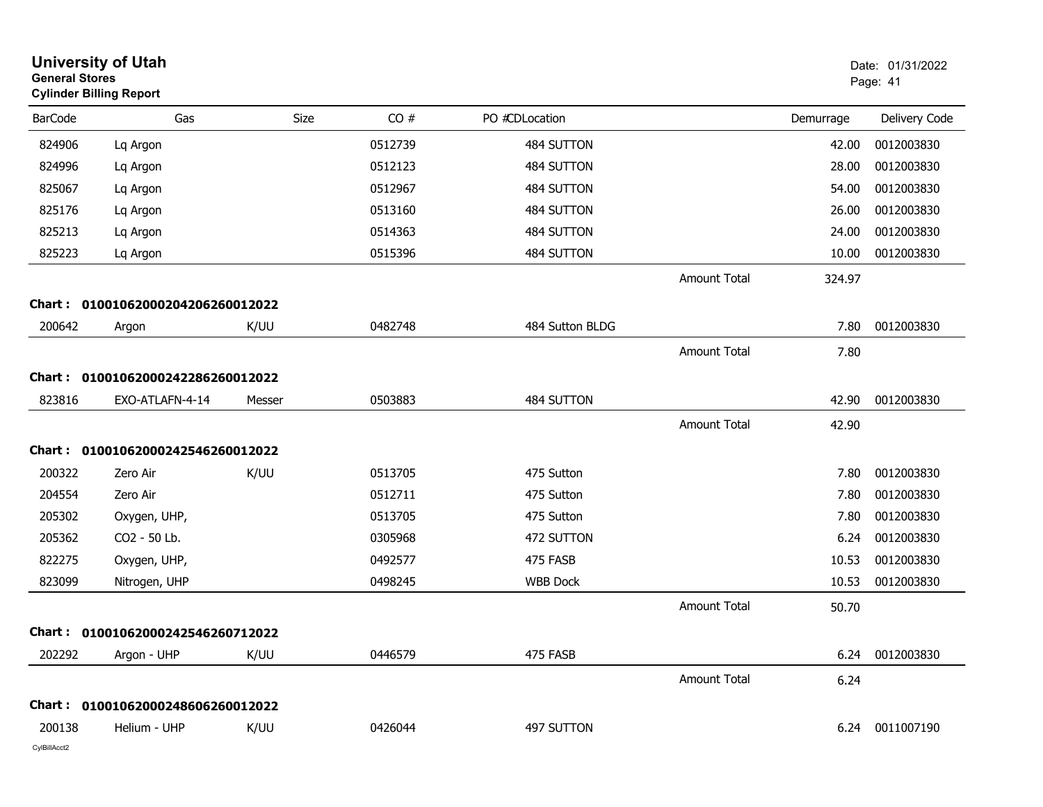# University of Utah

**General Stores**

**Cylinder Billing Report**

Date: 01/31/2022

| BarCode | Gas | Size | CO # | PO #CDLocation | | Demurrage | Delivery Code |
|---|---|---|---|---|---|---|---|
| 824906 | Lq Argon | | 0512739 | 484 SUTTON | | 42.00 | 0012003830 |
| 824996 | Lq Argon | | 0512123 | 484 SUTTON | | 28.00 | 0012003830 |
| 825067 | Lq Argon | | 0512967 | 484 SUTTON | | 54.00 | 0012003830 |
| 825176 | Lq Argon | | 0513160 | 484 SUTTON | | 26.00 | 0012003830 |
| 825213 | Lq Argon | | 0514363 | 484 SUTTON | | 24.00 | 0012003830 |
| 825223 | Lq Argon | | 0515396 | 484 SUTTON | | 10.00 | 0012003830 |
| | | | | | Amount Total | 324.97 | |
| **Chart :** | **01001062000204206260012022** | | | | | | |
| 200642 | Argon | K/UU | 0482748 | 484 Sutton BLDG | | 7.80 | 0012003830 |
| | | | | | Amount Total | 7.80 | |
| **Chart :** | **01001062000242286260012022** | | | | | | |
| 823816 | EXO-ATLAFN-4-14 | Messer | 0503883 | 484 SUTTON | | 42.90 | 0012003830 |
| | | | | | Amount Total | 42.90 | |
| **Chart :** | **01001062000242546260012022** | | | | | | |
| 200322 | Zero Air | K/UU | 0513705 | 475 Sutton | | 7.80 | 0012003830 |
| 204554 | Zero Air | | 0512711 | 475 Sutton | | 7.80 | 0012003830 |
| 205302 | Oxygen, UHP, | | 0513705 | 475 Sutton | | 7.80 | 0012003830 |
| 205362 | CO2 - 50 Lb. | | 0305968 | 472 SUTTON | | 6.24 | 0012003830 |
| 822275 | Oxygen, UHP, | | 0492577 | 475 FASB | | 10.53 | 0012003830 |
| 823099 | Nitrogen, UHP | | 0498245 | WBB Dock | | 10.53 | 0012003830 |
| | | | | | Amount Total | 50.70 | |
| **Chart :** | **01001062000242546260712022** | | | | | | |
| 202292 | Argon - UHP | K/UU | 0446579 | 475 FASB | | 6.24 | 0012003830 |
| | | | | | Amount Total | 6.24 | |
| **Chart :** | **01001062000248606260012022** | | | | | | |
| 200138 | Helium - UHP | K/UU | 0426044 | 497 SUTTON | | 6.24 | 0011007190 |

CylBillAcct2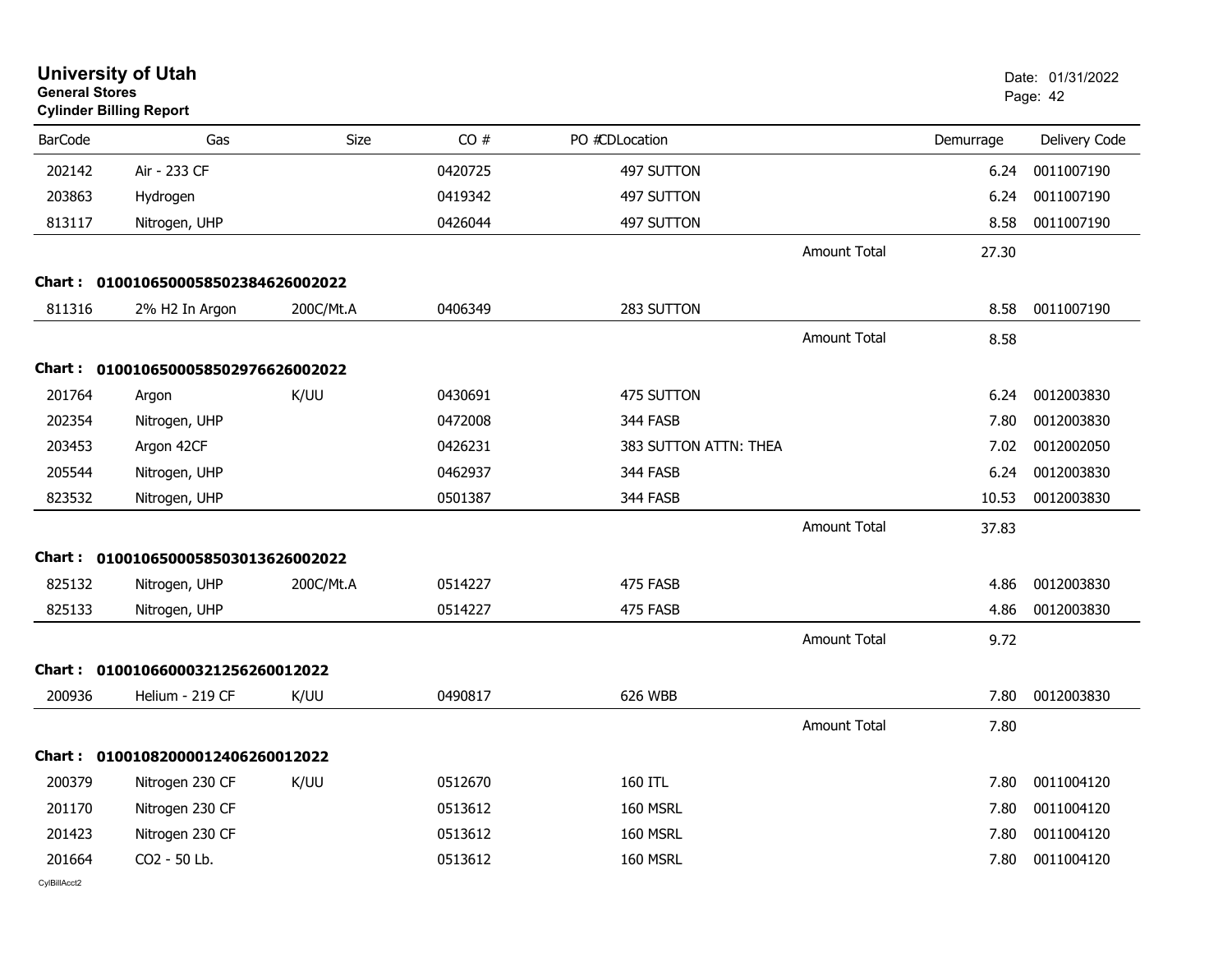# University of Utah

**General Stores**

**Cylinder Billing Report**

Date: 01/31/2022

| BarCode | Gas | Size | CO # | PO #CDLocation | | Demurrage | Delivery Code |
|---|---|---|---|---|---|---|---|
| 202142 | Air - 233 CF | | 0420725 | 497 SUTTON | | 6.24 | 0011007190 |
| 203863 | Hydrogen | | 0419342 | 497 SUTTON | | 6.24 | 0011007190 |
| 813117 | Nitrogen, UHP | | 0426044 | 497 SUTTON | | 8.58 | 0011007190 |
| | | | | | Amount Total | 27.30 | |
| **Chart :** | **01001065000585023846260020 22** | | | | | | |
| 811316 | 2% H2 In Argon | 200C/Mt.A | 0406349 | 283 SUTTON | | 8.58 | 0011007190 |
| | | | | | Amount Total | 8.58 | |
| **Chart :** | **0100106500058502976626002022** | | | | | | |
| 201764 | Argon | K/UU | 0430691 | 475 SUTTON | | 6.24 | 0012003830 |
| 202354 | Nitrogen, UHP | | 0472008 | 344 FASB | | 7.80 | 0012003830 |
| 203453 | Argon 42CF | | 0426231 | 383 SUTTON ATTN: THEA | | 7.02 | 0012002050 |
| 205544 | Nitrogen, UHP | | 0462937 | 344 FASB | | 6.24 | 0012003830 |
| 823532 | Nitrogen, UHP | | 0501387 | 344 FASB | | 10.53 | 0012003830 |
| | | | | | Amount Total | 37.83 | |
| **Chart :** | **0100106500058503013626002022** | | | | | | |
| 825132 | Nitrogen, UHP | 200C/Mt.A | 0514227 | 475 FASB | | 4.86 | 0012003830 |
| 825133 | Nitrogen, UHP | | 0514227 | 475 FASB | | 4.86 | 0012003830 |
| | | | | | Amount Total | 9.72 | |
| **Chart :** | **0100106600032125626001 2022** | | | | | | |
| 200936 | Helium - 219 CF | K/UU | 0490817 | 626 WBB | | 7.80 | 0012003830 |
| | | | | | Amount Total | 7.80 | |
| **Chart :** | **0100108200001240626001 2022** | | | | | | |
| 200379 | Nitrogen 230 CF | K/UU | 0512670 | 160 ITL | | 7.80 | 0011004120 |
| 201170 | Nitrogen 230 CF | | 0513612 | 160 MSRL | | 7.80 | 0011004120 |
| 201423 | Nitrogen 230 CF | | 0513612 | 160 MSRL | | 7.80 | 0011004120 |
| 201664 | CO2 - 50 Lb. | | 0513612 | 160 MSRL | | 7.80 | 0011004120 |

CylBillAcct2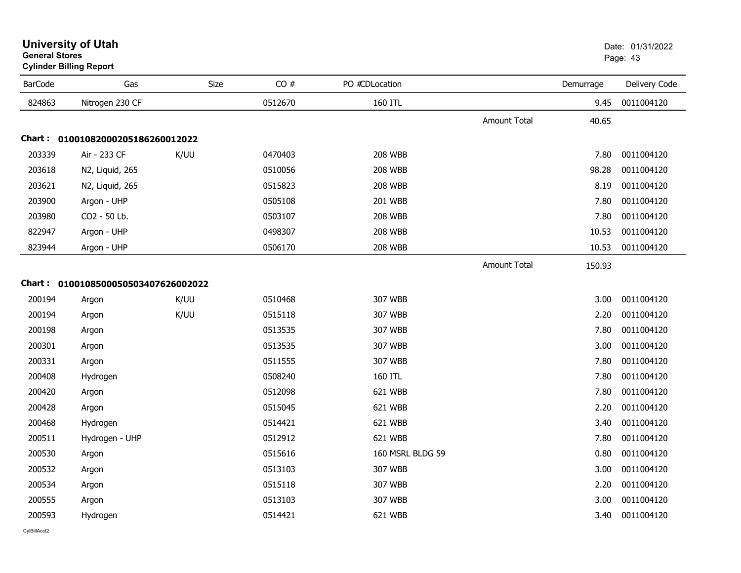# University of Utah
**General Stores**
**Cylinder Billing Report**

Date: 01/31/2022

| BarCode | Gas | Size | CO # | PO #CDLocation | | Demurrage | Delivery Code |
|---|---|---|---|---|---|---|---|
| 824863 | Nitrogen 230 CF | | 0512670 | 160 ITL | | 9.45 | 0011004120 |
| | | | | | Amount Total | 40.65 | |

**Chart : 01001082000205186260012022**

| BarCode | Gas | Size | CO # | PO #CDLocation | | Demurrage | Delivery Code |
|---|---|---|---|---|---|---|---|
| 203339 | Air - 233 CF | K/UU | 0470403 | 208 WBB | | 7.80 | 0011004120 |
| 203618 | N2, Liquid, 265 | | 0510056 | 208 WBB | | 98.28 | 0011004120 |
| 203621 | N2, Liquid, 265 | | 0515823 | 208 WBB | | 8.19 | 0011004120 |
| 203900 | Argon - UHP | | 0505108 | 201 WBB | | 7.80 | 0011004120 |
| 203980 | CO2 - 50 Lb. | | 0503107 | 208 WBB | | 7.80 | 0011004120 |
| 822947 | Argon - UHP | | 0498307 | 208 WBB | | 10.53 | 0011004120 |
| 823944 | Argon - UHP | | 0506170 | 208 WBB | | 10.53 | 0011004120 |
| | | | | | Amount Total | 150.93 | |

**Chart : 01001085000505034076260020​22**

| BarCode | Gas | Size | CO # | PO #CDLocation | | Demurrage | Delivery Code |
|---|---|---|---|---|---|---|---|
| 200194 | Argon | K/UU | 0510468 | 307 WBB | | 3.00 | 0011004120 |
| 200194 | Argon | K/UU | 0515118 | 307 WBB | | 2.20 | 0011004120 |
| 200198 | Argon | | 0513535 | 307 WBB | | 7.80 | 0011004120 |
| 200301 | Argon | | 0513535 | 307 WBB | | 3.00 | 0011004120 |
| 200331 | Argon | | 0511555 | 307 WBB | | 7.80 | 0011004120 |
| 200408 | Hydrogen | | 0508240 | 160 ITL | | 7.80 | 0011004120 |
| 200420 | Argon | | 0512098 | 621 WBB | | 7.80 | 0011004120 |
| 200428 | Argon | | 0515045 | 621 WBB | | 2.20 | 0011004120 |
| 200468 | Hydrogen | | 0514421 | 621 WBB | | 3.40 | 0011004120 |
| 200511 | Hydrogen - UHP | | 0512912 | 621 WBB | | 7.80 | 0011004120 |
| 200530 | Argon | | 0515616 | 160 MSRL BLDG 59 | | 0.80 | 0011004120 |
| 200532 | Argon | | 0513103 | 307 WBB | | 3.00 | 0011004120 |
| 200534 | Argon | | 0515118 | 307 WBB | | 2.20 | 0011004120 |
| 200555 | Argon | | 0513103 | 307 WBB | | 3.00 | 0011004120 |
| 200593 | Hydrogen | | 0514421 | 621 WBB | | 3.40 | 0011004120 |

CylBillAcct2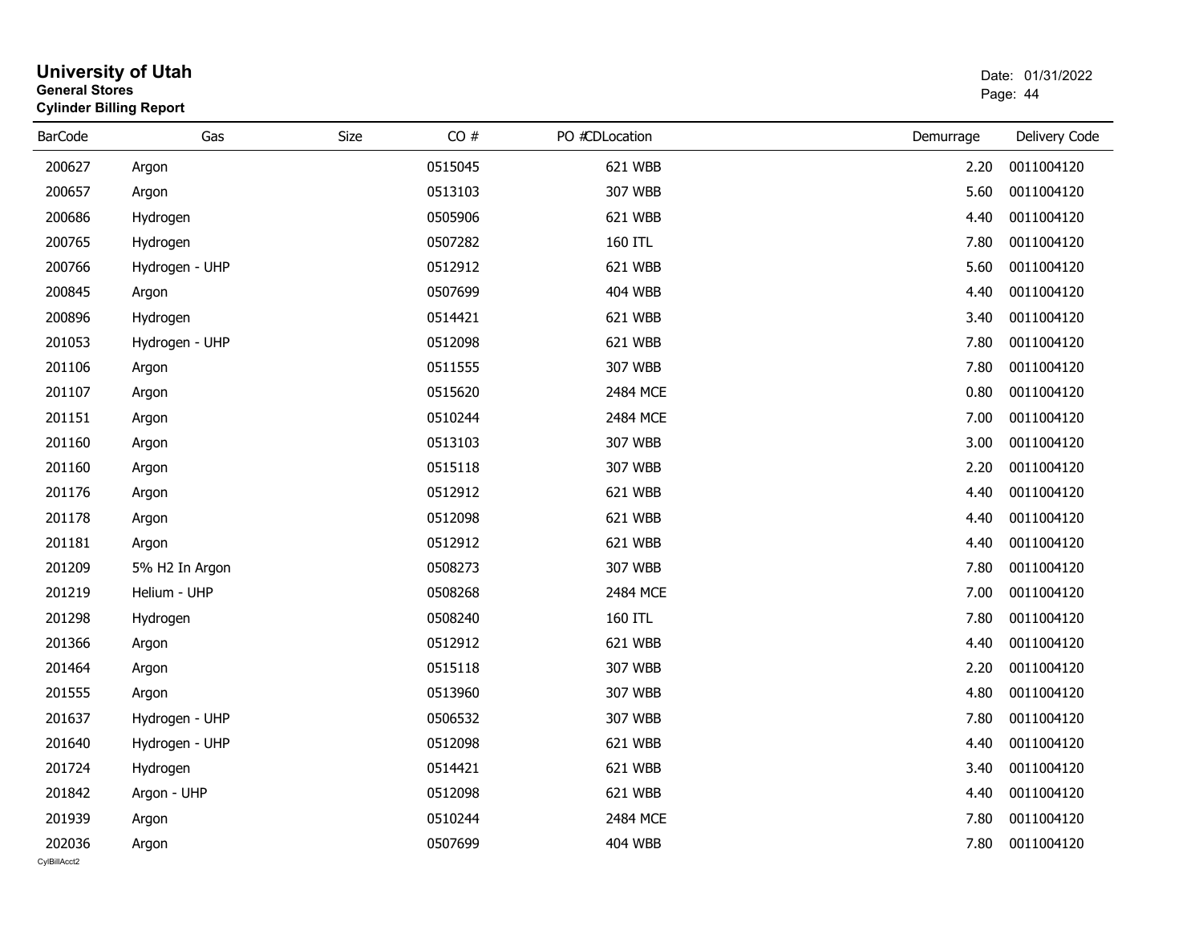# University of Utah

**General Stores**

**Cylinder Billing Report**

Date: 01/31/2022

| BarCode | Gas | Size | CO # | PO # | CDLocation | Demurrage | Delivery Code |
|---|---|---|---|---|---|---|---|
| 200627 | Argon | | 0515045 | | 621 WBB | 2.20 | 0011004120 |
| 200657 | Argon | | 0513103 | | 307 WBB | 5.60 | 0011004120 |
| 200686 | Hydrogen | | 0505906 | | 621 WBB | 4.40 | 0011004120 |
| 200765 | Hydrogen | | 0507282 | | 160 ITL | 7.80 | 0011004120 |
| 200766 | Hydrogen - UHP | | 0512912 | | 621 WBB | 5.60 | 0011004120 |
| 200845 | Argon | | 0507699 | | 404 WBB | 4.40 | 0011004120 |
| 200896 | Hydrogen | | 0514421 | | 621 WBB | 3.40 | 0011004120 |
| 201053 | Hydrogen - UHP | | 0512098 | | 621 WBB | 7.80 | 0011004120 |
| 201106 | Argon | | 0511555 | | 307 WBB | 7.80 | 0011004120 |
| 201107 | Argon | | 0515620 | | 2484 MCE | 0.80 | 0011004120 |
| 201151 | Argon | | 0510244 | | 2484 MCE | 7.00 | 0011004120 |
| 201160 | Argon | | 0513103 | | 307 WBB | 3.00 | 0011004120 |
| 201160 | Argon | | 0515118 | | 307 WBB | 2.20 | 0011004120 |
| 201176 | Argon | | 0512912 | | 621 WBB | 4.40 | 0011004120 |
| 201178 | Argon | | 0512098 | | 621 WBB | 4.40 | 0011004120 |
| 201181 | Argon | | 0512912 | | 621 WBB | 4.40 | 0011004120 |
| 201209 | 5% H2 In Argon | | 0508273 | | 307 WBB | 7.80 | 0011004120 |
| 201219 | Helium - UHP | | 0508268 | | 2484 MCE | 7.00 | 0011004120 |
| 201298 | Hydrogen | | 0508240 | | 160 ITL | 7.80 | 0011004120 |
| 201366 | Argon | | 0512912 | | 621 WBB | 4.40 | 0011004120 |
| 201464 | Argon | | 0515118 | | 307 WBB | 2.20 | 0011004120 |
| 201555 | Argon | | 0513960 | | 307 WBB | 4.80 | 0011004120 |
| 201637 | Hydrogen - UHP | | 0506532 | | 307 WBB | 7.80 | 0011004120 |
| 201640 | Hydrogen - UHP | | 0512098 | | 621 WBB | 4.40 | 0011004120 |
| 201724 | Hydrogen | | 0514421 | | 621 WBB | 3.40 | 0011004120 |
| 201842 | Argon - UHP | | 0512098 | | 621 WBB | 4.40 | 0011004120 |
| 201939 | Argon | | 0510244 | | 2484 MCE | 7.80 | 0011004120 |
| 202036 | Argon | | 0507699 | | 404 WBB | 7.80 | 0011004120 |

CylBillAcct2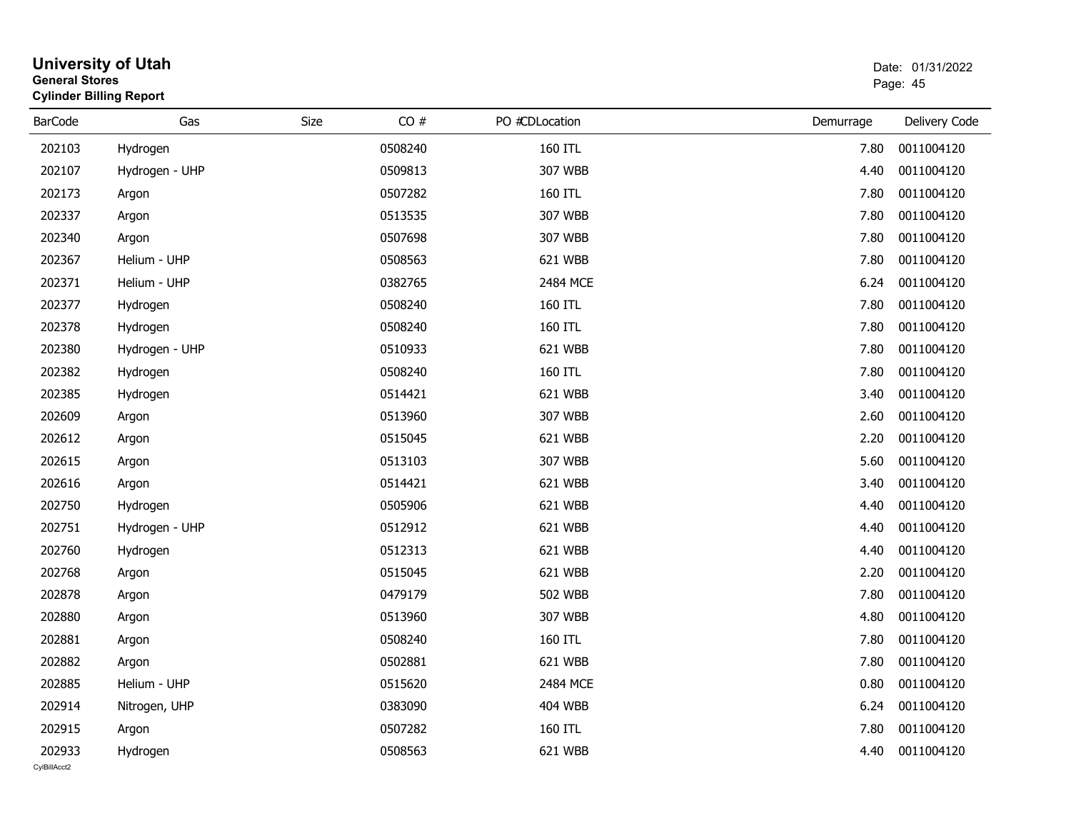# University of Utah

**General Stores**

**Cylinder Billing Report**

Date: 01/31/2022

| BarCode | Gas | Size | CO # | PO # | CDLocation | Demurrage | Delivery Code |
|---|---|---|---|---|---|---|---|
| 202103 | Hydrogen | | 0508240 | | 160 ITL | 7.80 | 0011004120 |
| 202107 | Hydrogen - UHP | | 0509813 | | 307 WBB | 4.40 | 0011004120 |
| 202173 | Argon | | 0507282 | | 160 ITL | 7.80 | 0011004120 |
| 202337 | Argon | | 0513535 | | 307 WBB | 7.80 | 0011004120 |
| 202340 | Argon | | 0507698 | | 307 WBB | 7.80 | 0011004120 |
| 202367 | Helium - UHP | | 0508563 | | 621 WBB | 7.80 | 0011004120 |
| 202371 | Helium - UHP | | 0382765 | | 2484 MCE | 6.24 | 0011004120 |
| 202377 | Hydrogen | | 0508240 | | 160 ITL | 7.80 | 0011004120 |
| 202378 | Hydrogen | | 0508240 | | 160 ITL | 7.80 | 0011004120 |
| 202380 | Hydrogen - UHP | | 0510933 | | 621 WBB | 7.80 | 0011004120 |
| 202382 | Hydrogen | | 0508240 | | 160 ITL | 7.80 | 0011004120 |
| 202385 | Hydrogen | | 0514421 | | 621 WBB | 3.40 | 0011004120 |
| 202609 | Argon | | 0513960 | | 307 WBB | 2.60 | 0011004120 |
| 202612 | Argon | | 0515045 | | 621 WBB | 2.20 | 0011004120 |
| 202615 | Argon | | 0513103 | | 307 WBB | 5.60 | 0011004120 |
| 202616 | Argon | | 0514421 | | 621 WBB | 3.40 | 0011004120 |
| 202750 | Hydrogen | | 0505906 | | 621 WBB | 4.40 | 0011004120 |
| 202751 | Hydrogen - UHP | | 0512912 | | 621 WBB | 4.40 | 0011004120 |
| 202760 | Hydrogen | | 0512313 | | 621 WBB | 4.40 | 0011004120 |
| 202768 | Argon | | 0515045 | | 621 WBB | 2.20 | 0011004120 |
| 202878 | Argon | | 0479179 | | 502 WBB | 7.80 | 0011004120 |
| 202880 | Argon | | 0513960 | | 307 WBB | 4.80 | 0011004120 |
| 202881 | Argon | | 0508240 | | 160 ITL | 7.80 | 0011004120 |
| 202882 | Argon | | 0502881 | | 621 WBB | 7.80 | 0011004120 |
| 202885 | Helium - UHP | | 0515620 | | 2484 MCE | 0.80 | 0011004120 |
| 202914 | Nitrogen, UHP | | 0383090 | | 404 WBB | 6.24 | 0011004120 |
| 202915 | Argon | | 0507282 | | 160 ITL | 7.80 | 0011004120 |
| 202933 | Hydrogen | | 0508563 | | 621 WBB | 4.40 | 0011004120 |

CylBillAcct2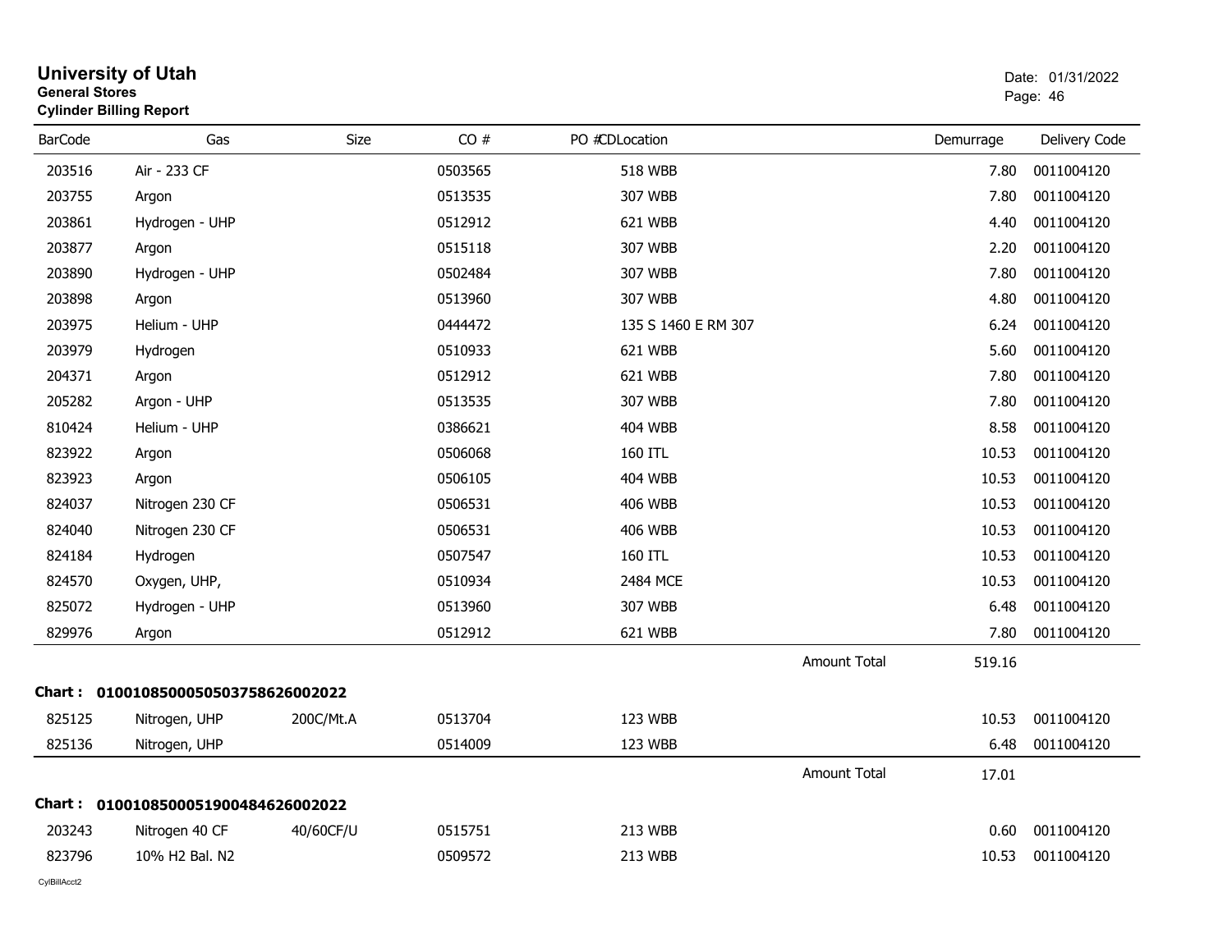# University of Utah

**General Stores**

**Cylinder Billing Report**

Date: 01/31/2022

| BarCode | Gas | Size | CO # | PO # | CDLocation | Demurrage | Delivery Code |
|---|---|---|---|---|---|---|---|
| 203516 | Air - 233 CF | | 0503565 | | 518 WBB | 7.80 | 0011004120 |
| 203755 | Argon | | 0513535 | | 307 WBB | 7.80 | 0011004120 |
| 203861 | Hydrogen - UHP | | 0512912 | | 621 WBB | 4.40 | 0011004120 |
| 203877 | Argon | | 0515118 | | 307 WBB | 2.20 | 0011004120 |
| 203890 | Hydrogen - UHP | | 0502484 | | 307 WBB | 7.80 | 0011004120 |
| 203898 | Argon | | 0513960 | | 307 WBB | 4.80 | 0011004120 |
| 203975 | Helium - UHP | | 0444472 | | 135 S 1460 E RM 307 | 6.24 | 0011004120 |
| 203979 | Hydrogen | | 0510933 | | 621 WBB | 5.60 | 0011004120 |
| 204371 | Argon | | 0512912 | | 621 WBB | 7.80 | 0011004120 |
| 205282 | Argon - UHP | | 0513535 | | 307 WBB | 7.80 | 0011004120 |
| 810424 | Helium - UHP | | 0386621 | | 404 WBB | 8.58 | 0011004120 |
| 823922 | Argon | | 0506068 | | 160 ITL | 10.53 | 0011004120 |
| 823923 | Argon | | 0506105 | | 404 WBB | 10.53 | 0011004120 |
| 824037 | Nitrogen 230 CF | | 0506531 | | 406 WBB | 10.53 | 0011004120 |
| 824040 | Nitrogen 230 CF | | 0506531 | | 406 WBB | 10.53 | 0011004120 |
| 824184 | Hydrogen | | 0507547 | | 160 ITL | 10.53 | 0011004120 |
| 824570 | Oxygen, UHP, | | 0510934 | | 2484 MCE | 10.53 | 0011004120 |
| 825072 | Hydrogen - UHP | | 0513960 | | 307 WBB | 6.48 | 0011004120 |
| 829976 | Argon | | 0512912 | | 621 WBB | 7.80 | 0011004120 |
| | | | | | Amount Total | 519.16 | |

**Chart : 01001085000505037586260020​22**

| BarCode | Gas | Size | CO # | PO # | CDLocation | Demurrage | Delivery Code |
|---|---|---|---|---|---|---|---|
| 825125 | Nitrogen, UHP | 200C/Mt.A | 0513704 | | 123 WBB | 10.53 | 0011004120 |
| 825136 | Nitrogen, UHP | | 0514009 | | 123 WBB | 6.48 | 0011004120 |
| | | | | | Amount Total | 17.01 | |

**Chart : 01001085000519004846260020​22**

| BarCode | Gas | Size | CO # | PO # | CDLocation | Demurrage | Delivery Code |
|---|---|---|---|---|---|---|---|
| 203243 | Nitrogen 40 CF | 40/60CF/U | 0515751 | | 213 WBB | 0.60 | 0011004120 |
| 823796 | 10% H2 Bal. N2 | | 0509572 | | 213 WBB | 10.53 | 0011004120 |

CylBillAcct2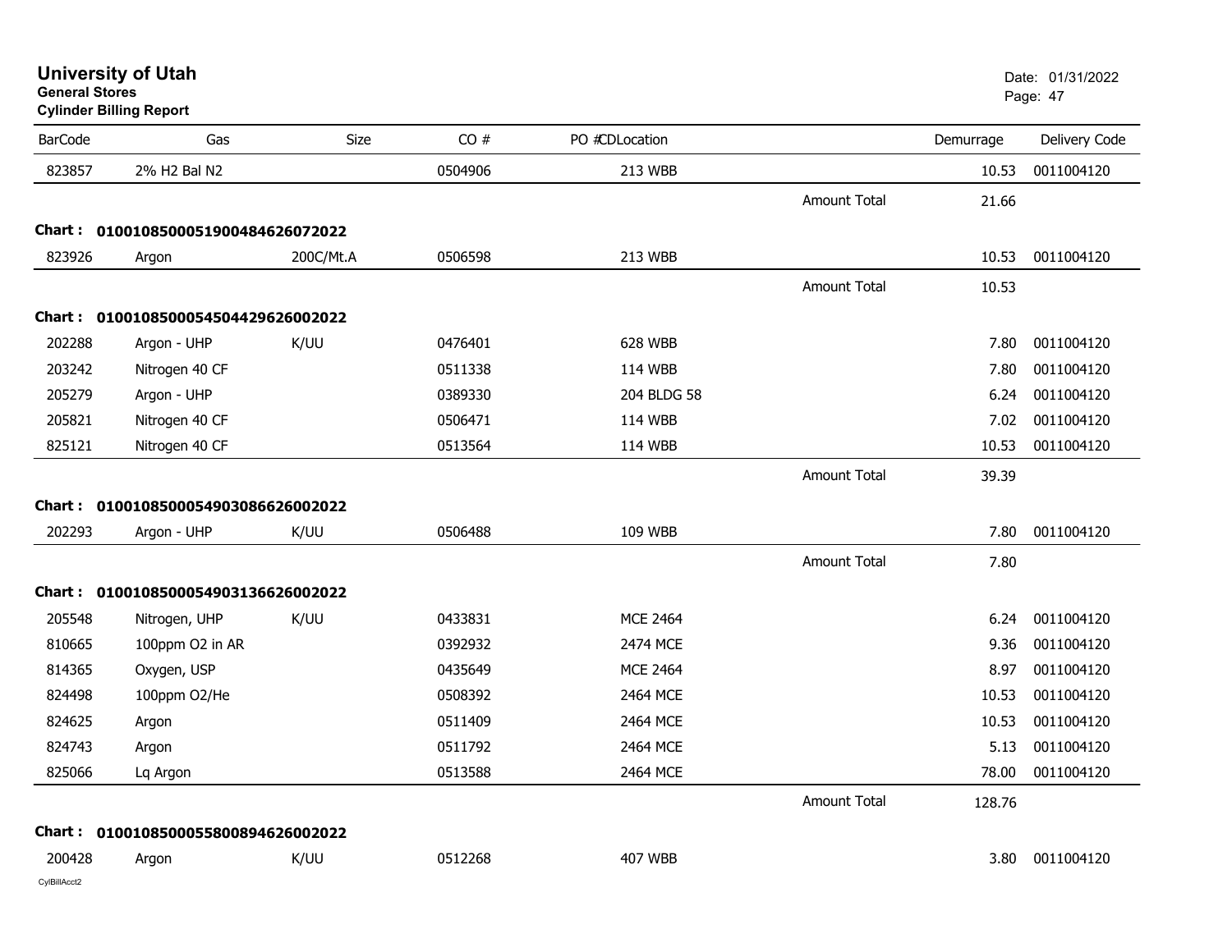# University of Utah
**General Stores**
**Cylinder Billing Report**

Date: 01/31/2022

| BarCode | Gas | Size | CO # | PO # | CDLocation | | Demurrage | Delivery Code |
|---|---|---|---|---|---|---|---|---|
| 823857 | 2% H2 Bal N2 | | 0504906 | | 213 WBB | | 10.53 | 0011004120 |
| | | | | | | Amount Total | 21.66 | |
| **Chart :** | **01001085000519004846260720​22** | | | | | | | |
| 823926 | Argon | 200C/Mt.A | 0506598 | | 213 WBB | | 10.53 | 0011004120 |
| | | | | | | Amount Total | 10.53 | |
| **Chart :** | **0100108500054504429626002022** | | | | | | | |
| 202288 | Argon - UHP | K/UU | 0476401 | | 628 WBB | | 7.80 | 0011004120 |
| 203242 | Nitrogen 40 CF | | 0511338 | | 114 WBB | | 7.80 | 0011004120 |
| 205279 | Argon - UHP | | 0389330 | | 204 BLDG 58 | | 6.24 | 0011004120 |
| 205821 | Nitrogen 40 CF | | 0506471 | | 114 WBB | | 7.02 | 0011004120 |
| 825121 | Nitrogen 40 CF | | 0513564 | | 114 WBB | | 10.53 | 0011004120 |
| | | | | | | Amount Total | 39.39 | |
| **Chart :** | **0100108500054903086626002022** | | | | | | | |
| 202293 | Argon - UHP | K/UU | 0506488 | | 109 WBB | | 7.80 | 0011004120 |
| | | | | | | Amount Total | 7.80 | |
| **Chart :** | **0100108500054903136626002022** | | | | | | | |
| 205548 | Nitrogen, UHP | K/UU | 0433831 | | MCE 2464 | | 6.24 | 0011004120 |
| 810665 | 100ppm O2 in AR | | 0392932 | | 2474 MCE | | 9.36 | 0011004120 |
| 814365 | Oxygen, USP | | 0435649 | | MCE 2464 | | 8.97 | 0011004120 |
| 824498 | 100ppm O2/He | | 0508392 | | 2464 MCE | | 10.53 | 0011004120 |
| 824625 | Argon | | 0511409 | | 2464 MCE | | 10.53 | 0011004120 |
| 824743 | Argon | | 0511792 | | 2464 MCE | | 5.13 | 0011004120 |
| 825066 | Lq Argon | | 0513588 | | 2464 MCE | | 78.00 | 0011004120 |
| | | | | | | Amount Total | 128.76 | |
| **Chart :** | **0100108500055800894626002022** | | | | | | | |
| 200428 | Argon | K/UU | 0512268 | | 407 WBB | | 3.80 | 0011004120 |

CylBillAcct2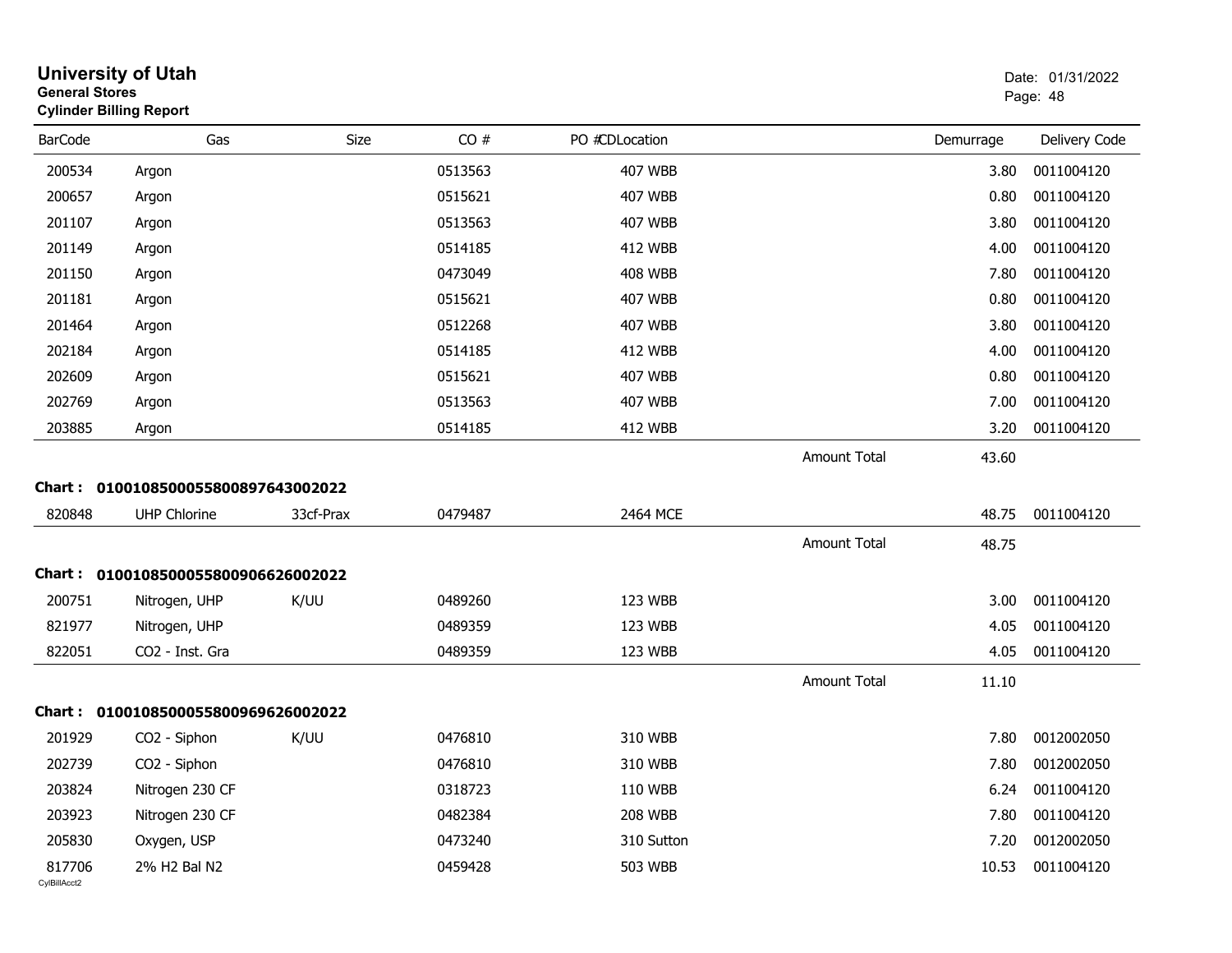# University of Utah

**General Stores**

**Cylinder Billing Report**

Date: 01/31/2022

| BarCode | Gas | Size | CO # | PO #CDLocation | | Demurrage | Delivery Code |
|---|---|---|---|---|---|---|---|
| 200534 | Argon | | 0513563 | 407 WBB | | 3.80 | 0011004120 |
| 200657 | Argon | | 0515621 | 407 WBB | | 0.80 | 0011004120 |
| 201107 | Argon | | 0513563 | 407 WBB | | 3.80 | 0011004120 |
| 201149 | Argon | | 0514185 | 412 WBB | | 4.00 | 0011004120 |
| 201150 | Argon | | 0473049 | 408 WBB | | 7.80 | 0011004120 |
| 201181 | Argon | | 0515621 | 407 WBB | | 0.80 | 0011004120 |
| 201464 | Argon | | 0512268 | 407 WBB | | 3.80 | 0011004120 |
| 202184 | Argon | | 0514185 | 412 WBB | | 4.00 | 0011004120 |
| 202609 | Argon | | 0515621 | 407 WBB | | 0.80 | 0011004120 |
| 202769 | Argon | | 0513563 | 407 WBB | | 7.00 | 0011004120 |
| 203885 | Argon | | 0514185 | 412 WBB | | 3.20 | 0011004120 |
| | | | | | Amount Total | 43.60 | |

**Chart : 01001085000558008976430002022**

| BarCode | Gas | Size | CO # | PO #CDLocation | | Demurrage | Delivery Code |
|---|---|---|---|---|---|---|---|
| 820848 | UHP Chlorine | 33cf-Prax | 0479487 | 2464 MCE | | 48.75 | 0011004120 |
| | | | | | Amount Total | 48.75 | |

**Chart : 01001085000558009066260002022**

| BarCode | Gas | Size | CO # | PO #CDLocation | | Demurrage | Delivery Code |
|---|---|---|---|---|---|---|---|
| 200751 | Nitrogen, UHP | K/UU | 0489260 | 123 WBB | | 3.00 | 0011004120 |
| 821977 | Nitrogen, UHP | | 0489359 | 123 WBB | | 4.05 | 0011004120 |
| 822051 | CO2 - Inst. Gra | | 0489359 | 123 WBB | | 4.05 | 0011004120 |
| | | | | | Amount Total | 11.10 | |

**Chart : 01001085000558009696260002022**

| BarCode | Gas | Size | CO # | PO #CDLocation | | Demurrage | Delivery Code |
|---|---|---|---|---|---|---|---|
| 201929 | CO2 - Siphon | K/UU | 0476810 | 310 WBB | | 7.80 | 0012002050 |
| 202739 | CO2 - Siphon | | 0476810 | 310 WBB | | 7.80 | 0012002050 |
| 203824 | Nitrogen 230 CF | | 0318723 | 110 WBB | | 6.24 | 0011004120 |
| 203923 | Nitrogen 230 CF | | 0482384 | 208 WBB | | 7.80 | 0011004120 |
| 205830 | Oxygen, USP | | 0473240 | 310 Sutton | | 7.20 | 0012002050 |
| 817706 | 2% H2 Bal N2 | | 0459428 | 503 WBB | | 10.53 | 0011004120 |

CylBillAcct2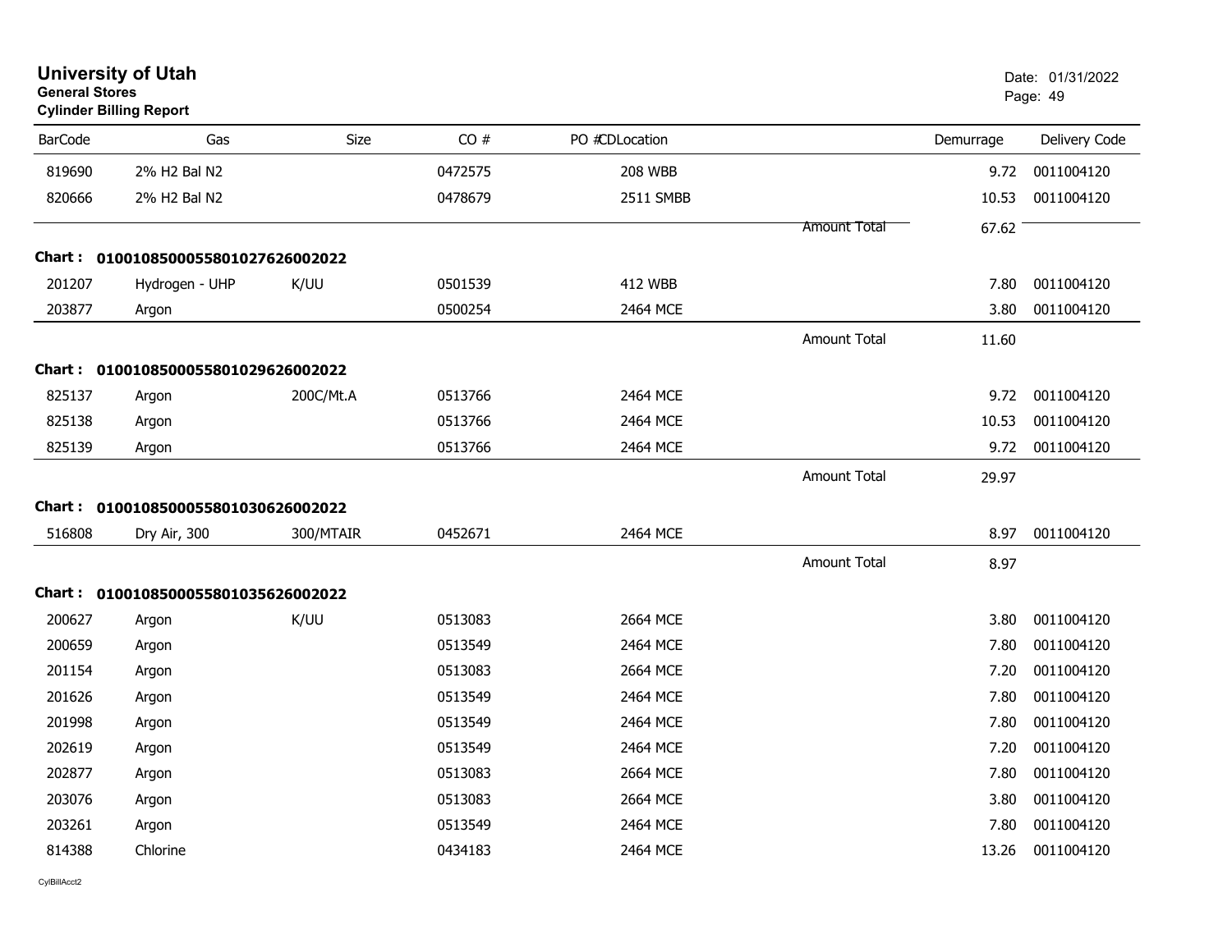| BarCode | Gas | Size | CO # | PO # | CDLocation | | Demurrage | Delivery Code |
|---|---|---|---|---|---|---|---|---|
| 819690 | 2% H2 Bal N2 | | 0472575 | | 208 WBB | | 9.72 | 0011004120 |
| 820666 | 2% H2 Bal N2 | | 0478679 | | 2511 SMBB | | 10.53 | 0011004120 |
| | | | | | | Amount Total | 67.62 | |
| **Chart :** | **01001085000558010276260020​22** | | | | | | | |
| 201207 | Hydrogen - UHP | K/UU | 0501539 | | 412 WBB | | 7.80 | 0011004120 |
| 203877 | Argon | | 0500254 | | 2464 MCE | | 3.80 | 0011004120 |
| | | | | | | Amount Total | 11.60 | |
| **Chart :** | **0100108500055801029626002022** | | | | | | | |
| 825137 | Argon | 200C/Mt.A | 0513766 | | 2464 MCE | | 9.72 | 0011004120 |
| 825138 | Argon | | 0513766 | | 2464 MCE | | 10.53 | 0011004120 |
| 825139 | Argon | | 0513766 | | 2464 MCE | | 9.72 | 0011004120 |
| | | | | | | Amount Total | 29.97 | |
| **Chart :** | **0100108500055801030626002022** | | | | | | | |
| 516808 | Dry Air, 300 | 300/MTAIR | 0452671 | | 2464 MCE | | 8.97 | 0011004120 |
| | | | | | | Amount Total | 8.97 | |
| **Chart :** | **0100108500055801035626002022** | | | | | | | |
| 200627 | Argon | K/UU | 0513083 | | 2664 MCE | | 3.80 | 0011004120 |
| 200659 | Argon | | 0513549 | | 2464 MCE | | 7.80 | 0011004120 |
| 201154 | Argon | | 0513083 | | 2664 MCE | | 7.20 | 0011004120 |
| 201626 | Argon | | 0513549 | | 2464 MCE | | 7.80 | 0011004120 |
| 201998 | Argon | | 0513549 | | 2464 MCE | | 7.80 | 0011004120 |
| 202619 | Argon | | 0513549 | | 2464 MCE | | 7.20 | 0011004120 |
| 202877 | Argon | | 0513083 | | 2664 MCE | | 7.80 | 0011004120 |
| 203076 | Argon | | 0513083 | | 2664 MCE | | 3.80 | 0011004120 |
| 203261 | Argon | | 0513549 | | 2464 MCE | | 7.80 | 0011004120 |
| 814388 | Chlorine | | 0434183 | | 2464 MCE | | 13.26 | 0011004120 |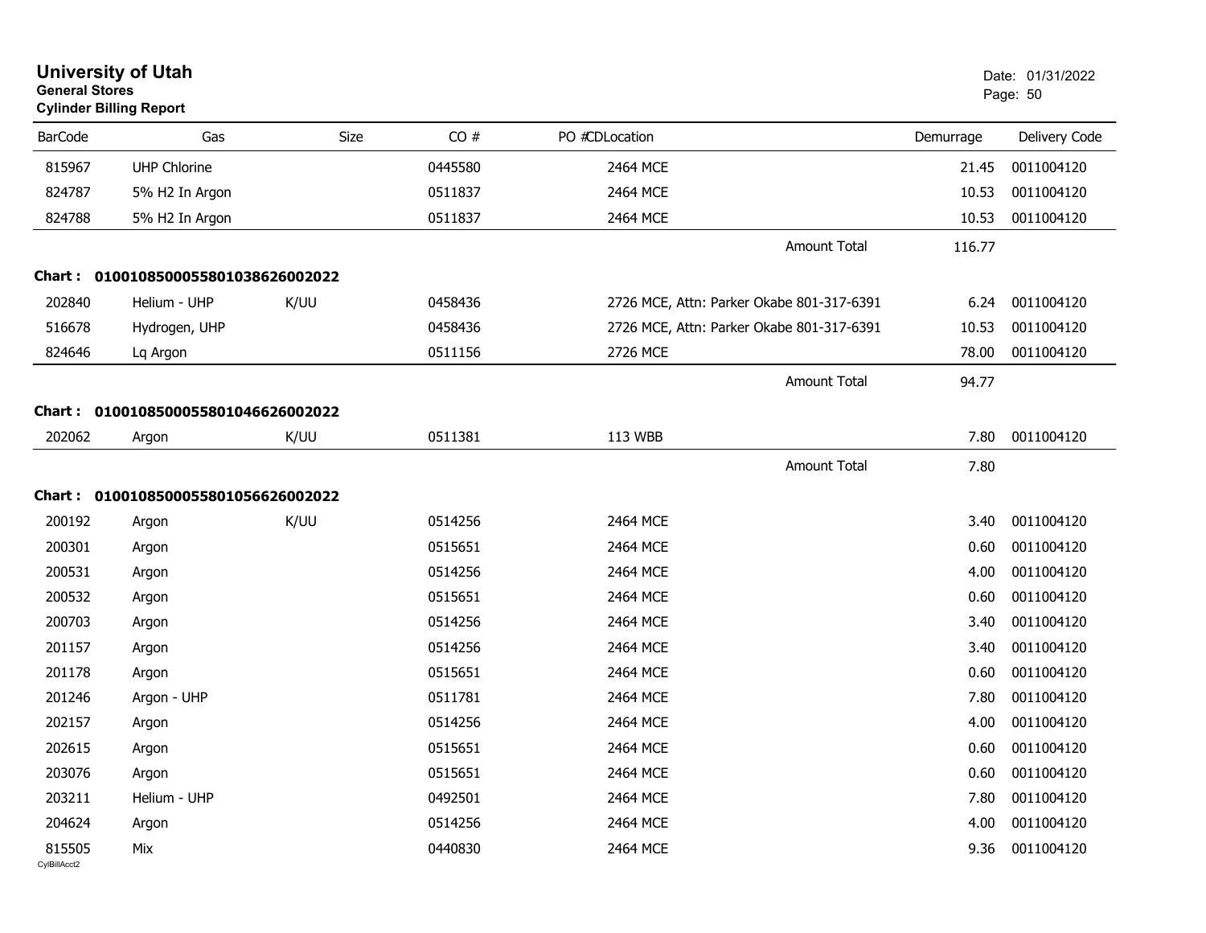# University of Utah

**General Stores**

**Cylinder Billing Report**

Date: 01/31/2022

| BarCode | Gas | Size | CO # | PO #CDLocation | Demurrage | Delivery Code |
|---|---|---|---|---|---|---|
| 815967 | UHP Chlorine | | 0445580 | 2464 MCE | 21.45 | 0011004120 |
| 824787 | 5% H2 In Argon | | 0511837 | 2464 MCE | 10.53 | 0011004120 |
| 824788 | 5% H2 In Argon | | 0511837 | 2464 MCE | 10.53 | 0011004120 |
| | | | | Amount Total | 116.77 | |
| **Chart : 01001085000558010386260​02022** | | | | | | |
| 202840 | Helium - UHP | K/UU | 0458436 | 2726 MCE, Attn: Parker Okabe 801-317-6391 | 6.24 | 0011004120 |
| 516678 | Hydrogen, UHP | | 0458436 | 2726 MCE, Attn: Parker Okabe 801-317-6391 | 10.53 | 0011004120 |
| 824646 | Lq Argon | | 0511156 | 2726 MCE | 78.00 | 0011004120 |
| | | | | Amount Total | 94.77 | |
| **Chart : 0100108500055801046626002022** | | | | | | |
| 202062 | Argon | K/UU | 0511381 | 113 WBB | 7.80 | 0011004120 |
| | | | | Amount Total | 7.80 | |
| **Chart : 0100108500055801056626002022** | | | | | | |
| 200192 | Argon | K/UU | 0514256 | 2464 MCE | 3.40 | 0011004120 |
| 200301 | Argon | | 0515651 | 2464 MCE | 0.60 | 0011004120 |
| 200531 | Argon | | 0514256 | 2464 MCE | 4.00 | 0011004120 |
| 200532 | Argon | | 0515651 | 2464 MCE | 0.60 | 0011004120 |
| 200703 | Argon | | 0514256 | 2464 MCE | 3.40 | 0011004120 |
| 201157 | Argon | | 0514256 | 2464 MCE | 3.40 | 0011004120 |
| 201178 | Argon | | 0515651 | 2464 MCE | 0.60 | 0011004120 |
| 201246 | Argon - UHP | | 0511781 | 2464 MCE | 7.80 | 0011004120 |
| 202157 | Argon | | 0514256 | 2464 MCE | 4.00 | 0011004120 |
| 202615 | Argon | | 0515651 | 2464 MCE | 0.60 | 0011004120 |
| 203076 | Argon | | 0515651 | 2464 MCE | 0.60 | 0011004120 |
| 203211 | Helium - UHP | | 0492501 | 2464 MCE | 7.80 | 0011004120 |
| 204624 | Argon | | 0514256 | 2464 MCE | 4.00 | 0011004120 |
| 815505 | Mix | | 0440830 | 2464 MCE | 9.36 | 0011004120 |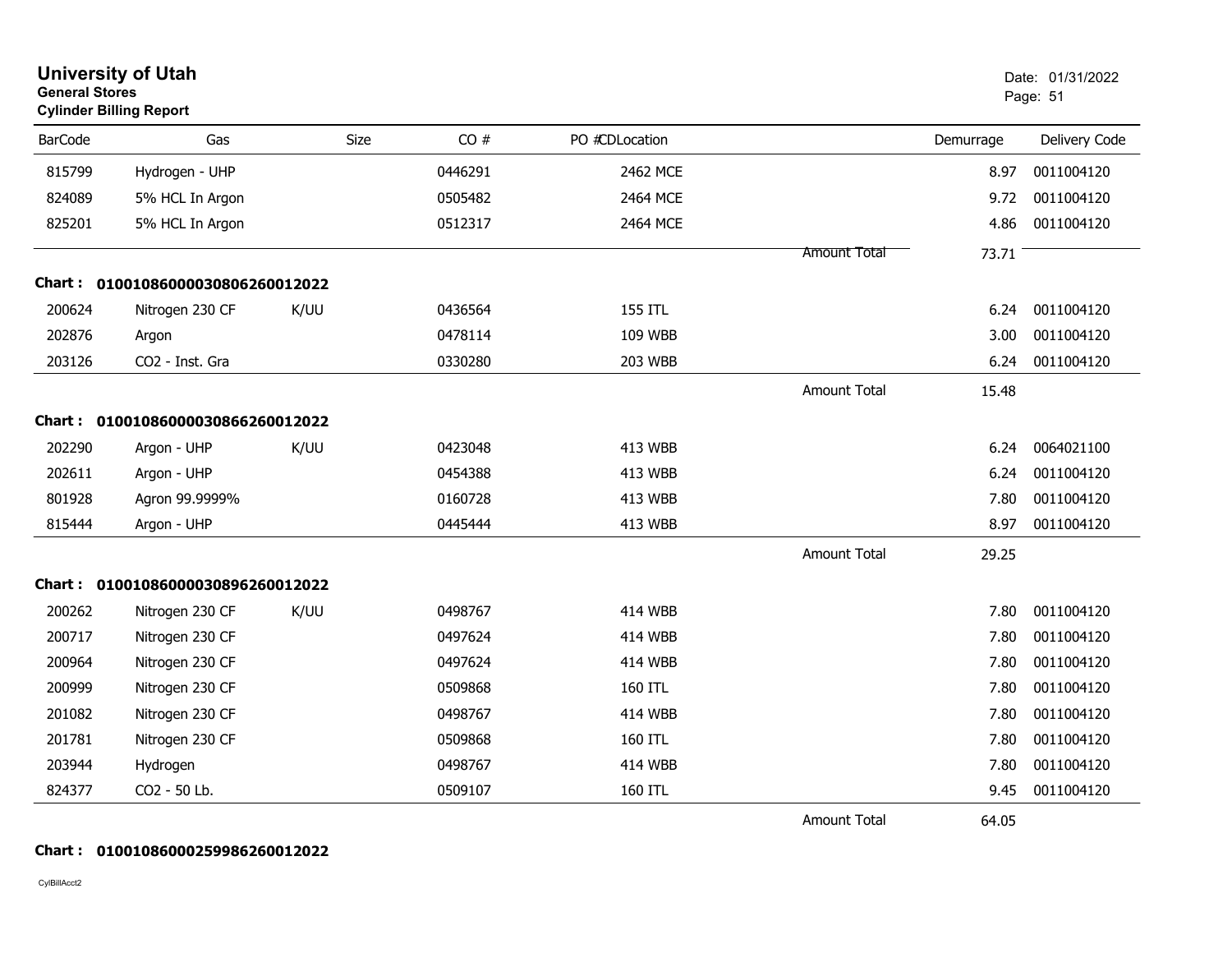# University of Utah
**General Stores**
**Cylinder Billing Report**

Date: 01/31/2022

| BarCode | Gas | Size | CO # | PO # | CDLocation | | Demurrage | Delivery Code |
|---|---|---|---|---|---|---|---|---|
| 815799 | Hydrogen - UHP | | 0446291 | | 2462 MCE | | 8.97 | 0011004120 |
| 824089 | 5% HCL In Argon | | 0505482 | | 2464 MCE | | 9.72 | 0011004120 |
| 825201 | 5% HCL In Argon | | 0512317 | | 2464 MCE | | 4.86 | 0011004120 |
| | | | | | | Amount Total | 73.71 | |

**Chart : 01001086000030806260012022**

| BarCode | Gas | Size | CO # | PO # | CDLocation | | Demurrage | Delivery Code |
|---|---|---|---|---|---|---|---|---|
| 200624 | Nitrogen 230 CF | K/UU | 0436564 | | 155 ITL | | 6.24 | 0011004120 |
| 202876 | Argon | | 0478114 | | 109 WBB | | 3.00 | 0011004120 |
| 203126 | CO2 - Inst. Gra | | 0330280 | | 203 WBB | | 6.24 | 0011004120 |
| | | | | | | Amount Total | 15.48 | |

**Chart : 01001086000030866260012022**

| BarCode | Gas | Size | CO # | PO # | CDLocation | | Demurrage | Delivery Code |
|---|---|---|---|---|---|---|---|---|
| 202290 | Argon - UHP | K/UU | 0423048 | | 413 WBB | | 6.24 | 0064021100 |
| 202611 | Argon - UHP | | 0454388 | | 413 WBB | | 6.24 | 0011004120 |
| 801928 | Agron 99.9999% | | 0160728 | | 413 WBB | | 7.80 | 0011004120 |
| 815444 | Argon - UHP | | 0445444 | | 413 WBB | | 8.97 | 0011004120 |
| | | | | | | Amount Total | 29.25 | |

**Chart : 01001086000030896260012022**

| BarCode | Gas | Size | CO # | PO # | CDLocation | | Demurrage | Delivery Code |
|---|---|---|---|---|---|---|---|---|
| 200262 | Nitrogen 230 CF | K/UU | 0498767 | | 414 WBB | | 7.80 | 0011004120 |
| 200717 | Nitrogen 230 CF | | 0497624 | | 414 WBB | | 7.80 | 0011004120 |
| 200964 | Nitrogen 230 CF | | 0497624 | | 414 WBB | | 7.80 | 0011004120 |
| 200999 | Nitrogen 230 CF | | 0509868 | | 160 ITL | | 7.80 | 0011004120 |
| 201082 | Nitrogen 230 CF | | 0498767 | | 414 WBB | | 7.80 | 0011004120 |
| 201781 | Nitrogen 230 CF | | 0509868 | | 160 ITL | | 7.80 | 0011004120 |
| 203944 | Hydrogen | | 0498767 | | 414 WBB | | 7.80 | 0011004120 |
| 824377 | CO2 - 50 Lb. | | 0509107 | | 160 ITL | | 9.45 | 0011004120 |
| | | | | | | Amount Total | 64.05 | |

**Chart : 01001086000259986260012022**

CylBillAcct2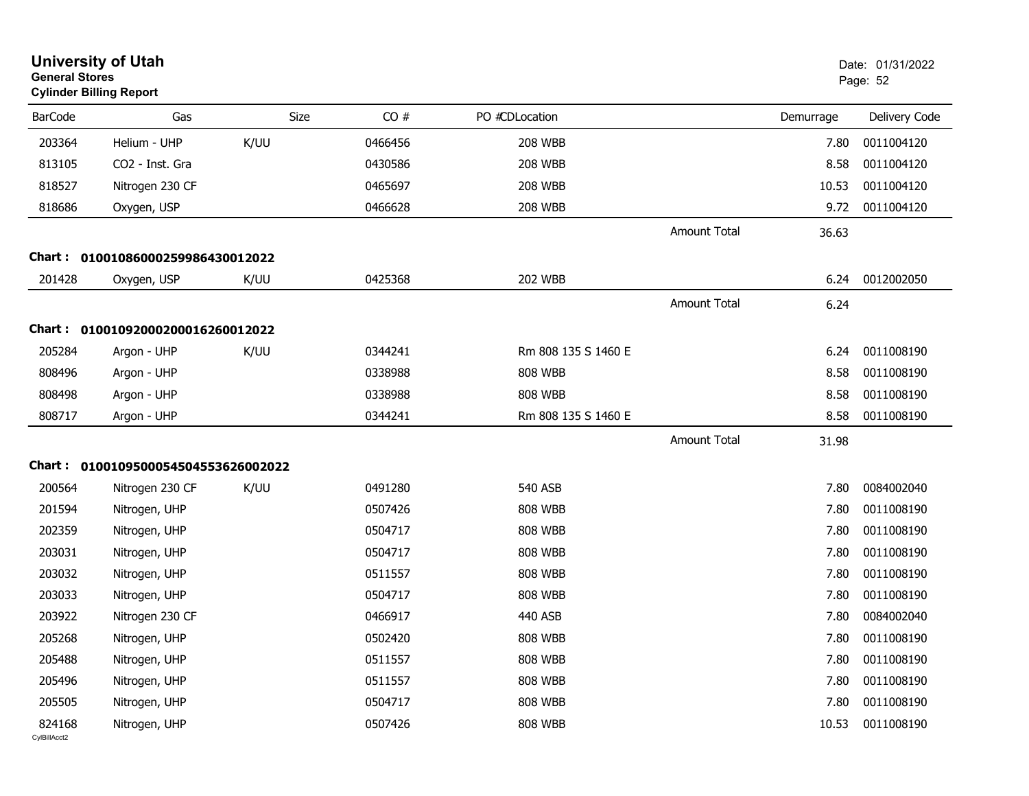# University of Utah

**General Stores**

**Cylinder Billing Report**

Date: 01/31/2022

| BarCode | Gas | Size | CO # | PO #CDLocation | | Demurrage | Delivery Code |
|---|---|---|---|---|---|---|---|
| 203364 | Helium - UHP | K/UU | 0466456 | 208 WBB | | 7.80 | 0011004120 |
| 813105 | CO2 - Inst. Gra | | 0430586 | 208 WBB | | 8.58 | 0011004120 |
| 818527 | Nitrogen 230 CF | | 0465697 | 208 WBB | | 10.53 | 0011004120 |
| 818686 | Oxygen, USP | | 0466628 | 208 WBB | | 9.72 | 0011004120 |
| | | | | | Amount Total | 36.63 | |

**Chart : 01001086000259986430012022**

| BarCode | Gas | Size | CO # | PO #CDLocation | | Demurrage | Delivery Code |
|---|---|---|---|---|---|---|---|
| 201428 | Oxygen, USP | K/UU | 0425368 | 202 WBB | | 6.24 | 0012002050 |
| | | | | | Amount Total | 6.24 | |

**Chart : 01001092000200016260012022**

| BarCode | Gas | Size | CO # | PO #CDLocation | | Demurrage | Delivery Code |
|---|---|---|---|---|---|---|---|
| 205284 | Argon - UHP | K/UU | 0344241 | Rm 808 135 S 1460 E | | 6.24 | 0011008190 |
| 808496 | Argon - UHP | | 0338988 | 808 WBB | | 8.58 | 0011008190 |
| 808498 | Argon - UHP | | 0338988 | 808 WBB | | 8.58 | 0011008190 |
| 808717 | Argon - UHP | | 0344241 | Rm 808 135 S 1460 E | | 8.58 | 0011008190 |
| | | | | | Amount Total | 31.98 | |

**Chart : 01001095000545045536260020​22**

| BarCode | Gas | Size | CO # | PO #CDLocation | | Demurrage | Delivery Code |
|---|---|---|---|---|---|---|---|
| 200564 | Nitrogen 230 CF | K/UU | 0491280 | 540 ASB | | 7.80 | 0084002040 |
| 201594 | Nitrogen, UHP | | 0507426 | 808 WBB | | 7.80 | 0011008190 |
| 202359 | Nitrogen, UHP | | 0504717 | 808 WBB | | 7.80 | 0011008190 |
| 203031 | Nitrogen, UHP | | 0504717 | 808 WBB | | 7.80 | 0011008190 |
| 203032 | Nitrogen, UHP | | 0511557 | 808 WBB | | 7.80 | 0011008190 |
| 203033 | Nitrogen, UHP | | 0504717 | 808 WBB | | 7.80 | 0011008190 |
| 203922 | Nitrogen 230 CF | | 0466917 | 440 ASB | | 7.80 | 0084002040 |
| 205268 | Nitrogen, UHP | | 0502420 | 808 WBB | | 7.80 | 0011008190 |
| 205488 | Nitrogen, UHP | | 0511557 | 808 WBB | | 7.80 | 0011008190 |
| 205496 | Nitrogen, UHP | | 0511557 | 808 WBB | | 7.80 | 0011008190 |
| 205505 | Nitrogen, UHP | | 0504717 | 808 WBB | | 7.80 | 0011008190 |
| 824168 | Nitrogen, UHP | | 0507426 | 808 WBB | | 10.53 | 0011008190 |

CylBillAcct2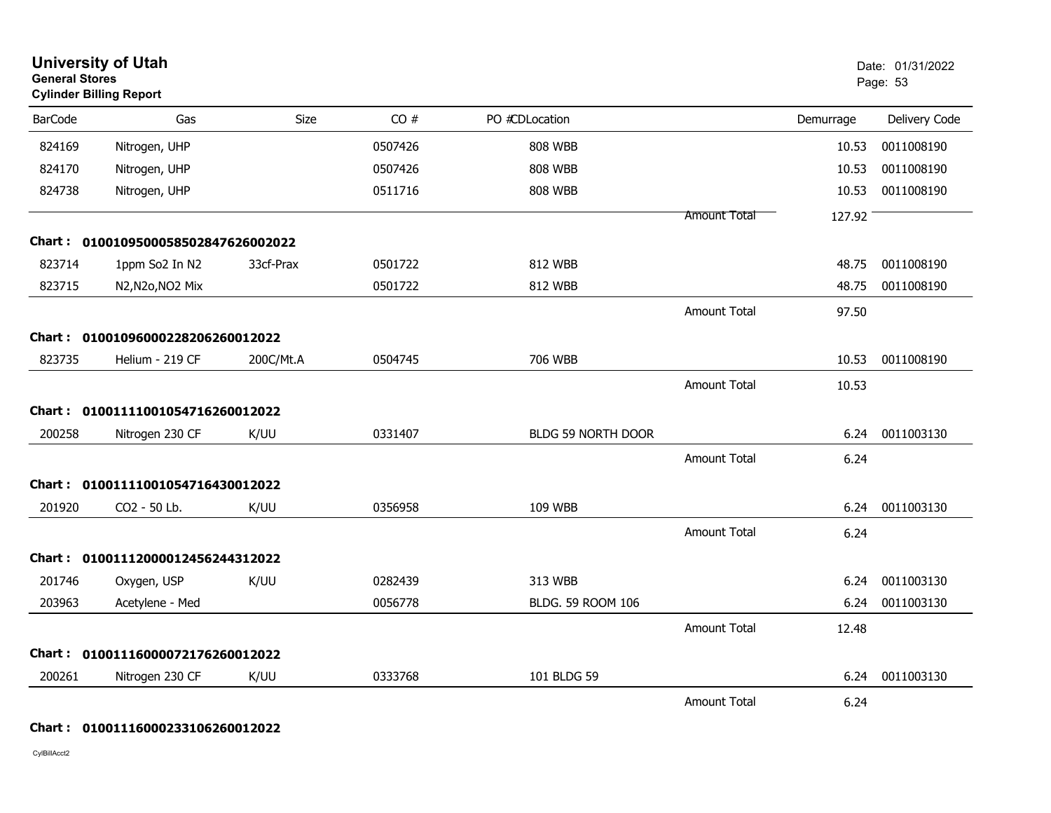**University of Utah**
**General Stores**
**Cylinder Billing Report**

Date: 01/31/2022

| BarCode | Gas | Size | CO # | PO #CDLocation | | Demurrage | Delivery Code |
|---|---|---|---|---|---|---|---|
| 824169 | Nitrogen, UHP | | 0507426 | 808 WBB | | 10.53 | 0011008190 |
| 824170 | Nitrogen, UHP | | 0507426 | 808 WBB | | 10.53 | 0011008190 |
| 824738 | Nitrogen, UHP | | 0511716 | 808 WBB | | 10.53 | 0011008190 |
| | | | | | Amount Total | 127.92 | |
| **Chart :** | **01001095000585028476260022022** | | | | | | |
| 823714 | 1ppm So2 In N2 | 33cf-Prax | 0501722 | 812 WBB | | 48.75 | 0011008190 |
| 823715 | N2,N2o,NO2 Mix | | 0501722 | 812 WBB | | 48.75 | 0011008190 |
| | | | | | Amount Total | 97.50 | |
| **Chart :** | **01001096000228206260012022** | | | | | | |
| 823735 | Helium - 219 CF | 200C/Mt.A | 0504745 | 706 WBB | | 10.53 | 0011008190 |
| | | | | | Amount Total | 10.53 | |
| **Chart :** | **01001111001054716260012022** | | | | | | |
| 200258 | Nitrogen 230 CF | K/UU | 0331407 | BLDG 59 NORTH DOOR | | 6.24 | 0011003130 |
| | | | | | Amount Total | 6.24 | |
| **Chart :** | **01001111001054716430012022** | | | | | | |
| 201920 | CO2 - 50 Lb. | K/UU | 0356958 | 109 WBB | | 6.24 | 0011003130 |
| | | | | | Amount Total | 6.24 | |
| **Chart :** | **01001112000012456244312022** | | | | | | |
| 201746 | Oxygen, USP | K/UU | 0282439 | 313 WBB | | 6.24 | 0011003130 |
| 203963 | Acetylene - Med | | 0056778 | BLDG. 59 ROOM 106 | | 6.24 | 0011003130 |
| | | | | | Amount Total | 12.48 | |
| **Chart :** | **01001116000072176260012022** | | | | | | |
| 200261 | Nitrogen 230 CF | K/UU | 0333768 | 101 BLDG 59 | | 6.24 | 0011003130 |
| | | | | | Amount Total | 6.24 | |
| **Chart :** | **01001116000233106260012022** | | | | | | |

CylBillAcct2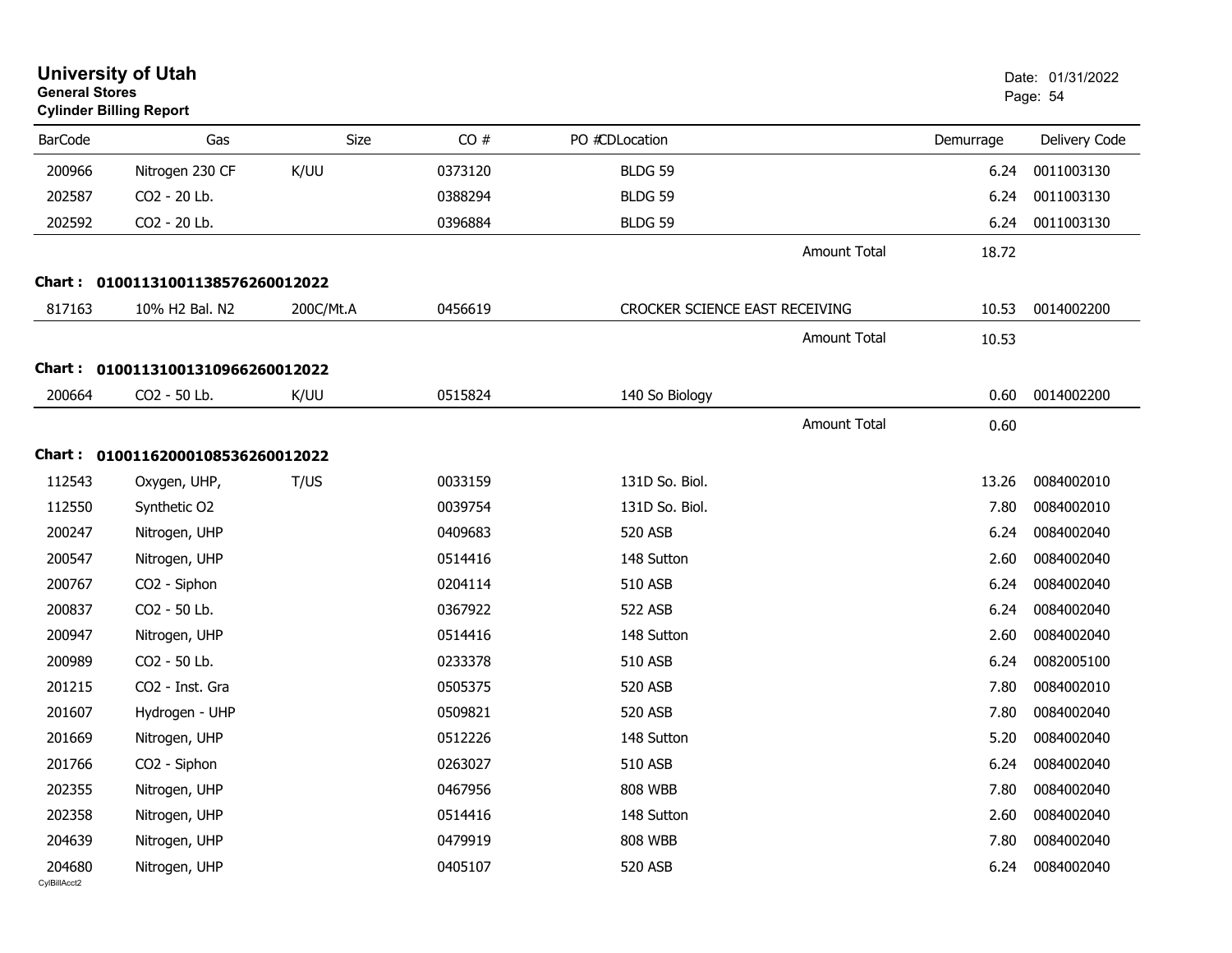# University of Utah

**General Stores**

**Cylinder Billing Report**

Date: 01/31/2022

| BarCode | Gas | Size | CO # | PO # | CDLocation | Demurrage | Delivery Code |
|---|---|---|---|---|---|---|---|
| 200966 | Nitrogen 230 CF | K/UU | 0373120 | | BLDG 59 | 6.24 | 0011003130 |
| 202587 | CO2 - 20 Lb. | | 0388294 | | BLDG 59 | 6.24 | 0011003130 |
| 202592 | CO2 - 20 Lb. | | 0396884 | | BLDG 59 | 6.24 | 0011003130 |
| | | | | | Amount Total | 18.72 | |
| **Chart :** | **010011310011385762600120​22** | | | | | | |
| 817163 | 10% H2 Bal. N2 | 200C/Mt.A | 0456619 | | CROCKER SCIENCE EAST RECEIVING | 10.53 | 0014002200 |
| | | | | | Amount Total | 10.53 | |
| **Chart :** | **01001131001310966260012022** | | | | | | |
| 200664 | CO2 - 50 Lb. | K/UU | 0515824 | | 140 So Biology | 0.60 | 0014002200 |
| | | | | | Amount Total | 0.60 | |
| **Chart :** | **01001162000108536260012022** | | | | | | |
| 112543 | Oxygen, UHP, | T/US | 0033159 | | 131D So. Biol. | 13.26 | 0084002010 |
| 112550 | Synthetic O2 | | 0039754 | | 131D So. Biol. | 7.80 | 0084002010 |
| 200247 | Nitrogen, UHP | | 0409683 | | 520 ASB | 6.24 | 0084002040 |
| 200547 | Nitrogen, UHP | | 0514416 | | 148 Sutton | 2.60 | 0084002040 |
| 200767 | CO2 - Siphon | | 0204114 | | 510 ASB | 6.24 | 0084002040 |
| 200837 | CO2 - 50 Lb. | | 0367922 | | 522 ASB | 6.24 | 0084002040 |
| 200947 | Nitrogen, UHP | | 0514416 | | 148 Sutton | 2.60 | 0084002040 |
| 200989 | CO2 - 50 Lb. | | 0233378 | | 510 ASB | 6.24 | 0082005100 |
| 201215 | CO2 - Inst. Gra | | 0505375 | | 520 ASB | 7.80 | 0084002010 |
| 201607 | Hydrogen - UHP | | 0509821 | | 520 ASB | 7.80 | 0084002040 |
| 201669 | Nitrogen, UHP | | 0512226 | | 148 Sutton | 5.20 | 0084002040 |
| 201766 | CO2 - Siphon | | 0263027 | | 510 ASB | 6.24 | 0084002040 |
| 202355 | Nitrogen, UHP | | 0467956 | | 808 WBB | 7.80 | 0084002040 |
| 202358 | Nitrogen, UHP | | 0514416 | | 148 Sutton | 2.60 | 0084002040 |
| 204639 | Nitrogen, UHP | | 0479919 | | 808 WBB | 7.80 | 0084002040 |
| 204680 | Nitrogen, UHP | | 0405107 | | 520 ASB | 6.24 | 0084002040 |

CylBillAcct2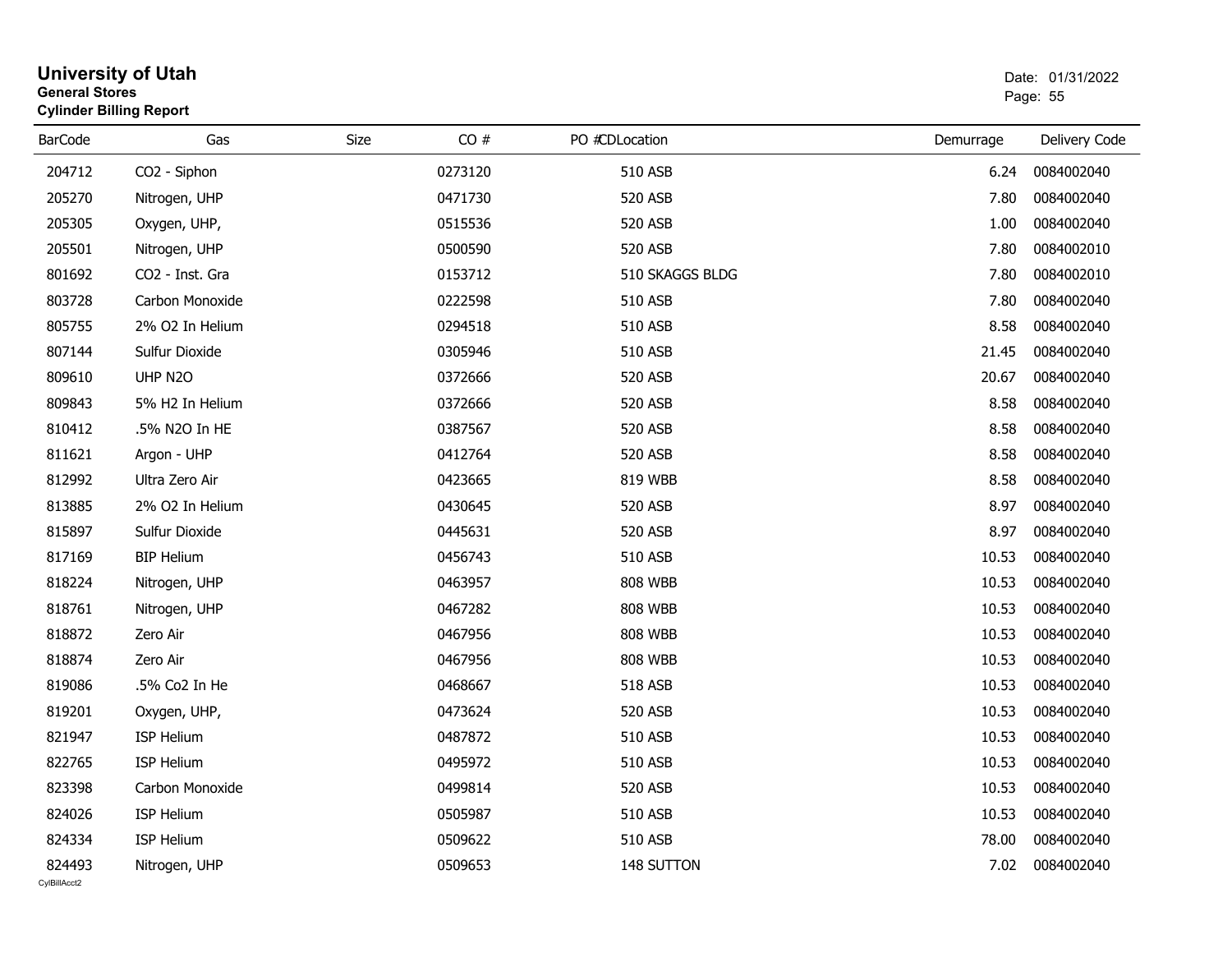# University of Utah

**General Stores**

**Cylinder Billing Report**

Date: 01/31/2022

| BarCode | Gas | Size | CO # | PO # | CDLocation | Demurrage | Delivery Code |
|---|---|---|---|---|---|---|---|
| 204712 | CO2 - Siphon | | 0273120 | | 510 ASB | 6.24 | 0084002040 |
| 205270 | Nitrogen, UHP | | 0471730 | | 520 ASB | 7.80 | 0084002040 |
| 205305 | Oxygen, UHP, | | 0515536 | | 520 ASB | 1.00 | 0084002040 |
| 205501 | Nitrogen, UHP | | 0500590 | | 520 ASB | 7.80 | 0084002010 |
| 801692 | CO2 - Inst. Gra | | 0153712 | | 510 SKAGGS BLDG | 7.80 | 0084002010 |
| 803728 | Carbon Monoxide | | 0222598 | | 510 ASB | 7.80 | 0084002040 |
| 805755 | 2% O2 In Helium | | 0294518 | | 510 ASB | 8.58 | 0084002040 |
| 807144 | Sulfur Dioxide | | 0305946 | | 510 ASB | 21.45 | 0084002040 |
| 809610 | UHP N2O | | 0372666 | | 520 ASB | 20.67 | 0084002040 |
| 809843 | 5% H2 In Helium | | 0372666 | | 520 ASB | 8.58 | 0084002040 |
| 810412 | .5% N2O In HE | | 0387567 | | 520 ASB | 8.58 | 0084002040 |
| 811621 | Argon - UHP | | 0412764 | | 520 ASB | 8.58 | 0084002040 |
| 812992 | Ultra Zero Air | | 0423665 | | 819 WBB | 8.58 | 0084002040 |
| 813885 | 2% O2 In Helium | | 0430645 | | 520 ASB | 8.97 | 0084002040 |
| 815897 | Sulfur Dioxide | | 0445631 | | 520 ASB | 8.97 | 0084002040 |
| 817169 | BIP Helium | | 0456743 | | 510 ASB | 10.53 | 0084002040 |
| 818224 | Nitrogen, UHP | | 0463957 | | 808 WBB | 10.53 | 0084002040 |
| 818761 | Nitrogen, UHP | | 0467282 | | 808 WBB | 10.53 | 0084002040 |
| 818872 | Zero Air | | 0467956 | | 808 WBB | 10.53 | 0084002040 |
| 818874 | Zero Air | | 0467956 | | 808 WBB | 10.53 | 0084002040 |
| 819086 | .5% Co2 In He | | 0468667 | | 518 ASB | 10.53 | 0084002040 |
| 819201 | Oxygen, UHP, | | 0473624 | | 520 ASB | 10.53 | 0084002040 |
| 821947 | ISP Helium | | 0487872 | | 510 ASB | 10.53 | 0084002040 |
| 822765 | ISP Helium | | 0495972 | | 510 ASB | 10.53 | 0084002040 |
| 823398 | Carbon Monoxide | | 0499814 | | 520 ASB | 10.53 | 0084002040 |
| 824026 | ISP Helium | | 0505987 | | 510 ASB | 10.53 | 0084002040 |
| 824334 | ISP Helium | | 0509622 | | 510 ASB | 78.00 | 0084002040 |
| 824493 | Nitrogen, UHP | | 0509653 | | 148 SUTTON | 7.02 | 0084002040 |

CylBillAcct2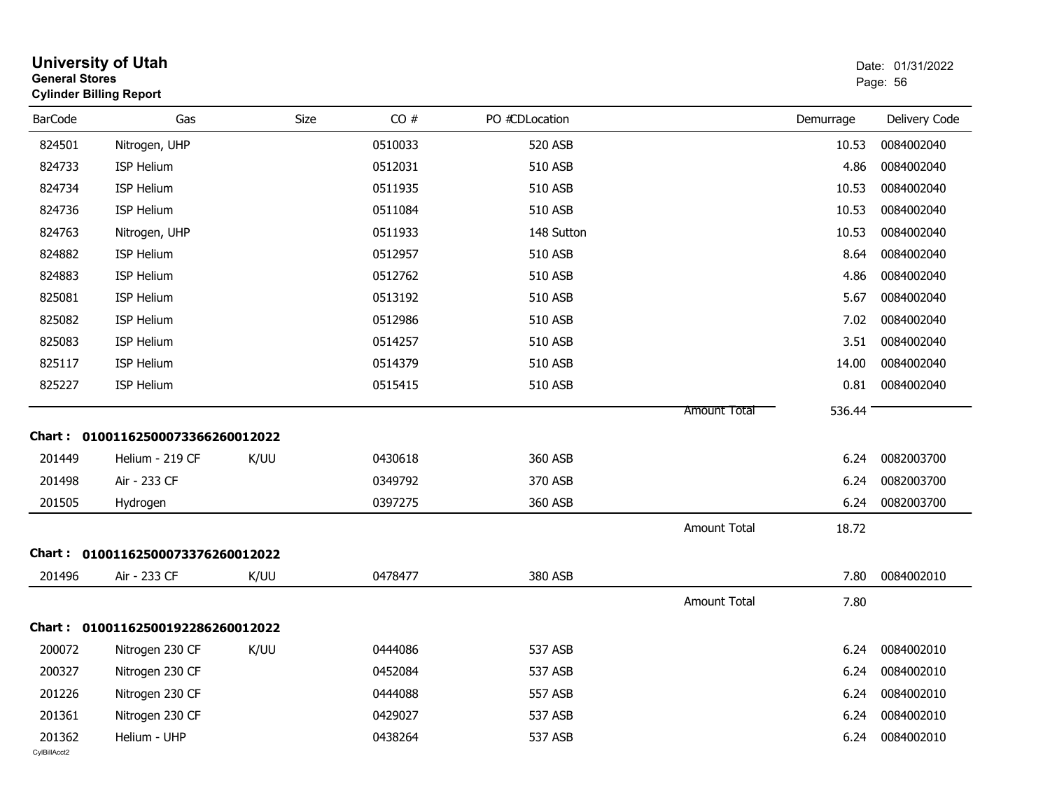# University of Utah
**General Stores**
**Cylinder Billing Report**

Date: 01/31/2022

| BarCode | Gas | Size | CO # | PO #CDLocation | | Demurrage | Delivery Code |
|---|---|---|---|---|---|---|---|
| 824501 | Nitrogen, UHP | | 0510033 | 520 ASB | | 10.53 | 0084002040 |
| 824733 | ISP Helium | | 0512031 | 510 ASB | | 4.86 | 0084002040 |
| 824734 | ISP Helium | | 0511935 | 510 ASB | | 10.53 | 0084002040 |
| 824736 | ISP Helium | | 0511084 | 510 ASB | | 10.53 | 0084002040 |
| 824763 | Nitrogen, UHP | | 0511933 | 148 Sutton | | 10.53 | 0084002040 |
| 824882 | ISP Helium | | 0512957 | 510 ASB | | 8.64 | 0084002040 |
| 824883 | ISP Helium | | 0512762 | 510 ASB | | 4.86 | 0084002040 |
| 825081 | ISP Helium | | 0513192 | 510 ASB | | 5.67 | 0084002040 |
| 825082 | ISP Helium | | 0512986 | 510 ASB | | 7.02 | 0084002040 |
| 825083 | ISP Helium | | 0514257 | 510 ASB | | 3.51 | 0084002040 |
| 825117 | ISP Helium | | 0514379 | 510 ASB | | 14.00 | 0084002040 |
| 825227 | ISP Helium | | 0515415 | 510 ASB | | 0.81 | 0084002040 |
| | | | | | Amount Total | 536.44 | |

**Chart : 01001162500073366260012022**

| BarCode | Gas | Size | CO # | PO #CDLocation | | Demurrage | Delivery Code |
|---|---|---|---|---|---|---|---|
| 201449 | Helium - 219 CF | K/UU | 0430618 | 360 ASB | | 6.24 | 0082003700 |
| 201498 | Air - 233 CF | | 0349792 | 370 ASB | | 6.24 | 0082003700 |
| 201505 | Hydrogen | | 0397275 | 360 ASB | | 6.24 | 0082003700 |
| | | | | | Amount Total | 18.72 | |

**Chart : 01001162500073376260012022**

| BarCode | Gas | Size | CO # | PO #CDLocation | | Demurrage | Delivery Code |
|---|---|---|---|---|---|---|---|
| 201496 | Air - 233 CF | K/UU | 0478477 | 380 ASB | | 7.80 | 0084002010 |
| | | | | | Amount Total | 7.80 | |

**Chart : 01001162500192286260012022**

| BarCode | Gas | Size | CO # | PO #CDLocation | | Demurrage | Delivery Code |
|---|---|---|---|---|---|---|---|
| 200072 | Nitrogen 230 CF | K/UU | 0444086 | 537 ASB | | 6.24 | 0084002010 |
| 200327 | Nitrogen 230 CF | | 0452084 | 537 ASB | | 6.24 | 0084002010 |
| 201226 | Nitrogen 230 CF | | 0444088 | 557 ASB | | 6.24 | 0084002010 |
| 201361 | Nitrogen 230 CF | | 0429027 | 537 ASB | | 6.24 | 0084002010 |
| 201362 | Helium - UHP | | 0438264 | 537 ASB | | 6.24 | 0084002010 |

CylBillAcct2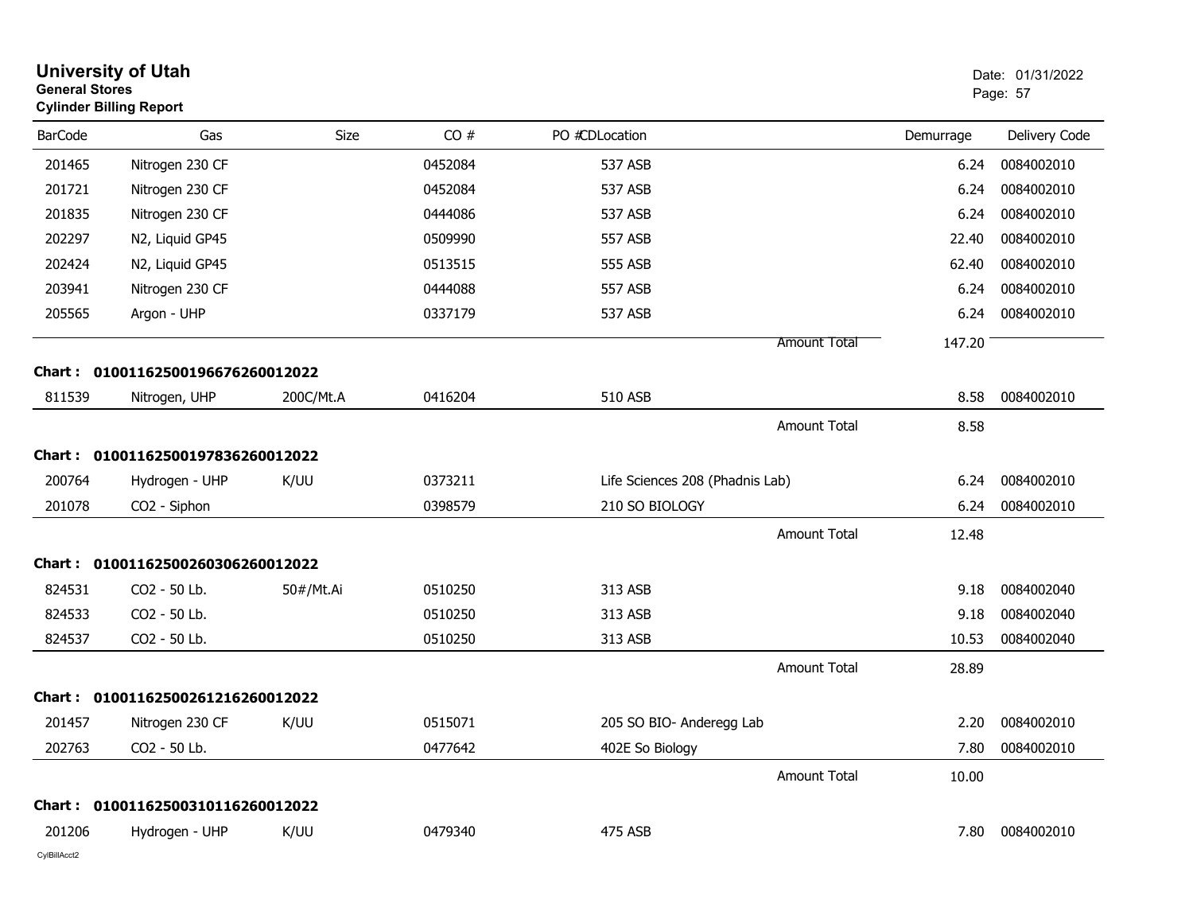# University of Utah

**General Stores**

**Cylinder Billing Report**

Date: 01/31/2022

| BarCode | Gas | Size | CO # | PO #CDLocation | Demurrage | Delivery Code |
|---|---|---|---|---|---|---|
| 201465 | Nitrogen 230 CF | | 0452084 | 537 ASB | 6.24 | 0084002010 |
| 201721 | Nitrogen 230 CF | | 0452084 | 537 ASB | 6.24 | 0084002010 |
| 201835 | Nitrogen 230 CF | | 0444086 | 537 ASB | 6.24 | 0084002010 |
| 202297 | N2, Liquid GP45 | | 0509990 | 557 ASB | 22.40 | 0084002010 |
| 202424 | N2, Liquid GP45 | | 0513515 | 555 ASB | 62.40 | 0084002010 |
| 203941 | Nitrogen 230 CF | | 0444088 | 557 ASB | 6.24 | 0084002010 |
| 205565 | Argon - UHP | | 0337179 | 537 ASB | 6.24 | 0084002010 |
| | | | | Amount Total | 147.20 | |

**Chart : 01001162500196676260012022**

| BarCode | Gas | Size | CO # | PO #CDLocation | Demurrage | Delivery Code |
|---|---|---|---|---|---|---|
| 811539 | Nitrogen, UHP | 200C/Mt.A | 0416204 | 510 ASB | 8.58 | 0084002010 |
| | | | | Amount Total | 8.58 | |

**Chart : 01001162500197836260012022**

| BarCode | Gas | Size | CO # | PO #CDLocation | Demurrage | Delivery Code |
|---|---|---|---|---|---|---|
| 200764 | Hydrogen - UHP | K/UU | 0373211 | Life Sciences 208 (Phadnis Lab) | 6.24 | 0084002010 |
| 201078 | CO2 - Siphon | | 0398579 | 210 SO BIOLOGY | 6.24 | 0084002010 |
| | | | | Amount Total | 12.48 | |

**Chart : 01001162500260306260012022**

| BarCode | Gas | Size | CO # | PO #CDLocation | Demurrage | Delivery Code |
|---|---|---|---|---|---|---|
| 824531 | CO2 - 50 Lb. | 50#/Mt.Ai | 0510250 | 313 ASB | 9.18 | 0084002040 |
| 824533 | CO2 - 50 Lb. | | 0510250 | 313 ASB | 9.18 | 0084002040 |
| 824537 | CO2 - 50 Lb. | | 0510250 | 313 ASB | 10.53 | 0084002040 |
| | | | | Amount Total | 28.89 | |

**Chart : 01001162500261216260012022**

| BarCode | Gas | Size | CO # | PO #CDLocation | Demurrage | Delivery Code |
|---|---|---|---|---|---|---|
| 201457 | Nitrogen 230 CF | K/UU | 0515071 | 205 SO BIO- Anderegg Lab | 2.20 | 0084002010 |
| 202763 | CO2 - 50 Lb. | | 0477642 | 402E So Biology | 7.80 | 0084002010 |
| | | | | Amount Total | 10.00 | |

**Chart : 01001162500310116260012022**

| BarCode | Gas | Size | CO # | PO #CDLocation | Demurrage | Delivery Code |
|---|---|---|---|---|---|---|
| 201206 | Hydrogen - UHP | K/UU | 0479340 | 475 ASB | 7.80 | 0084002010 |

CylBillAcct2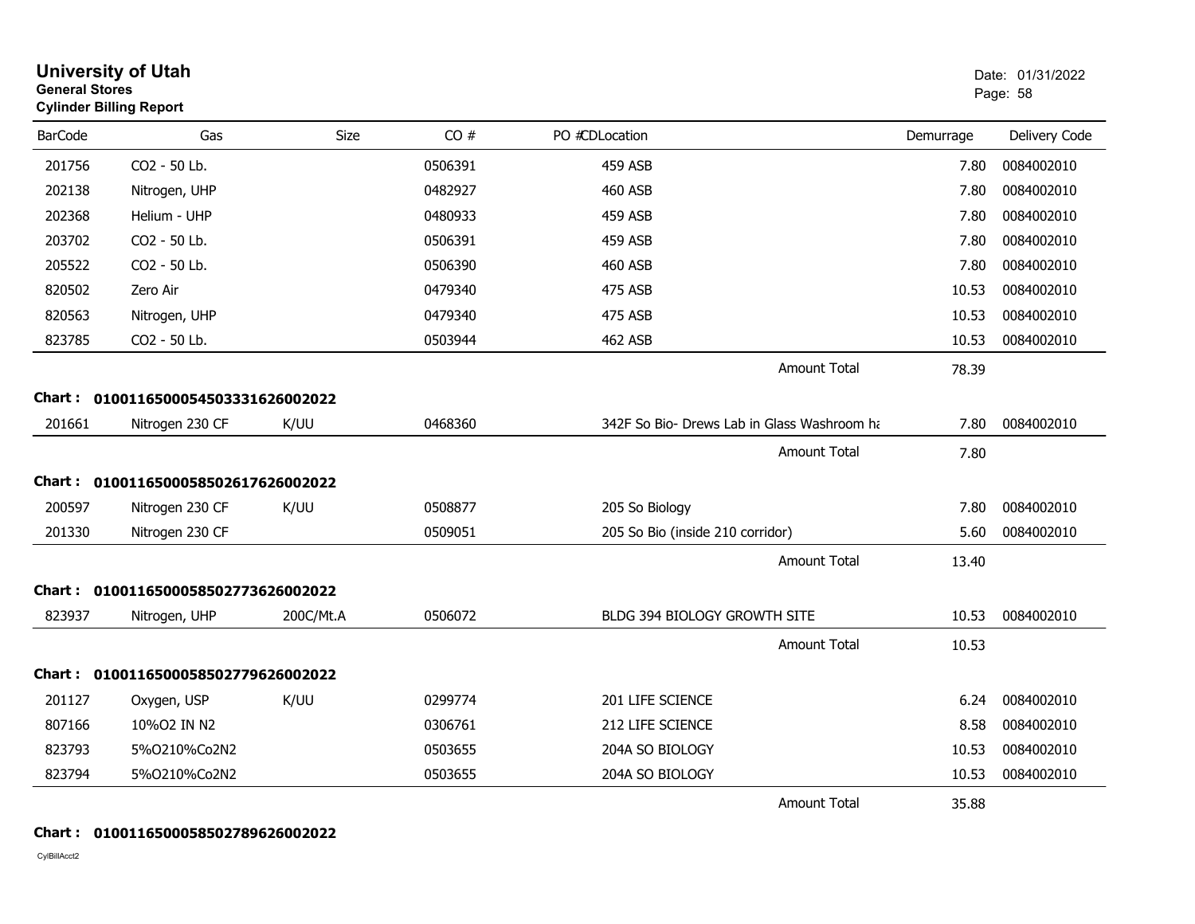# University of Utah

**General Stores**

**Cylinder Billing Report**

Date: 01/31/2022

| BarCode | Gas | Size | CO # | PO #CDLocation | Demurrage | Delivery Code |
|---|---|---|---|---|---|---|
| 201756 | CO2 - 50 Lb. | | 0506391 | 459 ASB | 7.80 | 0084002010 |
| 202138 | Nitrogen, UHP | | 0482927 | 460 ASB | 7.80 | 0084002010 |
| 202368 | Helium - UHP | | 0480933 | 459 ASB | 7.80 | 0084002010 |
| 203702 | CO2 - 50 Lb. | | 0506391 | 459 ASB | 7.80 | 0084002010 |
| 205522 | CO2 - 50 Lb. | | 0506390 | 460 ASB | 7.80 | 0084002010 |
| 820502 | Zero Air | | 0479340 | 475 ASB | 10.53 | 0084002010 |
| 820563 | Nitrogen, UHP | | 0479340 | 475 ASB | 10.53 | 0084002010 |
| 823785 | CO2 - 50 Lb. | | 0503944 | 462 ASB | 10.53 | 0084002010 |
| | | | | Amount Total | 78.39 | |

**Chart : 01001165000545033316260020​22**

| BarCode | Gas | Size | CO # | PO #CDLocation | Demurrage | Delivery Code |
|---|---|---|---|---|---|---|
| 201661 | Nitrogen 230 CF | K/UU | 0468360 | 342F So Bio- Drews Lab in Glass Washroom ha | 7.80 | 0084002010 |
| | | | | Amount Total | 7.80 | |

**Chart : 01001165000585026176260020​22**

| BarCode | Gas | Size | CO # | PO #CDLocation | Demurrage | Delivery Code |
|---|---|---|---|---|---|---|
| 200597 | Nitrogen 230 CF | K/UU | 0508877 | 205 So Biology | 7.80 | 0084002010 |
| 201330 | Nitrogen 230 CF | | 0509051 | 205 So Bio (inside 210 corridor) | 5.60 | 0084002010 |
| | | | | Amount Total | 13.40 | |

**Chart : 01001165000585027736260020​22**

| BarCode | Gas | Size | CO # | PO #CDLocation | Demurrage | Delivery Code |
|---|---|---|---|---|---|---|
| 823937 | Nitrogen, UHP | 200C/Mt.A | 0506072 | BLDG 394 BIOLOGY GROWTH SITE | 10.53 | 0084002010 |
| | | | | Amount Total | 10.53 | |

**Chart : 01001165000585027796260020​22**

| BarCode | Gas | Size | CO # | PO #CDLocation | Demurrage | Delivery Code |
|---|---|---|---|---|---|---|
| 201127 | Oxygen, USP | K/UU | 0299774 | 201 LIFE SCIENCE | 6.24 | 0084002010 |
| 807166 | 10%O2 IN N2 | | 0306761 | 212 LIFE SCIENCE | 8.58 | 0084002010 |
| 823793 | 5%O210%Co2N2 | | 0503655 | 204A SO BIOLOGY | 10.53 | 0084002010 |
| 823794 | 5%O210%Co2N2 | | 0503655 | 204A SO BIOLOGY | 10.53 | 0084002010 |
| | | | | Amount Total | 35.88 | |

**Chart : 01001165000585027896260020​22**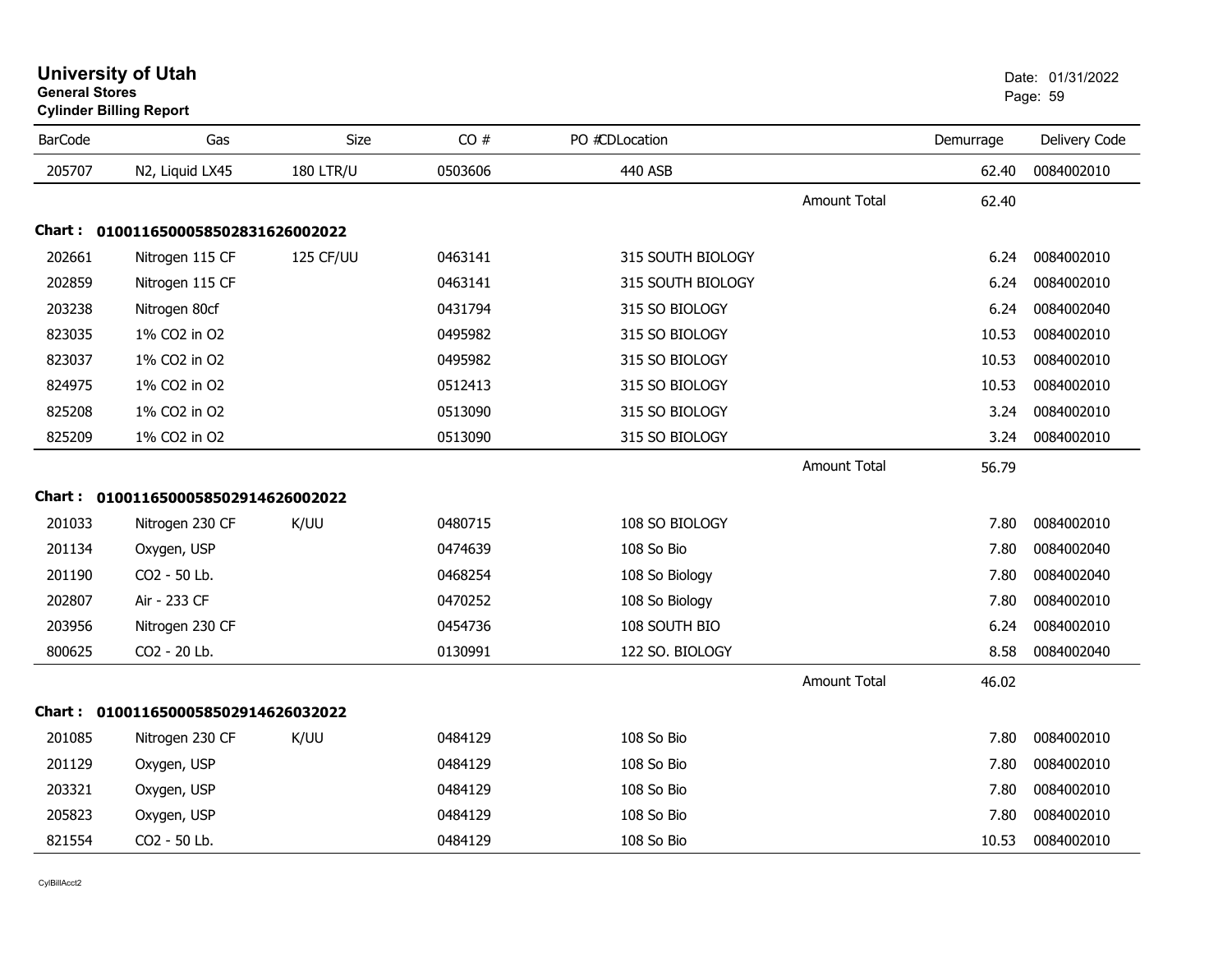# University of Utah
**General Stores**
**Cylinder Billing Report**

Date: 01/31/2022

| BarCode | Gas | Size | CO # | PO #CDLocation | | Demurrage | Delivery Code |
|---|---|---|---|---|---|---|---|
| 205707 | N2, Liquid LX45 | 180 LTR/U | 0503606 | 440 ASB | | 62.40 | 0084002010 |
| | | | | | Amount Total | 62.40 | |

**Chart : 01001165000585028316260002022**

| BarCode | Gas | Size | CO # | PO #CDLocation | | Demurrage | Delivery Code |
|---|---|---|---|---|---|---|---|
| 202661 | Nitrogen 115 CF | 125 CF/UU | 0463141 | 315 SOUTH BIOLOGY | | 6.24 | 0084002010 |
| 202859 | Nitrogen 115 CF | | 0463141 | 315 SOUTH BIOLOGY | | 6.24 | 0084002010 |
| 203238 | Nitrogen 80cf | | 0431794 | 315 SO BIOLOGY | | 6.24 | 0084002040 |
| 823035 | 1% CO2 in O2 | | 0495982 | 315 SO BIOLOGY | | 10.53 | 0084002010 |
| 823037 | 1% CO2 in O2 | | 0495982 | 315 SO BIOLOGY | | 10.53 | 0084002010 |
| 824975 | 1% CO2 in O2 | | 0512413 | 315 SO BIOLOGY | | 10.53 | 0084002010 |
| 825208 | 1% CO2 in O2 | | 0513090 | 315 SO BIOLOGY | | 3.24 | 0084002010 |
| 825209 | 1% CO2 in O2 | | 0513090 | 315 SO BIOLOGY | | 3.24 | 0084002010 |
| | | | | | Amount Total | 56.79 | |

**Chart : 01001165000585029146260002022**

| BarCode | Gas | Size | CO # | PO #CDLocation | | Demurrage | Delivery Code |
|---|---|---|---|---|---|---|---|
| 201033 | Nitrogen 230 CF | K/UU | 0480715 | 108 SO BIOLOGY | | 7.80 | 0084002010 |
| 201134 | Oxygen, USP | | 0474639 | 108 So Bio | | 7.80 | 0084002040 |
| 201190 | CO2 - 50 Lb. | | 0468254 | 108 So Biology | | 7.80 | 0084002040 |
| 202807 | Air - 233 CF | | 0470252 | 108 So Biology | | 7.80 | 0084002010 |
| 203956 | Nitrogen 230 CF | | 0454736 | 108 SOUTH BIO | | 6.24 | 0084002010 |
| 800625 | CO2 - 20 Lb. | | 0130991 | 122 SO. BIOLOGY | | 8.58 | 0084002040 |
| | | | | | Amount Total | 46.02 | |

**Chart : 01001165000585029146260032022**

| BarCode | Gas | Size | CO # | PO #CDLocation | | Demurrage | Delivery Code |
|---|---|---|---|---|---|---|---|
| 201085 | Nitrogen 230 CF | K/UU | 0484129 | 108 So Bio | | 7.80 | 0084002010 |
| 201129 | Oxygen, USP | | 0484129 | 108 So Bio | | 7.80 | 0084002010 |
| 203321 | Oxygen, USP | | 0484129 | 108 So Bio | | 7.80 | 0084002010 |
| 205823 | Oxygen, USP | | 0484129 | 108 So Bio | | 7.80 | 0084002010 |
| 821554 | CO2 - 50 Lb. | | 0484129 | 108 So Bio | | 10.53 | 0084002010 |

CylBillAcct2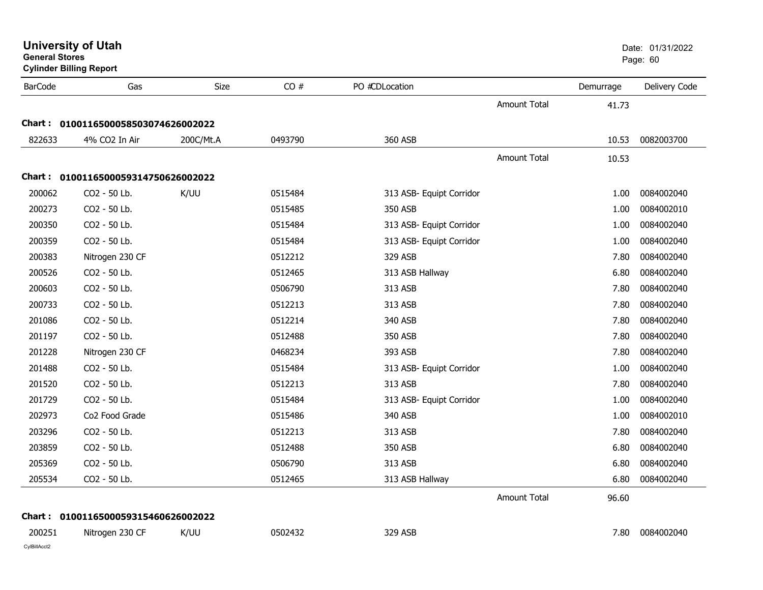# University of Utah

**General Stores**

**Cylinder Billing Report**

Date: 01/31/2022

| BarCode | Gas | Size | CO # | PO # | CDLocation | | Demurrage | Delivery Code |
|---|---|---|---|---|---|---|---|---|
| | | | | | | Amount Total | 41.73 | |
| **Chart : 01001165000585030746260020 22** | | | | | | | | |
| 822633 | 4% CO2 In Air | 200C/Mt.A | 0493790 | | 360 ASB | | 10.53 | 0082003700 |
| | | | | | | Amount Total | 10.53 | |
| **Chart : 0100116500059314750626002022** | | | | | | | | |
| 200062 | CO2 - 50 Lb. | K/UU | 0515484 | | 313 ASB- Equipt Corridor | | 1.00 | 0084002040 |
| 200273 | CO2 - 50 Lb. | | 0515485 | | 350 ASB | | 1.00 | 0084002010 |
| 200350 | CO2 - 50 Lb. | | 0515484 | | 313 ASB- Equipt Corridor | | 1.00 | 0084002040 |
| 200359 | CO2 - 50 Lb. | | 0515484 | | 313 ASB- Equipt Corridor | | 1.00 | 0084002040 |
| 200383 | Nitrogen 230 CF | | 0512212 | | 329 ASB | | 7.80 | 0084002040 |
| 200526 | CO2 - 50 Lb. | | 0512465 | | 313 ASB Hallway | | 6.80 | 0084002040 |
| 200603 | CO2 - 50 Lb. | | 0506790 | | 313 ASB | | 7.80 | 0084002040 |
| 200733 | CO2 - 50 Lb. | | 0512213 | | 313 ASB | | 7.80 | 0084002040 |
| 201086 | CO2 - 50 Lb. | | 0512214 | | 340 ASB | | 7.80 | 0084002040 |
| 201197 | CO2 - 50 Lb. | | 0512488 | | 350 ASB | | 7.80 | 0084002040 |
| 201228 | Nitrogen 230 CF | | 0468234 | | 393 ASB | | 7.80 | 0084002040 |
| 201488 | CO2 - 50 Lb. | | 0515484 | | 313 ASB- Equipt Corridor | | 1.00 | 0084002040 |
| 201520 | CO2 - 50 Lb. | | 0512213 | | 313 ASB | | 7.80 | 0084002040 |
| 201729 | CO2 - 50 Lb. | | 0515484 | | 313 ASB- Equipt Corridor | | 1.00 | 0084002040 |
| 202973 | Co2 Food Grade | | 0515486 | | 340 ASB | | 1.00 | 0084002010 |
| 203296 | CO2 - 50 Lb. | | 0512213 | | 313 ASB | | 7.80 | 0084002040 |
| 203859 | CO2 - 50 Lb. | | 0512488 | | 350 ASB | | 6.80 | 0084002040 |
| 205369 | CO2 - 50 Lb. | | 0506790 | | 313 ASB | | 6.80 | 0084002040 |
| 205534 | CO2 - 50 Lb. | | 0512465 | | 313 ASB Hallway | | 6.80 | 0084002040 |
| | | | | | | Amount Total | 96.60 | |
| **Chart : 0100116500059315460626002022** | | | | | | | | |
| 200251 | Nitrogen 230 CF | K/UU | 0502432 | | 329 ASB | | 7.80 | 0084002040 |

CylBillAcct2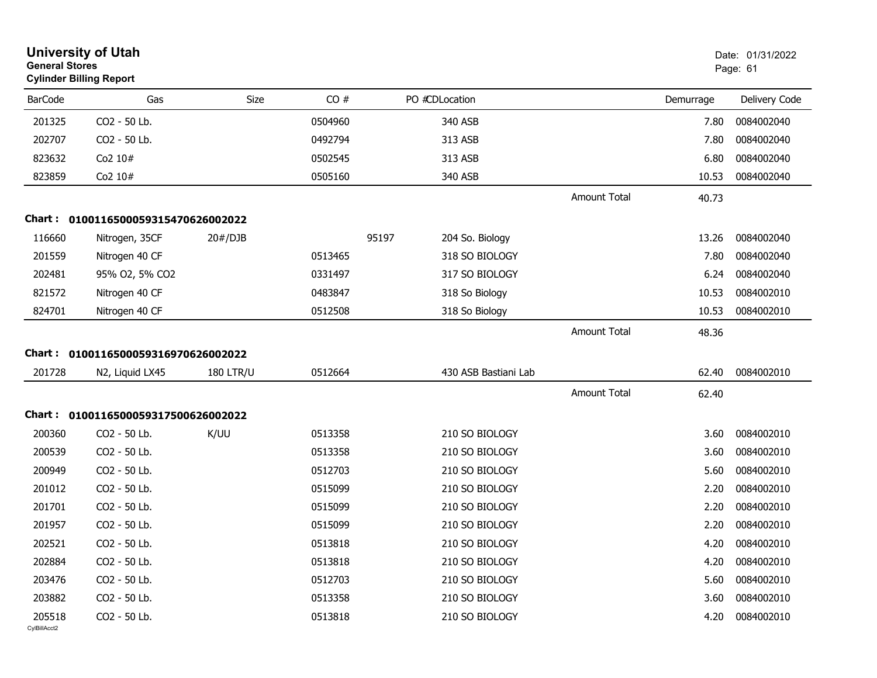# University of Utah

**General Stores**

**Cylinder Billing Report**

Date: 01/31/2022

| BarCode | Gas | Size | CO # | PO # | CD | Location | | Demurrage | Delivery Code |
|---|---|---|---|---|---|---|---|---|---|
| 201325 | CO2 - 50 Lb. | | 0504960 | | | 340 ASB | | 7.80 | 0084002040 |
| 202707 | CO2 - 50 Lb. | | 0492794 | | | 313 ASB | | 7.80 | 0084002040 |
| 823632 | Co2 10# | | 0502545 | | | 313 ASB | | 6.80 | 0084002040 |
| 823859 | Co2 10# | | 0505160 | | | 340 ASB | | 10.53 | 0084002040 |
| | | | | | | | Amount Total | 40.73 | |
| **Chart :** | **01001165000593154706260O2022** | | | | | | | | |
| 116660 | Nitrogen, 35CF | 20#/DJB | | 95197 | | 204 So. Biology | | 13.26 | 0084002040 |
| 201559 | Nitrogen 40 CF | | 0513465 | | | 318 SO BIOLOGY | | 7.80 | 0084002040 |
| 202481 | 95% O2, 5% CO2 | | 0331497 | | | 317 SO BIOLOGY | | 6.24 | 0084002040 |
| 821572 | Nitrogen 40 CF | | 0483847 | | | 318 So Biology | | 10.53 | 0084002010 |
| 824701 | Nitrogen 40 CF | | 0512508 | | | 318 So Biology | | 10.53 | 0084002010 |
| | | | | | | | Amount Total | 48.36 | |
| **Chart :** | **01001165000593169706260O2022** | | | | | | | | |
| 201728 | N2, Liquid LX45 | 180 LTR/U | 0512664 | | | 430 ASB Bastiani Lab | | 62.40 | 0084002010 |
| | | | | | | | Amount Total | 62.40 | |
| **Chart :** | **01001165000593175006260O2022** | | | | | | | | |
| 200360 | CO2 - 50 Lb. | K/UU | 0513358 | | | 210 SO BIOLOGY | | 3.60 | 0084002010 |
| 200539 | CO2 - 50 Lb. | | 0513358 | | | 210 SO BIOLOGY | | 3.60 | 0084002010 |
| 200949 | CO2 - 50 Lb. | | 0512703 | | | 210 SO BIOLOGY | | 5.60 | 0084002010 |
| 201012 | CO2 - 50 Lb. | | 0515099 | | | 210 SO BIOLOGY | | 2.20 | 0084002010 |
| 201701 | CO2 - 50 Lb. | | 0515099 | | | 210 SO BIOLOGY | | 2.20 | 0084002010 |
| 201957 | CO2 - 50 Lb. | | 0515099 | | | 210 SO BIOLOGY | | 2.20 | 0084002010 |
| 202521 | CO2 - 50 Lb. | | 0513818 | | | 210 SO BIOLOGY | | 4.20 | 0084002010 |
| 202884 | CO2 - 50 Lb. | | 0513818 | | | 210 SO BIOLOGY | | 4.20 | 0084002010 |
| 203476 | CO2 - 50 Lb. | | 0512703 | | | 210 SO BIOLOGY | | 5.60 | 0084002010 |
| 203882 | CO2 - 50 Lb. | | 0513358 | | | 210 SO BIOLOGY | | 3.60 | 0084002010 |
| 205518 | CO2 - 50 Lb. | | 0513818 | | | 210 SO BIOLOGY | | 4.20 | 0084002010 |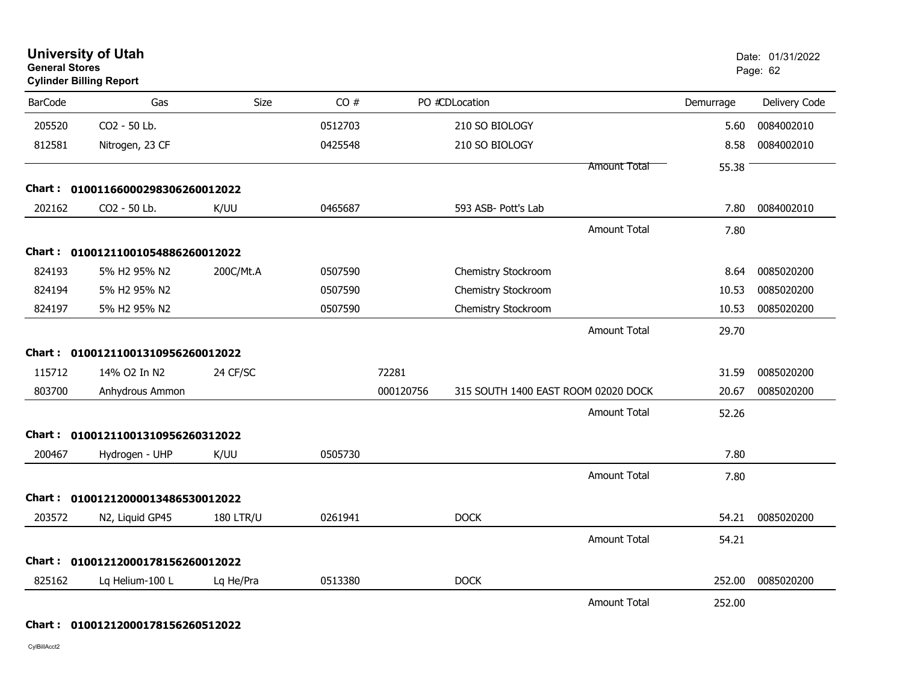# University of Utah
**General Stores**
**Cylinder Billing Report**

Date: 01/31/2022

| BarCode | Gas | Size | CO # | PO # | CDLocation | Demurrage | Delivery Code |
|---|---|---|---|---|---|---|---|
| 205520 | CO2 - 50 Lb. | | 0512703 | | 210 SO BIOLOGY | 5.60 | 0084002010 |
| 812581 | Nitrogen, 23 CF | | 0425548 | | 210 SO BIOLOGY | 8.58 | 0084002010 |
| | | | | | Amount Total | 55.38 | |
| **Chart :** | **01001166000298306260012022** | | | | | | |
| 202162 | CO2 - 50 Lb. | K/UU | 0465687 | | 593 ASB- Pott's Lab | 7.80 | 0084002010 |
| | | | | | Amount Total | 7.80 | |
| **Chart :** | **01001211001054886260012022** | | | | | | |
| 824193 | 5% H2 95% N2 | 200C/Mt.A | 0507590 | | Chemistry Stockroom | 8.64 | 0085020200 |
| 824194 | 5% H2 95% N2 | | 0507590 | | Chemistry Stockroom | 10.53 | 0085020200 |
| 824197 | 5% H2 95% N2 | | 0507590 | | Chemistry Stockroom | 10.53 | 0085020200 |
| | | | | | Amount Total | 29.70 | |
| **Chart :** | **01001211001310956260012022** | | | | | | |
| 115712 | 14% O2 In N2 | 24 CF/SC | | 72281 | | 31.59 | 0085020200 |
| 803700 | Anhydrous Ammon | | | 000120756 | 315 SOUTH 1400 EAST ROOM 02020 DOCK | 20.67 | 0085020200 |
| | | | | | Amount Total | 52.26 | |
| **Chart :** | **01001211001310956260312022** | | | | | | |
| 200467 | Hydrogen - UHP | K/UU | 0505730 | | | 7.80 | |
| | | | | | Amount Total | 7.80 | |
| **Chart :** | **01001212000013486530012022** | | | | | | |
| 203572 | N2, Liquid GP45 | 180 LTR/U | 0261941 | | DOCK | 54.21 | 0085020200 |
| | | | | | Amount Total | 54.21 | |
| **Chart :** | **01001212000178156260012022** | | | | | | |
| 825162 | Lq Helium-100 L | Lq He/Pra | 0513380 | | DOCK | 252.00 | 0085020200 |
| | | | | | Amount Total | 252.00 | |

**Chart : 01001212000178156260512022**

CylBillAcct2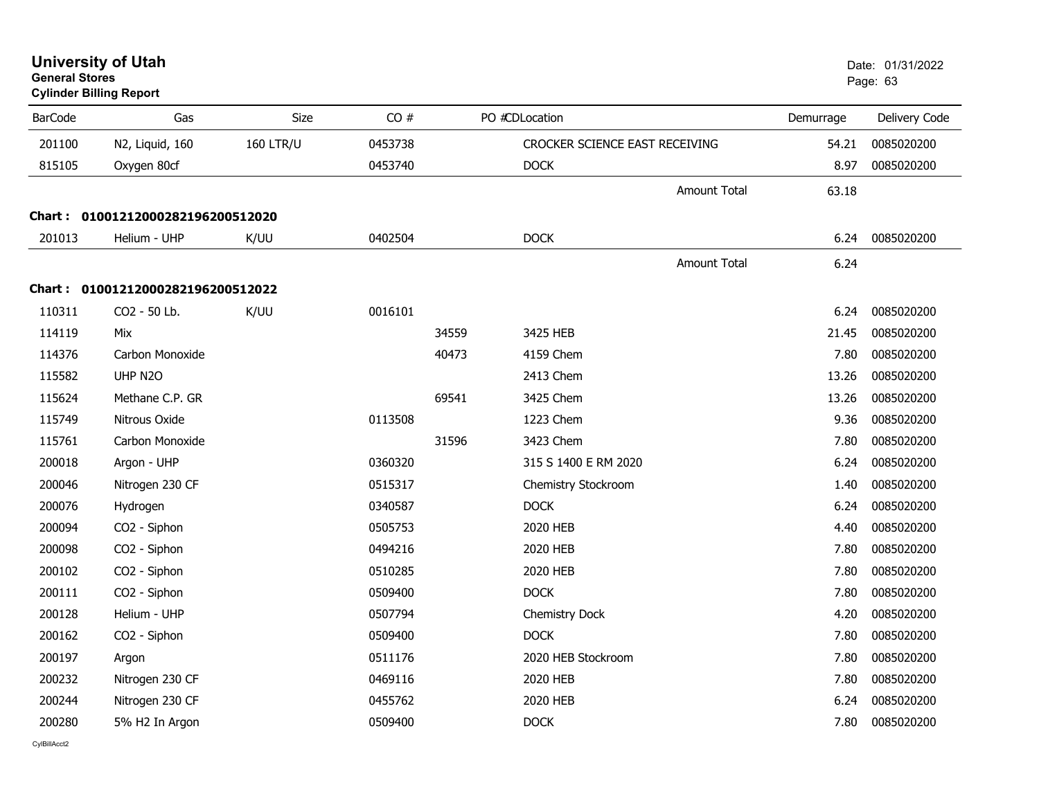# University of Utah
**General Stores**
**Cylinder Billing Report**

Date: 01/31/2022

| BarCode | Gas | Size | CO # | PO # | CD Location | Demurrage | Delivery Code |
|---|---|---|---|---|---|---|---|
| 201100 | N2, Liquid, 160 | 160 LTR/U | 0453738 | | CROCKER SCIENCE EAST RECEIVING | 54.21 | 0085020200 |
| 815105 | Oxygen 80cf | | 0453740 | | DOCK | 8.97 | 0085020200 |
| | | | | | Amount Total | 63.18 | |

**Chart : 01001212000282196200512020**

| BarCode | Gas | Size | CO # | PO # | CD Location | Demurrage | Delivery Code |
|---|---|---|---|---|---|---|---|
| 201013 | Helium - UHP | K/UU | 0402504 | | DOCK | 6.24 | 0085020200 |
| | | | | | Amount Total | 6.24 | |

**Chart : 01001212000282196200512022**

| BarCode | Gas | Size | CO # | PO # | CD Location | Demurrage | Delivery Code |
|---|---|---|---|---|---|---|---|
| 110311 | CO2 - 50 Lb. | K/UU | 0016101 | | | 6.24 | 0085020200 |
| 114119 | Mix | | | 34559 | 3425 HEB | 21.45 | 0085020200 |
| 114376 | Carbon Monoxide | | | 40473 | 4159 Chem | 7.80 | 0085020200 |
| 115582 | UHP N2O | | | | 2413 Chem | 13.26 | 0085020200 |
| 115624 | Methane C.P. GR | | | 69541 | 3425 Chem | 13.26 | 0085020200 |
| 115749 | Nitrous Oxide | | 0113508 | | 1223 Chem | 9.36 | 0085020200 |
| 115761 | Carbon Monoxide | | | 31596 | 3423 Chem | 7.80 | 0085020200 |
| 200018 | Argon - UHP | | 0360320 | | 315 S 1400 E RM 2020 | 6.24 | 0085020200 |
| 200046 | Nitrogen 230 CF | | 0515317 | | Chemistry Stockroom | 1.40 | 0085020200 |
| 200076 | Hydrogen | | 0340587 | | DOCK | 6.24 | 0085020200 |
| 200094 | CO2 - Siphon | | 0505753 | | 2020 HEB | 4.40 | 0085020200 |
| 200098 | CO2 - Siphon | | 0494216 | | 2020 HEB | 7.80 | 0085020200 |
| 200102 | CO2 - Siphon | | 0510285 | | 2020 HEB | 7.80 | 0085020200 |
| 200111 | CO2 - Siphon | | 0509400 | | DOCK | 7.80 | 0085020200 |
| 200128 | Helium - UHP | | 0507794 | | Chemistry Dock | 4.20 | 0085020200 |
| 200162 | CO2 - Siphon | | 0509400 | | DOCK | 7.80 | 0085020200 |
| 200197 | Argon | | 0511176 | | 2020 HEB Stockroom | 7.80 | 0085020200 |
| 200232 | Nitrogen 230 CF | | 0469116 | | 2020 HEB | 7.80 | 0085020200 |
| 200244 | Nitrogen 230 CF | | 0455762 | | 2020 HEB | 6.24 | 0085020200 |
| 200280 | 5% H2 In Argon | | 0509400 | | DOCK | 7.80 | 0085020200 |

CylBillAcct2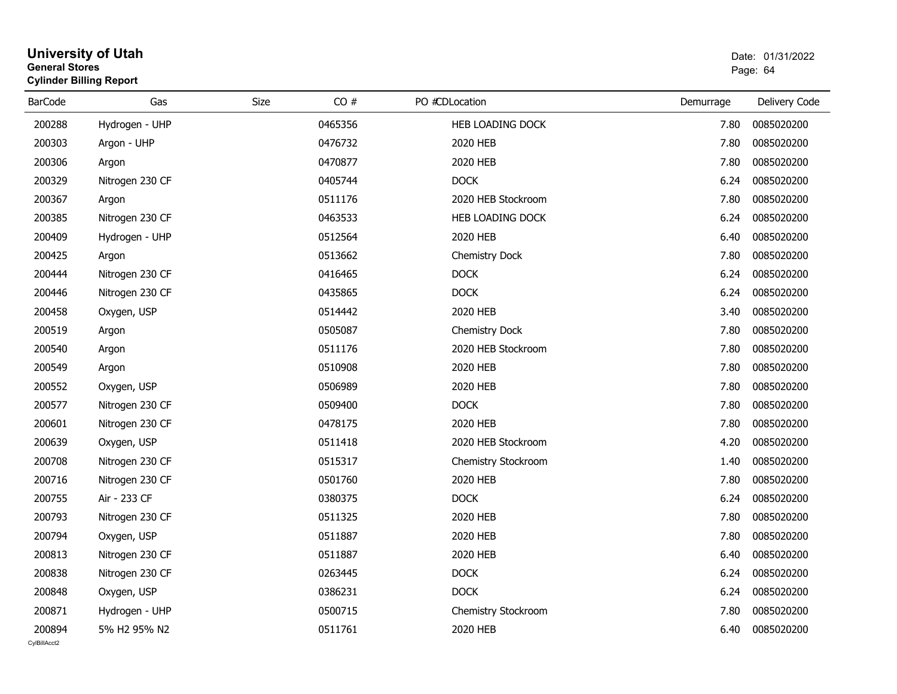# University of Utah
**General Stores**
**Cylinder Billing Report**

Date: 01/31/2022

| BarCode | Gas | Size | CO # | PO # | CDLocation | Demurrage | Delivery Code |
|---|---|---|---|---|---|---|---|
| 200288 | Hydrogen - UHP | | 0465356 | | HEB LOADING DOCK | 7.80 | 0085020200 |
| 200303 | Argon - UHP | | 0476732 | | 2020 HEB | 7.80 | 0085020200 |
| 200306 | Argon | | 0470877 | | 2020 HEB | 7.80 | 0085020200 |
| 200329 | Nitrogen 230 CF | | 0405744 | | DOCK | 6.24 | 0085020200 |
| 200367 | Argon | | 0511176 | | 2020 HEB Stockroom | 7.80 | 0085020200 |
| 200385 | Nitrogen 230 CF | | 0463533 | | HEB LOADING DOCK | 6.24 | 0085020200 |
| 200409 | Hydrogen - UHP | | 0512564 | | 2020 HEB | 6.40 | 0085020200 |
| 200425 | Argon | | 0513662 | | Chemistry Dock | 7.80 | 0085020200 |
| 200444 | Nitrogen 230 CF | | 0416465 | | DOCK | 6.24 | 0085020200 |
| 200446 | Nitrogen 230 CF | | 0435865 | | DOCK | 6.24 | 0085020200 |
| 200458 | Oxygen, USP | | 0514442 | | 2020 HEB | 3.40 | 0085020200 |
| 200519 | Argon | | 0505087 | | Chemistry Dock | 7.80 | 0085020200 |
| 200540 | Argon | | 0511176 | | 2020 HEB Stockroom | 7.80 | 0085020200 |
| 200549 | Argon | | 0510908 | | 2020 HEB | 7.80 | 0085020200 |
| 200552 | Oxygen, USP | | 0506989 | | 2020 HEB | 7.80 | 0085020200 |
| 200577 | Nitrogen 230 CF | | 0509400 | | DOCK | 7.80 | 0085020200 |
| 200601 | Nitrogen 230 CF | | 0478175 | | 2020 HEB | 7.80 | 0085020200 |
| 200639 | Oxygen, USP | | 0511418 | | 2020 HEB Stockroom | 4.20 | 0085020200 |
| 200708 | Nitrogen 230 CF | | 0515317 | | Chemistry Stockroom | 1.40 | 0085020200 |
| 200716 | Nitrogen 230 CF | | 0501760 | | 2020 HEB | 7.80 | 0085020200 |
| 200755 | Air - 233 CF | | 0380375 | | DOCK | 6.24 | 0085020200 |
| 200793 | Nitrogen 230 CF | | 0511325 | | 2020 HEB | 7.80 | 0085020200 |
| 200794 | Oxygen, USP | | 0511887 | | 2020 HEB | 7.80 | 0085020200 |
| 200813 | Nitrogen 230 CF | | 0511887 | | 2020 HEB | 6.40 | 0085020200 |
| 200838 | Nitrogen 230 CF | | 0263445 | | DOCK | 6.24 | 0085020200 |
| 200848 | Oxygen, USP | | 0386231 | | DOCK | 6.24 | 0085020200 |
| 200871 | Hydrogen - UHP | | 0500715 | | Chemistry Stockroom | 7.80 | 0085020200 |
| 200894 | 5% H2 95% N2 | | 0511761 | | 2020 HEB | 6.40 | 0085020200 |

CylBillAcct2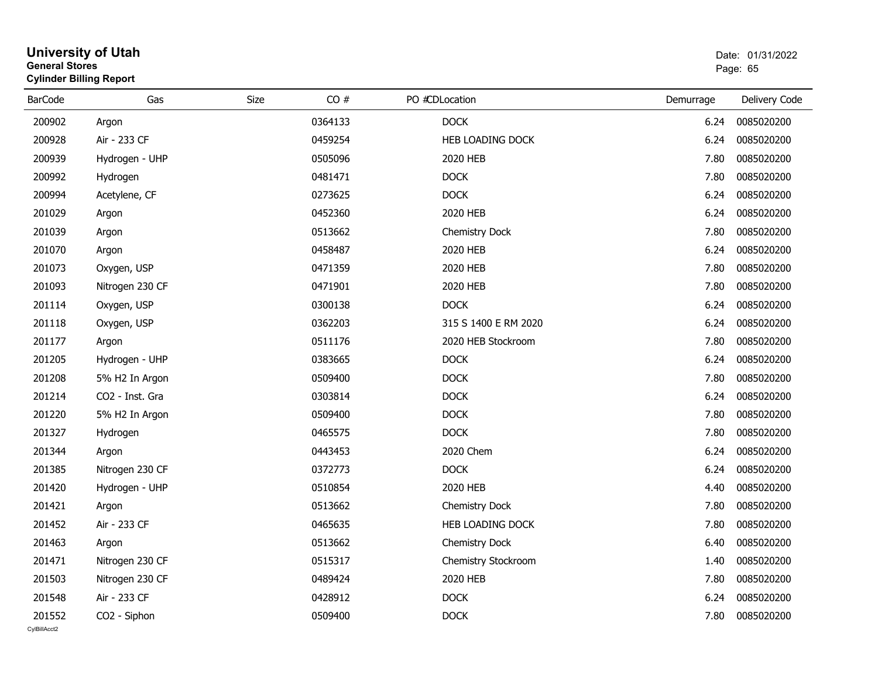# University of Utah

**General Stores**

**Cylinder Billing Report**

Date: 01/31/2022

| BarCode | Gas | Size | CO # | PO # | CDLocation | Demurrage | Delivery Code |
|---|---|---|---|---|---|---|---|
| 200902 | Argon | | 0364133 | | DOCK | 6.24 | 0085020200 |
| 200928 | Air - 233 CF | | 0459254 | | HEB LOADING DOCK | 6.24 | 0085020200 |
| 200939 | Hydrogen - UHP | | 0505096 | | 2020 HEB | 7.80 | 0085020200 |
| 200992 | Hydrogen | | 0481471 | | DOCK | 7.80 | 0085020200 |
| 200994 | Acetylene, CF | | 0273625 | | DOCK | 6.24 | 0085020200 |
| 201029 | Argon | | 0452360 | | 2020 HEB | 6.24 | 0085020200 |
| 201039 | Argon | | 0513662 | | Chemistry Dock | 7.80 | 0085020200 |
| 201070 | Argon | | 0458487 | | 2020 HEB | 6.24 | 0085020200 |
| 201073 | Oxygen, USP | | 0471359 | | 2020 HEB | 7.80 | 0085020200 |
| 201093 | Nitrogen 230 CF | | 0471901 | | 2020 HEB | 7.80 | 0085020200 |
| 201114 | Oxygen, USP | | 0300138 | | DOCK | 6.24 | 0085020200 |
| 201118 | Oxygen, USP | | 0362203 | | 315 S 1400 E RM 2020 | 6.24 | 0085020200 |
| 201177 | Argon | | 0511176 | | 2020 HEB Stockroom | 7.80 | 0085020200 |
| 201205 | Hydrogen - UHP | | 0383665 | | DOCK | 6.24 | 0085020200 |
| 201208 | 5% H2 In Argon | | 0509400 | | DOCK | 7.80 | 0085020200 |
| 201214 | CO2 - Inst. Gra | | 0303814 | | DOCK | 6.24 | 0085020200 |
| 201220 | 5% H2 In Argon | | 0509400 | | DOCK | 7.80 | 0085020200 |
| 201327 | Hydrogen | | 0465575 | | DOCK | 7.80 | 0085020200 |
| 201344 | Argon | | 0443453 | | 2020 Chem | 6.24 | 0085020200 |
| 201385 | Nitrogen 230 CF | | 0372773 | | DOCK | 6.24 | 0085020200 |
| 201420 | Hydrogen - UHP | | 0510854 | | 2020 HEB | 4.40 | 0085020200 |
| 201421 | Argon | | 0513662 | | Chemistry Dock | 7.80 | 0085020200 |
| 201452 | Air - 233 CF | | 0465635 | | HEB LOADING DOCK | 7.80 | 0085020200 |
| 201463 | Argon | | 0513662 | | Chemistry Dock | 6.40 | 0085020200 |
| 201471 | Nitrogen 230 CF | | 0515317 | | Chemistry Stockroom | 1.40 | 0085020200 |
| 201503 | Nitrogen 230 CF | | 0489424 | | 2020 HEB | 7.80 | 0085020200 |
| 201548 | Air - 233 CF | | 0428912 | | DOCK | 6.24 | 0085020200 |
| 201552 | CO2 - Siphon | | 0509400 | | DOCK | 7.80 | 0085020200 |

CylBillAcct2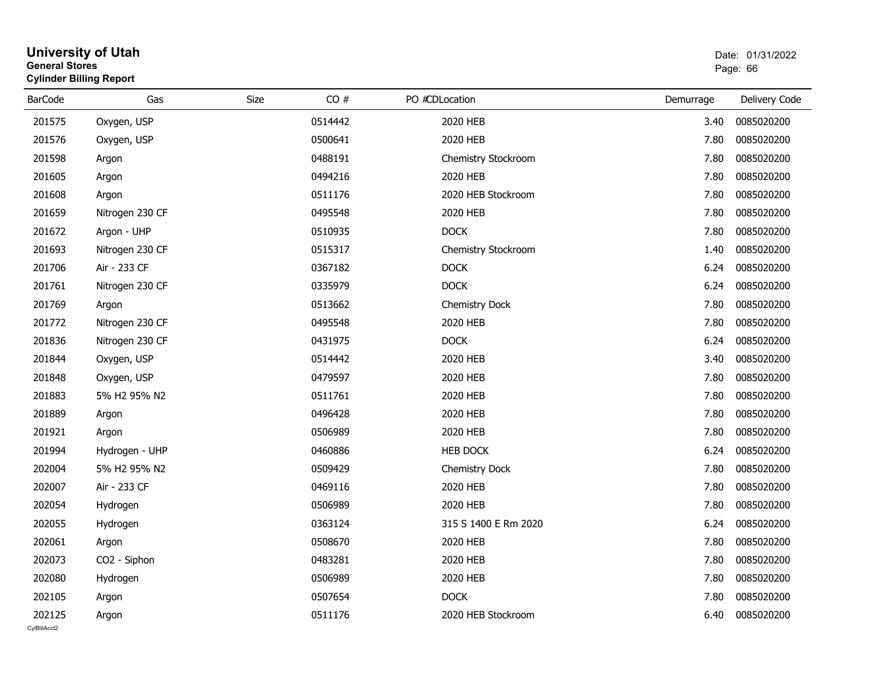# University of Utah
**General Stores**
**Cylinder Billing Report**

Date: 01/31/2022

| BarCode | Gas | Size | CO # | PO # | CDLocation | Demurrage | Delivery Code |
|---|---|---|---|---|---|---|---|
| 201575 | Oxygen, USP | | 0514442 | | 2020 HEB | 3.40 | 0085020200 |
| 201576 | Oxygen, USP | | 0500641 | | 2020 HEB | 7.80 | 0085020200 |
| 201598 | Argon | | 0488191 | | Chemistry Stockroom | 7.80 | 0085020200 |
| 201605 | Argon | | 0494216 | | 2020 HEB | 7.80 | 0085020200 |
| 201608 | Argon | | 0511176 | | 2020 HEB Stockroom | 7.80 | 0085020200 |
| 201659 | Nitrogen 230 CF | | 0495548 | | 2020 HEB | 7.80 | 0085020200 |
| 201672 | Argon - UHP | | 0510935 | | DOCK | 7.80 | 0085020200 |
| 201693 | Nitrogen 230 CF | | 0515317 | | Chemistry Stockroom | 1.40 | 0085020200 |
| 201706 | Air - 233 CF | | 0367182 | | DOCK | 6.24 | 0085020200 |
| 201761 | Nitrogen 230 CF | | 0335979 | | DOCK | 6.24 | 0085020200 |
| 201769 | Argon | | 0513662 | | Chemistry Dock | 7.80 | 0085020200 |
| 201772 | Nitrogen 230 CF | | 0495548 | | 2020 HEB | 7.80 | 0085020200 |
| 201836 | Nitrogen 230 CF | | 0431975 | | DOCK | 6.24 | 0085020200 |
| 201844 | Oxygen, USP | | 0514442 | | 2020 HEB | 3.40 | 0085020200 |
| 201848 | Oxygen, USP | | 0479597 | | 2020 HEB | 7.80 | 0085020200 |
| 201883 | 5% H2 95% N2 | | 0511761 | | 2020 HEB | 7.80 | 0085020200 |
| 201889 | Argon | | 0496428 | | 2020 HEB | 7.80 | 0085020200 |
| 201921 | Argon | | 0506989 | | 2020 HEB | 7.80 | 0085020200 |
| 201994 | Hydrogen - UHP | | 0460886 | | HEB DOCK | 6.24 | 0085020200 |
| 202004 | 5% H2 95% N2 | | 0509429 | | Chemistry Dock | 7.80 | 0085020200 |
| 202007 | Air - 233 CF | | 0469116 | | 2020 HEB | 7.80 | 0085020200 |
| 202054 | Hydrogen | | 0506989 | | 2020 HEB | 7.80 | 0085020200 |
| 202055 | Hydrogen | | 0363124 | | 315 S 1400 E Rm 2020 | 6.24 | 0085020200 |
| 202061 | Argon | | 0508670 | | 2020 HEB | 7.80 | 0085020200 |
| 202073 | CO2 - Siphon | | 0483281 | | 2020 HEB | 7.80 | 0085020200 |
| 202080 | Hydrogen | | 0506989 | | 2020 HEB | 7.80 | 0085020200 |
| 202105 | Argon | | 0507654 | | DOCK | 7.80 | 0085020200 |
| 202125 | Argon | | 0511176 | | 2020 HEB Stockroom | 6.40 | 0085020200 |

CylBillAcct2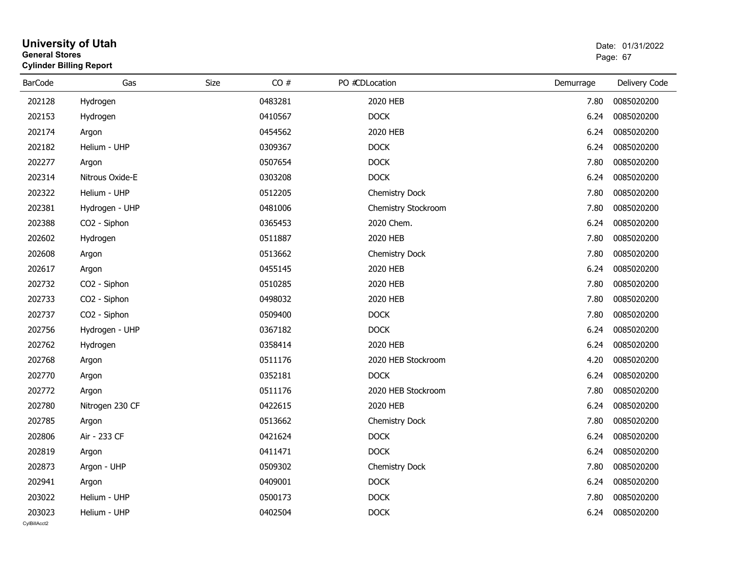# University of Utah

**General Stores**

**Cylinder Billing Report**

Date: 01/31/2022

| BarCode | Gas | Size | CO # | PO # | CDLocation | Demurrage | Delivery Code |
|---|---|---|---|---|---|---|---|
| 202128 | Hydrogen | | 0483281 | | 2020 HEB | 7.80 | 0085020200 |
| 202153 | Hydrogen | | 0410567 | | DOCK | 6.24 | 0085020200 |
| 202174 | Argon | | 0454562 | | 2020 HEB | 6.24 | 0085020200 |
| 202182 | Helium - UHP | | 0309367 | | DOCK | 6.24 | 0085020200 |
| 202277 | Argon | | 0507654 | | DOCK | 7.80 | 0085020200 |
| 202314 | Nitrous Oxide-E | | 0303208 | | DOCK | 6.24 | 0085020200 |
| 202322 | Helium - UHP | | 0512205 | | Chemistry Dock | 7.80 | 0085020200 |
| 202381 | Hydrogen - UHP | | 0481006 | | Chemistry Stockroom | 7.80 | 0085020200 |
| 202388 | CO2 - Siphon | | 0365453 | | 2020 Chem. | 6.24 | 0085020200 |
| 202602 | Hydrogen | | 0511887 | | 2020 HEB | 7.80 | 0085020200 |
| 202608 | Argon | | 0513662 | | Chemistry Dock | 7.80 | 0085020200 |
| 202617 | Argon | | 0455145 | | 2020 HEB | 6.24 | 0085020200 |
| 202732 | CO2 - Siphon | | 0510285 | | 2020 HEB | 7.80 | 0085020200 |
| 202733 | CO2 - Siphon | | 0498032 | | 2020 HEB | 7.80 | 0085020200 |
| 202737 | CO2 - Siphon | | 0509400 | | DOCK | 7.80 | 0085020200 |
| 202756 | Hydrogen - UHP | | 0367182 | | DOCK | 6.24 | 0085020200 |
| 202762 | Hydrogen | | 0358414 | | 2020 HEB | 6.24 | 0085020200 |
| 202768 | Argon | | 0511176 | | 2020 HEB Stockroom | 4.20 | 0085020200 |
| 202770 | Argon | | 0352181 | | DOCK | 6.24 | 0085020200 |
| 202772 | Argon | | 0511176 | | 2020 HEB Stockroom | 7.80 | 0085020200 |
| 202780 | Nitrogen 230 CF | | 0422615 | | 2020 HEB | 6.24 | 0085020200 |
| 202785 | Argon | | 0513662 | | Chemistry Dock | 7.80 | 0085020200 |
| 202806 | Air - 233 CF | | 0421624 | | DOCK | 6.24 | 0085020200 |
| 202819 | Argon | | 0411471 | | DOCK | 6.24 | 0085020200 |
| 202873 | Argon - UHP | | 0509302 | | Chemistry Dock | 7.80 | 0085020200 |
| 202941 | Argon | | 0409001 | | DOCK | 6.24 | 0085020200 |
| 203022 | Helium - UHP | | 0500173 | | DOCK | 7.80 | 0085020200 |
| 203023 | Helium - UHP | | 0402504 | | DOCK | 6.24 | 0085020200 |

CylBillAcct2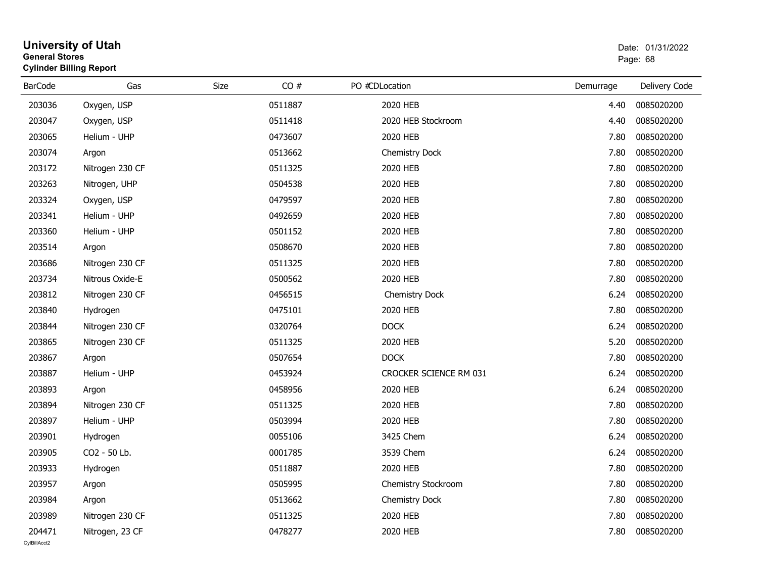# University of Utah
**General Stores**
**Cylinder Billing Report**

Date: 01/31/2022

| BarCode | Gas | Size | CO # | PO # | CDLocation | Demurrage | Delivery Code |
|---|---|---|---|---|---|---|---|
| 203036 | Oxygen, USP | | 0511887 | | 2020 HEB | 4.40 | 0085020200 |
| 203047 | Oxygen, USP | | 0511418 | | 2020 HEB Stockroom | 4.40 | 0085020200 |
| 203065 | Helium - UHP | | 0473607 | | 2020 HEB | 7.80 | 0085020200 |
| 203074 | Argon | | 0513662 | | Chemistry Dock | 7.80 | 0085020200 |
| 203172 | Nitrogen 230 CF | | 0511325 | | 2020 HEB | 7.80 | 0085020200 |
| 203263 | Nitrogen, UHP | | 0504538 | | 2020 HEB | 7.80 | 0085020200 |
| 203324 | Oxygen, USP | | 0479597 | | 2020 HEB | 7.80 | 0085020200 |
| 203341 | Helium - UHP | | 0492659 | | 2020 HEB | 7.80 | 0085020200 |
| 203360 | Helium - UHP | | 0501152 | | 2020 HEB | 7.80 | 0085020200 |
| 203514 | Argon | | 0508670 | | 2020 HEB | 7.80 | 0085020200 |
| 203686 | Nitrogen 230 CF | | 0511325 | | 2020 HEB | 7.80 | 0085020200 |
| 203734 | Nitrous Oxide-E | | 0500562 | | 2020 HEB | 7.80 | 0085020200 |
| 203812 | Nitrogen 230 CF | | 0456515 | | Chemistry Dock | 6.24 | 0085020200 |
| 203840 | Hydrogen | | 0475101 | | 2020 HEB | 7.80 | 0085020200 |
| 203844 | Nitrogen 230 CF | | 0320764 | | DOCK | 6.24 | 0085020200 |
| 203865 | Nitrogen 230 CF | | 0511325 | | 2020 HEB | 5.20 | 0085020200 |
| 203867 | Argon | | 0507654 | | DOCK | 7.80 | 0085020200 |
| 203887 | Helium - UHP | | 0453924 | | CROCKER SCIENCE RM 031 | 6.24 | 0085020200 |
| 203893 | Argon | | 0458956 | | 2020 HEB | 6.24 | 0085020200 |
| 203894 | Nitrogen 230 CF | | 0511325 | | 2020 HEB | 7.80 | 0085020200 |
| 203897 | Helium - UHP | | 0503994 | | 2020 HEB | 7.80 | 0085020200 |
| 203901 | Hydrogen | | 0055106 | | 3425 Chem | 6.24 | 0085020200 |
| 203905 | CO2 - 50 Lb. | | 0001785 | | 3539 Chem | 6.24 | 0085020200 |
| 203933 | Hydrogen | | 0511887 | | 2020 HEB | 7.80 | 0085020200 |
| 203957 | Argon | | 0505995 | | Chemistry Stockroom | 7.80 | 0085020200 |
| 203984 | Argon | | 0513662 | | Chemistry Dock | 7.80 | 0085020200 |
| 203989 | Nitrogen 230 CF | | 0511325 | | 2020 HEB | 7.80 | 0085020200 |
| 204471 | Nitrogen, 23 CF | | 0478277 | | 2020 HEB | 7.80 | 0085020200 |

CylBillAcct2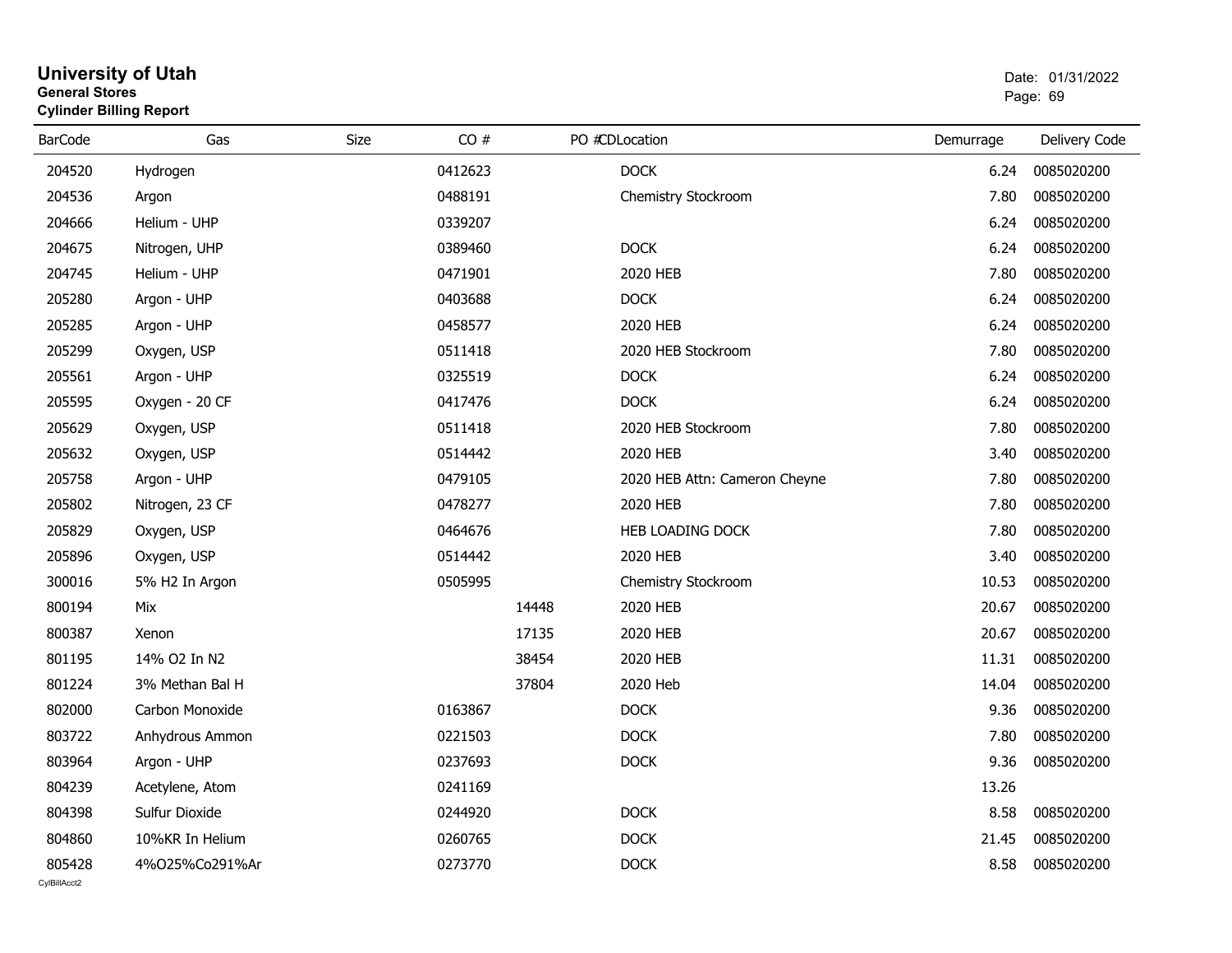# University of Utah
**General Stores**
**Cylinder Billing Report**

Date: 01/31/2022

| BarCode | Gas | Size | CO # | PO # | CD | Location | Demurrage | Delivery Code |
|---|---|---|---|---|---|---|---|---|
| 204520 | Hydrogen | | 0412623 | | | DOCK | 6.24 | 0085020200 |
| 204536 | Argon | | 0488191 | | | Chemistry Stockroom | 7.80 | 0085020200 |
| 204666 | Helium - UHP | | 0339207 | | | | 6.24 | 0085020200 |
| 204675 | Nitrogen, UHP | | 0389460 | | | DOCK | 6.24 | 0085020200 |
| 204745 | Helium - UHP | | 0471901 | | | 2020 HEB | 7.80 | 0085020200 |
| 205280 | Argon - UHP | | 0403688 | | | DOCK | 6.24 | 0085020200 |
| 205285 | Argon - UHP | | 0458577 | | | 2020 HEB | 6.24 | 0085020200 |
| 205299 | Oxygen, USP | | 0511418 | | | 2020 HEB Stockroom | 7.80 | 0085020200 |
| 205561 | Argon - UHP | | 0325519 | | | DOCK | 6.24 | 0085020200 |
| 205595 | Oxygen - 20 CF | | 0417476 | | | DOCK | 6.24 | 0085020200 |
| 205629 | Oxygen, USP | | 0511418 | | | 2020 HEB Stockroom | 7.80 | 0085020200 |
| 205632 | Oxygen, USP | | 0514442 | | | 2020 HEB | 3.40 | 0085020200 |
| 205758 | Argon - UHP | | 0479105 | | | 2020 HEB Attn: Cameron Cheyne | 7.80 | 0085020200 |
| 205802 | Nitrogen, 23 CF | | 0478277 | | | 2020 HEB | 7.80 | 0085020200 |
| 205829 | Oxygen, USP | | 0464676 | | | HEB LOADING DOCK | 7.80 | 0085020200 |
| 205896 | Oxygen, USP | | 0514442 | | | 2020 HEB | 3.40 | 0085020200 |
| 300016 | 5% H2 In Argon | | 0505995 | | | Chemistry Stockroom | 10.53 | 0085020200 |
| 800194 | Mix | | | 14448 | | 2020 HEB | 20.67 | 0085020200 |
| 800387 | Xenon | | | 17135 | | 2020 HEB | 20.67 | 0085020200 |
| 801195 | 14% O2 In N2 | | | 38454 | | 2020 HEB | 11.31 | 0085020200 |
| 801224 | 3% Methan Bal H | | | 37804 | | 2020 Heb | 14.04 | 0085020200 |
| 802000 | Carbon Monoxide | | 0163867 | | | DOCK | 9.36 | 0085020200 |
| 803722 | Anhydrous Ammon | | 0221503 | | | DOCK | 7.80 | 0085020200 |
| 803964 | Argon - UHP | | 0237693 | | | DOCK | 9.36 | 0085020200 |
| 804239 | Acetylene, Atom | | 0241169 | | | | 13.26 | |
| 804398 | Sulfur Dioxide | | 0244920 | | | DOCK | 8.58 | 0085020200 |
| 804860 | 10%KR In Helium | | 0260765 | | | DOCK | 21.45 | 0085020200 |
| 805428 | 4%O25%Co291%Ar | | 0273770 | | | DOCK | 8.58 | 0085020200 |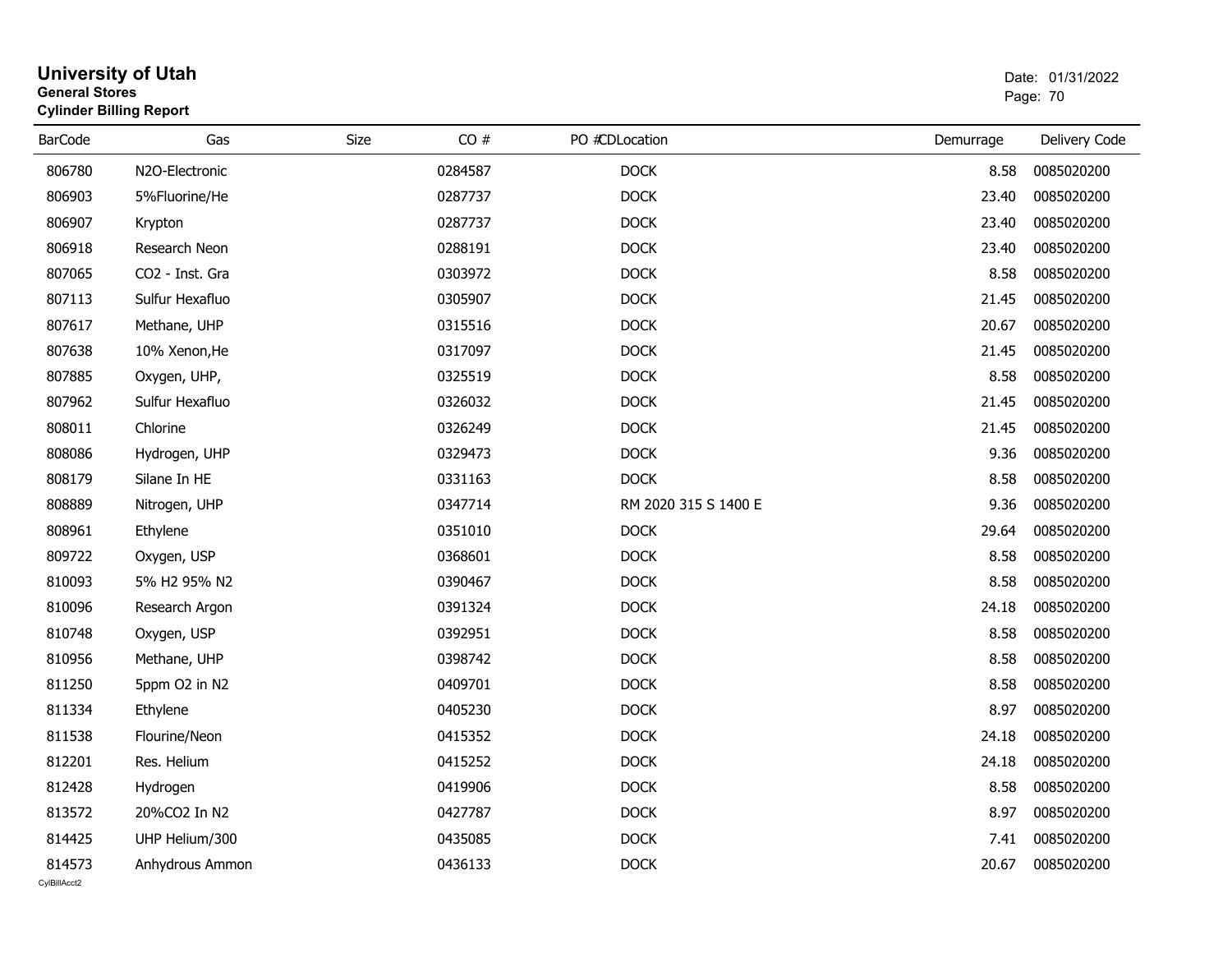# University of Utah
**General Stores**
**Cylinder Billing Report**

Date: 01/31/2022

| BarCode | Gas | Size | CO # | PO # | CDLocation | Demurrage | Delivery Code |
|---|---|---|---|---|---|---|---|
| 806780 | N2O-Electronic | | 0284587 | | DOCK | 8.58 | 0085020200 |
| 806903 | 5%Fluorine/He | | 0287737 | | DOCK | 23.40 | 0085020200 |
| 806907 | Krypton | | 0287737 | | DOCK | 23.40 | 0085020200 |
| 806918 | Research Neon | | 0288191 | | DOCK | 23.40 | 0085020200 |
| 807065 | CO2 - Inst. Gra | | 0303972 | | DOCK | 8.58 | 0085020200 |
| 807113 | Sulfur Hexafluo | | 0305907 | | DOCK | 21.45 | 0085020200 |
| 807617 | Methane, UHP | | 0315516 | | DOCK | 20.67 | 0085020200 |
| 807638 | 10% Xenon,He | | 0317097 | | DOCK | 21.45 | 0085020200 |
| 807885 | Oxygen, UHP, | | 0325519 | | DOCK | 8.58 | 0085020200 |
| 807962 | Sulfur Hexafluo | | 0326032 | | DOCK | 21.45 | 0085020200 |
| 808011 | Chlorine | | 0326249 | | DOCK | 21.45 | 0085020200 |
| 808086 | Hydrogen, UHP | | 0329473 | | DOCK | 9.36 | 0085020200 |
| 808179 | Silane In HE | | 0331163 | | DOCK | 8.58 | 0085020200 |
| 808889 | Nitrogen, UHP | | 0347714 | | RM 2020 315 S 1400 E | 9.36 | 0085020200 |
| 808961 | Ethylene | | 0351010 | | DOCK | 29.64 | 0085020200 |
| 809722 | Oxygen, USP | | 0368601 | | DOCK | 8.58 | 0085020200 |
| 810093 | 5% H2 95% N2 | | 0390467 | | DOCK | 8.58 | 0085020200 |
| 810096 | Research Argon | | 0391324 | | DOCK | 24.18 | 0085020200 |
| 810748 | Oxygen, USP | | 0392951 | | DOCK | 8.58 | 0085020200 |
| 810956 | Methane, UHP | | 0398742 | | DOCK | 8.58 | 0085020200 |
| 811250 | 5ppm O2 in N2 | | 0409701 | | DOCK | 8.58 | 0085020200 |
| 811334 | Ethylene | | 0405230 | | DOCK | 8.97 | 0085020200 |
| 811538 | Flourine/Neon | | 0415352 | | DOCK | 24.18 | 0085020200 |
| 812201 | Res. Helium | | 0415252 | | DOCK | 24.18 | 0085020200 |
| 812428 | Hydrogen | | 0419906 | | DOCK | 8.58 | 0085020200 |
| 813572 | 20%CO2 In N2 | | 0427787 | | DOCK | 8.97 | 0085020200 |
| 814425 | UHP Helium/300 | | 0435085 | | DOCK | 7.41 | 0085020200 |
| 814573 | Anhydrous Ammon | | 0436133 | | DOCK | 20.67 | 0085020200 |

CylBillAcct2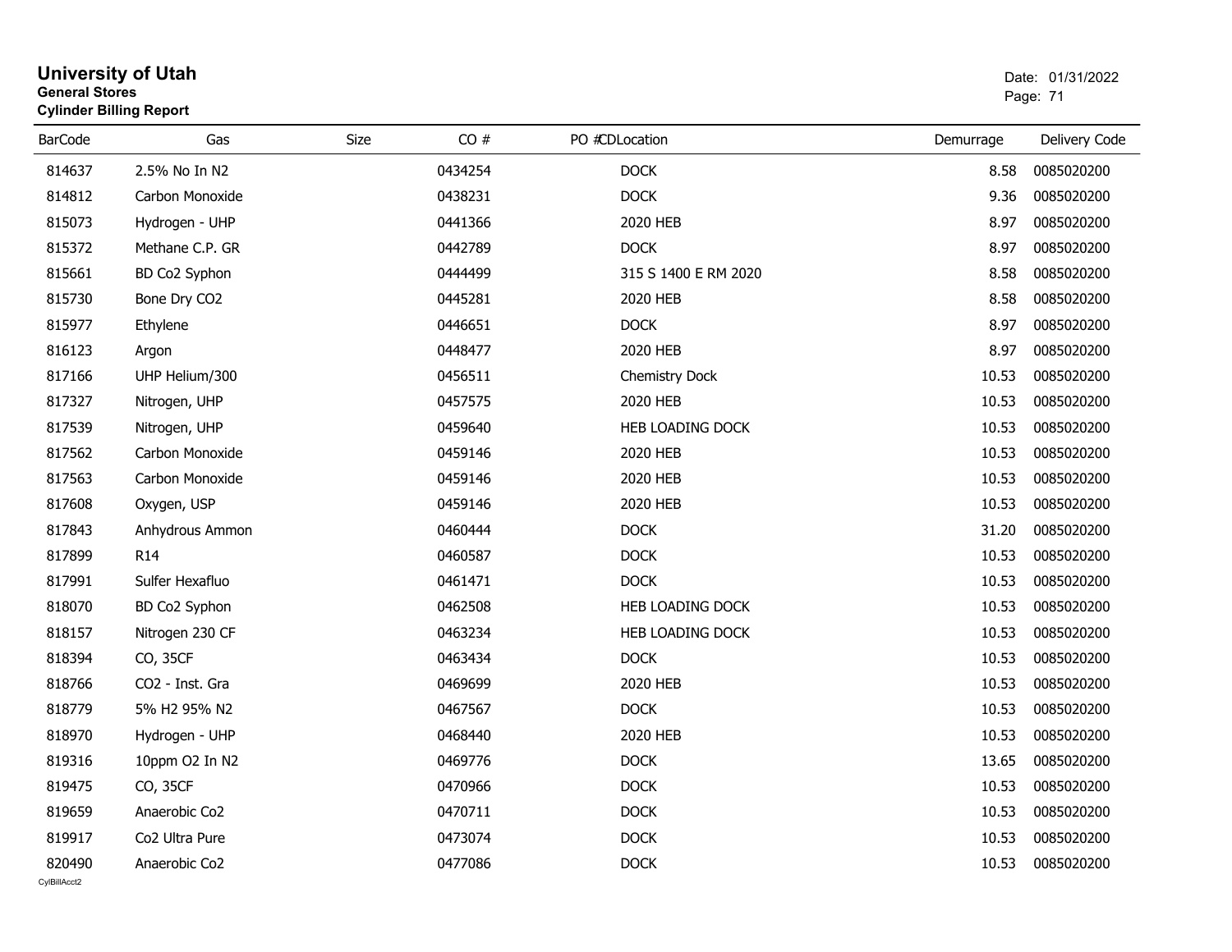# University of Utah

**General Stores**

**Cylinder Billing Report**

Date: 01/31/2022

| BarCode | Gas | Size | CO # | PO # | CDLocation | Demurrage | Delivery Code |
|---|---|---|---|---|---|---|---|
| 814637 | 2.5% No In N2 | | 0434254 | | DOCK | 8.58 | 0085020200 |
| 814812 | Carbon Monoxide | | 0438231 | | DOCK | 9.36 | 0085020200 |
| 815073 | Hydrogen - UHP | | 0441366 | | 2020 HEB | 8.97 | 0085020200 |
| 815372 | Methane C.P. GR | | 0442789 | | DOCK | 8.97 | 0085020200 |
| 815661 | BD Co2 Syphon | | 0444499 | | 315 S 1400 E RM 2020 | 8.58 | 0085020200 |
| 815730 | Bone Dry CO2 | | 0445281 | | 2020 HEB | 8.58 | 0085020200 |
| 815977 | Ethylene | | 0446651 | | DOCK | 8.97 | 0085020200 |
| 816123 | Argon | | 0448477 | | 2020 HEB | 8.97 | 0085020200 |
| 817166 | UHP Helium/300 | | 0456511 | | Chemistry Dock | 10.53 | 0085020200 |
| 817327 | Nitrogen, UHP | | 0457575 | | 2020 HEB | 10.53 | 0085020200 |
| 817539 | Nitrogen, UHP | | 0459640 | | HEB LOADING DOCK | 10.53 | 0085020200 |
| 817562 | Carbon Monoxide | | 0459146 | | 2020 HEB | 10.53 | 0085020200 |
| 817563 | Carbon Monoxide | | 0459146 | | 2020 HEB | 10.53 | 0085020200 |
| 817608 | Oxygen, USP | | 0459146 | | 2020 HEB | 10.53 | 0085020200 |
| 817843 | Anhydrous Ammon | | 0460444 | | DOCK | 31.20 | 0085020200 |
| 817899 | R14 | | 0460587 | | DOCK | 10.53 | 0085020200 |
| 817991 | Sulfer Hexafluo | | 0461471 | | DOCK | 10.53 | 0085020200 |
| 818070 | BD Co2 Syphon | | 0462508 | | HEB LOADING DOCK | 10.53 | 0085020200 |
| 818157 | Nitrogen 230 CF | | 0463234 | | HEB LOADING DOCK | 10.53 | 0085020200 |
| 818394 | CO, 35CF | | 0463434 | | DOCK | 10.53 | 0085020200 |
| 818766 | CO2 - Inst. Gra | | 0469699 | | 2020 HEB | 10.53 | 0085020200 |
| 818779 | 5% H2 95% N2 | | 0467567 | | DOCK | 10.53 | 0085020200 |
| 818970 | Hydrogen - UHP | | 0468440 | | 2020 HEB | 10.53 | 0085020200 |
| 819316 | 10ppm O2 In N2 | | 0469776 | | DOCK | 13.65 | 0085020200 |
| 819475 | CO, 35CF | | 0470966 | | DOCK | 10.53 | 0085020200 |
| 819659 | Anaerobic Co2 | | 0470711 | | DOCK | 10.53 | 0085020200 |
| 819917 | Co2 Ultra Pure | | 0473074 | | DOCK | 10.53 | 0085020200 |
| 820490 | Anaerobic Co2 | | 0477086 | | DOCK | 10.53 | 0085020200 |

CylBillAcct2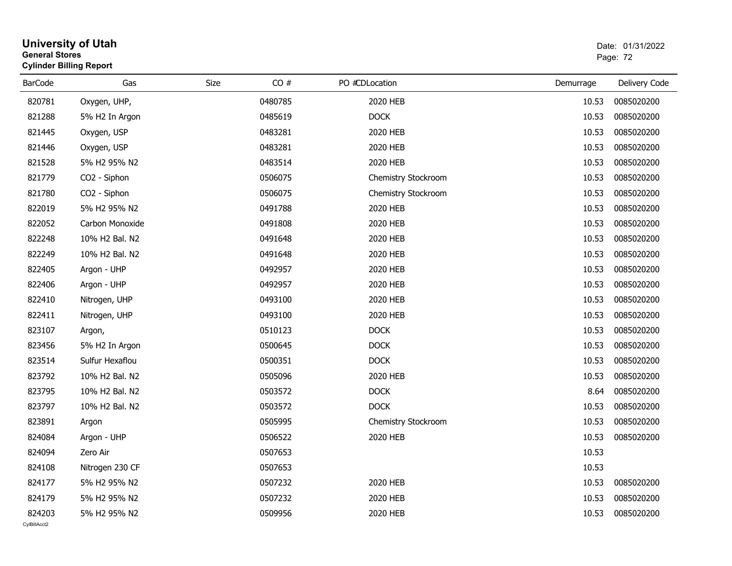# University of Utah

**General Stores**

**Cylinder Billing Report**

Date: 01/31/2022

| BarCode | Gas | Size | CO # | PO # | CDLocation | Demurrage | Delivery Code |
|---|---|---|---|---|---|---|---|
| 820781 | Oxygen, UHP, | | 0480785 | | 2020 HEB | 10.53 | 0085020200 |
| 821288 | 5% H2 In Argon | | 0485619 | | DOCK | 10.53 | 0085020200 |
| 821445 | Oxygen, USP | | 0483281 | | 2020 HEB | 10.53 | 0085020200 |
| 821446 | Oxygen, USP | | 0483281 | | 2020 HEB | 10.53 | 0085020200 |
| 821528 | 5% H2 95% N2 | | 0483514 | | 2020 HEB | 10.53 | 0085020200 |
| 821779 | CO2 - Siphon | | 0506075 | | Chemistry Stockroom | 10.53 | 0085020200 |
| 821780 | CO2 - Siphon | | 0506075 | | Chemistry Stockroom | 10.53 | 0085020200 |
| 822019 | 5% H2 95% N2 | | 0491788 | | 2020 HEB | 10.53 | 0085020200 |
| 822052 | Carbon Monoxide | | 0491808 | | 2020 HEB | 10.53 | 0085020200 |
| 822248 | 10% H2 Bal. N2 | | 0491648 | | 2020 HEB | 10.53 | 0085020200 |
| 822249 | 10% H2 Bal. N2 | | 0491648 | | 2020 HEB | 10.53 | 0085020200 |
| 822405 | Argon - UHP | | 0492957 | | 2020 HEB | 10.53 | 0085020200 |
| 822406 | Argon - UHP | | 0492957 | | 2020 HEB | 10.53 | 0085020200 |
| 822410 | Nitrogen, UHP | | 0493100 | | 2020 HEB | 10.53 | 0085020200 |
| 822411 | Nitrogen, UHP | | 0493100 | | 2020 HEB | 10.53 | 0085020200 |
| 823107 | Argon, | | 0510123 | | DOCK | 10.53 | 0085020200 |
| 823456 | 5% H2 In Argon | | 0500645 | | DOCK | 10.53 | 0085020200 |
| 823514 | Sulfur Hexaflou | | 0500351 | | DOCK | 10.53 | 0085020200 |
| 823792 | 10% H2 Bal. N2 | | 0505096 | | 2020 HEB | 10.53 | 0085020200 |
| 823795 | 10% H2 Bal. N2 | | 0503572 | | DOCK | 8.64 | 0085020200 |
| 823797 | 10% H2 Bal. N2 | | 0503572 | | DOCK | 10.53 | 0085020200 |
| 823891 | Argon | | 0505995 | | Chemistry Stockroom | 10.53 | 0085020200 |
| 824084 | Argon - UHP | | 0506522 | | 2020 HEB | 10.53 | 0085020200 |
| 824094 | Zero Air | | 0507653 | | | 10.53 | |
| 824108 | Nitrogen 230 CF | | 0507653 | | | 10.53 | |
| 824177 | 5% H2 95% N2 | | 0507232 | | 2020 HEB | 10.53 | 0085020200 |
| 824179 | 5% H2 95% N2 | | 0507232 | | 2020 HEB | 10.53 | 0085020200 |
| 824203 | 5% H2 95% N2 | | 0509956 | | 2020 HEB | 10.53 | 0085020200 |

CylBillAcct2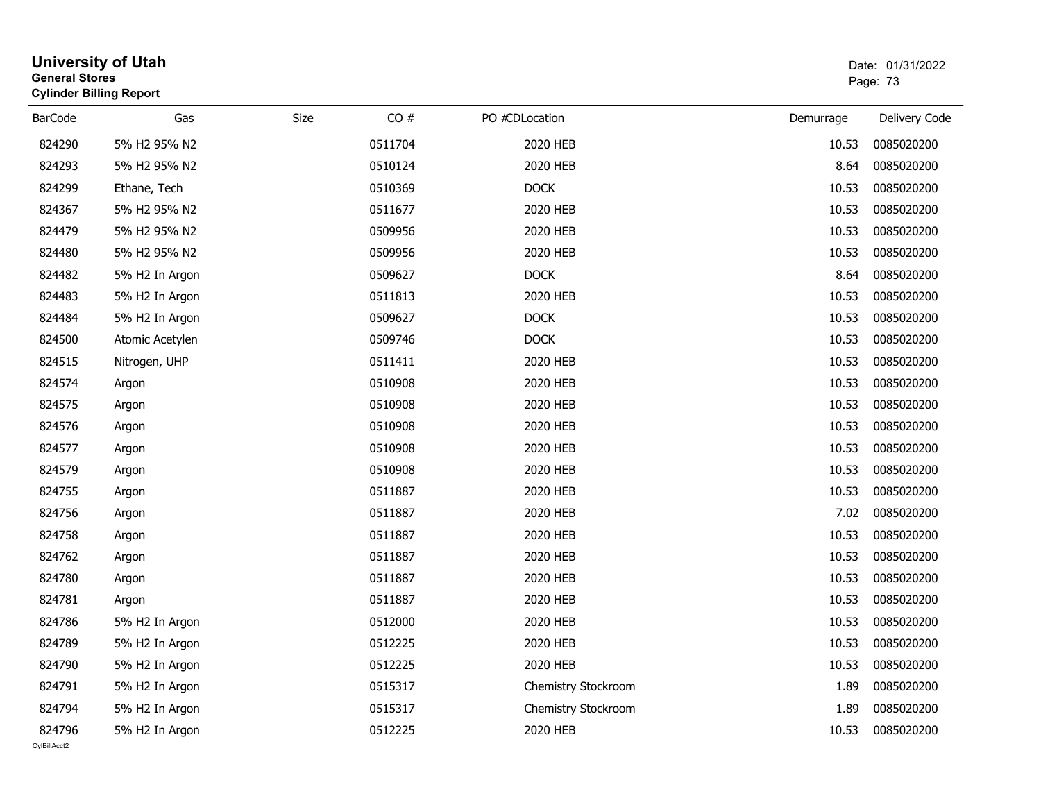# University of Utah

**General Stores**

**Cylinder Billing Report**

Date: 01/31/2022

| BarCode | Gas | Size | CO # | PO # | CDLocation | Demurrage | Delivery Code |
|---|---|---|---|---|---|---|---|
| 824290 | 5% H2 95% N2 | | 0511704 | | 2020 HEB | 10.53 | 0085020200 |
| 824293 | 5% H2 95% N2 | | 0510124 | | 2020 HEB | 8.64 | 0085020200 |
| 824299 | Ethane, Tech | | 0510369 | | DOCK | 10.53 | 0085020200 |
| 824367 | 5% H2 95% N2 | | 0511677 | | 2020 HEB | 10.53 | 0085020200 |
| 824479 | 5% H2 95% N2 | | 0509956 | | 2020 HEB | 10.53 | 0085020200 |
| 824480 | 5% H2 95% N2 | | 0509956 | | 2020 HEB | 10.53 | 0085020200 |
| 824482 | 5% H2 In Argon | | 0509627 | | DOCK | 8.64 | 0085020200 |
| 824483 | 5% H2 In Argon | | 0511813 | | 2020 HEB | 10.53 | 0085020200 |
| 824484 | 5% H2 In Argon | | 0509627 | | DOCK | 10.53 | 0085020200 |
| 824500 | Atomic Acetylen | | 0509746 | | DOCK | 10.53 | 0085020200 |
| 824515 | Nitrogen, UHP | | 0511411 | | 2020 HEB | 10.53 | 0085020200 |
| 824574 | Argon | | 0510908 | | 2020 HEB | 10.53 | 0085020200 |
| 824575 | Argon | | 0510908 | | 2020 HEB | 10.53 | 0085020200 |
| 824576 | Argon | | 0510908 | | 2020 HEB | 10.53 | 0085020200 |
| 824577 | Argon | | 0510908 | | 2020 HEB | 10.53 | 0085020200 |
| 824579 | Argon | | 0510908 | | 2020 HEB | 10.53 | 0085020200 |
| 824755 | Argon | | 0511887 | | 2020 HEB | 10.53 | 0085020200 |
| 824756 | Argon | | 0511887 | | 2020 HEB | 7.02 | 0085020200 |
| 824758 | Argon | | 0511887 | | 2020 HEB | 10.53 | 0085020200 |
| 824762 | Argon | | 0511887 | | 2020 HEB | 10.53 | 0085020200 |
| 824780 | Argon | | 0511887 | | 2020 HEB | 10.53 | 0085020200 |
| 824781 | Argon | | 0511887 | | 2020 HEB | 10.53 | 0085020200 |
| 824786 | 5% H2 In Argon | | 0512000 | | 2020 HEB | 10.53 | 0085020200 |
| 824789 | 5% H2 In Argon | | 0512225 | | 2020 HEB | 10.53 | 0085020200 |
| 824790 | 5% H2 In Argon | | 0512225 | | 2020 HEB | 10.53 | 0085020200 |
| 824791 | 5% H2 In Argon | | 0515317 | | Chemistry Stockroom | 1.89 | 0085020200 |
| 824794 | 5% H2 In Argon | | 0515317 | | Chemistry Stockroom | 1.89 | 0085020200 |
| 824796 | 5% H2 In Argon | | 0512225 | | 2020 HEB | 10.53 | 0085020200 |

CylBillAcct2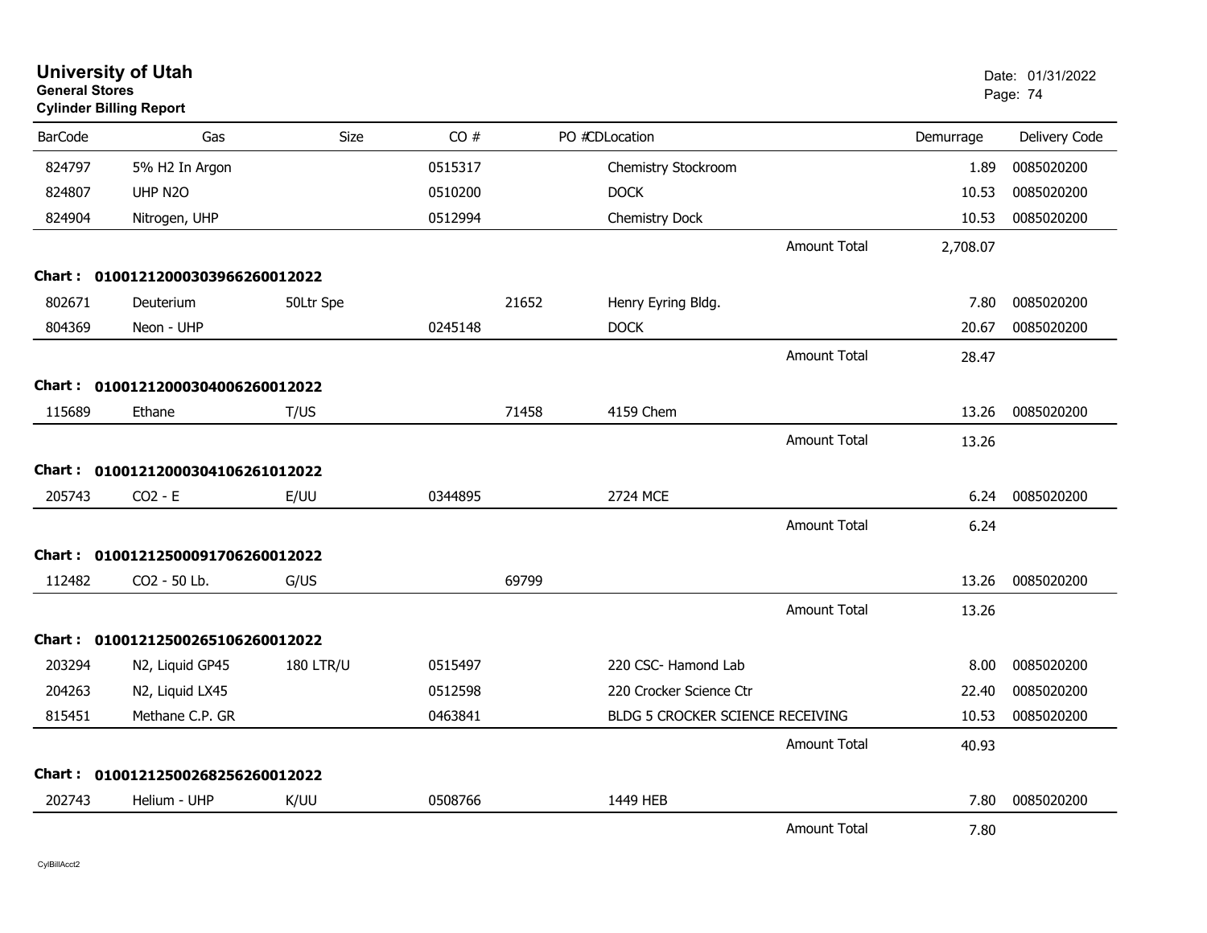**University of Utah**
**General Stores**
**Cylinder Billing Report**

Date: 01/31/2022

| BarCode | Gas | Size | CO # | PO # | CDLocation | | Demurrage | Delivery Code |
|---|---|---|---|---|---|---|---|---|
| 824797 | 5% H2 In Argon | | 0515317 | | Chemistry Stockroom | | 1.89 | 0085020200 |
| 824807 | UHP N2O | | 0510200 | | DOCK | | 10.53 | 0085020200 |
| 824904 | Nitrogen, UHP | | 0512994 | | Chemistry Dock | | 10.53 | 0085020200 |
| | | | | | | Amount Total | 2,708.07 | |
| **Chart :** | **01001212000303966260012022** | | | | | | | |
| 802671 | Deuterium | 50Ltr Spe | | 21652 | Henry Eyring Bldg. | | 7.80 | 0085020200 |
| 804369 | Neon - UHP | | 0245148 | | DOCK | | 20.67 | 0085020200 |
| | | | | | | Amount Total | 28.47 | |
| **Chart :** | **01001212000304006260012022** | | | | | | | |
| 115689 | Ethane | T/US | | 71458 | 4159 Chem | | 13.26 | 0085020200 |
| | | | | | | Amount Total | 13.26 | |
| **Chart :** | **01001212000304106261012022** | | | | | | | |
| 205743 | CO2 - E | E/UU | 0344895 | | 2724 MCE | | 6.24 | 0085020200 |
| | | | | | | Amount Total | 6.24 | |
| **Chart :** | **01001212500091706260012022** | | | | | | | |
| 112482 | CO2 - 50 Lb. | G/US | | 69799 | | | 13.26 | 0085020200 |
| | | | | | | Amount Total | 13.26 | |
| **Chart :** | **01001212500265106260012022** | | | | | | | |
| 203294 | N2, Liquid GP45 | 180 LTR/U | 0515497 | | 220 CSC- Hamond Lab | | 8.00 | 0085020200 |
| 204263 | N2, Liquid LX45 | | 0512598 | | 220 Crocker Science Ctr | | 22.40 | 0085020200 |
| 815451 | Methane C.P. GR | | 0463841 | | BLDG 5 CROCKER SCIENCE RECEIVING | | 10.53 | 0085020200 |
| | | | | | | Amount Total | 40.93 | |
| **Chart :** | **01001212500268256260012022** | | | | | | | |
| 202743 | Helium - UHP | K/UU | 0508766 | | 1449 HEB | | 7.80 | 0085020200 |
| | | | | | | Amount Total | 7.80 | |

CylBillAcct2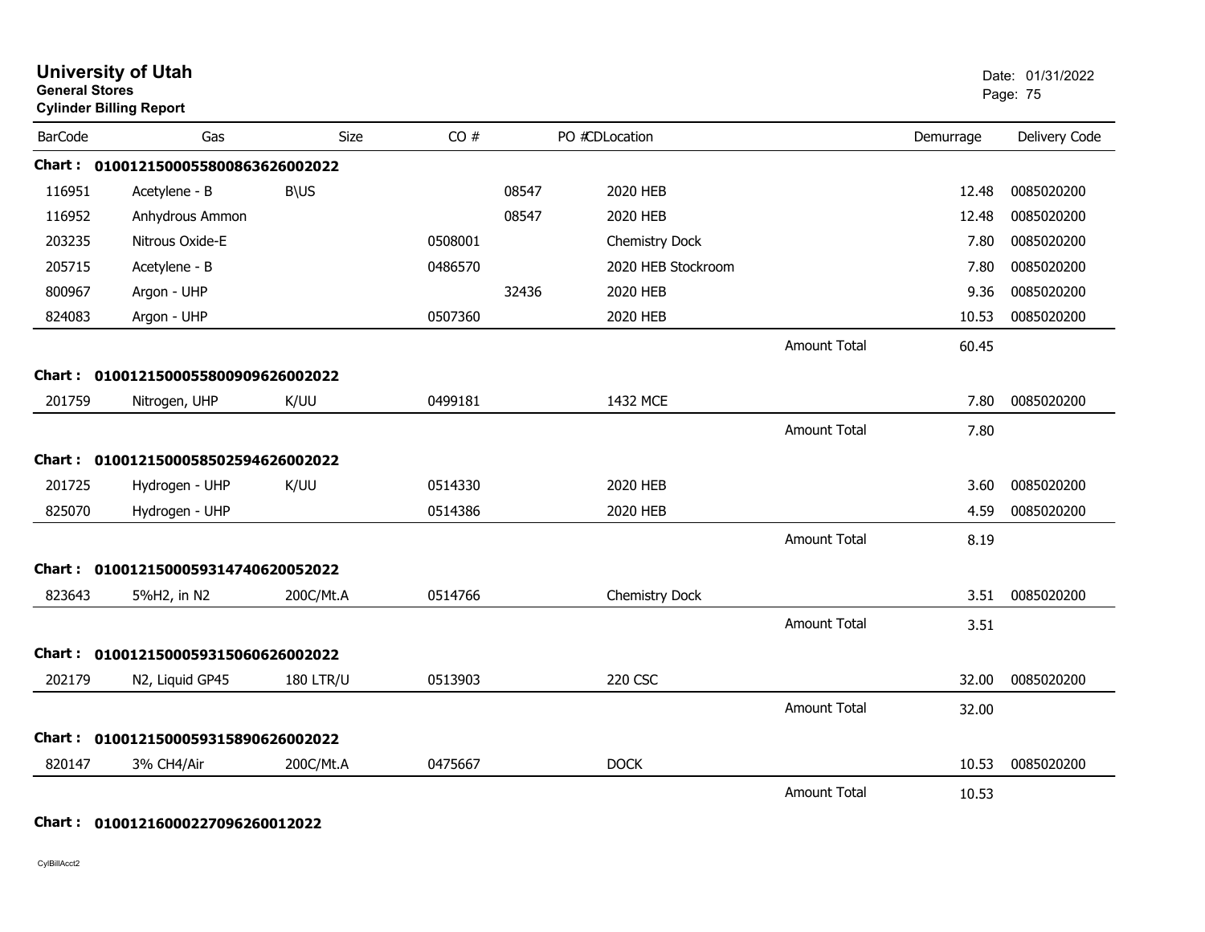# University of Utah

**General Stores**

**Cylinder Billing Report**

Date: 01/31/2022

| BarCode | Gas | Size | CO # | PO # | CDLocation | | Demurrage | Delivery Code |
|---|---|---|---|---|---|---|---|---|
| **Chart :** | **01001215000558008636260020​22** | | | | | | | |
| 116951 | Acetylene - B | B\US | | 08547 | 2020 HEB | | 12.48 | 0085020200 |
| 116952 | Anhydrous Ammon | | | 08547 | 2020 HEB | | 12.48 | 0085020200 |
| 203235 | Nitrous Oxide-E | | 0508001 | | Chemistry Dock | | 7.80 | 0085020200 |
| 205715 | Acetylene - B | | 0486570 | | 2020 HEB Stockroom | | 7.80 | 0085020200 |
| 800967 | Argon - UHP | | | 32436 | 2020 HEB | | 9.36 | 0085020200 |
| 824083 | Argon - UHP | | 0507360 | | 2020 HEB | | 10.53 | 0085020200 |
| | | | | | | Amount Total | 60.45 | |
| **Chart :** | **01001215000558009096260020​22** | | | | | | | |
| 201759 | Nitrogen, UHP | K/UU | 0499181 | | 1432 MCE | | 7.80 | 0085020200 |
| | | | | | | Amount Total | 7.80 | |
| **Chart :** | **01001215000585025946260020​22** | | | | | | | |
| 201725 | Hydrogen - UHP | K/UU | 0514330 | | 2020 HEB | | 3.60 | 0085020200 |
| 825070 | Hydrogen - UHP | | 0514386 | | 2020 HEB | | 4.59 | 0085020200 |
| | | | | | | Amount Total | 8.19 | |
| **Chart :** | **01001215000593147406200520​22** | | | | | | | |
| 823643 | 5%H2, in N2 | 200C/Mt.A | 0514766 | | Chemistry Dock | | 3.51 | 0085020200 |
| | | | | | | Amount Total | 3.51 | |
| **Chart :** | **01001215000593150606260020​22** | | | | | | | |
| 202179 | N2, Liquid GP45 | 180 LTR/U | 0513903 | | 220 CSC | | 32.00 | 0085020200 |
| | | | | | | Amount Total | 32.00 | |
| **Chart :** | **01001215000593158906260020​22** | | | | | | | |
| 820147 | 3% CH4/Air | 200C/Mt.A | 0475667 | | DOCK | | 10.53 | 0085020200 |
| | | | | | | Amount Total | 10.53 | |
| **Chart :** | **010012160002270962600120​22** | | | | | | | |

CylBillAcct2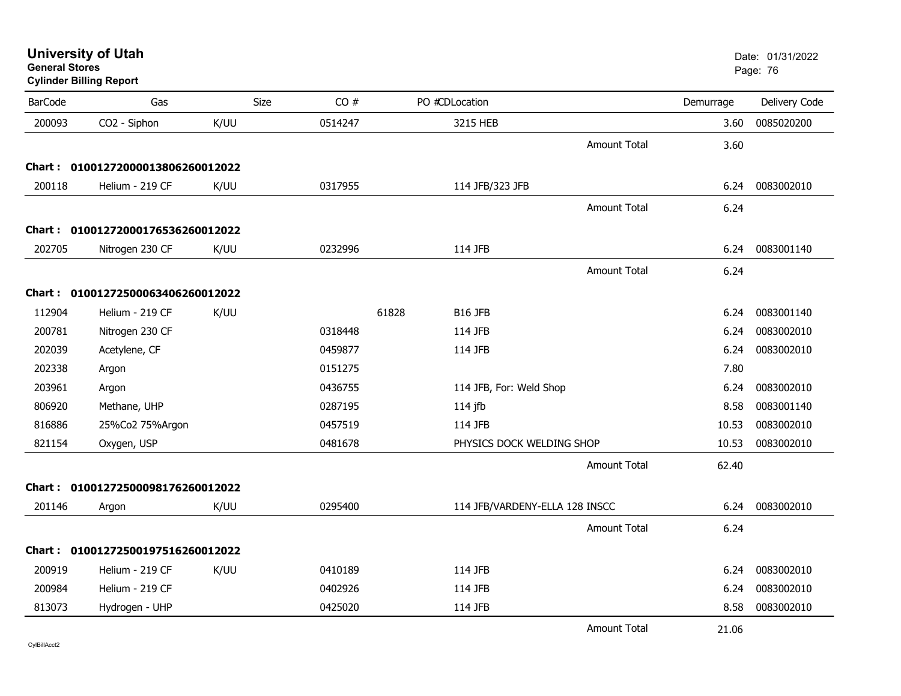# University of Utah

**General Stores**

**Cylinder Billing Report**

Date: 01/31/2022

| BarCode | Gas | Size | CO # | PO # | CDLocation | | Demurrage | Delivery Code |
|---|---|---|---|---|---|---|---|---|
| 200093 | CO2 - Siphon | K/UU | 0514247 | | 3215 HEB | | 3.60 | 0085020200 |
| | | | | | | Amount Total | 3.60 | |
| **Chart :** | **01001272000013806260012022** | | | | | | | |
| 200118 | Helium - 219 CF | K/UU | 0317955 | | 114 JFB/323 JFB | | 6.24 | 0083002010 |
| | | | | | | Amount Total | 6.24 | |
| **Chart :** | **01001272000176536260012022** | | | | | | | |
| 202705 | Nitrogen 230 CF | K/UU | 0232996 | | 114 JFB | | 6.24 | 0083001140 |
| | | | | | | Amount Total | 6.24 | |
| **Chart :** | **01001272500063406260012022** | | | | | | | |
| 112904 | Helium - 219 CF | K/UU | | 61828 | B16 JFB | | 6.24 | 0083001140 |
| 200781 | Nitrogen 230 CF | | 0318448 | | 114 JFB | | 6.24 | 0083002010 |
| 202039 | Acetylene, CF | | 0459877 | | 114 JFB | | 6.24 | 0083002010 |
| 202338 | Argon | | 0151275 | | | | 7.80 | |
| 203961 | Argon | | 0436755 | | 114 JFB, For: Weld Shop | | 6.24 | 0083002010 |
| 806920 | Methane, UHP | | 0287195 | | 114 jfb | | 8.58 | 0083001140 |
| 816886 | 25%Co2 75%Argon | | 0457519 | | 114 JFB | | 10.53 | 0083002010 |
| 821154 | Oxygen, USP | | 0481678 | | PHYSICS DOCK WELDING SHOP | | 10.53 | 0083002010 |
| | | | | | | Amount Total | 62.40 | |
| **Chart :** | **01001272500098176260012022** | | | | | | | |
| 201146 | Argon | K/UU | 0295400 | | 114 JFB/VARDENY-ELLA 128 INSCC | | 6.24 | 0083002010 |
| | | | | | | Amount Total | 6.24 | |
| **Chart :** | **01001272500197516260012022** | | | | | | | |
| 200919 | Helium - 219 CF | K/UU | 0410189 | | 114 JFB | | 6.24 | 0083002010 |
| 200984 | Helium - 219 CF | | 0402926 | | 114 JFB | | 6.24 | 0083002010 |
| 813073 | Hydrogen - UHP | | 0425020 | | 114 JFB | | 8.58 | 0083002010 |
| | | | | | | Amount Total | 21.06 | |

CylBillAcct2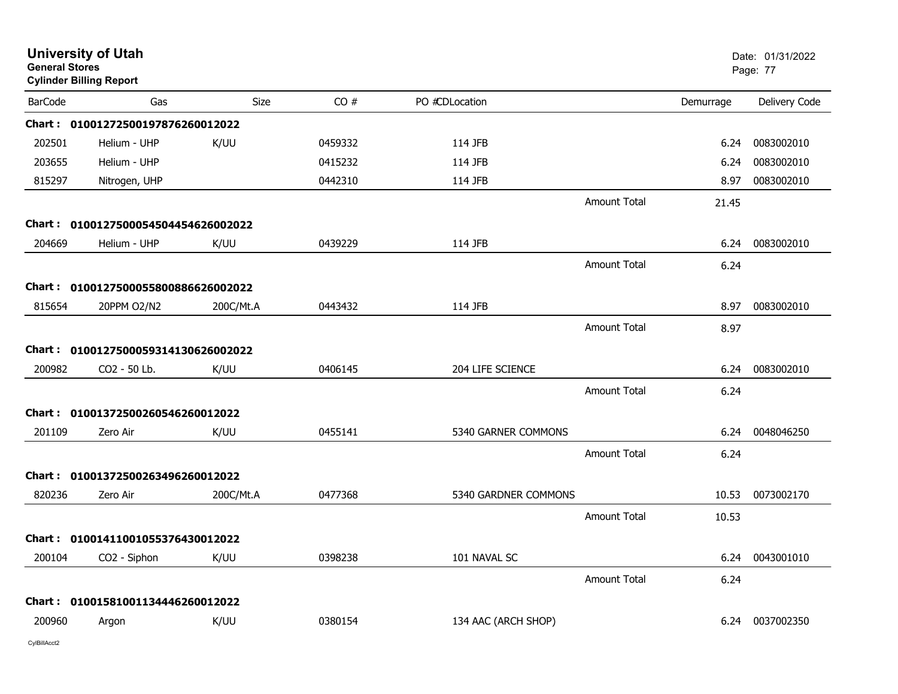# University of Utah
**General Stores**
**Cylinder Billing Report**

Date: 01/31/2022

| BarCode | Gas | Size | CO # | PO #CDLocation | | Demurrage | Delivery Code |
|---|---|---|---|---|---|---|---|
| **Chart : 01001272500197876260012022** | | | | | | | |
| 202501 | Helium - UHP | K/UU | 0459332 | 114 JFB | | 6.24 | 0083002010 |
| 203655 | Helium - UHP | | 0415232 | 114 JFB | | 6.24 | 0083002010 |
| 815297 | Nitrogen, UHP | | 0442310 | 114 JFB | | 8.97 | 0083002010 |
| | | | | | Amount Total | 21.45 | |
| **Chart : 01001275000545044546260020222** | | | | | | | |
| 204669 | Helium - UHP | K/UU | 0439229 | 114 JFB | | 6.24 | 0083002010 |
| | | | | | Amount Total | 6.24 | |
| **Chart : 01001275000558008866260020222** | | | | | | | |
| 815654 | 20PPM O2/N2 | 200C/Mt.A | 0443432 | 114 JFB | | 8.97 | 0083002010 |
| | | | | | Amount Total | 8.97 | |
| **Chart : 01001275000593141306260020222** | | | | | | | |
| 200982 | CO2 - 50 Lb. | K/UU | 0406145 | 204 LIFE SCIENCE | | 6.24 | 0083002010 |
| | | | | | Amount Total | 6.24 | |
| **Chart : 01001372500260546260012022** | | | | | | | |
| 201109 | Zero Air | K/UU | 0455141 | 5340 GARNER COMMONS | | 6.24 | 0048046250 |
| | | | | | Amount Total | 6.24 | |
| **Chart : 01001372500263496260012022** | | | | | | | |
| 820236 | Zero Air | 200C/Mt.A | 0477368 | 5340 GARDNER COMMONS | | 10.53 | 0073002170 |
| | | | | | Amount Total | 10.53 | |
| **Chart : 01001411001055376430012022** | | | | | | | |
| 200104 | CO2 - Siphon | K/UU | 0398238 | 101 NAVAL SC | | 6.24 | 0043001010 |
| | | | | | Amount Total | 6.24 | |
| **Chart : 01001581001134446260012022** | | | | | | | |
| 200960 | Argon | K/UU | 0380154 | 134 AAC (ARCH SHOP) | | 6.24 | 0037002350 |

CylBillAcct2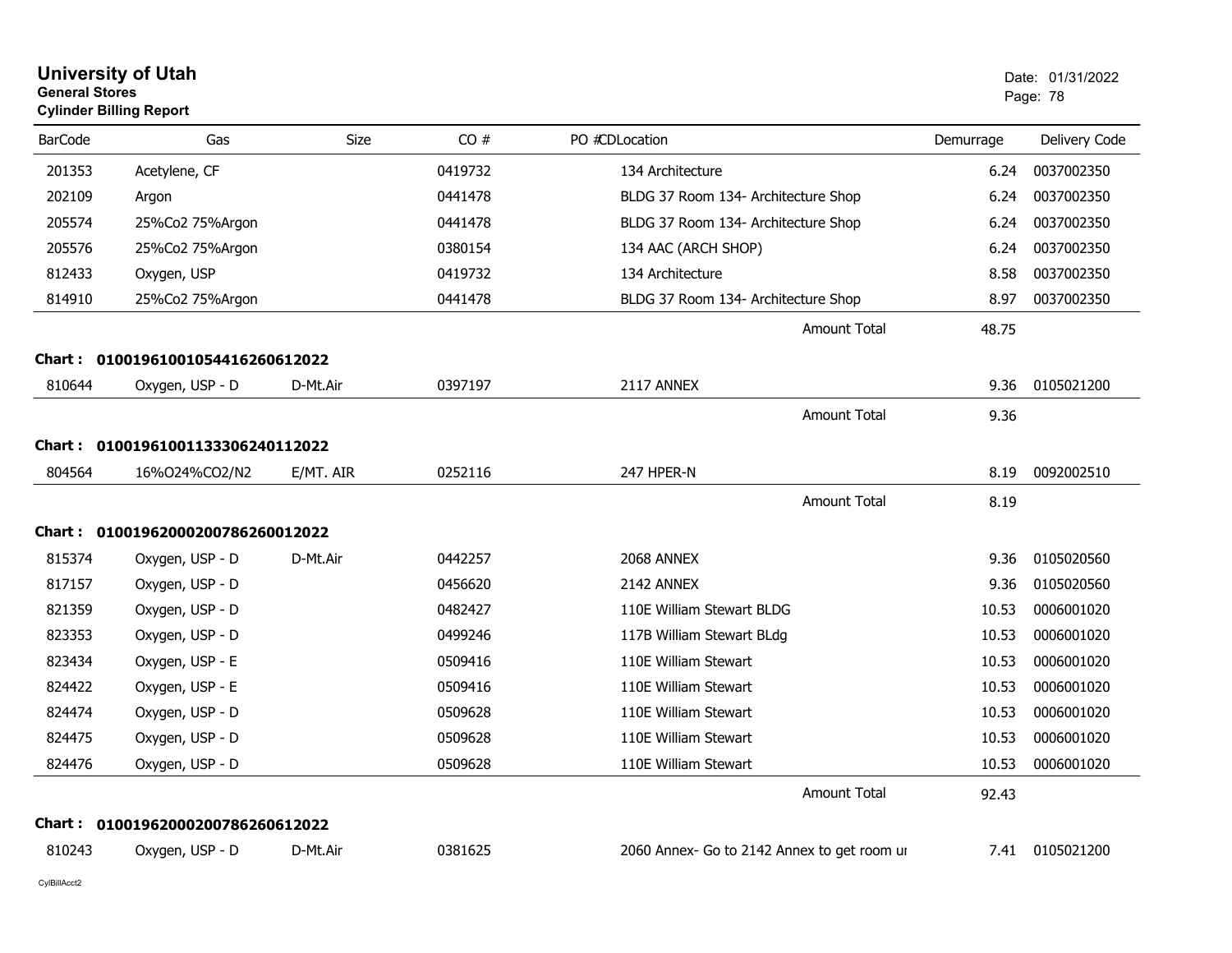# University of Utah

**General Stores**

**Cylinder Billing Report**

Date: 01/31/2022

| BarCode | Gas | Size | CO # | PO #CDLocation | Demurrage | Delivery Code |
|---|---|---|---|---|---|---|
| 201353 | Acetylene, CF | | 0419732 | 134 Architecture | 6.24 | 0037002350 |
| 202109 | Argon | | 0441478 | BLDG 37 Room 134- Architecture Shop | 6.24 | 0037002350 |
| 205574 | 25%Co2 75%Argon | | 0441478 | BLDG 37 Room 134- Architecture Shop | 6.24 | 0037002350 |
| 205576 | 25%Co2 75%Argon | | 0380154 | 134 AAC (ARCH SHOP) | 6.24 | 0037002350 |
| 812433 | Oxygen, USP | | 0419732 | 134 Architecture | 8.58 | 0037002350 |
| 814910 | 25%Co2 75%Argon | | 0441478 | BLDG 37 Room 134- Architecture Shop | 8.97 | 0037002350 |
| | | | | Amount Total | 48.75 | |

**Chart : 01001961001054416260612022**

| BarCode | Gas | Size | CO # | PO #CDLocation | Demurrage | Delivery Code |
|---|---|---|---|---|---|---|
| 810644 | Oxygen, USP - D | D-Mt.Air | 0397197 | 2117 ANNEX | 9.36 | 0105021200 |
| | | | | Amount Total | 9.36 | |

**Chart : 01001961001133306240112022**

| BarCode | Gas | Size | CO # | PO #CDLocation | Demurrage | Delivery Code |
|---|---|---|---|---|---|---|
| 804564 | 16%O24%CO2/N2 | E/MT. AIR | 0252116 | 247 HPER-N | 8.19 | 0092002510 |
| | | | | Amount Total | 8.19 | |

**Chart : 01001962000200786260012022**

| BarCode | Gas | Size | CO # | PO #CDLocation | Demurrage | Delivery Code |
|---|---|---|---|---|---|---|
| 815374 | Oxygen, USP - D | D-Mt.Air | 0442257 | 2068 ANNEX | 9.36 | 0105020560 |
| 817157 | Oxygen, USP - D | | 0456620 | 2142 ANNEX | 9.36 | 0105020560 |
| 821359 | Oxygen, USP - D | | 0482427 | 110E William Stewart BLDG | 10.53 | 0006001020 |
| 823353 | Oxygen, USP - D | | 0499246 | 117B William Stewart BLdg | 10.53 | 0006001020 |
| 823434 | Oxygen, USP - E | | 0509416 | 110E William Stewart | 10.53 | 0006001020 |
| 824422 | Oxygen, USP - E | | 0509416 | 110E William Stewart | 10.53 | 0006001020 |
| 824474 | Oxygen, USP - D | | 0509628 | 110E William Stewart | 10.53 | 0006001020 |
| 824475 | Oxygen, USP - D | | 0509628 | 110E William Stewart | 10.53 | 0006001020 |
| 824476 | Oxygen, USP - D | | 0509628 | 110E William Stewart | 10.53 | 0006001020 |
| | | | | Amount Total | 92.43 | |

**Chart : 01001962000200786260612022**

| BarCode | Gas | Size | CO # | PO #CDLocation | Demurrage | Delivery Code |
|---|---|---|---|---|---|---|
| 810243 | Oxygen, USP - D | D-Mt.Air | 0381625 | 2060 Annex- Go to 2142 Annex to get room ur | 7.41 | 0105021200 |

CylBillAcct2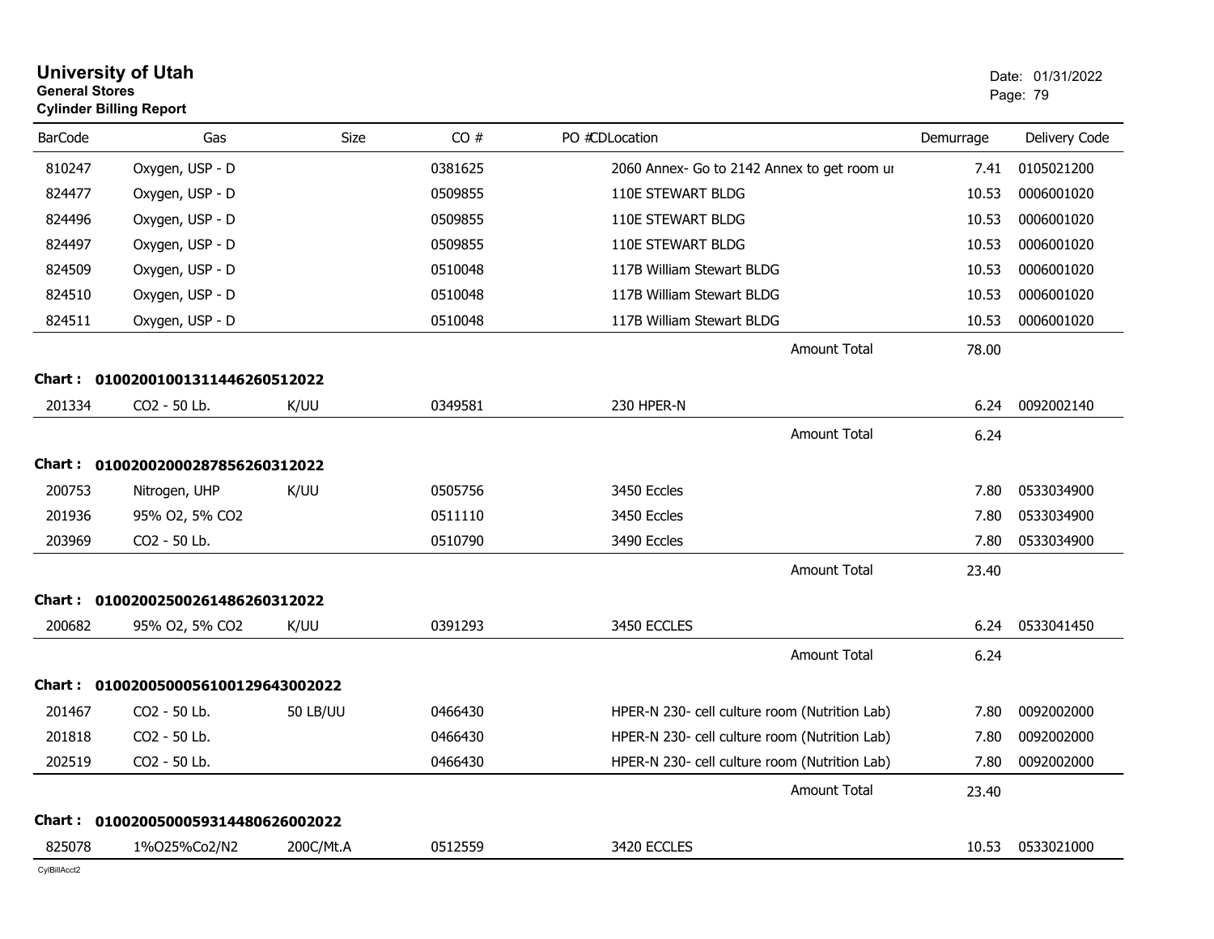# University of Utah

**General Stores**

**Cylinder Billing Report**

Date: 01/31/2022

| BarCode | Gas | Size | CO # | PO # | CD | Location | Demurrage | Delivery Code |
|---|---|---|---|---|---|---|---|---|
| 810247 | Oxygen, USP - D | | 0381625 | | | 2060 Annex- Go to 2142 Annex to get room ur | 7.41 | 0105021200 |
| 824477 | Oxygen, USP - D | | 0509855 | | | 110E STEWART BLDG | 10.53 | 0006001020 |
| 824496 | Oxygen, USP - D | | 0509855 | | | 110E STEWART BLDG | 10.53 | 0006001020 |
| 824497 | Oxygen, USP - D | | 0509855 | | | 110E STEWART BLDG | 10.53 | 0006001020 |
| 824509 | Oxygen, USP - D | | 0510048 | | | 117B William Stewart BLDG | 10.53 | 0006001020 |
| 824510 | Oxygen, USP - D | | 0510048 | | | 117B William Stewart BLDG | 10.53 | 0006001020 |
| 824511 | Oxygen, USP - D | | 0510048 | | | 117B William Stewart BLDG | 10.53 | 0006001020 |
| | | | | | | Amount Total | 78.00 | |

**Chart : 01002001001311446260512022**

| BarCode | Gas | Size | CO # | PO # | CD | Location | Demurrage | Delivery Code |
|---|---|---|---|---|---|---|---|---|
| 201334 | CO2 - 50 Lb. | K/UU | 0349581 | | | 230 HPER-N | 6.24 | 0092002140 |
| | | | | | | Amount Total | 6.24 | |

**Chart : 01002002000287856260312022**

| BarCode | Gas | Size | CO # | PO # | CD | Location | Demurrage | Delivery Code |
|---|---|---|---|---|---|---|---|---|
| 200753 | Nitrogen, UHP | K/UU | 0505756 | | | 3450 Eccles | 7.80 | 0533034900 |
| 201936 | 95% O2, 5% CO2 | | 0511110 | | | 3450 Eccles | 7.80 | 0533034900 |
| 203969 | CO2 - 50 Lb. | | 0510790 | | | 3490 Eccles | 7.80 | 0533034900 |
| | | | | | | Amount Total | 23.40 | |

**Chart : 01002002500261486260312022**

| BarCode | Gas | Size | CO # | PO # | CD | Location | Demurrage | Delivery Code |
|---|---|---|---|---|---|---|---|---|
| 200682 | 95% O2, 5% CO2 | K/UU | 0391293 | | | 3450 ECCLES | 6.24 | 0533041450 |
| | | | | | | Amount Total | 6.24 | |

**Chart : 01002005000561001296430020222**

| BarCode | Gas | Size | CO # | PO # | CD | Location | Demurrage | Delivery Code |
|---|---|---|---|---|---|---|---|---|
| 201467 | CO2 - 50 Lb. | 50 LB/UU | 0466430 | | | HPER-N 230- cell culture room (Nutrition Lab) | 7.80 | 0092002000 |
| 201818 | CO2 - 50 Lb. | | 0466430 | | | HPER-N 230- cell culture room (Nutrition Lab) | 7.80 | 0092002000 |
| 202519 | CO2 - 50 Lb. | | 0466430 | | | HPER-N 230- cell culture room (Nutrition Lab) | 7.80 | 0092002000 |
| | | | | | | Amount Total | 23.40 | |

**Chart : 01002005000593144806260020222**

| BarCode | Gas | Size | CO # | PO # | CD | Location | Demurrage | Delivery Code |
|---|---|---|---|---|---|---|---|---|
| 825078 | 1%O25%Co2/N2 | 200C/Mt.A | 0512559 | | | 3420 ECCLES | 10.53 | 0533021000 |

CylBillAcct2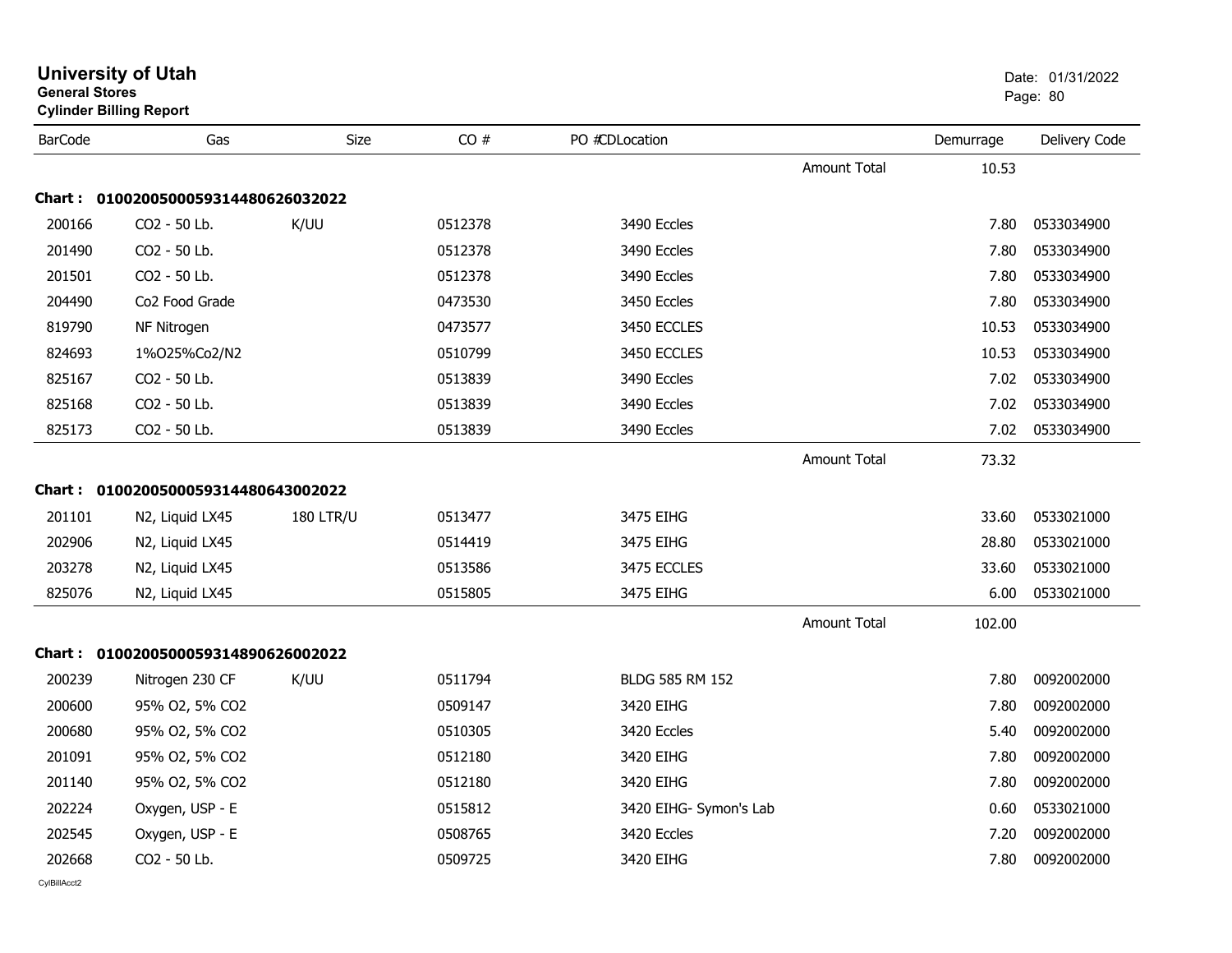# University of Utah
**General Stores**
**Cylinder Billing Report**

Date: 01/31/2022

| BarCode | Gas | Size | CO # | PO # | CD | Location | | Demurrage | Delivery Code |
|---|---|---|---|---|---|---|---|---|---|
| | | | | | | | Amount Total | 10.53 | |
| **Chart :** | **0100200500059314480626032022** | | | | | | | | |
| 200166 | CO2 - 50 Lb. | K/UU | 0512378 | | | 3490 Eccles | | 7.80 | 0533034900 |
| 201490 | CO2 - 50 Lb. | | 0512378 | | | 3490 Eccles | | 7.80 | 0533034900 |
| 201501 | CO2 - 50 Lb. | | 0512378 | | | 3490 Eccles | | 7.80 | 0533034900 |
| 204490 | Co2 Food Grade | | 0473530 | | | 3450 Eccles | | 7.80 | 0533034900 |
| 819790 | NF Nitrogen | | 0473577 | | | 3450 ECCLES | | 10.53 | 0533034900 |
| 824693 | 1%O25%Co2/N2 | | 0510799 | | | 3450 ECCLES | | 10.53 | 0533034900 |
| 825167 | CO2 - 50 Lb. | | 0513839 | | | 3490 Eccles | | 7.02 | 0533034900 |
| 825168 | CO2 - 50 Lb. | | 0513839 | | | 3490 Eccles | | 7.02 | 0533034900 |
| 825173 | CO2 - 50 Lb. | | 0513839 | | | 3490 Eccles | | 7.02 | 0533034900 |
| | | | | | | | Amount Total | 73.32 | |
| **Chart :** | **0100200500059314480643002022** | | | | | | | | |
| 201101 | N2, Liquid LX45 | 180 LTR/U | 0513477 | | | 3475 EIHG | | 33.60 | 0533021000 |
| 202906 | N2, Liquid LX45 | | 0514419 | | | 3475 EIHG | | 28.80 | 0533021000 |
| 203278 | N2, Liquid LX45 | | 0513586 | | | 3475 ECCLES | | 33.60 | 0533021000 |
| 825076 | N2, Liquid LX45 | | 0515805 | | | 3475 EIHG | | 6.00 | 0533021000 |
| | | | | | | | Amount Total | 102.00 | |
| **Chart :** | **0100200500059314890626002022** | | | | | | | | |
| 200239 | Nitrogen 230 CF | K/UU | 0511794 | | | BLDG 585 RM 152 | | 7.80 | 0092002000 |
| 200600 | 95% O2, 5% CO2 | | 0509147 | | | 3420 EIHG | | 7.80 | 0092002000 |
| 200680 | 95% O2, 5% CO2 | | 0510305 | | | 3420 Eccles | | 5.40 | 0092002000 |
| 201091 | 95% O2, 5% CO2 | | 0512180 | | | 3420 EIHG | | 7.80 | 0092002000 |
| 201140 | 95% O2, 5% CO2 | | 0512180 | | | 3420 EIHG | | 7.80 | 0092002000 |
| 202224 | Oxygen, USP - E | | 0515812 | | | 3420 EIHG- Symon's Lab | | 0.60 | 0533021000 |
| 202545 | Oxygen, USP - E | | 0508765 | | | 3420 Eccles | | 7.20 | 0092002000 |
| 202668 | CO2 - 50 Lb. | | 0509725 | | | 3420 EIHG | | 7.80 | 0092002000 |

CylBillAcct2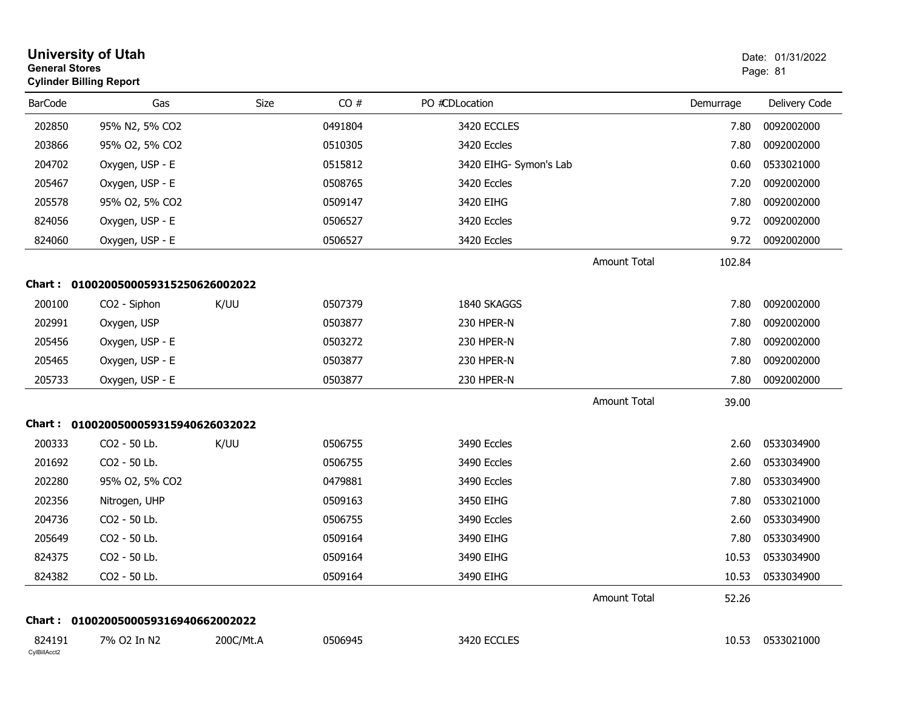# University of Utah
**General Stores**
**Cylinder Billing Report**

Date: 01/31/2022

| BarCode | Gas | Size | CO # | PO # | CDLocation | Demurrage | Delivery Code |
|---|---|---|---|---|---|---|---|
| 202850 | 95% N2, 5% CO2 | | 0491804 | | 3420 ECCLES | 7.80 | 0092002000 |
| 203866 | 95% O2, 5% CO2 | | 0510305 | | 3420 Eccles | 7.80 | 0092002000 |
| 204702 | Oxygen, USP - E | | 0515812 | | 3420 EIHG- Symon's Lab | 0.60 | 0533021000 |
| 205467 | Oxygen, USP - E | | 0508765 | | 3420 Eccles | 7.20 | 0092002000 |
| 205578 | 95% O2, 5% CO2 | | 0509147 | | 3420 EIHG | 7.80 | 0092002000 |
| 824056 | Oxygen, USP - E | | 0506527 | | 3420 Eccles | 9.72 | 0092002000 |
| 824060 | Oxygen, USP - E | | 0506527 | | 3420 Eccles | 9.72 | 0092002000 |
| | | | | | Amount Total | 102.84 | |

**Chart : 01002005000593152506260020​22**

| BarCode | Gas | Size | CO # | PO # | CDLocation | Demurrage | Delivery Code |
|---|---|---|---|---|---|---|---|
| 200100 | CO2 - Siphon | K/UU | 0507379 | | 1840 SKAGGS | 7.80 | 0092002000 |
| 202991 | Oxygen, USP | | 0503877 | | 230 HPER-N | 7.80 | 0092002000 |
| 205456 | Oxygen, USP - E | | 0503272 | | 230 HPER-N | 7.80 | 0092002000 |
| 205465 | Oxygen, USP - E | | 0503877 | | 230 HPER-N | 7.80 | 0092002000 |
| 205733 | Oxygen, USP - E | | 0503877 | | 230 HPER-N | 7.80 | 0092002000 |
| | | | | | Amount Total | 39.00 | |

**Chart : 01002005000593159406260320​22**

| BarCode | Gas | Size | CO # | PO # | CDLocation | Demurrage | Delivery Code |
|---|---|---|---|---|---|---|---|
| 200333 | CO2 - 50 Lb. | K/UU | 0506755 | | 3490 Eccles | 2.60 | 0533034900 |
| 201692 | CO2 - 50 Lb. | | 0506755 | | 3490 Eccles | 2.60 | 0533034900 |
| 202280 | 95% O2, 5% CO2 | | 0479881 | | 3490 Eccles | 7.80 | 0533034900 |
| 202356 | Nitrogen, UHP | | 0509163 | | 3450 EIHG | 7.80 | 0533021000 |
| 204736 | CO2 - 50 Lb. | | 0506755 | | 3490 Eccles | 2.60 | 0533034900 |
| 205649 | CO2 - 50 Lb. | | 0509164 | | 3490 EIHG | 7.80 | 0533034900 |
| 824375 | CO2 - 50 Lb. | | 0509164 | | 3490 EIHG | 10.53 | 0533034900 |
| 824382 | CO2 - 50 Lb. | | 0509164 | | 3490 EIHG | 10.53 | 0533034900 |
| | | | | | Amount Total | 52.26 | |

**Chart : 01002005000593169406620020​22**

| BarCode | Gas | Size | CO # | PO # | CDLocation | Demurrage | Delivery Code |
|---|---|---|---|---|---|---|---|
| 824191 | 7% O2 In N2 | 200C/Mt.A | 0506945 | | 3420 ECCLES | 10.53 | 0533021000 |

CylBillAcct2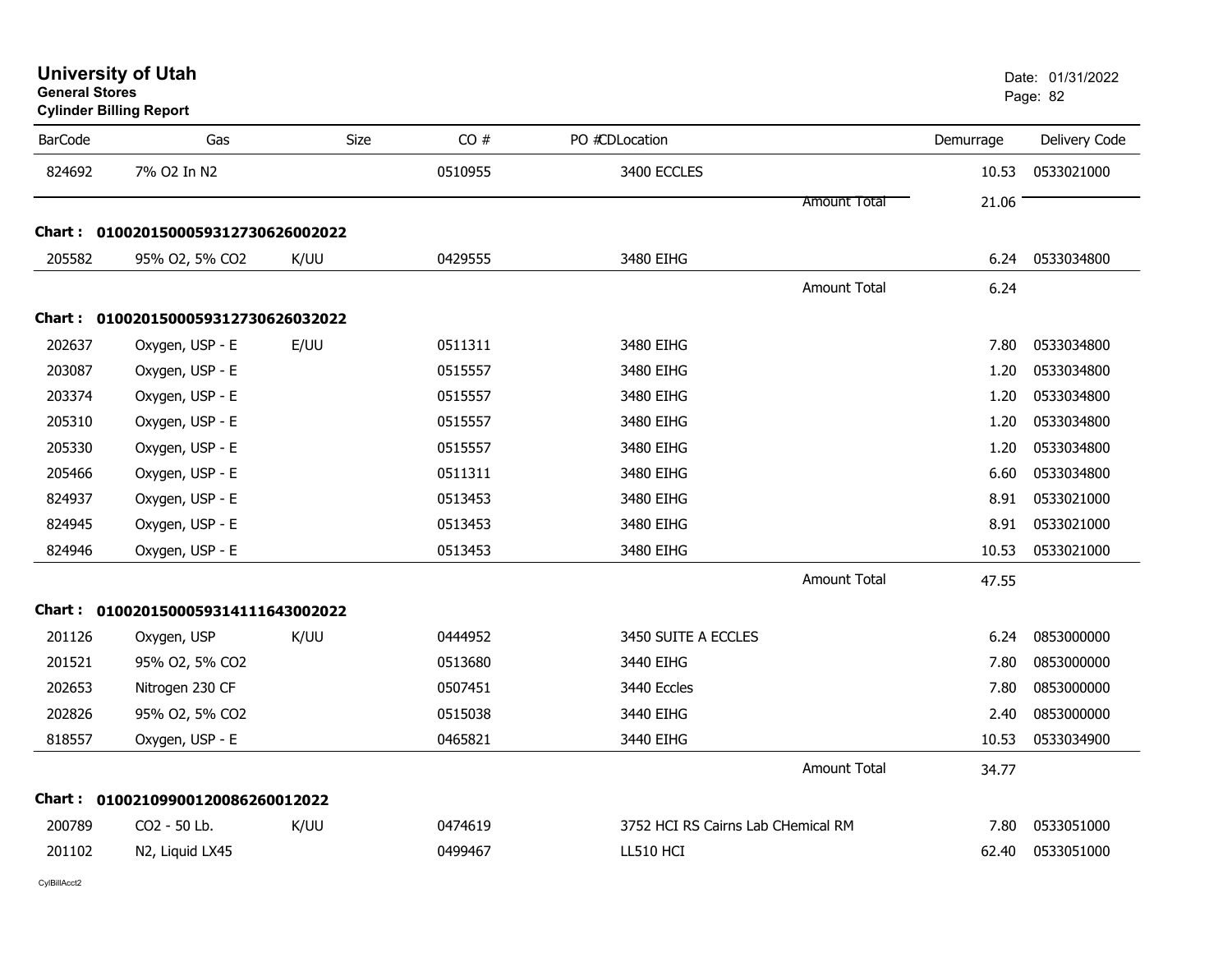**University of Utah**
**General Stores**
**Cylinder Billing Report**

Date: 01/31/2022

| BarCode | Gas | Size | CO # | PO #CDLocation | Demurrage | Delivery Code |
|---|---|---|---|---|---|---|
| 824692 | 7% O2 In N2 | | 0510955 | 3400 ECCLES | 10.53 | 0533021000 |
| | | | | Amount Total | 21.06 | |
| **Chart : 01002015000593127306260020​22** | | | | | | |
| 205582 | 95% O2, 5% CO2 | K/UU | 0429555 | 3480 EIHG | 6.24 | 0533034800 |
| | | | | Amount Total | 6.24 | |
| **Chart : 01002015000593127306260320​22** | | | | | | |
| 202637 | Oxygen, USP - E | E/UU | 0511311 | 3480 EIHG | 7.80 | 0533034800 |
| 203087 | Oxygen, USP - E | | 0515557 | 3480 EIHG | 1.20 | 0533034800 |
| 203374 | Oxygen, USP - E | | 0515557 | 3480 EIHG | 1.20 | 0533034800 |
| 205310 | Oxygen, USP - E | | 0515557 | 3480 EIHG | 1.20 | 0533034800 |
| 205330 | Oxygen, USP - E | | 0515557 | 3480 EIHG | 1.20 | 0533034800 |
| 205466 | Oxygen, USP - E | | 0511311 | 3480 EIHG | 6.60 | 0533034800 |
| 824937 | Oxygen, USP - E | | 0513453 | 3480 EIHG | 8.91 | 0533021000 |
| 824945 | Oxygen, USP - E | | 0513453 | 3480 EIHG | 8.91 | 0533021000 |
| 824946 | Oxygen, USP - E | | 0513453 | 3480 EIHG | 10.53 | 0533021000 |
| | | | | Amount Total | 47.55 | |
| **Chart : 01002015000593141116430020​22** | | | | | | |
| 201126 | Oxygen, USP | K/UU | 0444952 | 3450 SUITE A ECCLES | 6.24 | 0853000000 |
| 201521 | 95% O2, 5% CO2 | | 0513680 | 3440 EIHG | 7.80 | 0853000000 |
| 202653 | Nitrogen 230 CF | | 0507451 | 3440 Eccles | 7.80 | 0853000000 |
| 202826 | 95% O2, 5% CO2 | | 0515038 | 3440 EIHG | 2.40 | 0853000000 |
| 818557 | Oxygen, USP - E | | 0465821 | 3440 EIHG | 10.53 | 0533034900 |
| | | | | Amount Total | 34.77 | |
| **Chart : 01002109900120086260012022** | | | | | | |
| 200789 | CO2 - 50 Lb. | K/UU | 0474619 | 3752 HCI RS Cairns Lab CHemical RM | 7.80 | 0533051000 |
| 201102 | N2, Liquid LX45 | | 0499467 | LL510 HCI | 62.40 | 0533051000 |

CylBillAcct2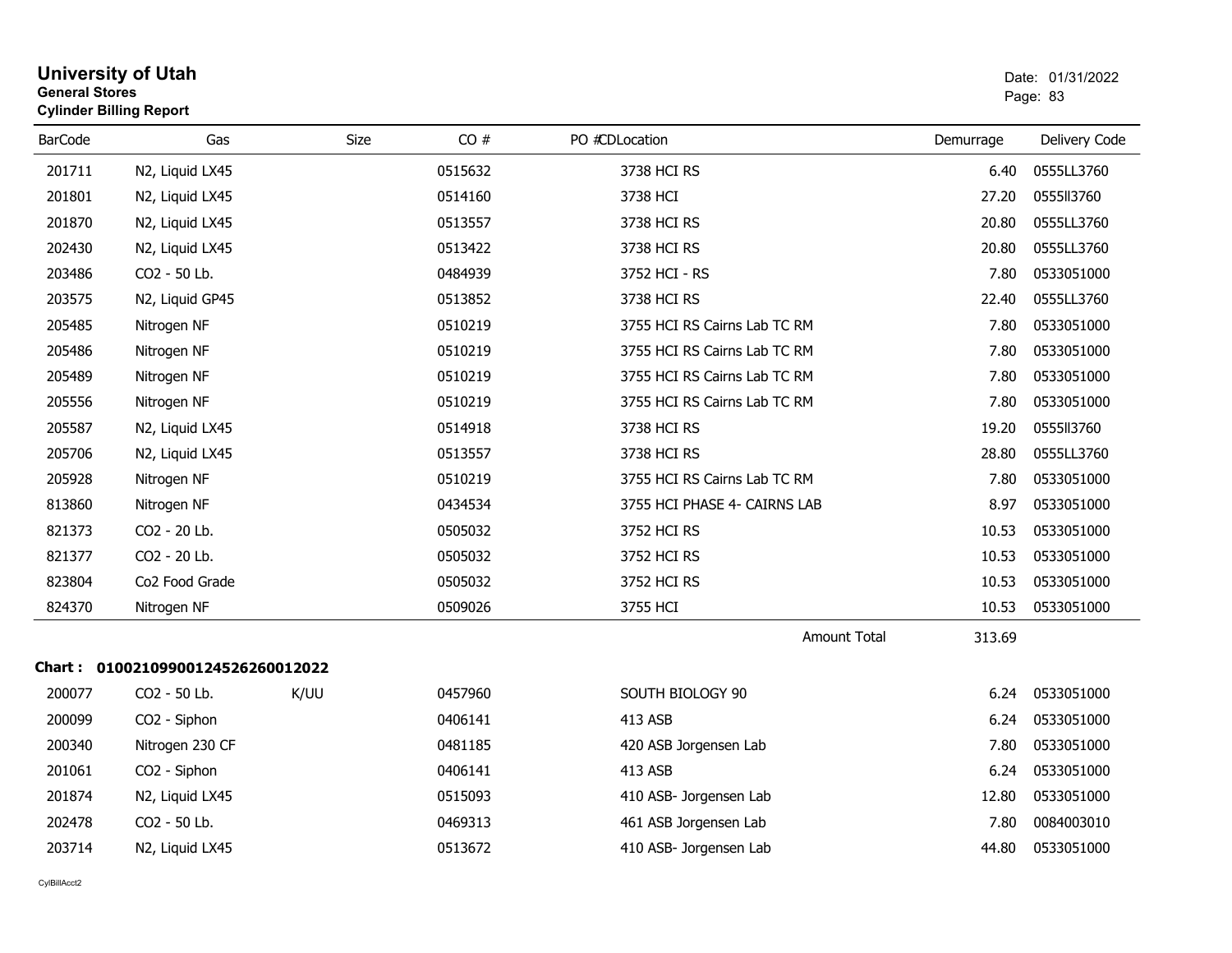# University of Utah
**General Stores**
**Cylinder Billing Report**

Date: 01/31/2022

| BarCode | Gas | Size | CO # | PO #CDLocation | Demurrage | Delivery Code |
|---|---|---|---|---|---|---|
| 201711 | N2, Liquid LX45 | | 0515632 | 3738 HCI RS | 6.40 | 0555LL3760 |
| 201801 | N2, Liquid LX45 | | 0514160 | 3738 HCI | 27.20 | 0555ll3760 |
| 201870 | N2, Liquid LX45 | | 0513557 | 3738 HCI RS | 20.80 | 0555LL3760 |
| 202430 | N2, Liquid LX45 | | 0513422 | 3738 HCI RS | 20.80 | 0555LL3760 |
| 203486 | CO2 - 50 Lb. | | 0484939 | 3752 HCI - RS | 7.80 | 0533051000 |
| 203575 | N2, Liquid GP45 | | 0513852 | 3738 HCI RS | 22.40 | 0555LL3760 |
| 205485 | Nitrogen NF | | 0510219 | 3755 HCI RS Cairns Lab TC RM | 7.80 | 0533051000 |
| 205486 | Nitrogen NF | | 0510219 | 3755 HCI RS Cairns Lab TC RM | 7.80 | 0533051000 |
| 205489 | Nitrogen NF | | 0510219 | 3755 HCI RS Cairns Lab TC RM | 7.80 | 0533051000 |
| 205556 | Nitrogen NF | | 0510219 | 3755 HCI RS Cairns Lab TC RM | 7.80 | 0533051000 |
| 205587 | N2, Liquid LX45 | | 0514918 | 3738 HCI RS | 19.20 | 0555ll3760 |
| 205706 | N2, Liquid LX45 | | 0513557 | 3738 HCI RS | 28.80 | 0555LL3760 |
| 205928 | Nitrogen NF | | 0510219 | 3755 HCI RS Cairns Lab TC RM | 7.80 | 0533051000 |
| 813860 | Nitrogen NF | | 0434534 | 3755 HCI PHASE 4- CAIRNS LAB | 8.97 | 0533051000 |
| 821373 | CO2 - 20 Lb. | | 0505032 | 3752 HCI RS | 10.53 | 0533051000 |
| 821377 | CO2 - 20 Lb. | | 0505032 | 3752 HCI RS | 10.53 | 0533051000 |
| 823804 | Co2 Food Grade | | 0505032 | 3752 HCI RS | 10.53 | 0533051000 |
| 824370 | Nitrogen NF | | 0509026 | 3755 HCI | 10.53 | 0533051000 |
| | | | | Amount Total | 313.69 | |

**Chart : 01002109900124526260012022**

| BarCode | Gas | Size | CO # | PO #CDLocation | Demurrage | Delivery Code |
|---|---|---|---|---|---|---|
| 200077 | CO2 - 50 Lb. | K/UU | 0457960 | SOUTH BIOLOGY 90 | 6.24 | 0533051000 |
| 200099 | CO2 - Siphon | | 0406141 | 413 ASB | 6.24 | 0533051000 |
| 200340 | Nitrogen 230 CF | | 0481185 | 420 ASB Jorgensen Lab | 7.80 | 0533051000 |
| 201061 | CO2 - Siphon | | 0406141 | 413 ASB | 6.24 | 0533051000 |
| 201874 | N2, Liquid LX45 | | 0515093 | 410 ASB- Jorgensen Lab | 12.80 | 0533051000 |
| 202478 | CO2 - 50 Lb. | | 0469313 | 461 ASB Jorgensen Lab | 7.80 | 0084003010 |
| 203714 | N2, Liquid LX45 | | 0513672 | 410 ASB- Jorgensen Lab | 44.80 | 0533051000 |

CylBillAcct2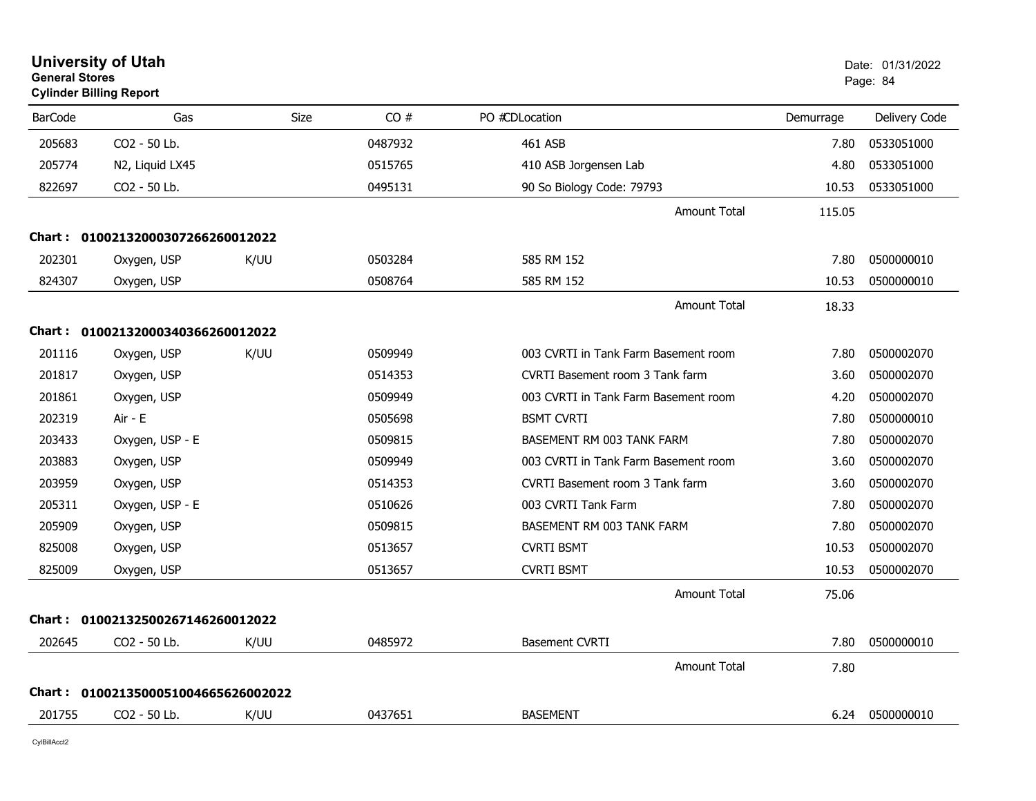# University of Utah

**General Stores**

**Cylinder Billing Report**

Date: 01/31/2022

| BarCode | Gas | Size | CO # | PO # | CD | Location | Demurrage | Delivery Code |
|---|---|---|---|---|---|---|---|---|
| 205683 | CO2 - 50 Lb. | | 0487932 | | | 461 ASB | 7.80 | 0533051000 |
| 205774 | N2, Liquid LX45 | | 0515765 | | | 410 ASB Jorgensen Lab | 4.80 | 0533051000 |
| 822697 | CO2 - 50 Lb. | | 0495131 | | | 90 So Biology Code: 79793 | 10.53 | 0533051000 |
| | | | | | | Amount Total | 115.05 | |

**Chart : 01002132000307266260012022**

| BarCode | Gas | Size | CO # | PO # | CD | Location | Demurrage | Delivery Code |
|---|---|---|---|---|---|---|---|---|
| 202301 | Oxygen, USP | K/UU | 0503284 | | | 585 RM 152 | 7.80 | 0500000010 |
| 824307 | Oxygen, USP | | 0508764 | | | 585 RM 152 | 10.53 | 0500000010 |
| | | | | | | Amount Total | 18.33 | |

**Chart : 01002132000340366260012022**

| BarCode | Gas | Size | CO # | PO # | CD | Location | Demurrage | Delivery Code |
|---|---|---|---|---|---|---|---|---|
| 201116 | Oxygen, USP | K/UU | 0509949 | | | 003 CVRTI in Tank Farm Basement room | 7.80 | 0500002070 |
| 201817 | Oxygen, USP | | 0514353 | | | CVRTI Basement room 3 Tank farm | 3.60 | 0500002070 |
| 201861 | Oxygen, USP | | 0509949 | | | 003 CVRTI in Tank Farm Basement room | 4.20 | 0500002070 |
| 202319 | Air - E | | 0505698 | | | BSMT CVRTI | 7.80 | 0500000010 |
| 203433 | Oxygen, USP - E | | 0509815 | | | BASEMENT RM 003 TANK FARM | 7.80 | 0500002070 |
| 203883 | Oxygen, USP | | 0509949 | | | 003 CVRTI in Tank Farm Basement room | 3.60 | 0500002070 |
| 203959 | Oxygen, USP | | 0514353 | | | CVRTI Basement room 3 Tank farm | 3.60 | 0500002070 |
| 205311 | Oxygen, USP - E | | 0510626 | | | 003 CVRTI Tank Farm | 7.80 | 0500002070 |
| 205909 | Oxygen, USP | | 0509815 | | | BASEMENT RM 003 TANK FARM | 7.80 | 0500002070 |
| 825008 | Oxygen, USP | | 0513657 | | | CVRTI BSMT | 10.53 | 0500002070 |
| 825009 | Oxygen, USP | | 0513657 | | | CVRTI BSMT | 10.53 | 0500002070 |
| | | | | | | Amount Total | 75.06 | |

**Chart : 01002132500267146260012022**

| BarCode | Gas | Size | CO # | PO # | CD | Location | Demurrage | Delivery Code |
|---|---|---|---|---|---|---|---|---|
| 202645 | CO2 - 50 Lb. | K/UU | 0485972 | | | Basement CVRTI | 7.80 | 0500000010 |
| | | | | | | Amount Total | 7.80 | |

**Chart : 01002135000510046656260020220**

| BarCode | Gas | Size | CO # | PO # | CD | Location | Demurrage | Delivery Code |
|---|---|---|---|---|---|---|---|---|
| 201755 | CO2 - 50 Lb. | K/UU | 0437651 | | | BASEMENT | 6.24 | 0500000010 |

CylBillAcct2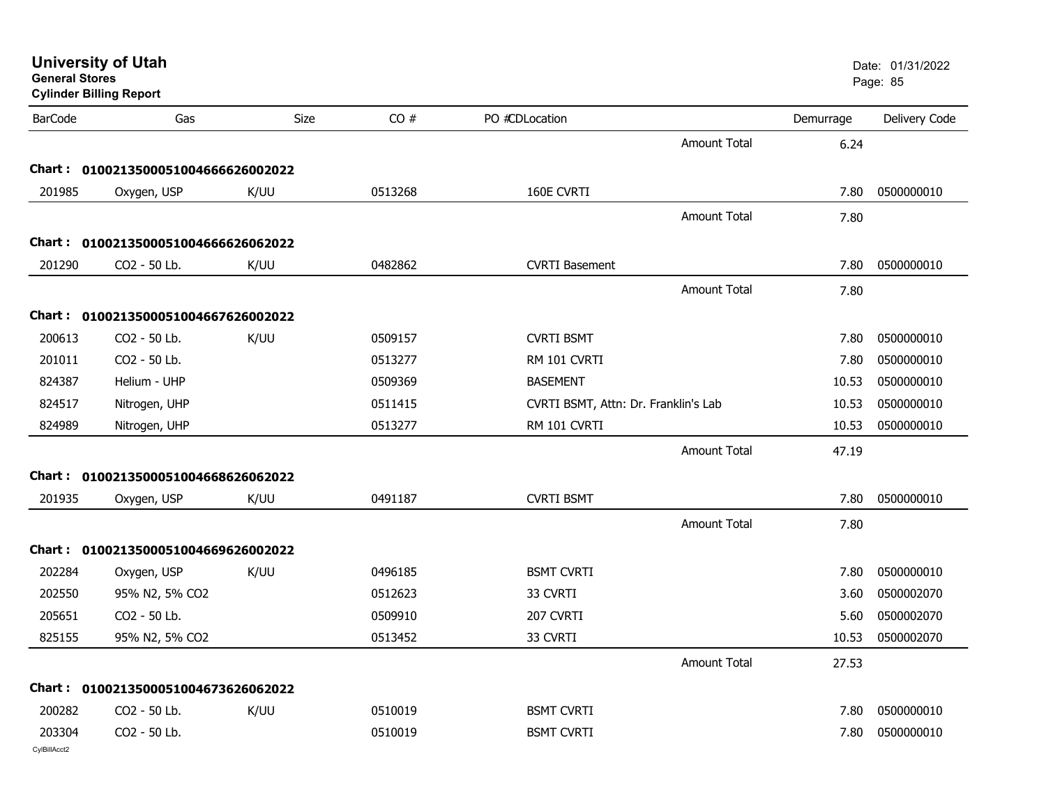# University of Utah

**General Stores**

**Cylinder Billing Report**

Date: 01/31/2022

| BarCode | Gas | Size | CO # | PO #CDLocation | | Demurrage | Delivery Code |
|---|---|---|---|---|---|---|---|
| | | | | | Amount Total | 6.24 | |
| **Chart :** | **0100213500051004666626002022** | | | | | | |
| 201985 | Oxygen, USP | K/UU | 0513268 | 160E CVRTI | | 7.80 | 0500000010 |
| | | | | | Amount Total | 7.80 | |
| **Chart :** | **0100213500051004666626062022** | | | | | | |
| 201290 | CO2 - 50 Lb. | K/UU | 0482862 | CVRTI Basement | | 7.80 | 0500000010 |
| | | | | | Amount Total | 7.80 | |
| **Chart :** | **0100213500051004667626002022** | | | | | | |
| 200613 | CO2 - 50 Lb. | K/UU | 0509157 | CVRTI BSMT | | 7.80 | 0500000010 |
| 201011 | CO2 - 50 Lb. | | 0513277 | RM 101 CVRTI | | 7.80 | 0500000010 |
| 824387 | Helium - UHP | | 0509369 | BASEMENT | | 10.53 | 0500000010 |
| 824517 | Nitrogen, UHP | | 0511415 | CVRTI BSMT, Attn: Dr. Franklin's Lab | | 10.53 | 0500000010 |
| 824989 | Nitrogen, UHP | | 0513277 | RM 101 CVRTI | | 10.53 | 0500000010 |
| | | | | | Amount Total | 47.19 | |
| **Chart :** | **0100213500051004668626062022** | | | | | | |
| 201935 | Oxygen, USP | K/UU | 0491187 | CVRTI BSMT | | 7.80 | 0500000010 |
| | | | | | Amount Total | 7.80 | |
| **Chart :** | **0100213500051004669626002022** | | | | | | |
| 202284 | Oxygen, USP | K/UU | 0496185 | BSMT CVRTI | | 7.80 | 0500000010 |
| 202550 | 95% N2, 5% CO2 | | 0512623 | 33 CVRTI | | 3.60 | 0500002070 |
| 205651 | CO2 - 50 Lb. | | 0509910 | 207 CVRTI | | 5.60 | 0500002070 |
| 825155 | 95% N2, 5% CO2 | | 0513452 | 33 CVRTI | | 10.53 | 0500002070 |
| | | | | | Amount Total | 27.53 | |
| **Chart :** | **0100213500051004673626062022** | | | | | | |
| 200282 | CO2 - 50 Lb. | K/UU | 0510019 | BSMT CVRTI | | 7.80 | 0500000010 |
| 203304 | CO2 - 50 Lb. | | 0510019 | BSMT CVRTI | | 7.80 | 0500000010 |

CylBillAcct2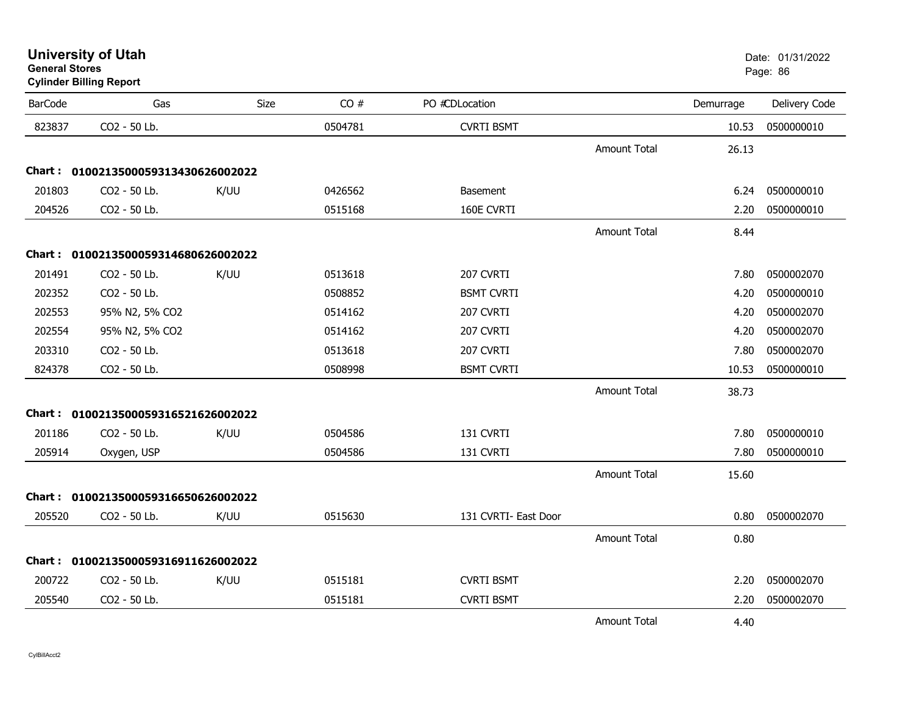**University of Utah**
**General Stores**
**Cylinder Billing Report**

Date: 01/31/2022

| BarCode | Gas | Size | CO # | PO #CDLocation | | Demurrage | Delivery Code |
|---|---|---|---|---|---|---|---|
| 823837 | CO2 - 50 Lb. | | 0504781 | CVRTI BSMT | | 10.53 | 0500000010 |
| | | | | | Amount Total | 26.13 | |
| **Chart : 01002135000593134306260022022** | | | | | | | |
| 201803 | CO2 - 50 Lb. | K/UU | 0426562 | Basement | | 6.24 | 0500000010 |
| 204526 | CO2 - 50 Lb. | | 0515168 | 160E CVRTI | | 2.20 | 0500000010 |
| | | | | | Amount Total | 8.44 | |
| **Chart : 01002135000593146806260022022** | | | | | | | |
| 201491 | CO2 - 50 Lb. | K/UU | 0513618 | 207 CVRTI | | 7.80 | 0500002070 |
| 202352 | CO2 - 50 Lb. | | 0508852 | BSMT CVRTI | | 4.20 | 0500000010 |
| 202553 | 95% N2, 5% CO2 | | 0514162 | 207 CVRTI | | 4.20 | 0500002070 |
| 202554 | 95% N2, 5% CO2 | | 0514162 | 207 CVRTI | | 4.20 | 0500002070 |
| 203310 | CO2 - 50 Lb. | | 0513618 | 207 CVRTI | | 7.80 | 0500002070 |
| 824378 | CO2 - 50 Lb. | | 0508998 | BSMT CVRTI | | 10.53 | 0500000010 |
| | | | | | Amount Total | 38.73 | |
| **Chart : 01002135000593165216260022022** | | | | | | | |
| 201186 | CO2 - 50 Lb. | K/UU | 0504586 | 131 CVRTI | | 7.80 | 0500000010 |
| 205914 | Oxygen, USP | | 0504586 | 131 CVRTI | | 7.80 | 0500000010 |
| | | | | | Amount Total | 15.60 | |
| **Chart : 01002135000593166506260022022** | | | | | | | |
| 205520 | CO2 - 50 Lb. | K/UU | 0515630 | 131 CVRTI- East Door | | 0.80 | 0500002070 |
| | | | | | Amount Total | 0.80 | |
| **Chart : 01002135000593169116260022022** | | | | | | | |
| 200722 | CO2 - 50 Lb. | K/UU | 0515181 | CVRTI BSMT | | 2.20 | 0500002070 |
| 205540 | CO2 - 50 Lb. | | 0515181 | CVRTI BSMT | | 2.20 | 0500002070 |
| | | | | | Amount Total | 4.40 | |

CylBillAcct2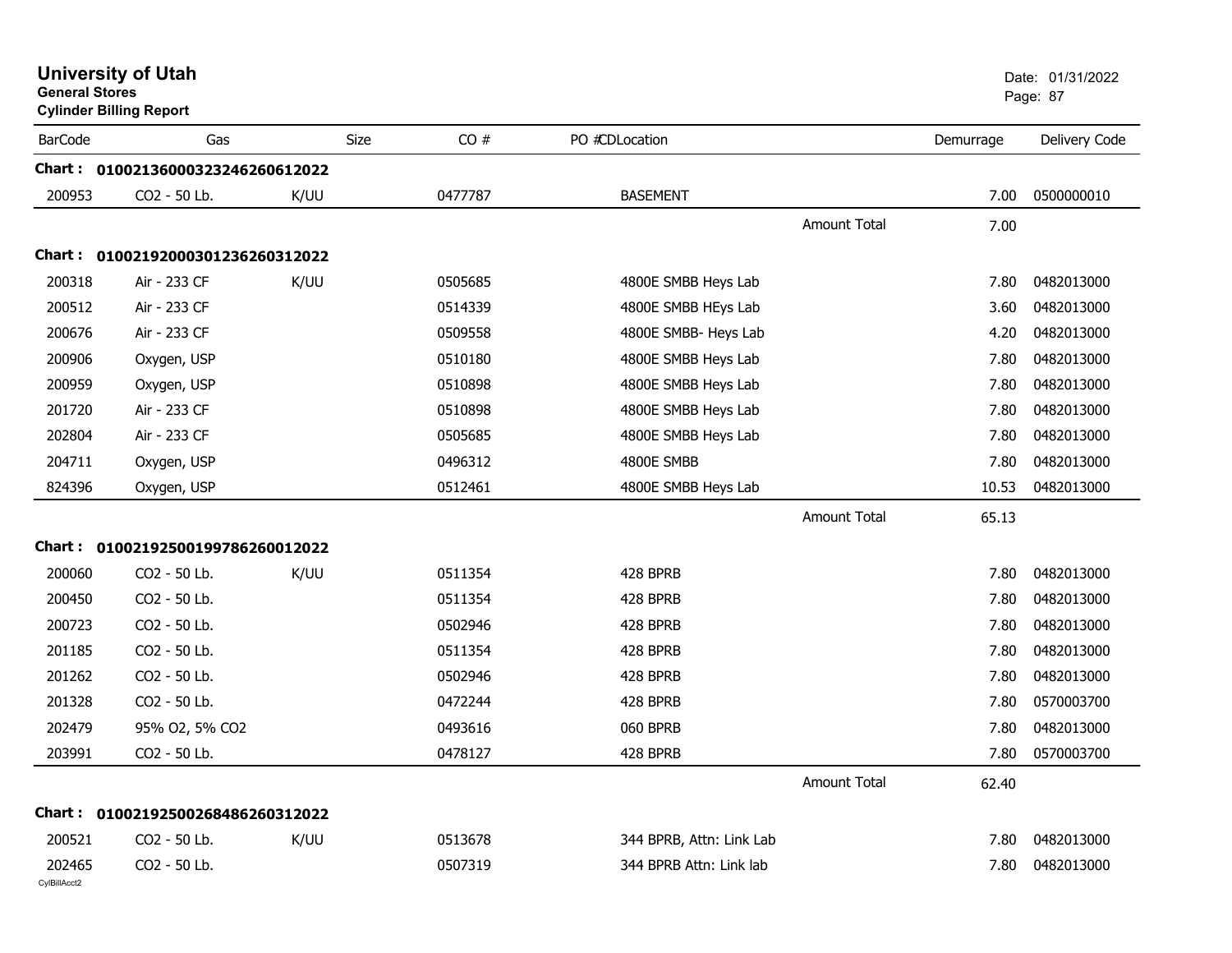**University of Utah**
**General Stores**
**Cylinder Billing Report**

Date: 01/31/2022

| BarCode | Gas | Size | CO # | PO #CDLocation | | Demurrage | Delivery Code |
|---|---|---|---|---|---|---|---|
| **Chart :** | **01002136000323246260612022** | | | | | | |
| 200953 | CO2 - 50 Lb. | K/UU | 0477787 | BASEMENT | | 7.00 | 0500000010 |
| | | | | | Amount Total | 7.00 | |
| **Chart :** | **01002192000301236260312022** | | | | | | |
| 200318 | Air - 233 CF | K/UU | 0505685 | 4800E SMBB Heys Lab | | 7.80 | 0482013000 |
| 200512 | Air - 233 CF | | 0514339 | 4800E SMBB HEys Lab | | 3.60 | 0482013000 |
| 200676 | Air - 233 CF | | 0509558 | 4800E SMBB- Heys Lab | | 4.20 | 0482013000 |
| 200906 | Oxygen, USP | | 0510180 | 4800E SMBB Heys Lab | | 7.80 | 0482013000 |
| 200959 | Oxygen, USP | | 0510898 | 4800E SMBB Heys Lab | | 7.80 | 0482013000 |
| 201720 | Air - 233 CF | | 0510898 | 4800E SMBB Heys Lab | | 7.80 | 0482013000 |
| 202804 | Air - 233 CF | | 0505685 | 4800E SMBB Heys Lab | | 7.80 | 0482013000 |
| 204711 | Oxygen, USP | | 0496312 | 4800E SMBB | | 7.80 | 0482013000 |
| 824396 | Oxygen, USP | | 0512461 | 4800E SMBB Heys Lab | | 10.53 | 0482013000 |
| | | | | | Amount Total | 65.13 | |
| **Chart :** | **01002192500199786260012022** | | | | | | |
| 200060 | CO2 - 50 Lb. | K/UU | 0511354 | 428 BPRB | | 7.80 | 0482013000 |
| 200450 | CO2 - 50 Lb. | | 0511354 | 428 BPRB | | 7.80 | 0482013000 |
| 200723 | CO2 - 50 Lb. | | 0502946 | 428 BPRB | | 7.80 | 0482013000 |
| 201185 | CO2 - 50 Lb. | | 0511354 | 428 BPRB | | 7.80 | 0482013000 |
| 201262 | CO2 - 50 Lb. | | 0502946 | 428 BPRB | | 7.80 | 0482013000 |
| 201328 | CO2 - 50 Lb. | | 0472244 | 428 BPRB | | 7.80 | 0570003700 |
| 202479 | 95% O2, 5% CO2 | | 0493616 | 060 BPRB | | 7.80 | 0482013000 |
| 203991 | CO2 - 50 Lb. | | 0478127 | 428 BPRB | | 7.80 | 0570003700 |
| | | | | | Amount Total | 62.40 | |
| **Chart :** | **01002192500268486260312022** | | | | | | |
| 200521 | CO2 - 50 Lb. | K/UU | 0513678 | 344 BPRB, Attn: Link Lab | | 7.80 | 0482013000 |
| 202465 | CO2 - 50 Lb. | | 0507319 | 344 BPRB Attn: Link lab | | 7.80 | 0482013000 |

CylBillAcct2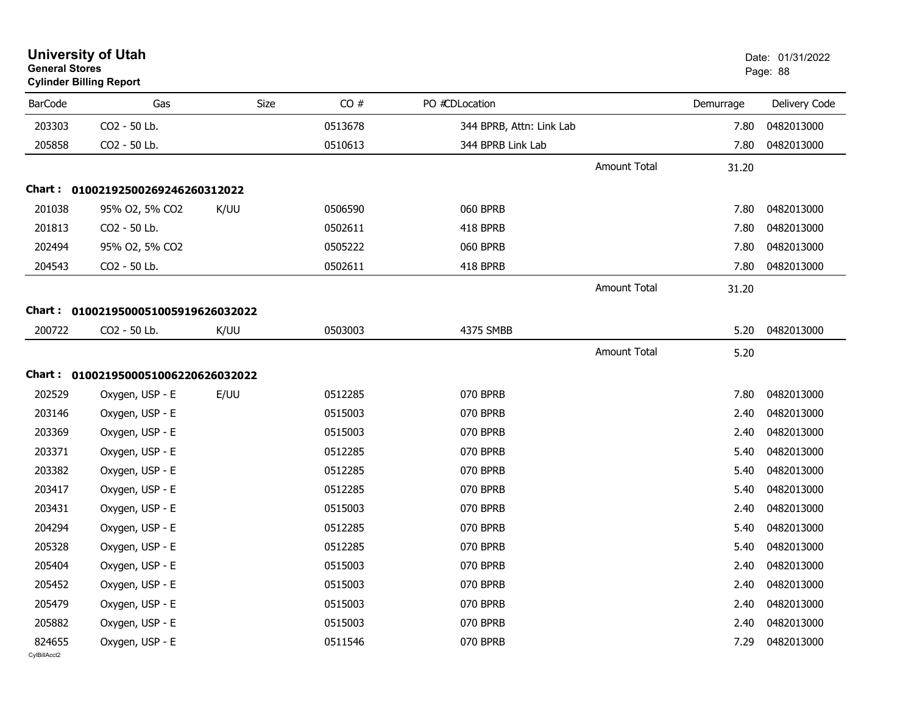# University of Utah
**General Stores**
**Cylinder Billing Report**

Date: 01/31/2022

| BarCode | Gas | Size | CO # | PO #CDLocation | | Demurrage | Delivery Code |
|---|---|---|---|---|---|---|---|
| 203303 | CO2 - 50 Lb. | | 0513678 | 344 BPRB, Attn: Link Lab | | 7.80 | 0482013000 |
| 205858 | CO2 - 50 Lb. | | 0510613 | 344 BPRB Link Lab | | 7.80 | 0482013000 |
| | | | | | Amount Total | 31.20 | |

**Chart : 01002192500269246260312022**

| BarCode | Gas | Size | CO # | PO #CDLocation | | Demurrage | Delivery Code |
|---|---|---|---|---|---|---|---|
| 201038 | 95% O2, 5% CO2 | K/UU | 0506590 | 060 BPRB | | 7.80 | 0482013000 |
| 201813 | CO2 - 50 Lb. | | 0502611 | 418 BPRB | | 7.80 | 0482013000 |
| 202494 | 95% O2, 5% CO2 | | 0505222 | 060 BPRB | | 7.80 | 0482013000 |
| 204543 | CO2 - 50 Lb. | | 0502611 | 418 BPRB | | 7.80 | 0482013000 |
| | | | | | Amount Total | 31.20 | |

**Chart : 01002195000510059196260320222**

| BarCode | Gas | Size | CO # | PO #CDLocation | | Demurrage | Delivery Code |
|---|---|---|---|---|---|---|---|
| 200722 | CO2 - 50 Lb. | K/UU | 0503003 | 4375 SMBB | | 5.20 | 0482013000 |
| | | | | | Amount Total | 5.20 | |

**Chart : 01002195000510062206260320222**

| BarCode | Gas | Size | CO # | PO #CDLocation | | Demurrage | Delivery Code |
|---|---|---|---|---|---|---|---|
| 202529 | Oxygen, USP - E | E/UU | 0512285 | 070 BPRB | | 7.80 | 0482013000 |
| 203146 | Oxygen, USP - E | | 0515003 | 070 BPRB | | 2.40 | 0482013000 |
| 203369 | Oxygen, USP - E | | 0515003 | 070 BPRB | | 2.40 | 0482013000 |
| 203371 | Oxygen, USP - E | | 0512285 | 070 BPRB | | 5.40 | 0482013000 |
| 203382 | Oxygen, USP - E | | 0512285 | 070 BPRB | | 5.40 | 0482013000 |
| 203417 | Oxygen, USP - E | | 0512285 | 070 BPRB | | 5.40 | 0482013000 |
| 203431 | Oxygen, USP - E | | 0515003 | 070 BPRB | | 2.40 | 0482013000 |
| 204294 | Oxygen, USP - E | | 0512285 | 070 BPRB | | 5.40 | 0482013000 |
| 205328 | Oxygen, USP - E | | 0512285 | 070 BPRB | | 5.40 | 0482013000 |
| 205404 | Oxygen, USP - E | | 0515003 | 070 BPRB | | 2.40 | 0482013000 |
| 205452 | Oxygen, USP - E | | 0515003 | 070 BPRB | | 2.40 | 0482013000 |
| 205479 | Oxygen, USP - E | | 0515003 | 070 BPRB | | 2.40 | 0482013000 |
| 205882 | Oxygen, USP - E | | 0515003 | 070 BPRB | | 2.40 | 0482013000 |
| 824655 | Oxygen, USP - E | | 0511546 | 070 BPRB | | 7.29 | 0482013000 |

CylBillAcct2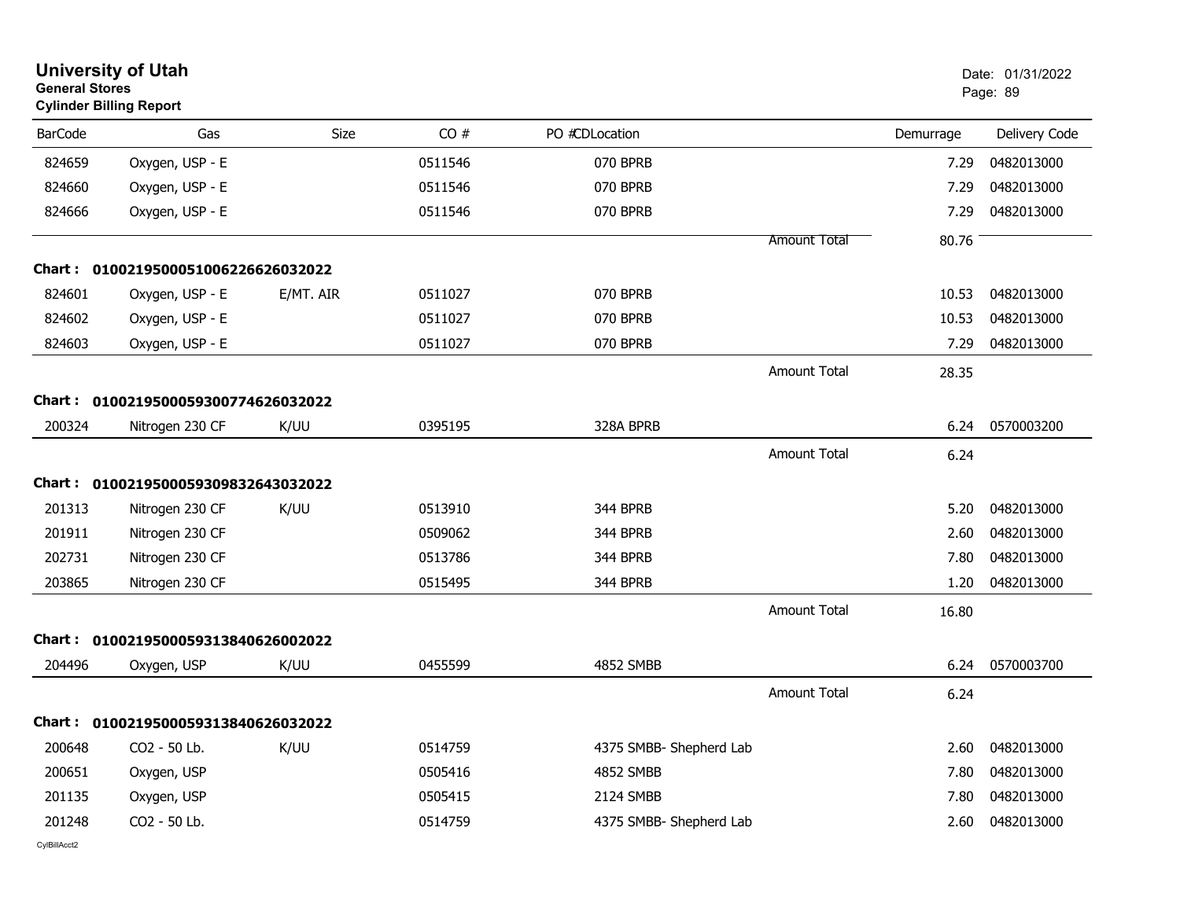# University of Utah

**General Stores**

**Cylinder Billing Report**

Date: 01/31/2022

| BarCode | Gas | Size | CO # | PO #CDLocation | | Demurrage | Delivery Code |
|---|---|---|---|---|---|---|---|
| 824659 | Oxygen, USP - E | | 0511546 | 070 BPRB | | 7.29 | 0482013000 |
| 824660 | Oxygen, USP - E | | 0511546 | 070 BPRB | | 7.29 | 0482013000 |
| 824666 | Oxygen, USP - E | | 0511546 | 070 BPRB | | 7.29 | 0482013000 |
| | | | | | Amount Total | 80.76 | |
| **Chart :** | **01002195000510062266260320​22** | | | | | | |
| 824601 | Oxygen, USP - E | E/MT. AIR | 0511027 | 070 BPRB | | 10.53 | 0482013000 |
| 824602 | Oxygen, USP - E | | 0511027 | 070 BPRB | | 10.53 | 0482013000 |
| 824603 | Oxygen, USP - E | | 0511027 | 070 BPRB | | 7.29 | 0482013000 |
| | | | | | Amount Total | 28.35 | |
| **Chart :** | **01002195000593007746260320​22** | | | | | | |
| 200324 | Nitrogen 230 CF | K/UU | 0395195 | 328A BPRB | | 6.24 | 0570003200 |
| | | | | | Amount Total | 6.24 | |
| **Chart :** | **01002195000593098326430320​22** | | | | | | |
| 201313 | Nitrogen 230 CF | K/UU | 0513910 | 344 BPRB | | 5.20 | 0482013000 |
| 201911 | Nitrogen 230 CF | | 0509062 | 344 BPRB | | 2.60 | 0482013000 |
| 202731 | Nitrogen 230 CF | | 0513786 | 344 BPRB | | 7.80 | 0482013000 |
| 203865 | Nitrogen 230 CF | | 0515495 | 344 BPRB | | 1.20 | 0482013000 |
| | | | | | Amount Total | 16.80 | |
| **Chart :** | **01002195000593138406260020​22** | | | | | | |
| 204496 | Oxygen, USP | K/UU | 0455599 | 4852 SMBB | | 6.24 | 0570003700 |
| | | | | | Amount Total | 6.24 | |
| **Chart :** | **01002195000593138406260320​22** | | | | | | |
| 200648 | CO2 - 50 Lb. | K/UU | 0514759 | 4375 SMBB- Shepherd Lab | | 2.60 | 0482013000 |
| 200651 | Oxygen, USP | | 0505416 | 4852 SMBB | | 7.80 | 0482013000 |
| 201135 | Oxygen, USP | | 0505415 | 2124 SMBB | | 7.80 | 0482013000 |
| 201248 | CO2 - 50 Lb. | | 0514759 | 4375 SMBB- Shepherd Lab | | 2.60 | 0482013000 |

CylBillAcct2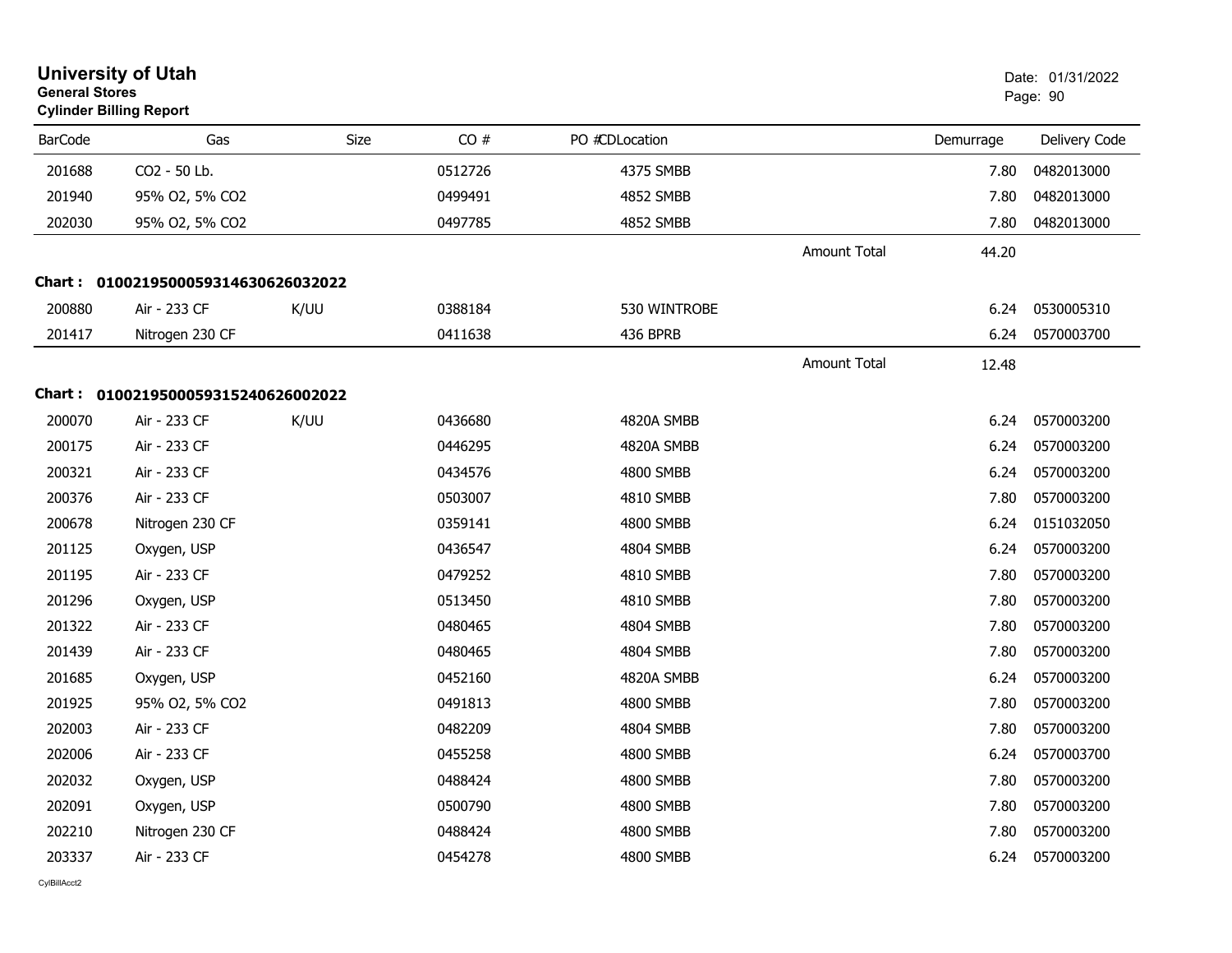# University of Utah
**General Stores**
**Cylinder Billing Report**

Date: 01/31/2022

| BarCode | Gas | Size | CO # | PO #CDLocation | | Demurrage | Delivery Code |
|---|---|---|---|---|---|---|---|
| 201688 | CO2 - 50 Lb. | | 0512726 | 4375 SMBB | | 7.80 | 0482013000 |
| 201940 | 95% O2, 5% CO2 | | 0499491 | 4852 SMBB | | 7.80 | 0482013000 |
| 202030 | 95% O2, 5% CO2 | | 0497785 | 4852 SMBB | | 7.80 | 0482013000 |
| | | | | | Amount Total | 44.20 | |

**Chart : 01002195000593146306260322022**

| BarCode | Gas | Size | CO # | PO #CDLocation | | Demurrage | Delivery Code |
|---|---|---|---|---|---|---|---|
| 200880 | Air - 233 CF | K/UU | 0388184 | 530 WINTROBE | | 6.24 | 0530005310 |
| 201417 | Nitrogen 230 CF | | 0411638 | 436 BPRB | | 6.24 | 0570003700 |
| | | | | | Amount Total | 12.48 | |

**Chart : 01002195000593152406260022022**

| BarCode | Gas | Size | CO # | PO #CDLocation | | Demurrage | Delivery Code |
|---|---|---|---|---|---|---|---|
| 200070 | Air - 233 CF | K/UU | 0436680 | 4820A SMBB | | 6.24 | 0570003200 |
| 200175 | Air - 233 CF | | 0446295 | 4820A SMBB | | 6.24 | 0570003200 |
| 200321 | Air - 233 CF | | 0434576 | 4800 SMBB | | 6.24 | 0570003200 |
| 200376 | Air - 233 CF | | 0503007 | 4810 SMBB | | 7.80 | 0570003200 |
| 200678 | Nitrogen 230 CF | | 0359141 | 4800 SMBB | | 6.24 | 0151032050 |
| 201125 | Oxygen, USP | | 0436547 | 4804 SMBB | | 6.24 | 0570003200 |
| 201195 | Air - 233 CF | | 0479252 | 4810 SMBB | | 7.80 | 0570003200 |
| 201296 | Oxygen, USP | | 0513450 | 4810 SMBB | | 7.80 | 0570003200 |
| 201322 | Air - 233 CF | | 0480465 | 4804 SMBB | | 7.80 | 0570003200 |
| 201439 | Air - 233 CF | | 0480465 | 4804 SMBB | | 7.80 | 0570003200 |
| 201685 | Oxygen, USP | | 0452160 | 4820A SMBB | | 6.24 | 0570003200 |
| 201925 | 95% O2, 5% CO2 | | 0491813 | 4800 SMBB | | 7.80 | 0570003200 |
| 202003 | Air - 233 CF | | 0482209 | 4804 SMBB | | 7.80 | 0570003200 |
| 202006 | Air - 233 CF | | 0455258 | 4800 SMBB | | 6.24 | 0570003700 |
| 202032 | Oxygen, USP | | 0488424 | 4800 SMBB | | 7.80 | 0570003200 |
| 202091 | Oxygen, USP | | 0500790 | 4800 SMBB | | 7.80 | 0570003200 |
| 202210 | Nitrogen 230 CF | | 0488424 | 4800 SMBB | | 7.80 | 0570003200 |
| 203337 | Air - 233 CF | | 0454278 | 4800 SMBB | | 6.24 | 0570003200 |

CylBillAcct2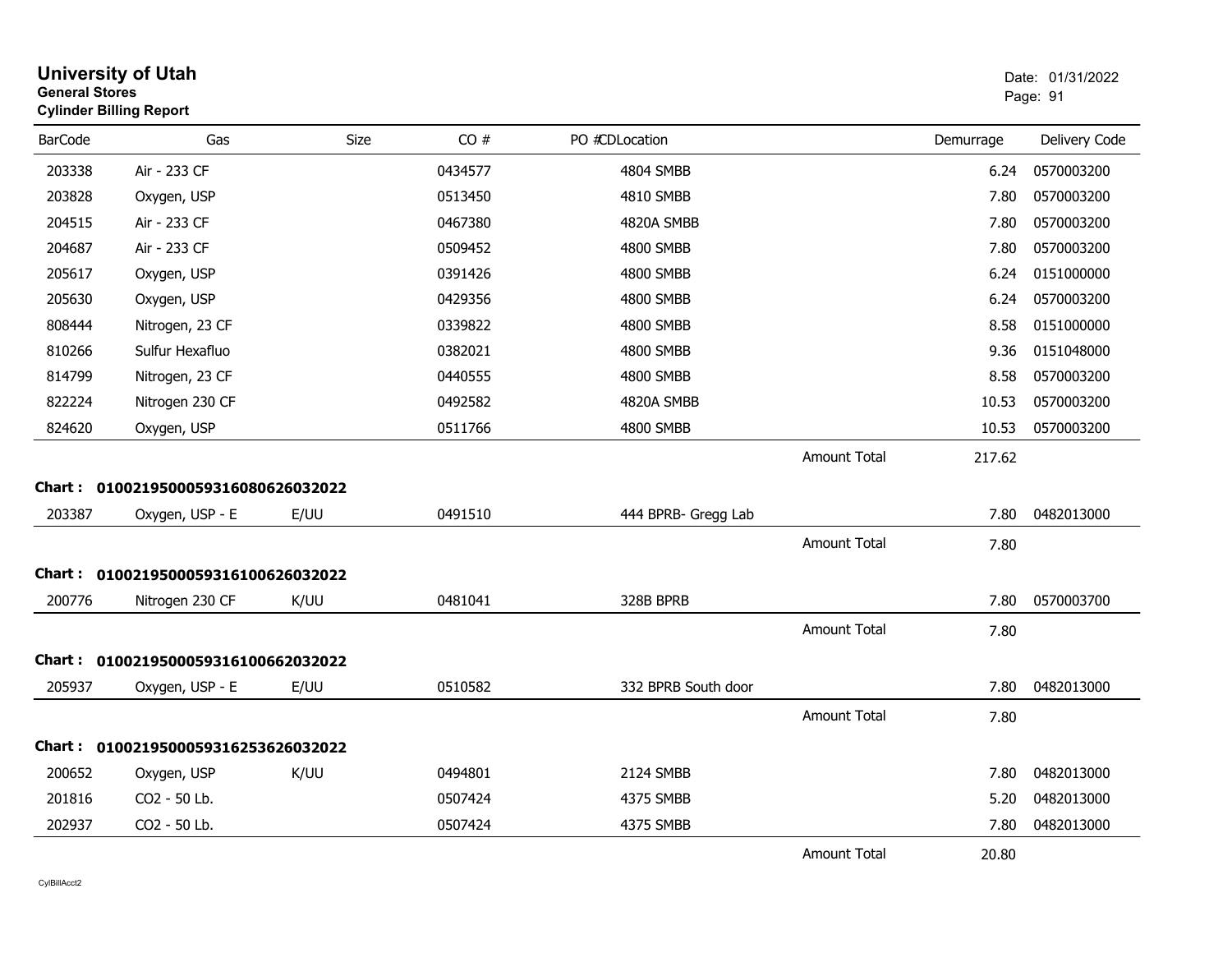# University of Utah
**General Stores**
**Cylinder Billing Report**

Date: 01/31/2022

| BarCode | Gas | Size | CO # | PO #CDLocation | | Demurrage | Delivery Code |
|---|---|---|---|---|---|---|---|
| 203338 | Air - 233 CF | | 0434577 | 4804 SMBB | | 6.24 | 0570003200 |
| 203828 | Oxygen, USP | | 0513450 | 4810 SMBB | | 7.80 | 0570003200 |
| 204515 | Air - 233 CF | | 0467380 | 4820A SMBB | | 7.80 | 0570003200 |
| 204687 | Air - 233 CF | | 0509452 | 4800 SMBB | | 7.80 | 0570003200 |
| 205617 | Oxygen, USP | | 0391426 | 4800 SMBB | | 6.24 | 0151000000 |
| 205630 | Oxygen, USP | | 0429356 | 4800 SMBB | | 6.24 | 0570003200 |
| 808444 | Nitrogen, 23 CF | | 0339822 | 4800 SMBB | | 8.58 | 0151000000 |
| 810266 | Sulfur Hexafluo | | 0382021 | 4800 SMBB | | 9.36 | 0151048000 |
| 814799 | Nitrogen, 23 CF | | 0440555 | 4800 SMBB | | 8.58 | 0570003200 |
| 822224 | Nitrogen 230 CF | | 0492582 | 4820A SMBB | | 10.53 | 0570003200 |
| 824620 | Oxygen, USP | | 0511766 | 4800 SMBB | | 10.53 | 0570003200 |
| | | | | | Amount Total | 217.62 | |

**Chart : 01002195000593160806260032022**

| BarCode | Gas | Size | CO # | PO #CDLocation | | Demurrage | Delivery Code |
|---|---|---|---|---|---|---|---|
| 203387 | Oxygen, USP - E | E/UU | 0491510 | 444 BPRB- Gregg Lab | | 7.80 | 0482013000 |
| | | | | | Amount Total | 7.80 | |

**Chart : 01002195000593161006260032022**

| BarCode | Gas | Size | CO # | PO #CDLocation | | Demurrage | Delivery Code |
|---|---|---|---|---|---|---|---|
| 200776 | Nitrogen 230 CF | K/UU | 0481041 | 328B BPRB | | 7.80 | 0570003700 |
| | | | | | Amount Total | 7.80 | |

**Chart : 01002195000593161006620032022**

| BarCode | Gas | Size | CO # | PO #CDLocation | | Demurrage | Delivery Code |
|---|---|---|---|---|---|---|---|
| 205937 | Oxygen, USP - E | E/UU | 0510582 | 332 BPRB South door | | 7.80 | 0482013000 |
| | | | | | Amount Total | 7.80 | |

**Chart : 01002195000593162536260032022**

| BarCode | Gas | Size | CO # | PO #CDLocation | | Demurrage | Delivery Code |
|---|---|---|---|---|---|---|---|
| 200652 | Oxygen, USP | K/UU | 0494801 | 2124 SMBB | | 7.80 | 0482013000 |
| 201816 | CO2 - 50 Lb. | | 0507424 | 4375 SMBB | | 5.20 | 0482013000 |
| 202937 | CO2 - 50 Lb. | | 0507424 | 4375 SMBB | | 7.80 | 0482013000 |
| | | | | | Amount Total | 20.80 | |

CylBillAcct2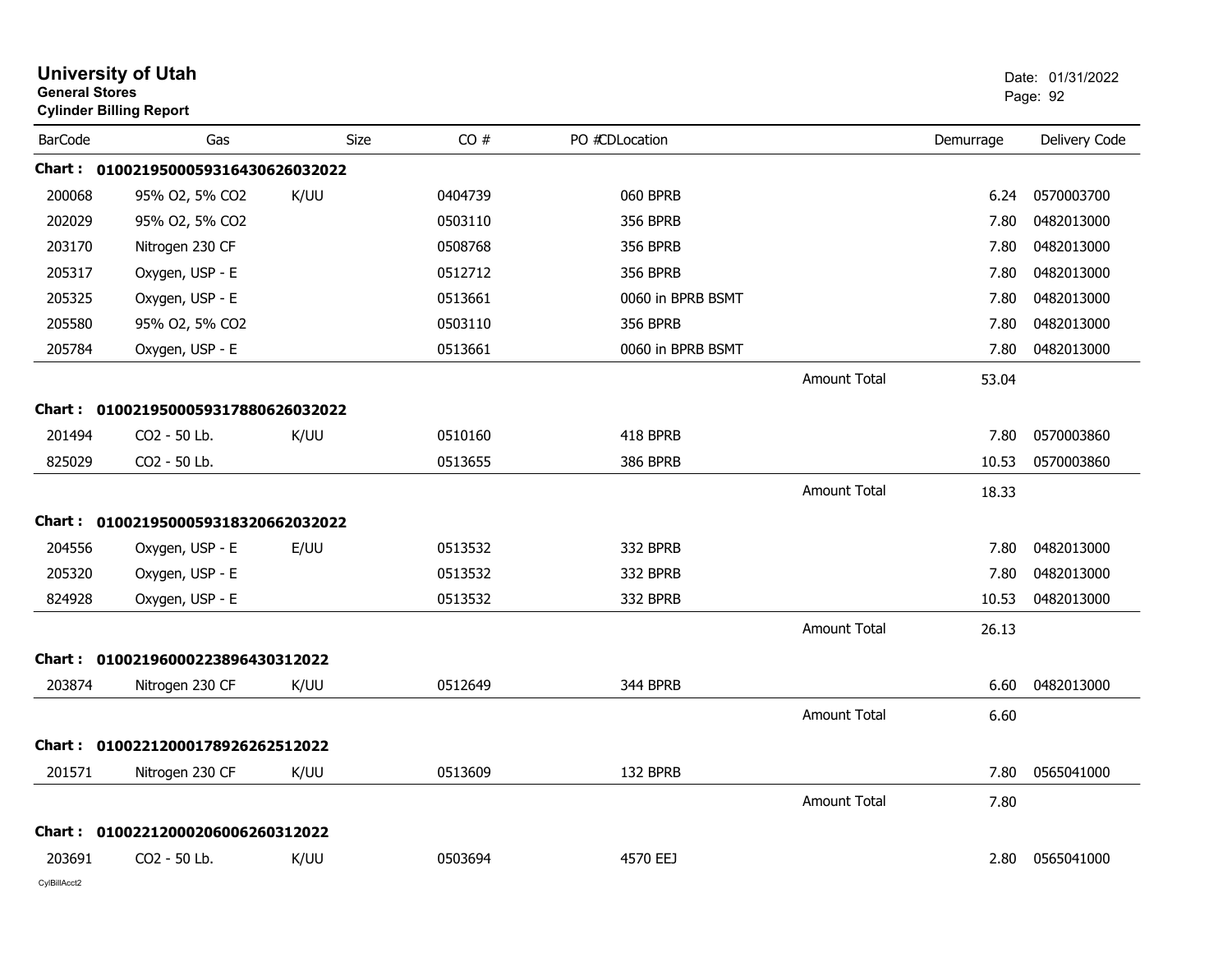**University of Utah**
**General Stores**
**Cylinder Billing Report**

Date: 01/31/2022

| BarCode | Gas | Size | CO # | PO #CDLocation | | Demurrage | Delivery Code |
|---|---|---|---|---|---|---|---|
| **Chart : 01002195000593164306260320​22** | | | | | | | |
| 200068 | 95% O2, 5% CO2 | K/UU | 0404739 | 060 BPRB | | 6.24 | 0570003700 |
| 202029 | 95% O2, 5% CO2 | | 0503110 | 356 BPRB | | 7.80 | 0482013000 |
| 203170 | Nitrogen 230 CF | | 0508768 | 356 BPRB | | 7.80 | 0482013000 |
| 205317 | Oxygen, USP - E | | 0512712 | 356 BPRB | | 7.80 | 0482013000 |
| 205325 | Oxygen, USP - E | | 0513661 | 0060 in BPRB BSMT | | 7.80 | 0482013000 |
| 205580 | 95% O2, 5% CO2 | | 0503110 | 356 BPRB | | 7.80 | 0482013000 |
| 205784 | Oxygen, USP - E | | 0513661 | 0060 in BPRB BSMT | | 7.80 | 0482013000 |
| | | | | | Amount Total | 53.04 | |
| **Chart : 0100219500059317880626032022** | | | | | | | |
| 201494 | CO2 - 50 Lb. | K/UU | 0510160 | 418 BPRB | | 7.80 | 0570003860 |
| 825029 | CO2 - 50 Lb. | | 0513655 | 386 BPRB | | 10.53 | 0570003860 |
| | | | | | Amount Total | 18.33 | |
| **Chart : 0100219500059318320662032022** | | | | | | | |
| 204556 | Oxygen, USP - E | E/UU | 0513532 | 332 BPRB | | 7.80 | 0482013000 |
| 205320 | Oxygen, USP - E | | 0513532 | 332 BPRB | | 7.80 | 0482013000 |
| 824928 | Oxygen, USP - E | | 0513532 | 332 BPRB | | 10.53 | 0482013000 |
| | | | | | Amount Total | 26.13 | |
| **Chart : 0100219600022389643031​2022** | | | | | | | |
| 203874 | Nitrogen 230 CF | K/UU | 0512649 | 344 BPRB | | 6.60 | 0482013000 |
| | | | | | Amount Total | 6.60 | |
| **Chart : 0100221200017892626251​2022** | | | | | | | |
| 201571 | Nitrogen 230 CF | K/UU | 0513609 | 132 BPRB | | 7.80 | 0565041000 |
| | | | | | Amount Total | 7.80 | |
| **Chart : 0100221200020600626031​2022** | | | | | | | |
| 203691 | CO2 - 50 Lb. | K/UU | 0503694 | 4570 EEJ | | 2.80 | 0565041000 |

CylBillAcct2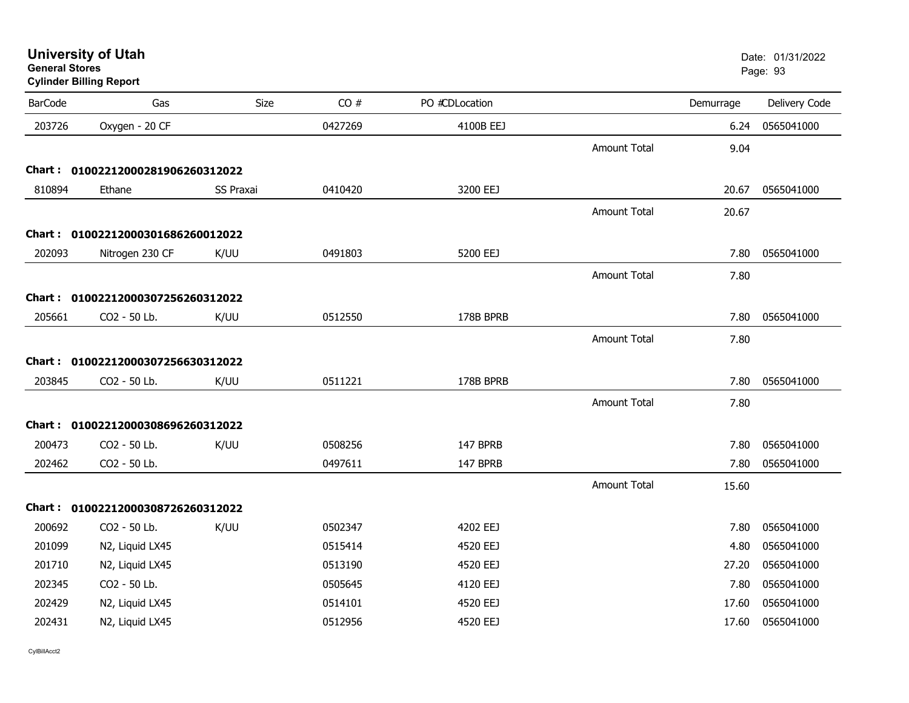# University of Utah
**General Stores**
**Cylinder Billing Report**

Date: 01/31/2022

| BarCode | Gas | Size | CO # | PO #CDLocation | | Demurrage | Delivery Code |
|---|---|---|---|---|---|---|---|
| 203726 | Oxygen - 20 CF | | 0427269 | 4100B EEJ | | 6.24 | 0565041000 |
| | | | | | Amount Total | 9.04 | |
| **Chart :** | **01002212000281906260312022** | | | | | | |
| 810894 | Ethane | SS Praxai | 0410420 | 3200 EEJ | | 20.67 | 0565041000 |
| | | | | | Amount Total | 20.67 | |
| **Chart :** | **01002212000301686260012022** | | | | | | |
| 202093 | Nitrogen 230 CF | K/UU | 0491803 | 5200 EEJ | | 7.80 | 0565041000 |
| | | | | | Amount Total | 7.80 | |
| **Chart :** | **01002212000307256260312022** | | | | | | |
| 205661 | CO2 - 50 Lb. | K/UU | 0512550 | 178B BPRB | | 7.80 | 0565041000 |
| | | | | | Amount Total | 7.80 | |
| **Chart :** | **01002212000307256630312022** | | | | | | |
| 203845 | CO2 - 50 Lb. | K/UU | 0511221 | 178B BPRB | | 7.80 | 0565041000 |
| | | | | | Amount Total | 7.80 | |
| **Chart :** | **01002212000308696260312022** | | | | | | |
| 200473 | CO2 - 50 Lb. | K/UU | 0508256 | 147 BPRB | | 7.80 | 0565041000 |
| 202462 | CO2 - 50 Lb. | | 0497611 | 147 BPRB | | 7.80 | 0565041000 |
| | | | | | Amount Total | 15.60 | |
| **Chart :** | **01002212000308726260312022** | | | | | | |
| 200692 | CO2 - 50 Lb. | K/UU | 0502347 | 4202 EEJ | | 7.80 | 0565041000 |
| 201099 | N2, Liquid LX45 | | 0515414 | 4520 EEJ | | 4.80 | 0565041000 |
| 201710 | N2, Liquid LX45 | | 0513190 | 4520 EEJ | | 27.20 | 0565041000 |
| 202345 | CO2 - 50 Lb. | | 0505645 | 4120 EEJ | | 7.80 | 0565041000 |
| 202429 | N2, Liquid LX45 | | 0514101 | 4520 EEJ | | 17.60 | 0565041000 |
| 202431 | N2, Liquid LX45 | | 0512956 | 4520 EEJ | | 17.60 | 0565041000 |

CylBillAcct2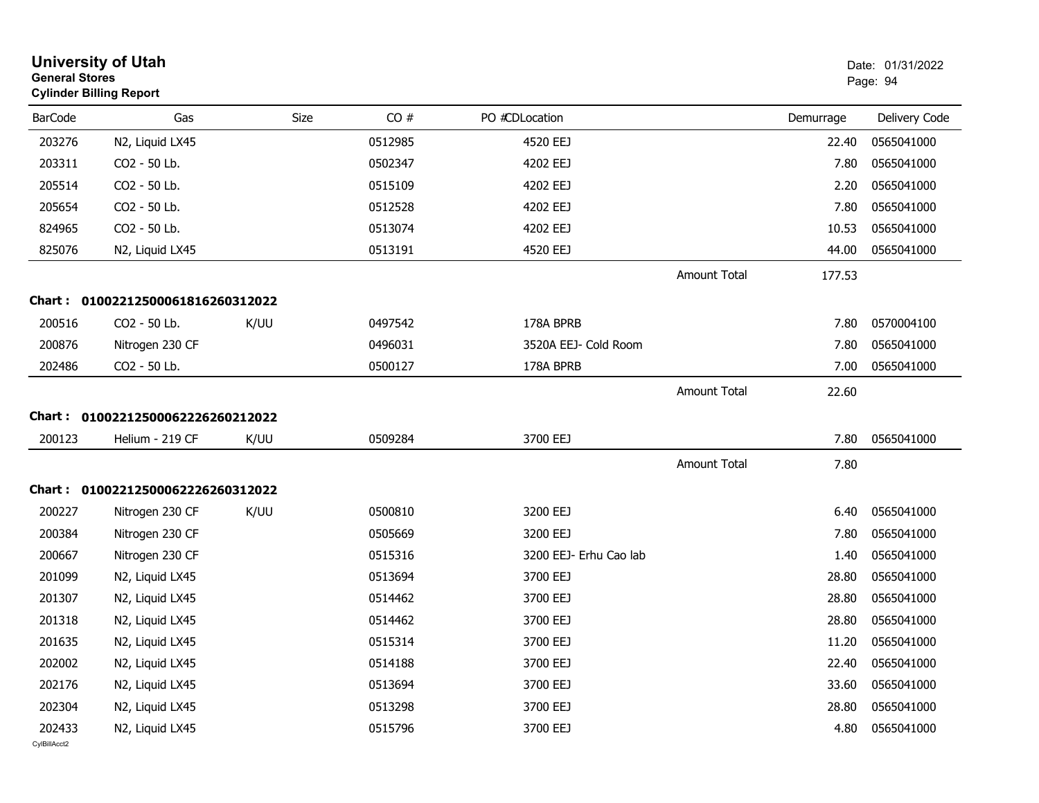**University of Utah**
**General Stores**
**Cylinder Billing Report**

Date: 01/31/2022

| BarCode | Gas | Size | CO # | PO # | CDLocation | | Demurrage | Delivery Code |
|---|---|---|---|---|---|---|---|---|
| 203276 | N2, Liquid LX45 | | 0512985 | | 4520 EEJ | | 22.40 | 0565041000 |
| 203311 | CO2 - 50 Lb. | | 0502347 | | 4202 EEJ | | 7.80 | 0565041000 |
| 205514 | CO2 - 50 Lb. | | 0515109 | | 4202 EEJ | | 2.20 | 0565041000 |
| 205654 | CO2 - 50 Lb. | | 0512528 | | 4202 EEJ | | 7.80 | 0565041000 |
| 824965 | CO2 - 50 Lb. | | 0513074 | | 4202 EEJ | | 10.53 | 0565041000 |
| 825076 | N2, Liquid LX45 | | 0513191 | | 4520 EEJ | | 44.00 | 0565041000 |
| | | | | | | Amount Total | 177.53 | |

**Chart : 01002212500061816260312022**

| BarCode | Gas | Size | CO # | PO # | CDLocation | | Demurrage | Delivery Code |
|---|---|---|---|---|---|---|---|---|
| 200516 | CO2 - 50 Lb. | K/UU | 0497542 | | 178A BPRB | | 7.80 | 0570004100 |
| 200876 | Nitrogen 230 CF | | 0496031 | | 3520A EEJ- Cold Room | | 7.80 | 0565041000 |
| 202486 | CO2 - 50 Lb. | | 0500127 | | 178A BPRB | | 7.00 | 0565041000 |
| | | | | | | Amount Total | 22.60 | |

**Chart : 01002212500062226260212022**

| BarCode | Gas | Size | CO # | PO # | CDLocation | | Demurrage | Delivery Code |
|---|---|---|---|---|---|---|---|---|
| 200123 | Helium - 219 CF | K/UU | 0509284 | | 3700 EEJ | | 7.80 | 0565041000 |
| | | | | | | Amount Total | 7.80 | |

**Chart : 01002212500062226260312022**

| BarCode | Gas | Size | CO # | PO # | CDLocation | | Demurrage | Delivery Code |
|---|---|---|---|---|---|---|---|---|
| 200227 | Nitrogen 230 CF | K/UU | 0500810 | | 3200 EEJ | | 6.40 | 0565041000 |
| 200384 | Nitrogen 230 CF | | 0505669 | | 3200 EEJ | | 7.80 | 0565041000 |
| 200667 | Nitrogen 230 CF | | 0515316 | | 3200 EEJ- Erhu Cao lab | | 1.40 | 0565041000 |
| 201099 | N2, Liquid LX45 | | 0513694 | | 3700 EEJ | | 28.80 | 0565041000 |
| 201307 | N2, Liquid LX45 | | 0514462 | | 3700 EEJ | | 28.80 | 0565041000 |
| 201318 | N2, Liquid LX45 | | 0514462 | | 3700 EEJ | | 28.80 | 0565041000 |
| 201635 | N2, Liquid LX45 | | 0515314 | | 3700 EEJ | | 11.20 | 0565041000 |
| 202002 | N2, Liquid LX45 | | 0514188 | | 3700 EEJ | | 22.40 | 0565041000 |
| 202176 | N2, Liquid LX45 | | 0513694 | | 3700 EEJ | | 33.60 | 0565041000 |
| 202304 | N2, Liquid LX45 | | 0513298 | | 3700 EEJ | | 28.80 | 0565041000 |
| 202433 | N2, Liquid LX45 | | 0515796 | | 3700 EEJ | | 4.80 | 0565041000 |

CylBillAcct2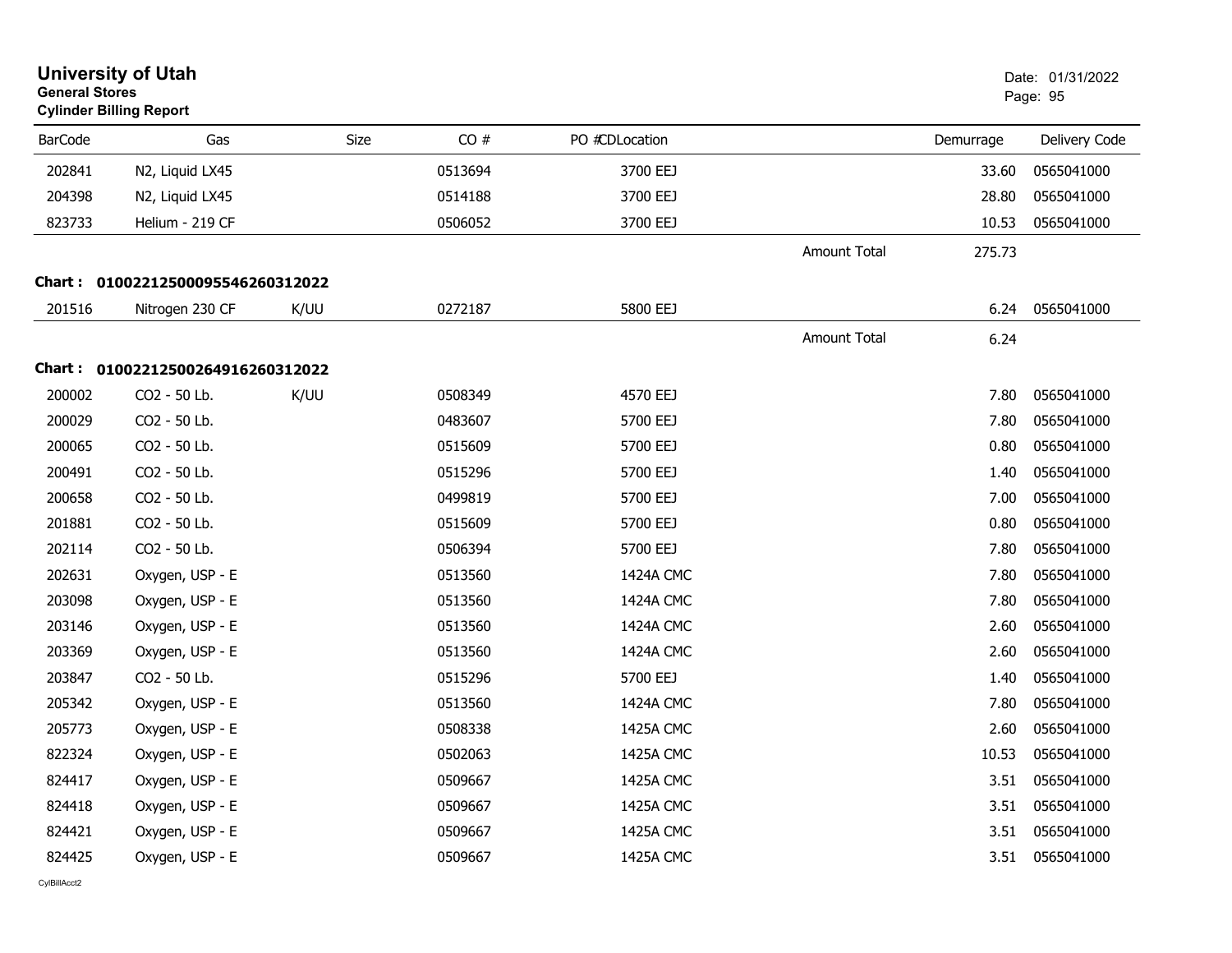# University of Utah
**General Stores**
**Cylinder Billing Report**

Date: 01/31/2022

| BarCode | Gas | Size | CO # | PO # | CDLocation | | Demurrage | Delivery Code |
|---|---|---|---|---|---|---|---|---|
| 202841 | N2, Liquid LX45 | | 0513694 | | 3700 EEJ | | 33.60 | 0565041000 |
| 204398 | N2, Liquid LX45 | | 0514188 | | 3700 EEJ | | 28.80 | 0565041000 |
| 823733 | Helium - 219 CF | | 0506052 | | 3700 EEJ | | 10.53 | 0565041000 |
| | | | | | | Amount Total | 275.73 | |

**Chart : 0100221250009554626031 2022**

| BarCode | Gas | Size | CO # | PO # | CDLocation | | Demurrage | Delivery Code |
|---|---|---|---|---|---|---|---|---|
| 201516 | Nitrogen 230 CF | K/UU | 0272187 | | 5800 EEJ | | 6.24 | 0565041000 |
| | | | | | | Amount Total | 6.24 | |

**Chart : 01002212500264916260312022**

| BarCode | Gas | Size | CO # | PO # | CDLocation | | Demurrage | Delivery Code |
|---|---|---|---|---|---|---|---|---|
| 200002 | CO2 - 50 Lb. | K/UU | 0508349 | | 4570 EEJ | | 7.80 | 0565041000 |
| 200029 | CO2 - 50 Lb. | | 0483607 | | 5700 EEJ | | 7.80 | 0565041000 |
| 200065 | CO2 - 50 Lb. | | 0515609 | | 5700 EEJ | | 0.80 | 0565041000 |
| 200491 | CO2 - 50 Lb. | | 0515296 | | 5700 EEJ | | 1.40 | 0565041000 |
| 200658 | CO2 - 50 Lb. | | 0499819 | | 5700 EEJ | | 7.00 | 0565041000 |
| 201881 | CO2 - 50 Lb. | | 0515609 | | 5700 EEJ | | 0.80 | 0565041000 |
| 202114 | CO2 - 50 Lb. | | 0506394 | | 5700 EEJ | | 7.80 | 0565041000 |
| 202631 | Oxygen, USP - E | | 0513560 | | 1424A CMC | | 7.80 | 0565041000 |
| 203098 | Oxygen, USP - E | | 0513560 | | 1424A CMC | | 7.80 | 0565041000 |
| 203146 | Oxygen, USP - E | | 0513560 | | 1424A CMC | | 2.60 | 0565041000 |
| 203369 | Oxygen, USP - E | | 0513560 | | 1424A CMC | | 2.60 | 0565041000 |
| 203847 | CO2 - 50 Lb. | | 0515296 | | 5700 EEJ | | 1.40 | 0565041000 |
| 205342 | Oxygen, USP - E | | 0513560 | | 1424A CMC | | 7.80 | 0565041000 |
| 205773 | Oxygen, USP - E | | 0508338 | | 1425A CMC | | 2.60 | 0565041000 |
| 822324 | Oxygen, USP - E | | 0502063 | | 1425A CMC | | 10.53 | 0565041000 |
| 824417 | Oxygen, USP - E | | 0509667 | | 1425A CMC | | 3.51 | 0565041000 |
| 824418 | Oxygen, USP - E | | 0509667 | | 1425A CMC | | 3.51 | 0565041000 |
| 824421 | Oxygen, USP - E | | 0509667 | | 1425A CMC | | 3.51 | 0565041000 |
| 824425 | Oxygen, USP - E | | 0509667 | | 1425A CMC | | 3.51 | 0565041000 |

CylBillAcct2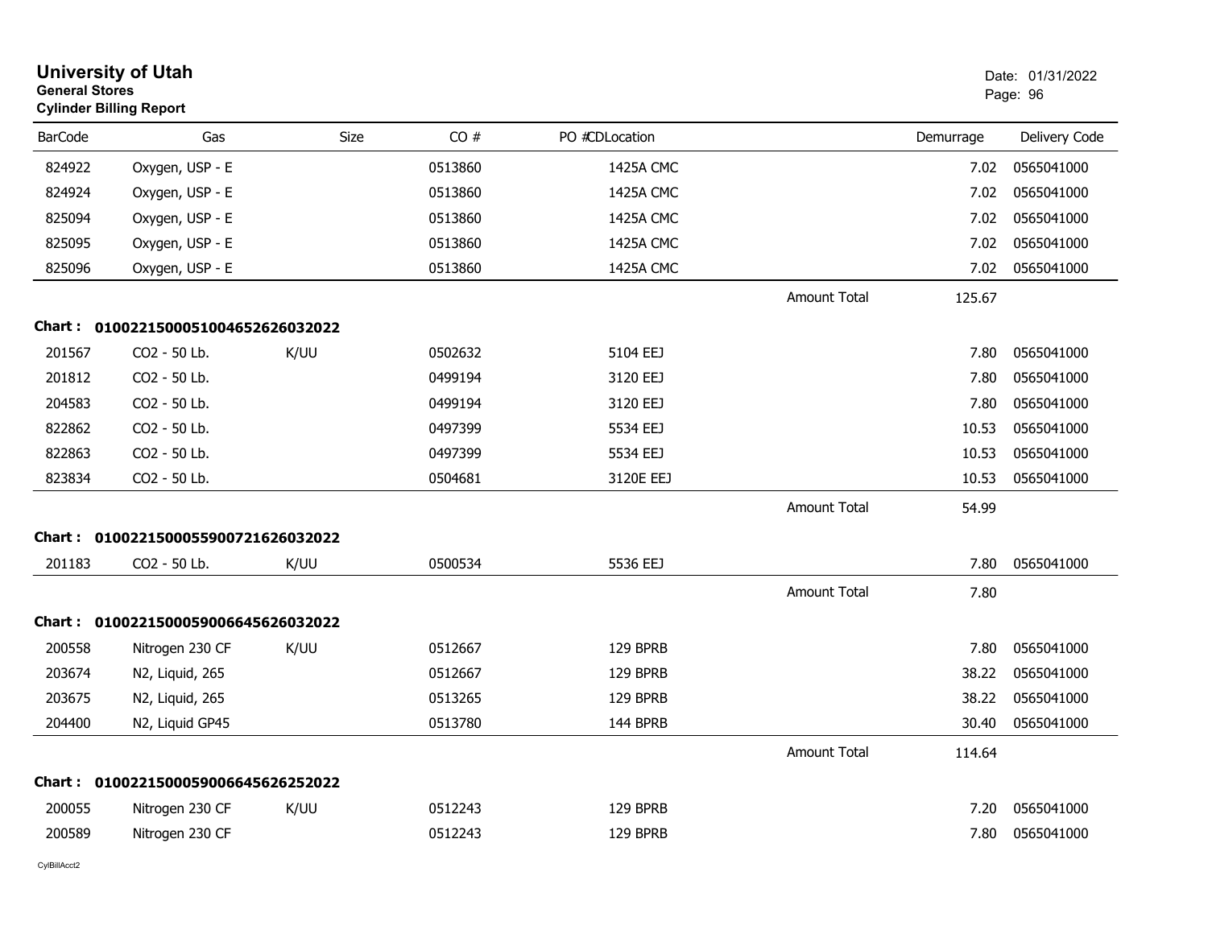# University of Utah
**General Stores**
**Cylinder Billing Report**

Date: 01/31/2022

| BarCode | Gas | Size | CO # | PO # | CDLocation | | Demurrage | Delivery Code |
|---|---|---|---|---|---|---|---|---|
| 824922 | Oxygen, USP - E | | 0513860 | | 1425A CMC | | 7.02 | 0565041000 |
| 824924 | Oxygen, USP - E | | 0513860 | | 1425A CMC | | 7.02 | 0565041000 |
| 825094 | Oxygen, USP - E | | 0513860 | | 1425A CMC | | 7.02 | 0565041000 |
| 825095 | Oxygen, USP - E | | 0513860 | | 1425A CMC | | 7.02 | 0565041000 |
| 825096 | Oxygen, USP - E | | 0513860 | | 1425A CMC | | 7.02 | 0565041000 |
| | | | | | | Amount Total | 125.67 | |
| **Chart :** | **01002215000510046526260320​22** | | | | | | | |
| 201567 | CO2 - 50 Lb. | K/UU | 0502632 | | 5104 EEJ | | 7.80 | 0565041000 |
| 201812 | CO2 - 50 Lb. | | 0499194 | | 3120 EEJ | | 7.80 | 0565041000 |
| 204583 | CO2 - 50 Lb. | | 0499194 | | 3120 EEJ | | 7.80 | 0565041000 |
| 822862 | CO2 - 50 Lb. | | 0497399 | | 5534 EEJ | | 10.53 | 0565041000 |
| 822863 | CO2 - 50 Lb. | | 0497399 | | 5534 EEJ | | 10.53 | 0565041000 |
| 823834 | CO2 - 50 Lb. | | 0504681 | | 3120E EEJ | | 10.53 | 0565041000 |
| | | | | | | Amount Total | 54.99 | |
| **Chart :** | **01002215000559007216260320​22** | | | | | | | |
| 201183 | CO2 - 50 Lb. | K/UU | 0500534 | | 5536 EEJ | | 7.80 | 0565041000 |
| | | | | | | Amount Total | 7.80 | |
| **Chart :** | **01002215000590066456260320​22** | | | | | | | |
| 200558 | Nitrogen 230 CF | K/UU | 0512667 | | 129 BPRB | | 7.80 | 0565041000 |
| 203674 | N2, Liquid, 265 | | 0512667 | | 129 BPRB | | 38.22 | 0565041000 |
| 203675 | N2, Liquid, 265 | | 0513265 | | 129 BPRB | | 38.22 | 0565041000 |
| 204400 | N2, Liquid GP45 | | 0513780 | | 144 BPRB | | 30.40 | 0565041000 |
| | | | | | | Amount Total | 114.64 | |
| **Chart :** | **01002215000590066456262520​22** | | | | | | | |
| 200055 | Nitrogen 230 CF | K/UU | 0512243 | | 129 BPRB | | 7.20 | 0565041000 |
| 200589 | Nitrogen 230 CF | | 0512243 | | 129 BPRB | | 7.80 | 0565041000 |

CylBillAcct2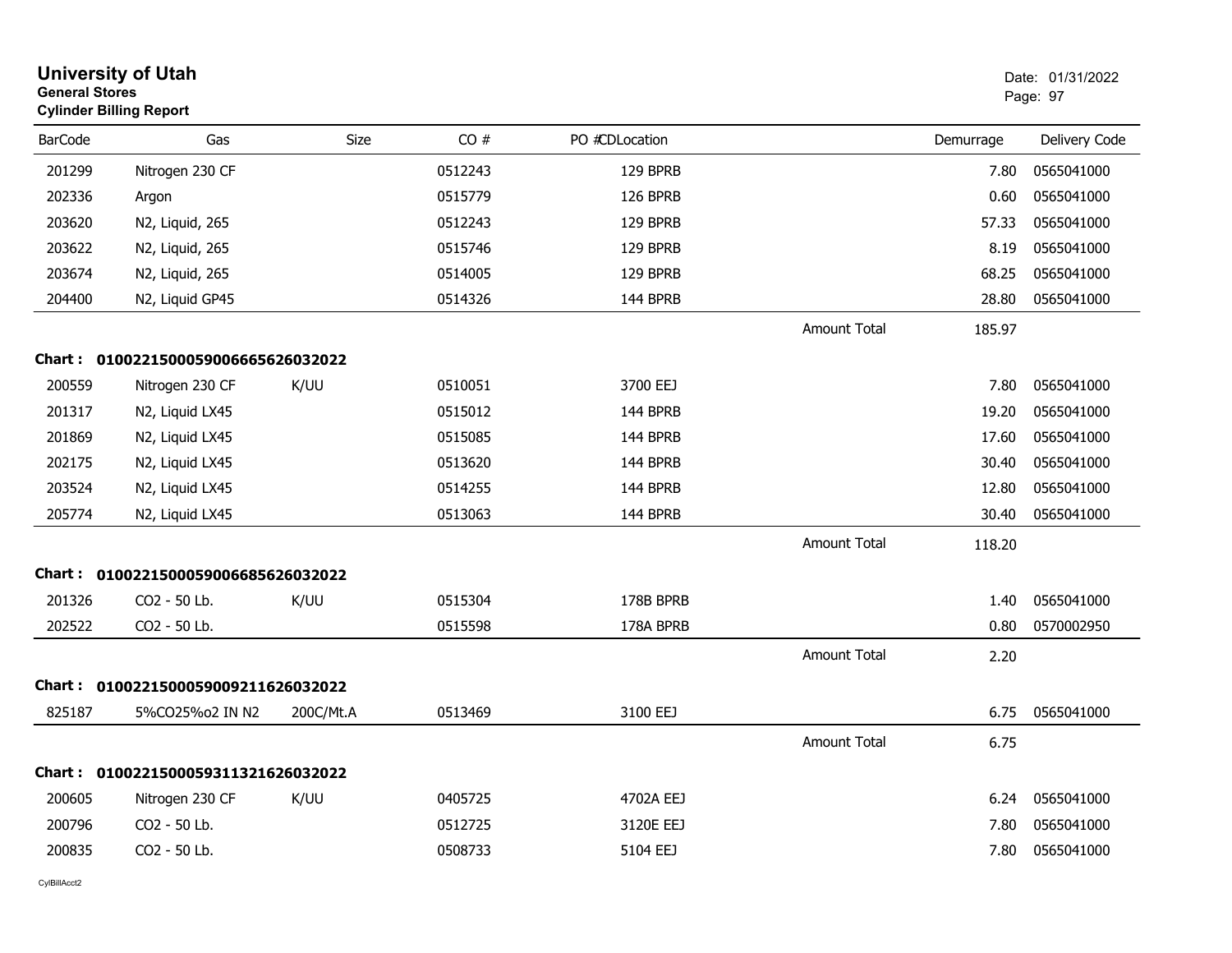# University of Utah

**General Stores**

**Cylinder Billing Report**

Date: 01/31/2022

| BarCode | Gas | Size | CO # | PO #CDLocation | | Demurrage | Delivery Code |
|---|---|---|---|---|---|---|---|
| 201299 | Nitrogen 230 CF | | 0512243 | 129 BPRB | | 7.80 | 0565041000 |
| 202336 | Argon | | 0515779 | 126 BPRB | | 0.60 | 0565041000 |
| 203620 | N2, Liquid, 265 | | 0512243 | 129 BPRB | | 57.33 | 0565041000 |
| 203622 | N2, Liquid, 265 | | 0515746 | 129 BPRB | | 8.19 | 0565041000 |
| 203674 | N2, Liquid, 265 | | 0514005 | 129 BPRB | | 68.25 | 0565041000 |
| 204400 | N2, Liquid GP45 | | 0514326 | 144 BPRB | | 28.80 | 0565041000 |
| | | | | | Amount Total | 185.97 | |

**Chart : 01002215000590066656260320​22**

| BarCode | Gas | Size | CO # | PO #CDLocation | | Demurrage | Delivery Code |
|---|---|---|---|---|---|---|---|
| 200559 | Nitrogen 230 CF | K/UU | 0510051 | 3700 EEJ | | 7.80 | 0565041000 |
| 201317 | N2, Liquid LX45 | | 0515012 | 144 BPRB | | 19.20 | 0565041000 |
| 201869 | N2, Liquid LX45 | | 0515085 | 144 BPRB | | 17.60 | 0565041000 |
| 202175 | N2, Liquid LX45 | | 0513620 | 144 BPRB | | 30.40 | 0565041000 |
| 203524 | N2, Liquid LX45 | | 0514255 | 144 BPRB | | 12.80 | 0565041000 |
| 205774 | N2, Liquid LX45 | | 0513063 | 144 BPRB | | 30.40 | 0565041000 |
| | | | | | Amount Total | 118.20 | |

**Chart : 01002215000590066856260320​22**

| BarCode | Gas | Size | CO # | PO #CDLocation | | Demurrage | Delivery Code |
|---|---|---|---|---|---|---|---|
| 201326 | CO2 - 50 Lb. | K/UU | 0515304 | 178B BPRB | | 1.40 | 0565041000 |
| 202522 | CO2 - 50 Lb. | | 0515598 | 178A BPRB | | 0.80 | 0570002950 |
| | | | | | Amount Total | 2.20 | |

**Chart : 01002215000590092116260320​22**

| BarCode | Gas | Size | CO # | PO #CDLocation | | Demurrage | Delivery Code |
|---|---|---|---|---|---|---|---|
| 825187 | 5%CO25%o2 IN N2 | 200C/Mt.A | 0513469 | 3100 EEJ | | 6.75 | 0565041000 |
| | | | | | Amount Total | 6.75 | |

**Chart : 01002215000593113216260320​22**

| BarCode | Gas | Size | CO # | PO #CDLocation | | Demurrage | Delivery Code |
|---|---|---|---|---|---|---|---|
| 200605 | Nitrogen 230 CF | K/UU | 0405725 | 4702A EEJ | | 6.24 | 0565041000 |
| 200796 | CO2 - 50 Lb. | | 0512725 | 3120E EEJ | | 7.80 | 0565041000 |
| 200835 | CO2 - 50 Lb. | | 0508733 | 5104 EEJ | | 7.80 | 0565041000 |

CylBillAcct2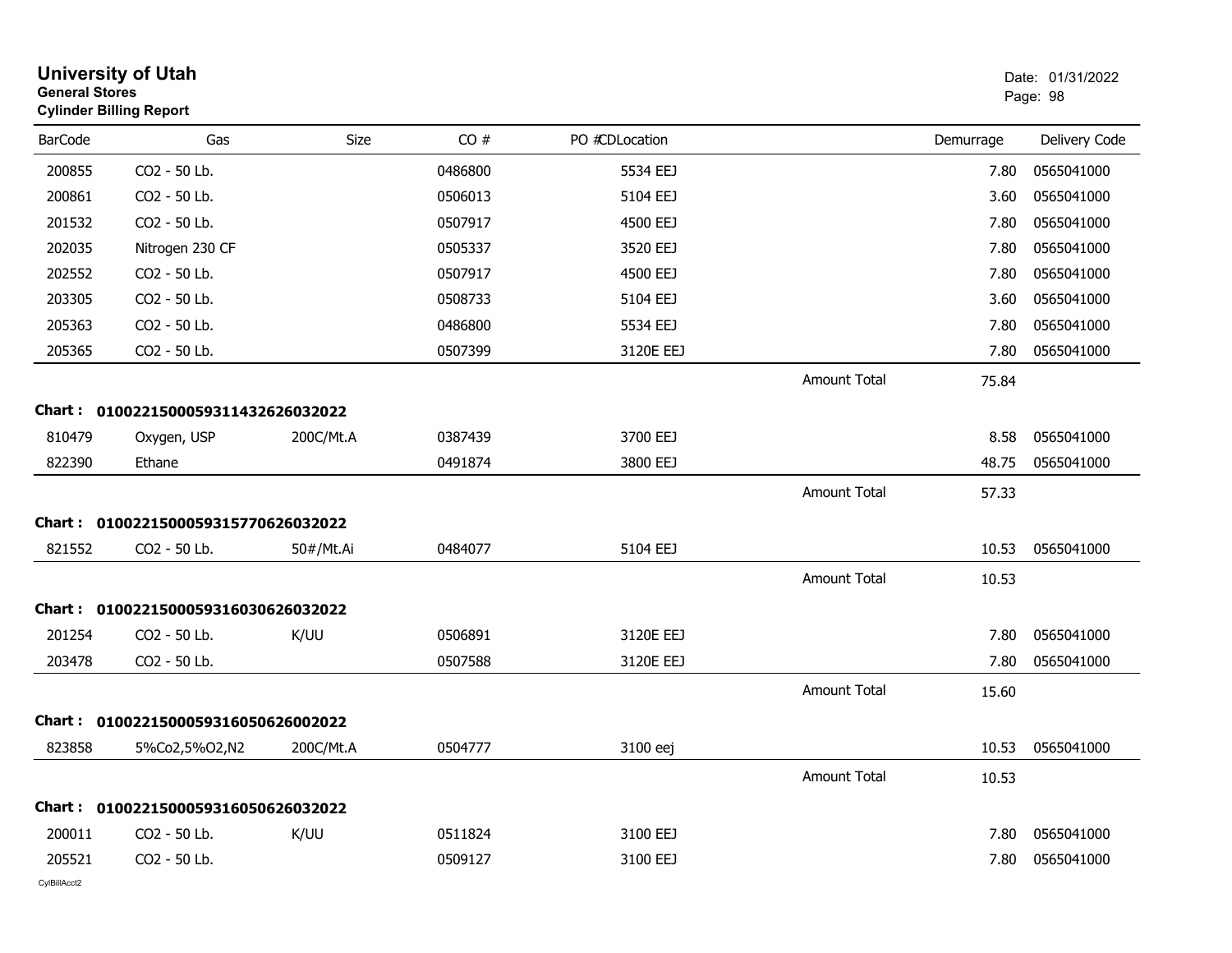# University of Utah

**General Stores**

**Cylinder Billing Report**

Date: 01/31/2022

| BarCode | Gas | Size | CO # | PO #CDLocation | | Demurrage | Delivery Code |
|---|---|---|---|---|---|---|---|
| 200855 | CO2 - 50 Lb. | | 0486800 | 5534 EEJ | | 7.80 | 0565041000 |
| 200861 | CO2 - 50 Lb. | | 0506013 | 5104 EEJ | | 3.60 | 0565041000 |
| 201532 | CO2 - 50 Lb. | | 0507917 | 4500 EEJ | | 7.80 | 0565041000 |
| 202035 | Nitrogen 230 CF | | 0505337 | 3520 EEJ | | 7.80 | 0565041000 |
| 202552 | CO2 - 50 Lb. | | 0507917 | 4500 EEJ | | 7.80 | 0565041000 |
| 203305 | CO2 - 50 Lb. | | 0508733 | 5104 EEJ | | 3.60 | 0565041000 |
| 205363 | CO2 - 50 Lb. | | 0486800 | 5534 EEJ | | 7.80 | 0565041000 |
| 205365 | CO2 - 50 Lb. | | 0507399 | 3120E EEJ | | 7.80 | 0565041000 |
| | | | | | Amount Total | 75.84 | |

**Chart : 01002215000593114326260320222**

| BarCode | Gas | Size | CO # | PO #CDLocation | | Demurrage | Delivery Code |
|---|---|---|---|---|---|---|---|
| 810479 | Oxygen, USP | 200C/Mt.A | 0387439 | 3700 EEJ | | 8.58 | 0565041000 |
| 822390 | Ethane | | 0491874 | 3800 EEJ | | 48.75 | 0565041000 |
| | | | | | Amount Total | 57.33 | |

**Chart : 01002215000593157706260320222**

| BarCode | Gas | Size | CO # | PO #CDLocation | | Demurrage | Delivery Code |
|---|---|---|---|---|---|---|---|
| 821552 | CO2 - 50 Lb. | 50#/Mt.Ai | 0484077 | 5104 EEJ | | 10.53 | 0565041000 |
| | | | | | Amount Total | 10.53 | |

**Chart : 01002215000593160306260320222**

| BarCode | Gas | Size | CO # | PO #CDLocation | | Demurrage | Delivery Code |
|---|---|---|---|---|---|---|---|
| 201254 | CO2 - 50 Lb. | K/UU | 0506891 | 3120E EEJ | | 7.80 | 0565041000 |
| 203478 | CO2 - 50 Lb. | | 0507588 | 3120E EEJ | | 7.80 | 0565041000 |
| | | | | | Amount Total | 15.60 | |

**Chart : 01002215000593160506260020222**

| BarCode | Gas | Size | CO # | PO #CDLocation | | Demurrage | Delivery Code |
|---|---|---|---|---|---|---|---|
| 823858 | 5%Co2,5%O2,N2 | 200C/Mt.A | 0504777 | 3100 eej | | 10.53 | 0565041000 |
| | | | | | Amount Total | 10.53 | |

**Chart : 01002215000593160506260320222**

| BarCode | Gas | Size | CO # | PO #CDLocation | | Demurrage | Delivery Code |
|---|---|---|---|---|---|---|---|
| 200011 | CO2 - 50 Lb. | K/UU | 0511824 | 3100 EEJ | | 7.80 | 0565041000 |
| 205521 | CO2 - 50 Lb. | | 0509127 | 3100 EEJ | | 7.80 | 0565041000 |

CylBillAcct2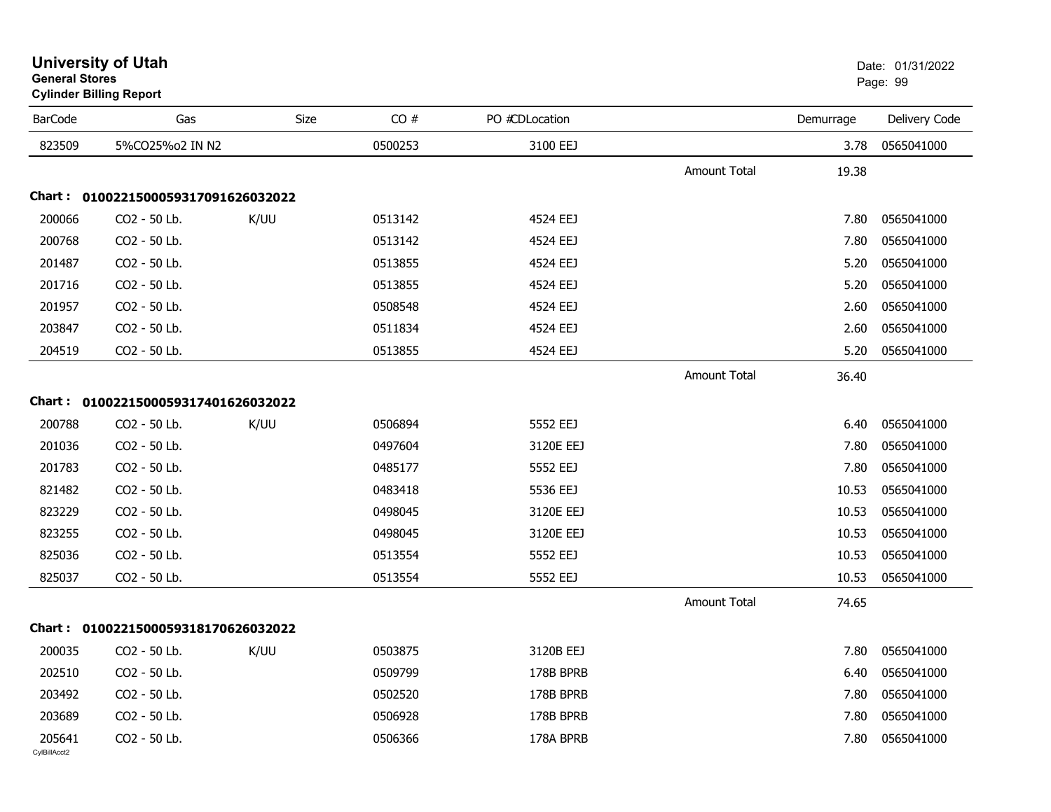# University of Utah
**General Stores**
**Cylinder Billing Report**

Date: 01/31/2022

| BarCode | Gas | Size | CO # | PO #CDLocation | | Demurrage | Delivery Code |
|---|---|---|---|---|---|---|---|
| 823509 | 5%CO25%o2 IN N2 | | 0500253 | 3100 EEJ | | 3.78 | 0565041000 |
| | | | | | Amount Total | 19.38 | |

**Chart : 01002215000593170916260322022**

| BarCode | Gas | Size | CO # | PO #CDLocation | | Demurrage | Delivery Code |
|---|---|---|---|---|---|---|---|
| 200066 | CO2 - 50 Lb. | K/UU | 0513142 | 4524 EEJ | | 7.80 | 0565041000 |
| 200768 | CO2 - 50 Lb. | | 0513142 | 4524 EEJ | | 7.80 | 0565041000 |
| 201487 | CO2 - 50 Lb. | | 0513855 | 4524 EEJ | | 5.20 | 0565041000 |
| 201716 | CO2 - 50 Lb. | | 0513855 | 4524 EEJ | | 5.20 | 0565041000 |
| 201957 | CO2 - 50 Lb. | | 0508548 | 4524 EEJ | | 2.60 | 0565041000 |
| 203847 | CO2 - 50 Lb. | | 0511834 | 4524 EEJ | | 2.60 | 0565041000 |
| 204519 | CO2 - 50 Lb. | | 0513855 | 4524 EEJ | | 5.20 | 0565041000 |
| | | | | | Amount Total | 36.40 | |

**Chart : 01002215000593174016260322022**

| BarCode | Gas | Size | CO # | PO #CDLocation | | Demurrage | Delivery Code |
|---|---|---|---|---|---|---|---|
| 200788 | CO2 - 50 Lb. | K/UU | 0506894 | 5552 EEJ | | 6.40 | 0565041000 |
| 201036 | CO2 - 50 Lb. | | 0497604 | 3120E EEJ | | 7.80 | 0565041000 |
| 201783 | CO2 - 50 Lb. | | 0485177 | 5552 EEJ | | 7.80 | 0565041000 |
| 821482 | CO2 - 50 Lb. | | 0483418 | 5536 EEJ | | 10.53 | 0565041000 |
| 823229 | CO2 - 50 Lb. | | 0498045 | 3120E EEJ | | 10.53 | 0565041000 |
| 823255 | CO2 - 50 Lb. | | 0498045 | 3120E EEJ | | 10.53 | 0565041000 |
| 825036 | CO2 - 50 Lb. | | 0513554 | 5552 EEJ | | 10.53 | 0565041000 |
| 825037 | CO2 - 50 Lb. | | 0513554 | 5552 EEJ | | 10.53 | 0565041000 |
| | | | | | Amount Total | 74.65 | |

**Chart : 01002215000593181706260322022**

| BarCode | Gas | Size | CO # | PO #CDLocation | | Demurrage | Delivery Code |
|---|---|---|---|---|---|---|---|
| 200035 | CO2 - 50 Lb. | K/UU | 0503875 | 3120B EEJ | | 7.80 | 0565041000 |
| 202510 | CO2 - 50 Lb. | | 0509799 | 178B BPRB | | 6.40 | 0565041000 |
| 203492 | CO2 - 50 Lb. | | 0502520 | 178B BPRB | | 7.80 | 0565041000 |
| 203689 | CO2 - 50 Lb. | | 0506928 | 178B BPRB | | 7.80 | 0565041000 |
| 205641 | CO2 - 50 Lb. | | 0506366 | 178A BPRB | | 7.80 | 0565041000 |

CylBillAcct2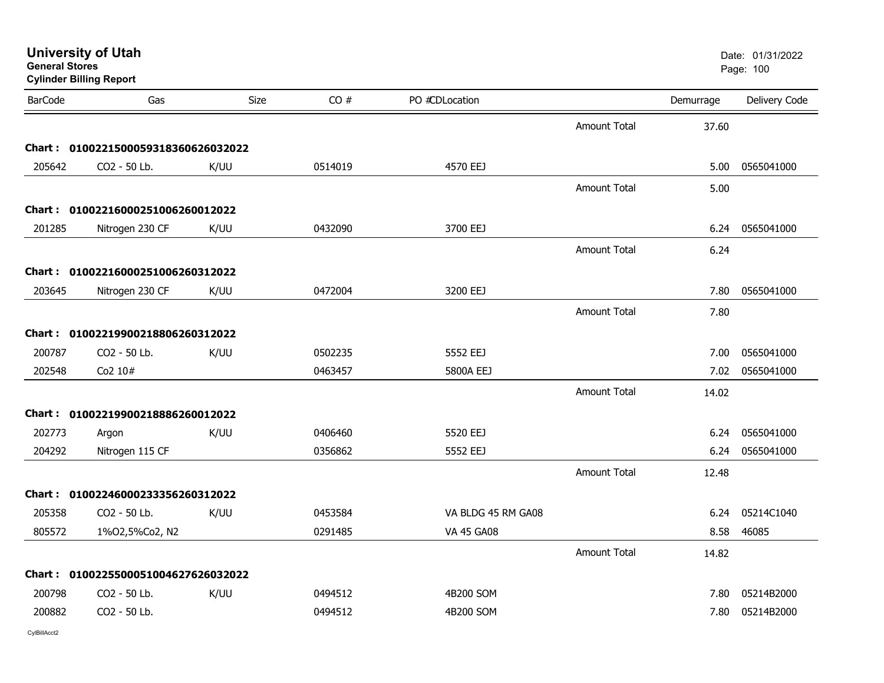# University of Utah

**General Stores**

**Cylinder Billing Report**

Date: 01/31/2022

| BarCode | Gas | Size | CO # | PO #CDLocation | | Demurrage | Delivery Code |
|---|---|---|---|---|---|---|---|
| | | | | | Amount Total | 37.60 | |
| **Chart : 0100221500059318360626032022** | | | | | | | |
| 205642 | CO2 - 50 Lb. | K/UU | 0514019 | 4570 EEJ | | 5.00 | 0565041000 |
| | | | | | Amount Total | 5.00 | |
| **Chart : 0100221600025100626001 2022** | | | | | | | |
| 201285 | Nitrogen 230 CF | K/UU | 0432090 | 3700 EEJ | | 6.24 | 0565041000 |
| | | | | | Amount Total | 6.24 | |
| **Chart : 010022160002510062603 12022** | | | | | | | |
| 203645 | Nitrogen 230 CF | K/UU | 0472004 | 3200 EEJ | | 7.80 | 0565041000 |
| | | | | | Amount Total | 7.80 | |
| **Chart : 0100221990021880626031 2022** | | | | | | | |
| 200787 | CO2 - 50 Lb. | K/UU | 0502235 | 5552 EEJ | | 7.00 | 0565041000 |
| 202548 | Co2 10# | | 0463457 | 5800A EEJ | | 7.02 | 0565041000 |
| | | | | | Amount Total | 14.02 | |
| **Chart : 0100221990021888626001 2022** | | | | | | | |
| 202773 | Argon | K/UU | 0406460 | 5520 EEJ | | 6.24 | 0565041000 |
| 204292 | Nitrogen 115 CF | | 0356862 | 5552 EEJ | | 6.24 | 0565041000 |
| | | | | | Amount Total | 12.48 | |
| **Chart : 0100224600023335626031 2022** | | | | | | | |
| 205358 | CO2 - 50 Lb. | K/UU | 0453584 | VA BLDG 45 RM GA08 | | 6.24 | 05214C1040 |
| 805572 | 1%O2,5%Co2, N2 | | 0291485 | VA 45 GA08 | | 8.58 | 46085 |
| | | | | | Amount Total | 14.82 | |
| **Chart : 0100225500051004627626032022** | | | | | | | |
| 200798 | CO2 - 50 Lb. | K/UU | 0494512 | 4B200 SOM | | 7.80 | 05214B2000 |
| 200882 | CO2 - 50 Lb. | | 0494512 | 4B200 SOM | | 7.80 | 05214B2000 |

CylBillAcct2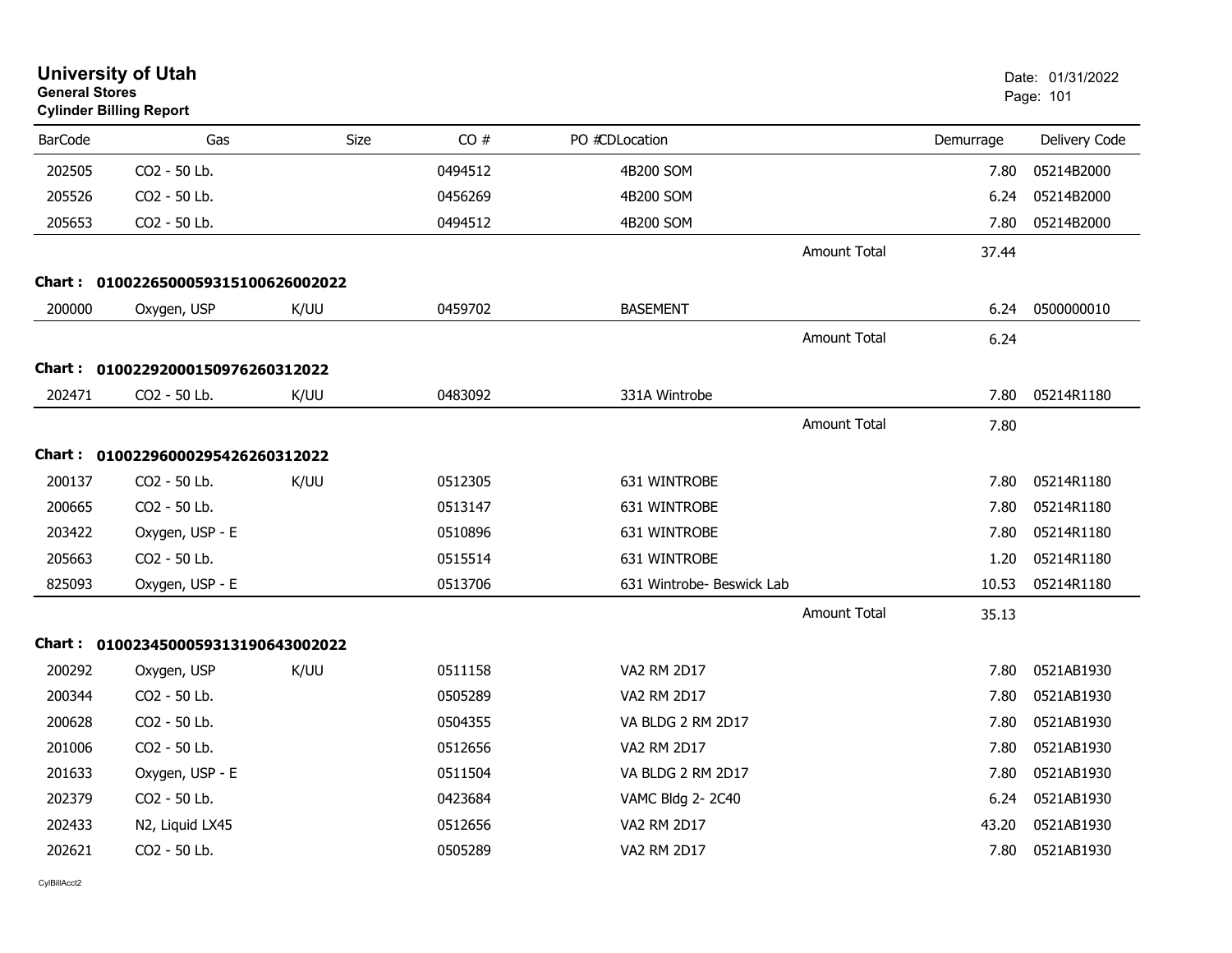# University of Utah
**General Stores**
**Cylinder Billing Report**

Date: 01/31/2022

| BarCode | Gas | Size | CO # | PO # | CD | Location | Demurrage | Delivery Code |
|---|---|---|---|---|---|---|---|---|
| 202505 | CO2 - 50 Lb. | | 0494512 | | | 4B200 SOM | 7.80 | 05214B2000 |
| 205526 | CO2 - 50 Lb. | | 0456269 | | | 4B200 SOM | 6.24 | 05214B2000 |
| 205653 | CO2 - 50 Lb. | | 0494512 | | | 4B200 SOM | 7.80 | 05214B2000 |
| | | | | | | Amount Total | 37.44 | |

**Chart : 01002265000593151006260022022**

| BarCode | Gas | Size | CO # | PO # | CD | Location | Demurrage | Delivery Code |
|---|---|---|---|---|---|---|---|---|
| 200000 | Oxygen, USP | K/UU | 0459702 | | | BASEMENT | 6.24 | 0500000010 |
| | | | | | | Amount Total | 6.24 | |

**Chart : 01002292000150976260312022**

| BarCode | Gas | Size | CO # | PO # | CD | Location | Demurrage | Delivery Code |
|---|---|---|---|---|---|---|---|---|
| 202471 | CO2 - 50 Lb. | K/UU | 0483092 | | | 331A Wintrobe | 7.80 | 05214R1180 |
| | | | | | | Amount Total | 7.80 | |

**Chart : 01002296000295426260312022**

| BarCode | Gas | Size | CO # | PO # | CD | Location | Demurrage | Delivery Code |
|---|---|---|---|---|---|---|---|---|
| 200137 | CO2 - 50 Lb. | K/UU | 0512305 | | | 631 WINTROBE | 7.80 | 05214R1180 |
| 200665 | CO2 - 50 Lb. | | 0513147 | | | 631 WINTROBE | 7.80 | 05214R1180 |
| 203422 | Oxygen, USP - E | | 0510896 | | | 631 WINTROBE | 7.80 | 05214R1180 |
| 205663 | CO2 - 50 Lb. | | 0515514 | | | 631 WINTROBE | 1.20 | 05214R1180 |
| 825093 | Oxygen, USP - E | | 0513706 | | | 631 Wintrobe- Beswick Lab | 10.53 | 05214R1180 |
| | | | | | | Amount Total | 35.13 | |

**Chart : 01002345000593131906430022022**

| BarCode | Gas | Size | CO # | PO # | CD | Location | Demurrage | Delivery Code |
|---|---|---|---|---|---|---|---|---|
| 200292 | Oxygen, USP | K/UU | 0511158 | | | VA2 RM 2D17 | 7.80 | 0521AB1930 |
| 200344 | CO2 - 50 Lb. | | 0505289 | | | VA2 RM 2D17 | 7.80 | 0521AB1930 |
| 200628 | CO2 - 50 Lb. | | 0504355 | | | VA BLDG 2 RM 2D17 | 7.80 | 0521AB1930 |
| 201006 | CO2 - 50 Lb. | | 0512656 | | | VA2 RM 2D17 | 7.80 | 0521AB1930 |
| 201633 | Oxygen, USP - E | | 0511504 | | | VA BLDG 2 RM 2D17 | 7.80 | 0521AB1930 |
| 202379 | CO2 - 50 Lb. | | 0423684 | | | VAMC Bldg 2- 2C40 | 6.24 | 0521AB1930 |
| 202433 | N2, Liquid LX45 | | 0512656 | | | VA2 RM 2D17 | 43.20 | 0521AB1930 |
| 202621 | CO2 - 50 Lb. | | 0505289 | | | VA2 RM 2D17 | 7.80 | 0521AB1930 |

CylBillAcct2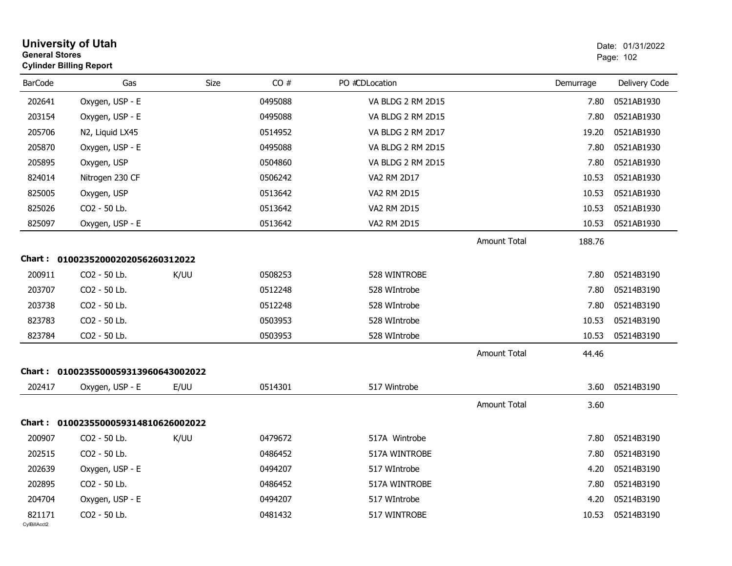# University of Utah

**General Stores**
**Cylinder Billing Report**

Date: 01/31/2022

| BarCode | Gas | Size | CO # | PO # | CDLocation | Demurrage | Delivery Code |
|---|---|---|---|---|---|---|---|
| 202641 | Oxygen, USP - E | | 0495088 | | VA BLDG 2 RM 2D15 | 7.80 | 0521AB1930 |
| 203154 | Oxygen, USP - E | | 0495088 | | VA BLDG 2 RM 2D15 | 7.80 | 0521AB1930 |
| 205706 | N2, Liquid LX45 | | 0514952 | | VA BLDG 2 RM 2D17 | 19.20 | 0521AB1930 |
| 205870 | Oxygen, USP - E | | 0495088 | | VA BLDG 2 RM 2D15 | 7.80 | 0521AB1930 |
| 205895 | Oxygen, USP | | 0504860 | | VA BLDG 2 RM 2D15 | 7.80 | 0521AB1930 |
| 824014 | Nitrogen 230 CF | | 0506242 | | VA2 RM 2D17 | 10.53 | 0521AB1930 |
| 825005 | Oxygen, USP | | 0513642 | | VA2 RM 2D15 | 10.53 | 0521AB1930 |
| 825026 | CO2 - 50 Lb. | | 0513642 | | VA2 RM 2D15 | 10.53 | 0521AB1930 |
| 825097 | Oxygen, USP - E | | 0513642 | | VA2 RM 2D15 | 10.53 | 0521AB1930 |
| | | | | | Amount Total | 188.76 | |

**Chart : 01002352000202056260312022**

| BarCode | Gas | Size | CO # | PO # | CDLocation | Demurrage | Delivery Code |
|---|---|---|---|---|---|---|---|
| 200911 | CO2 - 50 Lb. | K/UU | 0508253 | | 528 WINTROBE | 7.80 | 05214B3190 |
| 203707 | CO2 - 50 Lb. | | 0512248 | | 528 WIntrobe | 7.80 | 05214B3190 |
| 203738 | CO2 - 50 Lb. | | 0512248 | | 528 WIntrobe | 7.80 | 05214B3190 |
| 823783 | CO2 - 50 Lb. | | 0503953 | | 528 WIntrobe | 10.53 | 05214B3190 |
| 823784 | CO2 - 50 Lb. | | 0503953 | | 528 WIntrobe | 10.53 | 05214B3190 |
| | | | | | Amount Total | 44.46 | |

**Chart : 01002355000593139606430020222**

| BarCode | Gas | Size | CO # | PO # | CDLocation | Demurrage | Delivery Code |
|---|---|---|---|---|---|---|---|
| 202417 | Oxygen, USP - E | E/UU | 0514301 | | 517 Wintrobe | 3.60 | 05214B3190 |
| | | | | | Amount Total | 3.60 | |

**Chart : 01002355000593148106260020222**

| BarCode | Gas | Size | CO # | PO # | CDLocation | Demurrage | Delivery Code |
|---|---|---|---|---|---|---|---|
| 200907 | CO2 - 50 Lb. | K/UU | 0479672 | | 517A Wintrobe | 7.80 | 05214B3190 |
| 202515 | CO2 - 50 Lb. | | 0486452 | | 517A WINTROBE | 7.80 | 05214B3190 |
| 202639 | Oxygen, USP - E | | 0494207 | | 517 WIntrobe | 4.20 | 05214B3190 |
| 202895 | CO2 - 50 Lb. | | 0486452 | | 517A WINTROBE | 7.80 | 05214B3190 |
| 204704 | Oxygen, USP - E | | 0494207 | | 517 WIntrobe | 4.20 | 05214B3190 |
| 821171 | CO2 - 50 Lb. | | 0481432 | | 517 WINTROBE | 10.53 | 05214B3190 |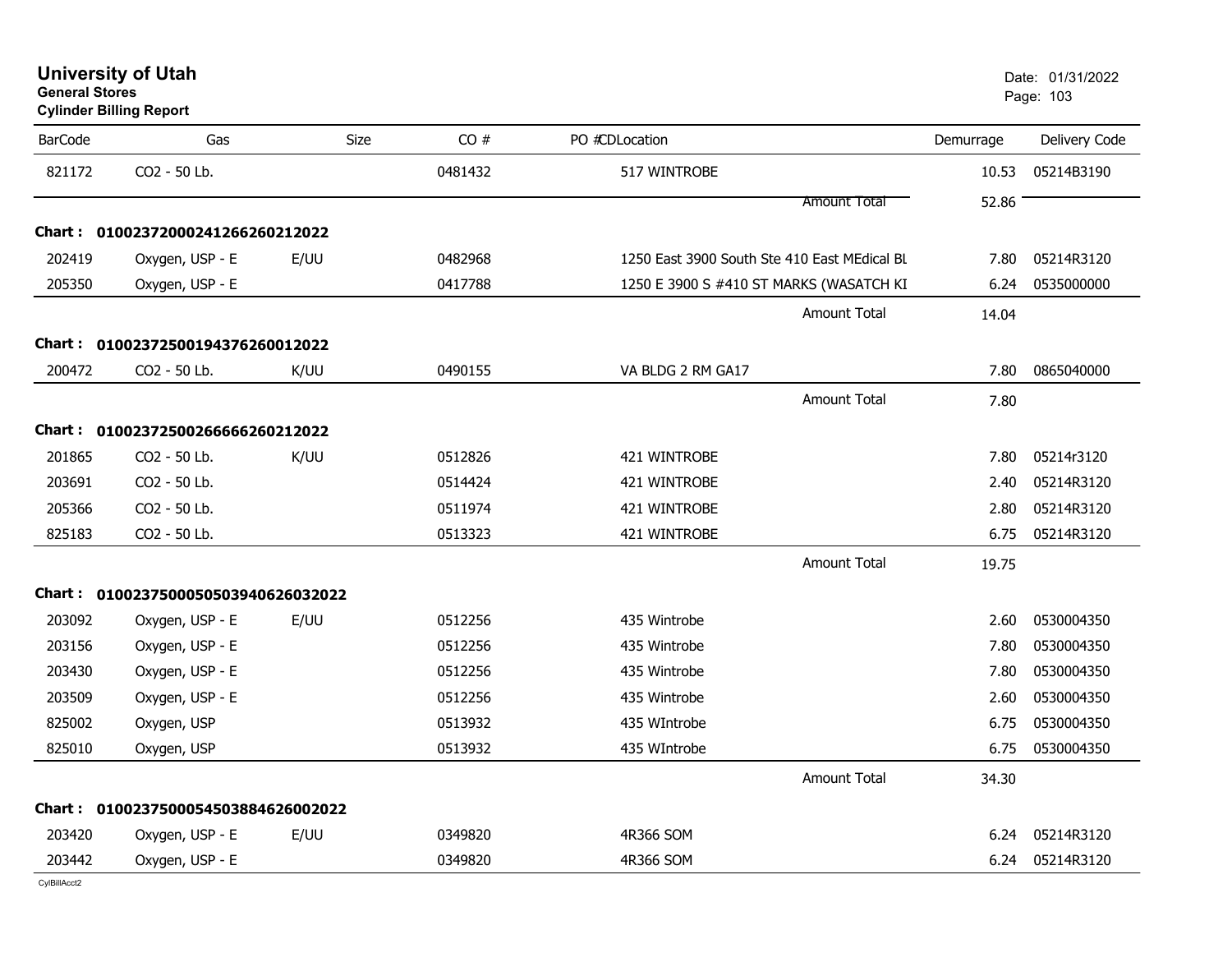**University of Utah**
**General Stores**
**Cylinder Billing Report**

Date: 01/31/2022

| BarCode | Gas | Size | CO # | PO #CDLocation | Demurrage | Delivery Code |
|---|---|---|---|---|---|---|
| 821172 | CO2 - 50 Lb. | | 0481432 | 517 WINTROBE | 10.53 | 05214B3190 |
| | | | | Amount Total | 52.86 | |
| **Chart : 01002372000241266260212022** | | | | | | |
| 202419 | Oxygen, USP - E | E/UU | 0482968 | 1250 East 3900 South Ste 410 East MEdical BL | 7.80 | 05214R3120 |
| 205350 | Oxygen, USP - E | | 0417788 | 1250 E 3900 S #410 ST MARKS (WASATCH KI | 6.24 | 0535000000 |
| | | | | Amount Total | 14.04 | |
| **Chart : 01002372500194376260012022** | | | | | | |
| 200472 | CO2 - 50 Lb. | K/UU | 0490155 | VA BLDG 2 RM GA17 | 7.80 | 0865040000 |
| | | | | Amount Total | 7.80 | |
| **Chart : 01002372500266666260212022** | | | | | | |
| 201865 | CO2 - 50 Lb. | K/UU | 0512826 | 421 WINTROBE | 7.80 | 05214r3120 |
| 203691 | CO2 - 50 Lb. | | 0514424 | 421 WINTROBE | 2.40 | 05214R3120 |
| 205366 | CO2 - 50 Lb. | | 0511974 | 421 WINTROBE | 2.80 | 05214R3120 |
| 825183 | CO2 - 50 Lb. | | 0513323 | 421 WINTROBE | 6.75 | 05214R3120 |
| | | | | Amount Total | 19.75 | |
| **Chart : 01002375000505039406260320​22** | | | | | | |
| 203092 | Oxygen, USP - E | E/UU | 0512256 | 435 Wintrobe | 2.60 | 0530004350 |
| 203156 | Oxygen, USP - E | | 0512256 | 435 Wintrobe | 7.80 | 0530004350 |
| 203430 | Oxygen, USP - E | | 0512256 | 435 Wintrobe | 7.80 | 0530004350 |
| 203509 | Oxygen, USP - E | | 0512256 | 435 Wintrobe | 2.60 | 0530004350 |
| 825002 | Oxygen, USP | | 0513932 | 435 WIntrobe | 6.75 | 0530004350 |
| 825010 | Oxygen, USP | | 0513932 | 435 WIntrobe | 6.75 | 0530004350 |
| | | | | Amount Total | 34.30 | |
| **Chart : 01002375000545038846260020​22** | | | | | | |
| 203420 | Oxygen, USP - E | E/UU | 0349820 | 4R366 SOM | 6.24 | 05214R3120 |
| 203442 | Oxygen, USP - E | | 0349820 | 4R366 SOM | 6.24 | 05214R3120 |

CylBillAcct2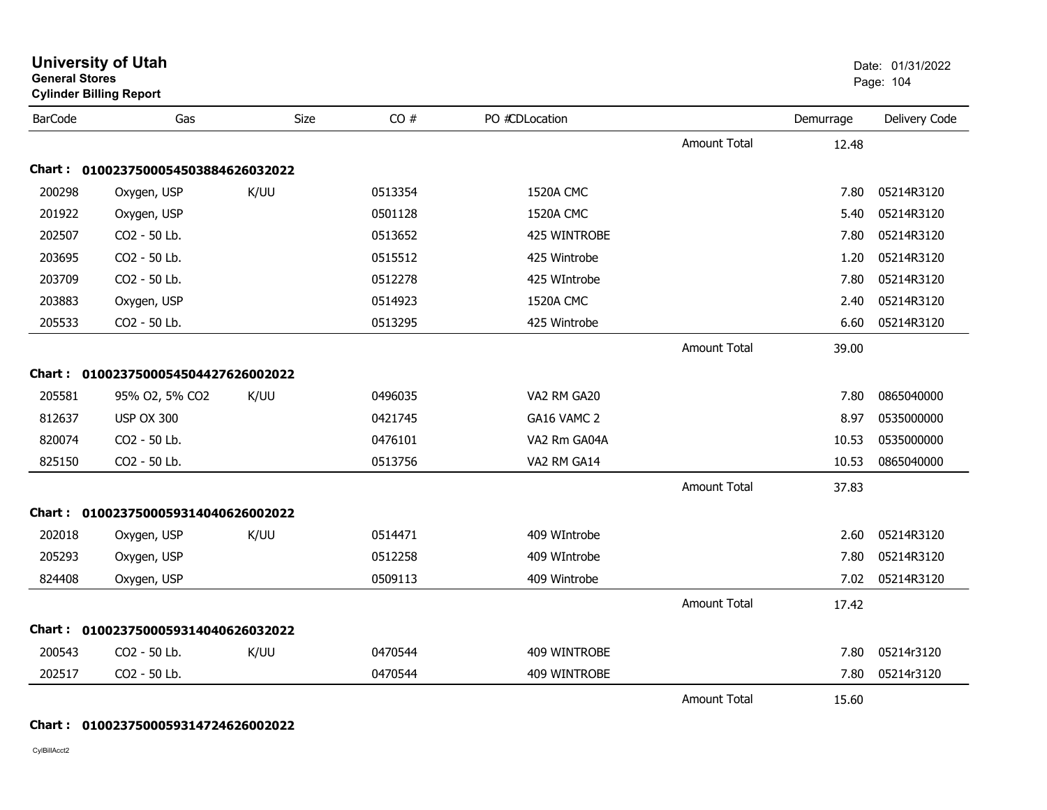**University of Utah**
**General Stores**
**Cylinder Billing Report**

Date: 01/31/2022

| BarCode | Gas | Size | CO # | PO # | CDLocation | | Demurrage | Delivery Code |
|---|---|---|---|---|---|---|---|---|
| | | | | | | Amount Total | 12.48 | |
| **Chart :** | **01002375000545038846260320222** | | | | | | | |
| 200298 | Oxygen, USP | K/UU | 0513354 | | 1520A CMC | | 7.80 | 05214R3120 |
| 201922 | Oxygen, USP | | 0501128 | | 1520A CMC | | 5.40 | 05214R3120 |
| 202507 | CO2 - 50 Lb. | | 0513652 | | 425 WINTROBE | | 7.80 | 05214R3120 |
| 203695 | CO2 - 50 Lb. | | 0515512 | | 425 Wintrobe | | 1.20 | 05214R3120 |
| 203709 | CO2 - 50 Lb. | | 0512278 | | 425 WIntrobe | | 7.80 | 05214R3120 |
| 203883 | Oxygen, USP | | 0514923 | | 1520A CMC | | 2.40 | 05214R3120 |
| 205533 | CO2 - 50 Lb. | | 0513295 | | 425 Wintrobe | | 6.60 | 05214R3120 |
| | | | | | | Amount Total | 39.00 | |
| **Chart :** | **01002375000545044276260020222** | | | | | | | |
| 205581 | 95% O2, 5% CO2 | K/UU | 0496035 | | VA2 RM GA20 | | 7.80 | 0865040000 |
| 812637 | USP OX 300 | | 0421745 | | GA16 VAMC 2 | | 8.97 | 0535000000 |
| 820074 | CO2 - 50 Lb. | | 0476101 | | VA2 Rm GA04A | | 10.53 | 0535000000 |
| 825150 | CO2 - 50 Lb. | | 0513756 | | VA2 RM GA14 | | 10.53 | 0865040000 |
| | | | | | | Amount Total | 37.83 | |
| **Chart :** | **01002375000593140406260020222** | | | | | | | |
| 202018 | Oxygen, USP | K/UU | 0514471 | | 409 WIntrobe | | 2.60 | 05214R3120 |
| 205293 | Oxygen, USP | | 0512258 | | 409 WIntrobe | | 7.80 | 05214R3120 |
| 824408 | Oxygen, USP | | 0509113 | | 409 Wintrobe | | 7.02 | 05214R3120 |
| | | | | | | Amount Total | 17.42 | |
| **Chart :** | **01002375000593140406260320222** | | | | | | | |
| 200543 | CO2 - 50 Lb. | K/UU | 0470544 | | 409 WINTROBE | | 7.80 | 05214r3120 |
| 202517 | CO2 - 50 Lb. | | 0470544 | | 409 WINTROBE | | 7.80 | 05214r3120 |
| | | | | | | Amount Total | 15.60 | |
| **Chart :** | **01002375000593147246260020222** | | | | | | | |

CylBillAcct2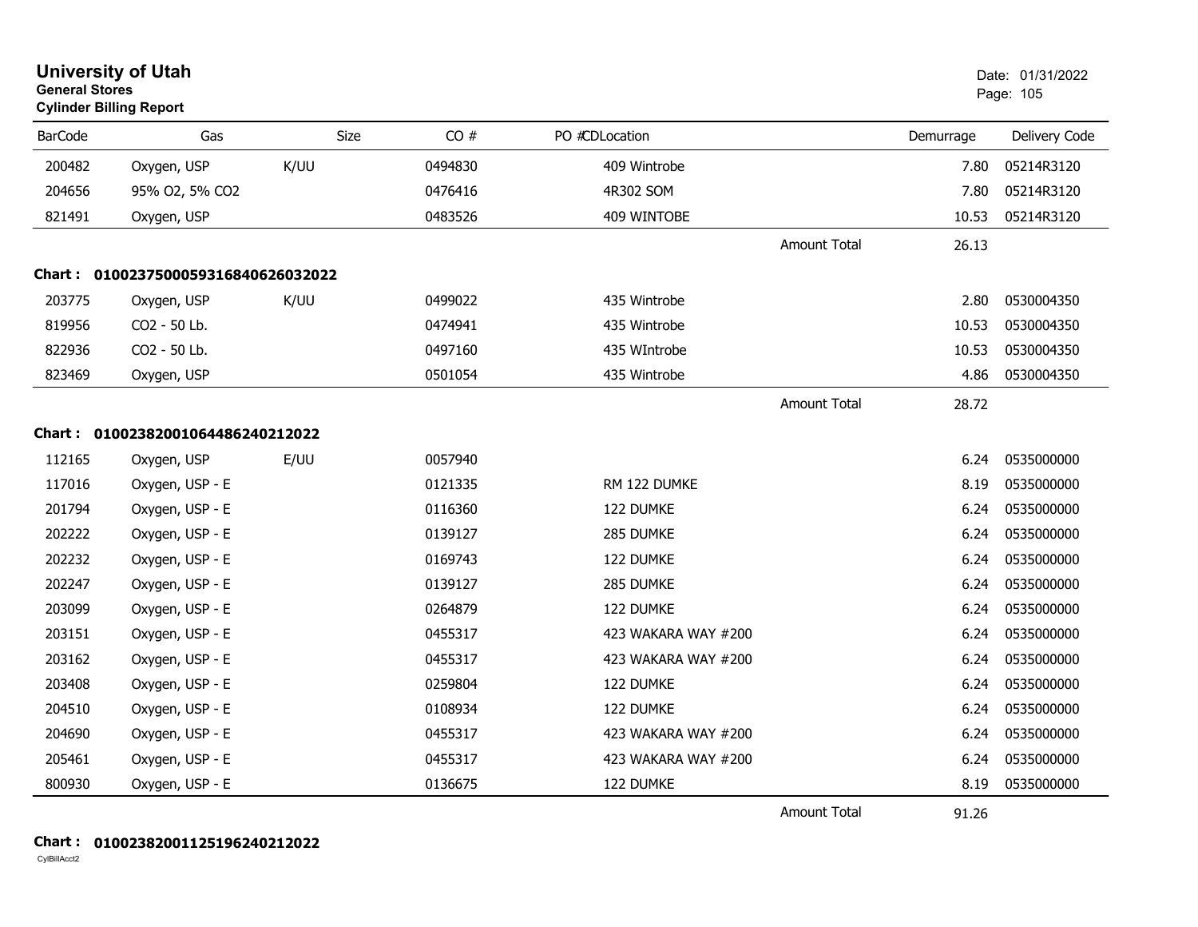# University of Utah
**General Stores**
**Cylinder Billing Report**

Date: 01/31/2022

| BarCode | Gas | Size | CO # | PO # | CDLocation | | Demurrage | Delivery Code |
|---|---|---|---|---|---|---|---|---|
| 200482 | Oxygen, USP | K/UU | 0494830 | | 409 Wintrobe | | 7.80 | 05214R3120 |
| 204656 | 95% O2, 5% CO2 | | 0476416 | | 4R302 SOM | | 7.80 | 05214R3120 |
| 821491 | Oxygen, USP | | 0483526 | | 409 WINTOBE | | 10.53 | 05214R3120 |
| | | | | | | Amount Total | 26.13 | |

**Chart : 01002375000593168406260320 22**

| BarCode | Gas | Size | CO # | PO # | CDLocation | | Demurrage | Delivery Code |
|---|---|---|---|---|---|---|---|---|
| 203775 | Oxygen, USP | K/UU | 0499022 | | 435 Wintrobe | | 2.80 | 0530004350 |
| 819956 | CO2 - 50 Lb. | | 0474941 | | 435 Wintrobe | | 10.53 | 0530004350 |
| 822936 | CO2 - 50 Lb. | | 0497160 | | 435 WIntrobe | | 10.53 | 0530004350 |
| 823469 | Oxygen, USP | | 0501054 | | 435 Wintrobe | | 4.86 | 0530004350 |
| | | | | | | Amount Total | 28.72 | |

**Chart : 01002382001064486240212022**

| BarCode | Gas | Size | CO # | PO # | CDLocation | | Demurrage | Delivery Code |
|---|---|---|---|---|---|---|---|---|
| 112165 | Oxygen, USP | E/UU | 0057940 | | | | 6.24 | 0535000000 |
| 117016 | Oxygen, USP - E | | 0121335 | | RM 122 DUMKE | | 8.19 | 0535000000 |
| 201794 | Oxygen, USP - E | | 0116360 | | 122 DUMKE | | 6.24 | 0535000000 |
| 202222 | Oxygen, USP - E | | 0139127 | | 285 DUMKE | | 6.24 | 0535000000 |
| 202232 | Oxygen, USP - E | | 0169743 | | 122 DUMKE | | 6.24 | 0535000000 |
| 202247 | Oxygen, USP - E | | 0139127 | | 285 DUMKE | | 6.24 | 0535000000 |
| 203099 | Oxygen, USP - E | | 0264879 | | 122 DUMKE | | 6.24 | 0535000000 |
| 203151 | Oxygen, USP - E | | 0455317 | | 423 WAKARA WAY #200 | | 6.24 | 0535000000 |
| 203162 | Oxygen, USP - E | | 0455317 | | 423 WAKARA WAY #200 | | 6.24 | 0535000000 |
| 203408 | Oxygen, USP - E | | 0259804 | | 122 DUMKE | | 6.24 | 0535000000 |
| 204510 | Oxygen, USP - E | | 0108934 | | 122 DUMKE | | 6.24 | 0535000000 |
| 204690 | Oxygen, USP - E | | 0455317 | | 423 WAKARA WAY #200 | | 6.24 | 0535000000 |
| 205461 | Oxygen, USP - E | | 0455317 | | 423 WAKARA WAY #200 | | 6.24 | 0535000000 |
| 800930 | Oxygen, USP - E | | 0136675 | | 122 DUMKE | | 8.19 | 0535000000 |
| | | | | | | Amount Total | 91.26 | |

**Chart : 01002382001125196240212022**

CylBillAcct2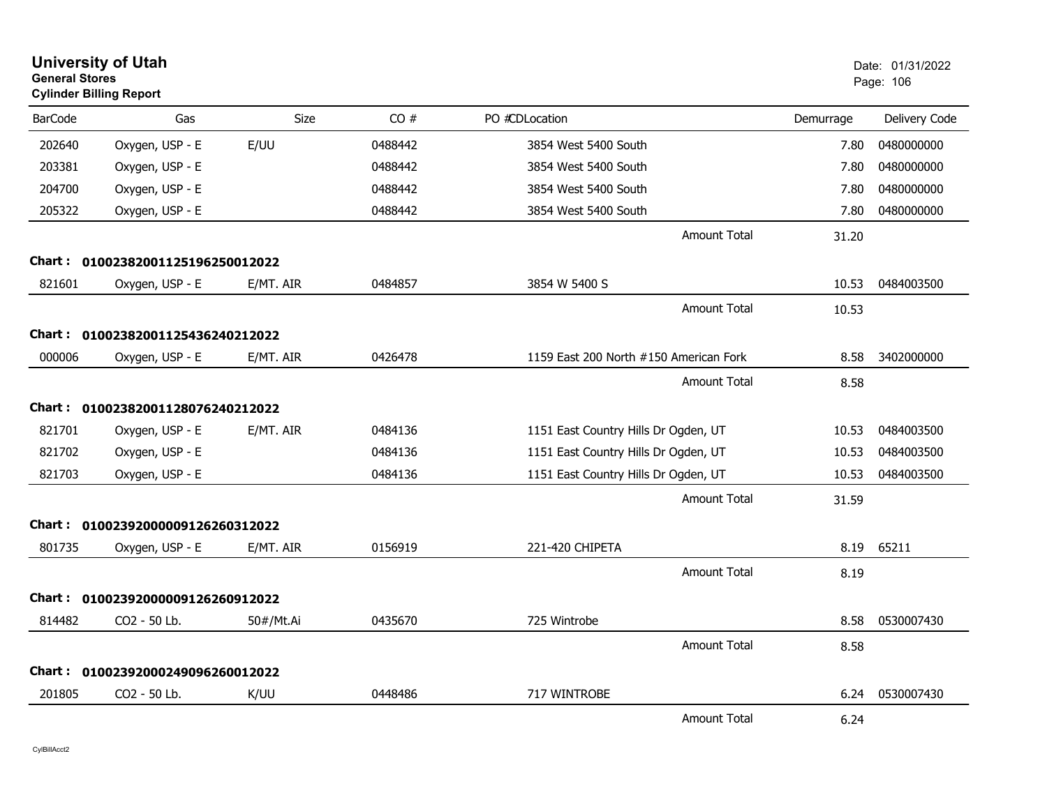# University of Utah

**General Stores**

**Cylinder Billing Report**

Date: 01/31/2022

| BarCode | Gas | Size | CO # | PO # | CDLocation | Demurrage | Delivery Code |
|---|---|---|---|---|---|---|---|
| 202640 | Oxygen, USP - E | E/UU | 0488442 | | 3854 West 5400 South | 7.80 | 0480000000 |
| 203381 | Oxygen, USP - E | | 0488442 | | 3854 West 5400 South | 7.80 | 0480000000 |
| 204700 | Oxygen, USP - E | | 0488442 | | 3854 West 5400 South | 7.80 | 0480000000 |
| 205322 | Oxygen, USP - E | | 0488442 | | 3854 West 5400 South | 7.80 | 0480000000 |
| | | | | | Amount Total | 31.20 | |
| **Chart :** | **01002382001125196250012022** | | | | | | |
| 821601 | Oxygen, USP - E | E/MT. AIR | 0484857 | | 3854 W 5400 S | 10.53 | 0484003500 |
| | | | | | Amount Total | 10.53 | |
| **Chart :** | **01002382001125436240212022** | | | | | | |
| 000006 | Oxygen, USP - E | E/MT. AIR | 0426478 | | 1159 East 200 North #150 American Fork | 8.58 | 3402000000 |
| | | | | | Amount Total | 8.58 | |
| **Chart :** | **01002382001128076240212022** | | | | | | |
| 821701 | Oxygen, USP - E | E/MT. AIR | 0484136 | | 1151 East Country Hills Dr Ogden, UT | 10.53 | 0484003500 |
| 821702 | Oxygen, USP - E | | 0484136 | | 1151 East Country Hills Dr Ogden, UT | 10.53 | 0484003500 |
| 821703 | Oxygen, USP - E | | 0484136 | | 1151 East Country Hills Dr Ogden, UT | 10.53 | 0484003500 |
| | | | | | Amount Total | 31.59 | |
| **Chart :** | **01002392000009126260312022** | | | | | | |
| 801735 | Oxygen, USP - E | E/MT. AIR | 0156919 | | 221-420 CHIPETA | 8.19 | 65211 |
| | | | | | Amount Total | 8.19 | |
| **Chart :** | **01002392000009126260912022** | | | | | | |
| 814482 | CO2 - 50 Lb. | 50#/Mt.Ai | 0435670 | | 725 Wintrobe | 8.58 | 0530007430 |
| | | | | | Amount Total | 8.58 | |
| **Chart :** | **01002392000249096260012022** | | | | | | |
| 201805 | CO2 - 50 Lb. | K/UU | 0448486 | | 717 WINTROBE | 6.24 | 0530007430 |
| | | | | | Amount Total | 6.24 | |

CylBillAcct2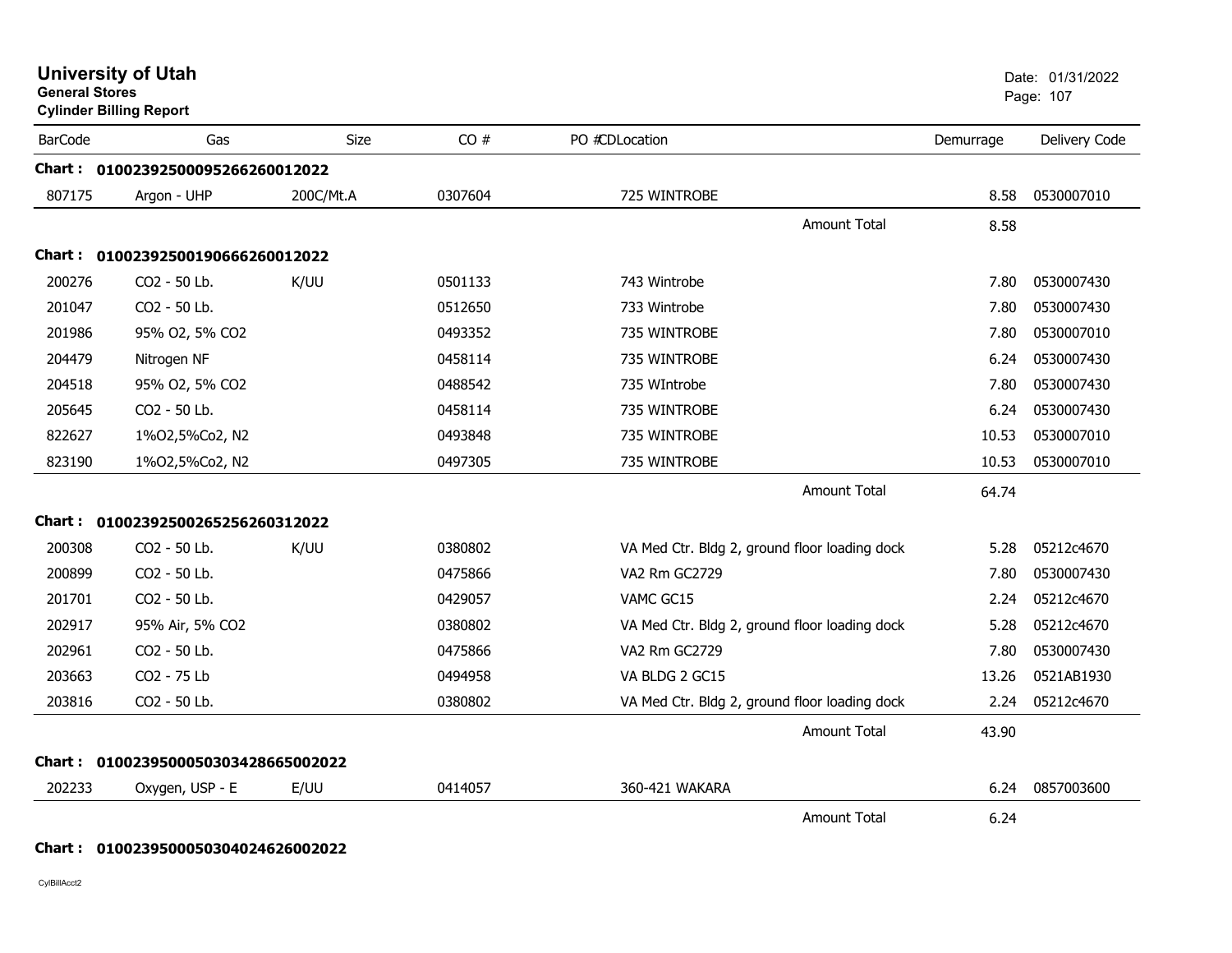# University of Utah

**General Stores**

**Cylinder Billing Report**

Date: 01/31/2022

| BarCode | Gas | Size | CO # | PO #CDLocation | Demurrage | Delivery Code |
|---|---|---|---|---|---|---|
| **Chart : 01002392500095266260012022** | | | | | | |
| 807175 | Argon - UHP | 200C/Mt.A | 0307604 | 725 WINTROBE | 8.58 | 0530007010 |
| | | | | Amount Total | 8.58 | |
| **Chart : 01002392500190666260012022** | | | | | | |
| 200276 | CO2 - 50 Lb. | K/UU | 0501133 | 743 Wintrobe | 7.80 | 0530007430 |
| 201047 | CO2 - 50 Lb. | | 0512650 | 733 Wintrobe | 7.80 | 0530007430 |
| 201986 | 95% O2, 5% CO2 | | 0493352 | 735 WINTROBE | 7.80 | 0530007010 |
| 204479 | Nitrogen NF | | 0458114 | 735 WINTROBE | 6.24 | 0530007430 |
| 204518 | 95% O2, 5% CO2 | | 0488542 | 735 WIntrobe | 7.80 | 0530007430 |
| 205645 | CO2 - 50 Lb. | | 0458114 | 735 WINTROBE | 6.24 | 0530007430 |
| 822627 | 1%O2,5%Co2, N2 | | 0493848 | 735 WINTROBE | 10.53 | 0530007010 |
| 823190 | 1%O2,5%Co2, N2 | | 0497305 | 735 WINTROBE | 10.53 | 0530007010 |
| | | | | Amount Total | 64.74 | |
| **Chart : 01002392500265256260312022** | | | | | | |
| 200308 | CO2 - 50 Lb. | K/UU | 0380802 | VA Med Ctr. Bldg 2, ground floor loading dock | 5.28 | 05212c4670 |
| 200899 | CO2 - 50 Lb. | | 0475866 | VA2 Rm GC2729 | 7.80 | 0530007430 |
| 201701 | CO2 - 50 Lb. | | 0429057 | VAMC GC15 | 2.24 | 05212c4670 |
| 202917 | 95% Air, 5% CO2 | | 0380802 | VA Med Ctr. Bldg 2, ground floor loading dock | 5.28 | 05212c4670 |
| 202961 | CO2 - 50 Lb. | | 0475866 | VA2 Rm GC2729 | 7.80 | 0530007430 |
| 203663 | CO2 - 75 Lb | | 0494958 | VA BLDG 2 GC15 | 13.26 | 0521AB1930 |
| 203816 | CO2 - 50 Lb. | | 0380802 | VA Med Ctr. Bldg 2, ground floor loading dock | 2.24 | 05212c4670 |
| | | | | Amount Total | 43.90 | |
| **Chart : 01002395000503034286650020022** | | | | | | |
| 202233 | Oxygen, USP - E | E/UU | 0414057 | 360-421 WAKARA | 6.24 | 0857003600 |
| | | | | Amount Total | 6.24 | |
| **Chart : 01002395000503040246260020022** | | | | | | |

CylBillAcct2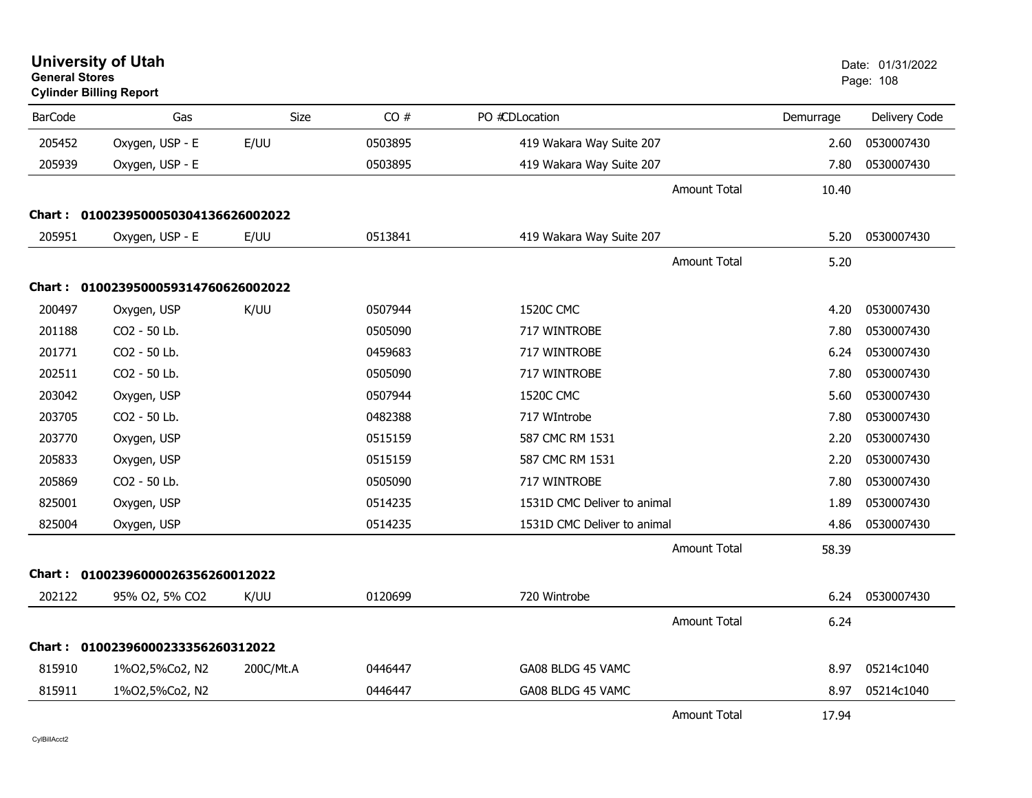# University of Utah

**General Stores**

**Cylinder Billing Report**

Date: 01/31/2022

| BarCode | Gas | Size | CO # | PO #CDLocation | Demurrage | Delivery Code |
|---|---|---|---|---|---|---|
| 205452 | Oxygen, USP - E | E/UU | 0503895 | 419 Wakara Way Suite 207 | 2.60 | 0530007430 |
| 205939 | Oxygen, USP - E | | 0503895 | 419 Wakara Way Suite 207 | 7.80 | 0530007430 |
| | | | | Amount Total | 10.40 | |
| **Chart : 01002395000503041366260022022** | | | | | | |
| 205951 | Oxygen, USP - E | E/UU | 0513841 | 419 Wakara Way Suite 207 | 5.20 | 0530007430 |
| | | | | Amount Total | 5.20 | |
| **Chart : 01002395000593147606260022022** | | | | | | |
| 200497 | Oxygen, USP | K/UU | 0507944 | 1520C CMC | 4.20 | 0530007430 |
| 201188 | CO2 - 50 Lb. | | 0505090 | 717 WINTROBE | 7.80 | 0530007430 |
| 201771 | CO2 - 50 Lb. | | 0459683 | 717 WINTROBE | 6.24 | 0530007430 |
| 202511 | CO2 - 50 Lb. | | 0505090 | 717 WINTROBE | 7.80 | 0530007430 |
| 203042 | Oxygen, USP | | 0507944 | 1520C CMC | 5.60 | 0530007430 |
| 203705 | CO2 - 50 Lb. | | 0482388 | 717 WIntrobe | 7.80 | 0530007430 |
| 203770 | Oxygen, USP | | 0515159 | 587 CMC RM 1531 | 2.20 | 0530007430 |
| 205833 | Oxygen, USP | | 0515159 | 587 CMC RM 1531 | 2.20 | 0530007430 |
| 205869 | CO2 - 50 Lb. | | 0505090 | 717 WINTROBE | 7.80 | 0530007430 |
| 825001 | Oxygen, USP | | 0514235 | 1531D CMC Deliver to animal | 1.89 | 0530007430 |
| 825004 | Oxygen, USP | | 0514235 | 1531D CMC Deliver to animal | 4.86 | 0530007430 |
| | | | | Amount Total | 58.39 | |
| **Chart : 0100239600002635626001202​2** | | | | | | |
| 202122 | 95% O2, 5% CO2 | K/UU | 0120699 | 720 Wintrobe | 6.24 | 0530007430 |
| | | | | Amount Total | 6.24 | |
| **Chart : 01002396000233356260312022** | | | | | | |
| 815910 | 1%O2,5%Co2, N2 | 200C/Mt.A | 0446447 | GA08 BLDG 45 VAMC | 8.97 | 05214c1040 |
| 815911 | 1%O2,5%Co2, N2 | | 0446447 | GA08 BLDG 45 VAMC | 8.97 | 05214c1040 |
| | | | | Amount Total | 17.94 | |

CylBillAcct2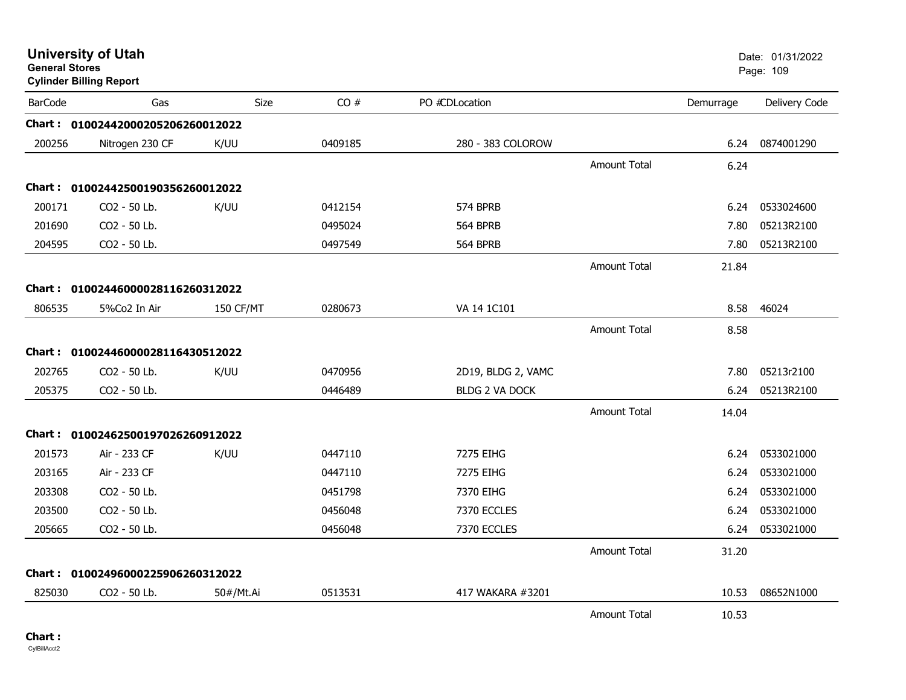# University of Utah

**General Stores**

**Cylinder Billing Report**

Date: 01/31/2022

| BarCode | Gas | Size | CO # | PO #CDLocation | | Demurrage | Delivery Code |
|---|---|---|---|---|---|---|---|
| **Chart :** | **01002442000205206260012022** | | | | | | |
| 200256 | Nitrogen 230 CF | K/UU | 0409185 | 280 - 383 COLOROW | | 6.24 | 0874001290 |
| | | | | | Amount Total | 6.24 | |
| **Chart :** | **01002442500190356260012022** | | | | | | |
| 200171 | CO2 - 50 Lb. | K/UU | 0412154 | 574 BPRB | | 6.24 | 0533024600 |
| 201690 | CO2 - 50 Lb. | | 0495024 | 564 BPRB | | 7.80 | 05213R2100 |
| 204595 | CO2 - 50 Lb. | | 0497549 | 564 BPRB | | 7.80 | 05213R2100 |
| | | | | | Amount Total | 21.84 | |
| **Chart :** | **01002446000028116260312022** | | | | | | |
| 806535 | 5%Co2 In Air | 150 CF/MT | 0280673 | VA 14 1C101 | | 8.58 | 46024 |
| | | | | | Amount Total | 8.58 | |
| **Chart :** | **01002446000028116430512022** | | | | | | |
| 202765 | CO2 - 50 Lb. | K/UU | 0470956 | 2D19, BLDG 2, VAMC | | 7.80 | 05213r2100 |
| 205375 | CO2 - 50 Lb. | | 0446489 | BLDG 2 VA DOCK | | 6.24 | 05213R2100 |
| | | | | | Amount Total | 14.04 | |
| **Chart :** | **01002462500197026260912022** | | | | | | |
| 201573 | Air - 233 CF | K/UU | 0447110 | 7275 EIHG | | 6.24 | 0533021000 |
| 203165 | Air - 233 CF | | 0447110 | 7275 EIHG | | 6.24 | 0533021000 |
| 203308 | CO2 - 50 Lb. | | 0451798 | 7370 EIHG | | 6.24 | 0533021000 |
| 203500 | CO2 - 50 Lb. | | 0456048 | 7370 ECCLES | | 6.24 | 0533021000 |
| 205665 | CO2 - 50 Lb. | | 0456048 | 7370 ECCLES | | 6.24 | 0533021000 |
| | | | | | Amount Total | 31.20 | |
| **Chart :** | **01002496000225906260312022** | | | | | | |
| 825030 | CO2 - 50 Lb. | 50#/Mt.Ai | 0513531 | 417 WAKARA #3201 | | 10.53 | 08652N1000 |
| | | | | | Amount Total | 10.53 | |

**Chart :**

CylBillAcct2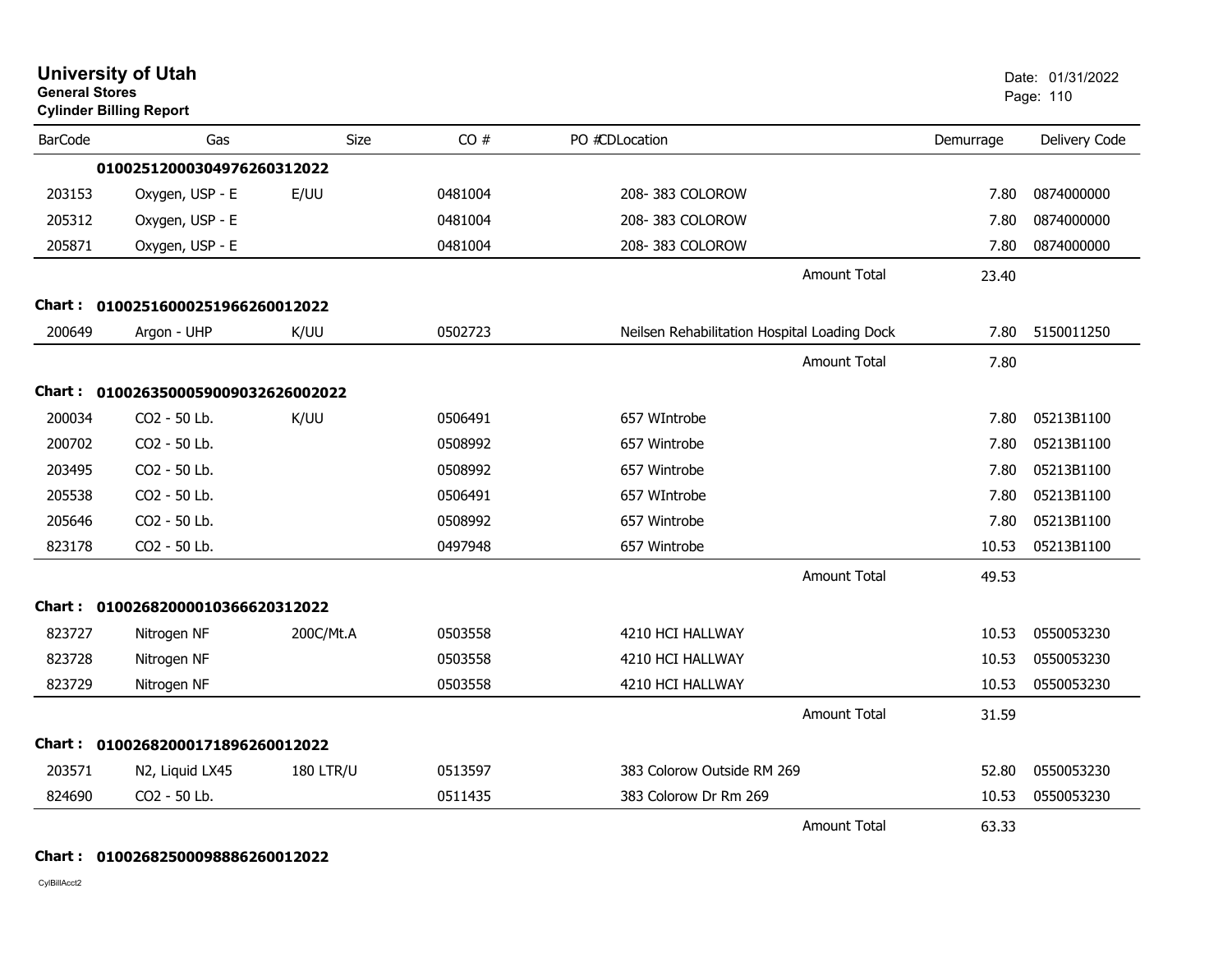# University of Utah

**General Stores**

**Cylinder Billing Report**

Date: 01/31/2022

| BarCode | Gas | Size | CO # | PO #CDLocation | Demurrage | Delivery Code |
|---|---|---|---|---|---|---|
| | **010025120003049762603120​22** | | | | | |
| 203153 | Oxygen, USP - E | E/UU | 0481004 | 208- 383 COLOROW | 7.80 | 0874000000 |
| 205312 | Oxygen, USP - E | | 0481004 | 208- 383 COLOROW | 7.80 | 0874000000 |
| 205871 | Oxygen, USP - E | | 0481004 | 208- 383 COLOROW | 7.80 | 0874000000 |
| | | | | Amount Total | 23.40 | |
| **Chart :** | **01002516000251966260012022** | | | | | |
| 200649 | Argon - UHP | K/UU | 0502723 | Neilsen Rehabilitation Hospital Loading Dock | 7.80 | 5150011250 |
| | | | | Amount Total | 7.80 | |
| **Chart :** | **0100263500059009032626002022** | | | | | |
| 200034 | CO2 - 50 Lb. | K/UU | 0506491 | 657 WIntrobe | 7.80 | 05213B1100 |
| 200702 | CO2 - 50 Lb. | | 0508992 | 657 Wintrobe | 7.80 | 05213B1100 |
| 203495 | CO2 - 50 Lb. | | 0508992 | 657 Wintrobe | 7.80 | 05213B1100 |
| 205538 | CO2 - 50 Lb. | | 0506491 | 657 WIntrobe | 7.80 | 05213B1100 |
| 205646 | CO2 - 50 Lb. | | 0508992 | 657 Wintrobe | 7.80 | 05213B1100 |
| 823178 | CO2 - 50 Lb. | | 0497948 | 657 Wintrobe | 10.53 | 05213B1100 |
| | | | | Amount Total | 49.53 | |
| **Chart :** | **01002682000010366620312022** | | | | | |
| 823727 | Nitrogen NF | 200C/Mt.A | 0503558 | 4210 HCI HALLWAY | 10.53 | 0550053230 |
| 823728 | Nitrogen NF | | 0503558 | 4210 HCI HALLWAY | 10.53 | 0550053230 |
| 823729 | Nitrogen NF | | 0503558 | 4210 HCI HALLWAY | 10.53 | 0550053230 |
| | | | | Amount Total | 31.59 | |
| **Chart :** | **01002682000171896260012022** | | | | | |
| 203571 | N2, Liquid LX45 | 180 LTR/U | 0513597 | 383 Colorow Outside RM 269 | 52.80 | 0550053230 |
| 824690 | CO2 - 50 Lb. | | 0511435 | 383 Colorow Dr Rm 269 | 10.53 | 0550053230 |
| | | | | Amount Total | 63.33 | |
| **Chart :** | **01002682500098886260012022** | | | | | |

CylBillAcct2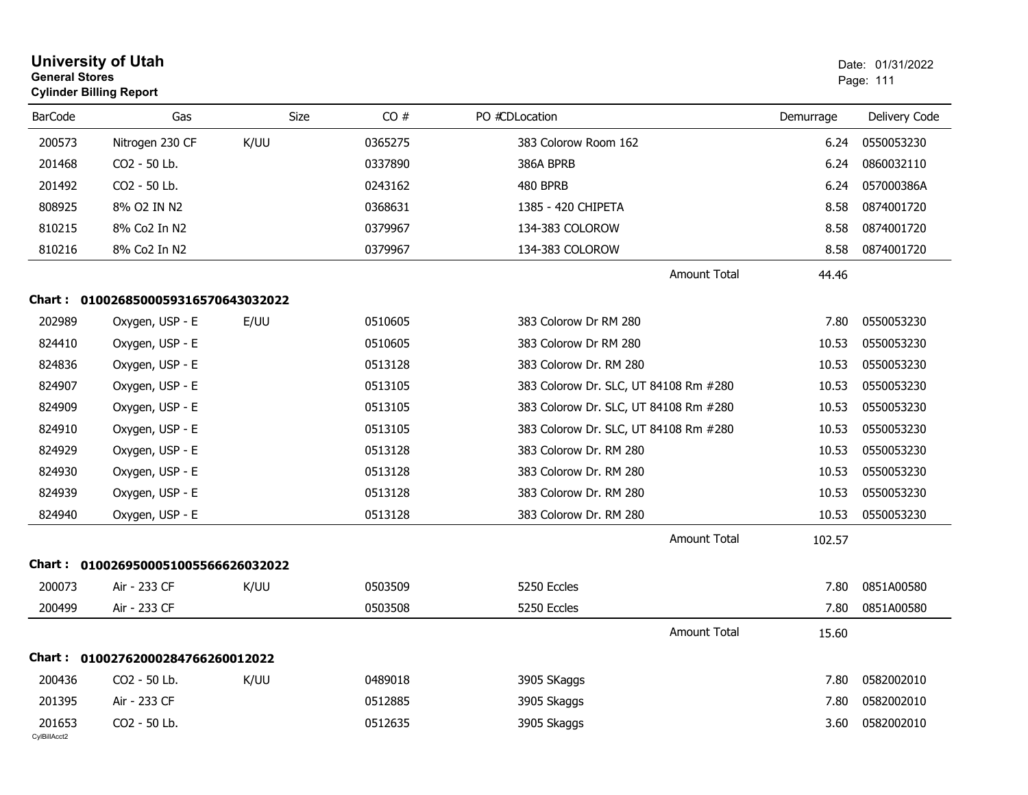# University of Utah

**General Stores**

**Cylinder Billing Report**

Date: 01/31/2022

| BarCode | Gas | Size | CO # | PO # | CDLocation | Demurrage | Delivery Code |
|---|---|---|---|---|---|---|---|
| 200573 | Nitrogen 230 CF | K/UU | 0365275 | | 383 Colorow Room 162 | 6.24 | 0550053230 |
| 201468 | CO2 - 50 Lb. | | 0337890 | | 386A BPRB | 6.24 | 0860032110 |
| 201492 | CO2 - 50 Lb. | | 0243162 | | 480 BPRB | 6.24 | 057000386A |
| 808925 | 8% O2 IN N2 | | 0368631 | | 1385 - 420 CHIPETA | 8.58 | 0874001720 |
| 810215 | 8% Co2 In N2 | | 0379967 | | 134-383 COLOROW | 8.58 | 0874001720 |
| 810216 | 8% Co2 In N2 | | 0379967 | | 134-383 COLOROW | 8.58 | 0874001720 |
| | | | | | Amount Total | 44.46 | |

**Chart : 01002685000593165706430 32022**

| BarCode | Gas | Size | CO # | PO # | CDLocation | Demurrage | Delivery Code |
|---|---|---|---|---|---|---|---|
| 202989 | Oxygen, USP - E | E/UU | 0510605 | | 383 Colorow Dr RM 280 | 7.80 | 0550053230 |
| 824410 | Oxygen, USP - E | | 0510605 | | 383 Colorow Dr RM 280 | 10.53 | 0550053230 |
| 824836 | Oxygen, USP - E | | 0513128 | | 383 Colorow Dr. RM 280 | 10.53 | 0550053230 |
| 824907 | Oxygen, USP - E | | 0513105 | | 383 Colorow Dr. SLC, UT 84108 Rm #280 | 10.53 | 0550053230 |
| 824909 | Oxygen, USP - E | | 0513105 | | 383 Colorow Dr. SLC, UT 84108 Rm #280 | 10.53 | 0550053230 |
| 824910 | Oxygen, USP - E | | 0513105 | | 383 Colorow Dr. SLC, UT 84108 Rm #280 | 10.53 | 0550053230 |
| 824929 | Oxygen, USP - E | | 0513128 | | 383 Colorow Dr. RM 280 | 10.53 | 0550053230 |
| 824930 | Oxygen, USP - E | | 0513128 | | 383 Colorow Dr. RM 280 | 10.53 | 0550053230 |
| 824939 | Oxygen, USP - E | | 0513128 | | 383 Colorow Dr. RM 280 | 10.53 | 0550053230 |
| 824940 | Oxygen, USP - E | | 0513128 | | 383 Colorow Dr. RM 280 | 10.53 | 0550053230 |
| | | | | | Amount Total | 102.57 | |

**Chart : 01002695000510055666260 32022**

| BarCode | Gas | Size | CO # | PO # | CDLocation | Demurrage | Delivery Code |
|---|---|---|---|---|---|---|---|
| 200073 | Air - 233 CF | K/UU | 0503509 | | 5250 Eccles | 7.80 | 0851A00580 |
| 200499 | Air - 233 CF | | 0503508 | | 5250 Eccles | 7.80 | 0851A00580 |
| | | | | | Amount Total | 15.60 | |

**Chart : 01002762000284766260012022**

| BarCode | Gas | Size | CO # | PO # | CDLocation | Demurrage | Delivery Code |
|---|---|---|---|---|---|---|---|
| 200436 | CO2 - 50 Lb. | K/UU | 0489018 | | 3905 SKaggs | 7.80 | 0582002010 |
| 201395 | Air - 233 CF | | 0512885 | | 3905 Skaggs | 7.80 | 0582002010 |
| 201653 | CO2 - 50 Lb. | | 0512635 | | 3905 Skaggs | 3.60 | 0582002010 |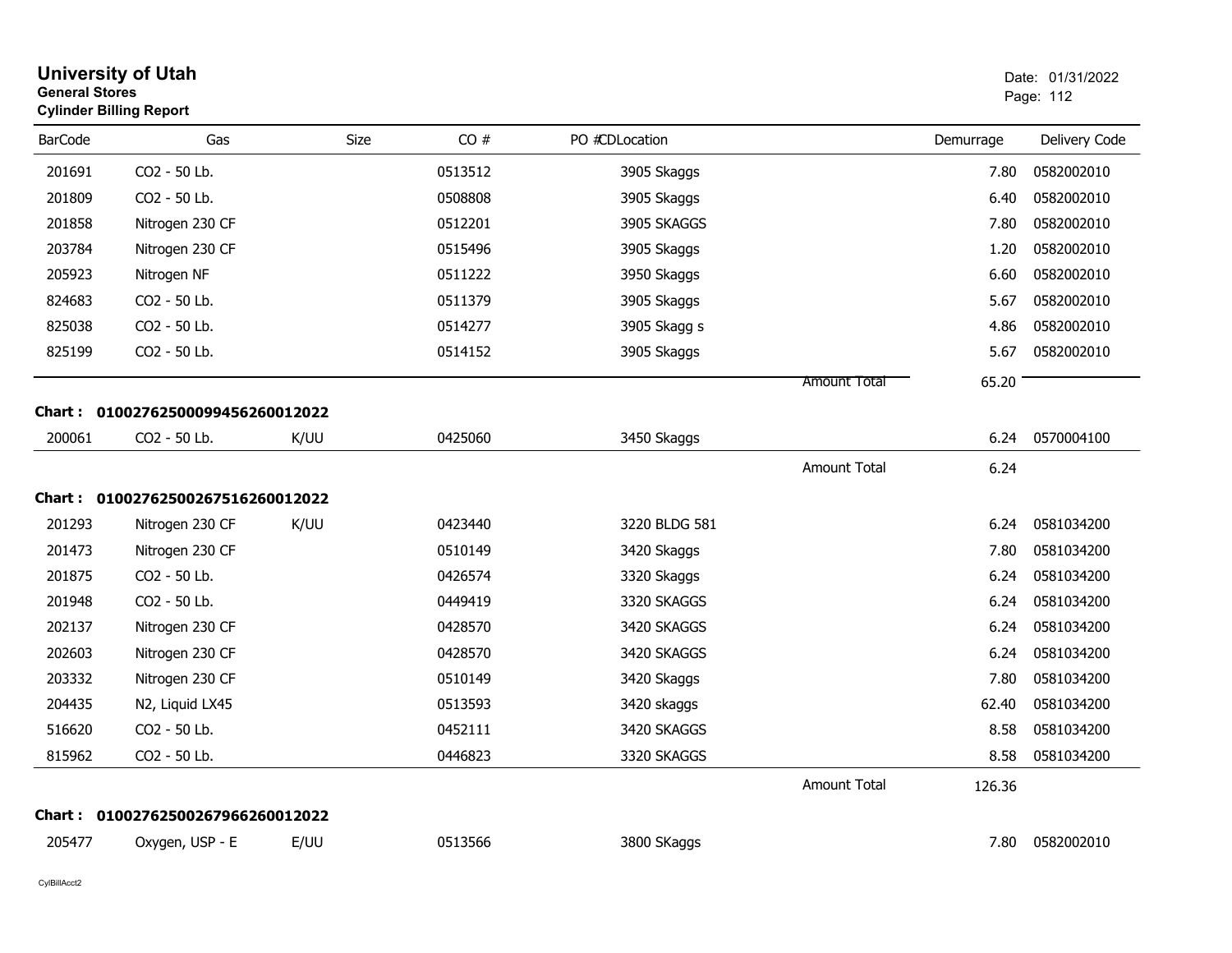**University of Utah**
**General Stores**
**Cylinder Billing Report**

Date: 01/31/2022

| BarCode | Gas | Size | CO # | PO # | CDLocation | Demurrage | Delivery Code |
|---|---|---|---|---|---|---|---|
| 201691 | CO2 - 50 Lb. | | 0513512 | | 3905 Skaggs | 7.80 | 0582002010 |
| 201809 | CO2 - 50 Lb. | | 0508808 | | 3905 Skaggs | 6.40 | 0582002010 |
| 201858 | Nitrogen 230 CF | | 0512201 | | 3905 SKAGGS | 7.80 | 0582002010 |
| 203784 | Nitrogen 230 CF | | 0515496 | | 3905 Skaggs | 1.20 | 0582002010 |
| 205923 | Nitrogen NF | | 0511222 | | 3950 Skaggs | 6.60 | 0582002010 |
| 824683 | CO2 - 50 Lb. | | 0511379 | | 3905 Skaggs | 5.67 | 0582002010 |
| 825038 | CO2 - 50 Lb. | | 0514277 | | 3905 Skagg s | 4.86 | 0582002010 |
| 825199 | CO2 - 50 Lb. | | 0514152 | | 3905 Skaggs | 5.67 | 0582002010 |
| | | | | | Amount Total | 65.20 | |

**Chart : 01002762500099456260012022**

| BarCode | Gas | Size | CO # | PO # | CDLocation | Demurrage | Delivery Code |
|---|---|---|---|---|---|---|---|
| 200061 | CO2 - 50 Lb. | K/UU | 0425060 | | 3450 Skaggs | 6.24 | 0570004100 |
| | | | | | Amount Total | 6.24 | |

**Chart : 01002762500267516260012022**

| BarCode | Gas | Size | CO # | PO # | CDLocation | Demurrage | Delivery Code |
|---|---|---|---|---|---|---|---|
| 201293 | Nitrogen 230 CF | K/UU | 0423440 | | 3220 BLDG 581 | 6.24 | 0581034200 |
| 201473 | Nitrogen 230 CF | | 0510149 | | 3420 Skaggs | 7.80 | 0581034200 |
| 201875 | CO2 - 50 Lb. | | 0426574 | | 3320 Skaggs | 6.24 | 0581034200 |
| 201948 | CO2 - 50 Lb. | | 0449419 | | 3320 SKAGGS | 6.24 | 0581034200 |
| 202137 | Nitrogen 230 CF | | 0428570 | | 3420 SKAGGS | 6.24 | 0581034200 |
| 202603 | Nitrogen 230 CF | | 0428570 | | 3420 SKAGGS | 6.24 | 0581034200 |
| 203332 | Nitrogen 230 CF | | 0510149 | | 3420 Skaggs | 7.80 | 0581034200 |
| 204435 | N2, Liquid LX45 | | 0513593 | | 3420 skaggs | 62.40 | 0581034200 |
| 516620 | CO2 - 50 Lb. | | 0452111 | | 3420 SKAGGS | 8.58 | 0581034200 |
| 815962 | CO2 - 50 Lb. | | 0446823 | | 3320 SKAGGS | 8.58 | 0581034200 |
| | | | | | Amount Total | 126.36 | |

**Chart : 01002762500267966260012022**

| BarCode | Gas | Size | CO # | PO # | CDLocation | Demurrage | Delivery Code |
|---|---|---|---|---|---|---|---|
| 205477 | Oxygen, USP - E | E/UU | 0513566 | | 3800 SKaggs | 7.80 | 0582002010 |

CylBillAcct2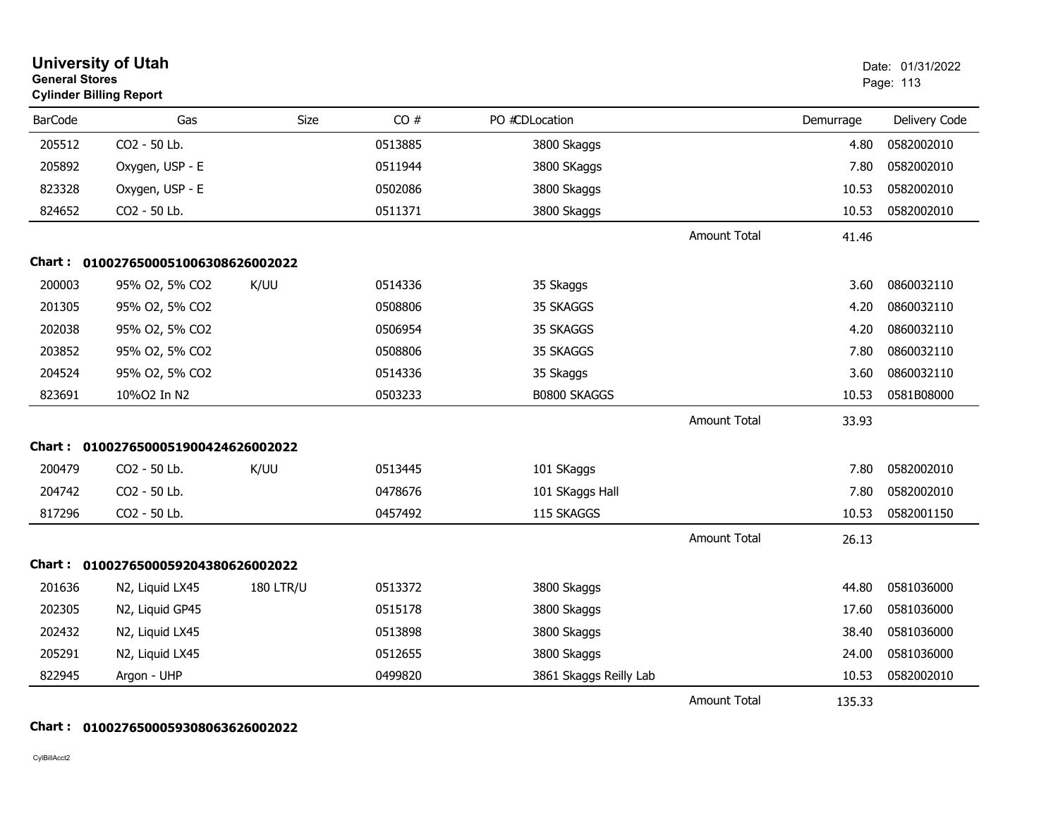# University of Utah

**General Stores**

**Cylinder Billing Report**

Date: 01/31/2022

| BarCode | Gas | Size | CO # | PO #CDLocation | | Demurrage | Delivery Code |
|---|---|---|---|---|---|---|---|
| 205512 | CO2 - 50 Lb. | | 0513885 | 3800 Skaggs | | 4.80 | 0582002010 |
| 205892 | Oxygen, USP - E | | 0511944 | 3800 SKaggs | | 7.80 | 0582002010 |
| 823328 | Oxygen, USP - E | | 0502086 | 3800 Skaggs | | 10.53 | 0582002010 |
| 824652 | CO2 - 50 Lb. | | 0511371 | 3800 Skaggs | | 10.53 | 0582002010 |
| | | | | | Amount Total | 41.46 | |

**Chart : 01002765000510063086260020​22**

| BarCode | Gas | Size | CO # | PO #CDLocation | | Demurrage | Delivery Code |
|---|---|---|---|---|---|---|---|
| 200003 | 95% O2, 5% CO2 | K/UU | 0514336 | 35 Skaggs | | 3.60 | 0860032110 |
| 201305 | 95% O2, 5% CO2 | | 0508806 | 35 SKAGGS | | 4.20 | 0860032110 |
| 202038 | 95% O2, 5% CO2 | | 0506954 | 35 SKAGGS | | 4.20 | 0860032110 |
| 203852 | 95% O2, 5% CO2 | | 0508806 | 35 SKAGGS | | 7.80 | 0860032110 |
| 204524 | 95% O2, 5% CO2 | | 0514336 | 35 Skaggs | | 3.60 | 0860032110 |
| 823691 | 10%O2 In N2 | | 0503233 | B0800 SKAGGS | | 10.53 | 0581B08000 |
| | | | | | Amount Total | 33.93 | |

**Chart : 0100276500051900424626002022**

| BarCode | Gas | Size | CO # | PO #CDLocation | | Demurrage | Delivery Code |
|---|---|---|---|---|---|---|---|
| 200479 | CO2 - 50 Lb. | K/UU | 0513445 | 101 SKaggs | | 7.80 | 0582002010 |
| 204742 | CO2 - 50 Lb. | | 0478676 | 101 SKaggs Hall | | 7.80 | 0582002010 |
| 817296 | CO2 - 50 Lb. | | 0457492 | 115 SKAGGS | | 10.53 | 0582001150 |
| | | | | | Amount Total | 26.13 | |

**Chart : 0100276500059204380626002022**

| BarCode | Gas | Size | CO # | PO #CDLocation | | Demurrage | Delivery Code |
|---|---|---|---|---|---|---|---|
| 201636 | N2, Liquid LX45 | 180 LTR/U | 0513372 | 3800 Skaggs | | 44.80 | 0581036000 |
| 202305 | N2, Liquid GP45 | | 0515178 | 3800 Skaggs | | 17.60 | 0581036000 |
| 202432 | N2, Liquid LX45 | | 0513898 | 3800 Skaggs | | 38.40 | 0581036000 |
| 205291 | N2, Liquid LX45 | | 0512655 | 3800 Skaggs | | 24.00 | 0581036000 |
| 822945 | Argon - UHP | | 0499820 | 3861 Skaggs Reilly Lab | | 10.53 | 0582002010 |
| | | | | | Amount Total | 135.33 | |

**Chart : 0100276500059308063626002022**

CylBillAcct2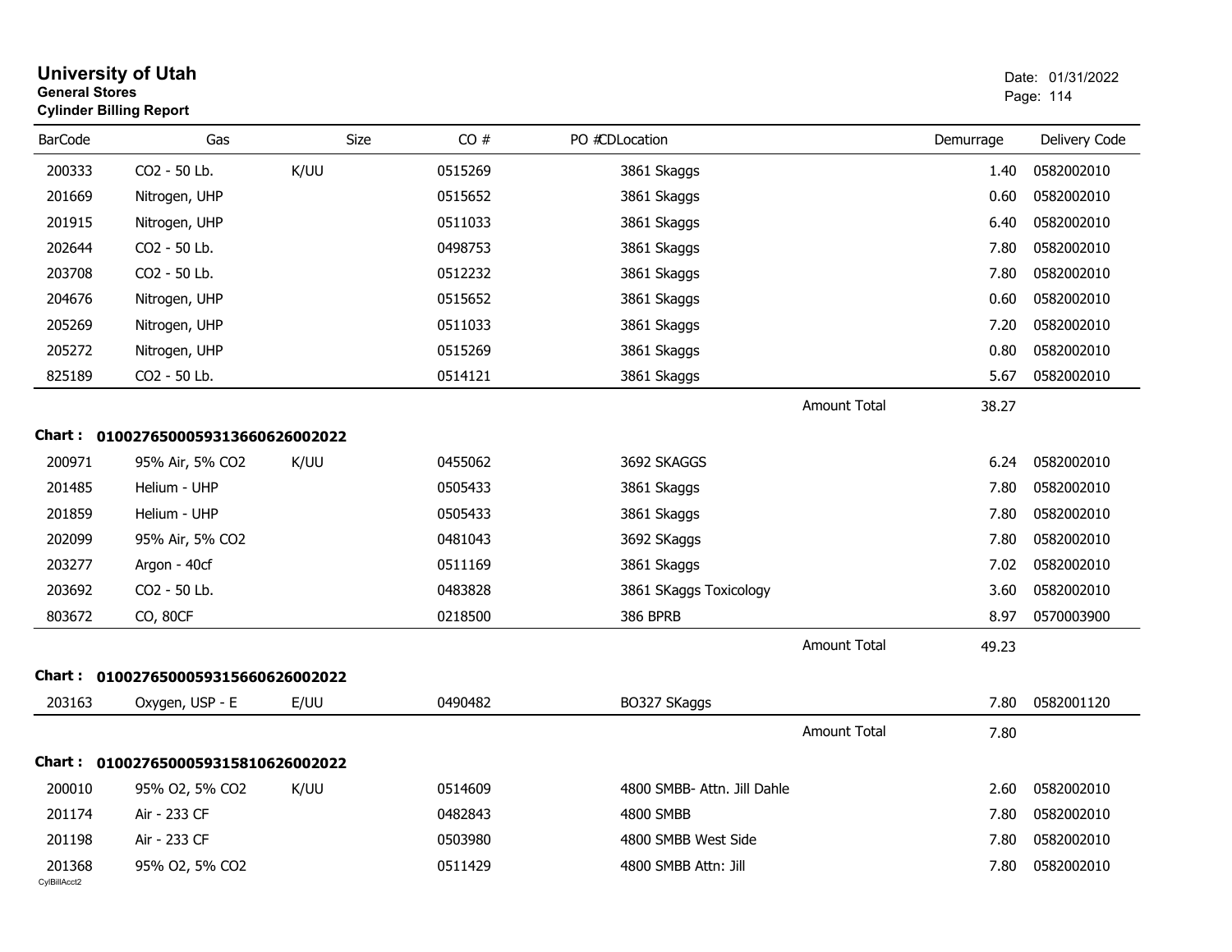# University of Utah
**General Stores**
**Cylinder Billing Report**

Date: 01/31/2022

| BarCode | Gas | Size | CO # | PO # | CDLocation | Demurrage | Delivery Code |
|---|---|---|---|---|---|---|---|
| 200333 | CO2 - 50 Lb. | K/UU | 0515269 | | 3861 Skaggs | 1.40 | 0582002010 |
| 201669 | Nitrogen, UHP | | 0515652 | | 3861 Skaggs | 0.60 | 0582002010 |
| 201915 | Nitrogen, UHP | | 0511033 | | 3861 Skaggs | 6.40 | 0582002010 |
| 202644 | CO2 - 50 Lb. | | 0498753 | | 3861 Skaggs | 7.80 | 0582002010 |
| 203708 | CO2 - 50 Lb. | | 0512232 | | 3861 Skaggs | 7.80 | 0582002010 |
| 204676 | Nitrogen, UHP | | 0515652 | | 3861 Skaggs | 0.60 | 0582002010 |
| 205269 | Nitrogen, UHP | | 0511033 | | 3861 Skaggs | 7.20 | 0582002010 |
| 205272 | Nitrogen, UHP | | 0515269 | | 3861 Skaggs | 0.80 | 0582002010 |
| 825189 | CO2 - 50 Lb. | | 0514121 | | 3861 Skaggs | 5.67 | 0582002010 |
| | | | | | Amount Total | 38.27 | |

**Chart : 01002765000593136606260020 22**

| BarCode | Gas | Size | CO # | PO # | CDLocation | Demurrage | Delivery Code |
|---|---|---|---|---|---|---|---|
| 200971 | 95% Air, 5% CO2 | K/UU | 0455062 | | 3692 SKAGGS | 6.24 | 0582002010 |
| 201485 | Helium - UHP | | 0505433 | | 3861 Skaggs | 7.80 | 0582002010 |
| 201859 | Helium - UHP | | 0505433 | | 3861 Skaggs | 7.80 | 0582002010 |
| 202099 | 95% Air, 5% CO2 | | 0481043 | | 3692 SKaggs | 7.80 | 0582002010 |
| 203277 | Argon - 40cf | | 0511169 | | 3861 Skaggs | 7.02 | 0582002010 |
| 203692 | CO2 - 50 Lb. | | 0483828 | | 3861 SKaggs Toxicology | 3.60 | 0582002010 |
| 803672 | CO, 80CF | | 0218500 | | 386 BPRB | 8.97 | 0570003900 |
| | | | | | Amount Total | 49.23 | |

**Chart : 0100276500059315660626002022**

| BarCode | Gas | Size | CO # | PO # | CDLocation | Demurrage | Delivery Code |
|---|---|---|---|---|---|---|---|
| 203163 | Oxygen, USP - E | E/UU | 0490482 | | BO327 SKaggs | 7.80 | 0582001120 |
| | | | | | Amount Total | 7.80 | |

**Chart : 0100276500059315810626002022**

| BarCode | Gas | Size | CO # | PO # | CDLocation | Demurrage | Delivery Code |
|---|---|---|---|---|---|---|---|
| 200010 | 95% O2, 5% CO2 | K/UU | 0514609 | | 4800 SMBB- Attn. Jill Dahle | 2.60 | 0582002010 |
| 201174 | Air - 233 CF | | 0482843 | | 4800 SMBB | 7.80 | 0582002010 |
| 201198 | Air - 233 CF | | 0503980 | | 4800 SMBB West Side | 7.80 | 0582002010 |
| 201368 | 95% O2, 5% CO2 | | 0511429 | | 4800 SMBB Attn: Jill | 7.80 | 0582002010 |

CylBillAcct2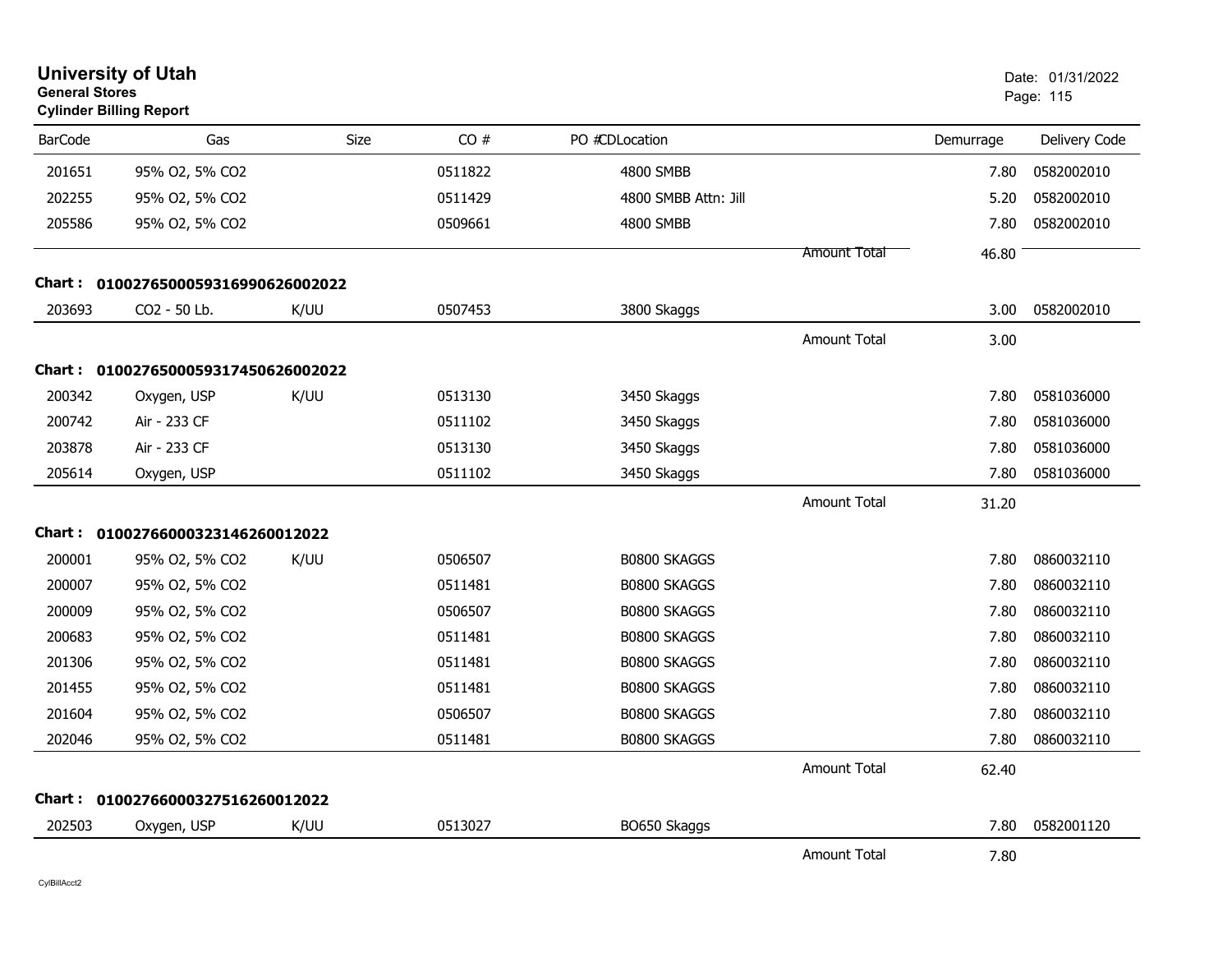# University of Utah
**General Stores**
**Cylinder Billing Report**

Date: 01/31/2022

| BarCode | Gas | Size | CO # | PO #CDLocation | | Demurrage | Delivery Code |
|---|---|---|---|---|---|---|---|
| 201651 | 95% O2, 5% CO2 | | 0511822 | 4800 SMBB | | 7.80 | 0582002010 |
| 202255 | 95% O2, 5% CO2 | | 0511429 | 4800 SMBB Attn: Jill | | 5.20 | 0582002010 |
| 205586 | 95% O2, 5% CO2 | | 0509661 | 4800 SMBB | | 7.80 | 0582002010 |
| | | | | | Amount Total | 46.80 | |
| **Chart : 01002765000593169906260020​22** | | | | | | | |
| 203693 | CO2 - 50 Lb. | K/UU | 0507453 | 3800 Skaggs | | 3.00 | 0582002010 |
| | | | | | Amount Total | 3.00 | |
| **Chart : 0100276500059317450626002022** | | | | | | | |
| 200342 | Oxygen, USP | K/UU | 0513130 | 3450 Skaggs | | 7.80 | 0581036000 |
| 200742 | Air - 233 CF | | 0511102 | 3450 Skaggs | | 7.80 | 0581036000 |
| 203878 | Air - 233 CF | | 0513130 | 3450 Skaggs | | 7.80 | 0581036000 |
| 205614 | Oxygen, USP | | 0511102 | 3450 Skaggs | | 7.80 | 0581036000 |
| | | | | | Amount Total | 31.20 | |
| **Chart : 01002766000323146260012022** | | | | | | | |
| 200001 | 95% O2, 5% CO2 | K/UU | 0506507 | B0800 SKAGGS | | 7.80 | 0860032110 |
| 200007 | 95% O2, 5% CO2 | | 0511481 | B0800 SKAGGS | | 7.80 | 0860032110 |
| 200009 | 95% O2, 5% CO2 | | 0506507 | B0800 SKAGGS | | 7.80 | 0860032110 |
| 200683 | 95% O2, 5% CO2 | | 0511481 | B0800 SKAGGS | | 7.80 | 0860032110 |
| 201306 | 95% O2, 5% CO2 | | 0511481 | B0800 SKAGGS | | 7.80 | 0860032110 |
| 201455 | 95% O2, 5% CO2 | | 0511481 | B0800 SKAGGS | | 7.80 | 0860032110 |
| 201604 | 95% O2, 5% CO2 | | 0506507 | B0800 SKAGGS | | 7.80 | 0860032110 |
| 202046 | 95% O2, 5% CO2 | | 0511481 | B0800 SKAGGS | | 7.80 | 0860032110 |
| | | | | | Amount Total | 62.40 | |
| **Chart : 01002766000327516260012022** | | | | | | | |
| 202503 | Oxygen, USP | K/UU | 0513027 | BO650 Skaggs | | 7.80 | 0582001120 |
| | | | | | Amount Total | 7.80 | |

CylBillAcct2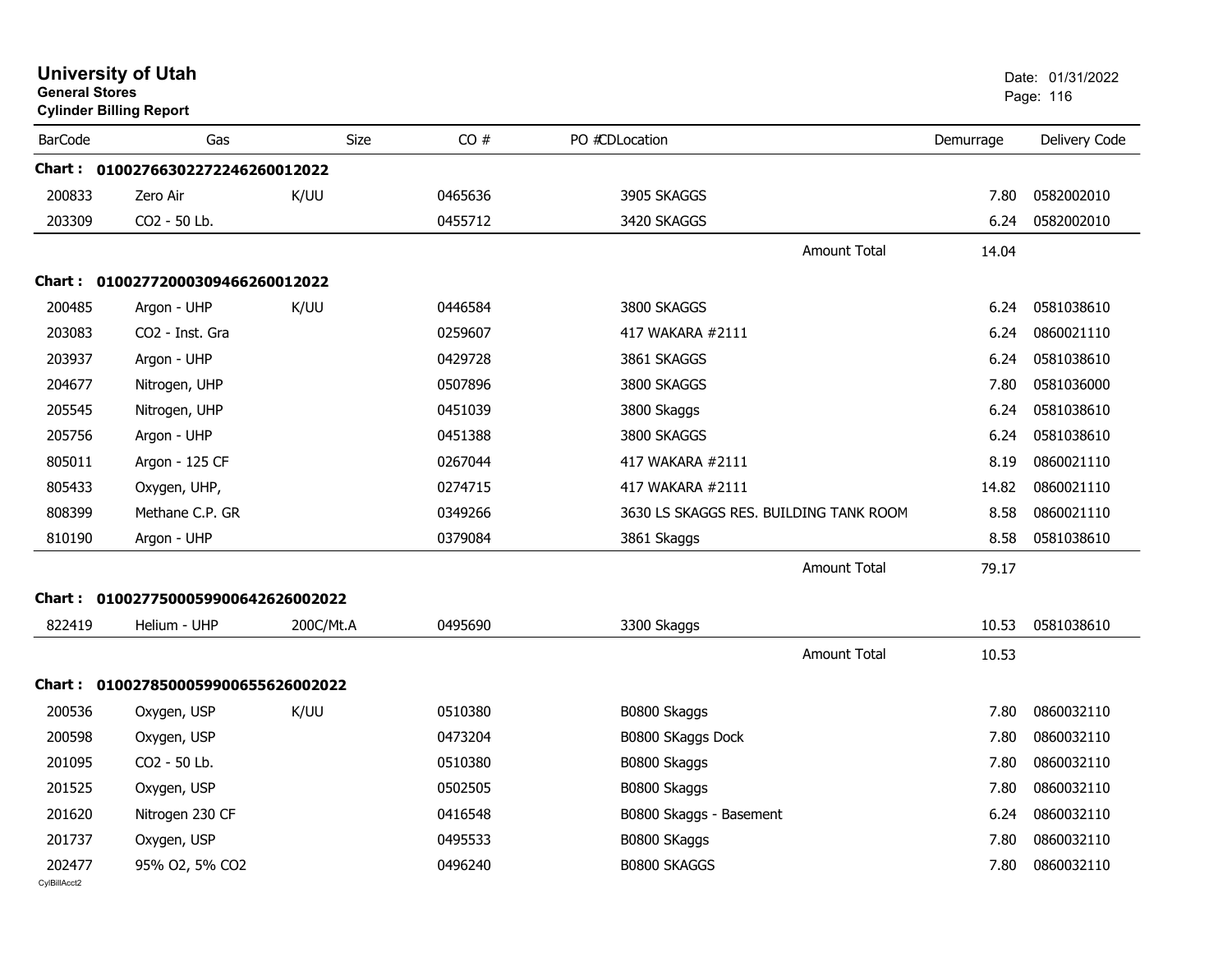# University of Utah

**General Stores**

**Cylinder Billing Report**

Date: 01/31/2022

| BarCode | Gas | Size | CO # | PO #CDLocation | Demurrage | Delivery Code |
|---|---|---|---|---|---|---|
| **Chart : 01002766302272246260012022** | | | | | | |
| 200833 | Zero Air | K/UU | 0465636 | 3905 SKAGGS | 7.80 | 0582002010 |
| 203309 | CO2 - 50 Lb. | | 0455712 | 3420 SKAGGS | 6.24 | 0582002010 |
| | | | | Amount Total | 14.04 | |
| **Chart : 01002772000309466260012022** | | | | | | |
| 200485 | Argon - UHP | K/UU | 0446584 | 3800 SKAGGS | 6.24 | 0581038610 |
| 203083 | CO2 - Inst. Gra | | 0259607 | 417 WAKARA #2111 | 6.24 | 0860021110 |
| 203937 | Argon - UHP | | 0429728 | 3861 SKAGGS | 6.24 | 0581038610 |
| 204677 | Nitrogen, UHP | | 0507896 | 3800 SKAGGS | 7.80 | 0581036000 |
| 205545 | Nitrogen, UHP | | 0451039 | 3800 Skaggs | 6.24 | 0581038610 |
| 205756 | Argon - UHP | | 0451388 | 3800 SKAGGS | 6.24 | 0581038610 |
| 805011 | Argon - 125 CF | | 0267044 | 417 WAKARA #2111 | 8.19 | 0860021110 |
| 805433 | Oxygen, UHP, | | 0274715 | 417 WAKARA #2111 | 14.82 | 0860021110 |
| 808399 | Methane C.P. GR | | 0349266 | 3630 LS SKAGGS RES. BUILDING TANK ROOM | 8.58 | 0860021110 |
| 810190 | Argon - UHP | | 0379084 | 3861 Skaggs | 8.58 | 0581038610 |
| | | | | Amount Total | 79.17 | |
| **Chart : 01002775000599006642626002022** | | | | | | |
| 822419 | Helium - UHP | 200C/Mt.A | 0495690 | 3300 Skaggs | 10.53 | 0581038610 |
| | | | | Amount Total | 10.53 | |
| **Chart : 01002785000599006655626002022** | | | | | | |
| 200536 | Oxygen, USP | K/UU | 0510380 | B0800 Skaggs | 7.80 | 0860032110 |
| 200598 | Oxygen, USP | | 0473204 | B0800 SKaggs Dock | 7.80 | 0860032110 |
| 201095 | CO2 - 50 Lb. | | 0510380 | B0800 Skaggs | 7.80 | 0860032110 |
| 201525 | Oxygen, USP | | 0502505 | B0800 Skaggs | 7.80 | 0860032110 |
| 201620 | Nitrogen 230 CF | | 0416548 | B0800 Skaggs - Basement | 6.24 | 0860032110 |
| 201737 | Oxygen, USP | | 0495533 | B0800 SKaggs | 7.80 | 0860032110 |
| 202477 | 95% O2, 5% CO2 | | 0496240 | B0800 SKAGGS | 7.80 | 0860032110 |

CylBillAcct2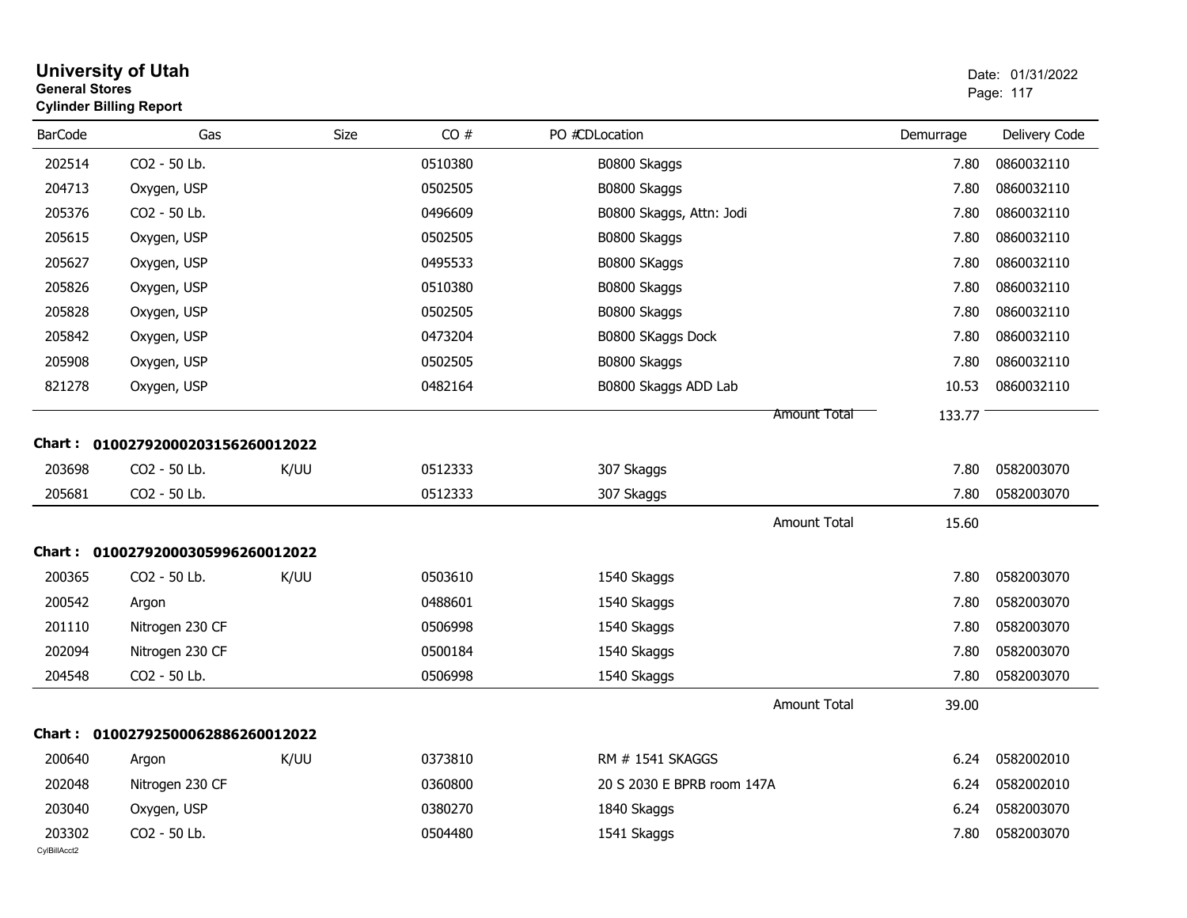**University of Utah**
**General Stores**
**Cylinder Billing Report**

Date: 01/31/2022

| BarCode | Gas | Size | CO # | PO #CDLocation | Demurrage | Delivery Code |
|---|---|---|---|---|---|---|
| 202514 | CO2 - 50 Lb. | | 0510380 | B0800 Skaggs | 7.80 | 0860032110 |
| 204713 | Oxygen, USP | | 0502505 | B0800 Skaggs | 7.80 | 0860032110 |
| 205376 | CO2 - 50 Lb. | | 0496609 | B0800 Skaggs, Attn: Jodi | 7.80 | 0860032110 |
| 205615 | Oxygen, USP | | 0502505 | B0800 Skaggs | 7.80 | 0860032110 |
| 205627 | Oxygen, USP | | 0495533 | B0800 SKaggs | 7.80 | 0860032110 |
| 205826 | Oxygen, USP | | 0510380 | B0800 Skaggs | 7.80 | 0860032110 |
| 205828 | Oxygen, USP | | 0502505 | B0800 Skaggs | 7.80 | 0860032110 |
| 205842 | Oxygen, USP | | 0473204 | B0800 SKaggs Dock | 7.80 | 0860032110 |
| 205908 | Oxygen, USP | | 0502505 | B0800 Skaggs | 7.80 | 0860032110 |
| 821278 | Oxygen, USP | | 0482164 | B0800 Skaggs ADD Lab | 10.53 | 0860032110 |
| | | | | Amount Total | 133.77 | |

**Chart : 01002792000203156260012022**

| BarCode | Gas | Size | CO # | PO #CDLocation | Demurrage | Delivery Code |
|---|---|---|---|---|---|---|
| 203698 | CO2 - 50 Lb. | K/UU | 0512333 | 307 Skaggs | 7.80 | 0582003070 |
| 205681 | CO2 - 50 Lb. | | 0512333 | 307 Skaggs | 7.80 | 0582003070 |
| | | | | Amount Total | 15.60 | |

**Chart : 01002792000305996260012022**

| BarCode | Gas | Size | CO # | PO #CDLocation | Demurrage | Delivery Code |
|---|---|---|---|---|---|---|
| 200365 | CO2 - 50 Lb. | K/UU | 0503610 | 1540 Skaggs | 7.80 | 0582003070 |
| 200542 | Argon | | 0488601 | 1540 Skaggs | 7.80 | 0582003070 |
| 201110 | Nitrogen 230 CF | | 0506998 | 1540 Skaggs | 7.80 | 0582003070 |
| 202094 | Nitrogen 230 CF | | 0500184 | 1540 Skaggs | 7.80 | 0582003070 |
| 204548 | CO2 - 50 Lb. | | 0506998 | 1540 Skaggs | 7.80 | 0582003070 |
| | | | | Amount Total | 39.00 | |

**Chart : 01002792500062886260012022**

| BarCode | Gas | Size | CO # | PO #CDLocation | Demurrage | Delivery Code |
|---|---|---|---|---|---|---|
| 200640 | Argon | K/UU | 0373810 | RM # 1541 SKAGGS | 6.24 | 0582002010 |
| 202048 | Nitrogen 230 CF | | 0360800 | 20 S 2030 E BPRB room 147A | 6.24 | 0582002010 |
| 203040 | Oxygen, USP | | 0380270 | 1840 Skaggs | 6.24 | 0582003070 |
| 203302 | CO2 - 50 Lb. | | 0504480 | 1541 Skaggs | 7.80 | 0582003070 |

CylBillAcct2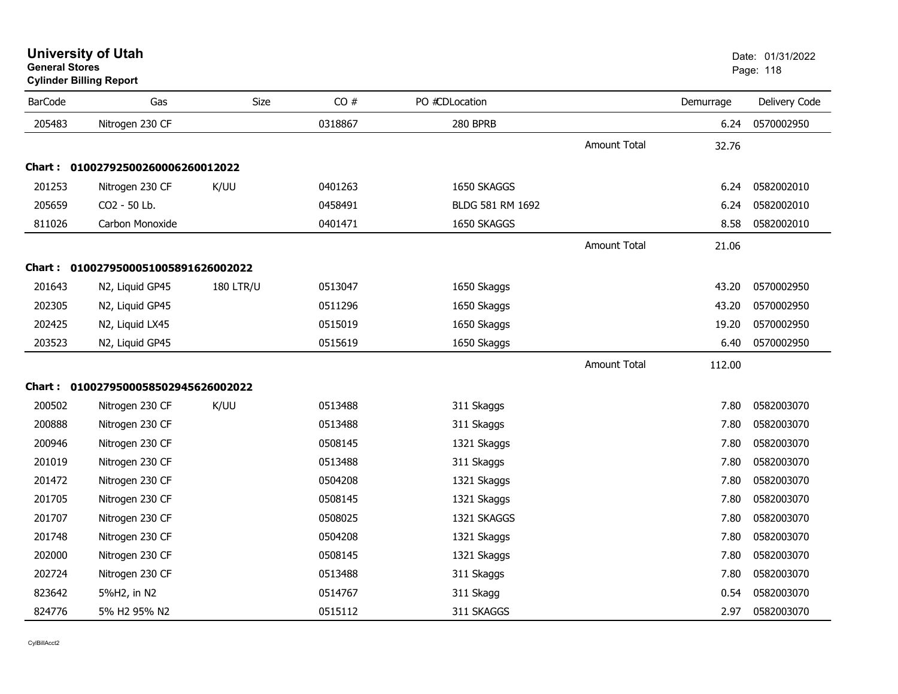# University of Utah

**General Stores**

**Cylinder Billing Report**

Date: 01/31/2022

| BarCode | Gas | Size | CO # | PO #CDLocation | | Demurrage | Delivery Code |
|---|---|---|---|---|---|---|---|
| 205483 | Nitrogen 230 CF | | 0318867 | 280 BPRB | | 6.24 | 0570002950 |
| | | | | | Amount Total | 32.76 | |
| **Chart : 01002792500260006260012022** | | | | | | | |
| 201253 | Nitrogen 230 CF | K/UU | 0401263 | 1650 SKAGGS | | 6.24 | 0582002010 |
| 205659 | CO2 - 50 Lb. | | 0458491 | BLDG 581 RM 1692 | | 6.24 | 0582002010 |
| 811026 | Carbon Monoxide | | 0401471 | 1650 SKAGGS | | 8.58 | 0582002010 |
| | | | | | Amount Total | 21.06 | |
| **Chart : 01002795000510058916260020 22** | | | | | | | |
| 201643 | N2, Liquid GP45 | 180 LTR/U | 0513047 | 1650 Skaggs | | 43.20 | 0570002950 |
| 202305 | N2, Liquid GP45 | | 0511296 | 1650 Skaggs | | 43.20 | 0570002950 |
| 202425 | N2, Liquid LX45 | | 0515019 | 1650 Skaggs | | 19.20 | 0570002950 |
| 203523 | N2, Liquid GP45 | | 0515619 | 1650 Skaggs | | 6.40 | 0570002950 |
| | | | | | Amount Total | 112.00 | |
| **Chart : 01002795000585029456260020 22** | | | | | | | |
| 200502 | Nitrogen 230 CF | K/UU | 0513488 | 311 Skaggs | | 7.80 | 0582003070 |
| 200888 | Nitrogen 230 CF | | 0513488 | 311 Skaggs | | 7.80 | 0582003070 |
| 200946 | Nitrogen 230 CF | | 0508145 | 1321 Skaggs | | 7.80 | 0582003070 |
| 201019 | Nitrogen 230 CF | | 0513488 | 311 Skaggs | | 7.80 | 0582003070 |
| 201472 | Nitrogen 230 CF | | 0504208 | 1321 Skaggs | | 7.80 | 0582003070 |
| 201705 | Nitrogen 230 CF | | 0508145 | 1321 Skaggs | | 7.80 | 0582003070 |
| 201707 | Nitrogen 230 CF | | 0508025 | 1321 SKAGGS | | 7.80 | 0582003070 |
| 201748 | Nitrogen 230 CF | | 0504208 | 1321 Skaggs | | 7.80 | 0582003070 |
| 202000 | Nitrogen 230 CF | | 0508145 | 1321 Skaggs | | 7.80 | 0582003070 |
| 202724 | Nitrogen 230 CF | | 0513488 | 311 Skaggs | | 7.80 | 0582003070 |
| 823642 | 5%H2, in N2 | | 0514767 | 311 Skagg | | 0.54 | 0582003070 |
| 824776 | 5% H2 95% N2 | | 0515112 | 311 SKAGGS | | 2.97 | 0582003070 |

CylBillAcct2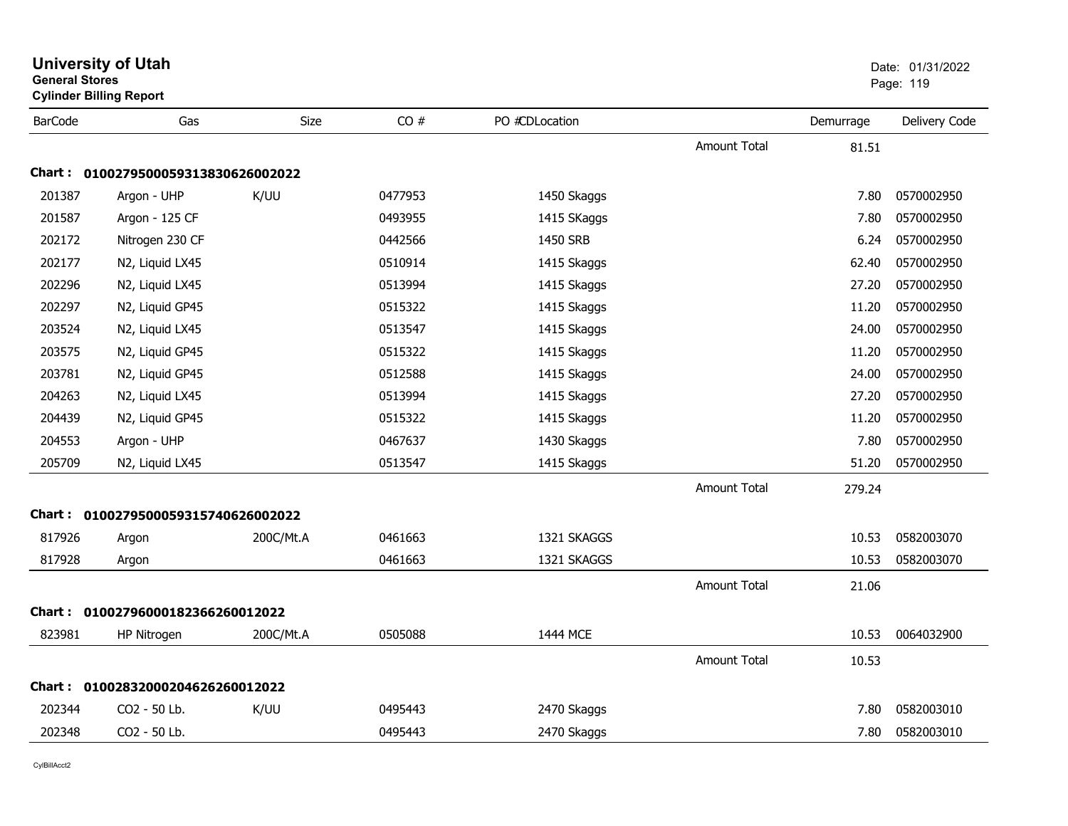# University of Utah

**General Stores**

**Cylinder Billing Report**

Date: 01/31/2022

| BarCode | Gas | Size | CO # | PO #CDLocation | | Demurrage | Delivery Code |
|---|---|---|---|---|---|---|---|
| | | | | | Amount Total | 81.51 | |
| **Chart :** | **0100279500059313830626002022** | | | | | | |
| 201387 | Argon - UHP | K/UU | 0477953 | 1450 Skaggs | | 7.80 | 0570002950 |
| 201587 | Argon - 125 CF | | 0493955 | 1415 SKaggs | | 7.80 | 0570002950 |
| 202172 | Nitrogen 230 CF | | 0442566 | 1450 SRB | | 6.24 | 0570002950 |
| 202177 | N2, Liquid LX45 | | 0510914 | 1415 Skaggs | | 62.40 | 0570002950 |
| 202296 | N2, Liquid LX45 | | 0513994 | 1415 Skaggs | | 27.20 | 0570002950 |
| 202297 | N2, Liquid GP45 | | 0515322 | 1415 Skaggs | | 11.20 | 0570002950 |
| 203524 | N2, Liquid LX45 | | 0513547 | 1415 Skaggs | | 24.00 | 0570002950 |
| 203575 | N2, Liquid GP45 | | 0515322 | 1415 Skaggs | | 11.20 | 0570002950 |
| 203781 | N2, Liquid GP45 | | 0512588 | 1415 Skaggs | | 24.00 | 0570002950 |
| 204263 | N2, Liquid LX45 | | 0513994 | 1415 Skaggs | | 27.20 | 0570002950 |
| 204439 | N2, Liquid GP45 | | 0515322 | 1415 Skaggs | | 11.20 | 0570002950 |
| 204553 | Argon - UHP | | 0467637 | 1430 Skaggs | | 7.80 | 0570002950 |
| 205709 | N2, Liquid LX45 | | 0513547 | 1415 Skaggs | | 51.20 | 0570002950 |
| | | | | | Amount Total | 279.24 | |
| **Chart :** | **0100279500059315740626002022** | | | | | | |
| 817926 | Argon | 200C/Mt.A | 0461663 | 1321 SKAGGS | | 10.53 | 0582003070 |
| 817928 | Argon | | 0461663 | 1321 SKAGGS | | 10.53 | 0582003070 |
| | | | | | Amount Total | 21.06 | |
| **Chart :** | **01002796000182366260012022** | | | | | | |
| 823981 | HP Nitrogen | 200C/Mt.A | 0505088 | 1444 MCE | | 10.53 | 0064032900 |
| | | | | | Amount Total | 10.53 | |
| **Chart :** | **01002832000204626260012022** | | | | | | |
| 202344 | CO2 - 50 Lb. | K/UU | 0495443 | 2470 Skaggs | | 7.80 | 0582003010 |
| 202348 | CO2 - 50 Lb. | | 0495443 | 2470 Skaggs | | 7.80 | 0582003010 |

CylBillAcct2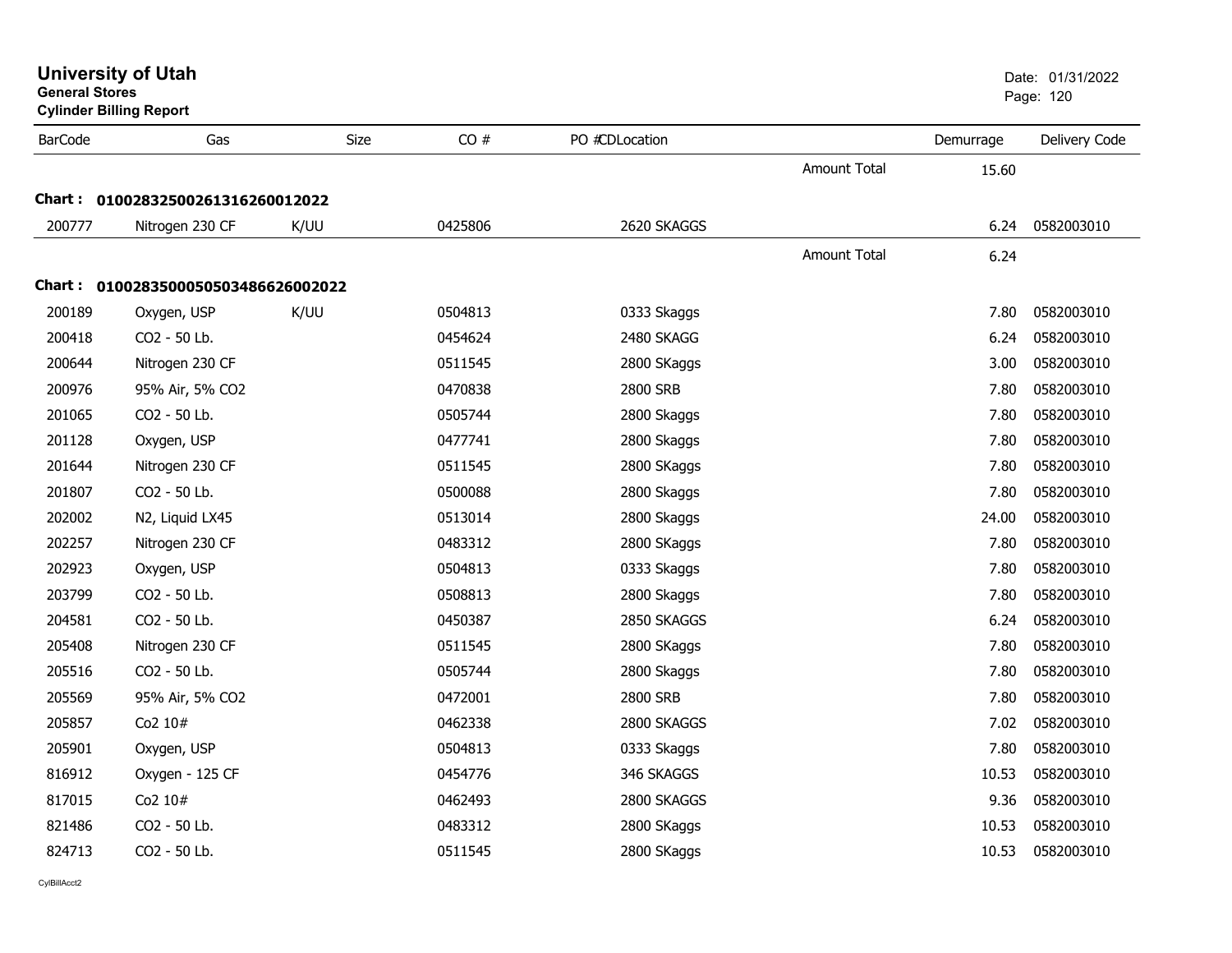# University of Utah

**General Stores**

**Cylinder Billing Report**

Date: 01/31/2022

| BarCode | Gas | Size | CO # | PO #CDLocation | | Demurrage | Delivery Code |
|---|---|---|---|---|---|---|---|
| | | | | | Amount Total | 15.60 | |
| **Chart : 0100283250026131626001​2022** | | | | | | | |
| 200777 | Nitrogen 230 CF | K/UU | 0425806 | 2620 SKAGGS | | 6.24 | 0582003010 |
| | | | | | Amount Total | 6.24 | |
| **Chart : 01002835000505034866260​02022** | | | | | | | |
| 200189 | Oxygen, USP | K/UU | 0504813 | 0333 Skaggs | | 7.80 | 0582003010 |
| 200418 | CO2 - 50 Lb. | | 0454624 | 2480 SKAGG | | 6.24 | 0582003010 |
| 200644 | Nitrogen 230 CF | | 0511545 | 2800 SKaggs | | 3.00 | 0582003010 |
| 200976 | 95% Air, 5% CO2 | | 0470838 | 2800 SRB | | 7.80 | 0582003010 |
| 201065 | CO2 - 50 Lb. | | 0505744 | 2800 Skaggs | | 7.80 | 0582003010 |
| 201128 | Oxygen, USP | | 0477741 | 2800 Skaggs | | 7.80 | 0582003010 |
| 201644 | Nitrogen 230 CF | | 0511545 | 2800 SKaggs | | 7.80 | 0582003010 |
| 201807 | CO2 - 50 Lb. | | 0500088 | 2800 Skaggs | | 7.80 | 0582003010 |
| 202002 | N2, Liquid LX45 | | 0513014 | 2800 Skaggs | | 24.00 | 0582003010 |
| 202257 | Nitrogen 230 CF | | 0483312 | 2800 SKaggs | | 7.80 | 0582003010 |
| 202923 | Oxygen, USP | | 0504813 | 0333 Skaggs | | 7.80 | 0582003010 |
| 203799 | CO2 - 50 Lb. | | 0508813 | 2800 Skaggs | | 7.80 | 0582003010 |
| 204581 | CO2 - 50 Lb. | | 0450387 | 2850 SKAGGS | | 6.24 | 0582003010 |
| 205408 | Nitrogen 230 CF | | 0511545 | 2800 SKaggs | | 7.80 | 0582003010 |
| 205516 | CO2 - 50 Lb. | | 0505744 | 2800 Skaggs | | 7.80 | 0582003010 |
| 205569 | 95% Air, 5% CO2 | | 0472001 | 2800 SRB | | 7.80 | 0582003010 |
| 205857 | Co2 10# | | 0462338 | 2800 SKAGGS | | 7.02 | 0582003010 |
| 205901 | Oxygen, USP | | 0504813 | 0333 Skaggs | | 7.80 | 0582003010 |
| 816912 | Oxygen - 125 CF | | 0454776 | 346 SKAGGS | | 10.53 | 0582003010 |
| 817015 | Co2 10# | | 0462493 | 2800 SKAGGS | | 9.36 | 0582003010 |
| 821486 | CO2 - 50 Lb. | | 0483312 | 2800 SKaggs | | 10.53 | 0582003010 |
| 824713 | CO2 - 50 Lb. | | 0511545 | 2800 SKaggs | | 10.53 | 0582003010 |

CylBillAcct2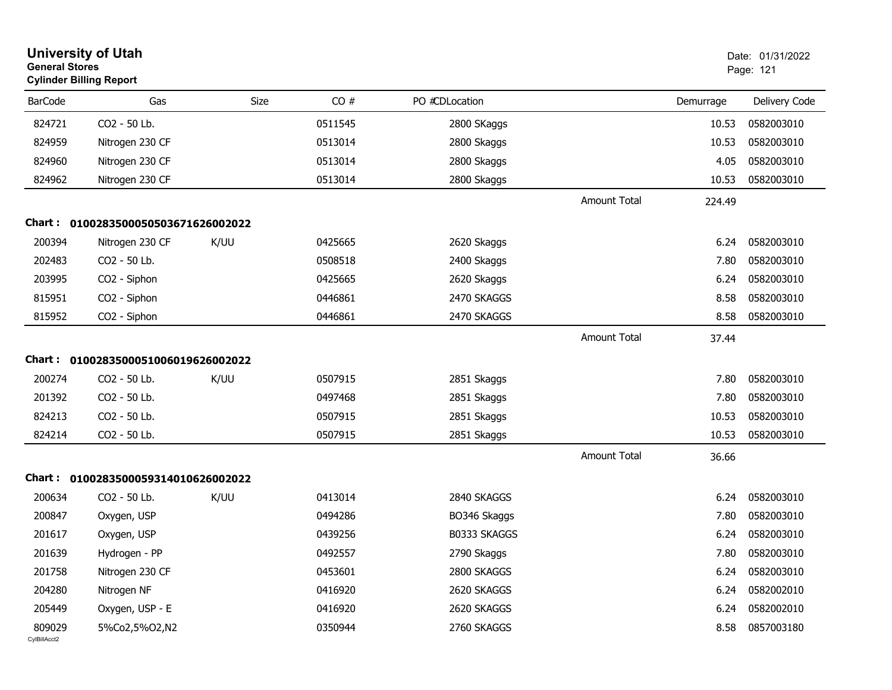# University of Utah

**General Stores**

**Cylinder Billing Report**

Date: 01/31/2022

| BarCode | Gas | Size | CO # | PO # | CDLocation | | Demurrage | Delivery Code |
|---|---|---|---|---|---|---|---|---|
| 824721 | CO2 - 50 Lb. | | 0511545 | | 2800 SKaggs | | 10.53 | 0582003010 |
| 824959 | Nitrogen 230 CF | | 0513014 | | 2800 Skaggs | | 10.53 | 0582003010 |
| 824960 | Nitrogen 230 CF | | 0513014 | | 2800 Skaggs | | 4.05 | 0582003010 |
| 824962 | Nitrogen 230 CF | | 0513014 | | 2800 Skaggs | | 10.53 | 0582003010 |
| | | | | | | Amount Total | 224.49 | |

**Chart : 01002835000505036716260002022**

| BarCode | Gas | Size | CO # | PO # | CDLocation | | Demurrage | Delivery Code |
|---|---|---|---|---|---|---|---|---|
| 200394 | Nitrogen 230 CF | K/UU | 0425665 | | 2620 Skaggs | | 6.24 | 0582003010 |
| 202483 | CO2 - 50 Lb. | | 0508518 | | 2400 Skaggs | | 7.80 | 0582003010 |
| 203995 | CO2 - Siphon | | 0425665 | | 2620 Skaggs | | 6.24 | 0582003010 |
| 815951 | CO2 - Siphon | | 0446861 | | 2470 SKAGGS | | 8.58 | 0582003010 |
| 815952 | CO2 - Siphon | | 0446861 | | 2470 SKAGGS | | 8.58 | 0582003010 |
| | | | | | | Amount Total | 37.44 | |

**Chart : 01002835000510060196260002022**

| BarCode | Gas | Size | CO # | PO # | CDLocation | | Demurrage | Delivery Code |
|---|---|---|---|---|---|---|---|---|
| 200274 | CO2 - 50 Lb. | K/UU | 0507915 | | 2851 Skaggs | | 7.80 | 0582003010 |
| 201392 | CO2 - 50 Lb. | | 0497468 | | 2851 Skaggs | | 7.80 | 0582003010 |
| 824213 | CO2 - 50 Lb. | | 0507915 | | 2851 Skaggs | | 10.53 | 0582003010 |
| 824214 | CO2 - 50 Lb. | | 0507915 | | 2851 Skaggs | | 10.53 | 0582003010 |
| | | | | | | Amount Total | 36.66 | |

**Chart : 01002835000593140106260002022**

| BarCode | Gas | Size | CO # | PO # | CDLocation | | Demurrage | Delivery Code |
|---|---|---|---|---|---|---|---|---|
| 200634 | CO2 - 50 Lb. | K/UU | 0413014 | | 2840 SKAGGS | | 6.24 | 0582003010 |
| 200847 | Oxygen, USP | | 0494286 | | BO346 Skaggs | | 7.80 | 0582003010 |
| 201617 | Oxygen, USP | | 0439256 | | B0333 SKAGGS | | 6.24 | 0582003010 |
| 201639 | Hydrogen - PP | | 0492557 | | 2790 Skaggs | | 7.80 | 0582003010 |
| 201758 | Nitrogen 230 CF | | 0453601 | | 2800 SKAGGS | | 6.24 | 0582003010 |
| 204280 | Nitrogen NF | | 0416920 | | 2620 SKAGGS | | 6.24 | 0582002010 |
| 205449 | Oxygen, USP - E | | 0416920 | | 2620 SKAGGS | | 6.24 | 0582002010 |
| 809029 | 5%Co2,5%O2,N2 | | 0350944 | | 2760 SKAGGS | | 8.58 | 0857003180 |

CylBillAcct2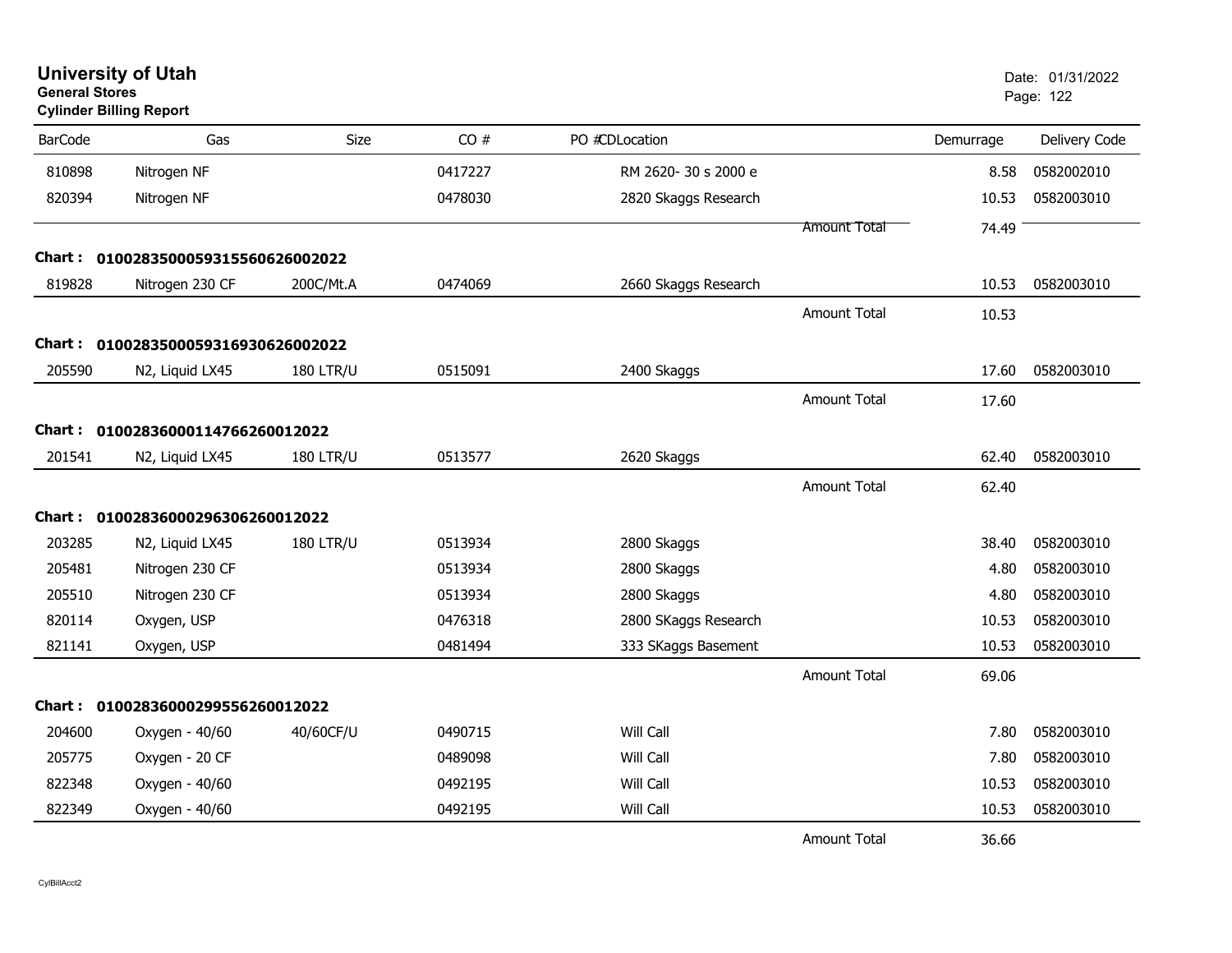# University of Utah

**General Stores**

**Cylinder Billing Report**

Date: 01/31/2022

| BarCode | Gas | Size | CO # | PO #CDLocation | Demurrage | Delivery Code |
|---|---|---|---|---|---|---|
| 810898 | Nitrogen NF | | 0417227 | RM 2620- 30 s 2000 e | 8.58 | 0582002010 |
| 820394 | Nitrogen NF | | 0478030 | 2820 Skaggs Research | 10.53 | 0582003010 |
| | | | | Amount Total | 74.49 | |

**Chart : 01002835000593155606260022022**

| BarCode | Gas | Size | CO # | PO #CDLocation | Demurrage | Delivery Code |
|---|---|---|---|---|---|---|
| 819828 | Nitrogen 230 CF | 200C/Mt.A | 0474069 | 2660 Skaggs Research | 10.53 | 0582003010 |
| | | | | Amount Total | 10.53 | |

**Chart : 01002835000593169306260022022**

| BarCode | Gas | Size | CO # | PO #CDLocation | Demurrage | Delivery Code |
|---|---|---|---|---|---|---|
| 205590 | N2, Liquid LX45 | 180 LTR/U | 0515091 | 2400 Skaggs | 17.60 | 0582003010 |
| | | | | Amount Total | 17.60 | |

**Chart : 0100283600011476626001​2022**

| BarCode | Gas | Size | CO # | PO #CDLocation | Demurrage | Delivery Code |
|---|---|---|---|---|---|---|
| 201541 | N2, Liquid LX45 | 180 LTR/U | 0513577 | 2620 Skaggs | 62.40 | 0582003010 |
| | | | | Amount Total | 62.40 | |

**Chart : 01002836000296306260012022**

| BarCode | Gas | Size | CO # | PO #CDLocation | Demurrage | Delivery Code |
|---|---|---|---|---|---|---|
| 203285 | N2, Liquid LX45 | 180 LTR/U | 0513934 | 2800 Skaggs | 38.40 | 0582003010 |
| 205481 | Nitrogen 230 CF | | 0513934 | 2800 Skaggs | 4.80 | 0582003010 |
| 205510 | Nitrogen 230 CF | | 0513934 | 2800 Skaggs | 4.80 | 0582003010 |
| 820114 | Oxygen, USP | | 0476318 | 2800 SKaggs Research | 10.53 | 0582003010 |
| 821141 | Oxygen, USP | | 0481494 | 333 SKaggs Basement | 10.53 | 0582003010 |
| | | | | Amount Total | 69.06 | |

**Chart : 01002836000299556260012022**

| BarCode | Gas | Size | CO # | PO #CDLocation | Demurrage | Delivery Code |
|---|---|---|---|---|---|---|
| 204600 | Oxygen - 40/60 | 40/60CF/U | 0490715 | Will Call | 7.80 | 0582003010 |
| 205775 | Oxygen - 20 CF | | 0489098 | Will Call | 7.80 | 0582003010 |
| 822348 | Oxygen - 40/60 | | 0492195 | Will Call | 10.53 | 0582003010 |
| 822349 | Oxygen - 40/60 | | 0492195 | Will Call | 10.53 | 0582003010 |
| | | | | Amount Total | 36.66 | |

CylBillAcct2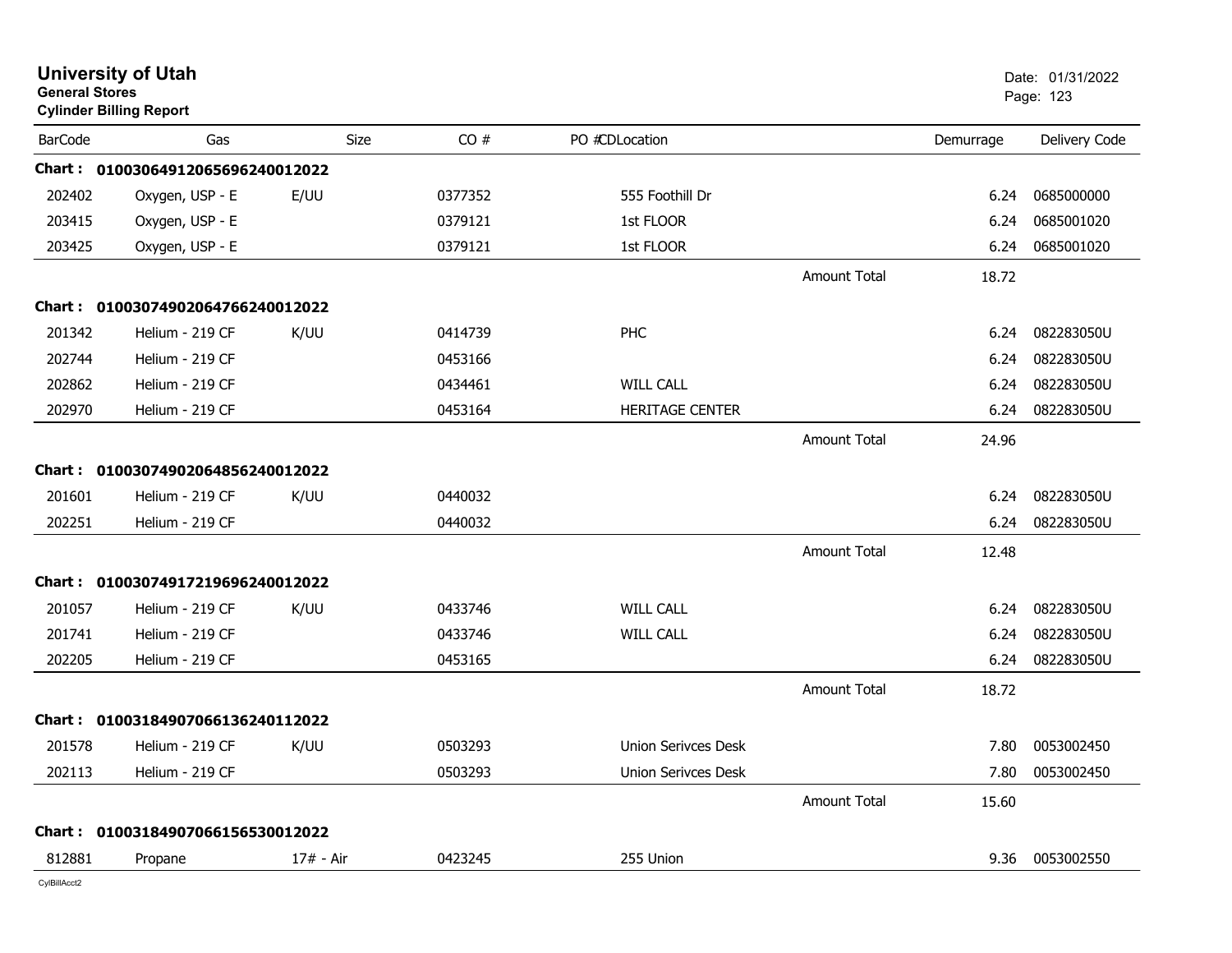# University of Utah
**General Stores**
**Cylinder Billing Report**

Date: 01/31/2022

| BarCode | Gas | Size | CO # | PO # | CD | Location | | Demurrage | Delivery Code |
|---|---|---|---|---|---|---|---|---|---|
| **Chart :** | **01003064912065696240012022** | | | | | | | | |
| 202402 | Oxygen, USP - E | E/UU | 0377352 | | | 555 Foothill Dr | | 6.24 | 0685000000 |
| 203415 | Oxygen, USP - E | | 0379121 | | | 1st FLOOR | | 6.24 | 0685001020 |
| 203425 | Oxygen, USP - E | | 0379121 | | | 1st FLOOR | | 6.24 | 0685001020 |
| | | | | | | | Amount Total | 18.72 | |
| **Chart :** | **01003074902064766240012022** | | | | | | | | |
| 201342 | Helium - 219 CF | K/UU | 0414739 | | | PHC | | 6.24 | 082283050U |
| 202744 | Helium - 219 CF | | 0453166 | | | | | 6.24 | 082283050U |
| 202862 | Helium - 219 CF | | 0434461 | | | WILL CALL | | 6.24 | 082283050U |
| 202970 | Helium - 219 CF | | 0453164 | | | HERITAGE CENTER | | 6.24 | 082283050U |
| | | | | | | | Amount Total | 24.96 | |
| **Chart :** | **01003074902064856240012022** | | | | | | | | |
| 201601 | Helium - 219 CF | K/UU | 0440032 | | | | | 6.24 | 082283050U |
| 202251 | Helium - 219 CF | | 0440032 | | | | | 6.24 | 082283050U |
| | | | | | | | Amount Total | 12.48 | |
| **Chart :** | **01003074917219696240012022** | | | | | | | | |
| 201057 | Helium - 219 CF | K/UU | 0433746 | | | WILL CALL | | 6.24 | 082283050U |
| 201741 | Helium - 219 CF | | 0433746 | | | WILL CALL | | 6.24 | 082283050U |
| 202205 | Helium - 219 CF | | 0453165 | | | | | 6.24 | 082283050U |
| | | | | | | | Amount Total | 18.72 | |
| **Chart :** | **01003184907066136240112022** | | | | | | | | |
| 201578 | Helium - 219 CF | K/UU | 0503293 | | | Union Serivces Desk | | 7.80 | 0053002450 |
| 202113 | Helium - 219 CF | | 0503293 | | | Union Serivces Desk | | 7.80 | 0053002450 |
| | | | | | | | Amount Total | 15.60 | |
| **Chart :** | **01003184907066156530012022** | | | | | | | | |
| 812881 | Propane | 17# - Air | 0423245 | | | 255 Union | | 9.36 | 0053002550 |

CylBillAcct2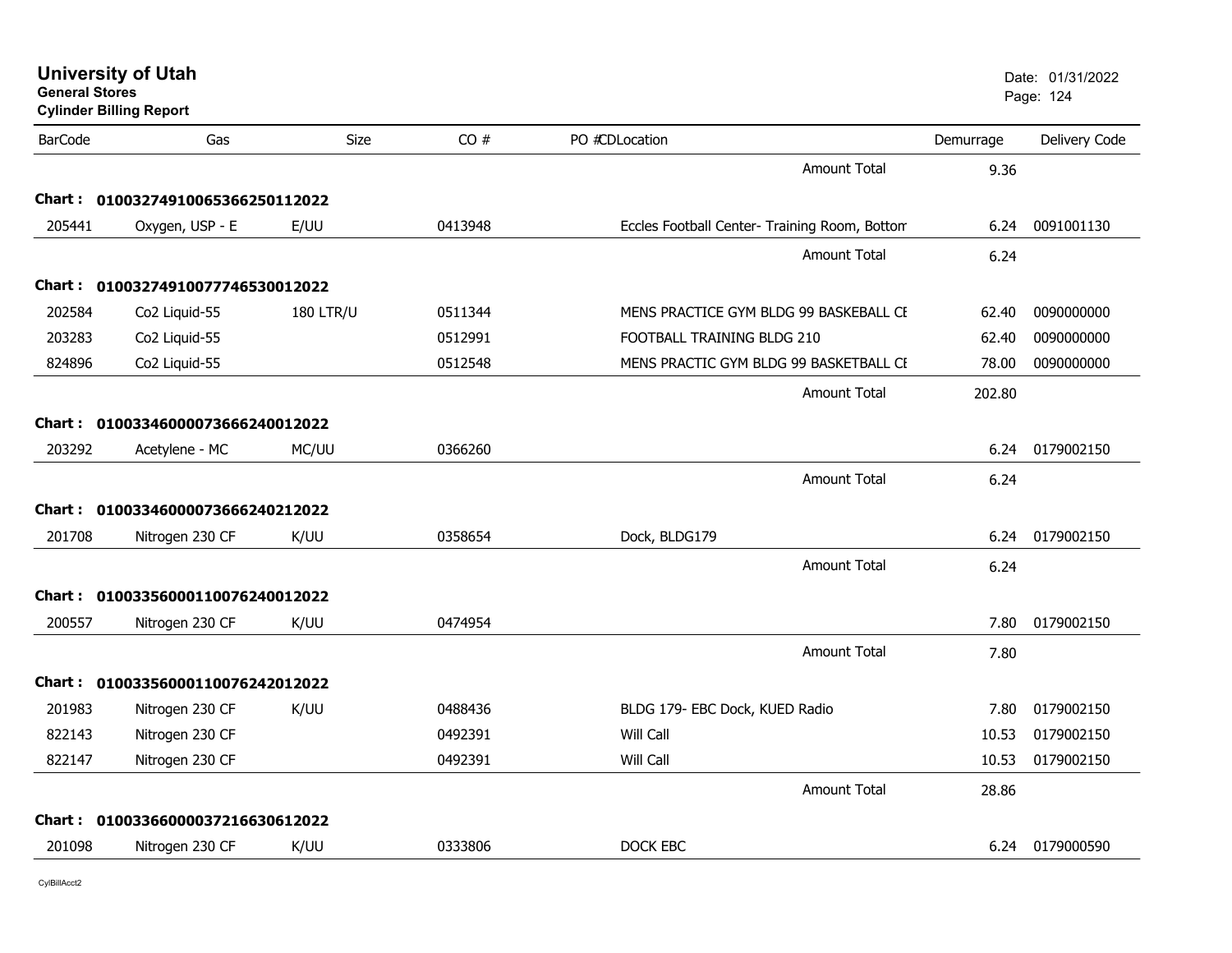# University of Utah

**General Stores**

**Cylinder Billing Report**

Date: 01/31/2022

| BarCode | Gas | Size | CO # | PO #CDLocation | Demurrage | Delivery Code |
|---|---|---|---|---|---|---|
| | | | | Amount Total | 9.36 | |
| **Chart : 01003274910065366250112022** | | | | | | |
| 205441 | Oxygen, USP - E | E/UU | 0413948 | Eccles Football Center- Training Room, Bottom | 6.24 | 0091001130 |
| | | | | Amount Total | 6.24 | |
| **Chart : 01003274910077746530012022** | | | | | | |
| 202584 | Co2 Liquid-55 | 180 LTR/U | 0511344 | MENS PRACTICE GYM BLDG 99 BASKEBALL CE | 62.40 | 0090000000 |
| 203283 | Co2 Liquid-55 | | 0512991 | FOOTBALL TRAINING BLDG 210 | 62.40 | 0090000000 |
| 824896 | Co2 Liquid-55 | | 0512548 | MENS PRACTIC GYM BLDG 99 BASKETBALL CE | 78.00 | 0090000000 |
| | | | | Amount Total | 202.80 | |
| **Chart : 01003346000073666240012022** | | | | | | |
| 203292 | Acetylene - MC | MC/UU | 0366260 | | 6.24 | 0179002150 |
| | | | | Amount Total | 6.24 | |
| **Chart : 01003346000073666240212022** | | | | | | |
| 201708 | Nitrogen 230 CF | K/UU | 0358654 | Dock, BLDG179 | 6.24 | 0179002150 |
| | | | | Amount Total | 6.24 | |
| **Chart : 01003356000110076240012022** | | | | | | |
| 200557 | Nitrogen 230 CF | K/UU | 0474954 | | 7.80 | 0179002150 |
| | | | | Amount Total | 7.80 | |
| **Chart : 01003356000110076242012022** | | | | | | |
| 201983 | Nitrogen 230 CF | K/UU | 0488436 | BLDG 179- EBC Dock, KUED Radio | 7.80 | 0179002150 |
| 822143 | Nitrogen 230 CF | | 0492391 | Will Call | 10.53 | 0179002150 |
| 822147 | Nitrogen 230 CF | | 0492391 | Will Call | 10.53 | 0179002150 |
| | | | | Amount Total | 28.86 | |
| **Chart : 01003366000037216630612022** | | | | | | |
| 201098 | Nitrogen 230 CF | K/UU | 0333806 | DOCK EBC | 6.24 | 0179000590 |

CylBillAcct2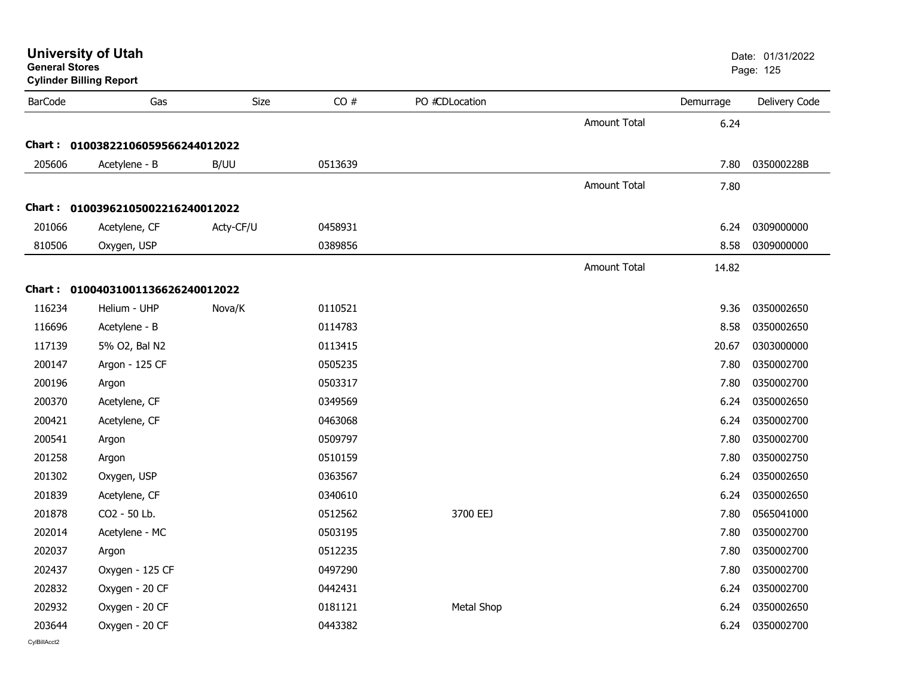# University of Utah
**General Stores**
**Cylinder Billing Report**

Date: 01/31/2022

| BarCode | Gas | Size | CO # | PO # | CDLocation | | Demurrage | Delivery Code |
|---|---|---|---|---|---|---|---|---|
| | | | | | | Amount Total | 6.24 | |
| **Chart :** | **01003822106059566244012022** | | | | | | | |
| 205606 | Acetylene - B | B/UU | 0513639 | | | | 7.80 | 035000228B |
| | | | | | | Amount Total | 7.80 | |
| **Chart :** | **01003962105002216240012022** | | | | | | | |
| 201066 | Acetylene, CF | Acty-CF/U | 0458931 | | | | 6.24 | 0309000000 |
| 810506 | Oxygen, USP | | 0389856 | | | | 8.58 | 0309000000 |
| | | | | | | Amount Total | 14.82 | |
| **Chart :** | **01004031001136626240012022** | | | | | | | |
| 116234 | Helium - UHP | Nova/K | 0110521 | | | | 9.36 | 0350002650 |
| 116696 | Acetylene - B | | 0114783 | | | | 8.58 | 0350002650 |
| 117139 | 5% O2, Bal N2 | | 0113415 | | | | 20.67 | 0303000000 |
| 200147 | Argon - 125 CF | | 0505235 | | | | 7.80 | 0350002700 |
| 200196 | Argon | | 0503317 | | | | 7.80 | 0350002700 |
| 200370 | Acetylene, CF | | 0349569 | | | | 6.24 | 0350002650 |
| 200421 | Acetylene, CF | | 0463068 | | | | 6.24 | 0350002700 |
| 200541 | Argon | | 0509797 | | | | 7.80 | 0350002700 |
| 201258 | Argon | | 0510159 | | | | 7.80 | 0350002750 |
| 201302 | Oxygen, USP | | 0363567 | | | | 6.24 | 0350002650 |
| 201839 | Acetylene, CF | | 0340610 | | | | 6.24 | 0350002650 |
| 201878 | CO2 - 50 Lb. | | 0512562 | | 3700 EEJ | | 7.80 | 0565041000 |
| 202014 | Acetylene - MC | | 0503195 | | | | 7.80 | 0350002700 |
| 202037 | Argon | | 0512235 | | | | 7.80 | 0350002700 |
| 202437 | Oxygen - 125 CF | | 0497290 | | | | 7.80 | 0350002700 |
| 202832 | Oxygen - 20 CF | | 0442431 | | | | 6.24 | 0350002700 |
| 202932 | Oxygen - 20 CF | | 0181121 | | Metal Shop | | 6.24 | 0350002650 |
| 203644 | Oxygen - 20 CF | | 0443382 | | | | 6.24 | 0350002700 |

CylBillAcct2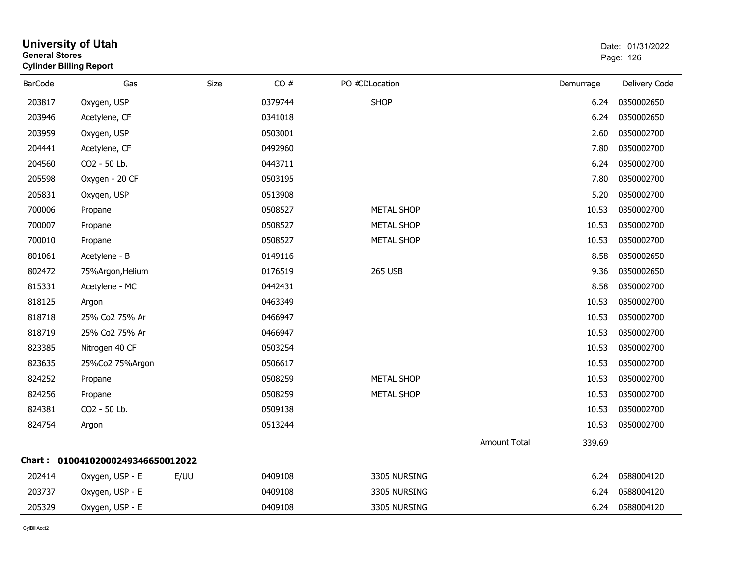# University of Utah

**General Stores**

**Cylinder Billing Report**

Date: 01/31/2022

| BarCode | Gas | Size | CO # | PO # | CDLocation | Demurrage | Delivery Code |
|---|---|---|---|---|---|---|---|
| 203817 | Oxygen, USP | | 0379744 | | SHOP | 6.24 | 0350002650 |
| 203946 | Acetylene, CF | | 0341018 | | | 6.24 | 0350002650 |
| 203959 | Oxygen, USP | | 0503001 | | | 2.60 | 0350002700 |
| 204441 | Acetylene, CF | | 0492960 | | | 7.80 | 0350002700 |
| 204560 | CO2 - 50 Lb. | | 0443711 | | | 6.24 | 0350002700 |
| 205598 | Oxygen - 20 CF | | 0503195 | | | 7.80 | 0350002700 |
| 205831 | Oxygen, USP | | 0513908 | | | 5.20 | 0350002700 |
| 700006 | Propane | | 0508527 | | METAL SHOP | 10.53 | 0350002700 |
| 700007 | Propane | | 0508527 | | METAL SHOP | 10.53 | 0350002700 |
| 700010 | Propane | | 0508527 | | METAL SHOP | 10.53 | 0350002700 |
| 801061 | Acetylene - B | | 0149116 | | | 8.58 | 0350002650 |
| 802472 | 75%Argon,Helium | | 0176519 | | 265 USB | 9.36 | 0350002650 |
| 815331 | Acetylene - MC | | 0442431 | | | 8.58 | 0350002700 |
| 818125 | Argon | | 0463349 | | | 10.53 | 0350002700 |
| 818718 | 25% Co2 75% Ar | | 0466947 | | | 10.53 | 0350002700 |
| 818719 | 25% Co2 75% Ar | | 0466947 | | | 10.53 | 0350002700 |
| 823385 | Nitrogen 40 CF | | 0503254 | | | 10.53 | 0350002700 |
| 823635 | 25%Co2 75%Argon | | 0506617 | | | 10.53 | 0350002700 |
| 824252 | Propane | | 0508259 | | METAL SHOP | 10.53 | 0350002700 |
| 824256 | Propane | | 0508259 | | METAL SHOP | 10.53 | 0350002700 |
| 824381 | CO2 - 50 Lb. | | 0509138 | | | 10.53 | 0350002700 |
| 824754 | Argon | | 0513244 | | | 10.53 | 0350002700 |
| | | | | | Amount Total | 339.69 | |

**Chart : 01004102000249346650012022**

| BarCode | Gas | Size | CO # | PO # | CDLocation | Demurrage | Delivery Code |
|---|---|---|---|---|---|---|---|
| 202414 | Oxygen, USP - E | E/UU | 0409108 | | 3305 NURSING | 6.24 | 0588004120 |
| 203737 | Oxygen, USP - E | | 0409108 | | 3305 NURSING | 6.24 | 0588004120 |
| 205329 | Oxygen, USP - E | | 0409108 | | 3305 NURSING | 6.24 | 0588004120 |

CylBillAcct2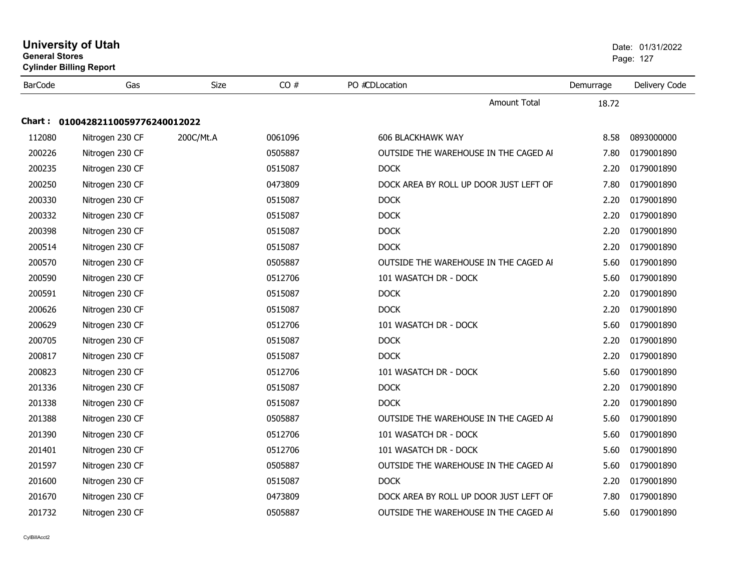**University of Utah**
**General Stores**
**Cylinder Billing Report**

Date: 01/31/2022

| BarCode | Gas | Size | CO # | PO #CDLocation | Demurrage | Delivery Code |
|---|---|---|---|---|---|---|
| | | | | Amount Total | 18.72 | |
| **Chart : 01004282110059776240012022** | | | | | | |
| 112080 | Nitrogen 230 CF | 200C/Mt.A | 0061096 | 606 BLACKHAWK WAY | 8.58 | 0893000000 |
| 200226 | Nitrogen 230 CF | | 0505887 | OUTSIDE THE WAREHOUSE IN THE CAGED AI | 7.80 | 0179001890 |
| 200235 | Nitrogen 230 CF | | 0515087 | DOCK | 2.20 | 0179001890 |
| 200250 | Nitrogen 230 CF | | 0473809 | DOCK AREA BY ROLL UP DOOR JUST LEFT OF | 7.80 | 0179001890 |
| 200330 | Nitrogen 230 CF | | 0515087 | DOCK | 2.20 | 0179001890 |
| 200332 | Nitrogen 230 CF | | 0515087 | DOCK | 2.20 | 0179001890 |
| 200398 | Nitrogen 230 CF | | 0515087 | DOCK | 2.20 | 0179001890 |
| 200514 | Nitrogen 230 CF | | 0515087 | DOCK | 2.20 | 0179001890 |
| 200570 | Nitrogen 230 CF | | 0505887 | OUTSIDE THE WAREHOUSE IN THE CAGED AI | 5.60 | 0179001890 |
| 200590 | Nitrogen 230 CF | | 0512706 | 101 WASATCH DR - DOCK | 5.60 | 0179001890 |
| 200591 | Nitrogen 230 CF | | 0515087 | DOCK | 2.20 | 0179001890 |
| 200626 | Nitrogen 230 CF | | 0515087 | DOCK | 2.20 | 0179001890 |
| 200629 | Nitrogen 230 CF | | 0512706 | 101 WASATCH DR - DOCK | 5.60 | 0179001890 |
| 200705 | Nitrogen 230 CF | | 0515087 | DOCK | 2.20 | 0179001890 |
| 200817 | Nitrogen 230 CF | | 0515087 | DOCK | 2.20 | 0179001890 |
| 200823 | Nitrogen 230 CF | | 0512706 | 101 WASATCH DR - DOCK | 5.60 | 0179001890 |
| 201336 | Nitrogen 230 CF | | 0515087 | DOCK | 2.20 | 0179001890 |
| 201338 | Nitrogen 230 CF | | 0515087 | DOCK | 2.20 | 0179001890 |
| 201388 | Nitrogen 230 CF | | 0505887 | OUTSIDE THE WAREHOUSE IN THE CAGED AI | 5.60 | 0179001890 |
| 201390 | Nitrogen 230 CF | | 0512706 | 101 WASATCH DR - DOCK | 5.60 | 0179001890 |
| 201401 | Nitrogen 230 CF | | 0512706 | 101 WASATCH DR - DOCK | 5.60 | 0179001890 |
| 201597 | Nitrogen 230 CF | | 0505887 | OUTSIDE THE WAREHOUSE IN THE CAGED AI | 5.60 | 0179001890 |
| 201600 | Nitrogen 230 CF | | 0515087 | DOCK | 2.20 | 0179001890 |
| 201670 | Nitrogen 230 CF | | 0473809 | DOCK AREA BY ROLL UP DOOR JUST LEFT OF | 7.80 | 0179001890 |
| 201732 | Nitrogen 230 CF | | 0505887 | OUTSIDE THE WAREHOUSE IN THE CAGED AI | 5.60 | 0179001890 |

CylBillAcct2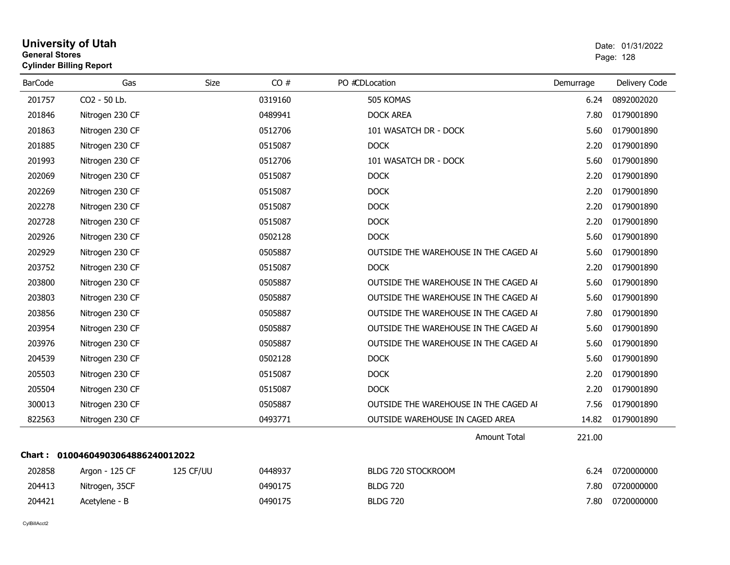# University of Utah
**General Stores**
**Cylinder Billing Report**

Date: 01/31/2022

| BarCode | Gas | Size | CO # | PO # | CD | Location | Demurrage | Delivery Code |
|---|---|---|---|---|---|---|---|---|
| 201757 | CO2 - 50 Lb. | | 0319160 | | | 505 KOMAS | 6.24 | 0892002020 |
| 201846 | Nitrogen 230 CF | | 0489941 | | | DOCK AREA | 7.80 | 0179001890 |
| 201863 | Nitrogen 230 CF | | 0512706 | | | 101 WASATCH DR - DOCK | 5.60 | 0179001890 |
| 201885 | Nitrogen 230 CF | | 0515087 | | | DOCK | 2.20 | 0179001890 |
| 201993 | Nitrogen 230 CF | | 0512706 | | | 101 WASATCH DR - DOCK | 5.60 | 0179001890 |
| 202069 | Nitrogen 230 CF | | 0515087 | | | DOCK | 2.20 | 0179001890 |
| 202269 | Nitrogen 230 CF | | 0515087 | | | DOCK | 2.20 | 0179001890 |
| 202278 | Nitrogen 230 CF | | 0515087 | | | DOCK | 2.20 | 0179001890 |
| 202728 | Nitrogen 230 CF | | 0515087 | | | DOCK | 2.20 | 0179001890 |
| 202926 | Nitrogen 230 CF | | 0502128 | | | DOCK | 5.60 | 0179001890 |
| 202929 | Nitrogen 230 CF | | 0505887 | | | OUTSIDE THE WAREHOUSE IN THE CAGED AI | 5.60 | 0179001890 |
| 203752 | Nitrogen 230 CF | | 0515087 | | | DOCK | 2.20 | 0179001890 |
| 203800 | Nitrogen 230 CF | | 0505887 | | | OUTSIDE THE WAREHOUSE IN THE CAGED AI | 5.60 | 0179001890 |
| 203803 | Nitrogen 230 CF | | 0505887 | | | OUTSIDE THE WAREHOUSE IN THE CAGED AI | 5.60 | 0179001890 |
| 203856 | Nitrogen 230 CF | | 0505887 | | | OUTSIDE THE WAREHOUSE IN THE CAGED AI | 7.80 | 0179001890 |
| 203954 | Nitrogen 230 CF | | 0505887 | | | OUTSIDE THE WAREHOUSE IN THE CAGED AI | 5.60 | 0179001890 |
| 203976 | Nitrogen 230 CF | | 0505887 | | | OUTSIDE THE WAREHOUSE IN THE CAGED AI | 5.60 | 0179001890 |
| 204539 | Nitrogen 230 CF | | 0502128 | | | DOCK | 5.60 | 0179001890 |
| 205503 | Nitrogen 230 CF | | 0515087 | | | DOCK | 2.20 | 0179001890 |
| 205504 | Nitrogen 230 CF | | 0515087 | | | DOCK | 2.20 | 0179001890 |
| 300013 | Nitrogen 230 CF | | 0505887 | | | OUTSIDE THE WAREHOUSE IN THE CAGED AI | 7.56 | 0179001890 |
| 822563 | Nitrogen 230 CF | | 0493771 | | | OUTSIDE WAREHOUSE IN CAGED AREA | 14.82 | 0179001890 |
| | | | | | | Amount Total | 221.00 | |

**Chart : 01004604903064886240012022**

| BarCode | Gas | Size | CO # | PO # | CD | Location | Demurrage | Delivery Code |
|---|---|---|---|---|---|---|---|---|
| 202858 | Argon - 125 CF | 125 CF/UU | 0448937 | | | BLDG 720 STOCKROOM | 6.24 | 0720000000 |
| 204413 | Nitrogen, 35CF | | 0490175 | | | BLDG 720 | 7.80 | 0720000000 |
| 204421 | Acetylene - B | | 0490175 | | | BLDG 720 | 7.80 | 0720000000 |

CylBillAcct2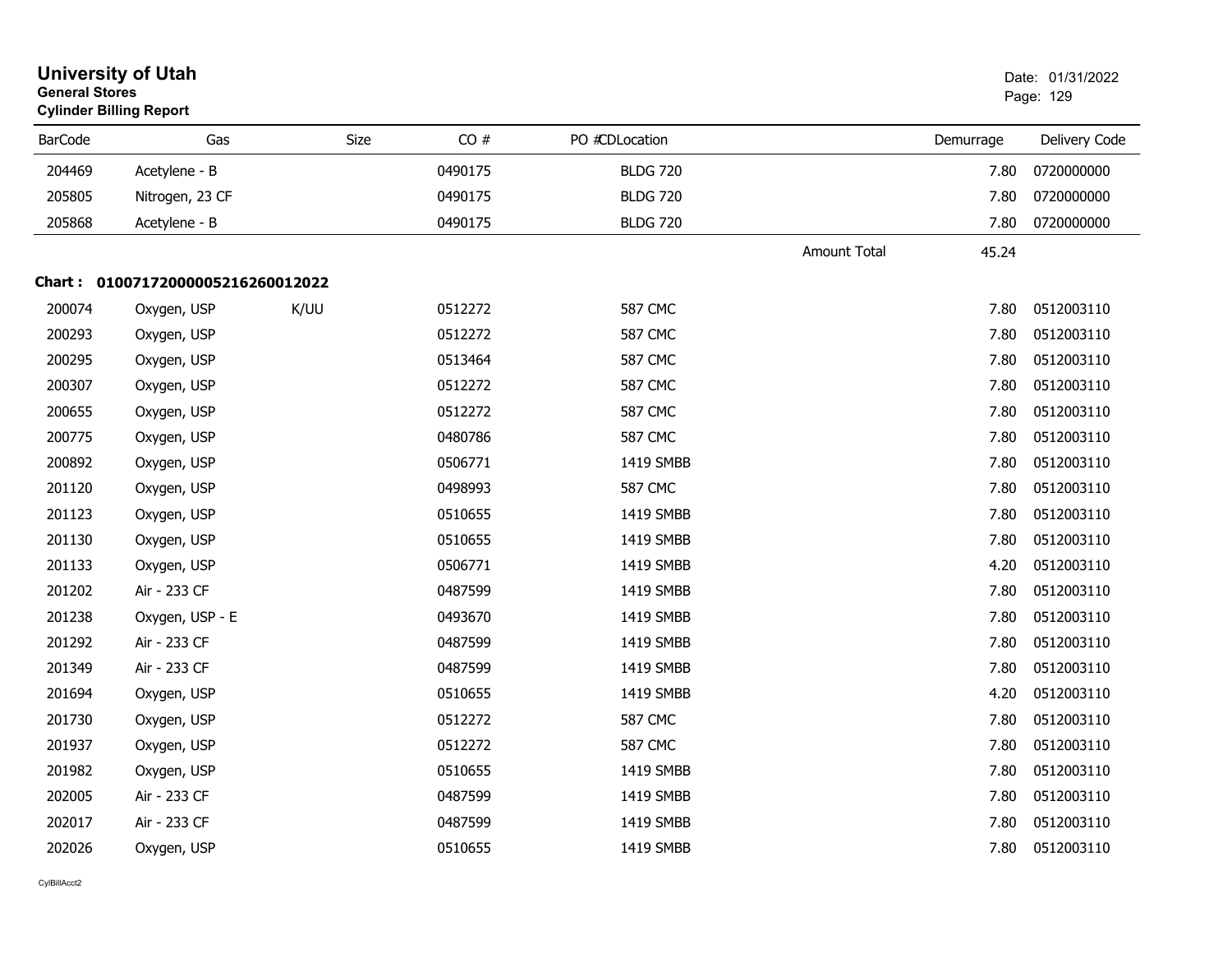**University of Utah**
**General Stores**
**Cylinder Billing Report**

Date: 01/31/2022

| BarCode | Gas | Size | CO # | PO # | CDLocation | Demurrage | Delivery Code |
|---|---|---|---|---|---|---|---|
| 204469 | Acetylene - B | | 0490175 | | BLDG 720 | 7.80 | 0720000000 |
| 205805 | Nitrogen, 23 CF | | 0490175 | | BLDG 720 | 7.80 | 0720000000 |
| 205868 | Acetylene - B | | 0490175 | | BLDG 720 | 7.80 | 0720000000 |
| | | | | | Amount Total | 45.24 | |

**Chart : 01007172000005216260012022**

| BarCode | Gas | Size | CO # | PO # | CDLocation | Demurrage | Delivery Code |
|---|---|---|---|---|---|---|---|
| 200074 | Oxygen, USP | K/UU | 0512272 | | 587 CMC | 7.80 | 0512003110 |
| 200293 | Oxygen, USP | | 0512272 | | 587 CMC | 7.80 | 0512003110 |
| 200295 | Oxygen, USP | | 0513464 | | 587 CMC | 7.80 | 0512003110 |
| 200307 | Oxygen, USP | | 0512272 | | 587 CMC | 7.80 | 0512003110 |
| 200655 | Oxygen, USP | | 0512272 | | 587 CMC | 7.80 | 0512003110 |
| 200775 | Oxygen, USP | | 0480786 | | 587 CMC | 7.80 | 0512003110 |
| 200892 | Oxygen, USP | | 0506771 | | 1419 SMBB | 7.80 | 0512003110 |
| 201120 | Oxygen, USP | | 0498993 | | 587 CMC | 7.80 | 0512003110 |
| 201123 | Oxygen, USP | | 0510655 | | 1419 SMBB | 7.80 | 0512003110 |
| 201130 | Oxygen, USP | | 0510655 | | 1419 SMBB | 7.80 | 0512003110 |
| 201133 | Oxygen, USP | | 0506771 | | 1419 SMBB | 4.20 | 0512003110 |
| 201202 | Air - 233 CF | | 0487599 | | 1419 SMBB | 7.80 | 0512003110 |
| 201238 | Oxygen, USP - E | | 0493670 | | 1419 SMBB | 7.80 | 0512003110 |
| 201292 | Air - 233 CF | | 0487599 | | 1419 SMBB | 7.80 | 0512003110 |
| 201349 | Air - 233 CF | | 0487599 | | 1419 SMBB | 7.80 | 0512003110 |
| 201694 | Oxygen, USP | | 0510655 | | 1419 SMBB | 4.20 | 0512003110 |
| 201730 | Oxygen, USP | | 0512272 | | 587 CMC | 7.80 | 0512003110 |
| 201937 | Oxygen, USP | | 0512272 | | 587 CMC | 7.80 | 0512003110 |
| 201982 | Oxygen, USP | | 0510655 | | 1419 SMBB | 7.80 | 0512003110 |
| 202005 | Air - 233 CF | | 0487599 | | 1419 SMBB | 7.80 | 0512003110 |
| 202017 | Air - 233 CF | | 0487599 | | 1419 SMBB | 7.80 | 0512003110 |
| 202026 | Oxygen, USP | | 0510655 | | 1419 SMBB | 7.80 | 0512003110 |

CylBillAcct2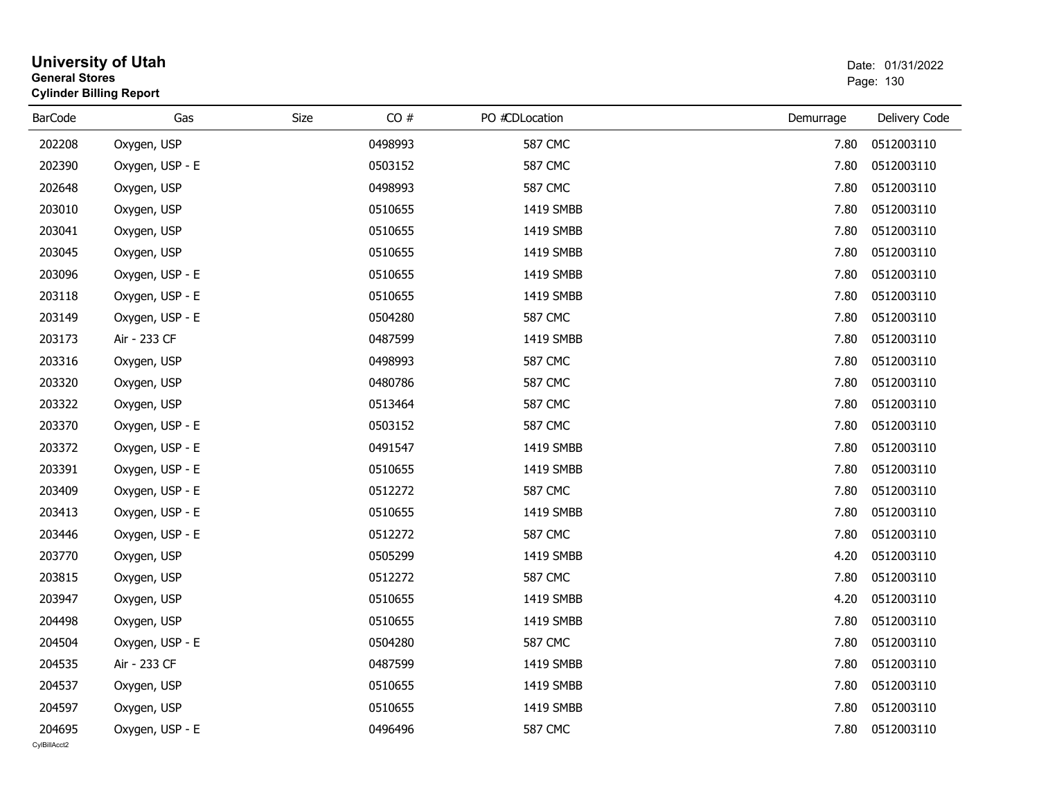# University of Utah
**General Stores**
**Cylinder Billing Report**

Date: 01/31/2022

| BarCode | Gas | Size | CO # | PO # | CDLocation | Demurrage | Delivery Code |
|---|---|---|---|---|---|---|---|
| 202208 | Oxygen, USP | | 0498993 | | 587 CMC | 7.80 | 0512003110 |
| 202390 | Oxygen, USP - E | | 0503152 | | 587 CMC | 7.80 | 0512003110 |
| 202648 | Oxygen, USP | | 0498993 | | 587 CMC | 7.80 | 0512003110 |
| 203010 | Oxygen, USP | | 0510655 | | 1419 SMBB | 7.80 | 0512003110 |
| 203041 | Oxygen, USP | | 0510655 | | 1419 SMBB | 7.80 | 0512003110 |
| 203045 | Oxygen, USP | | 0510655 | | 1419 SMBB | 7.80 | 0512003110 |
| 203096 | Oxygen, USP - E | | 0510655 | | 1419 SMBB | 7.80 | 0512003110 |
| 203118 | Oxygen, USP - E | | 0510655 | | 1419 SMBB | 7.80 | 0512003110 |
| 203149 | Oxygen, USP - E | | 0504280 | | 587 CMC | 7.80 | 0512003110 |
| 203173 | Air - 233 CF | | 0487599 | | 1419 SMBB | 7.80 | 0512003110 |
| 203316 | Oxygen, USP | | 0498993 | | 587 CMC | 7.80 | 0512003110 |
| 203320 | Oxygen, USP | | 0480786 | | 587 CMC | 7.80 | 0512003110 |
| 203322 | Oxygen, USP | | 0513464 | | 587 CMC | 7.80 | 0512003110 |
| 203370 | Oxygen, USP - E | | 0503152 | | 587 CMC | 7.80 | 0512003110 |
| 203372 | Oxygen, USP - E | | 0491547 | | 1419 SMBB | 7.80 | 0512003110 |
| 203391 | Oxygen, USP - E | | 0510655 | | 1419 SMBB | 7.80 | 0512003110 |
| 203409 | Oxygen, USP - E | | 0512272 | | 587 CMC | 7.80 | 0512003110 |
| 203413 | Oxygen, USP - E | | 0510655 | | 1419 SMBB | 7.80 | 0512003110 |
| 203446 | Oxygen, USP - E | | 0512272 | | 587 CMC | 7.80 | 0512003110 |
| 203770 | Oxygen, USP | | 0505299 | | 1419 SMBB | 4.20 | 0512003110 |
| 203815 | Oxygen, USP | | 0512272 | | 587 CMC | 7.80 | 0512003110 |
| 203947 | Oxygen, USP | | 0510655 | | 1419 SMBB | 4.20 | 0512003110 |
| 204498 | Oxygen, USP | | 0510655 | | 1419 SMBB | 7.80 | 0512003110 |
| 204504 | Oxygen, USP - E | | 0504280 | | 587 CMC | 7.80 | 0512003110 |
| 204535 | Air - 233 CF | | 0487599 | | 1419 SMBB | 7.80 | 0512003110 |
| 204537 | Oxygen, USP | | 0510655 | | 1419 SMBB | 7.80 | 0512003110 |
| 204597 | Oxygen, USP | | 0510655 | | 1419 SMBB | 7.80 | 0512003110 |
| 204695 | Oxygen, USP - E | | 0496496 | | 587 CMC | 7.80 | 0512003110 |

CylBillAcct2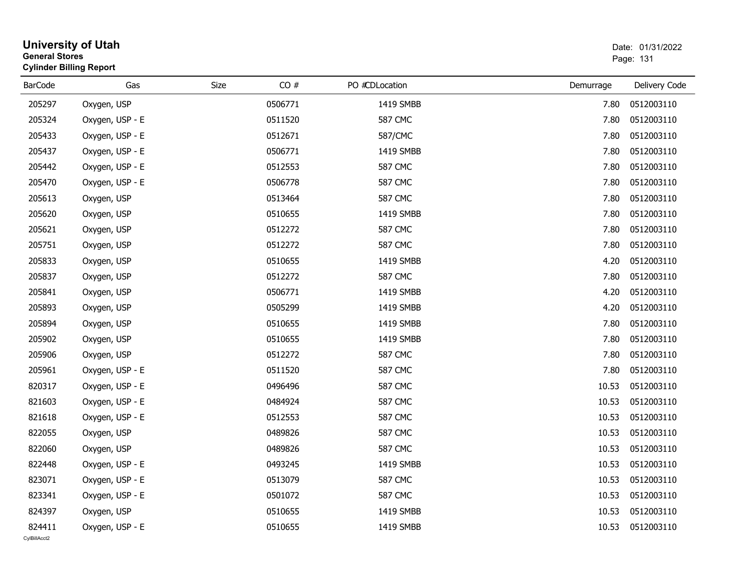# University of Utah

**General Stores**

**Cylinder Billing Report**

Date: 01/31/2022

| BarCode | Gas | Size | CO # | PO # | CDLocation | Demurrage | Delivery Code |
|---|---|---|---|---|---|---|---|
| 205297 | Oxygen, USP | | 0506771 | | 1419 SMBB | 7.80 | 0512003110 |
| 205324 | Oxygen, USP - E | | 0511520 | | 587 CMC | 7.80 | 0512003110 |
| 205433 | Oxygen, USP - E | | 0512671 | | 587/CMC | 7.80 | 0512003110 |
| 205437 | Oxygen, USP - E | | 0506771 | | 1419 SMBB | 7.80 | 0512003110 |
| 205442 | Oxygen, USP - E | | 0512553 | | 587 CMC | 7.80 | 0512003110 |
| 205470 | Oxygen, USP - E | | 0506778 | | 587 CMC | 7.80 | 0512003110 |
| 205613 | Oxygen, USP | | 0513464 | | 587 CMC | 7.80 | 0512003110 |
| 205620 | Oxygen, USP | | 0510655 | | 1419 SMBB | 7.80 | 0512003110 |
| 205621 | Oxygen, USP | | 0512272 | | 587 CMC | 7.80 | 0512003110 |
| 205751 | Oxygen, USP | | 0512272 | | 587 CMC | 7.80 | 0512003110 |
| 205833 | Oxygen, USP | | 0510655 | | 1419 SMBB | 4.20 | 0512003110 |
| 205837 | Oxygen, USP | | 0512272 | | 587 CMC | 7.80 | 0512003110 |
| 205841 | Oxygen, USP | | 0506771 | | 1419 SMBB | 4.20 | 0512003110 |
| 205893 | Oxygen, USP | | 0505299 | | 1419 SMBB | 4.20 | 0512003110 |
| 205894 | Oxygen, USP | | 0510655 | | 1419 SMBB | 7.80 | 0512003110 |
| 205902 | Oxygen, USP | | 0510655 | | 1419 SMBB | 7.80 | 0512003110 |
| 205906 | Oxygen, USP | | 0512272 | | 587 CMC | 7.80 | 0512003110 |
| 205961 | Oxygen, USP - E | | 0511520 | | 587 CMC | 7.80 | 0512003110 |
| 820317 | Oxygen, USP - E | | 0496496 | | 587 CMC | 10.53 | 0512003110 |
| 821603 | Oxygen, USP - E | | 0484924 | | 587 CMC | 10.53 | 0512003110 |
| 821618 | Oxygen, USP - E | | 0512553 | | 587 CMC | 10.53 | 0512003110 |
| 822055 | Oxygen, USP | | 0489826 | | 587 CMC | 10.53 | 0512003110 |
| 822060 | Oxygen, USP | | 0489826 | | 587 CMC | 10.53 | 0512003110 |
| 822448 | Oxygen, USP - E | | 0493245 | | 1419 SMBB | 10.53 | 0512003110 |
| 823071 | Oxygen, USP - E | | 0513079 | | 587 CMC | 10.53 | 0512003110 |
| 823341 | Oxygen, USP - E | | 0501072 | | 587 CMC | 10.53 | 0512003110 |
| 824397 | Oxygen, USP | | 0510655 | | 1419 SMBB | 10.53 | 0512003110 |
| 824411 | Oxygen, USP - E | | 0510655 | | 1419 SMBB | 10.53 | 0512003110 |

CylBillAcct2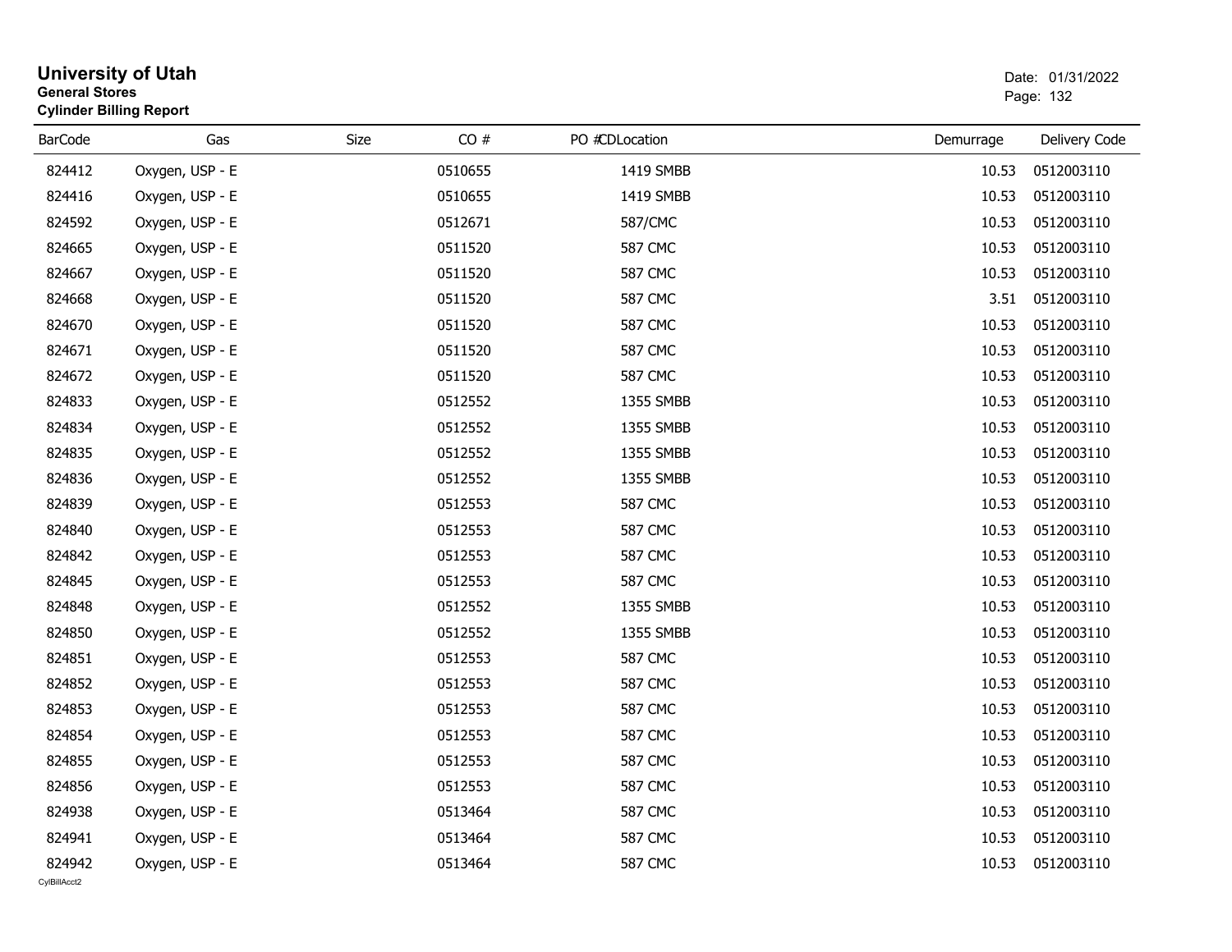# University of Utah
**General Stores**
**Cylinder Billing Report**

Date: 01/31/2022

| BarCode | Gas | Size | CO # | PO # | CDLocation | Demurrage | Delivery Code |
|---|---|---|---|---|---|---|---|
| 824412 | Oxygen, USP - E | | 0510655 | | 1419 SMBB | 10.53 | 0512003110 |
| 824416 | Oxygen, USP - E | | 0510655 | | 1419 SMBB | 10.53 | 0512003110 |
| 824592 | Oxygen, USP - E | | 0512671 | | 587/CMC | 10.53 | 0512003110 |
| 824665 | Oxygen, USP - E | | 0511520 | | 587 CMC | 10.53 | 0512003110 |
| 824667 | Oxygen, USP - E | | 0511520 | | 587 CMC | 10.53 | 0512003110 |
| 824668 | Oxygen, USP - E | | 0511520 | | 587 CMC | 3.51 | 0512003110 |
| 824670 | Oxygen, USP - E | | 0511520 | | 587 CMC | 10.53 | 0512003110 |
| 824671 | Oxygen, USP - E | | 0511520 | | 587 CMC | 10.53 | 0512003110 |
| 824672 | Oxygen, USP - E | | 0511520 | | 587 CMC | 10.53 | 0512003110 |
| 824833 | Oxygen, USP - E | | 0512552 | | 1355 SMBB | 10.53 | 0512003110 |
| 824834 | Oxygen, USP - E | | 0512552 | | 1355 SMBB | 10.53 | 0512003110 |
| 824835 | Oxygen, USP - E | | 0512552 | | 1355 SMBB | 10.53 | 0512003110 |
| 824836 | Oxygen, USP - E | | 0512552 | | 1355 SMBB | 10.53 | 0512003110 |
| 824839 | Oxygen, USP - E | | 0512553 | | 587 CMC | 10.53 | 0512003110 |
| 824840 | Oxygen, USP - E | | 0512553 | | 587 CMC | 10.53 | 0512003110 |
| 824842 | Oxygen, USP - E | | 0512553 | | 587 CMC | 10.53 | 0512003110 |
| 824845 | Oxygen, USP - E | | 0512553 | | 587 CMC | 10.53 | 0512003110 |
| 824848 | Oxygen, USP - E | | 0512552 | | 1355 SMBB | 10.53 | 0512003110 |
| 824850 | Oxygen, USP - E | | 0512552 | | 1355 SMBB | 10.53 | 0512003110 |
| 824851 | Oxygen, USP - E | | 0512553 | | 587 CMC | 10.53 | 0512003110 |
| 824852 | Oxygen, USP - E | | 0512553 | | 587 CMC | 10.53 | 0512003110 |
| 824853 | Oxygen, USP - E | | 0512553 | | 587 CMC | 10.53 | 0512003110 |
| 824854 | Oxygen, USP - E | | 0512553 | | 587 CMC | 10.53 | 0512003110 |
| 824855 | Oxygen, USP - E | | 0512553 | | 587 CMC | 10.53 | 0512003110 |
| 824856 | Oxygen, USP - E | | 0512553 | | 587 CMC | 10.53 | 0512003110 |
| 824938 | Oxygen, USP - E | | 0513464 | | 587 CMC | 10.53 | 0512003110 |
| 824941 | Oxygen, USP - E | | 0513464 | | 587 CMC | 10.53 | 0512003110 |
| 824942 | Oxygen, USP - E | | 0513464 | | 587 CMC | 10.53 | 0512003110 |

CylBillAcct2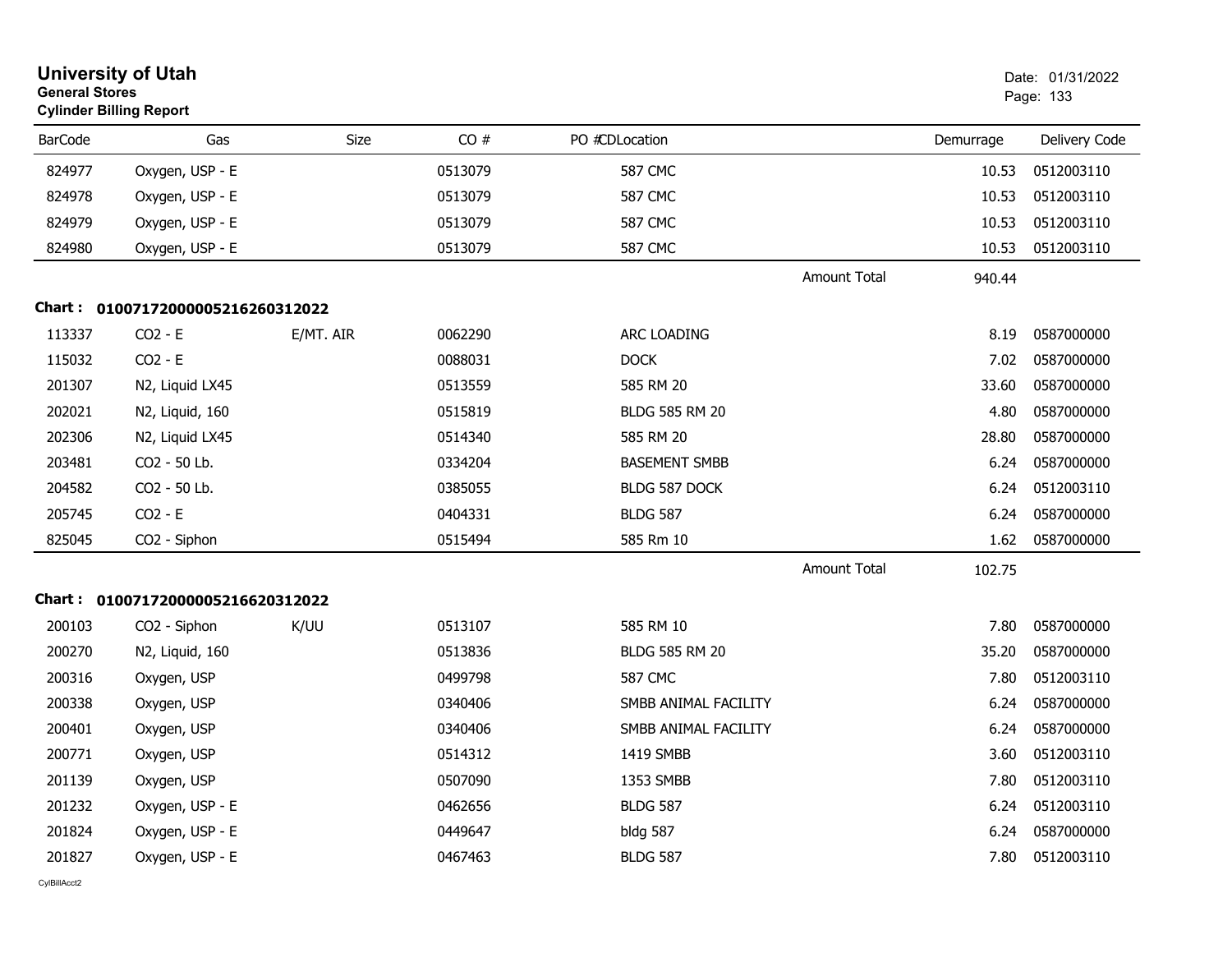# University of Utah
**General Stores**
**Cylinder Billing Report**

Date: 01/31/2022

| BarCode | Gas | Size | CO # | PO # | CDLocation | | Demurrage | Delivery Code |
|---|---|---|---|---|---|---|---|---|
| 824977 | Oxygen, USP - E | | 0513079 | | 587 CMC | | 10.53 | 0512003110 |
| 824978 | Oxygen, USP - E | | 0513079 | | 587 CMC | | 10.53 | 0512003110 |
| 824979 | Oxygen, USP - E | | 0513079 | | 587 CMC | | 10.53 | 0512003110 |
| 824980 | Oxygen, USP - E | | 0513079 | | 587 CMC | | 10.53 | 0512003110 |
| | | | | | | Amount Total | 940.44 | |

**Chart : 01007172000005216260312022**

| BarCode | Gas | Size | CO # | PO # | CDLocation | | Demurrage | Delivery Code |
|---|---|---|---|---|---|---|---|---|
| 113337 | CO2 - E | E/MT. AIR | 0062290 | | ARC LOADING | | 8.19 | 0587000000 |
| 115032 | CO2 - E | | 0088031 | | DOCK | | 7.02 | 0587000000 |
| 201307 | N2, Liquid LX45 | | 0513559 | | 585 RM 20 | | 33.60 | 0587000000 |
| 202021 | N2, Liquid, 160 | | 0515819 | | BLDG 585 RM 20 | | 4.80 | 0587000000 |
| 202306 | N2, Liquid LX45 | | 0514340 | | 585 RM 20 | | 28.80 | 0587000000 |
| 203481 | CO2 - 50 Lb. | | 0334204 | | BASEMENT SMBB | | 6.24 | 0587000000 |
| 204582 | CO2 - 50 Lb. | | 0385055 | | BLDG 587 DOCK | | 6.24 | 0512003110 |
| 205745 | CO2 - E | | 0404331 | | BLDG 587 | | 6.24 | 0587000000 |
| 825045 | CO2 - Siphon | | 0515494 | | 585 Rm 10 | | 1.62 | 0587000000 |
| | | | | | | Amount Total | 102.75 | |

**Chart : 01007172000005216620312022**

| BarCode | Gas | Size | CO # | PO # | CDLocation | | Demurrage | Delivery Code |
|---|---|---|---|---|---|---|---|---|
| 200103 | CO2 - Siphon | K/UU | 0513107 | | 585 RM 10 | | 7.80 | 0587000000 |
| 200270 | N2, Liquid, 160 | | 0513836 | | BLDG 585 RM 20 | | 35.20 | 0587000000 |
| 200316 | Oxygen, USP | | 0499798 | | 587 CMC | | 7.80 | 0512003110 |
| 200338 | Oxygen, USP | | 0340406 | | SMBB ANIMAL FACILITY | | 6.24 | 0587000000 |
| 200401 | Oxygen, USP | | 0340406 | | SMBB ANIMAL FACILITY | | 6.24 | 0587000000 |
| 200771 | Oxygen, USP | | 0514312 | | 1419 SMBB | | 3.60 | 0512003110 |
| 201139 | Oxygen, USP | | 0507090 | | 1353 SMBB | | 7.80 | 0512003110 |
| 201232 | Oxygen, USP - E | | 0462656 | | BLDG 587 | | 6.24 | 0512003110 |
| 201824 | Oxygen, USP - E | | 0449647 | | bldg 587 | | 6.24 | 0587000000 |
| 201827 | Oxygen, USP - E | | 0467463 | | BLDG 587 | | 7.80 | 0512003110 |

CylBillAcct2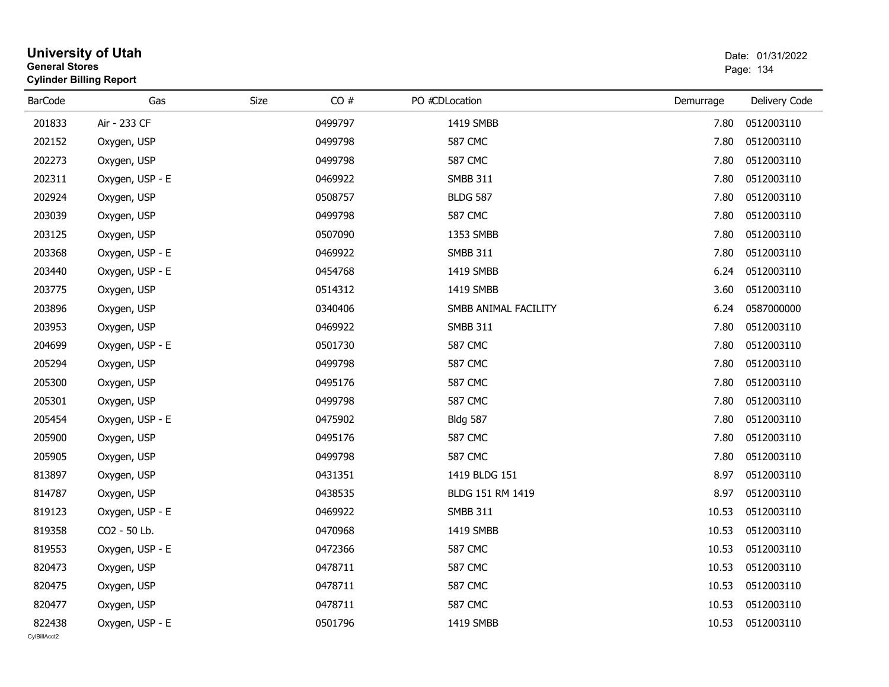# University of Utah

**General Stores**

**Cylinder Billing Report**

Date: 01/31/2022

| BarCode | Gas | Size | CO # | PO # | CDLocation | Demurrage | Delivery Code |
|---|---|---|---|---|---|---|---|
| 201833 | Air - 233 CF | | 0499797 | | 1419 SMBB | 7.80 | 0512003110 |
| 202152 | Oxygen, USP | | 0499798 | | 587 CMC | 7.80 | 0512003110 |
| 202273 | Oxygen, USP | | 0499798 | | 587 CMC | 7.80 | 0512003110 |
| 202311 | Oxygen, USP - E | | 0469922 | | SMBB 311 | 7.80 | 0512003110 |
| 202924 | Oxygen, USP | | 0508757 | | BLDG 587 | 7.80 | 0512003110 |
| 203039 | Oxygen, USP | | 0499798 | | 587 CMC | 7.80 | 0512003110 |
| 203125 | Oxygen, USP | | 0507090 | | 1353 SMBB | 7.80 | 0512003110 |
| 203368 | Oxygen, USP - E | | 0469922 | | SMBB 311 | 7.80 | 0512003110 |
| 203440 | Oxygen, USP - E | | 0454768 | | 1419 SMBB | 6.24 | 0512003110 |
| 203775 | Oxygen, USP | | 0514312 | | 1419 SMBB | 3.60 | 0512003110 |
| 203896 | Oxygen, USP | | 0340406 | | SMBB ANIMAL FACILITY | 6.24 | 0587000000 |
| 203953 | Oxygen, USP | | 0469922 | | SMBB 311 | 7.80 | 0512003110 |
| 204699 | Oxygen, USP - E | | 0501730 | | 587 CMC | 7.80 | 0512003110 |
| 205294 | Oxygen, USP | | 0499798 | | 587 CMC | 7.80 | 0512003110 |
| 205300 | Oxygen, USP | | 0495176 | | 587 CMC | 7.80 | 0512003110 |
| 205301 | Oxygen, USP | | 0499798 | | 587 CMC | 7.80 | 0512003110 |
| 205454 | Oxygen, USP - E | | 0475902 | | Bldg 587 | 7.80 | 0512003110 |
| 205900 | Oxygen, USP | | 0495176 | | 587 CMC | 7.80 | 0512003110 |
| 205905 | Oxygen, USP | | 0499798 | | 587 CMC | 7.80 | 0512003110 |
| 813897 | Oxygen, USP | | 0431351 | | 1419 BLDG 151 | 8.97 | 0512003110 |
| 814787 | Oxygen, USP | | 0438535 | | BLDG 151 RM 1419 | 8.97 | 0512003110 |
| 819123 | Oxygen, USP - E | | 0469922 | | SMBB 311 | 10.53 | 0512003110 |
| 819358 | CO2 - 50 Lb. | | 0470968 | | 1419 SMBB | 10.53 | 0512003110 |
| 819553 | Oxygen, USP - E | | 0472366 | | 587 CMC | 10.53 | 0512003110 |
| 820473 | Oxygen, USP | | 0478711 | | 587 CMC | 10.53 | 0512003110 |
| 820475 | Oxygen, USP | | 0478711 | | 587 CMC | 10.53 | 0512003110 |
| 820477 | Oxygen, USP | | 0478711 | | 587 CMC | 10.53 | 0512003110 |
| 822438 | Oxygen, USP - E | | 0501796 | | 1419 SMBB | 10.53 | 0512003110 |

CylBillAcct2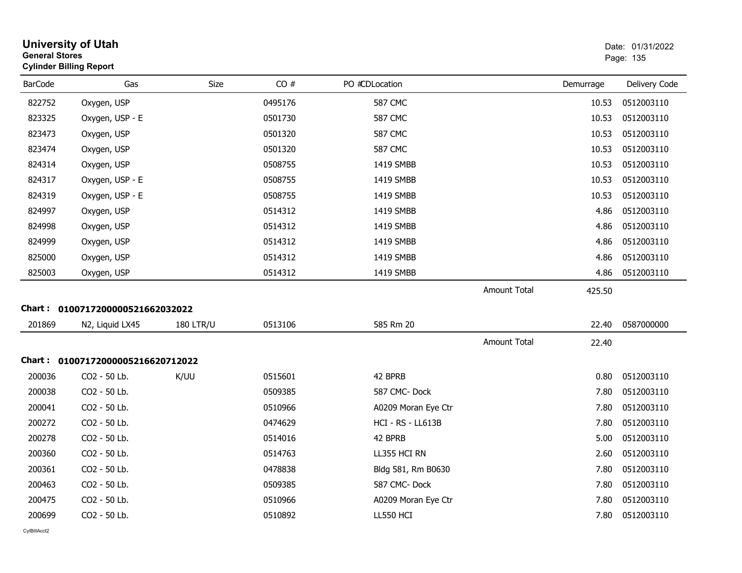# University of Utah

**General Stores**

**Cylinder Billing Report**

Date: 01/31/2022

| BarCode | Gas | Size | CO # | PO # | CDLocation | Demurrage | Delivery Code |
|---|---|---|---|---|---|---|---|
| 822752 | Oxygen, USP | | 0495176 | | 587 CMC | 10.53 | 0512003110 |
| 823325 | Oxygen, USP - E | | 0501730 | | 587 CMC | 10.53 | 0512003110 |
| 823473 | Oxygen, USP | | 0501320 | | 587 CMC | 10.53 | 0512003110 |
| 823474 | Oxygen, USP | | 0501320 | | 587 CMC | 10.53 | 0512003110 |
| 824314 | Oxygen, USP | | 0508755 | | 1419 SMBB | 10.53 | 0512003110 |
| 824317 | Oxygen, USP - E | | 0508755 | | 1419 SMBB | 10.53 | 0512003110 |
| 824319 | Oxygen, USP - E | | 0508755 | | 1419 SMBB | 10.53 | 0512003110 |
| 824997 | Oxygen, USP | | 0514312 | | 1419 SMBB | 4.86 | 0512003110 |
| 824998 | Oxygen, USP | | 0514312 | | 1419 SMBB | 4.86 | 0512003110 |
| 824999 | Oxygen, USP | | 0514312 | | 1419 SMBB | 4.86 | 0512003110 |
| 825000 | Oxygen, USP | | 0514312 | | 1419 SMBB | 4.86 | 0512003110 |
| 825003 | Oxygen, USP | | 0514312 | | 1419 SMBB | 4.86 | 0512003110 |
| | | | | | Amount Total | 425.50 | |

**Chart : 01007172000005216620320 22**

| BarCode | Gas | Size | CO # | PO # | CDLocation | Demurrage | Delivery Code |
|---|---|---|---|---|---|---|---|
| 201869 | N2, Liquid LX45 | 180 LTR/U | 0513106 | | 585 Rm 20 | 22.40 | 0587000000 |
| | | | | | Amount Total | 22.40 | |

**Chart : 01007172000005216620712022**

| BarCode | Gas | Size | CO # | PO # | CDLocation | Demurrage | Delivery Code |
|---|---|---|---|---|---|---|---|
| 200036 | CO2 - 50 Lb. | K/UU | 0515601 | | 42 BPRB | 0.80 | 0512003110 |
| 200038 | CO2 - 50 Lb. | | 0509385 | | 587 CMC- Dock | 7.80 | 0512003110 |
| 200041 | CO2 - 50 Lb. | | 0510966 | | A0209 Moran Eye Ctr | 7.80 | 0512003110 |
| 200272 | CO2 - 50 Lb. | | 0474629 | | HCI - RS - LL613B | 7.80 | 0512003110 |
| 200278 | CO2 - 50 Lb. | | 0514016 | | 42 BPRB | 5.00 | 0512003110 |
| 200360 | CO2 - 50 Lb. | | 0514763 | | LL355 HCI RN | 2.60 | 0512003110 |
| 200361 | CO2 - 50 Lb. | | 0478838 | | Bldg 581, Rm B0630 | 7.80 | 0512003110 |
| 200463 | CO2 - 50 Lb. | | 0509385 | | 587 CMC- Dock | 7.80 | 0512003110 |
| 200475 | CO2 - 50 Lb. | | 0510966 | | A0209 Moran Eye Ctr | 7.80 | 0512003110 |
| 200699 | CO2 - 50 Lb. | | 0510892 | | LL550 HCI | 7.80 | 0512003110 |

CylBillAcct2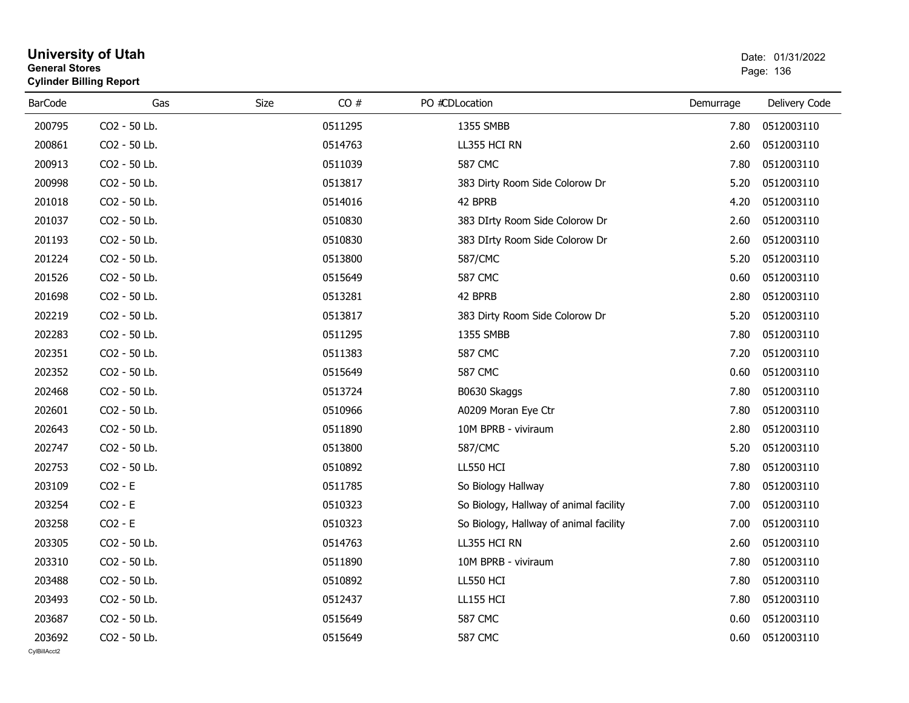# University of Utah
**General Stores**
**Cylinder Billing Report**

Date: 01/31/2022

| BarCode | Gas | Size | CO # | PO #CDLocation | Demurrage | Delivery Code |
|---|---|---|---|---|---|---|
| 200795 | $CO_2$ - 50 Lb. | | 0511295 | 1355 SMBB | 7.80 | 0512003110 |
| 200861 | $CO_2$ - 50 Lb. | | 0514763 | LL355 HCI RN | 2.60 | 0512003110 |
| 200913 | $CO_2$ - 50 Lb. | | 0511039 | 587 CMC | 7.80 | 0512003110 |
| 200998 | $CO_2$ - 50 Lb. | | 0513817 | 383 Dirty Room Side Colorow Dr | 5.20 | 0512003110 |
| 201018 | $CO_2$ - 50 Lb. | | 0514016 | 42 BPRB | 4.20 | 0512003110 |
| 201037 | $CO_2$ - 50 Lb. | | 0510830 | 383 DIrty Room Side Colorow Dr | 2.60 | 0512003110 |
| 201193 | $CO_2$ - 50 Lb. | | 0510830 | 383 DIrty Room Side Colorow Dr | 2.60 | 0512003110 |
| 201224 | $CO_2$ - 50 Lb. | | 0513800 | 587/CMC | 5.20 | 0512003110 |
| 201526 | $CO_2$ - 50 Lb. | | 0515649 | 587 CMC | 0.60 | 0512003110 |
| 201698 | $CO_2$ - 50 Lb. | | 0513281 | 42 BPRB | 2.80 | 0512003110 |
| 202219 | $CO_2$ - 50 Lb. | | 0513817 | 383 Dirty Room Side Colorow Dr | 5.20 | 0512003110 |
| 202283 | $CO_2$ - 50 Lb. | | 0511295 | 1355 SMBB | 7.80 | 0512003110 |
| 202351 | $CO_2$ - 50 Lb. | | 0511383 | 587 CMC | 7.20 | 0512003110 |
| 202352 | $CO_2$ - 50 Lb. | | 0515649 | 587 CMC | 0.60 | 0512003110 |
| 202468 | $CO_2$ - 50 Lb. | | 0513724 | B0630 Skaggs | 7.80 | 0512003110 |
| 202601 | $CO_2$ - 50 Lb. | | 0510966 | A0209 Moran Eye Ctr | 7.80 | 0512003110 |
| 202643 | $CO_2$ - 50 Lb. | | 0511890 | 10M BPRB - viviraum | 2.80 | 0512003110 |
| 202747 | $CO_2$ - 50 Lb. | | 0513800 | 587/CMC | 5.20 | 0512003110 |
| 202753 | $CO_2$ - 50 Lb. | | 0510892 | LL550 HCI | 7.80 | 0512003110 |
| 203109 | $CO_2$ - E | | 0511785 | So Biology Hallway | 7.80 | 0512003110 |
| 203254 | $CO_2$ - E | | 0510323 | So Biology, Hallway of animal facility | 7.00 | 0512003110 |
| 203258 | $CO_2$ - E | | 0510323 | So Biology, Hallway of animal facility | 7.00 | 0512003110 |
| 203305 | $CO_2$ - 50 Lb. | | 0514763 | LL355 HCI RN | 2.60 | 0512003110 |
| 203310 | $CO_2$ - 50 Lb. | | 0511890 | 10M BPRB - viviraum | 7.80 | 0512003110 |
| 203488 | $CO_2$ - 50 Lb. | | 0510892 | LL550 HCI | 7.80 | 0512003110 |
| 203493 | $CO_2$ - 50 Lb. | | 0512437 | LL155 HCI | 7.80 | 0512003110 |
| 203687 | $CO_2$ - 50 Lb. | | 0515649 | 587 CMC | 0.60 | 0512003110 |
| 203692 | $CO_2$ - 50 Lb. | | 0515649 | 587 CMC | 0.60 | 0512003110 |

CylBillAcct2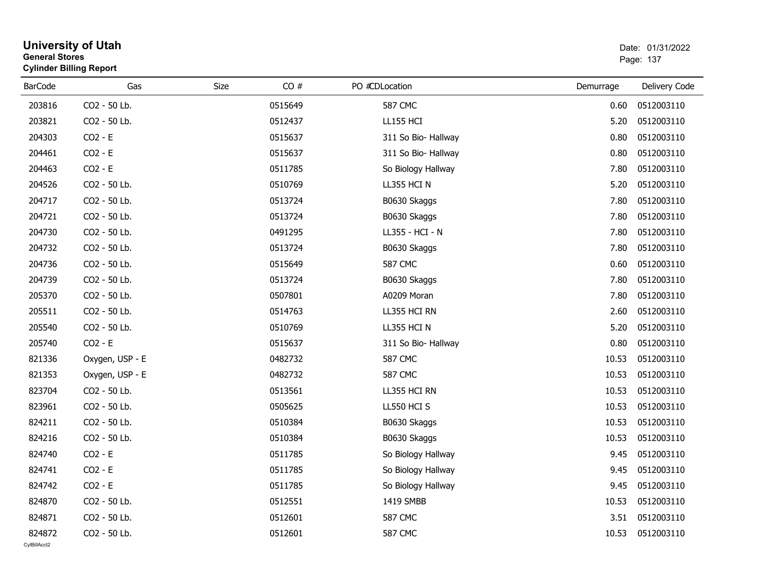# University of Utah
**General Stores**
**Cylinder Billing Report**

Date: 01/31/2022

| BarCode | Gas | Size | CO # | PO # | CD | Location | Demurrage | Delivery Code |
|---|---|---|---|---|---|---|---|---|
| 203816 | CO2 - 50 Lb. | | 0515649 | | | 587 CMC | 0.60 | 0512003110 |
| 203821 | CO2 - 50 Lb. | | 0512437 | | | LL155 HCI | 5.20 | 0512003110 |
| 204303 | CO2 - E | | 0515637 | | | 311 So Bio- Hallway | 0.80 | 0512003110 |
| 204461 | CO2 - E | | 0515637 | | | 311 So Bio- Hallway | 0.80 | 0512003110 |
| 204463 | CO2 - E | | 0511785 | | | So Biology Hallway | 7.80 | 0512003110 |
| 204526 | CO2 - 50 Lb. | | 0510769 | | | LL355 HCI N | 5.20 | 0512003110 |
| 204717 | CO2 - 50 Lb. | | 0513724 | | | B0630 Skaggs | 7.80 | 0512003110 |
| 204721 | CO2 - 50 Lb. | | 0513724 | | | B0630 Skaggs | 7.80 | 0512003110 |
| 204730 | CO2 - 50 Lb. | | 0491295 | | | LL355 - HCI - N | 7.80 | 0512003110 |
| 204732 | CO2 - 50 Lb. | | 0513724 | | | B0630 Skaggs | 7.80 | 0512003110 |
| 204736 | CO2 - 50 Lb. | | 0515649 | | | 587 CMC | 0.60 | 0512003110 |
| 204739 | CO2 - 50 Lb. | | 0513724 | | | B0630 Skaggs | 7.80 | 0512003110 |
| 205370 | CO2 - 50 Lb. | | 0507801 | | | A0209 Moran | 7.80 | 0512003110 |
| 205511 | CO2 - 50 Lb. | | 0514763 | | | LL355 HCI RN | 2.60 | 0512003110 |
| 205540 | CO2 - 50 Lb. | | 0510769 | | | LL355 HCI N | 5.20 | 0512003110 |
| 205740 | CO2 - E | | 0515637 | | | 311 So Bio- Hallway | 0.80 | 0512003110 |
| 821336 | Oxygen, USP - E | | 0482732 | | | 587 CMC | 10.53 | 0512003110 |
| 821353 | Oxygen, USP - E | | 0482732 | | | 587 CMC | 10.53 | 0512003110 |
| 823704 | CO2 - 50 Lb. | | 0513561 | | | LL355 HCI RN | 10.53 | 0512003110 |
| 823961 | CO2 - 50 Lb. | | 0505625 | | | LL550 HCI S | 10.53 | 0512003110 |
| 824211 | CO2 - 50 Lb. | | 0510384 | | | B0630 Skaggs | 10.53 | 0512003110 |
| 824216 | CO2 - 50 Lb. | | 0510384 | | | B0630 Skaggs | 10.53 | 0512003110 |
| 824740 | CO2 - E | | 0511785 | | | So Biology Hallway | 9.45 | 0512003110 |
| 824741 | CO2 - E | | 0511785 | | | So Biology Hallway | 9.45 | 0512003110 |
| 824742 | CO2 - E | | 0511785 | | | So Biology Hallway | 9.45 | 0512003110 |
| 824870 | CO2 - 50 Lb. | | 0512551 | | | 1419 SMBB | 10.53 | 0512003110 |
| 824871 | CO2 - 50 Lb. | | 0512601 | | | 587 CMC | 3.51 | 0512003110 |
| 824872 | CO2 - 50 Lb. | | 0512601 | | | 587 CMC | 10.53 | 0512003110 |

CylBillAcct2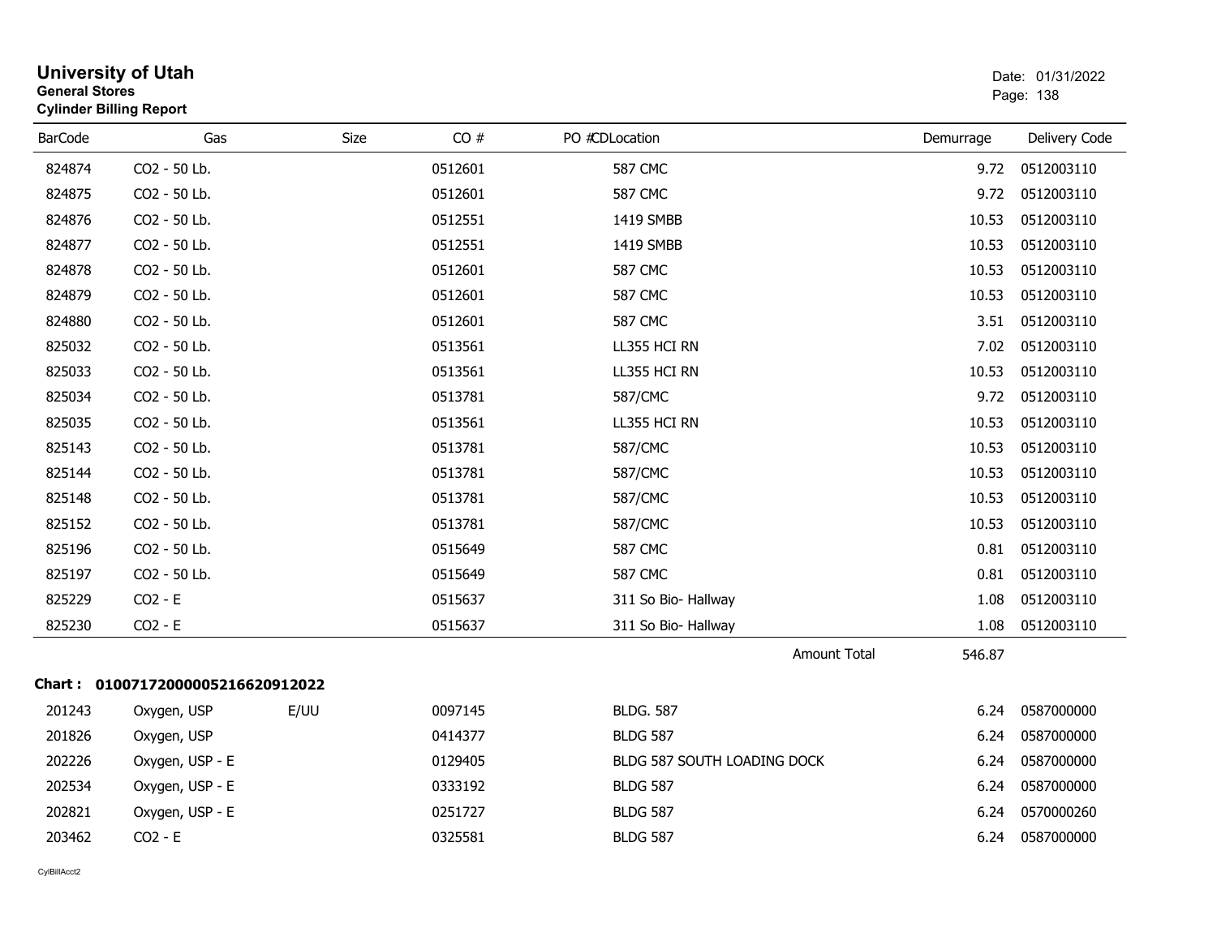**University of Utah**
**General Stores**
**Cylinder Billing Report**

Date: 01/31/2022

| BarCode | Gas | Size | CO # | PO #CDLocation | Demurrage | Delivery Code |
|---|---|---|---|---|---|---|
| 824874 | CO2 - 50 Lb. | | 0512601 | 587 CMC | 9.72 | 0512003110 |
| 824875 | CO2 - 50 Lb. | | 0512601 | 587 CMC | 9.72 | 0512003110 |
| 824876 | CO2 - 50 Lb. | | 0512551 | 1419 SMBB | 10.53 | 0512003110 |
| 824877 | CO2 - 50 Lb. | | 0512551 | 1419 SMBB | 10.53 | 0512003110 |
| 824878 | CO2 - 50 Lb. | | 0512601 | 587 CMC | 10.53 | 0512003110 |
| 824879 | CO2 - 50 Lb. | | 0512601 | 587 CMC | 10.53 | 0512003110 |
| 824880 | CO2 - 50 Lb. | | 0512601 | 587 CMC | 3.51 | 0512003110 |
| 825032 | CO2 - 50 Lb. | | 0513561 | LL355 HCI RN | 7.02 | 0512003110 |
| 825033 | CO2 - 50 Lb. | | 0513561 | LL355 HCI RN | 10.53 | 0512003110 |
| 825034 | CO2 - 50 Lb. | | 0513781 | 587/CMC | 9.72 | 0512003110 |
| 825035 | CO2 - 50 Lb. | | 0513561 | LL355 HCI RN | 10.53 | 0512003110 |
| 825143 | CO2 - 50 Lb. | | 0513781 | 587/CMC | 10.53 | 0512003110 |
| 825144 | CO2 - 50 Lb. | | 0513781 | 587/CMC | 10.53 | 0512003110 |
| 825148 | CO2 - 50 Lb. | | 0513781 | 587/CMC | 10.53 | 0512003110 |
| 825152 | CO2 - 50 Lb. | | 0513781 | 587/CMC | 10.53 | 0512003110 |
| 825196 | CO2 - 50 Lb. | | 0515649 | 587 CMC | 0.81 | 0512003110 |
| 825197 | CO2 - 50 Lb. | | 0515649 | 587 CMC | 0.81 | 0512003110 |
| 825229 | CO2 - E | | 0515637 | 311 So Bio- Hallway | 1.08 | 0512003110 |
| 825230 | CO2 - E | | 0515637 | 311 So Bio- Hallway | 1.08 | 0512003110 |
| | | | | Amount Total | 546.87 | |

**Chart : 01007172000005216620912022**

| BarCode | Gas | Size | CO # | PO #CDLocation | Demurrage | Delivery Code |
|---|---|---|---|---|---|---|
| 201243 | Oxygen, USP | E/UU | 0097145 | BLDG. 587 | 6.24 | 0587000000 |
| 201826 | Oxygen, USP | | 0414377 | BLDG 587 | 6.24 | 0587000000 |
| 202226 | Oxygen, USP - E | | 0129405 | BLDG 587 SOUTH LOADING DOCK | 6.24 | 0587000000 |
| 202534 | Oxygen, USP - E | | 0333192 | BLDG 587 | 6.24 | 0587000000 |
| 202821 | Oxygen, USP - E | | 0251727 | BLDG 587 | 6.24 | 0570000260 |
| 203462 | CO2 - E | | 0325581 | BLDG 587 | 6.24 | 0587000000 |

CylBillAcct2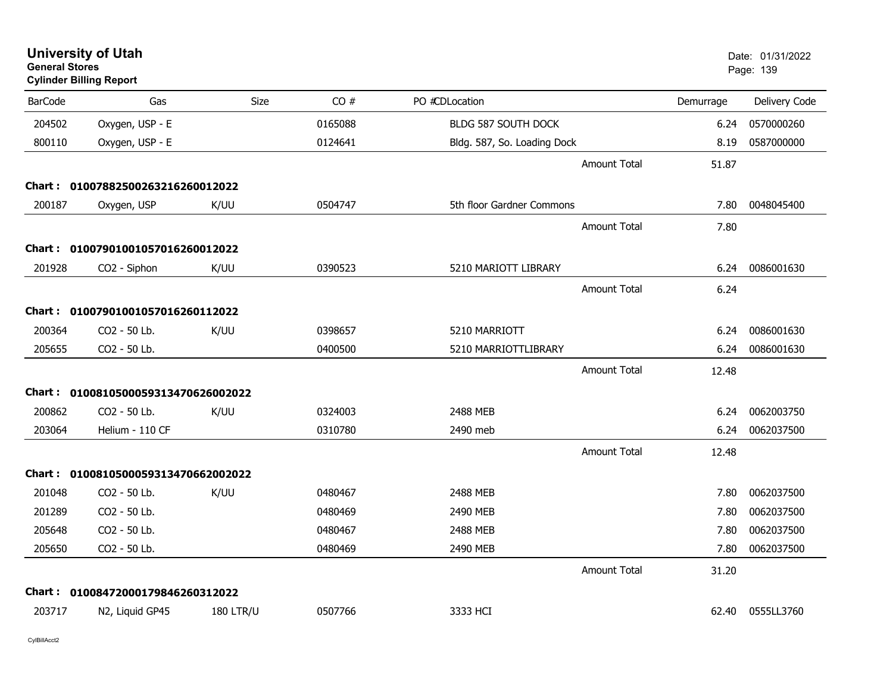# University of Utah
**General Stores**
**Cylinder Billing Report**

Date: 01/31/2022

| BarCode | Gas | Size | CO # | PO # | CD | Location | Demurrage | Delivery Code |
|---|---|---|---|---|---|---|---|---|
| 204502 | Oxygen, USP - E | | 0165088 | | | BLDG 587 SOUTH DOCK | 6.24 | 0570000260 |
| 800110 | Oxygen, USP - E | | 0124641 | | | Bldg. 587, So. Loading Dock | 8.19 | 0587000000 |
| | | | | | | Amount Total | 51.87 | |
| **Chart :** | **01007882500263216260012022** | | | | | | | |
| 200187 | Oxygen, USP | K/UU | 0504747 | | | 5th floor Gardner Commons | 7.80 | 0048045400 |
| | | | | | | Amount Total | 7.80 | |
| **Chart :** | **01007901001057016260012022** | | | | | | | |
| 201928 | CO2 - Siphon | K/UU | 0390523 | | | 5210 MARIOTT LIBRARY | 6.24 | 0086001630 |
| | | | | | | Amount Total | 6.24 | |
| **Chart :** | **01007901001057016260112022** | | | | | | | |
| 200364 | CO2 - 50 Lb. | K/UU | 0398657 | | | 5210 MARRIOTT | 6.24 | 0086001630 |
| 205655 | CO2 - 50 Lb. | | 0400500 | | | 5210 MARRIOTTLIBRARY | 6.24 | 0086001630 |
| | | | | | | Amount Total | 12.48 | |
| **Chart :** | **01008105000593134706260020222** | | | | | | | |
| 200862 | CO2 - 50 Lb. | K/UU | 0324003 | | | 2488 MEB | 6.24 | 0062003750 |
| 203064 | Helium - 110 CF | | 0310780 | | | 2490 meb | 6.24 | 0062037500 |
| | | | | | | Amount Total | 12.48 | |
| **Chart :** | **01008105000593134706620020222** | | | | | | | |
| 201048 | CO2 - 50 Lb. | K/UU | 0480467 | | | 2488 MEB | 7.80 | 0062037500 |
| 201289 | CO2 - 50 Lb. | | 0480469 | | | 2490 MEB | 7.80 | 0062037500 |
| 205648 | CO2 - 50 Lb. | | 0480467 | | | 2488 MEB | 7.80 | 0062037500 |
| 205650 | CO2 - 50 Lb. | | 0480469 | | | 2490 MEB | 7.80 | 0062037500 |
| | | | | | | Amount Total | 31.20 | |
| **Chart :** | **01008472000179846260312022** | | | | | | | |
| 203717 | N2, Liquid GP45 | 180 LTR/U | 0507766 | | | 3333 HCI | 62.40 | 0555LL3760 |

CylBillAcct2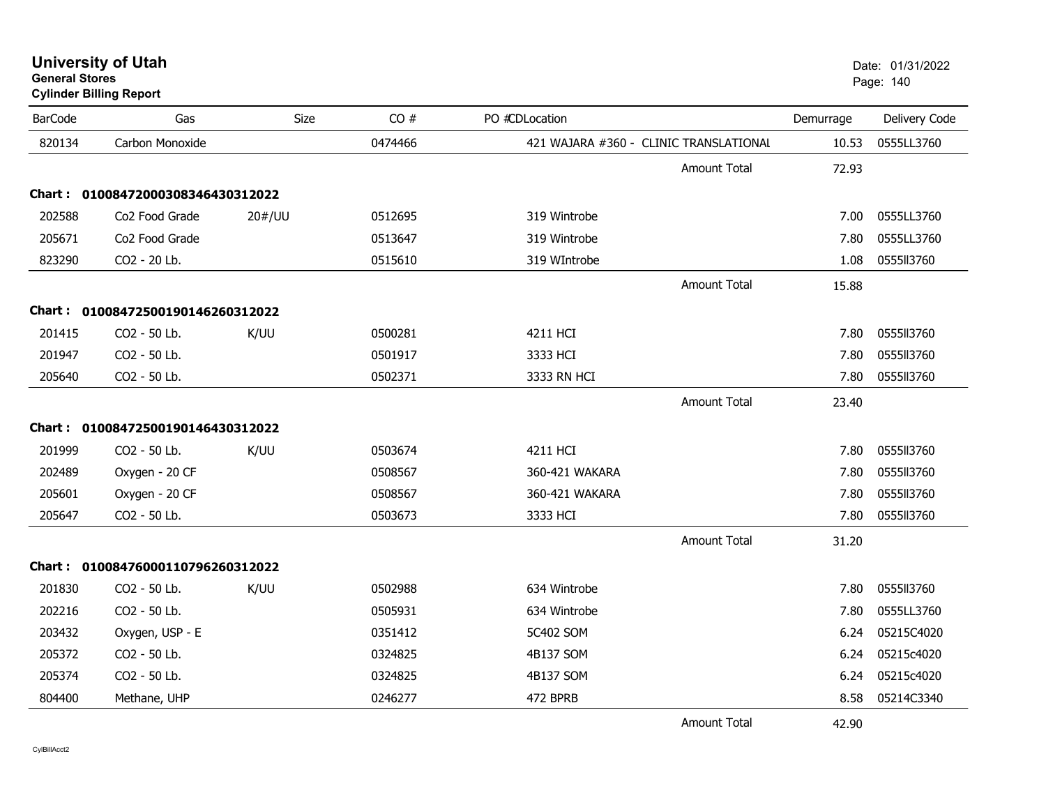**University of Utah**
**General Stores**
**Cylinder Billing Report**

Date: 01/31/2022

| BarCode | Gas | Size | CO # | PO #CDLocation | Demurrage | Delivery Code |
|---|---|---|---|---|---|---|
| 820134 | Carbon Monoxide | | 0474466 | 421 WAJARA #360 - CLINIC TRANSLATIONAL | 10.53 | 0555LL3760 |
| | | | | Amount Total | 72.93 | |
| **Chart : 01008472000308346430312022** | | | | | | |
| 202588 | Co2 Food Grade | 20#/UU | 0512695 | 319 Wintrobe | 7.00 | 0555LL3760 |
| 205671 | Co2 Food Grade | | 0513647 | 319 Wintrobe | 7.80 | 0555LL3760 |
| 823290 | CO2 - 20 Lb. | | 0515610 | 319 WIntrobe | 1.08 | 0555ll3760 |
| | | | | Amount Total | 15.88 | |
| **Chart : 01008472500190146260312022** | | | | | | |
| 201415 | CO2 - 50 Lb. | K/UU | 0500281 | 4211 HCI | 7.80 | 0555ll3760 |
| 201947 | CO2 - 50 Lb. | | 0501917 | 3333 HCI | 7.80 | 0555ll3760 |
| 205640 | CO2 - 50 Lb. | | 0502371 | 3333 RN HCI | 7.80 | 0555ll3760 |
| | | | | Amount Total | 23.40 | |
| **Chart : 01008472500190146430312022** | | | | | | |
| 201999 | CO2 - 50 Lb. | K/UU | 0503674 | 4211 HCI | 7.80 | 0555ll3760 |
| 202489 | Oxygen - 20 CF | | 0508567 | 360-421 WAKARA | 7.80 | 0555ll3760 |
| 205601 | Oxygen - 20 CF | | 0508567 | 360-421 WAKARA | 7.80 | 0555ll3760 |
| 205647 | CO2 - 50 Lb. | | 0503673 | 3333 HCI | 7.80 | 0555ll3760 |
| | | | | Amount Total | 31.20 | |
| **Chart : 01008476000110796260312022** | | | | | | |
| 201830 | CO2 - 50 Lb. | K/UU | 0502988 | 634 Wintrobe | 7.80 | 0555ll3760 |
| 202216 | CO2 - 50 Lb. | | 0505931 | 634 Wintrobe | 7.80 | 0555LL3760 |
| 203432 | Oxygen, USP - E | | 0351412 | 5C402 SOM | 6.24 | 05215C4020 |
| 205372 | CO2 - 50 Lb. | | 0324825 | 4B137 SOM | 6.24 | 05215c4020 |
| 205374 | CO2 - 50 Lb. | | 0324825 | 4B137 SOM | 6.24 | 05215c4020 |
| 804400 | Methane, UHP | | 0246277 | 472 BPRB | 8.58 | 05214C3340 |
| | | | | Amount Total | 42.90 | |

CylBillAcct2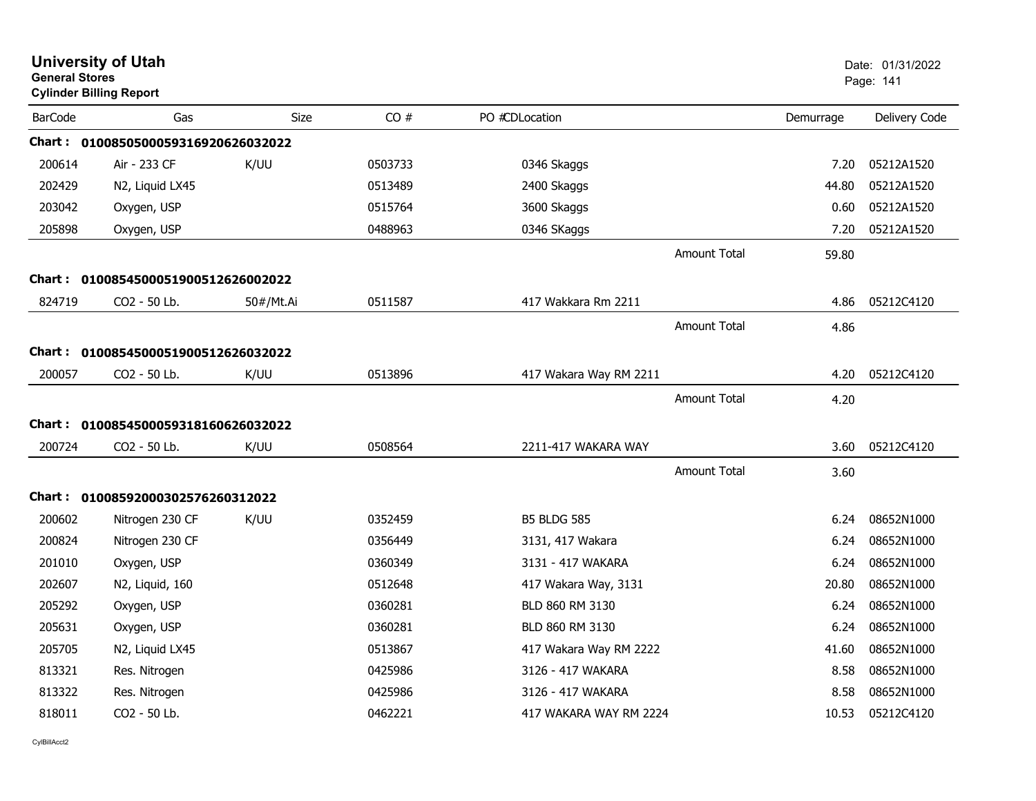# University of Utah
**General Stores**
**Cylinder Billing Report**

Date: 01/31/2022

| BarCode | Gas | Size | CO # | PO # | CD | Location | Demurrage | Delivery Code |
|---|---|---|---|---|---|---|---|---|
| **Chart : 01008505000593169206260320 22** | | | | | | | | |
| 200614 | Air - 233 CF | K/UU | 0503733 | | | 0346 Skaggs | 7.20 | 05212A1520 |
| 202429 | N2, Liquid LX45 | | 0513489 | | | 2400 Skaggs | 44.80 | 05212A1520 |
| 203042 | Oxygen, USP | | 0515764 | | | 3600 Skaggs | 0.60 | 05212A1520 |
| 205898 | Oxygen, USP | | 0488963 | | | 0346 SKaggs | 7.20 | 05212A1520 |
| | | | | | | Amount Total | 59.80 | |
| **Chart : 01008545000519005126260020 22** | | | | | | | | |
| 824719 | CO2 - 50 Lb. | 50#/Mt.Ai | 0511587 | | | 417 Wakkara Rm 2211 | 4.86 | 05212C4120 |
| | | | | | | Amount Total | 4.86 | |
| **Chart : 01008545000519005126260320 22** | | | | | | | | |
| 200057 | CO2 - 50 Lb. | K/UU | 0513896 | | | 417 Wakara Way RM 2211 | 4.20 | 05212C4120 |
| | | | | | | Amount Total | 4.20 | |
| **Chart : 01008545000593181606260320 22** | | | | | | | | |
| 200724 | CO2 - 50 Lb. | K/UU | 0508564 | | | 2211-417 WAKARA WAY | 3.60 | 05212C4120 |
| | | | | | | Amount Total | 3.60 | |
| **Chart : 0100859200030257626031202 2** | | | | | | | | |
| 200602 | Nitrogen 230 CF | K/UU | 0352459 | | | B5 BLDG 585 | 6.24 | 08652N1000 |
| 200824 | Nitrogen 230 CF | | 0356449 | | | 3131, 417 Wakara | 6.24 | 08652N1000 |
| 201010 | Oxygen, USP | | 0360349 | | | 3131 - 417 WAKARA | 6.24 | 08652N1000 |
| 202607 | N2, Liquid, 160 | | 0512648 | | | 417 Wakara Way, 3131 | 20.80 | 08652N1000 |
| 205292 | Oxygen, USP | | 0360281 | | | BLD 860 RM 3130 | 6.24 | 08652N1000 |
| 205631 | Oxygen, USP | | 0360281 | | | BLD 860 RM 3130 | 6.24 | 08652N1000 |
| 205705 | N2, Liquid LX45 | | 0513867 | | | 417 Wakara Way RM 2222 | 41.60 | 08652N1000 |
| 813321 | Res. Nitrogen | | 0425986 | | | 3126 - 417 WAKARA | 8.58 | 08652N1000 |
| 813322 | Res. Nitrogen | | 0425986 | | | 3126 - 417 WAKARA | 8.58 | 08652N1000 |
| 818011 | CO2 - 50 Lb. | | 0462221 | | | 417 WAKARA WAY RM 2224 | 10.53 | 05212C4120 |

CylBillAcct2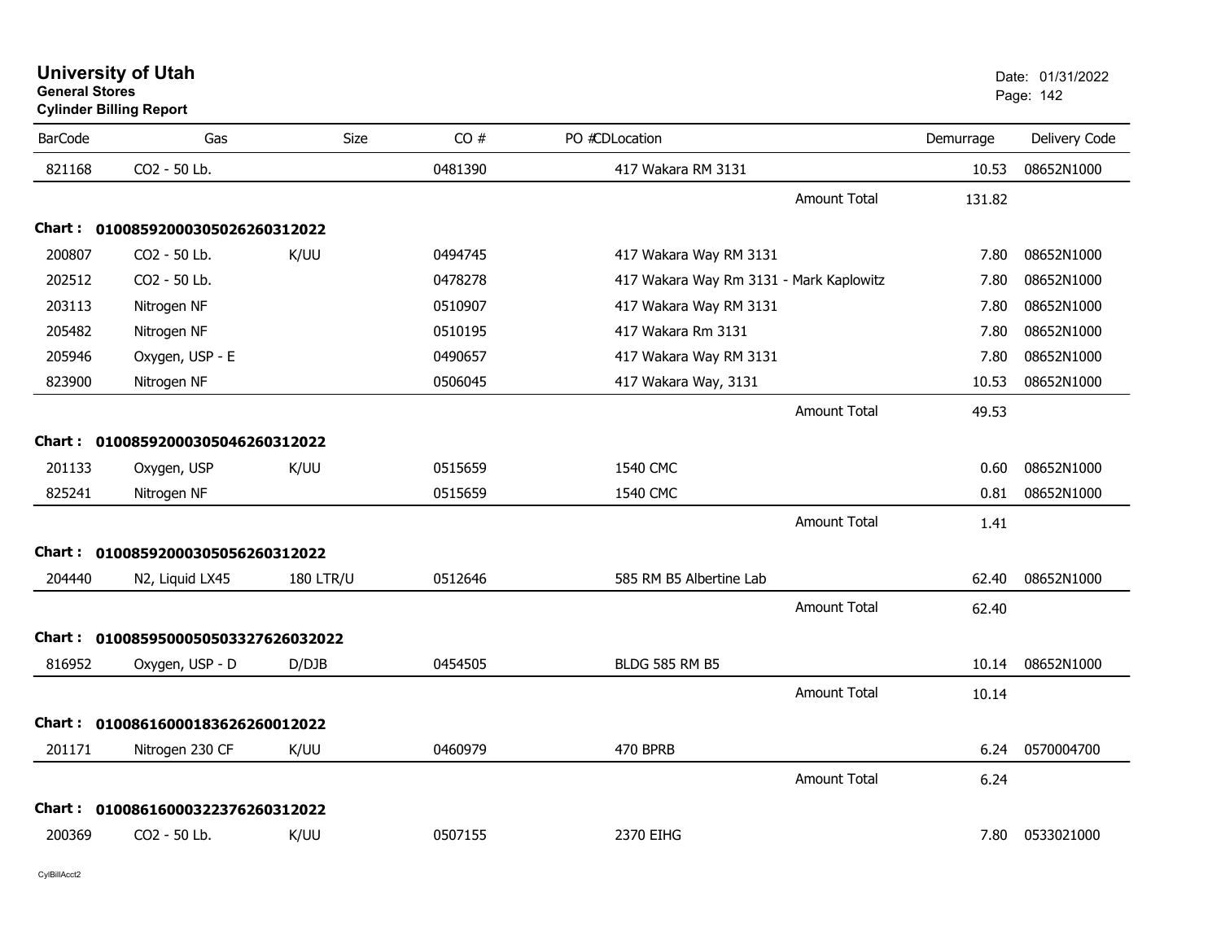# University of Utah

**General Stores**
**Cylinder Billing Report**

Date: 01/31/2022

| BarCode | Gas | Size | CO # | PO #CDLocation | Demurrage | Delivery Code |
|---|---|---|---|---|---|---|
| 821168 | CO2 - 50 Lb. | | 0481390 | 417 Wakara RM 3131 | 10.53 | 08652N1000 |
| | | | | Amount Total | 131.82 | |
| **Chart :** | **01008592000305026260312022** | | | | | |
| 200807 | CO2 - 50 Lb. | K/UU | 0494745 | 417 Wakara Way RM 3131 | 7.80 | 08652N1000 |
| 202512 | CO2 - 50 Lb. | | 0478278 | 417 Wakara Way Rm 3131 - Mark Kaplowitz | 7.80 | 08652N1000 |
| 203113 | Nitrogen NF | | 0510907 | 417 Wakara Way RM 3131 | 7.80 | 08652N1000 |
| 205482 | Nitrogen NF | | 0510195 | 417 Wakara Rm 3131 | 7.80 | 08652N1000 |
| 205946 | Oxygen, USP - E | | 0490657 | 417 Wakara Way RM 3131 | 7.80 | 08652N1000 |
| 823900 | Nitrogen NF | | 0506045 | 417 Wakara Way, 3131 | 10.53 | 08652N1000 |
| | | | | Amount Total | 49.53 | |
| **Chart :** | **01008592000305046260312022** | | | | | |
| 201133 | Oxygen, USP | K/UU | 0515659 | 1540 CMC | 0.60 | 08652N1000 |
| 825241 | Nitrogen NF | | 0515659 | 1540 CMC | 0.81 | 08652N1000 |
| | | | | Amount Total | 1.41 | |
| **Chart :** | **01008592000305056260312022** | | | | | |
| 204440 | N2, Liquid LX45 | 180 LTR/U | 0512646 | 585 RM B5 Albertine Lab | 62.40 | 08652N1000 |
| | | | | Amount Total | 62.40 | |
| **Chart :** | **01008595000505033276260320 22** | | | | | |
| 816952 | Oxygen, USP - D | D/DJB | 0454505 | BLDG 585 RM B5 | 10.14 | 08652N1000 |
| | | | | Amount Total | 10.14 | |
| **Chart :** | **01008616000183626260012022** | | | | | |
| 201171 | Nitrogen 230 CF | K/UU | 0460979 | 470 BPRB | 6.24 | 0570004700 |
| | | | | Amount Total | 6.24 | |
| **Chart :** | **01008616000322376260312022** | | | | | |
| 200369 | CO2 - 50 Lb. | K/UU | 0507155 | 2370 EIHG | 7.80 | 0533021000 |

CylBillAcct2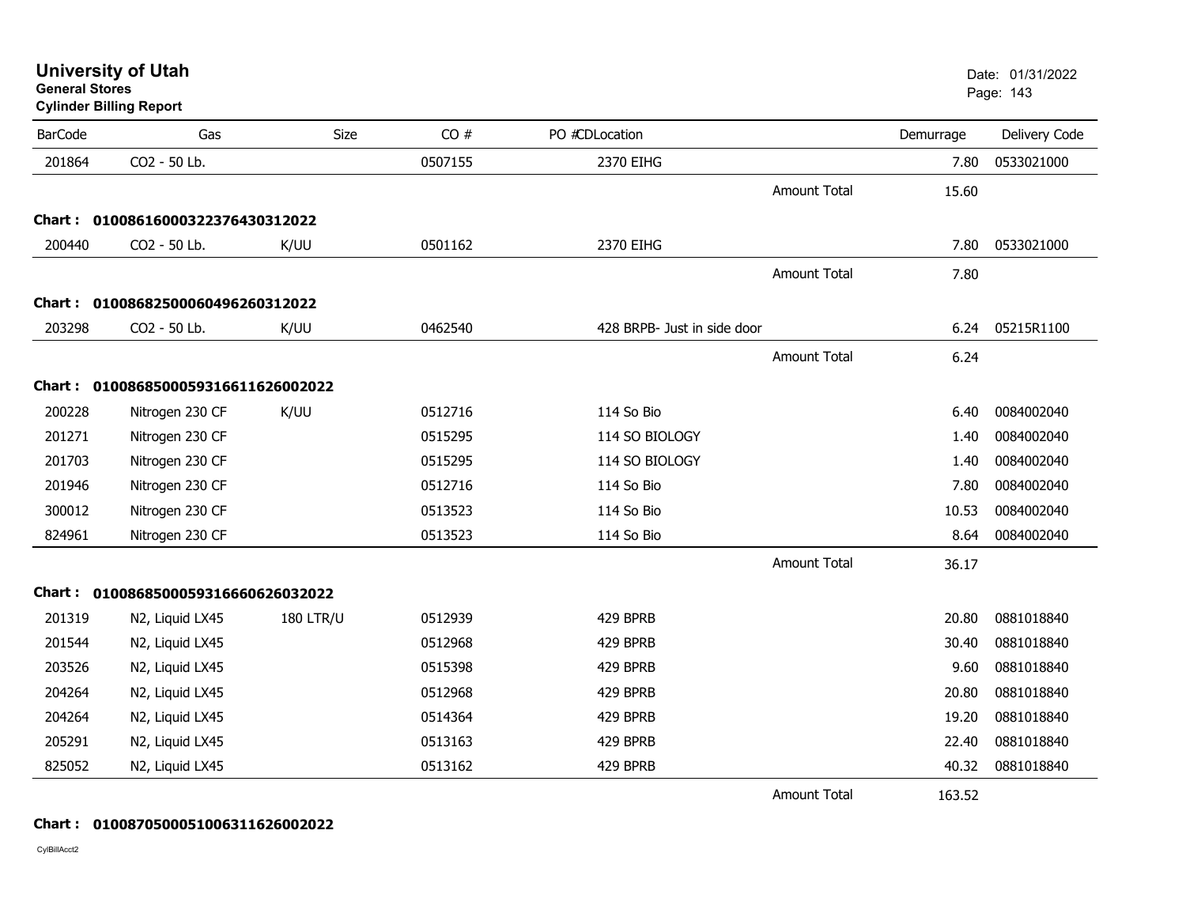# University of Utah

**General Stores**

**Cylinder Billing Report**

Date: 01/31/2022

| BarCode | Gas | Size | CO # | PO #CDLocation | | Demurrage | Delivery Code |
|---|---|---|---|---|---|---|---|
| 201864 | CO2 - 50 Lb. | | 0507155 | 2370 EIHG | | 7.80 | 0533021000 |
| | | | | | Amount Total | 15.60 | |

**Chart : 01008616000322376430312022**

| BarCode | Gas | Size | CO # | PO #CDLocation | | Demurrage | Delivery Code |
|---|---|---|---|---|---|---|---|
| 200440 | CO2 - 50 Lb. | K/UU | 0501162 | 2370 EIHG | | 7.80 | 0533021000 |
| | | | | | Amount Total | 7.80 | |

**Chart : 01008682500060496260312022**

| BarCode | Gas | Size | CO # | PO #CDLocation | | Demurrage | Delivery Code |
|---|---|---|---|---|---|---|---|
| 203298 | CO2 - 50 Lb. | K/UU | 0462540 | 428 BRPB- Just in side door | | 6.24 | 05215R1100 |
| | | | | | Amount Total | 6.24 | |

**Chart : 01008685000593166116260022022**

| BarCode | Gas | Size | CO # | PO #CDLocation | | Demurrage | Delivery Code |
|---|---|---|---|---|---|---|---|
| 200228 | Nitrogen 230 CF | K/UU | 0512716 | 114 So Bio | | 6.40 | 0084002040 |
| 201271 | Nitrogen 230 CF | | 0515295 | 114 SO BIOLOGY | | 1.40 | 0084002040 |
| 201703 | Nitrogen 230 CF | | 0515295 | 114 SO BIOLOGY | | 1.40 | 0084002040 |
| 201946 | Nitrogen 230 CF | | 0512716 | 114 So Bio | | 7.80 | 0084002040 |
| 300012 | Nitrogen 230 CF | | 0513523 | 114 So Bio | | 10.53 | 0084002040 |
| 824961 | Nitrogen 230 CF | | 0513523 | 114 So Bio | | 8.64 | 0084002040 |
| | | | | | Amount Total | 36.17 | |

**Chart : 01008685000593166606260322022**

| BarCode | Gas | Size | CO # | PO #CDLocation | | Demurrage | Delivery Code |
|---|---|---|---|---|---|---|---|
| 201319 | N2, Liquid LX45 | 180 LTR/U | 0512939 | 429 BPRB | | 20.80 | 0881018840 |
| 201544 | N2, Liquid LX45 | | 0512968 | 429 BPRB | | 30.40 | 0881018840 |
| 203526 | N2, Liquid LX45 | | 0515398 | 429 BPRB | | 9.60 | 0881018840 |
| 204264 | N2, Liquid LX45 | | 0512968 | 429 BPRB | | 20.80 | 0881018840 |
| 204264 | N2, Liquid LX45 | | 0514364 | 429 BPRB | | 19.20 | 0881018840 |
| 205291 | N2, Liquid LX45 | | 0513163 | 429 BPRB | | 22.40 | 0881018840 |
| 825052 | N2, Liquid LX45 | | 0513162 | 429 BPRB | | 40.32 | 0881018840 |
| | | | | | Amount Total | 163.52 | |

**Chart : 01008705000510063116260022022**

CylBillAcct2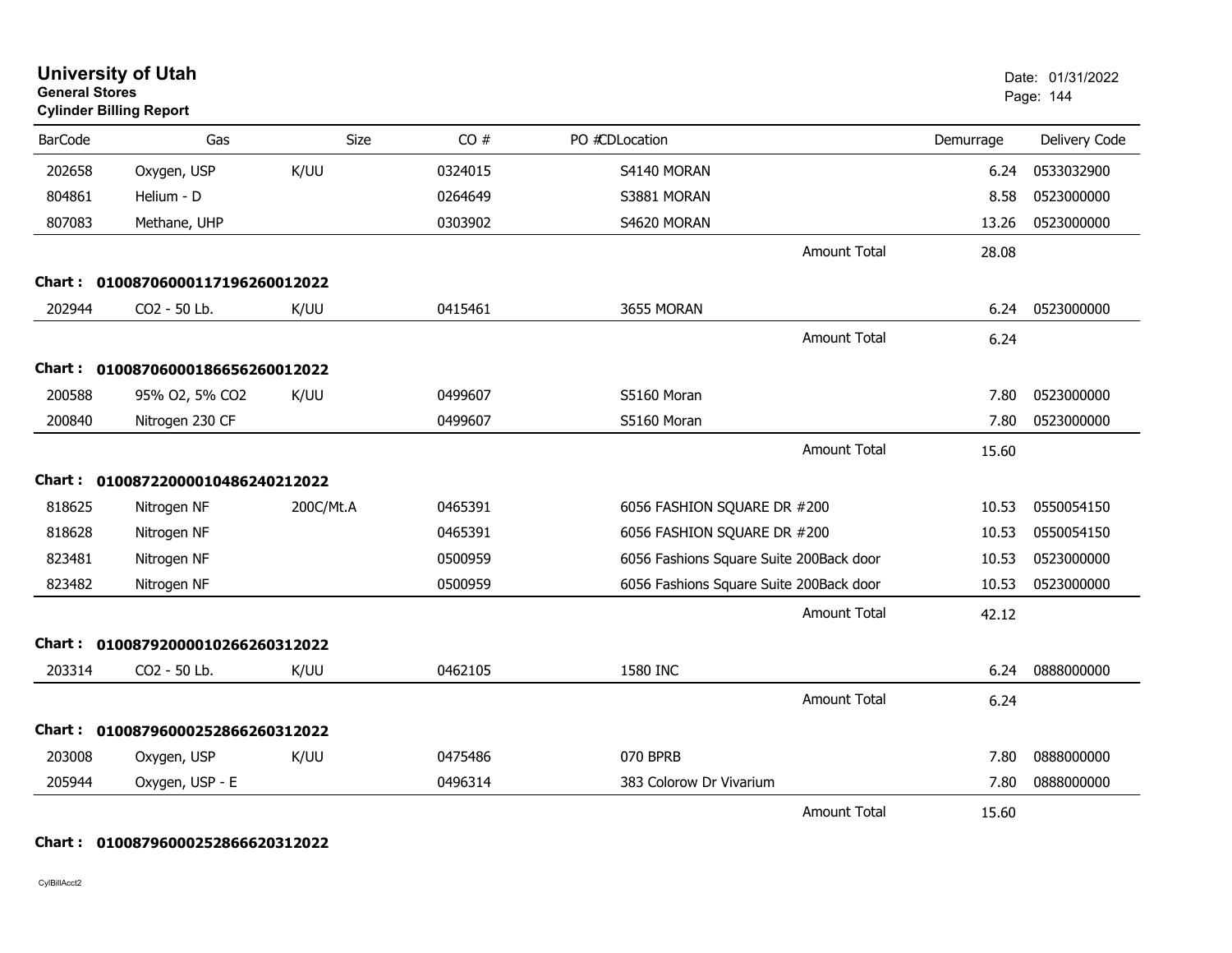# University of Utah
**General Stores**
**Cylinder Billing Report**

Date: 01/31/2022

| BarCode | Gas | Size | CO # | PO # | CD | Location | Demurrage | Delivery Code |
|---|---|---|---|---|---|---|---|---|
| 202658 | Oxygen, USP | K/UU | 0324015 | | | S4140 MORAN | 6.24 | 0533032900 |
| 804861 | Helium - D | | 0264649 | | | S3881 MORAN | 8.58 | 0523000000 |
| 807083 | Methane, UHP | | 0303902 | | | S4620 MORAN | 13.26 | 0523000000 |
| | | | | | | Amount Total | 28.08 | |
| **Chart :** | **01008706000117196260012022** | | | | | | | |
| 202944 | CO2 - 50 Lb. | K/UU | 0415461 | | | 3655 MORAN | 6.24 | 0523000000 |
| | | | | | | Amount Total | 6.24 | |
| **Chart :** | **01008706000186656260012022** | | | | | | | |
| 200588 | 95% O2, 5% CO2 | K/UU | 0499607 | | | S5160 Moran | 7.80 | 0523000000 |
| 200840 | Nitrogen 230 CF | | 0499607 | | | S5160 Moran | 7.80 | 0523000000 |
| | | | | | | Amount Total | 15.60 | |
| **Chart :** | **01008722000010486240212022** | | | | | | | |
| 818625 | Nitrogen NF | 200C/Mt.A | 0465391 | | | 6056 FASHION SQUARE DR #200 | 10.53 | 0550054150 |
| 818628 | Nitrogen NF | | 0465391 | | | 6056 FASHION SQUARE DR #200 | 10.53 | 0550054150 |
| 823481 | Nitrogen NF | | 0500959 | | | 6056 Fashions Square Suite 200Back door | 10.53 | 0523000000 |
| 823482 | Nitrogen NF | | 0500959 | | | 6056 Fashions Square Suite 200Back door | 10.53 | 0523000000 |
| | | | | | | Amount Total | 42.12 | |
| **Chart :** | **01008792000010266260312022** | | | | | | | |
| 203314 | CO2 - 50 Lb. | K/UU | 0462105 | | | 1580 INC | 6.24 | 0888000000 |
| | | | | | | Amount Total | 6.24 | |
| **Chart :** | **01008796000252866260312022** | | | | | | | |
| 203008 | Oxygen, USP | K/UU | 0475486 | | | 070 BPRB | 7.80 | 0888000000 |
| 205944 | Oxygen, USP - E | | 0496314 | | | 383 Colorow Dr Vivarium | 7.80 | 0888000000 |
| | | | | | | Amount Total | 15.60 | |
| **Chart :** | **01008796000252866620312022** | | | | | | | |

CylBillAcct2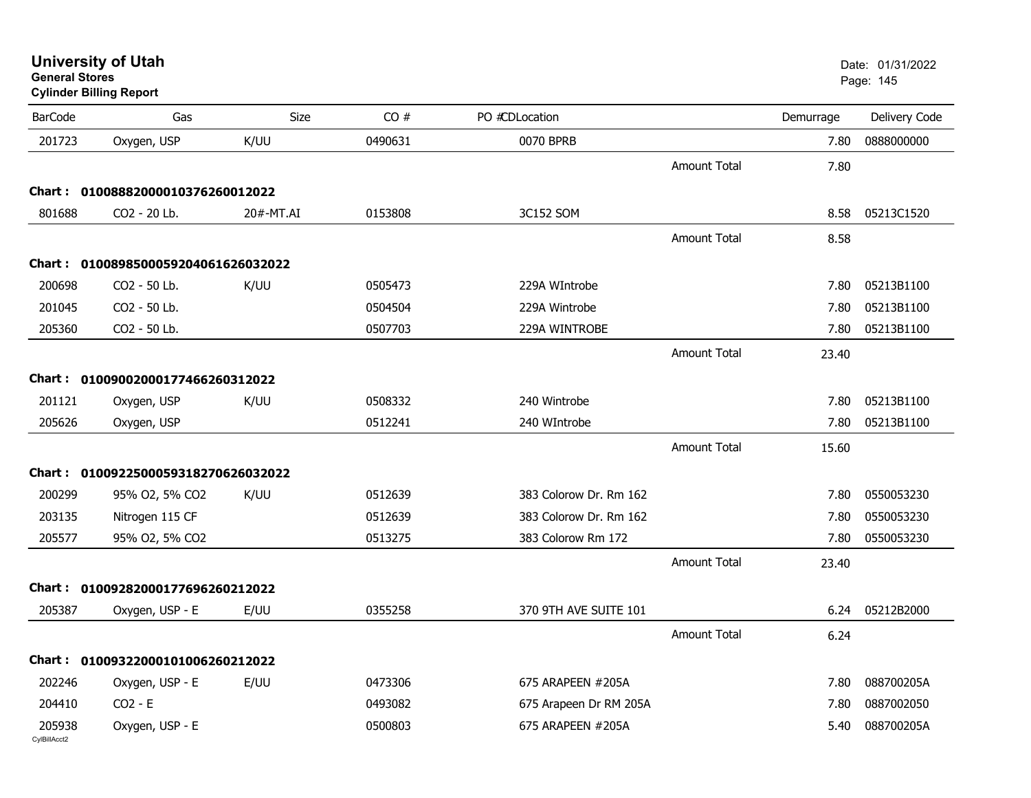# University of Utah

**General Stores**
**Cylinder Billing Report**

Date: 01/31/2022

| BarCode | Gas | Size | CO # | PO #CDLocation | | Demurrage | Delivery Code |
|---|---|---|---|---|---|---|---|
| 201723 | Oxygen, USP | K/UU | 0490631 | 0070 BPRB | | 7.80 | 0888000000 |
| | | | | | Amount Total | 7.80 | |
| **Chart : 01008882000010376260012022** | | | | | | | |
| 801688 | CO2 - 20 Lb. | 20#-MT.AI | 0153808 | 3C152 SOM | | 8.58 | 05213C1520 |
| | | | | | Amount Total | 8.58 | |
| **Chart : 01008985000592040616260320​22** | | | | | | | |
| 200698 | CO2 - 50 Lb. | K/UU | 0505473 | 229A WIntrobe | | 7.80 | 05213B1100 |
| 201045 | CO2 - 50 Lb. | | 0504504 | 229A Wintrobe | | 7.80 | 05213B1100 |
| 205360 | CO2 - 50 Lb. | | 0507703 | 229A WINTROBE | | 7.80 | 05213B1100 |
| | | | | | Amount Total | 23.40 | |
| **Chart : 01009002000177466260312022** | | | | | | | |
| 201121 | Oxygen, USP | K/UU | 0508332 | 240 Wintrobe | | 7.80 | 05213B1100 |
| 205626 | Oxygen, USP | | 0512241 | 240 WIntrobe | | 7.80 | 05213B1100 |
| | | | | | Amount Total | 15.60 | |
| **Chart : 01009225000593182706260320​22** | | | | | | | |
| 200299 | 95% O2, 5% CO2 | K/UU | 0512639 | 383 Colorow Dr. Rm 162 | | 7.80 | 0550053230 |
| 203135 | Nitrogen 115 CF | | 0512639 | 383 Colorow Dr. Rm 162 | | 7.80 | 0550053230 |
| 205577 | 95% O2, 5% CO2 | | 0513275 | 383 Colorow Rm 172 | | 7.80 | 0550053230 |
| | | | | | Amount Total | 23.40 | |
| **Chart : 01009282000177696260212022** | | | | | | | |
| 205387 | Oxygen, USP - E | E/UU | 0355258 | 370 9TH AVE SUITE 101 | | 6.24 | 05212B2000 |
| | | | | | Amount Total | 6.24 | |
| **Chart : 01009322000101006260212022** | | | | | | | |
| 202246 | Oxygen, USP - E | E/UU | 0473306 | 675 ARAPEEN #205A | | 7.80 | 088700205A |
| 204410 | CO2 - E | | 0493082 | 675 Arapeen Dr RM 205A | | 7.80 | 0887002050 |
| 205938 | Oxygen, USP - E | | 0500803 | 675 ARAPEEN #205A | | 5.40 | 088700205A |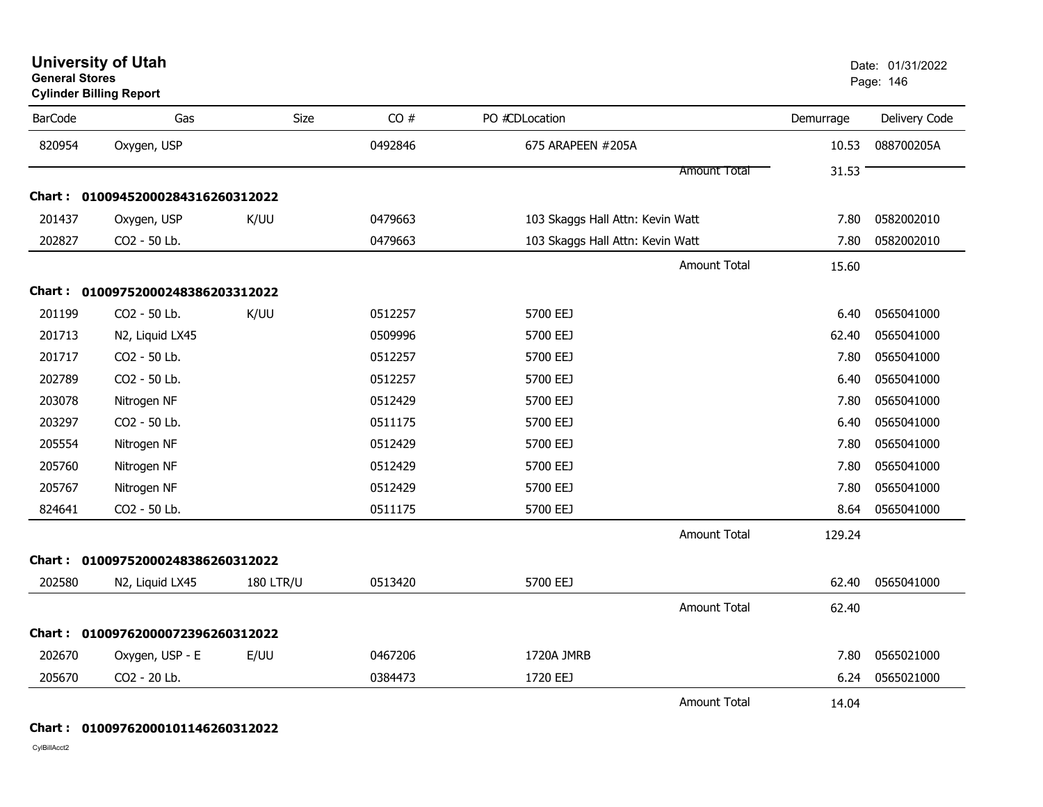# University of Utah
**General Stores**
**Cylinder Billing Report**

Date: 01/31/2022

| BarCode | Gas | Size | CO # | PO #CDLocation | Demurrage | Delivery Code |
|---|---|---|---|---|---|---|
| 820954 | Oxygen, USP | | 0492846 | 675 ARAPEEN #205A | 10.53 | 088700205A |
| | | | | Amount Total | 31.53 | |

**Chart : 01009452000284316260312022**

| BarCode | Gas | Size | CO # | PO #CDLocation | Demurrage | Delivery Code |
|---|---|---|---|---|---|---|
| 201437 | Oxygen, USP | K/UU | 0479663 | 103 Skaggs Hall Attn: Kevin Watt | 7.80 | 0582002010 |
| 202827 | CO2 - 50 Lb. | | 0479663 | 103 Skaggs Hall Attn: Kevin Watt | 7.80 | 0582002010 |
| | | | | Amount Total | 15.60 | |

**Chart : 01009752000248386203312022**

| BarCode | Gas | Size | CO # | PO #CDLocation | Demurrage | Delivery Code |
|---|---|---|---|---|---|---|
| 201199 | CO2 - 50 Lb. | K/UU | 0512257 | 5700 EEJ | 6.40 | 0565041000 |
| 201713 | N2, Liquid LX45 | | 0509996 | 5700 EEJ | 62.40 | 0565041000 |
| 201717 | CO2 - 50 Lb. | | 0512257 | 5700 EEJ | 7.80 | 0565041000 |
| 202789 | CO2 - 50 Lb. | | 0512257 | 5700 EEJ | 6.40 | 0565041000 |
| 203078 | Nitrogen NF | | 0512429 | 5700 EEJ | 7.80 | 0565041000 |
| 203297 | CO2 - 50 Lb. | | 0511175 | 5700 EEJ | 6.40 | 0565041000 |
| 205554 | Nitrogen NF | | 0512429 | 5700 EEJ | 7.80 | 0565041000 |
| 205760 | Nitrogen NF | | 0512429 | 5700 EEJ | 7.80 | 0565041000 |
| 205767 | Nitrogen NF | | 0512429 | 5700 EEJ | 7.80 | 0565041000 |
| 824641 | CO2 - 50 Lb. | | 0511175 | 5700 EEJ | 8.64 | 0565041000 |
| | | | | Amount Total | 129.24 | |

**Chart : 01009752000248386260312022**

| BarCode | Gas | Size | CO # | PO #CDLocation | Demurrage | Delivery Code |
|---|---|---|---|---|---|---|
| 202580 | N2, Liquid LX45 | 180 LTR/U | 0513420 | 5700 EEJ | 62.40 | 0565041000 |
| | | | | Amount Total | 62.40 | |

**Chart : 01009762000072396260312022**

| BarCode | Gas | Size | CO # | PO #CDLocation | Demurrage | Delivery Code |
|---|---|---|---|---|---|---|
| 202670 | Oxygen, USP - E | E/UU | 0467206 | 1720A JMRB | 7.80 | 0565021000 |
| 205670 | CO2 - 20 Lb. | | 0384473 | 1720 EEJ | 6.24 | 0565021000 |
| | | | | Amount Total | 14.04 | |

**Chart : 01009762000101146260312022**

CylBillAcct2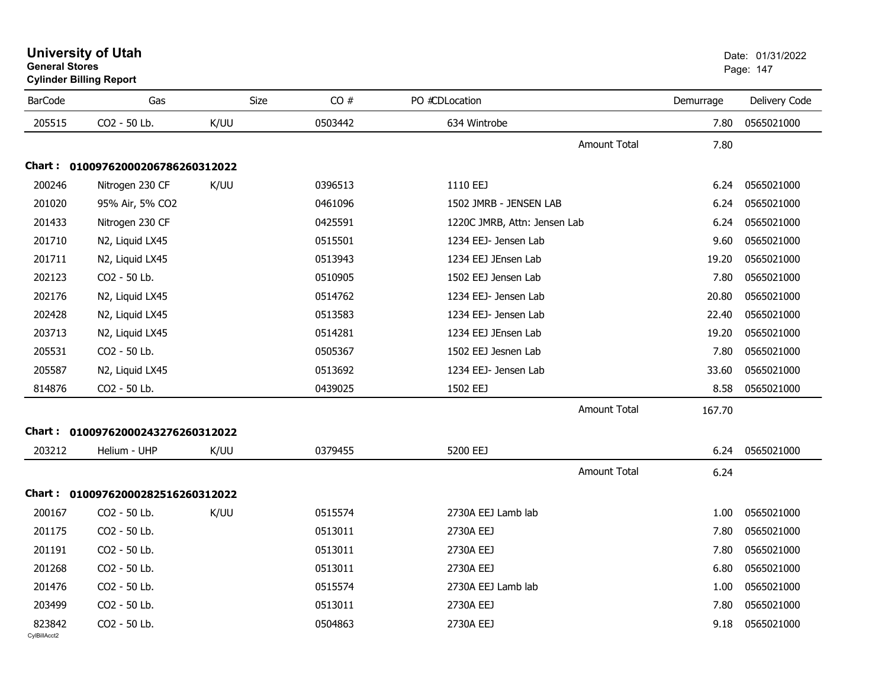# University of Utah

**General Stores**

**Cylinder Billing Report**

Date: 01/31/2022

| BarCode | Gas | Size | CO # | PO # | CDLocation | Demurrage | Delivery Code |
|---|---|---|---|---|---|---|---|
| 205515 | CO2 - 50 Lb. | K/UU | 0503442 | | 634 Wintrobe | 7.80 | 0565021000 |
| | | | | | Amount Total | 7.80 | |

**Chart : 01009762000206786260312022**

| BarCode | Gas | Size | CO # | PO # | CDLocation | Demurrage | Delivery Code |
|---|---|---|---|---|---|---|---|
| 200246 | Nitrogen 230 CF | K/UU | 0396513 | | 1110 EEJ | 6.24 | 0565021000 |
| 201020 | 95% Air, 5% CO2 | | 0461096 | | 1502 JMRB - JENSEN LAB | 6.24 | 0565021000 |
| 201433 | Nitrogen 230 CF | | 0425591 | | 1220C JMRB, Attn: Jensen Lab | 6.24 | 0565021000 |
| 201710 | N2, Liquid LX45 | | 0515501 | | 1234 EEJ- Jensen Lab | 9.60 | 0565021000 |
| 201711 | N2, Liquid LX45 | | 0513943 | | 1234 EEJ JEnsen Lab | 19.20 | 0565021000 |
| 202123 | CO2 - 50 Lb. | | 0510905 | | 1502 EEJ Jensen Lab | 7.80 | 0565021000 |
| 202176 | N2, Liquid LX45 | | 0514762 | | 1234 EEJ- Jensen Lab | 20.80 | 0565021000 |
| 202428 | N2, Liquid LX45 | | 0513583 | | 1234 EEJ- Jensen Lab | 22.40 | 0565021000 |
| 203713 | N2, Liquid LX45 | | 0514281 | | 1234 EEJ JEnsen Lab | 19.20 | 0565021000 |
| 205531 | CO2 - 50 Lb. | | 0505367 | | 1502 EEJ Jesnen Lab | 7.80 | 0565021000 |
| 205587 | N2, Liquid LX45 | | 0513692 | | 1234 EEJ- Jensen Lab | 33.60 | 0565021000 |
| 814876 | CO2 - 50 Lb. | | 0439025 | | 1502 EEJ | 8.58 | 0565021000 |
| | | | | | Amount Total | 167.70 | |

**Chart : 01009762000243276260312022**

| BarCode | Gas | Size | CO # | PO # | CDLocation | Demurrage | Delivery Code |
|---|---|---|---|---|---|---|---|
| 203212 | Helium - UHP | K/UU | 0379455 | | 5200 EEJ | 6.24 | 0565021000 |
| | | | | | Amount Total | 6.24 | |

**Chart : 01009762000282516260312022**

| BarCode | Gas | Size | CO # | PO # | CDLocation | Demurrage | Delivery Code |
|---|---|---|---|---|---|---|---|
| 200167 | CO2 - 50 Lb. | K/UU | 0515574 | | 2730A EEJ Lamb lab | 1.00 | 0565021000 |
| 201175 | CO2 - 50 Lb. | | 0513011 | | 2730A EEJ | 7.80 | 0565021000 |
| 201191 | CO2 - 50 Lb. | | 0513011 | | 2730A EEJ | 7.80 | 0565021000 |
| 201268 | CO2 - 50 Lb. | | 0513011 | | 2730A EEJ | 6.80 | 0565021000 |
| 201476 | CO2 - 50 Lb. | | 0515574 | | 2730A EEJ Lamb lab | 1.00 | 0565021000 |
| 203499 | CO2 - 50 Lb. | | 0513011 | | 2730A EEJ | 7.80 | 0565021000 |
| 823842 | CO2 - 50 Lb. | | 0504863 | | 2730A EEJ | 9.18 | 0565021000 |

CylBillAcct2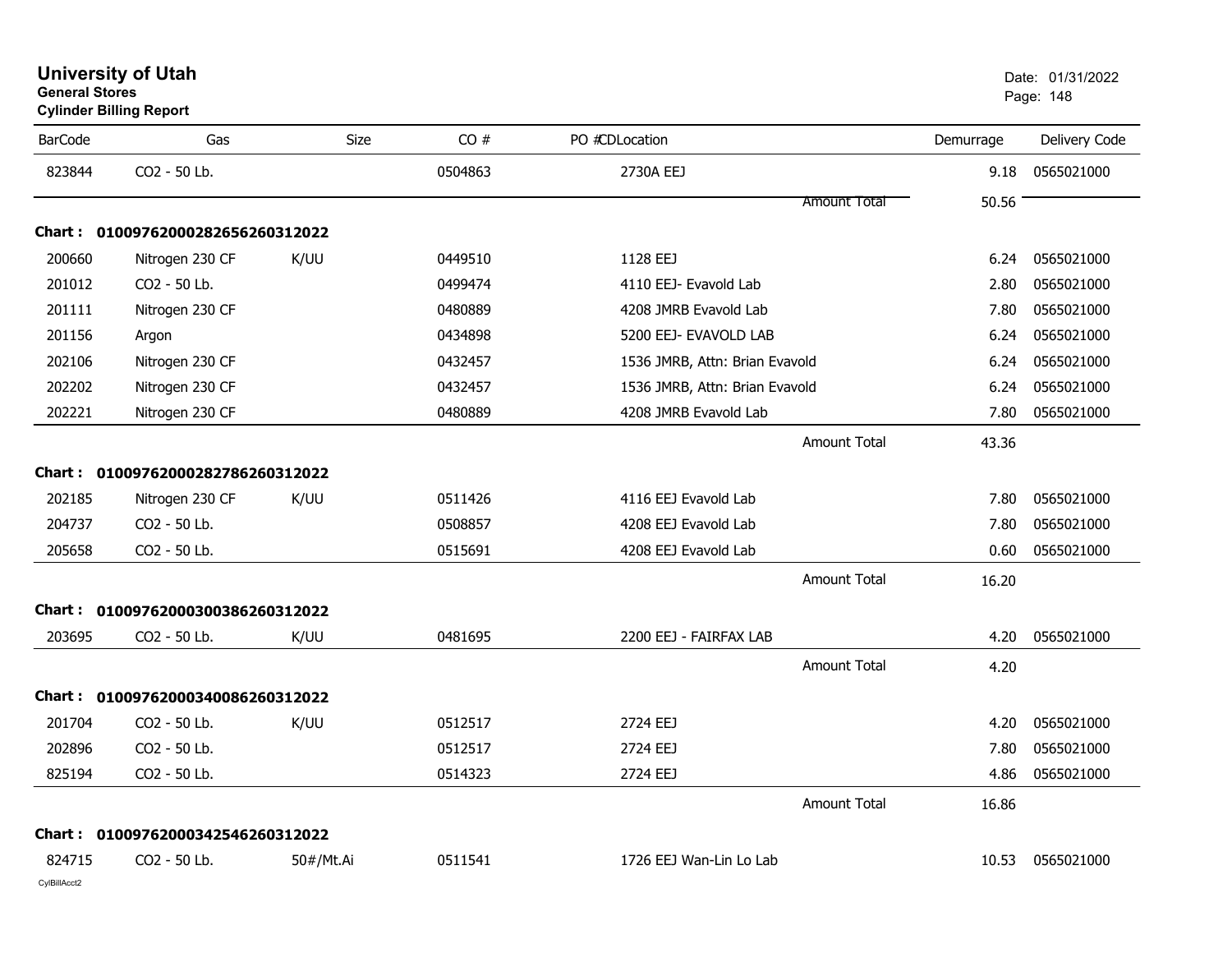# University of Utah
**General Stores**
**Cylinder Billing Report**

Date: 01/31/2022

| BarCode | Gas | Size | CO # | PO # | CDLocation | Demurrage | Delivery Code |
|---|---|---|---|---|---|---|---|
| 823844 | CO2 - 50 Lb. | | 0504863 | | 2730A EEJ | 9.18 | 0565021000 |
| | | | | | Amount Total | 50.56 | |
| **Chart :** | **01009762000282656260312022** | | | | | | |
| 200660 | Nitrogen 230 CF | K/UU | 0449510 | | 1128 EEJ | 6.24 | 0565021000 |
| 201012 | CO2 - 50 Lb. | | 0499474 | | 4110 EEJ- Evavold Lab | 2.80 | 0565021000 |
| 201111 | Nitrogen 230 CF | | 0480889 | | 4208 JMRB Evavold Lab | 7.80 | 0565021000 |
| 201156 | Argon | | 0434898 | | 5200 EEJ- EVAVOLD LAB | 6.24 | 0565021000 |
| 202106 | Nitrogen 230 CF | | 0432457 | | 1536 JMRB, Attn: Brian Evavold | 6.24 | 0565021000 |
| 202202 | Nitrogen 230 CF | | 0432457 | | 1536 JMRB, Attn: Brian Evavold | 6.24 | 0565021000 |
| 202221 | Nitrogen 230 CF | | 0480889 | | 4208 JMRB Evavold Lab | 7.80 | 0565021000 |
| | | | | | Amount Total | 43.36 | |
| **Chart :** | **01009762000282786260312022** | | | | | | |
| 202185 | Nitrogen 230 CF | K/UU | 0511426 | | 4116 EEJ Evavold Lab | 7.80 | 0565021000 |
| 204737 | CO2 - 50 Lb. | | 0508857 | | 4208 EEJ Evavold Lab | 7.80 | 0565021000 |
| 205658 | CO2 - 50 Lb. | | 0515691 | | 4208 EEJ Evavold Lab | 0.60 | 0565021000 |
| | | | | | Amount Total | 16.20 | |
| **Chart :** | **01009762000300386260312022** | | | | | | |
| 203695 | CO2 - 50 Lb. | K/UU | 0481695 | | 2200 EEJ - FAIRFAX LAB | 4.20 | 0565021000 |
| | | | | | Amount Total | 4.20 | |
| **Chart :** | **01009762000340086260312022** | | | | | | |
| 201704 | CO2 - 50 Lb. | K/UU | 0512517 | | 2724 EEJ | 4.20 | 0565021000 |
| 202896 | CO2 - 50 Lb. | | 0512517 | | 2724 EEJ | 7.80 | 0565021000 |
| 825194 | CO2 - 50 Lb. | | 0514323 | | 2724 EEJ | 4.86 | 0565021000 |
| | | | | | Amount Total | 16.86 | |
| **Chart :** | **01009762000342546260312022** | | | | | | |
| 824715 | CO2 - 50 Lb. | 50#/Mt.Ai | 0511541 | | 1726 EEJ Wan-Lin Lo Lab | 10.53 | 0565021000 |

CylBillAcct2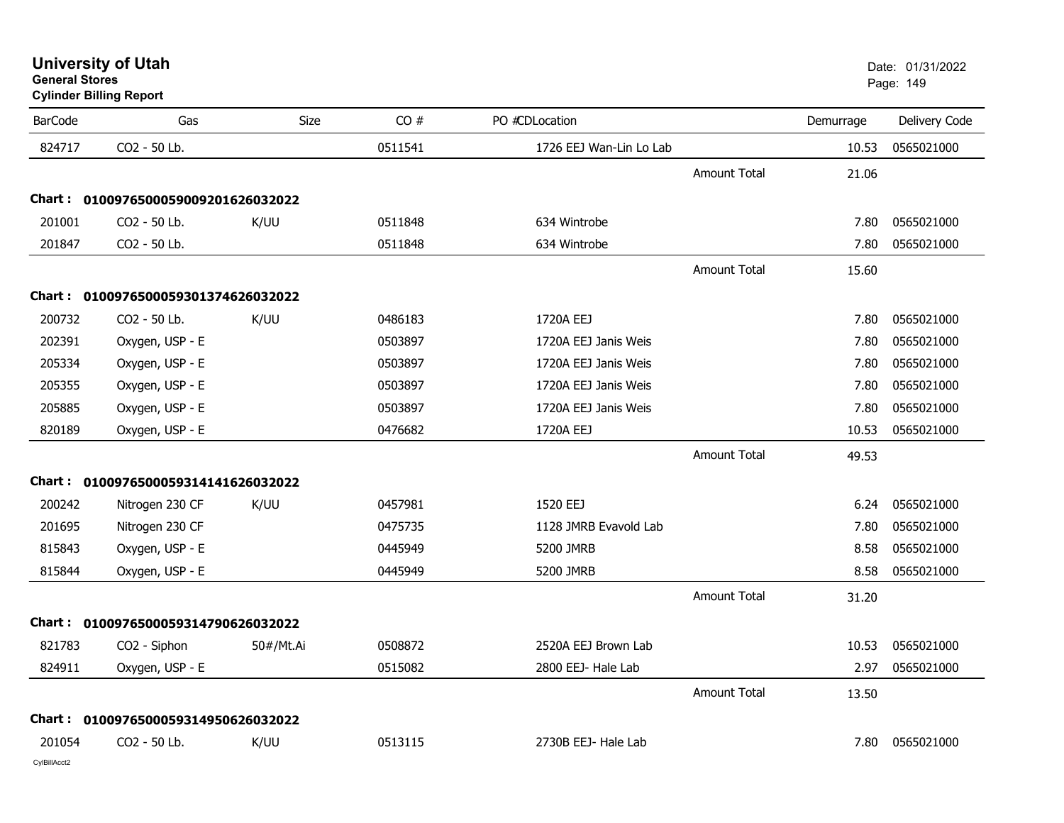# University of Utah

**General Stores**

**Cylinder Billing Report**

Date: 01/31/2022

| BarCode | Gas | Size | CO # | PO #CDLocation | | Demurrage | Delivery Code |
|---|---|---|---|---|---|---|---|
| 824717 | CO2 - 50 Lb. | | 0511541 | 1726 EEJ Wan-Lin Lo Lab | | 10.53 | 0565021000 |
| | | | | | Amount Total | 21.06 | |
| **Chart :** | **01009765000590092016260320222** | | | | | | |
| 201001 | CO2 - 50 Lb. | K/UU | 0511848 | 634 Wintrobe | | 7.80 | 0565021000 |
| 201847 | CO2 - 50 Lb. | | 0511848 | 634 Wintrobe | | 7.80 | 0565021000 |
| | | | | | Amount Total | 15.60 | |
| **Chart :** | **01009765000593013746260320222** | | | | | | |
| 200732 | CO2 - 50 Lb. | K/UU | 0486183 | 1720A EEJ | | 7.80 | 0565021000 |
| 202391 | Oxygen, USP - E | | 0503897 | 1720A EEJ Janis Weis | | 7.80 | 0565021000 |
| 205334 | Oxygen, USP - E | | 0503897 | 1720A EEJ Janis Weis | | 7.80 | 0565021000 |
| 205355 | Oxygen, USP - E | | 0503897 | 1720A EEJ Janis Weis | | 7.80 | 0565021000 |
| 205885 | Oxygen, USP - E | | 0503897 | 1720A EEJ Janis Weis | | 7.80 | 0565021000 |
| 820189 | Oxygen, USP - E | | 0476682 | 1720A EEJ | | 10.53 | 0565021000 |
| | | | | | Amount Total | 49.53 | |
| **Chart :** | **01009765000593141416260320222** | | | | | | |
| 200242 | Nitrogen 230 CF | K/UU | 0457981 | 1520 EEJ | | 6.24 | 0565021000 |
| 201695 | Nitrogen 230 CF | | 0475735 | 1128 JMRB Evavold Lab | | 7.80 | 0565021000 |
| 815843 | Oxygen, USP - E | | 0445949 | 5200 JMRB | | 8.58 | 0565021000 |
| 815844 | Oxygen, USP - E | | 0445949 | 5200 JMRB | | 8.58 | 0565021000 |
| | | | | | Amount Total | 31.20 | |
| **Chart :** | **01009765000593147906260320222** | | | | | | |
| 821783 | CO2 - Siphon | 50#/Mt.Ai | 0508872 | 2520A EEJ Brown Lab | | 10.53 | 0565021000 |
| 824911 | Oxygen, USP - E | | 0515082 | 2800 EEJ- Hale Lab | | 2.97 | 0565021000 |
| | | | | | Amount Total | 13.50 | |
| **Chart :** | **01009765000593149506260320222** | | | | | | |
| 201054 | CO2 - 50 Lb. | K/UU | 0513115 | 2730B EEJ- Hale Lab | | 7.80 | 0565021000 |

CylBillAcct2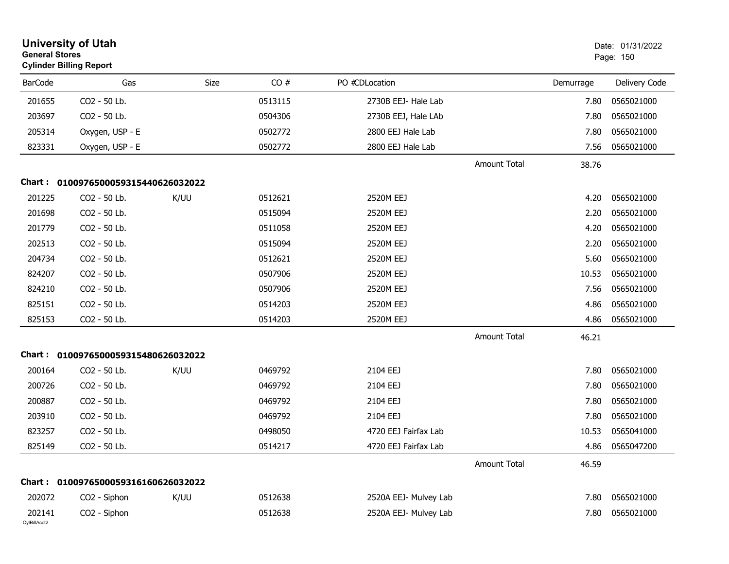# University of Utah

**General Stores**

**Cylinder Billing Report**

Date: 01/31/2022

| BarCode | Gas | Size | CO # | PO # | CDLocation | | Demurrage | Delivery Code |
|---|---|---|---|---|---|---|---|---|
| 201655 | CO2 - 50 Lb. | | 0513115 | | 2730B EEJ- Hale Lab | | 7.80 | 0565021000 |
| 203697 | CO2 - 50 Lb. | | 0504306 | | 2730B EEJ, Hale LAb | | 7.80 | 0565021000 |
| 205314 | Oxygen, USP - E | | 0502772 | | 2800 EEJ Hale Lab | | 7.80 | 0565021000 |
| 823331 | Oxygen, USP - E | | 0502772 | | 2800 EEJ Hale Lab | | 7.56 | 0565021000 |
| | | | | | | Amount Total | 38.76 | |

**Chart : 01009765000593154406260320 22**

| BarCode | Gas | Size | CO # | PO # | CDLocation | | Demurrage | Delivery Code |
|---|---|---|---|---|---|---|---|---|
| 201225 | CO2 - 50 Lb. | K/UU | 0512621 | | 2520M EEJ | | 4.20 | 0565021000 |
| 201698 | CO2 - 50 Lb. | | 0515094 | | 2520M EEJ | | 2.20 | 0565021000 |
| 201779 | CO2 - 50 Lb. | | 0511058 | | 2520M EEJ | | 4.20 | 0565021000 |
| 202513 | CO2 - 50 Lb. | | 0515094 | | 2520M EEJ | | 2.20 | 0565021000 |
| 204734 | CO2 - 50 Lb. | | 0512621 | | 2520M EEJ | | 5.60 | 0565021000 |
| 824207 | CO2 - 50 Lb. | | 0507906 | | 2520M EEJ | | 10.53 | 0565021000 |
| 824210 | CO2 - 50 Lb. | | 0507906 | | 2520M EEJ | | 7.56 | 0565021000 |
| 825151 | CO2 - 50 Lb. | | 0514203 | | 2520M EEJ | | 4.86 | 0565021000 |
| 825153 | CO2 - 50 Lb. | | 0514203 | | 2520M EEJ | | 4.86 | 0565021000 |
| | | | | | | Amount Total | 46.21 | |

**Chart : 0100976500059315480626032022**

| BarCode | Gas | Size | CO # | PO # | CDLocation | | Demurrage | Delivery Code |
|---|---|---|---|---|---|---|---|---|
| 200164 | CO2 - 50 Lb. | K/UU | 0469792 | | 2104 EEJ | | 7.80 | 0565021000 |
| 200726 | CO2 - 50 Lb. | | 0469792 | | 2104 EEJ | | 7.80 | 0565021000 |
| 200887 | CO2 - 50 Lb. | | 0469792 | | 2104 EEJ | | 7.80 | 0565021000 |
| 203910 | CO2 - 50 Lb. | | 0469792 | | 2104 EEJ | | 7.80 | 0565021000 |
| 823257 | CO2 - 50 Lb. | | 0498050 | | 4720 EEJ Fairfax Lab | | 10.53 | 0565041000 |
| 825149 | CO2 - 50 Lb. | | 0514217 | | 4720 EEJ Fairfax Lab | | 4.86 | 0565047200 |
| | | | | | | Amount Total | 46.59 | |

**Chart : 0100976500059316160626032022**

| BarCode | Gas | Size | CO # | PO # | CDLocation | | Demurrage | Delivery Code |
|---|---|---|---|---|---|---|---|---|
| 202072 | CO2 - Siphon | K/UU | 0512638 | | 2520A EEJ- Mulvey Lab | | 7.80 | 0565021000 |
| 202141 | CO2 - Siphon | | 0512638 | | 2520A EEJ- Mulvey Lab | | 7.80 | 0565021000 |

CylBillAcct2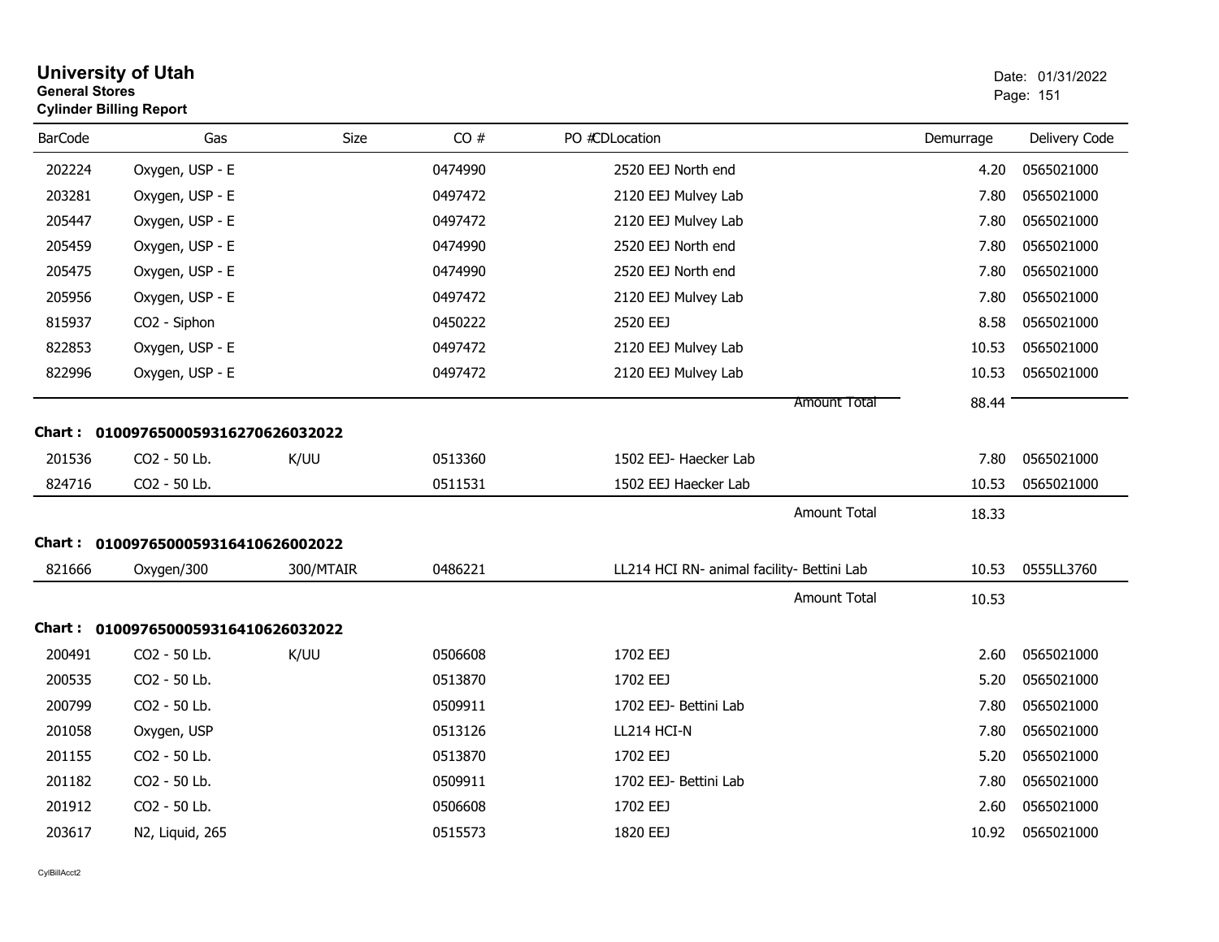# University of Utah
**General Stores**
**Cylinder Billing Report**

Date: 01/31/2022

| BarCode | Gas | Size | CO # | PO # | CD | Location | Demurrage | Delivery Code |
|---|---|---|---|---|---|---|---|---|
| 202224 | Oxygen, USP - E | | 0474990 | | | 2520 EEJ North end | 4.20 | 0565021000 |
| 203281 | Oxygen, USP - E | | 0497472 | | | 2120 EEJ Mulvey Lab | 7.80 | 0565021000 |
| 205447 | Oxygen, USP - E | | 0497472 | | | 2120 EEJ Mulvey Lab | 7.80 | 0565021000 |
| 205459 | Oxygen, USP - E | | 0474990 | | | 2520 EEJ North end | 7.80 | 0565021000 |
| 205475 | Oxygen, USP - E | | 0474990 | | | 2520 EEJ North end | 7.80 | 0565021000 |
| 205956 | Oxygen, USP - E | | 0497472 | | | 2120 EEJ Mulvey Lab | 7.80 | 0565021000 |
| 815937 | CO2 - Siphon | | 0450222 | | | 2520 EEJ | 8.58 | 0565021000 |
| 822853 | Oxygen, USP - E | | 0497472 | | | 2120 EEJ Mulvey Lab | 10.53 | 0565021000 |
| 822996 | Oxygen, USP - E | | 0497472 | | | 2120 EEJ Mulvey Lab | 10.53 | 0565021000 |
| | | | | | | Amount Total | 88.44 | |

**Chart : 01009765000593162706260320​22**

| BarCode | Gas | Size | CO # | PO # | CD | Location | Demurrage | Delivery Code |
|---|---|---|---|---|---|---|---|---|
| 201536 | CO2 - 50 Lb. | K/UU | 0513360 | | | 1502 EEJ- Haecker Lab | 7.80 | 0565021000 |
| 824716 | CO2 - 50 Lb. | | 0511531 | | | 1502 EEJ Haecker Lab | 10.53 | 0565021000 |
| | | | | | | Amount Total | 18.33 | |

**Chart : 0100976500059316410626002022**

| BarCode | Gas | Size | CO # | PO # | CD | Location | Demurrage | Delivery Code |
|---|---|---|---|---|---|---|---|---|
| 821666 | Oxygen/300 | 300/MTAIR | 0486221 | | | LL214 HCI RN- animal facility- Bettini Lab | 10.53 | 0555LL3760 |
| | | | | | | Amount Total | 10.53 | |

**Chart : 0100976500059316410626032022**

| BarCode | Gas | Size | CO # | PO # | CD | Location | Demurrage | Delivery Code |
|---|---|---|---|---|---|---|---|---|
| 200491 | CO2 - 50 Lb. | K/UU | 0506608 | | | 1702 EEJ | 2.60 | 0565021000 |
| 200535 | CO2 - 50 Lb. | | 0513870 | | | 1702 EEJ | 5.20 | 0565021000 |
| 200799 | CO2 - 50 Lb. | | 0509911 | | | 1702 EEJ- Bettini Lab | 7.80 | 0565021000 |
| 201058 | Oxygen, USP | | 0513126 | | | LL214 HCI-N | 7.80 | 0565021000 |
| 201155 | CO2 - 50 Lb. | | 0513870 | | | 1702 EEJ | 5.20 | 0565021000 |
| 201182 | CO2 - 50 Lb. | | 0509911 | | | 1702 EEJ- Bettini Lab | 7.80 | 0565021000 |
| 201912 | CO2 - 50 Lb. | | 0506608 | | | 1702 EEJ | 2.60 | 0565021000 |
| 203617 | N2, Liquid, 265 | | 0515573 | | | 1820 EEJ | 10.92 | 0565021000 |

CylBillAcct2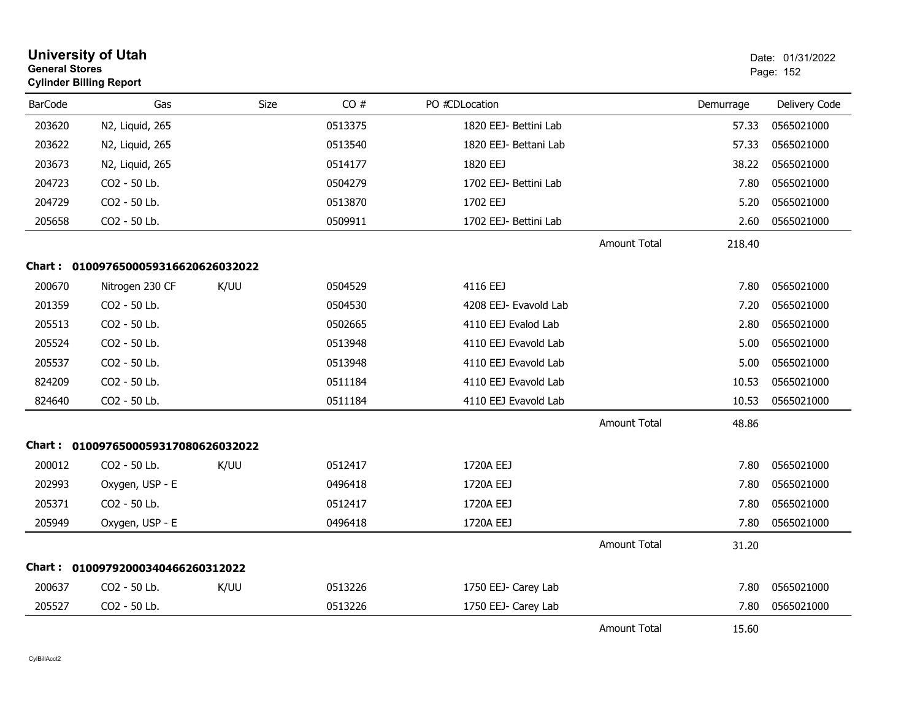# University of Utah
**General Stores**
**Cylinder Billing Report**

Date: 01/31/2022

| BarCode | Gas | Size | CO # | PO # | CDLocation | Demurrage | Delivery Code |
|---|---|---|---|---|---|---|---|
| 203620 | N2, Liquid, 265 | | 0513375 | | 1820 EEJ- Bettini Lab | 57.33 | 0565021000 |
| 203622 | N2, Liquid, 265 | | 0513540 | | 1820 EEJ- Bettani Lab | 57.33 | 0565021000 |
| 203673 | N2, Liquid, 265 | | 0514177 | | 1820 EEJ | 38.22 | 0565021000 |
| 204723 | CO2 - 50 Lb. | | 0504279 | | 1702 EEJ- Bettini Lab | 7.80 | 0565021000 |
| 204729 | CO2 - 50 Lb. | | 0513870 | | 1702 EEJ | 5.20 | 0565021000 |
| 205658 | CO2 - 50 Lb. | | 0509911 | | 1702 EEJ- Bettini Lab | 2.60 | 0565021000 |
| | | | | | Amount Total | 218.40 | |

**Chart : 01009765000593166206260320​22**

| BarCode | Gas | Size | CO # | PO # | CDLocation | Demurrage | Delivery Code |
|---|---|---|---|---|---|---|---|
| 200670 | Nitrogen 230 CF | K/UU | 0504529 | | 4116 EEJ | 7.80 | 0565021000 |
| 201359 | CO2 - 50 Lb. | | 0504530 | | 4208 EEJ- Evavold Lab | 7.20 | 0565021000 |
| 205513 | CO2 - 50 Lb. | | 0502665 | | 4110 EEJ Evalod Lab | 2.80 | 0565021000 |
| 205524 | CO2 - 50 Lb. | | 0513948 | | 4110 EEJ Evavold Lab | 5.00 | 0565021000 |
| 205537 | CO2 - 50 Lb. | | 0513948 | | 4110 EEJ Evavold Lab | 5.00 | 0565021000 |
| 824209 | CO2 - 50 Lb. | | 0511184 | | 4110 EEJ Evavold Lab | 10.53 | 0565021000 |
| 824640 | CO2 - 50 Lb. | | 0511184 | | 4110 EEJ Evavold Lab | 10.53 | 0565021000 |
| | | | | | Amount Total | 48.86 | |

**Chart : 0100976500059317080626032022**

| BarCode | Gas | Size | CO # | PO # | CDLocation | Demurrage | Delivery Code |
|---|---|---|---|---|---|---|---|
| 200012 | CO2 - 50 Lb. | K/UU | 0512417 | | 1720A EEJ | 7.80 | 0565021000 |
| 202993 | Oxygen, USP - E | | 0496418 | | 1720A EEJ | 7.80 | 0565021000 |
| 205371 | CO2 - 50 Lb. | | 0512417 | | 1720A EEJ | 7.80 | 0565021000 |
| 205949 | Oxygen, USP - E | | 0496418 | | 1720A EEJ | 7.80 | 0565021000 |
| | | | | | Amount Total | 31.20 | |

**Chart : 01009792000340466260312022**

| BarCode | Gas | Size | CO # | PO # | CDLocation | Demurrage | Delivery Code |
|---|---|---|---|---|---|---|---|
| 200637 | CO2 - 50 Lb. | K/UU | 0513226 | | 1750 EEJ- Carey Lab | 7.80 | 0565021000 |
| 205527 | CO2 - 50 Lb. | | 0513226 | | 1750 EEJ- Carey Lab | 7.80 | 0565021000 |
| | | | | | Amount Total | 15.60 | |

CylBillAcct2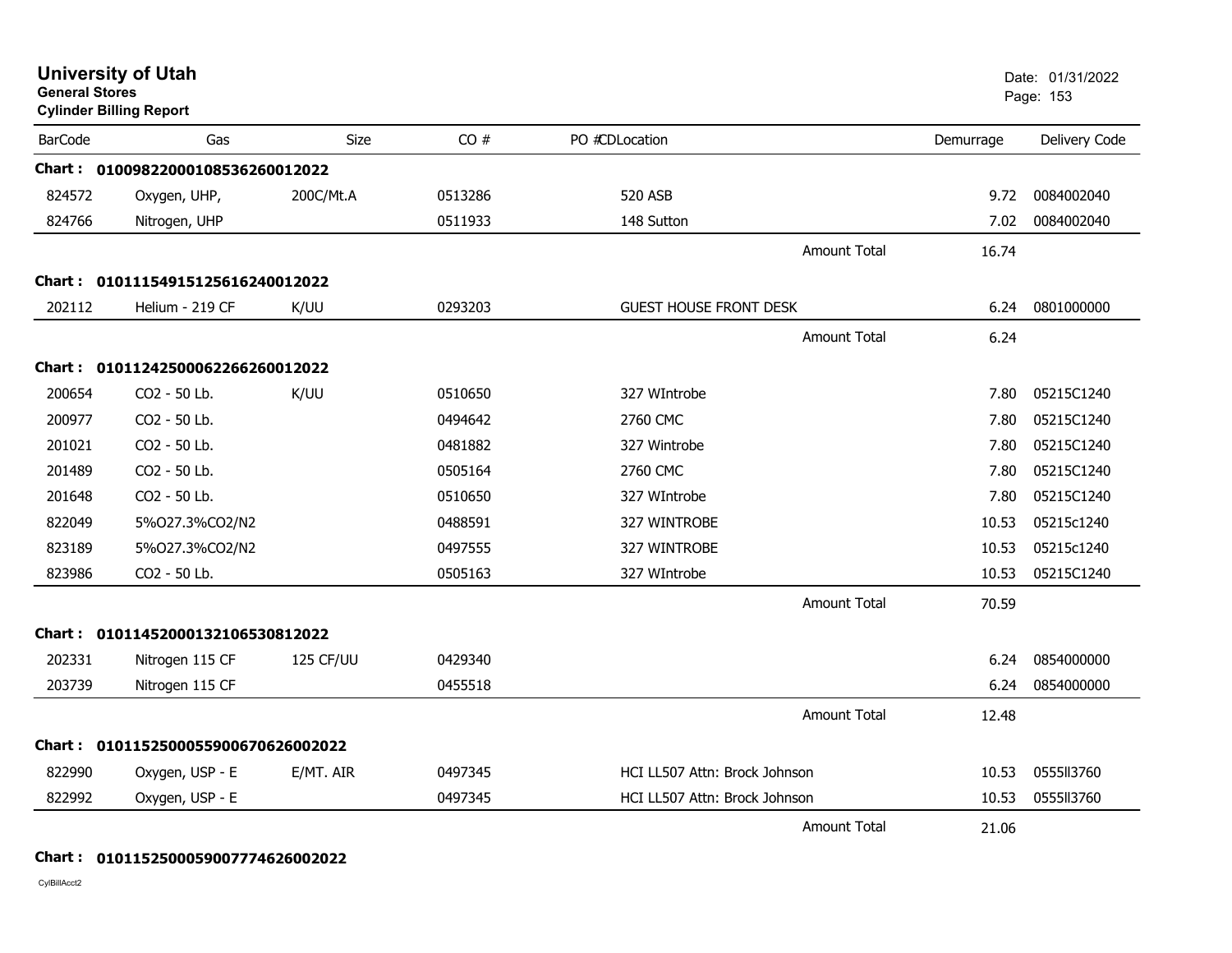# University of Utah

**General Stores**

**Cylinder Billing Report**

Date: 01/31/2022

| BarCode | Gas | Size | CO # | PO #CDLocation | Demurrage | Delivery Code |
|---|---|---|---|---|---|---|
| **Chart :** | **01009822000108536260012022** | | | | | |
| 824572 | Oxygen, UHP, | 200C/Mt.A | 0513286 | 520 ASB | 9.72 | 0084002040 |
| 824766 | Nitrogen, UHP | | 0511933 | 148 Sutton | 7.02 | 0084002040 |
| | | | | Amount Total | 16.74 | |
| **Chart :** | **01011154915125616240012022** | | | | | |
| 202112 | Helium - 219 CF | K/UU | 0293203 | GUEST HOUSE FRONT DESK | 6.24 | 0801000000 |
| | | | | Amount Total | 6.24 | |
| **Chart :** | **01011242500062266260012022** | | | | | |
| 200654 | CO2 - 50 Lb. | K/UU | 0510650 | 327 WIntrobe | 7.80 | 05215C1240 |
| 200977 | CO2 - 50 Lb. | | 0494642 | 2760 CMC | 7.80 | 05215C1240 |
| 201021 | CO2 - 50 Lb. | | 0481882 | 327 Wintrobe | 7.80 | 05215C1240 |
| 201489 | CO2 - 50 Lb. | | 0505164 | 2760 CMC | 7.80 | 05215C1240 |
| 201648 | CO2 - 50 Lb. | | 0510650 | 327 WIntrobe | 7.80 | 05215C1240 |
| 822049 | 5%O27.3%CO2/N2 | | 0488591 | 327 WINTROBE | 10.53 | 05215c1240 |
| 823189 | 5%O27.3%CO2/N2 | | 0497555 | 327 WINTROBE | 10.53 | 05215c1240 |
| 823986 | CO2 - 50 Lb. | | 0505163 | 327 WIntrobe | 10.53 | 05215C1240 |
| | | | | Amount Total | 70.59 | |
| **Chart :** | **01011452000132106530812022** | | | | | |
| 202331 | Nitrogen 115 CF | 125 CF/UU | 0429340 | | 6.24 | 0854000000 |
| 203739 | Nitrogen 115 CF | | 0455518 | | 6.24 | 0854000000 |
| | | | | Amount Total | 12.48 | |
| **Chart :** | **01011525000559006706260022022** | | | | | |
| 822990 | Oxygen, USP - E | E/MT. AIR | 0497345 | HCI LL507 Attn: Brock Johnson | 10.53 | 0555ll3760 |
| 822992 | Oxygen, USP - E | | 0497345 | HCI LL507 Attn: Brock Johnson | 10.53 | 0555ll3760 |
| | | | | Amount Total | 21.06 | |
| **Chart :** | **01011525000590077746260022022** | | | | | |

CylBillAcct2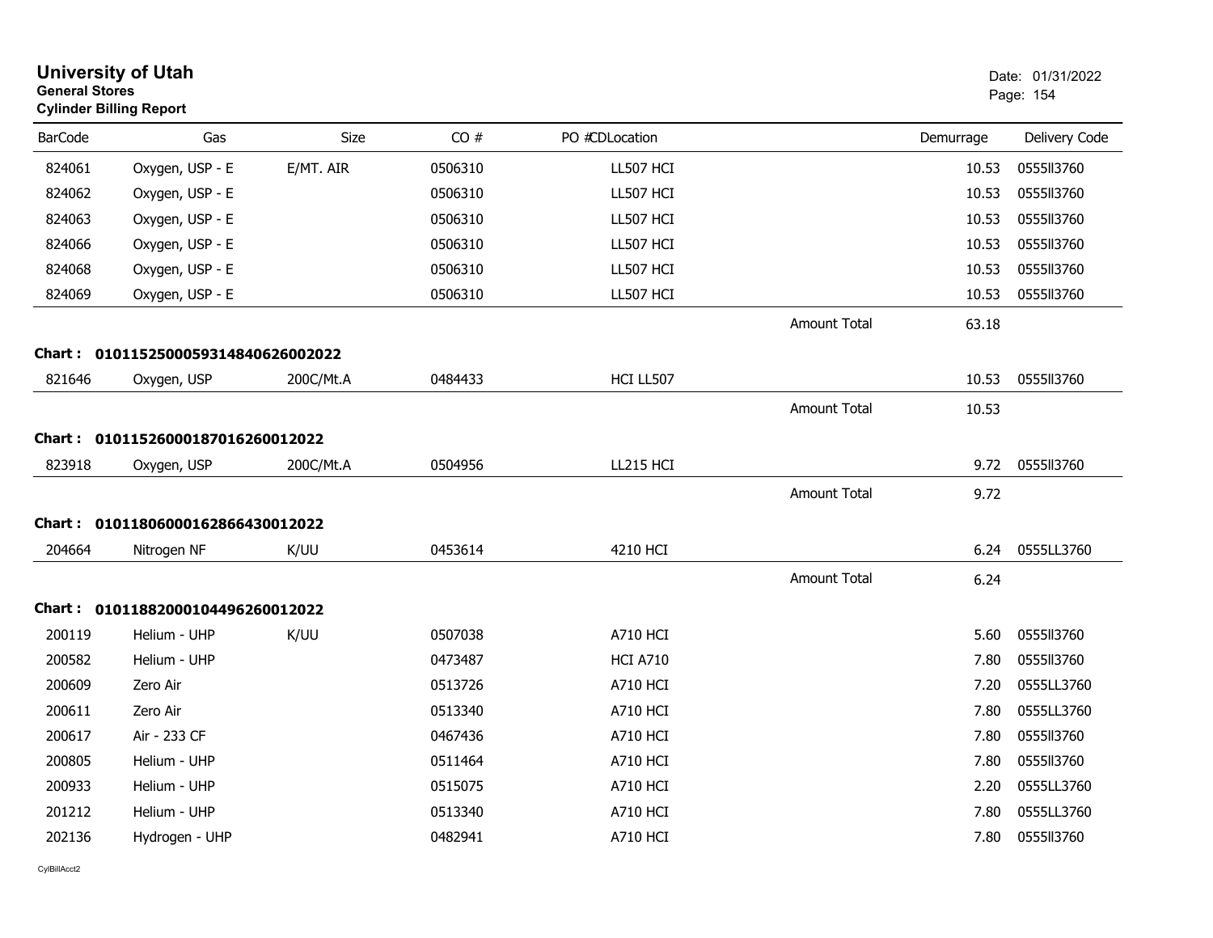# University of Utah

**General Stores**

**Cylinder Billing Report**

Date: 01/31/2022

| BarCode | Gas | Size | CO # | PO #CDLocation | | Demurrage | Delivery Code |
|---|---|---|---|---|---|---|---|
| 824061 | Oxygen, USP - E | E/MT. AIR | 0506310 | LL507 HCI | | 10.53 | 0555ll3760 |
| 824062 | Oxygen, USP - E | | 0506310 | LL507 HCI | | 10.53 | 0555ll3760 |
| 824063 | Oxygen, USP - E | | 0506310 | LL507 HCI | | 10.53 | 0555ll3760 |
| 824066 | Oxygen, USP - E | | 0506310 | LL507 HCI | | 10.53 | 0555ll3760 |
| 824068 | Oxygen, USP - E | | 0506310 | LL507 HCI | | 10.53 | 0555ll3760 |
| 824069 | Oxygen, USP - E | | 0506310 | LL507 HCI | | 10.53 | 0555ll3760 |
| | | | | | Amount Total | 63.18 | |
| **Chart :** | **01011525000593148406260020 22** | | | | | | |

**Chart : 01011525000593148406260020 22**

| BarCode | Gas | Size | CO # | PO #CDLocation | | Demurrage | Delivery Code |
|---|---|---|---|---|---|---|---|
| 821646 | Oxygen, USP | 200C/Mt.A | 0484433 | HCI LL507 | | 10.53 | 0555ll3760 |
| | | | | | Amount Total | 10.53 | |

**Chart : 0101152600018701626001202 2**

| BarCode | Gas | Size | CO # | PO #CDLocation | | Demurrage | Delivery Code |
|---|---|---|---|---|---|---|---|
| 823918 | Oxygen, USP | 200C/Mt.A | 0504956 | LL215 HCI | | 9.72 | 0555ll3760 |
| | | | | | Amount Total | 9.72 | |

**Chart : 0101180600016286643001202 2**

| BarCode | Gas | Size | CO # | PO #CDLocation | | Demurrage | Delivery Code |
|---|---|---|---|---|---|---|---|
| 204664 | Nitrogen NF | K/UU | 0453614 | 4210 HCI | | 6.24 | 0555LL3760 |
| | | | | | Amount Total | 6.24 | |

**Chart : 0101188200010449626001202 2**

| BarCode | Gas | Size | CO # | PO #CDLocation | | Demurrage | Delivery Code |
|---|---|---|---|---|---|---|---|
| 200119 | Helium - UHP | K/UU | 0507038 | A710 HCI | | 5.60 | 0555ll3760 |
| 200582 | Helium - UHP | | 0473487 | HCI A710 | | 7.80 | 0555ll3760 |
| 200609 | Zero Air | | 0513726 | A710 HCI | | 7.20 | 0555LL3760 |
| 200611 | Zero Air | | 0513340 | A710 HCI | | 7.80 | 0555LL3760 |
| 200617 | Air - 233 CF | | 0467436 | A710 HCI | | 7.80 | 0555ll3760 |
| 200805 | Helium - UHP | | 0511464 | A710 HCI | | 7.80 | 0555ll3760 |
| 200933 | Helium - UHP | | 0515075 | A710 HCI | | 2.20 | 0555LL3760 |
| 201212 | Helium - UHP | | 0513340 | A710 HCI | | 7.80 | 0555LL3760 |
| 202136 | Hydrogen - UHP | | 0482941 | A710 HCI | | 7.80 | 0555ll3760 |

CylBillAcct2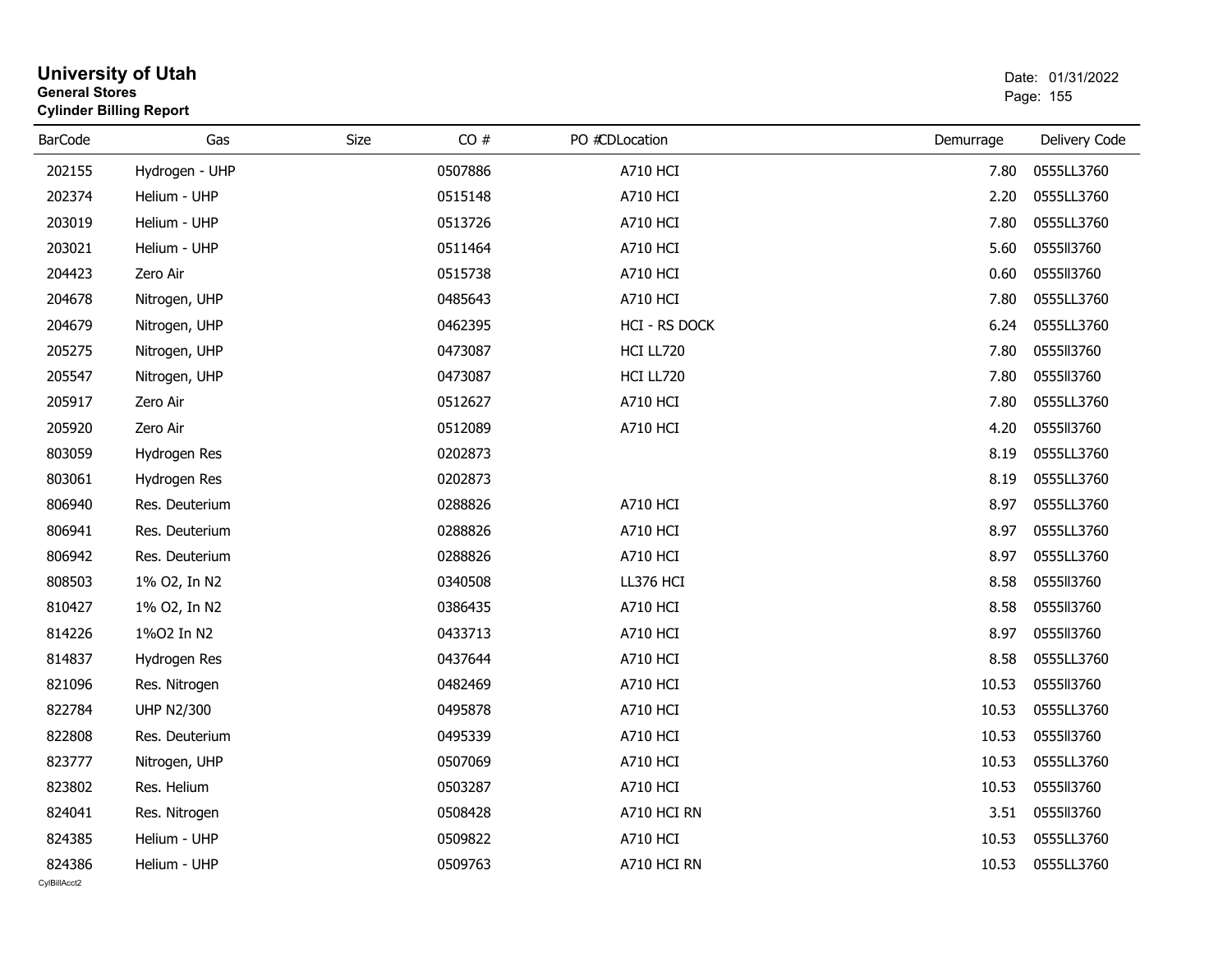# University of Utah
**General Stores**
**Cylinder Billing Report**

Date: 01/31/2022

| BarCode | Gas | Size | CO # | PO #CDLocation | Demurrage | Delivery Code |
|---|---|---|---|---|---|---|
| 202155 | Hydrogen - UHP | | 0507886 | A710 HCI | 7.80 | 0555LL3760 |
| 202374 | Helium - UHP | | 0515148 | A710 HCI | 2.20 | 0555LL3760 |
| 203019 | Helium - UHP | | 0513726 | A710 HCI | 7.80 | 0555LL3760 |
| 203021 | Helium - UHP | | 0511464 | A710 HCI | 5.60 | 0555ll3760 |
| 204423 | Zero Air | | 0515738 | A710 HCI | 0.60 | 0555ll3760 |
| 204678 | Nitrogen, UHP | | 0485643 | A710 HCI | 7.80 | 0555LL3760 |
| 204679 | Nitrogen, UHP | | 0462395 | HCI - RS DOCK | 6.24 | 0555LL3760 |
| 205275 | Nitrogen, UHP | | 0473087 | HCI LL720 | 7.80 | 0555ll3760 |
| 205547 | Nitrogen, UHP | | 0473087 | HCI LL720 | 7.80 | 0555ll3760 |
| 205917 | Zero Air | | 0512627 | A710 HCI | 7.80 | 0555LL3760 |
| 205920 | Zero Air | | 0512089 | A710 HCI | 4.20 | 0555ll3760 |
| 803059 | Hydrogen Res | | 0202873 | | 8.19 | 0555LL3760 |
| 803061 | Hydrogen Res | | 0202873 | | 8.19 | 0555LL3760 |
| 806940 | Res. Deuterium | | 0288826 | A710 HCI | 8.97 | 0555LL3760 |
| 806941 | Res. Deuterium | | 0288826 | A710 HCI | 8.97 | 0555LL3760 |
| 806942 | Res. Deuterium | | 0288826 | A710 HCI | 8.97 | 0555LL3760 |
| 808503 | 1% O2, In N2 | | 0340508 | LL376 HCI | 8.58 | 0555ll3760 |
| 810427 | 1% O2, In N2 | | 0386435 | A710 HCI | 8.58 | 0555ll3760 |
| 814226 | 1%O2 In N2 | | 0433713 | A710 HCI | 8.97 | 0555ll3760 |
| 814837 | Hydrogen Res | | 0437644 | A710 HCI | 8.58 | 0555LL3760 |
| 821096 | Res. Nitrogen | | 0482469 | A710 HCI | 10.53 | 0555ll3760 |
| 822784 | UHP N2/300 | | 0495878 | A710 HCI | 10.53 | 0555LL3760 |
| 822808 | Res. Deuterium | | 0495339 | A710 HCI | 10.53 | 0555ll3760 |
| 823777 | Nitrogen, UHP | | 0507069 | A710 HCI | 10.53 | 0555LL3760 |
| 823802 | Res. Helium | | 0503287 | A710 HCI | 10.53 | 0555ll3760 |
| 824041 | Res. Nitrogen | | 0508428 | A710 HCI RN | 3.51 | 0555ll3760 |
| 824385 | Helium - UHP | | 0509822 | A710 HCI | 10.53 | 0555LL3760 |
| 824386 | Helium - UHP | | 0509763 | A710 HCI RN | 10.53 | 0555LL3760 |

CylBillAcct2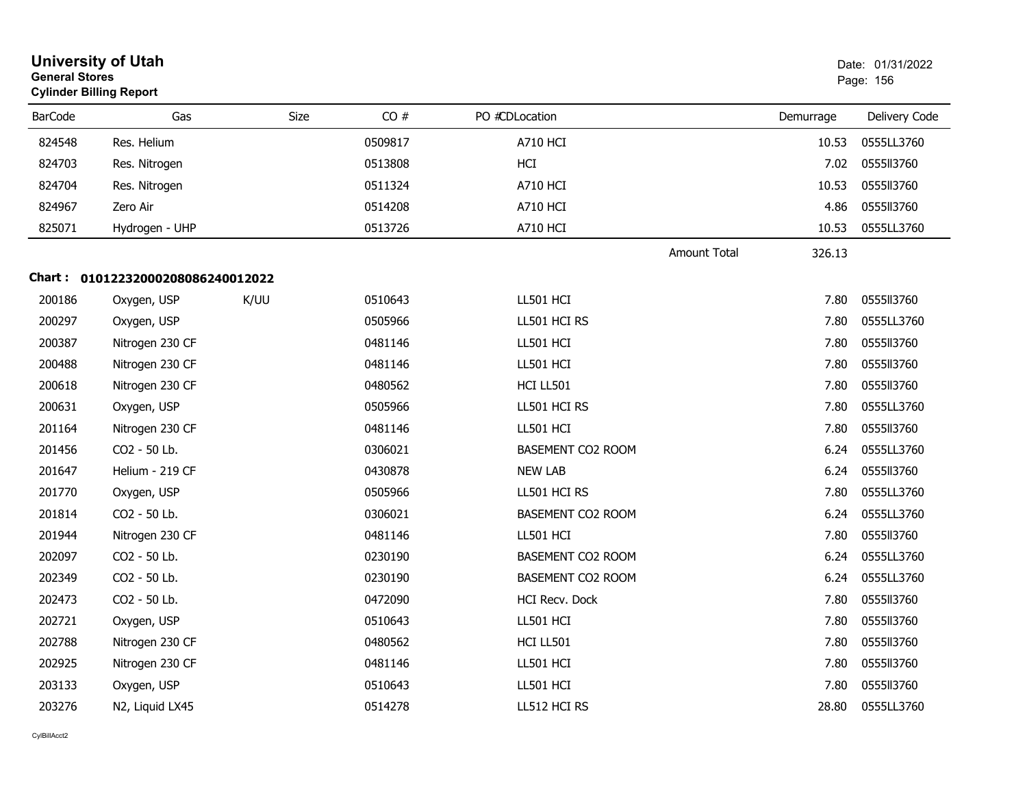# University of Utah
**General Stores**
**Cylinder Billing Report**

Date: 01/31/2022

| BarCode | Gas | Size | CO # | PO #CDLocation | | Demurrage | Delivery Code |
|---|---|---|---|---|---|---|---|
| 824548 | Res. Helium | | 0509817 | A710 HCI | | 10.53 | 0555LL3760 |
| 824703 | Res. Nitrogen | | 0513808 | HCI | | 7.02 | 0555ll3760 |
| 824704 | Res. Nitrogen | | 0511324 | A710 HCI | | 10.53 | 0555ll3760 |
| 824967 | Zero Air | | 0514208 | A710 HCI | | 4.86 | 0555ll3760 |
| 825071 | Hydrogen - UHP | | 0513726 | A710 HCI | | 10.53 | 0555LL3760 |
| | | | | | Amount Total | 326.13 | |

**Chart : 01012232000208086240012022**

| BarCode | Gas | Size | CO # | PO #CDLocation | Demurrage | Delivery Code |
|---|---|---|---|---|---|---|
| 200186 | Oxygen, USP | K/UU | 0510643 | LL501 HCI | 7.80 | 0555ll3760 |
| 200297 | Oxygen, USP | | 0505966 | LL501 HCI RS | 7.80 | 0555LL3760 |
| 200387 | Nitrogen 230 CF | | 0481146 | LL501 HCI | 7.80 | 0555ll3760 |
| 200488 | Nitrogen 230 CF | | 0481146 | LL501 HCI | 7.80 | 0555ll3760 |
| 200618 | Nitrogen 230 CF | | 0480562 | HCI LL501 | 7.80 | 0555ll3760 |
| 200631 | Oxygen, USP | | 0505966 | LL501 HCI RS | 7.80 | 0555LL3760 |
| 201164 | Nitrogen 230 CF | | 0481146 | LL501 HCI | 7.80 | 0555ll3760 |
| 201456 | CO2 - 50 Lb. | | 0306021 | BASEMENT CO2 ROOM | 6.24 | 0555LL3760 |
| 201647 | Helium - 219 CF | | 0430878 | NEW LAB | 6.24 | 0555ll3760 |
| 201770 | Oxygen, USP | | 0505966 | LL501 HCI RS | 7.80 | 0555LL3760 |
| 201814 | CO2 - 50 Lb. | | 0306021 | BASEMENT CO2 ROOM | 6.24 | 0555LL3760 |
| 201944 | Nitrogen 230 CF | | 0481146 | LL501 HCI | 7.80 | 0555ll3760 |
| 202097 | CO2 - 50 Lb. | | 0230190 | BASEMENT CO2 ROOM | 6.24 | 0555LL3760 |
| 202349 | CO2 - 50 Lb. | | 0230190 | BASEMENT CO2 ROOM | 6.24 | 0555LL3760 |
| 202473 | CO2 - 50 Lb. | | 0472090 | HCI Recv. Dock | 7.80 | 0555ll3760 |
| 202721 | Oxygen, USP | | 0510643 | LL501 HCI | 7.80 | 0555ll3760 |
| 202788 | Nitrogen 230 CF | | 0480562 | HCI LL501 | 7.80 | 0555ll3760 |
| 202925 | Nitrogen 230 CF | | 0481146 | LL501 HCI | 7.80 | 0555ll3760 |
| 203133 | Oxygen, USP | | 0510643 | LL501 HCI | 7.80 | 0555ll3760 |
| 203276 | N2, Liquid LX45 | | 0514278 | LL512 HCI RS | 28.80 | 0555LL3760 |

CylBillAcct2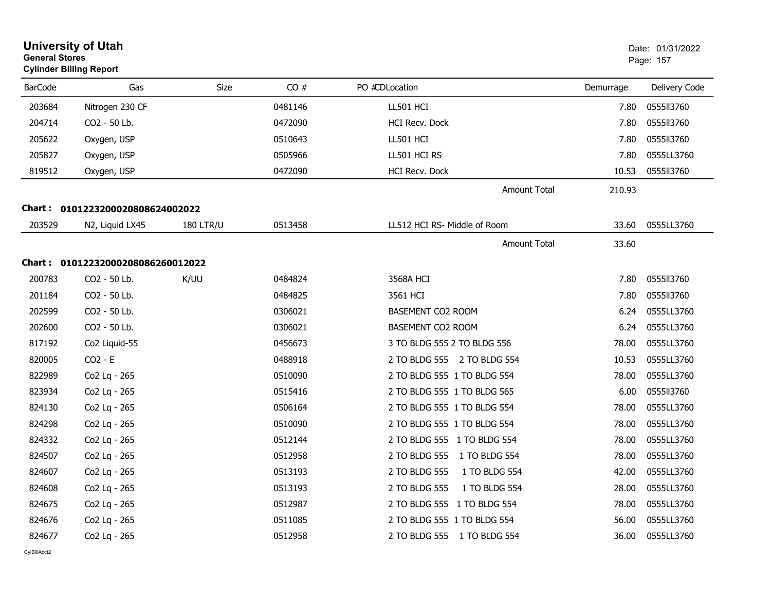# University of Utah

**General Stores**

**Cylinder Billing Report**

Date: 01/31/2022

| BarCode | Gas | Size | CO # | PO # | CD | Location | Demurrage | Delivery Code |
|---|---|---|---|---|---|---|---|---|
| 203684 | Nitrogen 230 CF | | 0481146 | | | LL501 HCI | 7.80 | 0555ll3760 |
| 204714 | CO2 - 50 Lb. | | 0472090 | | | HCI Recv. Dock | 7.80 | 0555ll3760 |
| 205622 | Oxygen, USP | | 0510643 | | | LL501 HCI | 7.80 | 0555ll3760 |
| 205827 | Oxygen, USP | | 0505966 | | | LL501 HCI RS | 7.80 | 0555LL3760 |
| 819512 | Oxygen, USP | | 0472090 | | | HCI Recv. Dock | 10.53 | 0555ll3760 |
| | | | | | | Amount Total | 210.93 | |

**Chart : 01012232000208086240020 22**

| BarCode | Gas | Size | CO # | PO # | CD | Location | Demurrage | Delivery Code |
|---|---|---|---|---|---|---|---|---|
| 203529 | N2, Liquid LX45 | 180 LTR/U | 0513458 | | | LL512 HCI RS- Middle of Room | 33.60 | 0555LL3760 |
| | | | | | | Amount Total | 33.60 | |

**Chart : 01012232000208086260012022**

| BarCode | Gas | Size | CO # | PO # | CD | Location | Demurrage | Delivery Code |
|---|---|---|---|---|---|---|---|---|
| 200783 | CO2 - 50 Lb. | K/UU | 0484824 | | | 3568A HCI | 7.80 | 0555ll3760 |
| 201184 | CO2 - 50 Lb. | | 0484825 | | | 3561 HCI | 7.80 | 0555ll3760 |
| 202599 | CO2 - 50 Lb. | | 0306021 | | | BASEMENT CO2 ROOM | 6.24 | 0555LL3760 |
| 202600 | CO2 - 50 Lb. | | 0306021 | | | BASEMENT CO2 ROOM | 6.24 | 0555LL3760 |
| 817192 | Co2 Liquid-55 | | 0456673 | | | 3 TO BLDG 555 2 TO BLDG 556 | 78.00 | 0555LL3760 |
| 820005 | CO2 - E | | 0488918 | | | 2 TO BLDG 555 2 TO BLDG 554 | 10.53 | 0555LL3760 |
| 822989 | Co2 Lq - 265 | | 0510090 | | | 2 TO BLDG 555 1 TO BLDG 554 | 78.00 | 0555LL3760 |
| 823934 | Co2 Lq - 265 | | 0515416 | | | 2 TO BLDG 555 1 TO BLDG 565 | 6.00 | 0555ll3760 |
| 824130 | Co2 Lq - 265 | | 0506164 | | | 2 TO BLDG 555 1 TO BLDG 554 | 78.00 | 0555LL3760 |
| 824298 | Co2 Lq - 265 | | 0510090 | | | 2 TO BLDG 555 1 TO BLDG 554 | 78.00 | 0555LL3760 |
| 824332 | Co2 Lq - 265 | | 0512144 | | | 2 TO BLDG 555 1 TO BLDG 554 | 78.00 | 0555LL3760 |
| 824507 | Co2 Lq - 265 | | 0512958 | | | 2 TO BLDG 555 1 TO BLDG 554 | 78.00 | 0555LL3760 |
| 824607 | Co2 Lq - 265 | | 0513193 | | | 2 TO BLDG 555 1 TO BLDG 554 | 42.00 | 0555LL3760 |
| 824608 | Co2 Lq - 265 | | 0513193 | | | 2 TO BLDG 555 1 TO BLDG 554 | 28.00 | 0555LL3760 |
| 824675 | Co2 Lq - 265 | | 0512987 | | | 2 TO BLDG 555 1 TO BLDG 554 | 78.00 | 0555LL3760 |
| 824676 | Co2 Lq - 265 | | 0511085 | | | 2 TO BLDG 555 1 TO BLDG 554 | 56.00 | 0555LL3760 |
| 824677 | Co2 Lq - 265 | | 0512958 | | | 2 TO BLDG 555 1 TO BLDG 554 | 36.00 | 0555LL3760 |

CylBillAcct2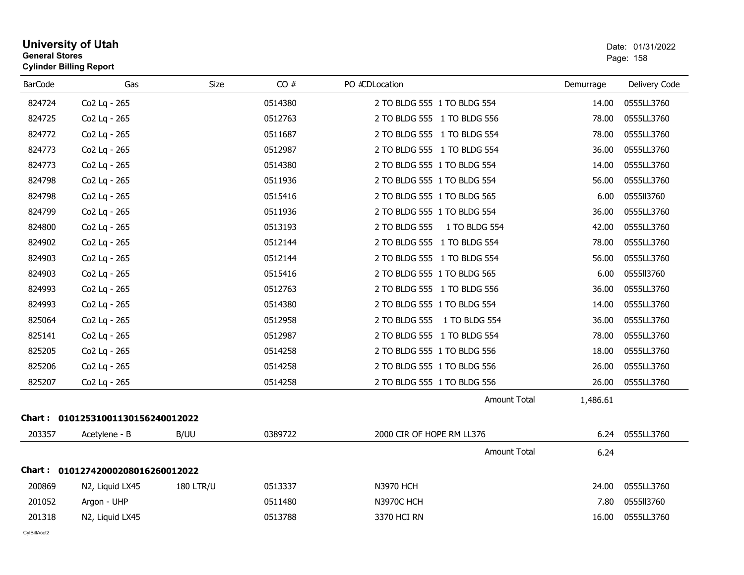# University of Utah
**General Stores**
**Cylinder Billing Report**

Date: 01/31/2022

| BarCode | Gas | Size | CO # | PO # | CDLocation | Demurrage | Delivery Code |
|---|---|---|---|---|---|---|---|
| 824724 | Co2 Lq - 265 | | 0514380 | | 2 TO BLDG 555 1 TO BLDG 554 | 14.00 | 0555LL3760 |
| 824725 | Co2 Lq - 265 | | 0512763 | | 2 TO BLDG 555 1 TO BLDG 556 | 78.00 | 0555LL3760 |
| 824772 | Co2 Lq - 265 | | 0511687 | | 2 TO BLDG 555 1 TO BLDG 554 | 78.00 | 0555LL3760 |
| 824773 | Co2 Lq - 265 | | 0512987 | | 2 TO BLDG 555 1 TO BLDG 554 | 36.00 | 0555LL3760 |
| 824773 | Co2 Lq - 265 | | 0514380 | | 2 TO BLDG 555 1 TO BLDG 554 | 14.00 | 0555LL3760 |
| 824798 | Co2 Lq - 265 | | 0511936 | | 2 TO BLDG 555 1 TO BLDG 554 | 56.00 | 0555LL3760 |
| 824798 | Co2 Lq - 265 | | 0515416 | | 2 TO BLDG 555 1 TO BLDG 565 | 6.00 | 0555ll3760 |
| 824799 | Co2 Lq - 265 | | 0511936 | | 2 TO BLDG 555 1 TO BLDG 554 | 36.00 | 0555LL3760 |
| 824800 | Co2 Lq - 265 | | 0513193 | | 2 TO BLDG 555 1 TO BLDG 554 | 42.00 | 0555LL3760 |
| 824902 | Co2 Lq - 265 | | 0512144 | | 2 TO BLDG 555 1 TO BLDG 554 | 78.00 | 0555LL3760 |
| 824903 | Co2 Lq - 265 | | 0512144 | | 2 TO BLDG 555 1 TO BLDG 554 | 56.00 | 0555LL3760 |
| 824903 | Co2 Lq - 265 | | 0515416 | | 2 TO BLDG 555 1 TO BLDG 565 | 6.00 | 0555ll3760 |
| 824993 | Co2 Lq - 265 | | 0512763 | | 2 TO BLDG 555 1 TO BLDG 556 | 36.00 | 0555LL3760 |
| 824993 | Co2 Lq - 265 | | 0514380 | | 2 TO BLDG 555 1 TO BLDG 554 | 14.00 | 0555LL3760 |
| 825064 | Co2 Lq - 265 | | 0512958 | | 2 TO BLDG 555 1 TO BLDG 554 | 36.00 | 0555LL3760 |
| 825141 | Co2 Lq - 265 | | 0512987 | | 2 TO BLDG 555 1 TO BLDG 554 | 78.00 | 0555LL3760 |
| 825205 | Co2 Lq - 265 | | 0514258 | | 2 TO BLDG 555 1 TO BLDG 556 | 18.00 | 0555LL3760 |
| 825206 | Co2 Lq - 265 | | 0514258 | | 2 TO BLDG 555 1 TO BLDG 556 | 26.00 | 0555LL3760 |
| 825207 | Co2 Lq - 265 | | 0514258 | | 2 TO BLDG 555 1 TO BLDG 556 | 26.00 | 0555LL3760 |
| | | | | | Amount Total | 1,486.61 | |

**Chart : 01012531001130156240012022**

| BarCode | Gas | Size | CO # | PO # | CDLocation | Demurrage | Delivery Code |
|---|---|---|---|---|---|---|---|
| 203357 | Acetylene - B | B/UU | 0389722 | | 2000 CIR OF HOPE RM LL376 | 6.24 | 0555LL3760 |
| | | | | | Amount Total | 6.24 | |

**Chart : 01012742000208016260012022**

| BarCode | Gas | Size | CO # | PO # | CDLocation | Demurrage | Delivery Code |
|---|---|---|---|---|---|---|---|
| 200869 | N2, Liquid LX45 | 180 LTR/U | 0513337 | | N3970 HCH | 24.00 | 0555LL3760 |
| 201052 | Argon - UHP | | 0511480 | | N3970C HCH | 7.80 | 0555ll3760 |
| 201318 | N2, Liquid LX45 | | 0513788 | | 3370 HCI RN | 16.00 | 0555LL3760 |

CylBillAcct2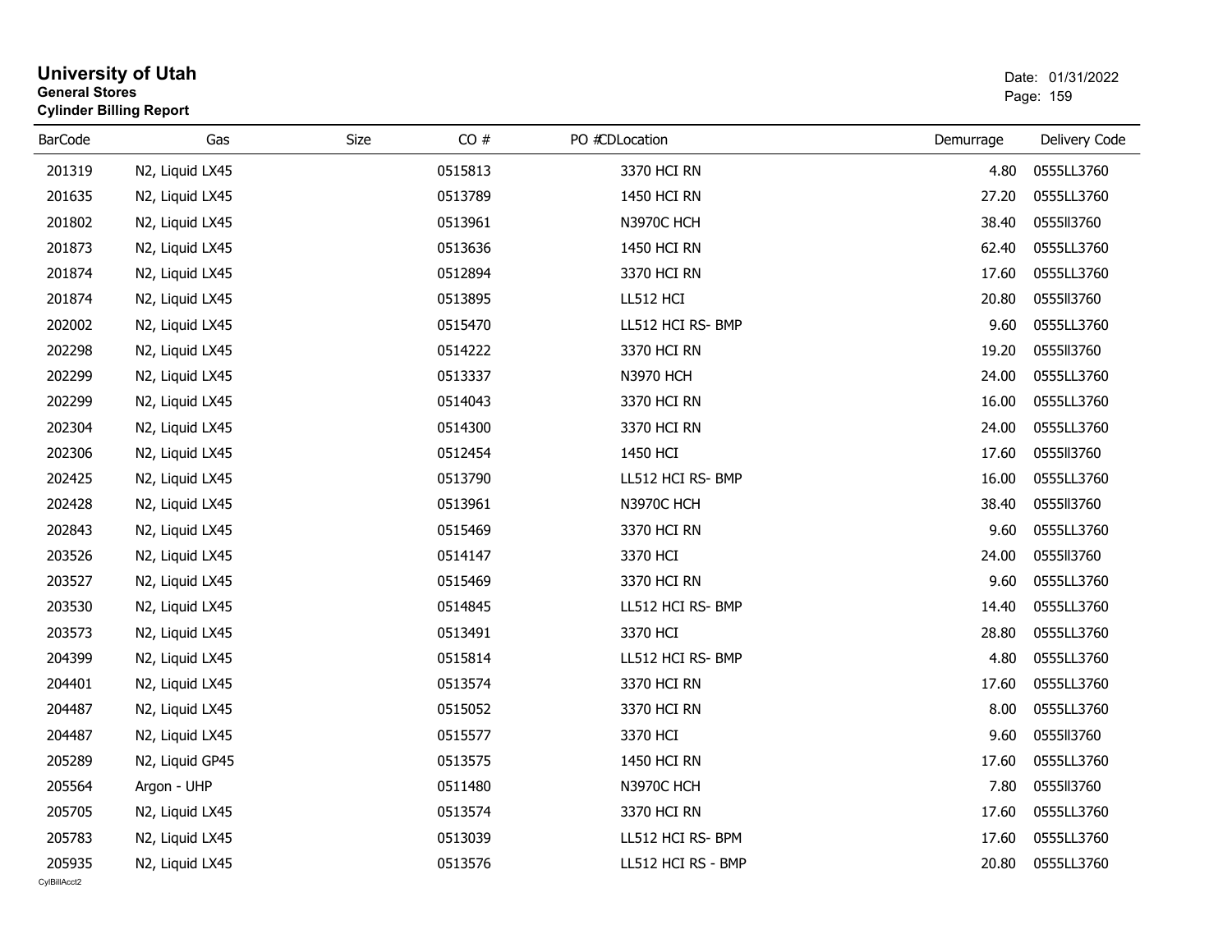# University of Utah
**General Stores**
**Cylinder Billing Report**

Date: 01/31/2022

| BarCode | Gas | Size | CO # | PO # | CDLocation | Demurrage | Delivery Code |
|---|---|---|---|---|---|---|---|
| 201319 | N2, Liquid LX45 | | 0515813 | | 3370 HCI RN | 4.80 | 0555LL3760 |
| 201635 | N2, Liquid LX45 | | 0513789 | | 1450 HCI RN | 27.20 | 0555LL3760 |
| 201802 | N2, Liquid LX45 | | 0513961 | | N3970C HCH | 38.40 | 0555ll3760 |
| 201873 | N2, Liquid LX45 | | 0513636 | | 1450 HCI RN | 62.40 | 0555LL3760 |
| 201874 | N2, Liquid LX45 | | 0512894 | | 3370 HCI RN | 17.60 | 0555LL3760 |
| 201874 | N2, Liquid LX45 | | 0513895 | | LL512 HCI | 20.80 | 0555ll3760 |
| 202002 | N2, Liquid LX45 | | 0515470 | | LL512 HCI RS- BMP | 9.60 | 0555LL3760 |
| 202298 | N2, Liquid LX45 | | 0514222 | | 3370 HCI RN | 19.20 | 0555ll3760 |
| 202299 | N2, Liquid LX45 | | 0513337 | | N3970 HCH | 24.00 | 0555LL3760 |
| 202299 | N2, Liquid LX45 | | 0514043 | | 3370 HCI RN | 16.00 | 0555LL3760 |
| 202304 | N2, Liquid LX45 | | 0514300 | | 3370 HCI RN | 24.00 | 0555LL3760 |
| 202306 | N2, Liquid LX45 | | 0512454 | | 1450 HCI | 17.60 | 0555ll3760 |
| 202425 | N2, Liquid LX45 | | 0513790 | | LL512 HCI RS- BMP | 16.00 | 0555LL3760 |
| 202428 | N2, Liquid LX45 | | 0513961 | | N3970C HCH | 38.40 | 0555ll3760 |
| 202843 | N2, Liquid LX45 | | 0515469 | | 3370 HCI RN | 9.60 | 0555LL3760 |
| 203526 | N2, Liquid LX45 | | 0514147 | | 3370 HCI | 24.00 | 0555ll3760 |
| 203527 | N2, Liquid LX45 | | 0515469 | | 3370 HCI RN | 9.60 | 0555LL3760 |
| 203530 | N2, Liquid LX45 | | 0514845 | | LL512 HCI RS- BMP | 14.40 | 0555LL3760 |
| 203573 | N2, Liquid LX45 | | 0513491 | | 3370 HCI | 28.80 | 0555LL3760 |
| 204399 | N2, Liquid LX45 | | 0515814 | | LL512 HCI RS- BMP | 4.80 | 0555LL3760 |
| 204401 | N2, Liquid LX45 | | 0513574 | | 3370 HCI RN | 17.60 | 0555LL3760 |
| 204487 | N2, Liquid LX45 | | 0515052 | | 3370 HCI RN | 8.00 | 0555LL3760 |
| 204487 | N2, Liquid LX45 | | 0515577 | | 3370 HCI | 9.60 | 0555ll3760 |
| 205289 | N2, Liquid GP45 | | 0513575 | | 1450 HCI RN | 17.60 | 0555LL3760 |
| 205564 | Argon - UHP | | 0511480 | | N3970C HCH | 7.80 | 0555ll3760 |
| 205705 | N2, Liquid LX45 | | 0513574 | | 3370 HCI RN | 17.60 | 0555LL3760 |
| 205783 | N2, Liquid LX45 | | 0513039 | | LL512 HCI RS- BPM | 17.60 | 0555LL3760 |
| 205935 | N2, Liquid LX45 | | 0513576 | | LL512 HCI RS - BMP | 20.80 | 0555LL3760 |

CylBillAcct2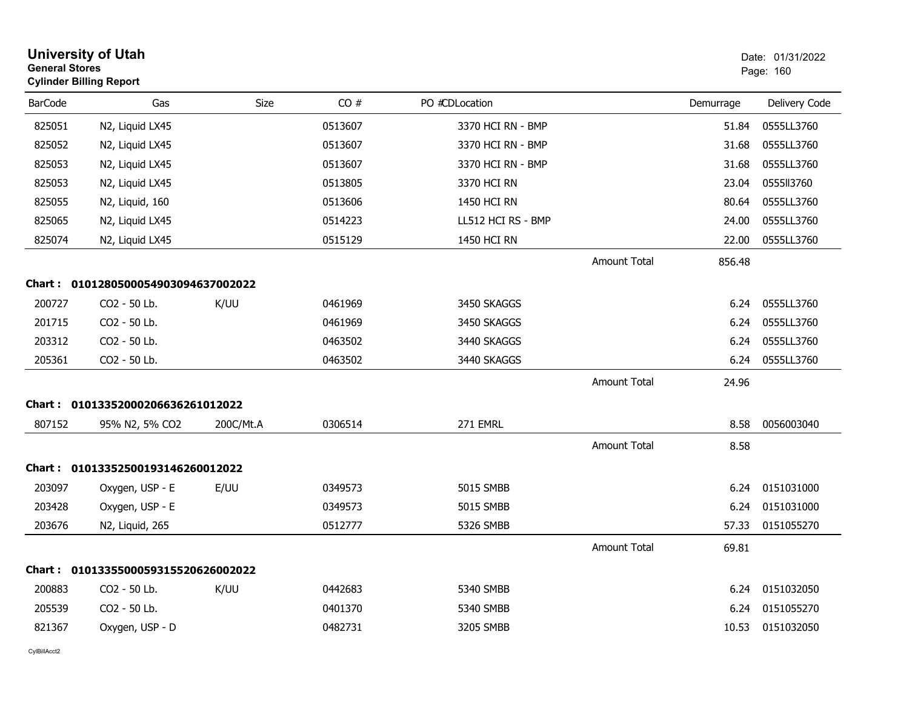# University of Utah

**General Stores**

**Cylinder Billing Report**

Date: 01/31/2022

| BarCode | Gas | Size | CO # | PO #CDLocation | | Demurrage | Delivery Code |
|---|---|---|---|---|---|---|---|
| 825051 | N2, Liquid LX45 | | 0513607 | 3370 HCI RN - BMP | | 51.84 | 0555LL3760 |
| 825052 | N2, Liquid LX45 | | 0513607 | 3370 HCI RN - BMP | | 31.68 | 0555LL3760 |
| 825053 | N2, Liquid LX45 | | 0513607 | 3370 HCI RN - BMP | | 31.68 | 0555LL3760 |
| 825053 | N2, Liquid LX45 | | 0513805 | 3370 HCI RN | | 23.04 | 0555ll3760 |
| 825055 | N2, Liquid, 160 | | 0513606 | 1450 HCI RN | | 80.64 | 0555LL3760 |
| 825065 | N2, Liquid LX45 | | 0514223 | LL512 HCI RS - BMP | | 24.00 | 0555LL3760 |
| 825074 | N2, Liquid LX45 | | 0515129 | 1450 HCI RN | | 22.00 | 0555LL3760 |
| | | | | | Amount Total | 856.48 | |

**Chart : 01012805000549030946370022022**

| BarCode | Gas | Size | CO # | PO #CDLocation | | Demurrage | Delivery Code |
|---|---|---|---|---|---|---|---|
| 200727 | CO2 - 50 Lb. | K/UU | 0461969 | 3450 SKAGGS | | 6.24 | 0555LL3760 |
| 201715 | CO2 - 50 Lb. | | 0461969 | 3450 SKAGGS | | 6.24 | 0555LL3760 |
| 203312 | CO2 - 50 Lb. | | 0463502 | 3440 SKAGGS | | 6.24 | 0555LL3760 |
| 205361 | CO2 - 50 Lb. | | 0463502 | 3440 SKAGGS | | 6.24 | 0555LL3760 |
| | | | | | Amount Total | 24.96 | |

**Chart : 01013352000206636261012022**

| BarCode | Gas | Size | CO # | PO #CDLocation | | Demurrage | Delivery Code |
|---|---|---|---|---|---|---|---|
| 807152 | 95% N2, 5% CO2 | 200C/Mt.A | 0306514 | 271 EMRL | | 8.58 | 0056003040 |
| | | | | | Amount Total | 8.58 | |

**Chart : 01013352500193146260012022**

| BarCode | Gas | Size | CO # | PO #CDLocation | | Demurrage | Delivery Code |
|---|---|---|---|---|---|---|---|
| 203097 | Oxygen, USP - E | E/UU | 0349573 | 5015 SMBB | | 6.24 | 0151031000 |
| 203428 | Oxygen, USP - E | | 0349573 | 5015 SMBB | | 6.24 | 0151031000 |
| 203676 | N2, Liquid, 265 | | 0512777 | 5326 SMBB | | 57.33 | 0151055270 |
| | | | | | Amount Total | 69.81 | |

**Chart : 01013355000593155206260022022**

| BarCode | Gas | Size | CO # | PO #CDLocation | | Demurrage | Delivery Code |
|---|---|---|---|---|---|---|---|
| 200883 | CO2 - 50 Lb. | K/UU | 0442683 | 5340 SMBB | | 6.24 | 0151032050 |
| 205539 | CO2 - 50 Lb. | | 0401370 | 5340 SMBB | | 6.24 | 0151055270 |
| 821367 | Oxygen, USP - D | | 0482731 | 3205 SMBB | | 10.53 | 0151032050 |

CylBillAcct2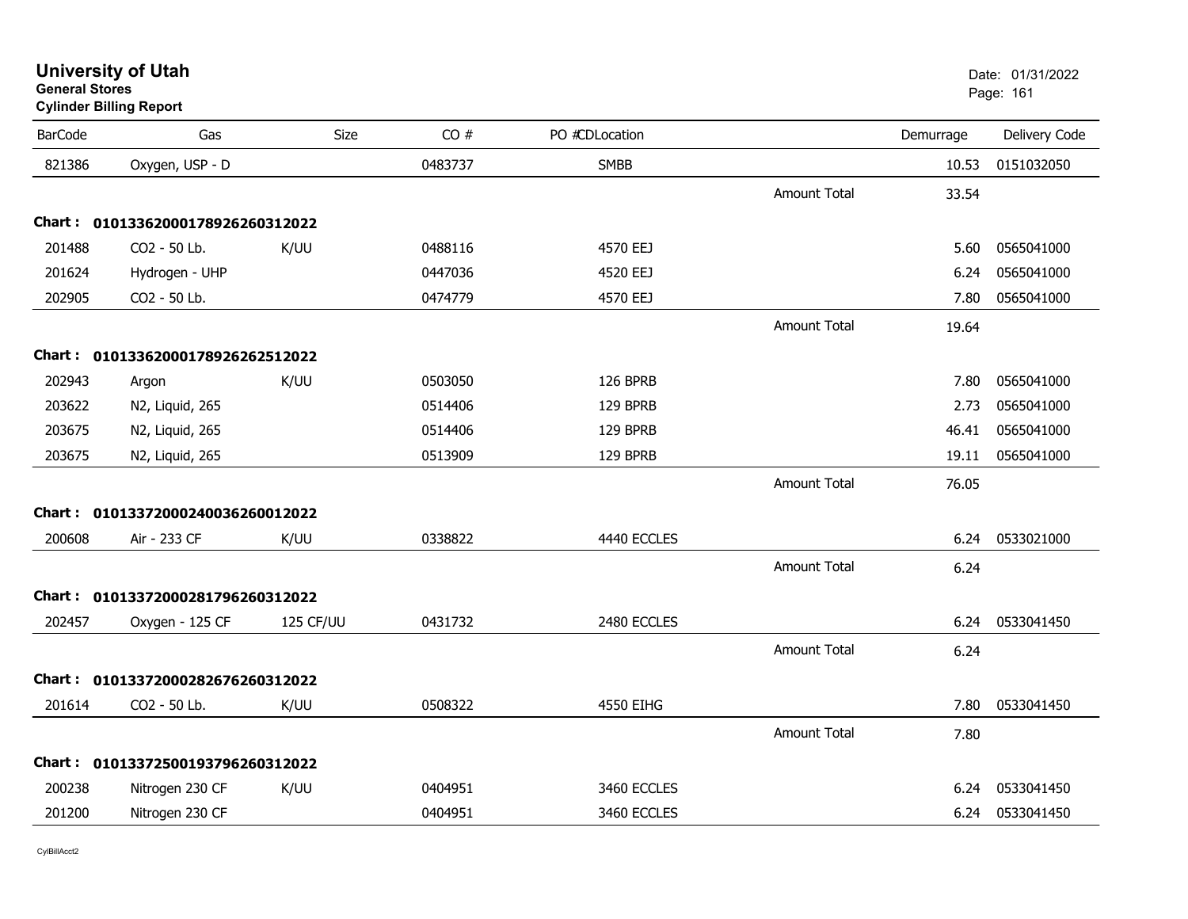**University of Utah**
**General Stores**
**Cylinder Billing Report**

Date: 01/31/2022

| BarCode | Gas | Size | CO # | PO #CDLocation | | Demurrage | Delivery Code |
|---|---|---|---|---|---|---|---|
| 821386 | Oxygen, USP - D | | 0483737 | SMBB | | 10.53 | 0151032050 |
| | | | | | Amount Total | 33.54 | |
| **Chart :** | **01013362000178926260312022** | | | | | | |
| 201488 | CO2 - 50 Lb. | K/UU | 0488116 | 4570 EEJ | | 5.60 | 0565041000 |
| 201624 | Hydrogen - UHP | | 0447036 | 4520 EEJ | | 6.24 | 0565041000 |
| 202905 | CO2 - 50 Lb. | | 0474779 | 4570 EEJ | | 7.80 | 0565041000 |
| | | | | | Amount Total | 19.64 | |
| **Chart :** | **01013362000178926262512022** | | | | | | |
| 202943 | Argon | K/UU | 0503050 | 126 BPRB | | 7.80 | 0565041000 |
| 203622 | N2, Liquid, 265 | | 0514406 | 129 BPRB | | 2.73 | 0565041000 |
| 203675 | N2, Liquid, 265 | | 0514406 | 129 BPRB | | 46.41 | 0565041000 |
| 203675 | N2, Liquid, 265 | | 0513909 | 129 BPRB | | 19.11 | 0565041000 |
| | | | | | Amount Total | 76.05 | |
| **Chart :** | **01013372000240036260012022** | | | | | | |
| 200608 | Air - 233 CF | K/UU | 0338822 | 4440 ECCLES | | 6.24 | 0533021000 |
| | | | | | Amount Total | 6.24 | |
| **Chart :** | **01013372000281796260312022** | | | | | | |
| 202457 | Oxygen - 125 CF | 125 CF/UU | 0431732 | 2480 ECCLES | | 6.24 | 0533041450 |
| | | | | | Amount Total | 6.24 | |
| **Chart :** | **01013372000282676260312022** | | | | | | |
| 201614 | CO2 - 50 Lb. | K/UU | 0508322 | 4550 EIHG | | 7.80 | 0533041450 |
| | | | | | Amount Total | 7.80 | |
| **Chart :** | **01013372500193796260312022** | | | | | | |
| 200238 | Nitrogen 230 CF | K/UU | 0404951 | 3460 ECCLES | | 6.24 | 0533041450 |
| 201200 | Nitrogen 230 CF | | 0404951 | 3460 ECCLES | | 6.24 | 0533041450 |

CylBillAcct2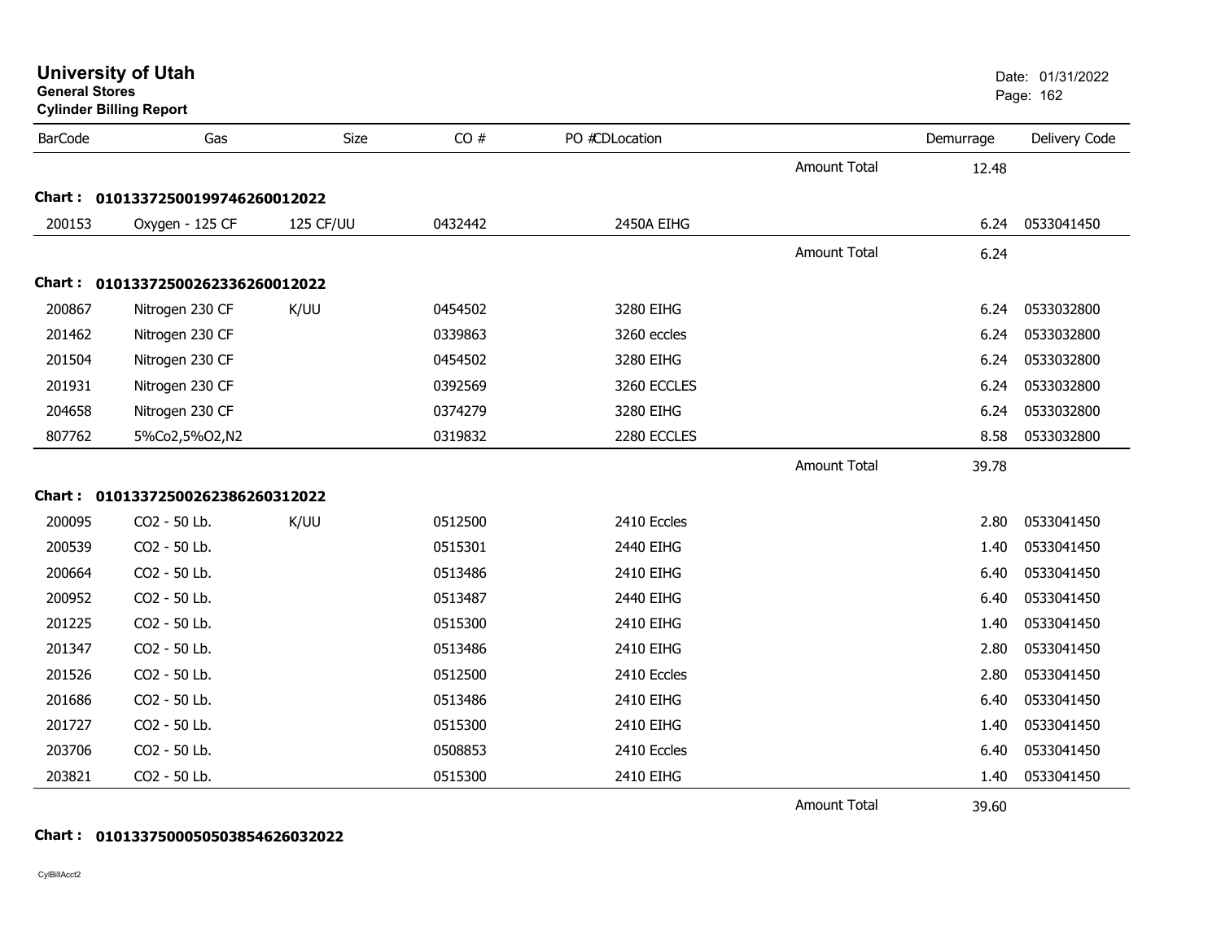**University of Utah**
**General Stores**
**Cylinder Billing Report**

Date: 01/31/2022

| BarCode | Gas | Size | CO # | PO #CDLocation | | Demurrage | Delivery Code |
|---|---|---|---|---|---|---|---|
| | | | | | Amount Total | 12.48 | |
| **Chart :** | **01013372500199746260012022** | | | | | | |
| 200153 | Oxygen - 125 CF | 125 CF/UU | 0432442 | 2450A EIHG | | 6.24 | 0533041450 |
| | | | | | Amount Total | 6.24 | |
| **Chart :** | **01013372500262336260012022** | | | | | | |
| 200867 | Nitrogen 230 CF | K/UU | 0454502 | 3280 EIHG | | 6.24 | 0533032800 |
| 201462 | Nitrogen 230 CF | | 0339863 | 3260 eccles | | 6.24 | 0533032800 |
| 201504 | Nitrogen 230 CF | | 0454502 | 3280 EIHG | | 6.24 | 0533032800 |
| 201931 | Nitrogen 230 CF | | 0392569 | 3260 ECCLES | | 6.24 | 0533032800 |
| 204658 | Nitrogen 230 CF | | 0374279 | 3280 EIHG | | 6.24 | 0533032800 |
| 807762 | 5%Co2,5%O2,N2 | | 0319832 | 2280 ECCLES | | 8.58 | 0533032800 |
| | | | | | Amount Total | 39.78 | |
| **Chart :** | **01013372500262386260312022** | | | | | | |
| 200095 | CO2 - 50 Lb. | K/UU | 0512500 | 2410 Eccles | | 2.80 | 0533041450 |
| 200539 | CO2 - 50 Lb. | | 0515301 | 2440 EIHG | | 1.40 | 0533041450 |
| 200664 | CO2 - 50 Lb. | | 0513486 | 2410 EIHG | | 6.40 | 0533041450 |
| 200952 | CO2 - 50 Lb. | | 0513487 | 2440 EIHG | | 6.40 | 0533041450 |
| 201225 | CO2 - 50 Lb. | | 0515300 | 2410 EIHG | | 1.40 | 0533041450 |
| 201347 | CO2 - 50 Lb. | | 0513486 | 2410 EIHG | | 2.80 | 0533041450 |
| 201526 | CO2 - 50 Lb. | | 0512500 | 2410 Eccles | | 2.80 | 0533041450 |
| 201686 | CO2 - 50 Lb. | | 0513486 | 2410 EIHG | | 6.40 | 0533041450 |
| 201727 | CO2 - 50 Lb. | | 0515300 | 2410 EIHG | | 1.40 | 0533041450 |
| 203706 | CO2 - 50 Lb. | | 0508853 | 2410 Eccles | | 6.40 | 0533041450 |
| 203821 | CO2 - 50 Lb. | | 0515300 | 2410 EIHG | | 1.40 | 0533041450 |
| | | | | | Amount Total | 39.60 | |
| **Chart :** | **01013375000505038546260032022** | | | | | | |

CylBillAcct2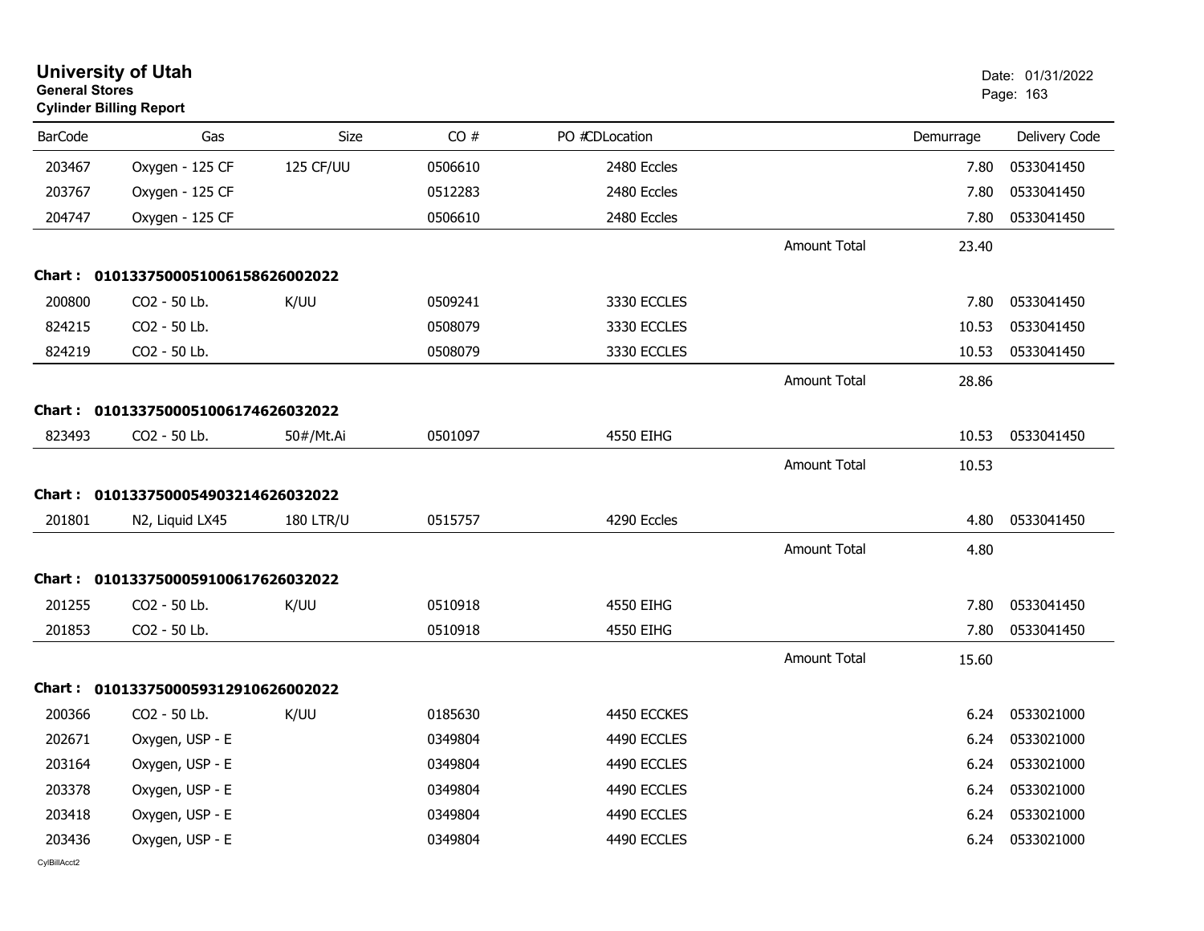# University of Utah
**General Stores**
**Cylinder Billing Report**

Date: 01/31/2022

| BarCode | Gas | Size | CO # | PO #CDLocation | | Demurrage | Delivery Code |
|---|---|---|---|---|---|---|---|
| 203467 | Oxygen - 125 CF | 125 CF/UU | 0506610 | 2480 Eccles | | 7.80 | 0533041450 |
| 203767 | Oxygen - 125 CF | | 0512283 | 2480 Eccles | | 7.80 | 0533041450 |
| 204747 | Oxygen - 125 CF | | 0506610 | 2480 Eccles | | 7.80 | 0533041450 |
| | | | | | Amount Total | 23.40 | |
| **Chart :** | **01013375000510061586260020​22** | | | | | | |
| 200800 | CO2 - 50 Lb. | K/UU | 0509241 | 3330 ECCLES | | 7.80 | 0533041450 |
| 824215 | CO2 - 50 Lb. | | 0508079 | 3330 ECCLES | | 10.53 | 0533041450 |
| 824219 | CO2 - 50 Lb. | | 0508079 | 3330 ECCLES | | 10.53 | 0533041450 |
| | | | | | Amount Total | 28.86 | |
| **Chart :** | **01013375000510061746260320​22** | | | | | | |
| 823493 | CO2 - 50 Lb. | 50#/Mt.Ai | 0501097 | 4550 EIHG | | 10.53 | 0533041450 |
| | | | | | Amount Total | 10.53 | |
| **Chart :** | **01013375000549032146260320​22** | | | | | | |
| 201801 | N2, Liquid LX45 | 180 LTR/U | 0515757 | 4290 Eccles | | 4.80 | 0533041450 |
| | | | | | Amount Total | 4.80 | |
| **Chart :** | **01013375000591006176260320​22** | | | | | | |
| 201255 | CO2 - 50 Lb. | K/UU | 0510918 | 4550 EIHG | | 7.80 | 0533041450 |
| 201853 | CO2 - 50 Lb. | | 0510918 | 4550 EIHG | | 7.80 | 0533041450 |
| | | | | | Amount Total | 15.60 | |
| **Chart :** | **01013375000593129106260020​22** | | | | | | |
| 200366 | CO2 - 50 Lb. | K/UU | 0185630 | 4450 ECCKES | | 6.24 | 0533021000 |
| 202671 | Oxygen, USP - E | | 0349804 | 4490 ECCLES | | 6.24 | 0533021000 |
| 203164 | Oxygen, USP - E | | 0349804 | 4490 ECCLES | | 6.24 | 0533021000 |
| 203378 | Oxygen, USP - E | | 0349804 | 4490 ECCLES | | 6.24 | 0533021000 |
| 203418 | Oxygen, USP - E | | 0349804 | 4490 ECCLES | | 6.24 | 0533021000 |
| 203436 | Oxygen, USP - E | | 0349804 | 4490 ECCLES | | 6.24 | 0533021000 |

CylBillAcct2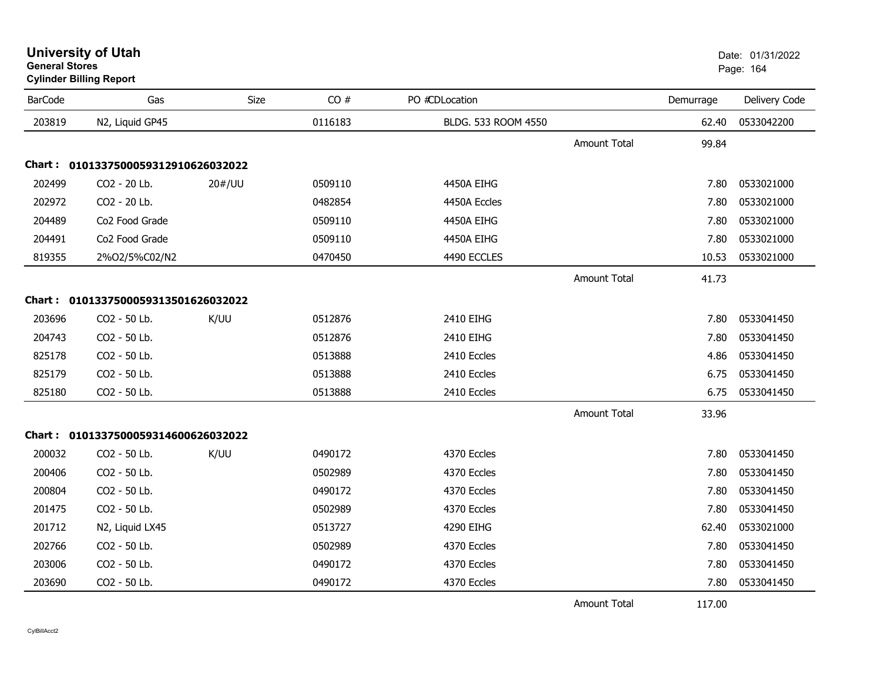# University of Utah

**General Stores**

**Cylinder Billing Report**

Date: 01/31/2022

| BarCode | Gas | Size | CO # | PO # | CDLocation | | Demurrage | Delivery Code |
|---|---|---|---|---|---|---|---|---|
| 203819 | N2, Liquid GP45 | | 0116183 | | BLDG. 533 ROOM 4550 | | 62.40 | 0533042200 |
| | | | | | | Amount Total | 99.84 | |
| **Chart :** | **01013375000593129106260320 22** | | | | | | | |
| 202499 | CO2 - 20 Lb. | 20#/UU | 0509110 | | 4450A EIHG | | 7.80 | 0533021000 |
| 202972 | CO2 - 20 Lb. | | 0482854 | | 4450A Eccles | | 7.80 | 0533021000 |
| 204489 | Co2 Food Grade | | 0509110 | | 4450A EIHG | | 7.80 | 0533021000 |
| 204491 | Co2 Food Grade | | 0509110 | | 4450A EIHG | | 7.80 | 0533021000 |
| 819355 | 2%O2/5%C02/N2 | | 0470450 | | 4490 ECCLES | | 10.53 | 0533021000 |
| | | | | | | Amount Total | 41.73 | |
| **Chart :** | **0101337500059313501626032022** | | | | | | | |
| 203696 | CO2 - 50 Lb. | K/UU | 0512876 | | 2410 EIHG | | 7.80 | 0533041450 |
| 204743 | CO2 - 50 Lb. | | 0512876 | | 2410 EIHG | | 7.80 | 0533041450 |
| 825178 | CO2 - 50 Lb. | | 0513888 | | 2410 Eccles | | 4.86 | 0533041450 |
| 825179 | CO2 - 50 Lb. | | 0513888 | | 2410 Eccles | | 6.75 | 0533041450 |
| 825180 | CO2 - 50 Lb. | | 0513888 | | 2410 Eccles | | 6.75 | 0533041450 |
| | | | | | | Amount Total | 33.96 | |
| **Chart :** | **0101337500059314600626032022** | | | | | | | |
| 200032 | CO2 - 50 Lb. | K/UU | 0490172 | | 4370 Eccles | | 7.80 | 0533041450 |
| 200406 | CO2 - 50 Lb. | | 0502989 | | 4370 Eccles | | 7.80 | 0533041450 |
| 200804 | CO2 - 50 Lb. | | 0490172 | | 4370 Eccles | | 7.80 | 0533041450 |
| 201475 | CO2 - 50 Lb. | | 0502989 | | 4370 Eccles | | 7.80 | 0533041450 |
| 201712 | N2, Liquid LX45 | | 0513727 | | 4290 EIHG | | 62.40 | 0533021000 |
| 202766 | CO2 - 50 Lb. | | 0502989 | | 4370 Eccles | | 7.80 | 0533041450 |
| 203006 | CO2 - 50 Lb. | | 0490172 | | 4370 Eccles | | 7.80 | 0533041450 |
| 203690 | CO2 - 50 Lb. | | 0490172 | | 4370 Eccles | | 7.80 | 0533041450 |
| | | | | | | Amount Total | 117.00 | |

CylBillAcct2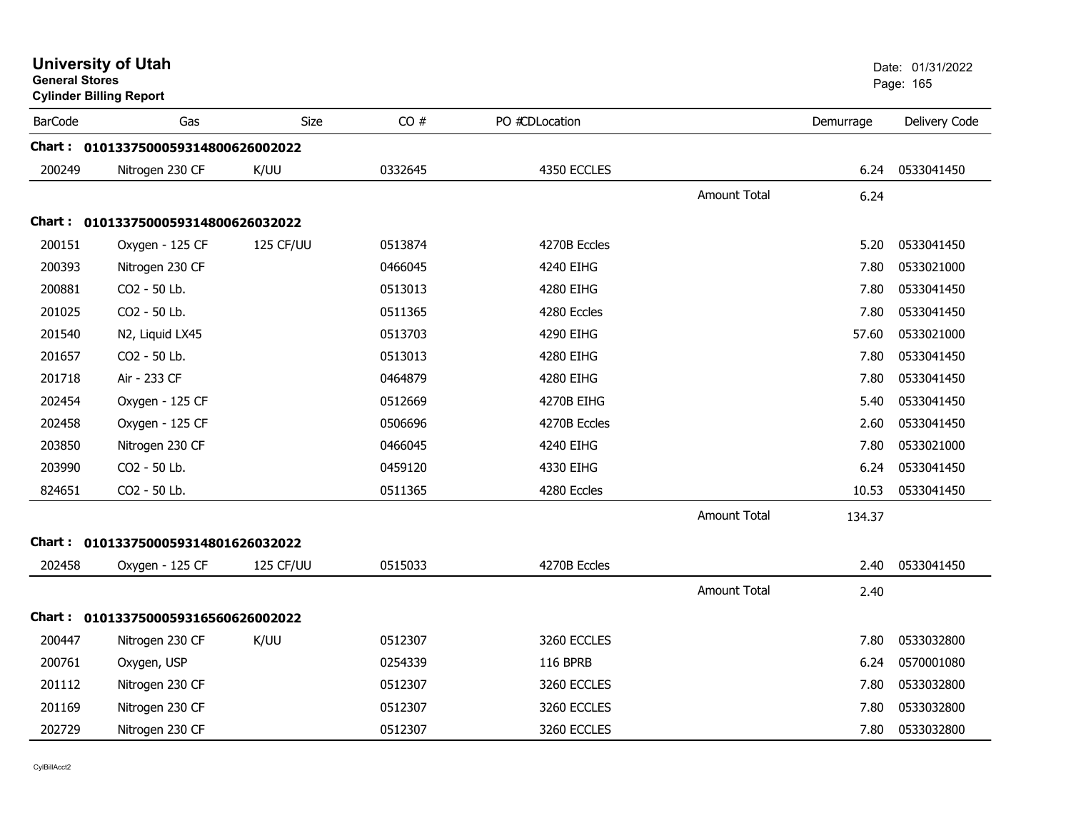# University of Utah

**General Stores**

**Cylinder Billing Report**

Date: 01/31/2022

| BarCode | Gas | Size | CO # | PO #CDLocation | | Demurrage | Delivery Code |
|---|---|---|---|---|---|---|---|
| **Chart :** | **01013375000593148006260022022** | | | | | | |
| 200249 | Nitrogen 230 CF | K/UU | 0332645 | 4350 ECCLES | | 6.24 | 0533041450 |
| | | | | | Amount Total | 6.24 | |
| **Chart :** | **01013375000593148006260322022** | | | | | | |
| 200151 | Oxygen - 125 CF | 125 CF/UU | 0513874 | 4270B Eccles | | 5.20 | 0533041450 |
| 200393 | Nitrogen 230 CF | | 0466045 | 4240 EIHG | | 7.80 | 0533021000 |
| 200881 | CO2 - 50 Lb. | | 0513013 | 4280 EIHG | | 7.80 | 0533041450 |
| 201025 | CO2 - 50 Lb. | | 0511365 | 4280 Eccles | | 7.80 | 0533041450 |
| 201540 | N2, Liquid LX45 | | 0513703 | 4290 EIHG | | 57.60 | 0533021000 |
| 201657 | CO2 - 50 Lb. | | 0513013 | 4280 EIHG | | 7.80 | 0533041450 |
| 201718 | Air - 233 CF | | 0464879 | 4280 EIHG | | 7.80 | 0533041450 |
| 202454 | Oxygen - 125 CF | | 0512669 | 4270B EIHG | | 5.40 | 0533041450 |
| 202458 | Oxygen - 125 CF | | 0506696 | 4270B Eccles | | 2.60 | 0533041450 |
| 203850 | Nitrogen 230 CF | | 0466045 | 4240 EIHG | | 7.80 | 0533021000 |
| 203990 | CO2 - 50 Lb. | | 0459120 | 4330 EIHG | | 6.24 | 0533041450 |
| 824651 | CO2 - 50 Lb. | | 0511365 | 4280 Eccles | | 10.53 | 0533041450 |
| | | | | | Amount Total | 134.37 | |
| **Chart :** | **01013375000593148016260322022** | | | | | | |
| 202458 | Oxygen - 125 CF | 125 CF/UU | 0515033 | 4270B Eccles | | 2.40 | 0533041450 |
| | | | | | Amount Total | 2.40 | |
| **Chart :** | **01013375000593165606260022022** | | | | | | |
| 200447 | Nitrogen 230 CF | K/UU | 0512307 | 3260 ECCLES | | 7.80 | 0533032800 |
| 200761 | Oxygen, USP | | 0254339 | 116 BPRB | | 6.24 | 0570001080 |
| 201112 | Nitrogen 230 CF | | 0512307 | 3260 ECCLES | | 7.80 | 0533032800 |
| 201169 | Nitrogen 230 CF | | 0512307 | 3260 ECCLES | | 7.80 | 0533032800 |
| 202729 | Nitrogen 230 CF | | 0512307 | 3260 ECCLES | | 7.80 | 0533032800 |

CylBillAcct2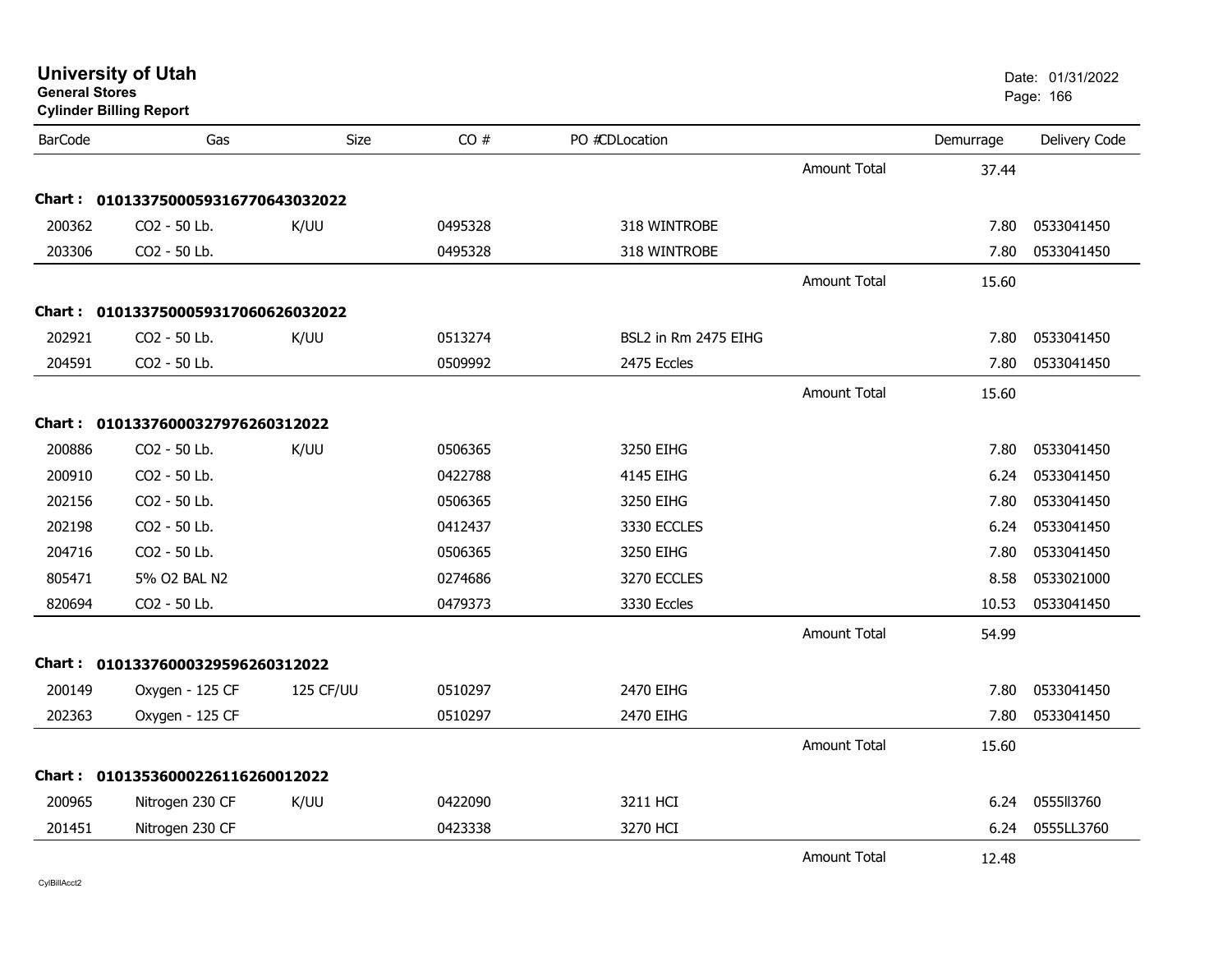# University of Utah

**General Stores**
**Cylinder Billing Report**

Date: 01/31/2022

| BarCode | Gas | Size | CO # | PO #CDLocation | | Demurrage | Delivery Code |
|---|---|---|---|---|---|---|---|
| | | | | | Amount Total | 37.44 | |
| **Chart :** | **01013375000593167706430320​22** | | | | | | |
| 200362 | CO2 - 50 Lb. | K/UU | 0495328 | 318 WINTROBE | | 7.80 | 0533041450 |
| 203306 | CO2 - 50 Lb. | | 0495328 | 318 WINTROBE | | 7.80 | 0533041450 |
| | | | | | Amount Total | 15.60 | |
| **Chart :** | **0101337500059317060626032022** | | | | | | |
| 202921 | CO2 - 50 Lb. | K/UU | 0513274 | BSL2 in Rm 2475 EIHG | | 7.80 | 0533041450 |
| 204591 | CO2 - 50 Lb. | | 0509992 | 2475 Eccles | | 7.80 | 0533041450 |
| | | | | | Amount Total | 15.60 | |
| **Chart :** | **0101337600032797626031​2022** | | | | | | |
| 200886 | CO2 - 50 Lb. | K/UU | 0506365 | 3250 EIHG | | 7.80 | 0533041450 |
| 200910 | CO2 - 50 Lb. | | 0422788 | 4145 EIHG | | 6.24 | 0533041450 |
| 202156 | CO2 - 50 Lb. | | 0506365 | 3250 EIHG | | 7.80 | 0533041450 |
| 202198 | CO2 - 50 Lb. | | 0412437 | 3330 ECCLES | | 6.24 | 0533041450 |
| 204716 | CO2 - 50 Lb. | | 0506365 | 3250 EIHG | | 7.80 | 0533041450 |
| 805471 | 5% O2 BAL N2 | | 0274686 | 3270 ECCLES | | 8.58 | 0533021000 |
| 820694 | CO2 - 50 Lb. | | 0479373 | 3330 Eccles | | 10.53 | 0533041450 |
| | | | | | Amount Total | 54.99 | |
| **Chart :** | **0101337600032959626031​2022** | | | | | | |
| 200149 | Oxygen - 125 CF | 125 CF/UU | 0510297 | 2470 EIHG | | 7.80 | 0533041450 |
| 202363 | Oxygen - 125 CF | | 0510297 | 2470 EIHG | | 7.80 | 0533041450 |
| | | | | | Amount Total | 15.60 | |
| **Chart :** | **0101353600022611626001​2022** | | | | | | |
| 200965 | Nitrogen 230 CF | K/UU | 0422090 | 3211 HCI | | 6.24 | 0555ll3760 |
| 201451 | Nitrogen 230 CF | | 0423338 | 3270 HCI | | 6.24 | 0555LL3760 |
| | | | | | Amount Total | 12.48 | |

CylBillAcct2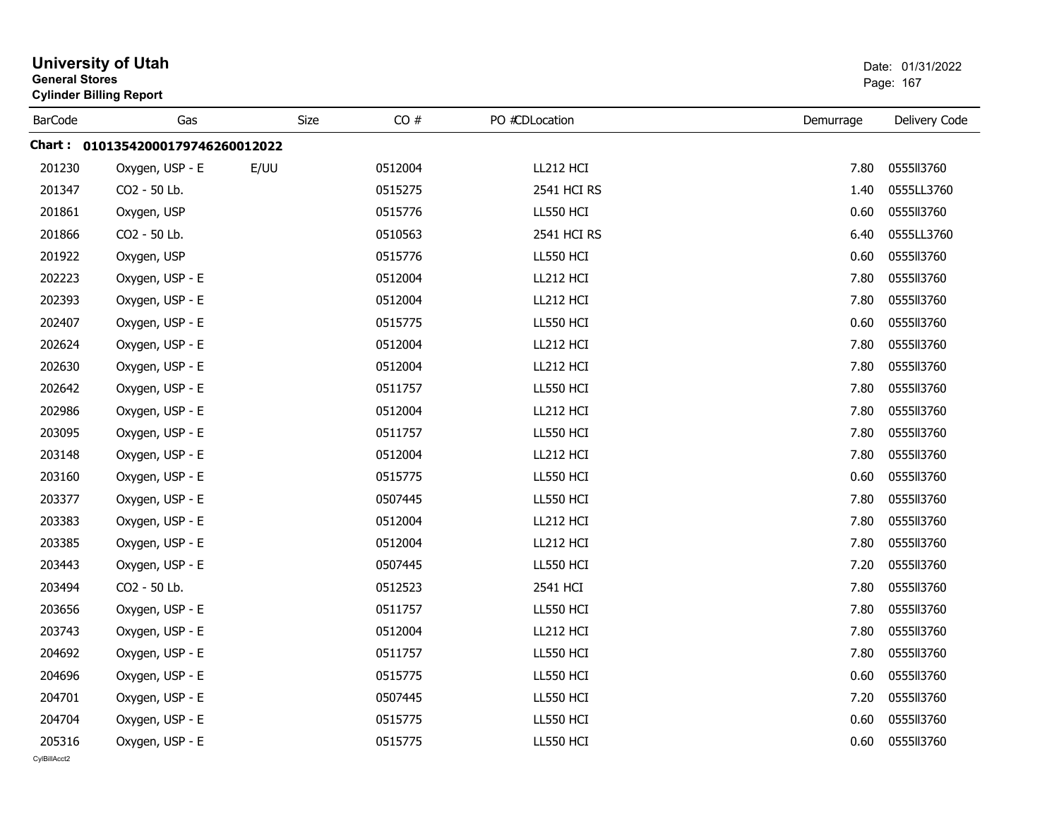# University of Utah

**General Stores**
**Cylinder Billing Report**

Date: 01/31/2022

| BarCode | Gas | Size | CO # | PO #CDLocation | Demurrage | Delivery Code |
|---|---|---|---|---|---|---|
| **Chart : 01013542000179746260012022** | | | | | | |
| 201230 | Oxygen, USP - E | E/UU | 0512004 | LL212 HCI | 7.80 | 0555ll3760 |
| 201347 | CO2 - 50 Lb. | | 0515275 | 2541 HCI RS | 1.40 | 0555LL3760 |
| 201861 | Oxygen, USP | | 0515776 | LL550 HCI | 0.60 | 0555ll3760 |
| 201866 | CO2 - 50 Lb. | | 0510563 | 2541 HCI RS | 6.40 | 0555LL3760 |
| 201922 | Oxygen, USP | | 0515776 | LL550 HCI | 0.60 | 0555ll3760 |
| 202223 | Oxygen, USP - E | | 0512004 | LL212 HCI | 7.80 | 0555ll3760 |
| 202393 | Oxygen, USP - E | | 0512004 | LL212 HCI | 7.80 | 0555ll3760 |
| 202407 | Oxygen, USP - E | | 0515775 | LL550 HCI | 0.60 | 0555ll3760 |
| 202624 | Oxygen, USP - E | | 0512004 | LL212 HCI | 7.80 | 0555ll3760 |
| 202630 | Oxygen, USP - E | | 0512004 | LL212 HCI | 7.80 | 0555ll3760 |
| 202642 | Oxygen, USP - E | | 0511757 | LL550 HCI | 7.80 | 0555ll3760 |
| 202986 | Oxygen, USP - E | | 0512004 | LL212 HCI | 7.80 | 0555ll3760 |
| 203095 | Oxygen, USP - E | | 0511757 | LL550 HCI | 7.80 | 0555ll3760 |
| 203148 | Oxygen, USP - E | | 0512004 | LL212 HCI | 7.80 | 0555ll3760 |
| 203160 | Oxygen, USP - E | | 0515775 | LL550 HCI | 0.60 | 0555ll3760 |
| 203377 | Oxygen, USP - E | | 0507445 | LL550 HCI | 7.80 | 0555ll3760 |
| 203383 | Oxygen, USP - E | | 0512004 | LL212 HCI | 7.80 | 0555ll3760 |
| 203385 | Oxygen, USP - E | | 0512004 | LL212 HCI | 7.80 | 0555ll3760 |
| 203443 | Oxygen, USP - E | | 0507445 | LL550 HCI | 7.20 | 0555ll3760 |
| 203494 | CO2 - 50 Lb. | | 0512523 | 2541 HCI | 7.80 | 0555ll3760 |
| 203656 | Oxygen, USP - E | | 0511757 | LL550 HCI | 7.80 | 0555ll3760 |
| 203743 | Oxygen, USP - E | | 0512004 | LL212 HCI | 7.80 | 0555ll3760 |
| 204692 | Oxygen, USP - E | | 0511757 | LL550 HCI | 7.80 | 0555ll3760 |
| 204696 | Oxygen, USP - E | | 0515775 | LL550 HCI | 0.60 | 0555ll3760 |
| 204701 | Oxygen, USP - E | | 0507445 | LL550 HCI | 7.20 | 0555ll3760 |
| 204704 | Oxygen, USP - E | | 0515775 | LL550 HCI | 0.60 | 0555ll3760 |
| 205316 | Oxygen, USP - E | | 0515775 | LL550 HCI | 0.60 | 0555ll3760 |

CylBillAcct2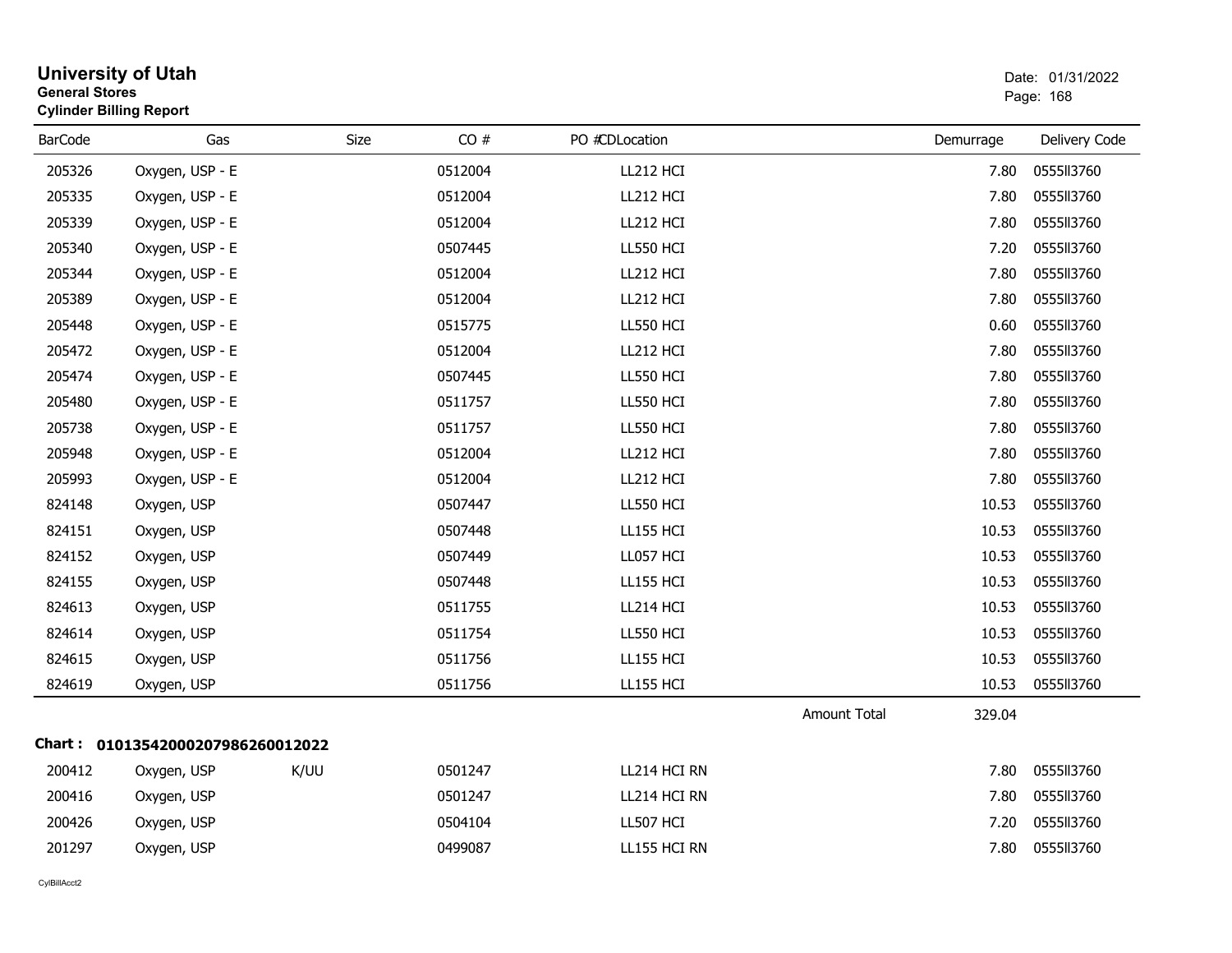**University of Utah**
**General Stores**
**Cylinder Billing Report**

Date: 01/31/2022

| BarCode | Gas | Size | CO # | PO #CDLocation | Demurrage | Delivery Code |
|---|---|---|---|---|---|---|
| 205326 | Oxygen, USP - E | | 0512004 | LL212 HCI | 7.80 | 0555II3760 |
| 205335 | Oxygen, USP - E | | 0512004 | LL212 HCI | 7.80 | 0555II3760 |
| 205339 | Oxygen, USP - E | | 0512004 | LL212 HCI | 7.80 | 0555II3760 |
| 205340 | Oxygen, USP - E | | 0507445 | LL550 HCI | 7.20 | 0555II3760 |
| 205344 | Oxygen, USP - E | | 0512004 | LL212 HCI | 7.80 | 0555II3760 |
| 205389 | Oxygen, USP - E | | 0512004 | LL212 HCI | 7.80 | 0555II3760 |
| 205448 | Oxygen, USP - E | | 0515775 | LL550 HCI | 0.60 | 0555II3760 |
| 205472 | Oxygen, USP - E | | 0512004 | LL212 HCI | 7.80 | 0555II3760 |
| 205474 | Oxygen, USP - E | | 0507445 | LL550 HCI | 7.80 | 0555II3760 |
| 205480 | Oxygen, USP - E | | 0511757 | LL550 HCI | 7.80 | 0555II3760 |
| 205738 | Oxygen, USP - E | | 0511757 | LL550 HCI | 7.80 | 0555II3760 |
| 205948 | Oxygen, USP - E | | 0512004 | LL212 HCI | 7.80 | 0555II3760 |
| 205993 | Oxygen, USP - E | | 0512004 | LL212 HCI | 7.80 | 0555II3760 |
| 824148 | Oxygen, USP | | 0507447 | LL550 HCI | 10.53 | 0555II3760 |
| 824151 | Oxygen, USP | | 0507448 | LL155 HCI | 10.53 | 0555II3760 |
| 824152 | Oxygen, USP | | 0507449 | LL057 HCI | 10.53 | 0555II3760 |
| 824155 | Oxygen, USP | | 0507448 | LL155 HCI | 10.53 | 0555II3760 |
| 824613 | Oxygen, USP | | 0511755 | LL214 HCI | 10.53 | 0555II3760 |
| 824614 | Oxygen, USP | | 0511754 | LL550 HCI | 10.53 | 0555II3760 |
| 824615 | Oxygen, USP | | 0511756 | LL155 HCI | 10.53 | 0555II3760 |
| 824619 | Oxygen, USP | | 0511756 | LL155 HCI | 10.53 | 0555II3760 |
| | | | | Amount Total | 329.04 | |

**Chart : 01013542000207986260012022**

| BarCode | Gas | Size | CO # | PO #CDLocation | Demurrage | Delivery Code |
|---|---|---|---|---|---|---|
| 200412 | Oxygen, USP | K/UU | 0501247 | LL214 HCI RN | 7.80 | 0555II3760 |
| 200416 | Oxygen, USP | | 0501247 | LL214 HCI RN | 7.80 | 0555II3760 |
| 200426 | Oxygen, USP | | 0504104 | LL507 HCI | 7.20 | 0555II3760 |
| 201297 | Oxygen, USP | | 0499087 | LL155 HCI RN | 7.80 | 0555II3760 |

CylBillAcct2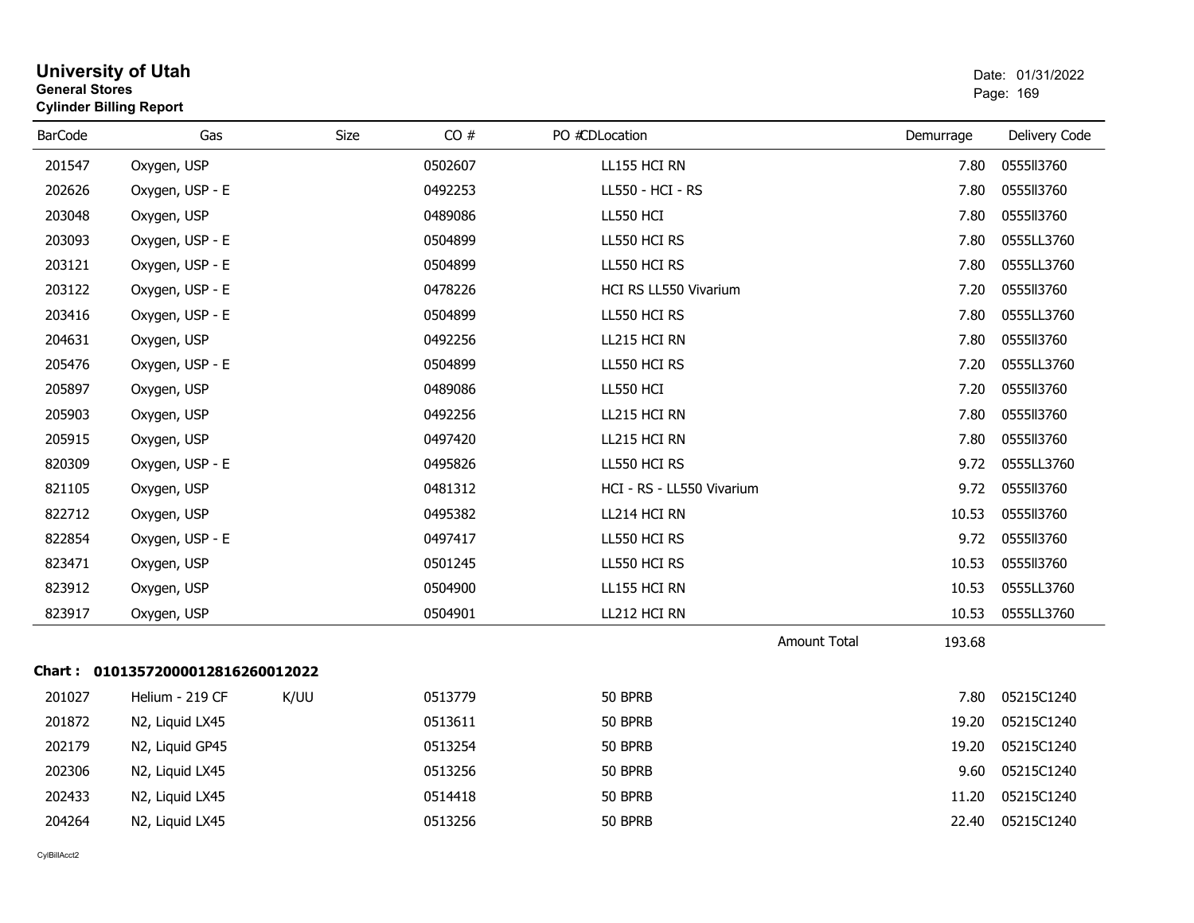# University of Utah

**General Stores**

**Cylinder Billing Report**

Date: 01/31/2022

| BarCode | Gas | Size | CO # | PO # | CDLocation | Demurrage | Delivery Code |
|---|---|---|---|---|---|---|---|
| 201547 | Oxygen, USP | | 0502607 | | LL155 HCI RN | 7.80 | 0555ll3760 |
| 202626 | Oxygen, USP - E | | 0492253 | | LL550 - HCI - RS | 7.80 | 0555ll3760 |
| 203048 | Oxygen, USP | | 0489086 | | LL550 HCI | 7.80 | 0555ll3760 |
| 203093 | Oxygen, USP - E | | 0504899 | | LL550 HCI RS | 7.80 | 0555LL3760 |
| 203121 | Oxygen, USP - E | | 0504899 | | LL550 HCI RS | 7.80 | 0555LL3760 |
| 203122 | Oxygen, USP - E | | 0478226 | | HCI RS LL550 Vivarium | 7.20 | 0555ll3760 |
| 203416 | Oxygen, USP - E | | 0504899 | | LL550 HCI RS | 7.80 | 0555LL3760 |
| 204631 | Oxygen, USP | | 0492256 | | LL215 HCI RN | 7.80 | 0555ll3760 |
| 205476 | Oxygen, USP - E | | 0504899 | | LL550 HCI RS | 7.20 | 0555LL3760 |
| 205897 | Oxygen, USP | | 0489086 | | LL550 HCI | 7.20 | 0555ll3760 |
| 205903 | Oxygen, USP | | 0492256 | | LL215 HCI RN | 7.80 | 0555ll3760 |
| 205915 | Oxygen, USP | | 0497420 | | LL215 HCI RN | 7.80 | 0555ll3760 |
| 820309 | Oxygen, USP - E | | 0495826 | | LL550 HCI RS | 9.72 | 0555LL3760 |
| 821105 | Oxygen, USP | | 0481312 | | HCI - RS - LL550 Vivarium | 9.72 | 0555ll3760 |
| 822712 | Oxygen, USP | | 0495382 | | LL214 HCI RN | 10.53 | 0555ll3760 |
| 822854 | Oxygen, USP - E | | 0497417 | | LL550 HCI RS | 9.72 | 0555ll3760 |
| 823471 | Oxygen, USP | | 0501245 | | LL550 HCI RS | 10.53 | 0555ll3760 |
| 823912 | Oxygen, USP | | 0504900 | | LL155 HCI RN | 10.53 | 0555LL3760 |
| 823917 | Oxygen, USP | | 0504901 | | LL212 HCI RN | 10.53 | 0555LL3760 |
| | | | | | Amount Total | 193.68 | |

**Chart : 01013572000012816260012022**

| BarCode | Gas | Size | CO # | PO # | CDLocation | Demurrage | Delivery Code |
|---|---|---|---|---|---|---|---|
| 201027 | Helium - 219 CF | K/UU | 0513779 | | 50 BPRB | 7.80 | 05215C1240 |
| 201872 | N2, Liquid LX45 | | 0513611 | | 50 BPRB | 19.20 | 05215C1240 |
| 202179 | N2, Liquid GP45 | | 0513254 | | 50 BPRB | 19.20 | 05215C1240 |
| 202306 | N2, Liquid LX45 | | 0513256 | | 50 BPRB | 9.60 | 05215C1240 |
| 202433 | N2, Liquid LX45 | | 0514418 | | 50 BPRB | 11.20 | 05215C1240 |
| 204264 | N2, Liquid LX45 | | 0513256 | | 50 BPRB | 22.40 | 05215C1240 |

CylBillAcct2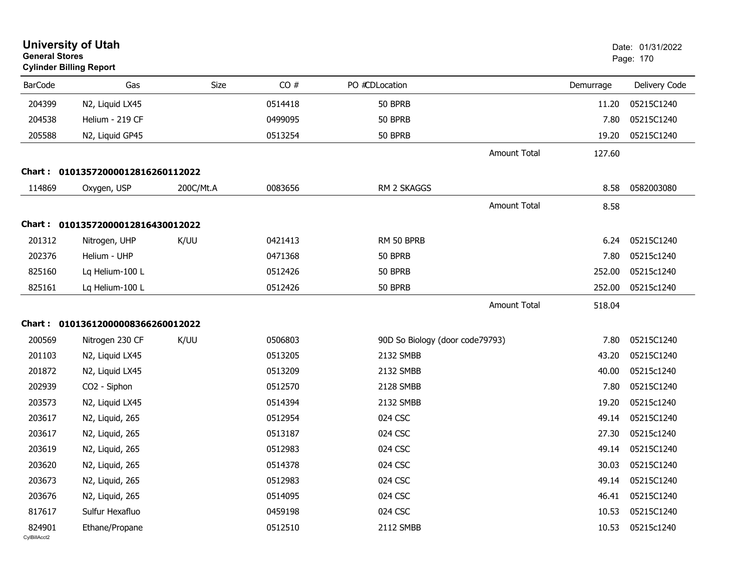# University of Utah

**General Stores**

**Cylinder Billing Report**

Date: 01/31/2022

| BarCode | Gas | Size | CO # | PO #CDLocation | | Demurrage | Delivery Code |
|---|---|---|---|---|---|---|---|
| 204399 | N2, Liquid LX45 | | 0514418 | 50 BPRB | | 11.20 | 05215C1240 |
| 204538 | Helium - 219 CF | | 0499095 | 50 BPRB | | 7.80 | 05215C1240 |
| 205588 | N2, Liquid GP45 | | 0513254 | 50 BPRB | | 19.20 | 05215C1240 |
| | | | | | Amount Total | 127.60 | |
| **Chart :** | **01013572000012816260112022** | | | | | | |
| 114869 | Oxygen, USP | 200C/Mt.A | 0083656 | RM 2 SKAGGS | | 8.58 | 0582003080 |
| | | | | | Amount Total | 8.58 | |
| **Chart :** | **01013572000012816430012022** | | | | | | |
| 201312 | Nitrogen, UHP | K/UU | 0421413 | RM 50 BPRB | | 6.24 | 05215C1240 |
| 202376 | Helium - UHP | | 0471368 | 50 BPRB | | 7.80 | 05215c1240 |
| 825160 | Lq Helium-100 L | | 0512426 | 50 BPRB | | 252.00 | 05215c1240 |
| 825161 | Lq Helium-100 L | | 0512426 | 50 BPRB | | 252.00 | 05215c1240 |
| | | | | | Amount Total | 518.04 | |
| **Chart :** | **01013612000008366260012022** | | | | | | |
| 200569 | Nitrogen 230 CF | K/UU | 0506803 | 90D So Biology (door code79793) | | 7.80 | 05215C1240 |
| 201103 | N2, Liquid LX45 | | 0513205 | 2132 SMBB | | 43.20 | 05215C1240 |
| 201872 | N2, Liquid LX45 | | 0513209 | 2132 SMBB | | 40.00 | 05215c1240 |
| 202939 | CO2 - Siphon | | 0512570 | 2128 SMBB | | 7.80 | 05215C1240 |
| 203573 | N2, Liquid LX45 | | 0514394 | 2132 SMBB | | 19.20 | 05215c1240 |
| 203617 | N2, Liquid, 265 | | 0512954 | 024 CSC | | 49.14 | 05215C1240 |
| 203617 | N2, Liquid, 265 | | 0513187 | 024 CSC | | 27.30 | 05215c1240 |
| 203619 | N2, Liquid, 265 | | 0512983 | 024 CSC | | 49.14 | 05215C1240 |
| 203620 | N2, Liquid, 265 | | 0514378 | 024 CSC | | 30.03 | 05215C1240 |
| 203673 | N2, Liquid, 265 | | 0512983 | 024 CSC | | 49.14 | 05215C1240 |
| 203676 | N2, Liquid, 265 | | 0514095 | 024 CSC | | 46.41 | 05215C1240 |
| 817617 | Sulfur Hexafluo | | 0459198 | 024 CSC | | 10.53 | 05215C1240 |
| 824901 | Ethane/Propane | | 0512510 | 2112 SMBB | | 10.53 | 05215c1240 |

CylBillAcct2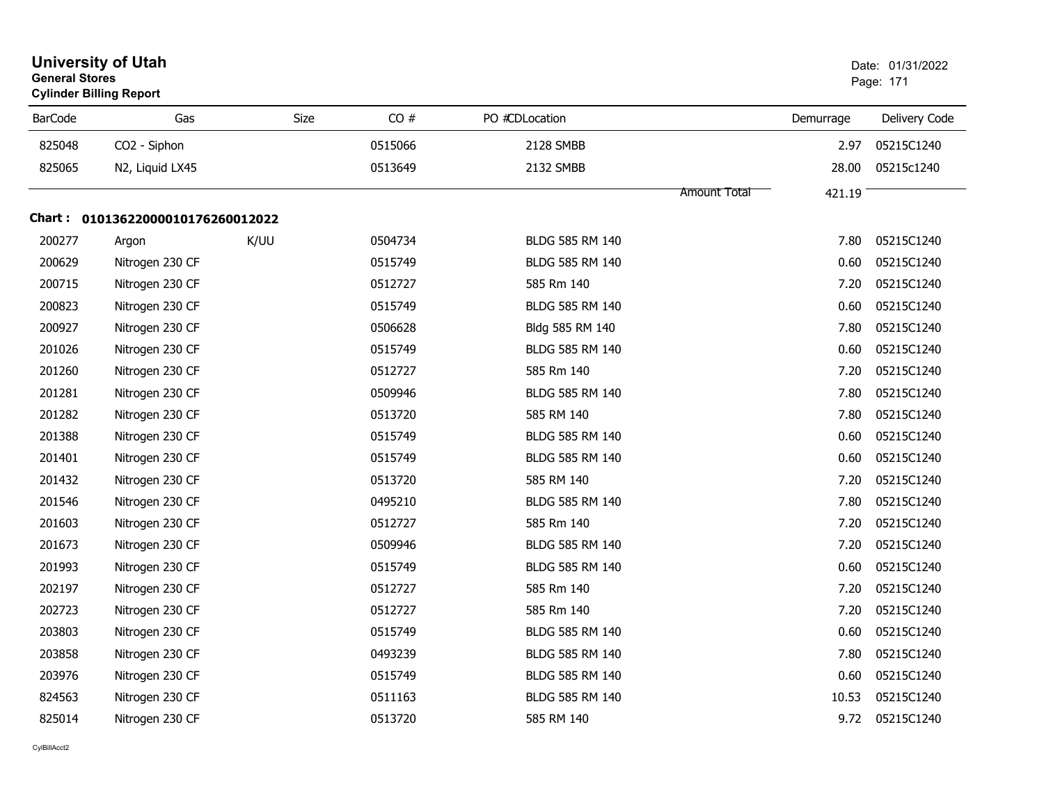# University of Utah
**General Stores**
**Cylinder Billing Report**

Date: 01/31/2022

| BarCode | Gas | Size | CO # | PO #CDLocation | Demurrage | Delivery Code |
|---|---|---|---|---|---|---|
| 825048 | CO2 - Siphon | | 0515066 | 2128 SMBB | 2.97 | 05215C1240 |
| 825065 | N2, Liquid LX45 | | 0513649 | 2132 SMBB | 28.00 | 05215c1240 |
| | | | | Amount Total | 421.19 | |

**Chart : 01013622000010176260012022**

| BarCode | Gas | Size | CO # | PO #CDLocation | Demurrage | Delivery Code |
|---|---|---|---|---|---|---|
| 200277 | Argon | K/UU | 0504734 | BLDG 585 RM 140 | 7.80 | 05215C1240 |
| 200629 | Nitrogen 230 CF | | 0515749 | BLDG 585 RM 140 | 0.60 | 05215C1240 |
| 200715 | Nitrogen 230 CF | | 0512727 | 585 Rm 140 | 7.20 | 05215C1240 |
| 200823 | Nitrogen 230 CF | | 0515749 | BLDG 585 RM 140 | 0.60 | 05215C1240 |
| 200927 | Nitrogen 230 CF | | 0506628 | Bldg 585 RM 140 | 7.80 | 05215C1240 |
| 201026 | Nitrogen 230 CF | | 0515749 | BLDG 585 RM 140 | 0.60 | 05215C1240 |
| 201260 | Nitrogen 230 CF | | 0512727 | 585 Rm 140 | 7.20 | 05215C1240 |
| 201281 | Nitrogen 230 CF | | 0509946 | BLDG 585 RM 140 | 7.80 | 05215C1240 |
| 201282 | Nitrogen 230 CF | | 0513720 | 585 RM 140 | 7.80 | 05215C1240 |
| 201388 | Nitrogen 230 CF | | 0515749 | BLDG 585 RM 140 | 0.60 | 05215C1240 |
| 201401 | Nitrogen 230 CF | | 0515749 | BLDG 585 RM 140 | 0.60 | 05215C1240 |
| 201432 | Nitrogen 230 CF | | 0513720 | 585 RM 140 | 7.20 | 05215C1240 |
| 201546 | Nitrogen 230 CF | | 0495210 | BLDG 585 RM 140 | 7.80 | 05215C1240 |
| 201603 | Nitrogen 230 CF | | 0512727 | 585 Rm 140 | 7.20 | 05215C1240 |
| 201673 | Nitrogen 230 CF | | 0509946 | BLDG 585 RM 140 | 7.20 | 05215C1240 |
| 201993 | Nitrogen 230 CF | | 0515749 | BLDG 585 RM 140 | 0.60 | 05215C1240 |
| 202197 | Nitrogen 230 CF | | 0512727 | 585 Rm 140 | 7.20 | 05215C1240 |
| 202723 | Nitrogen 230 CF | | 0512727 | 585 Rm 140 | 7.20 | 05215C1240 |
| 203803 | Nitrogen 230 CF | | 0515749 | BLDG 585 RM 140 | 0.60 | 05215C1240 |
| 203858 | Nitrogen 230 CF | | 0493239 | BLDG 585 RM 140 | 7.80 | 05215C1240 |
| 203976 | Nitrogen 230 CF | | 0515749 | BLDG 585 RM 140 | 0.60 | 05215C1240 |
| 824563 | Nitrogen 230 CF | | 0511163 | BLDG 585 RM 140 | 10.53 | 05215C1240 |
| 825014 | Nitrogen 230 CF | | 0513720 | 585 RM 140 | 9.72 | 05215C1240 |

CylBillAcct2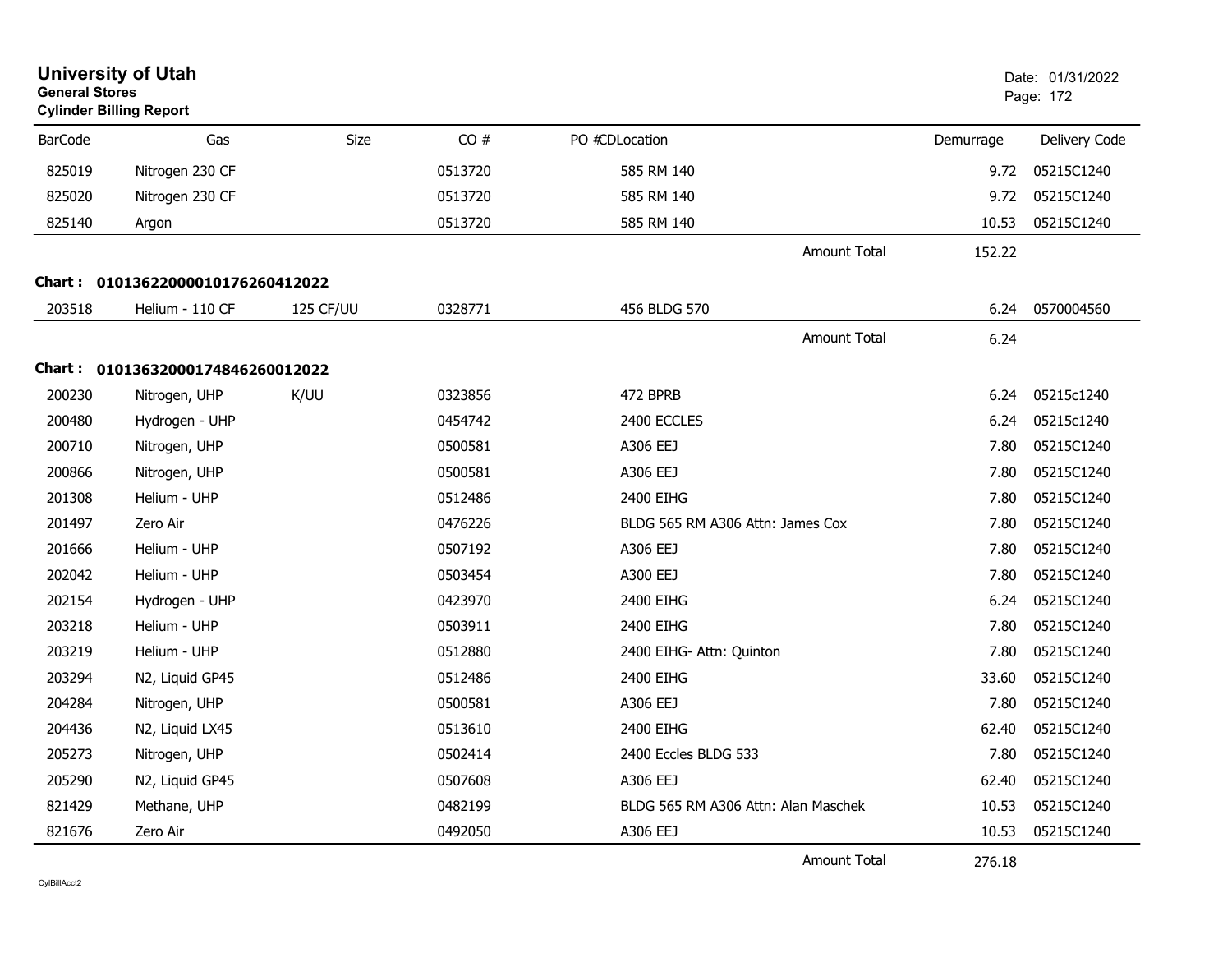# University of Utah

**General Stores**

**Cylinder Billing Report**

Date: 01/31/2022

| BarCode | Gas | Size | CO # | PO # | CDLocation | Demurrage | Delivery Code |
|---|---|---|---|---|---|---|---|
| 825019 | Nitrogen 230 CF | | 0513720 | | 585 RM 140 | 9.72 | 05215C1240 |
| 825020 | Nitrogen 230 CF | | 0513720 | | 585 RM 140 | 9.72 | 05215C1240 |
| 825140 | Argon | | 0513720 | | 585 RM 140 | 10.53 | 05215C1240 |
| | | | | | Amount Total | 152.22 | |

**Chart : 01013622000010176260412022**

| BarCode | Gas | Size | CO # | PO # | CDLocation | Demurrage | Delivery Code |
|---|---|---|---|---|---|---|---|
| 203518 | Helium - 110 CF | 125 CF/UU | 0328771 | | 456 BLDG 570 | 6.24 | 0570004560 |
| | | | | | Amount Total | 6.24 | |

**Chart : 01013632000174846260012022**

| BarCode | Gas | Size | CO # | PO # | CDLocation | Demurrage | Delivery Code |
|---|---|---|---|---|---|---|---|
| 200230 | Nitrogen, UHP | K/UU | 0323856 | | 472 BPRB | 6.24 | 05215c1240 |
| 200480 | Hydrogen - UHP | | 0454742 | | 2400 ECCLES | 6.24 | 05215c1240 |
| 200710 | Nitrogen, UHP | | 0500581 | | A306 EEJ | 7.80 | 05215C1240 |
| 200866 | Nitrogen, UHP | | 0500581 | | A306 EEJ | 7.80 | 05215C1240 |
| 201308 | Helium - UHP | | 0512486 | | 2400 EIHG | 7.80 | 05215C1240 |
| 201497 | Zero Air | | 0476226 | | BLDG 565 RM A306 Attn: James Cox | 7.80 | 05215C1240 |
| 201666 | Helium - UHP | | 0507192 | | A306 EEJ | 7.80 | 05215C1240 |
| 202042 | Helium - UHP | | 0503454 | | A300 EEJ | 7.80 | 05215C1240 |
| 202154 | Hydrogen - UHP | | 0423970 | | 2400 EIHG | 6.24 | 05215C1240 |
| 203218 | Helium - UHP | | 0503911 | | 2400 EIHG | 7.80 | 05215C1240 |
| 203219 | Helium - UHP | | 0512880 | | 2400 EIHG- Attn: Quinton | 7.80 | 05215C1240 |
| 203294 | N2, Liquid GP45 | | 0512486 | | 2400 EIHG | 33.60 | 05215C1240 |
| 204284 | Nitrogen, UHP | | 0500581 | | A306 EEJ | 7.80 | 05215C1240 |
| 204436 | N2, Liquid LX45 | | 0513610 | | 2400 EIHG | 62.40 | 05215C1240 |
| 205273 | Nitrogen, UHP | | 0502414 | | 2400 Eccles BLDG 533 | 7.80 | 05215C1240 |
| 205290 | N2, Liquid GP45 | | 0507608 | | A306 EEJ | 62.40 | 05215C1240 |
| 821429 | Methane, UHP | | 0482199 | | BLDG 565 RM A306 Attn: Alan Maschek | 10.53 | 05215C1240 |
| 821676 | Zero Air | | 0492050 | | A306 EEJ | 10.53 | 05215C1240 |
| | | | | | Amount Total | 276.18 | |

CylBillAcct2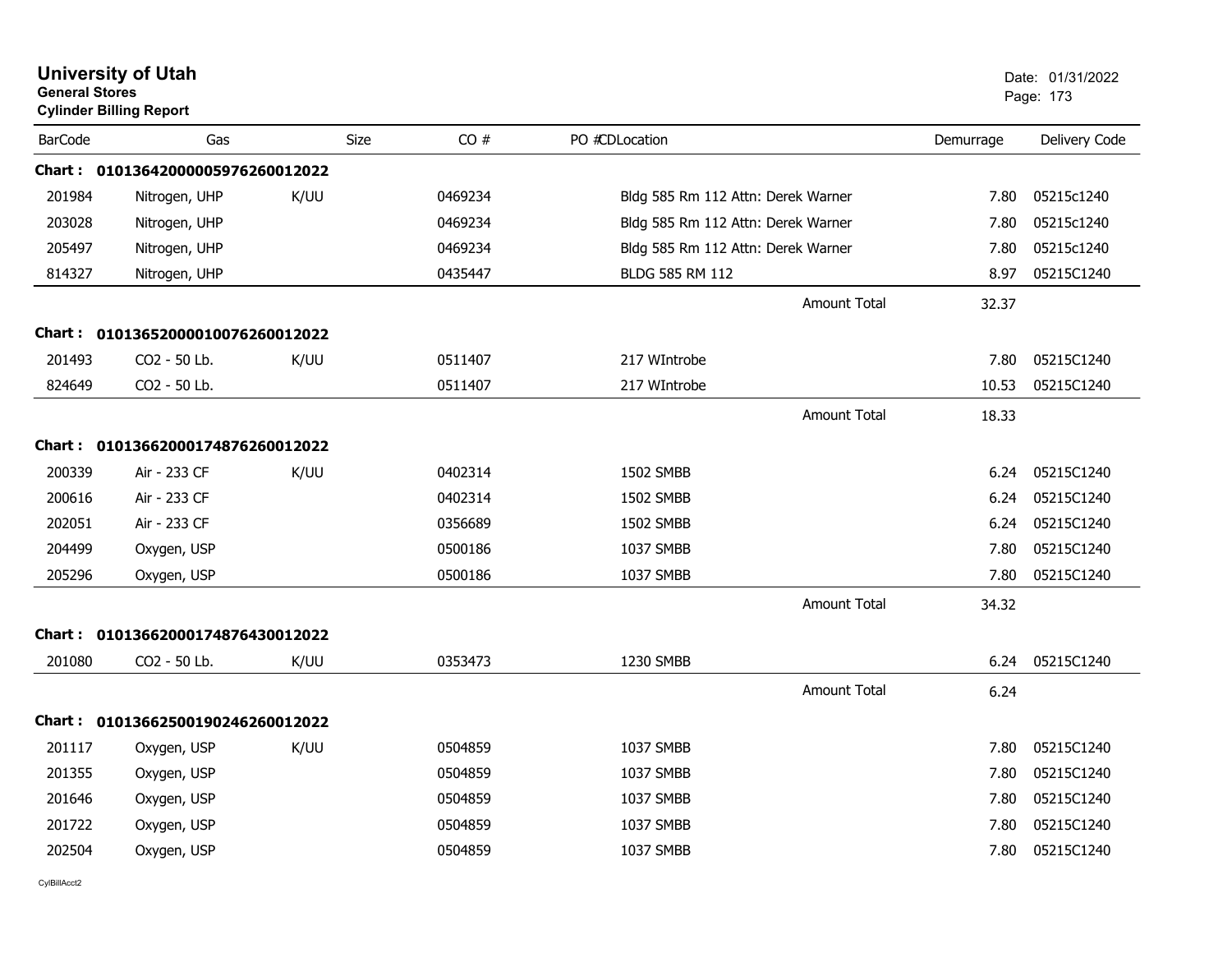# University of Utah

**General Stores**

**Cylinder Billing Report**

Date: 01/31/2022

| BarCode | Gas | Size | CO # | PO # | CD | Location | Demurrage | Delivery Code |
|---|---|---|---|---|---|---|---|---|
| **Chart : 01013642000005976260012022** | | | | | | | | |
| 201984 | Nitrogen, UHP | K/UU | 0469234 | | | Bldg 585 Rm 112 Attn: Derek Warner | 7.80 | 05215c1240 |
| 203028 | Nitrogen, UHP | | 0469234 | | | Bldg 585 Rm 112 Attn: Derek Warner | 7.80 | 05215c1240 |
| 205497 | Nitrogen, UHP | | 0469234 | | | Bldg 585 Rm 112 Attn: Derek Warner | 7.80 | 05215c1240 |
| 814327 | Nitrogen, UHP | | 0435447 | | | BLDG 585 RM 112 | 8.97 | 05215C1240 |
| | | | | | | Amount Total | 32.37 | |
| **Chart : 01013652000010076260012022** | | | | | | | | |
| 201493 | CO2 - 50 Lb. | K/UU | 0511407 | | | 217 WIntrobe | 7.80 | 05215C1240 |
| 824649 | CO2 - 50 Lb. | | 0511407 | | | 217 WIntrobe | 10.53 | 05215C1240 |
| | | | | | | Amount Total | 18.33 | |
| **Chart : 01013662000174876260012022** | | | | | | | | |
| 200339 | Air - 233 CF | K/UU | 0402314 | | | 1502 SMBB | 6.24 | 05215C1240 |
| 200616 | Air - 233 CF | | 0402314 | | | 1502 SMBB | 6.24 | 05215C1240 |
| 202051 | Air - 233 CF | | 0356689 | | | 1502 SMBB | 6.24 | 05215C1240 |
| 204499 | Oxygen, USP | | 0500186 | | | 1037 SMBB | 7.80 | 05215C1240 |
| 205296 | Oxygen, USP | | 0500186 | | | 1037 SMBB | 7.80 | 05215C1240 |
| | | | | | | Amount Total | 34.32 | |
| **Chart : 01013662000174876430012022** | | | | | | | | |
| 201080 | CO2 - 50 Lb. | K/UU | 0353473 | | | 1230 SMBB | 6.24 | 05215C1240 |
| | | | | | | Amount Total | 6.24 | |
| **Chart : 01013662500190246260012022** | | | | | | | | |
| 201117 | Oxygen, USP | K/UU | 0504859 | | | 1037 SMBB | 7.80 | 05215C1240 |
| 201355 | Oxygen, USP | | 0504859 | | | 1037 SMBB | 7.80 | 05215C1240 |
| 201646 | Oxygen, USP | | 0504859 | | | 1037 SMBB | 7.80 | 05215C1240 |
| 201722 | Oxygen, USP | | 0504859 | | | 1037 SMBB | 7.80 | 05215C1240 |
| 202504 | Oxygen, USP | | 0504859 | | | 1037 SMBB | 7.80 | 05215C1240 |

CylBillAcct2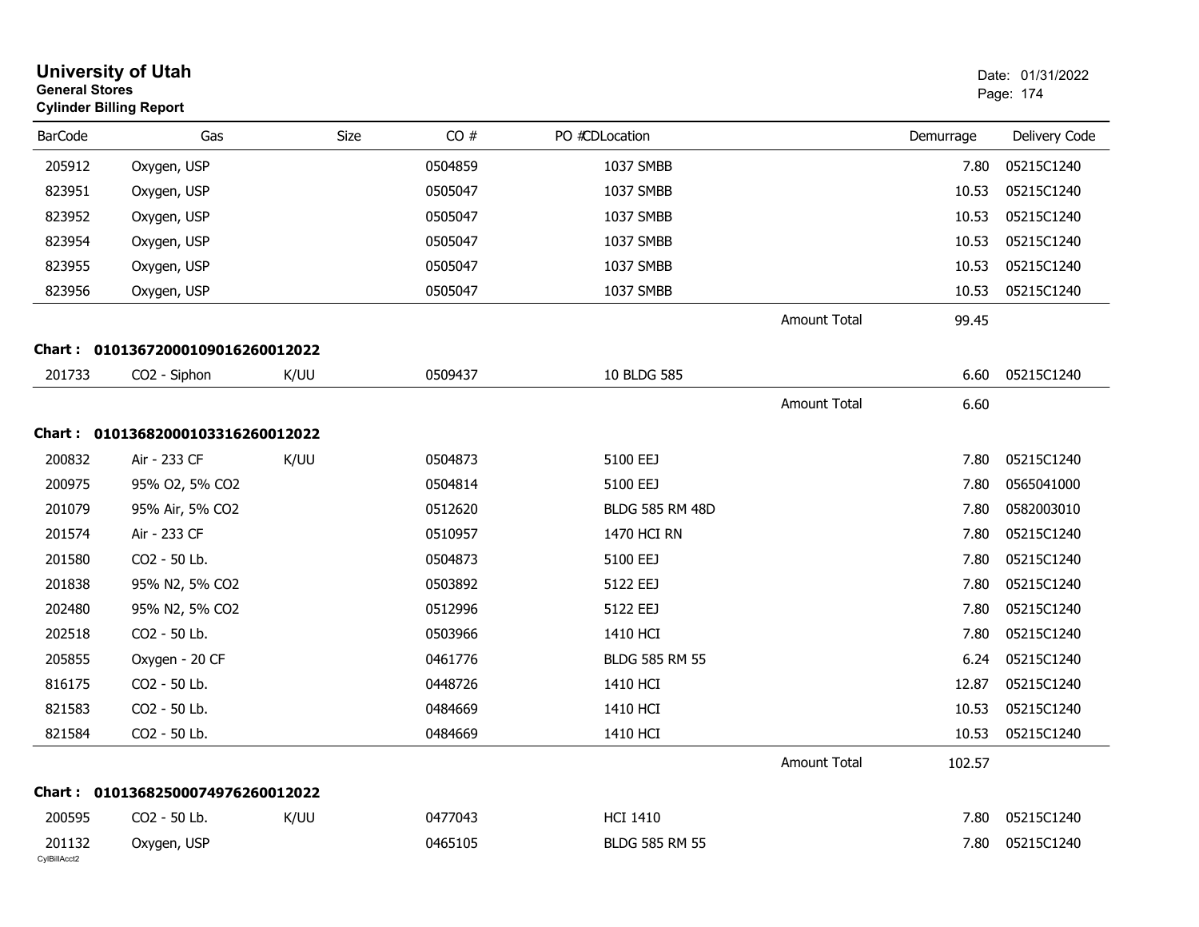# University of Utah
**General Stores**
**Cylinder Billing Report**

Date: 01/31/2022

| BarCode | Gas | Size | CO # | PO #CDLocation | | Demurrage | Delivery Code |
|---|---|---|---|---|---|---|---|
| 205912 | Oxygen, USP | | 0504859 | 1037 SMBB | | 7.80 | 05215C1240 |
| 823951 | Oxygen, USP | | 0505047 | 1037 SMBB | | 10.53 | 05215C1240 |
| 823952 | Oxygen, USP | | 0505047 | 1037 SMBB | | 10.53 | 05215C1240 |
| 823954 | Oxygen, USP | | 0505047 | 1037 SMBB | | 10.53 | 05215C1240 |
| 823955 | Oxygen, USP | | 0505047 | 1037 SMBB | | 10.53 | 05215C1240 |
| 823956 | Oxygen, USP | | 0505047 | 1037 SMBB | | 10.53 | 05215C1240 |
| | | | | | Amount Total | 99.45 | |

**Chart : 0101367200010901626001202022**

| BarCode | Gas | Size | CO # | PO #CDLocation | | Demurrage | Delivery Code |
|---|---|---|---|---|---|---|---|
| 201733 | CO2 - Siphon | K/UU | 0509437 | 10 BLDG 585 | | 6.60 | 05215C1240 |
| | | | | | Amount Total | 6.60 | |

**Chart : 0101368200010331626001202022**

| BarCode | Gas | Size | CO # | PO #CDLocation | | Demurrage | Delivery Code |
|---|---|---|---|---|---|---|---|
| 200832 | Air - 233 CF | K/UU | 0504873 | 5100 EEJ | | 7.80 | 05215C1240 |
| 200975 | 95% O2, 5% CO2 | | 0504814 | 5100 EEJ | | 7.80 | 0565041000 |
| 201079 | 95% Air, 5% CO2 | | 0512620 | BLDG 585 RM 48D | | 7.80 | 0582003010 |
| 201574 | Air - 233 CF | | 0510957 | 1470 HCI RN | | 7.80 | 05215C1240 |
| 201580 | CO2 - 50 Lb. | | 0504873 | 5100 EEJ | | 7.80 | 05215C1240 |
| 201838 | 95% N2, 5% CO2 | | 0503892 | 5122 EEJ | | 7.80 | 05215C1240 |
| 202480 | 95% N2, 5% CO2 | | 0512996 | 5122 EEJ | | 7.80 | 05215C1240 |
| 202518 | CO2 - 50 Lb. | | 0503966 | 1410 HCI | | 7.80 | 05215C1240 |
| 205855 | Oxygen - 20 CF | | 0461776 | BLDG 585 RM 55 | | 6.24 | 05215C1240 |
| 816175 | CO2 - 50 Lb. | | 0448726 | 1410 HCI | | 12.87 | 05215C1240 |
| 821583 | CO2 - 50 Lb. | | 0484669 | 1410 HCI | | 10.53 | 05215C1240 |
| 821584 | CO2 - 50 Lb. | | 0484669 | 1410 HCI | | 10.53 | 05215C1240 |
| | | | | | Amount Total | 102.57 | |

**Chart : 0101368250007497626001202022**

| BarCode | Gas | Size | CO # | PO #CDLocation | | Demurrage | Delivery Code |
|---|---|---|---|---|---|---|---|
| 200595 | CO2 - 50 Lb. | K/UU | 0477043 | HCI 1410 | | 7.80 | 05215C1240 |
| 201132 | Oxygen, USP | | 0465105 | BLDG 585 RM 55 | | 7.80 | 05215C1240 |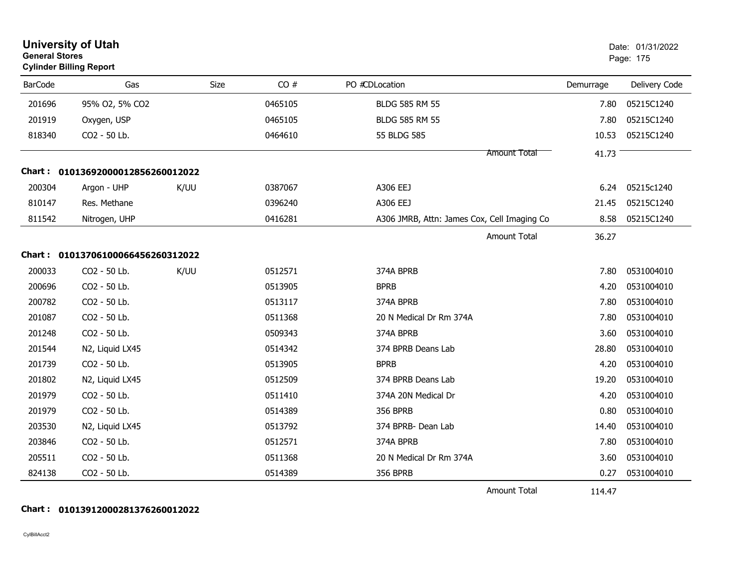# University of Utah

**General Stores**

**Cylinder Billing Report**

Date: 01/31/2022

| BarCode | Gas | Size | CO # | PO #CDLocation | Demurrage | Delivery Code |
|---|---|---|---|---|---|---|
| 201696 | 95% O2, 5% CO2 | | 0465105 | BLDG 585 RM 55 | 7.80 | 05215C1240 |
| 201919 | Oxygen, USP | | 0465105 | BLDG 585 RM 55 | 7.80 | 05215C1240 |
| 818340 | CO2 - 50 Lb. | | 0464610 | 55 BLDG 585 | 10.53 | 05215C1240 |
| | | | | Amount Total | 41.73 | |

**Chart : 01013692000012856260012022**

| BarCode | Gas | Size | CO # | PO #CDLocation | Demurrage | Delivery Code |
|---|---|---|---|---|---|---|
| 200304 | Argon - UHP | K/UU | 0387067 | A306 EEJ | 6.24 | 05215c1240 |
| 810147 | Res. Methane | | 0396240 | A306 EEJ | 21.45 | 05215C1240 |
| 811542 | Nitrogen, UHP | | 0416281 | A306 JMRB, Attn: James Cox, Cell Imaging Co | 8.58 | 05215C1240 |
| | | | | Amount Total | 36.27 | |

**Chart : 01013706100066456260312022**

| BarCode | Gas | Size | CO # | PO #CDLocation | Demurrage | Delivery Code |
|---|---|---|---|---|---|---|
| 200033 | CO2 - 50 Lb. | K/UU | 0512571 | 374A BPRB | 7.80 | 0531004010 |
| 200696 | CO2 - 50 Lb. | | 0513905 | BPRB | 4.20 | 0531004010 |
| 200782 | CO2 - 50 Lb. | | 0513117 | 374A BPRB | 7.80 | 0531004010 |
| 201087 | CO2 - 50 Lb. | | 0511368 | 20 N Medical Dr Rm 374A | 7.80 | 0531004010 |
| 201248 | CO2 - 50 Lb. | | 0509343 | 374A BPRB | 3.60 | 0531004010 |
| 201544 | N2, Liquid LX45 | | 0514342 | 374 BPRB Deans Lab | 28.80 | 0531004010 |
| 201739 | CO2 - 50 Lb. | | 0513905 | BPRB | 4.20 | 0531004010 |
| 201802 | N2, Liquid LX45 | | 0512509 | 374 BPRB Deans Lab | 19.20 | 0531004010 |
| 201979 | CO2 - 50 Lb. | | 0511410 | 374A 20N Medical Dr | 4.20 | 0531004010 |
| 201979 | CO2 - 50 Lb. | | 0514389 | 356 BPRB | 0.80 | 0531004010 |
| 203530 | N2, Liquid LX45 | | 0513792 | 374 BPRB- Dean Lab | 14.40 | 0531004010 |
| 203846 | CO2 - 50 Lb. | | 0512571 | 374A BPRB | 7.80 | 0531004010 |
| 205511 | CO2 - 50 Lb. | | 0511368 | 20 N Medical Dr Rm 374A | 3.60 | 0531004010 |
| 824138 | CO2 - 50 Lb. | | 0514389 | 356 BPRB | 0.27 | 0531004010 |
| | | | | Amount Total | 114.47 | |

**Chart : 01013912000281376260012022**

CylBillAcct2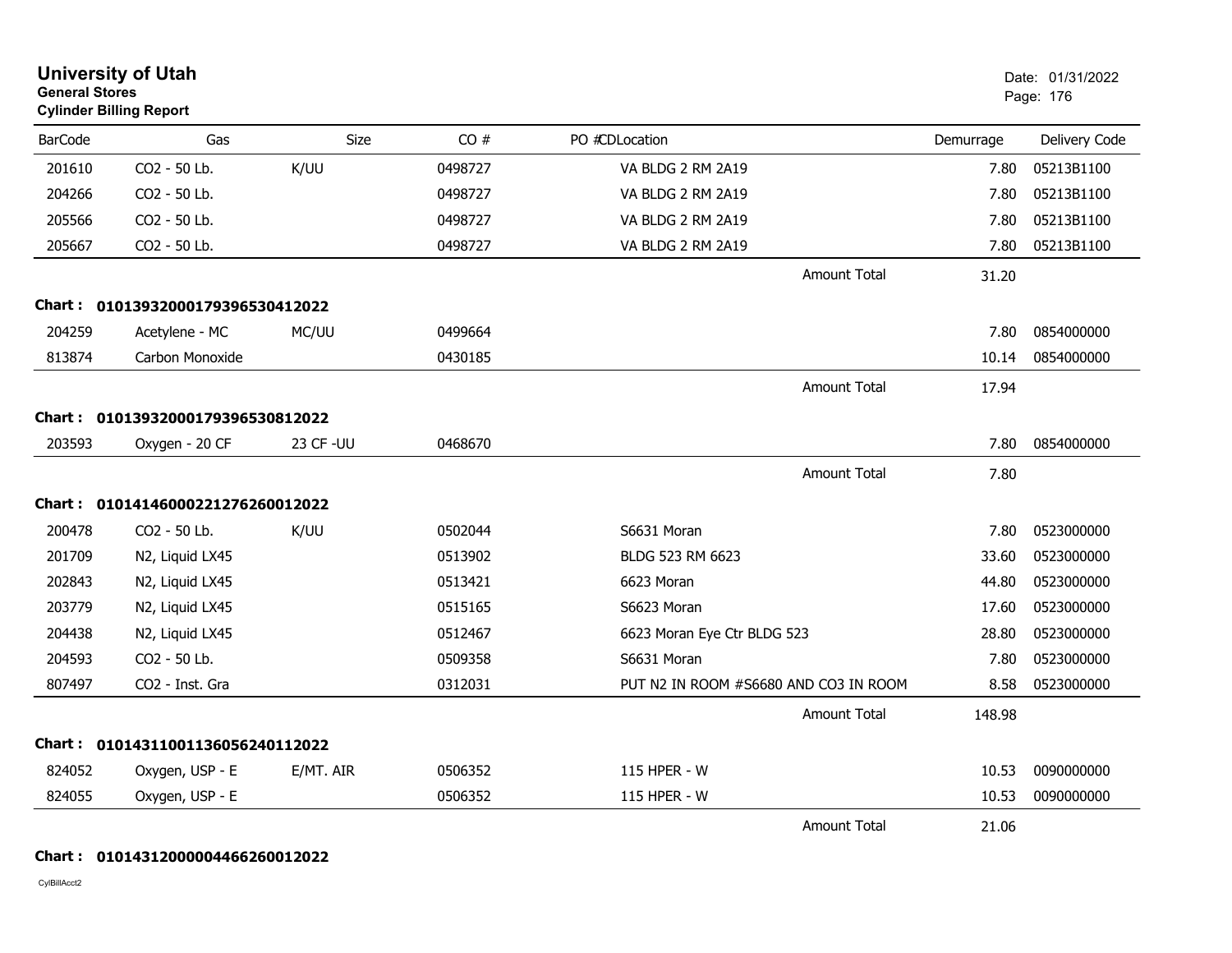**University of Utah**
**General Stores**
**Cylinder Billing Report**

Date: 01/31/2022

| BarCode | Gas | Size | CO # | PO #CDLocation | Demurrage | Delivery Code |
|---|---|---|---|---|---|---|
| 201610 | CO2 - 50 Lb. | K/UU | 0498727 | VA BLDG 2 RM 2A19 | 7.80 | 05213B1100 |
| 204266 | CO2 - 50 Lb. | | 0498727 | VA BLDG 2 RM 2A19 | 7.80 | 05213B1100 |
| 205566 | CO2 - 50 Lb. | | 0498727 | VA BLDG 2 RM 2A19 | 7.80 | 05213B1100 |
| 205667 | CO2 - 50 Lb. | | 0498727 | VA BLDG 2 RM 2A19 | 7.80 | 05213B1100 |
| | | | | Amount Total | 31.20 | |

**Chart : 01013932000179396530412022**

| BarCode | Gas | Size | CO # | PO #CDLocation | Demurrage | Delivery Code |
|---|---|---|---|---|---|---|
| 204259 | Acetylene - MC | MC/UU | 0499664 | | 7.80 | 0854000000 |
| 813874 | Carbon Monoxide | | 0430185 | | 10.14 | 0854000000 |
| | | | | Amount Total | 17.94 | |

**Chart : 01013932000179396530812022**

| BarCode | Gas | Size | CO # | PO #CDLocation | Demurrage | Delivery Code |
|---|---|---|---|---|---|---|
| 203593 | Oxygen - 20 CF | 23 CF -UU | 0468670 | | 7.80 | 0854000000 |
| | | | | Amount Total | 7.80 | |

**Chart : 01014146000221276260012022**

| BarCode | Gas | Size | CO # | PO #CDLocation | Demurrage | Delivery Code |
|---|---|---|---|---|---|---|
| 200478 | CO2 - 50 Lb. | K/UU | 0502044 | S6631 Moran | 7.80 | 0523000000 |
| 201709 | N2, Liquid LX45 | | 0513902 | BLDG 523 RM 6623 | 33.60 | 0523000000 |
| 202843 | N2, Liquid LX45 | | 0513421 | 6623 Moran | 44.80 | 0523000000 |
| 203779 | N2, Liquid LX45 | | 0515165 | S6623 Moran | 17.60 | 0523000000 |
| 204438 | N2, Liquid LX45 | | 0512467 | 6623 Moran Eye Ctr BLDG 523 | 28.80 | 0523000000 |
| 204593 | CO2 - 50 Lb. | | 0509358 | S6631 Moran | 7.80 | 0523000000 |
| 807497 | CO2 - Inst. Gra | | 0312031 | PUT N2 IN ROOM #S6680 AND CO3 IN ROOM | 8.58 | 0523000000 |
| | | | | Amount Total | 148.98 | |

**Chart : 01014311001136056240112022**

| BarCode | Gas | Size | CO # | PO #CDLocation | Demurrage | Delivery Code |
|---|---|---|---|---|---|---|
| 824052 | Oxygen, USP - E | E/MT. AIR | 0506352 | 115 HPER - W | 10.53 | 0090000000 |
| 824055 | Oxygen, USP - E | | 0506352 | 115 HPER - W | 10.53 | 0090000000 |
| | | | | Amount Total | 21.06 | |

**Chart : 01014312000004466260012022**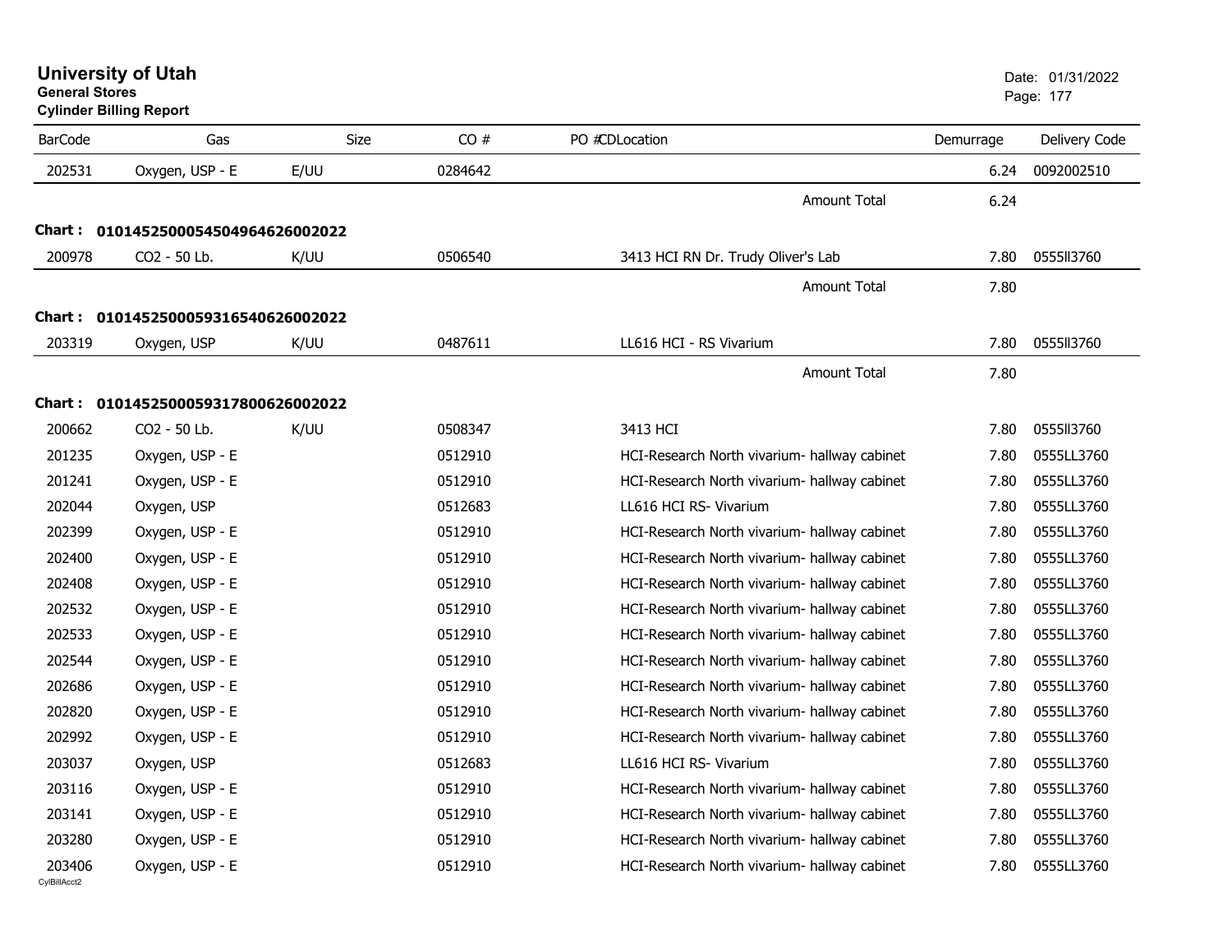# University of Utah

**General Stores**

**Cylinder Billing Report**

Date: 01/31/2022

| BarCode | Gas | Size | CO # | PO #CDLocation | Demurrage | Delivery Code |
|---|---|---|---|---|---|---|
| 202531 | Oxygen, USP - E | E/UU | 0284642 | | 6.24 | 0092002510 |
| | | | | Amount Total | 6.24 | |

**Chart : 01014525000545049646260020​22**

| BarCode | Gas | Size | CO # | PO #CDLocation | Demurrage | Delivery Code |
|---|---|---|---|---|---|---|
| 200978 | CO2 - 50 Lb. | K/UU | 0506540 | 3413 HCI RN Dr. Trudy Oliver's Lab | 7.80 | 0555ll3760 |
| | | | | Amount Total | 7.80 | |

**Chart : 01014525000593165406260020​22**

| BarCode | Gas | Size | CO # | PO #CDLocation | Demurrage | Delivery Code |
|---|---|---|---|---|---|---|
| 203319 | Oxygen, USP | K/UU | 0487611 | LL616 HCI - RS Vivarium | 7.80 | 0555ll3760 |
| | | | | Amount Total | 7.80 | |

**Chart : 01014525000593178006260020​22**

| BarCode | Gas | Size | CO # | PO #CDLocation | Demurrage | Delivery Code |
|---|---|---|---|---|---|---|
| 200662 | CO2 - 50 Lb. | K/UU | 0508347 | 3413 HCI | 7.80 | 0555ll3760 |
| 201235 | Oxygen, USP - E | | 0512910 | HCI-Research North vivarium- hallway cabinet | 7.80 | 0555LL3760 |
| 201241 | Oxygen, USP - E | | 0512910 | HCI-Research North vivarium- hallway cabinet | 7.80 | 0555LL3760 |
| 202044 | Oxygen, USP | | 0512683 | LL616 HCI RS- Vivarium | 7.80 | 0555LL3760 |
| 202399 | Oxygen, USP - E | | 0512910 | HCI-Research North vivarium- hallway cabinet | 7.80 | 0555LL3760 |
| 202400 | Oxygen, USP - E | | 0512910 | HCI-Research North vivarium- hallway cabinet | 7.80 | 0555LL3760 |
| 202408 | Oxygen, USP - E | | 0512910 | HCI-Research North vivarium- hallway cabinet | 7.80 | 0555LL3760 |
| 202532 | Oxygen, USP - E | | 0512910 | HCI-Research North vivarium- hallway cabinet | 7.80 | 0555LL3760 |
| 202533 | Oxygen, USP - E | | 0512910 | HCI-Research North vivarium- hallway cabinet | 7.80 | 0555LL3760 |
| 202544 | Oxygen, USP - E | | 0512910 | HCI-Research North vivarium- hallway cabinet | 7.80 | 0555LL3760 |
| 202686 | Oxygen, USP - E | | 0512910 | HCI-Research North vivarium- hallway cabinet | 7.80 | 0555LL3760 |
| 202820 | Oxygen, USP - E | | 0512910 | HCI-Research North vivarium- hallway cabinet | 7.80 | 0555LL3760 |
| 202992 | Oxygen, USP - E | | 0512910 | HCI-Research North vivarium- hallway cabinet | 7.80 | 0555LL3760 |
| 203037 | Oxygen, USP | | 0512683 | LL616 HCI RS- Vivarium | 7.80 | 0555LL3760 |
| 203116 | Oxygen, USP - E | | 0512910 | HCI-Research North vivarium- hallway cabinet | 7.80 | 0555LL3760 |
| 203141 | Oxygen, USP - E | | 0512910 | HCI-Research North vivarium- hallway cabinet | 7.80 | 0555LL3760 |
| 203280 | Oxygen, USP - E | | 0512910 | HCI-Research North vivarium- hallway cabinet | 7.80 | 0555LL3760 |
| 203406 | Oxygen, USP - E | | 0512910 | HCI-Research North vivarium- hallway cabinet | 7.80 | 0555LL3760 |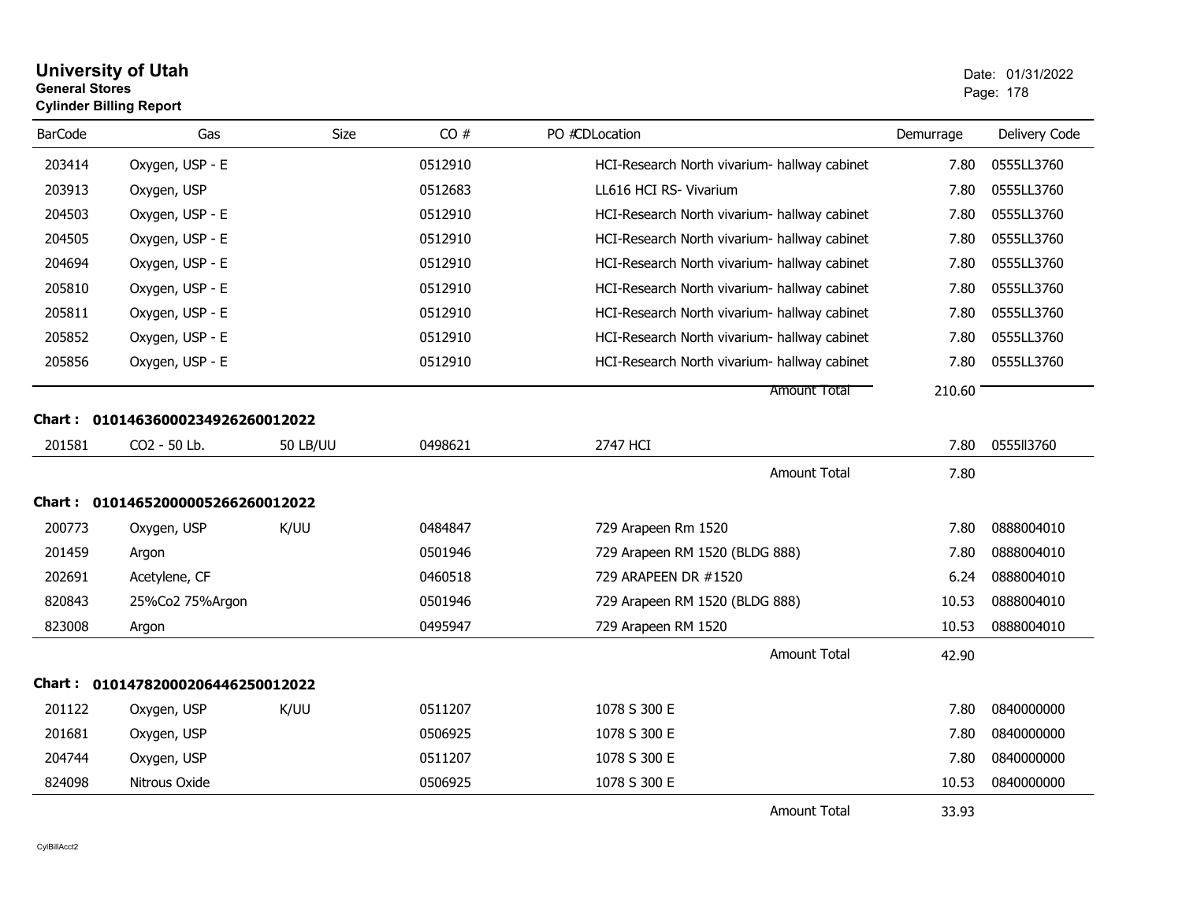# University of Utah

**General Stores**

**Cylinder Billing Report**

Date: 01/31/2022

| BarCode | Gas | Size | CO # | PO # | CDLocation | Demurrage | Delivery Code |
|---|---|---|---|---|---|---|---|
| 203414 | Oxygen, USP - E | | 0512910 | | HCI-Research North vivarium- hallway cabinet | 7.80 | 0555LL3760 |
| 203913 | Oxygen, USP | | 0512683 | | LL616 HCI RS- Vivarium | 7.80 | 0555LL3760 |
| 204503 | Oxygen, USP - E | | 0512910 | | HCI-Research North vivarium- hallway cabinet | 7.80 | 0555LL3760 |
| 204505 | Oxygen, USP - E | | 0512910 | | HCI-Research North vivarium- hallway cabinet | 7.80 | 0555LL3760 |
| 204694 | Oxygen, USP - E | | 0512910 | | HCI-Research North vivarium- hallway cabinet | 7.80 | 0555LL3760 |
| 205810 | Oxygen, USP - E | | 0512910 | | HCI-Research North vivarium- hallway cabinet | 7.80 | 0555LL3760 |
| 205811 | Oxygen, USP - E | | 0512910 | | HCI-Research North vivarium- hallway cabinet | 7.80 | 0555LL3760 |
| 205852 | Oxygen, USP - E | | 0512910 | | HCI-Research North vivarium- hallway cabinet | 7.80 | 0555LL3760 |
| 205856 | Oxygen, USP - E | | 0512910 | | HCI-Research North vivarium- hallway cabinet | 7.80 | 0555LL3760 |
| | | | | | Amount Total | 210.60 | |

**Chart : 01014636000234926260012022**

| BarCode | Gas | Size | CO # | PO # | CDLocation | Demurrage | Delivery Code |
|---|---|---|---|---|---|---|---|
| 201581 | CO2 - 50 Lb. | 50 LB/UU | 0498621 | | 2747 HCI | 7.80 | 0555ll3760 |
| | | | | | Amount Total | 7.80 | |

**Chart : 01014652000005266260012022**

| BarCode | Gas | Size | CO # | PO # | CDLocation | Demurrage | Delivery Code |
|---|---|---|---|---|---|---|---|
| 200773 | Oxygen, USP | K/UU | 0484847 | | 729 Arapeen Rm 1520 | 7.80 | 0888004010 |
| 201459 | Argon | | 0501946 | | 729 Arapeen RM 1520 (BLDG 888) | 7.80 | 0888004010 |
| 202691 | Acetylene, CF | | 0460518 | | 729 ARAPEEN DR #1520 | 6.24 | 0888004010 |
| 820843 | 25%Co2 75%Argon | | 0501946 | | 729 Arapeen RM 1520 (BLDG 888) | 10.53 | 0888004010 |
| 823008 | Argon | | 0495947 | | 729 Arapeen RM 1520 | 10.53 | 0888004010 |
| | | | | | Amount Total | 42.90 | |

**Chart : 01014782000206446250012022**

| BarCode | Gas | Size | CO # | PO # | CDLocation | Demurrage | Delivery Code |
|---|---|---|---|---|---|---|---|
| 201122 | Oxygen, USP | K/UU | 0511207 | | 1078 S 300 E | 7.80 | 0840000000 |
| 201681 | Oxygen, USP | | 0506925 | | 1078 S 300 E | 7.80 | 0840000000 |
| 204744 | Oxygen, USP | | 0511207 | | 1078 S 300 E | 7.80 | 0840000000 |
| 824098 | Nitrous Oxide | | 0506925 | | 1078 S 300 E | 10.53 | 0840000000 |
| | | | | | Amount Total | 33.93 | |

CylBillAcct2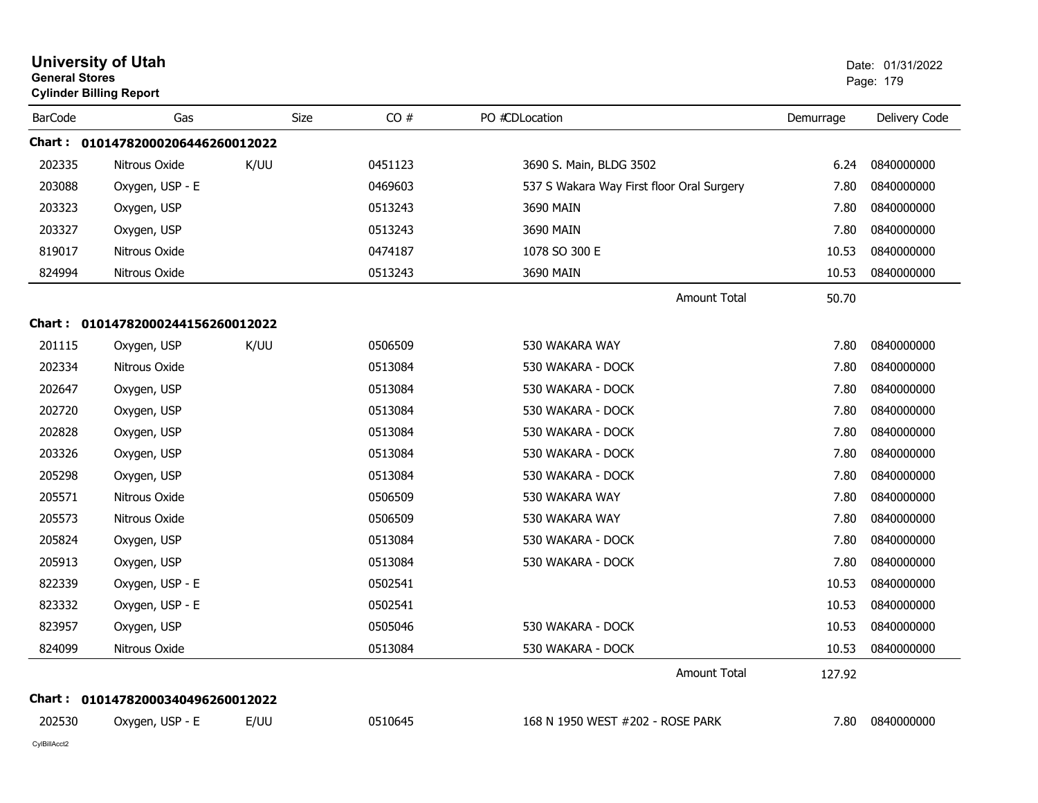# University of Utah

**General Stores**

**Cylinder Billing Report**

Date: 01/31/2022

| BarCode | Gas | Size | CO # | PO #CDLocation | Demurrage | Delivery Code |
|---|---|---|---|---|---|---|
| **Chart : 01014782000206446260012022** | | | | | | |
| 202335 | Nitrous Oxide | K/UU | 0451123 | 3690 S. Main, BLDG 3502 | 6.24 | 0840000000 |
| 203088 | Oxygen, USP - E | | 0469603 | 537 S Wakara Way First floor Oral Surgery | 7.80 | 0840000000 |
| 203323 | Oxygen, USP | | 0513243 | 3690 MAIN | 7.80 | 0840000000 |
| 203327 | Oxygen, USP | | 0513243 | 3690 MAIN | 7.80 | 0840000000 |
| 819017 | Nitrous Oxide | | 0474187 | 1078 SO 300 E | 10.53 | 0840000000 |
| 824994 | Nitrous Oxide | | 0513243 | 3690 MAIN | 10.53 | 0840000000 |
| | | | | Amount Total | 50.70 | |
| **Chart : 01014782000244156260012022** | | | | | | |
| 201115 | Oxygen, USP | K/UU | 0506509 | 530 WAKARA WAY | 7.80 | 0840000000 |
| 202334 | Nitrous Oxide | | 0513084 | 530 WAKARA - DOCK | 7.80 | 0840000000 |
| 202647 | Oxygen, USP | | 0513084 | 530 WAKARA - DOCK | 7.80 | 0840000000 |
| 202720 | Oxygen, USP | | 0513084 | 530 WAKARA - DOCK | 7.80 | 0840000000 |
| 202828 | Oxygen, USP | | 0513084 | 530 WAKARA - DOCK | 7.80 | 0840000000 |
| 203326 | Oxygen, USP | | 0513084 | 530 WAKARA - DOCK | 7.80 | 0840000000 |
| 205298 | Oxygen, USP | | 0513084 | 530 WAKARA - DOCK | 7.80 | 0840000000 |
| 205571 | Nitrous Oxide | | 0506509 | 530 WAKARA WAY | 7.80 | 0840000000 |
| 205573 | Nitrous Oxide | | 0506509 | 530 WAKARA WAY | 7.80 | 0840000000 |
| 205824 | Oxygen, USP | | 0513084 | 530 WAKARA - DOCK | 7.80 | 0840000000 |
| 205913 | Oxygen, USP | | 0513084 | 530 WAKARA - DOCK | 7.80 | 0840000000 |
| 822339 | Oxygen, USP - E | | 0502541 | | 10.53 | 0840000000 |
| 823332 | Oxygen, USP - E | | 0502541 | | 10.53 | 0840000000 |
| 823957 | Oxygen, USP | | 0505046 | 530 WAKARA - DOCK | 10.53 | 0840000000 |
| 824099 | Nitrous Oxide | | 0513084 | 530 WAKARA - DOCK | 10.53 | 0840000000 |
| | | | | Amount Total | 127.92 | |
| **Chart : 01014782000340496260012022** | | | | | | |
| 202530 | Oxygen, USP - E | E/UU | 0510645 | 168 N 1950 WEST #202 - ROSE PARK | 7.80 | 0840000000 |

CylBillAcct2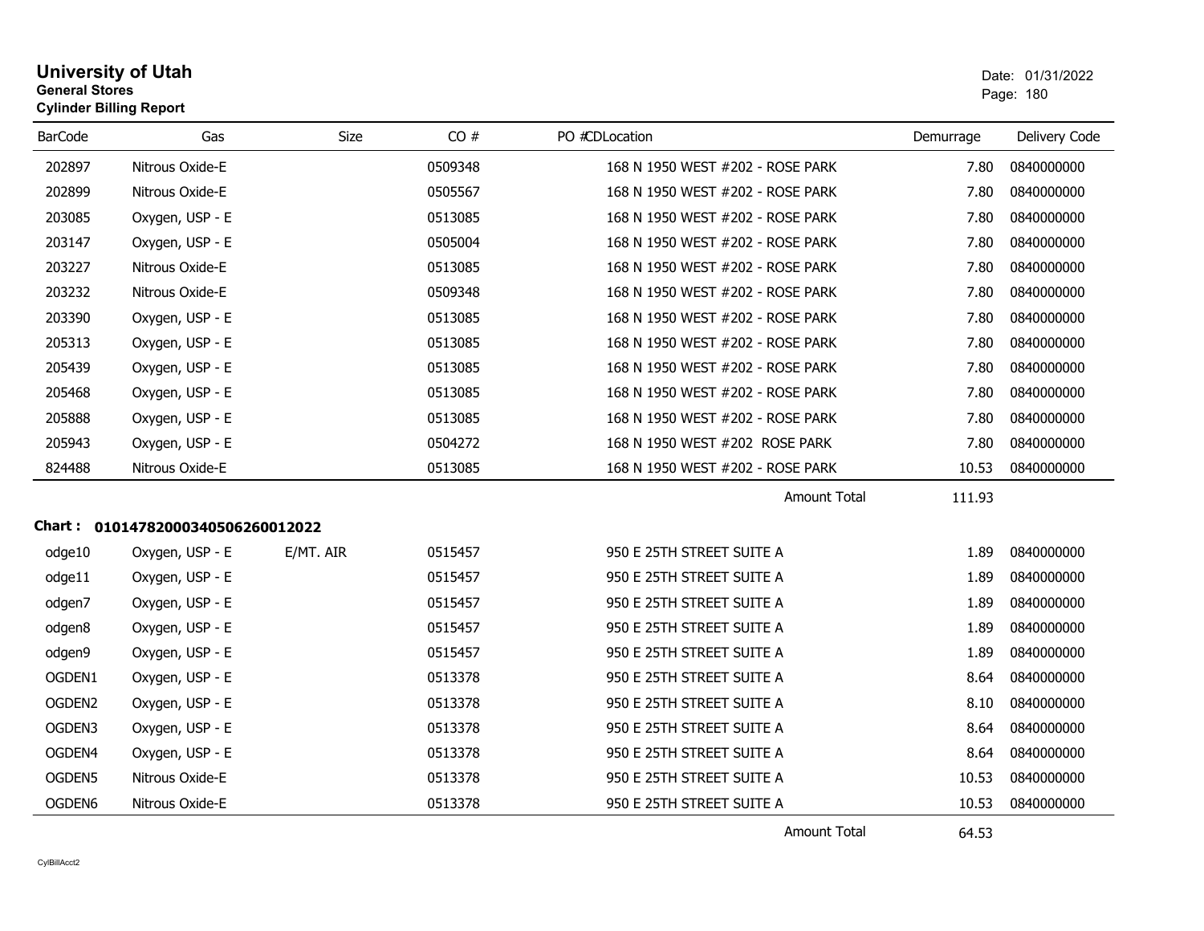# University of Utah

**General Stores**

**Cylinder Billing Report**

Date: 01/31/2022

| BarCode | Gas | Size | CO # | PO # | CDLocation | Demurrage | Delivery Code |
|---|---|---|---|---|---|---|---|
| 202897 | Nitrous Oxide-E | | 0509348 | | 168 N 1950 WEST #202 - ROSE PARK | 7.80 | 0840000000 |
| 202899 | Nitrous Oxide-E | | 0505567 | | 168 N 1950 WEST #202 - ROSE PARK | 7.80 | 0840000000 |
| 203085 | Oxygen, USP - E | | 0513085 | | 168 N 1950 WEST #202 - ROSE PARK | 7.80 | 0840000000 |
| 203147 | Oxygen, USP - E | | 0505004 | | 168 N 1950 WEST #202 - ROSE PARK | 7.80 | 0840000000 |
| 203227 | Nitrous Oxide-E | | 0513085 | | 168 N 1950 WEST #202 - ROSE PARK | 7.80 | 0840000000 |
| 203232 | Nitrous Oxide-E | | 0509348 | | 168 N 1950 WEST #202 - ROSE PARK | 7.80 | 0840000000 |
| 203390 | Oxygen, USP - E | | 0513085 | | 168 N 1950 WEST #202 - ROSE PARK | 7.80 | 0840000000 |
| 205313 | Oxygen, USP - E | | 0513085 | | 168 N 1950 WEST #202 - ROSE PARK | 7.80 | 0840000000 |
| 205439 | Oxygen, USP - E | | 0513085 | | 168 N 1950 WEST #202 - ROSE PARK | 7.80 | 0840000000 |
| 205468 | Oxygen, USP - E | | 0513085 | | 168 N 1950 WEST #202 - ROSE PARK | 7.80 | 0840000000 |
| 205888 | Oxygen, USP - E | | 0513085 | | 168 N 1950 WEST #202 - ROSE PARK | 7.80 | 0840000000 |
| 205943 | Oxygen, USP - E | | 0504272 | | 168 N 1950 WEST #202 ROSE PARK | 7.80 | 0840000000 |
| 824488 | Nitrous Oxide-E | | 0513085 | | 168 N 1950 WEST #202 - ROSE PARK | 10.53 | 0840000000 |
| | | | | | Amount Total | 111.93 | |

**Chart : 01014782000340506260012022**

| BarCode | Gas | Size | CO # | PO # | CDLocation | Demurrage | Delivery Code |
|---|---|---|---|---|---|---|---|
| odge10 | Oxygen, USP - E | E/MT. AIR | 0515457 | | 950 E 25TH STREET SUITE A | 1.89 | 0840000000 |
| odge11 | Oxygen, USP - E | | 0515457 | | 950 E 25TH STREET SUITE A | 1.89 | 0840000000 |
| odgen7 | Oxygen, USP - E | | 0515457 | | 950 E 25TH STREET SUITE A | 1.89 | 0840000000 |
| odgen8 | Oxygen, USP - E | | 0515457 | | 950 E 25TH STREET SUITE A | 1.89 | 0840000000 |
| odgen9 | Oxygen, USP - E | | 0515457 | | 950 E 25TH STREET SUITE A | 1.89 | 0840000000 |
| OGDEN1 | Oxygen, USP - E | | 0513378 | | 950 E 25TH STREET SUITE A | 8.64 | 0840000000 |
| OGDEN2 | Oxygen, USP - E | | 0513378 | | 950 E 25TH STREET SUITE A | 8.10 | 0840000000 |
| OGDEN3 | Oxygen, USP - E | | 0513378 | | 950 E 25TH STREET SUITE A | 8.64 | 0840000000 |
| OGDEN4 | Oxygen, USP - E | | 0513378 | | 950 E 25TH STREET SUITE A | 8.64 | 0840000000 |
| OGDEN5 | Nitrous Oxide-E | | 0513378 | | 950 E 25TH STREET SUITE A | 10.53 | 0840000000 |
| OGDEN6 | Nitrous Oxide-E | | 0513378 | | 950 E 25TH STREET SUITE A | 10.53 | 0840000000 |
| | | | | | Amount Total | 64.53 | |

CylBillAcct2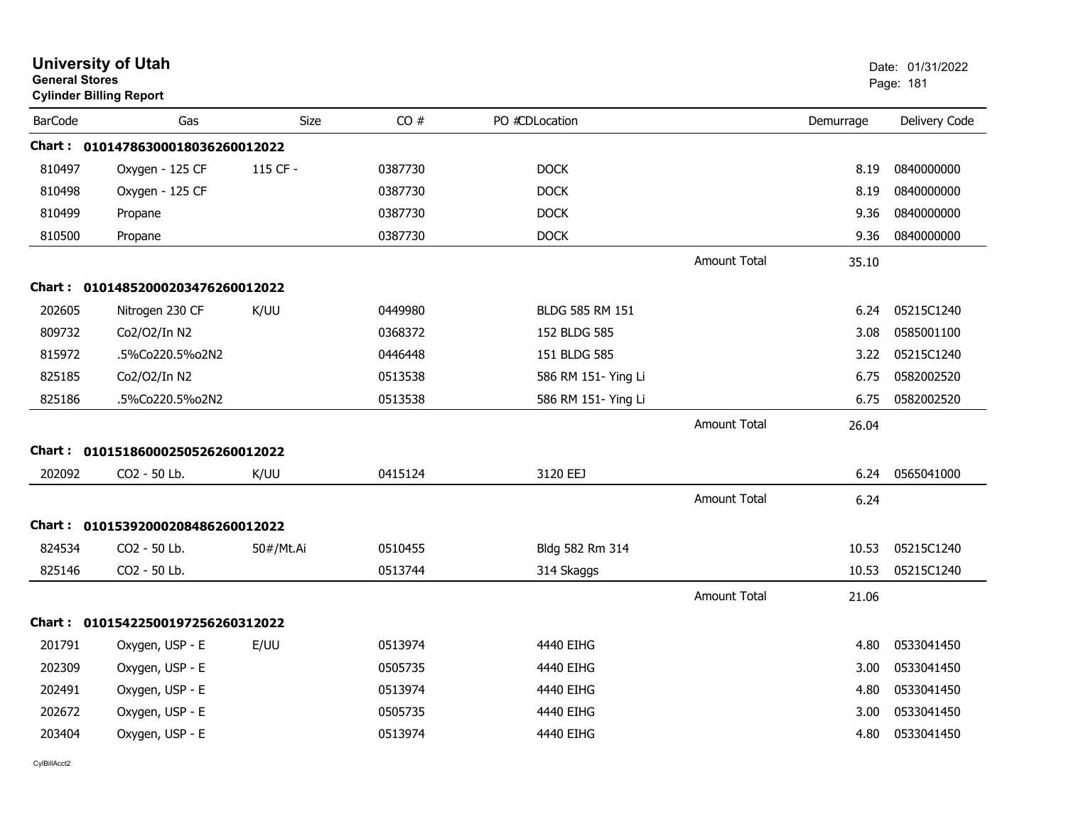**University of Utah**
**General Stores**
**Cylinder Billing Report**

Date: 01/31/2022

| BarCode | Gas | Size | CO # | PO #CDLocation | | Demurrage | Delivery Code |
|---|---|---|---|---|---|---|---|
| **Chart : 01014786300018036260012022** | | | | | | | |
| 810497 | Oxygen - 125 CF | 115 CF - | 0387730 | DOCK | | 8.19 | 0840000000 |
| 810498 | Oxygen - 125 CF | | 0387730 | DOCK | | 8.19 | 0840000000 |
| 810499 | Propane | | 0387730 | DOCK | | 9.36 | 0840000000 |
| 810500 | Propane | | 0387730 | DOCK | | 9.36 | 0840000000 |
| | | | | | Amount Total | 35.10 | |
| **Chart : 01014852000203476260012022** | | | | | | | |
| 202605 | Nitrogen 230 CF | K/UU | 0449980 | BLDG 585 RM 151 | | 6.24 | 05215C1240 |
| 809732 | Co2/O2/In N2 | | 0368372 | 152 BLDG 585 | | 3.08 | 0585001100 |
| 815972 | .5%Co220.5%o2N2 | | 0446448 | 151 BLDG 585 | | 3.22 | 05215C1240 |
| 825185 | Co2/O2/In N2 | | 0513538 | 586 RM 151- Ying Li | | 6.75 | 0582002520 |
| 825186 | .5%Co220.5%o2N2 | | 0513538 | 586 RM 151- Ying Li | | 6.75 | 0582002520 |
| | | | | | Amount Total | 26.04 | |
| **Chart : 01015186000250526260012022** | | | | | | | |
| 202092 | CO2 - 50 Lb. | K/UU | 0415124 | 3120 EEJ | | 6.24 | 0565041000 |
| | | | | | Amount Total | 6.24 | |
| **Chart : 01015392000208486260012022** | | | | | | | |
| 824534 | CO2 - 50 Lb. | 50#/Mt.Ai | 0510455 | Bldg 582 Rm 314 | | 10.53 | 05215C1240 |
| 825146 | CO2 - 50 Lb. | | 0513744 | 314 Skaggs | | 10.53 | 05215C1240 |
| | | | | | Amount Total | 21.06 | |
| **Chart : 01015422500197256260312022** | | | | | | | |
| 201791 | Oxygen, USP - E | E/UU | 0513974 | 4440 EIHG | | 4.80 | 0533041450 |
| 202309 | Oxygen, USP - E | | 0505735 | 4440 EIHG | | 3.00 | 0533041450 |
| 202491 | Oxygen, USP - E | | 0513974 | 4440 EIHG | | 4.80 | 0533041450 |
| 202672 | Oxygen, USP - E | | 0505735 | 4440 EIHG | | 3.00 | 0533041450 |
| 203404 | Oxygen, USP - E | | 0513974 | 4440 EIHG | | 4.80 | 0533041450 |

CylBillAcct2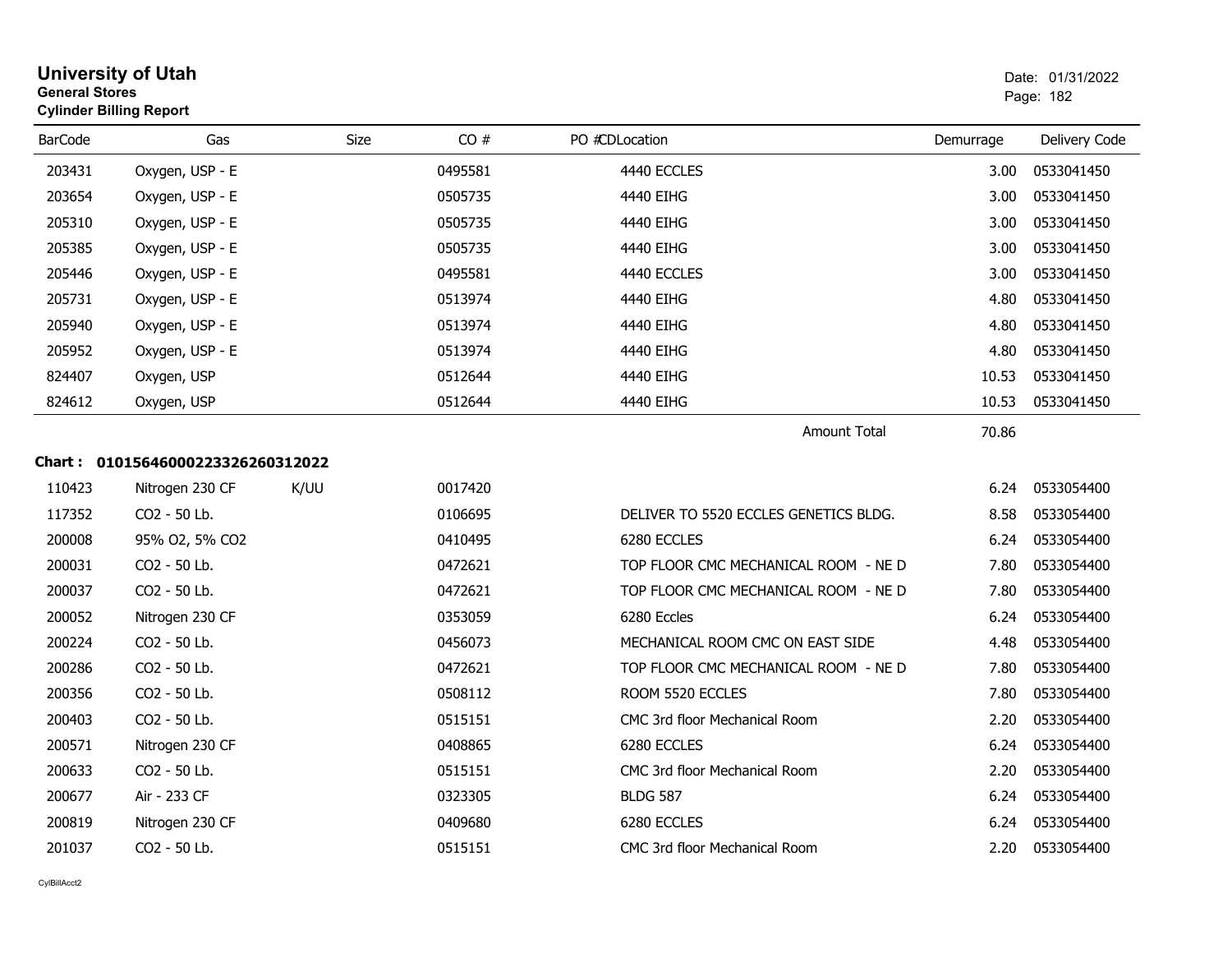# University of Utah
**General Stores**
**Cylinder Billing Report**

Date: 01/31/2022

| BarCode | Gas | Size | CO # | PO # | CDLocation | Demurrage | Delivery Code |
|---|---|---|---|---|---|---|---|
| 203431 | Oxygen, USP - E | | 0495581 | | 4440 ECCLES | 3.00 | 0533041450 |
| 203654 | Oxygen, USP - E | | 0505735 | | 4440 EIHG | 3.00 | 0533041450 |
| 205310 | Oxygen, USP - E | | 0505735 | | 4440 EIHG | 3.00 | 0533041450 |
| 205385 | Oxygen, USP - E | | 0505735 | | 4440 EIHG | 3.00 | 0533041450 |
| 205446 | Oxygen, USP - E | | 0495581 | | 4440 ECCLES | 3.00 | 0533041450 |
| 205731 | Oxygen, USP - E | | 0513974 | | 4440 EIHG | 4.80 | 0533041450 |
| 205940 | Oxygen, USP - E | | 0513974 | | 4440 EIHG | 4.80 | 0533041450 |
| 205952 | Oxygen, USP - E | | 0513974 | | 4440 EIHG | 4.80 | 0533041450 |
| 824407 | Oxygen, USP | | 0512644 | | 4440 EIHG | 10.53 | 0533041450 |
| 824612 | Oxygen, USP | | 0512644 | | 4440 EIHG | 10.53 | 0533041450 |
| | | | | | Amount Total | 70.86 | |

**Chart : 01015646000223326260312022**

| BarCode | Gas | Size | CO # | PO # | CDLocation | Demurrage | Delivery Code |
|---|---|---|---|---|---|---|---|
| 110423 | Nitrogen 230 CF | K/UU | 0017420 | | | 6.24 | 0533054400 |
| 117352 | CO2 - 50 Lb. | | 0106695 | | DELIVER TO 5520 ECCLES GENETICS BLDG. | 8.58 | 0533054400 |
| 200008 | 95% O2, 5% CO2 | | 0410495 | | 6280 ECCLES | 6.24 | 0533054400 |
| 200031 | CO2 - 50 Lb. | | 0472621 | | TOP FLOOR CMC MECHANICAL ROOM - NE D | 7.80 | 0533054400 |
| 200037 | CO2 - 50 Lb. | | 0472621 | | TOP FLOOR CMC MECHANICAL ROOM - NE D | 7.80 | 0533054400 |
| 200052 | Nitrogen 230 CF | | 0353059 | | 6280 Eccles | 6.24 | 0533054400 |
| 200224 | CO2 - 50 Lb. | | 0456073 | | MECHANICAL ROOM CMC ON EAST SIDE | 4.48 | 0533054400 |
| 200286 | CO2 - 50 Lb. | | 0472621 | | TOP FLOOR CMC MECHANICAL ROOM - NE D | 7.80 | 0533054400 |
| 200356 | CO2 - 50 Lb. | | 0508112 | | ROOM 5520 ECCLES | 7.80 | 0533054400 |
| 200403 | CO2 - 50 Lb. | | 0515151 | | CMC 3rd floor Mechanical Room | 2.20 | 0533054400 |
| 200571 | Nitrogen 230 CF | | 0408865 | | 6280 ECCLES | 6.24 | 0533054400 |
| 200633 | CO2 - 50 Lb. | | 0515151 | | CMC 3rd floor Mechanical Room | 2.20 | 0533054400 |
| 200677 | Air - 233 CF | | 0323305 | | BLDG 587 | 6.24 | 0533054400 |
| 200819 | Nitrogen 230 CF | | 0409680 | | 6280 ECCLES | 6.24 | 0533054400 |
| 201037 | CO2 - 50 Lb. | | 0515151 | | CMC 3rd floor Mechanical Room | 2.20 | 0533054400 |

CylBillAcct2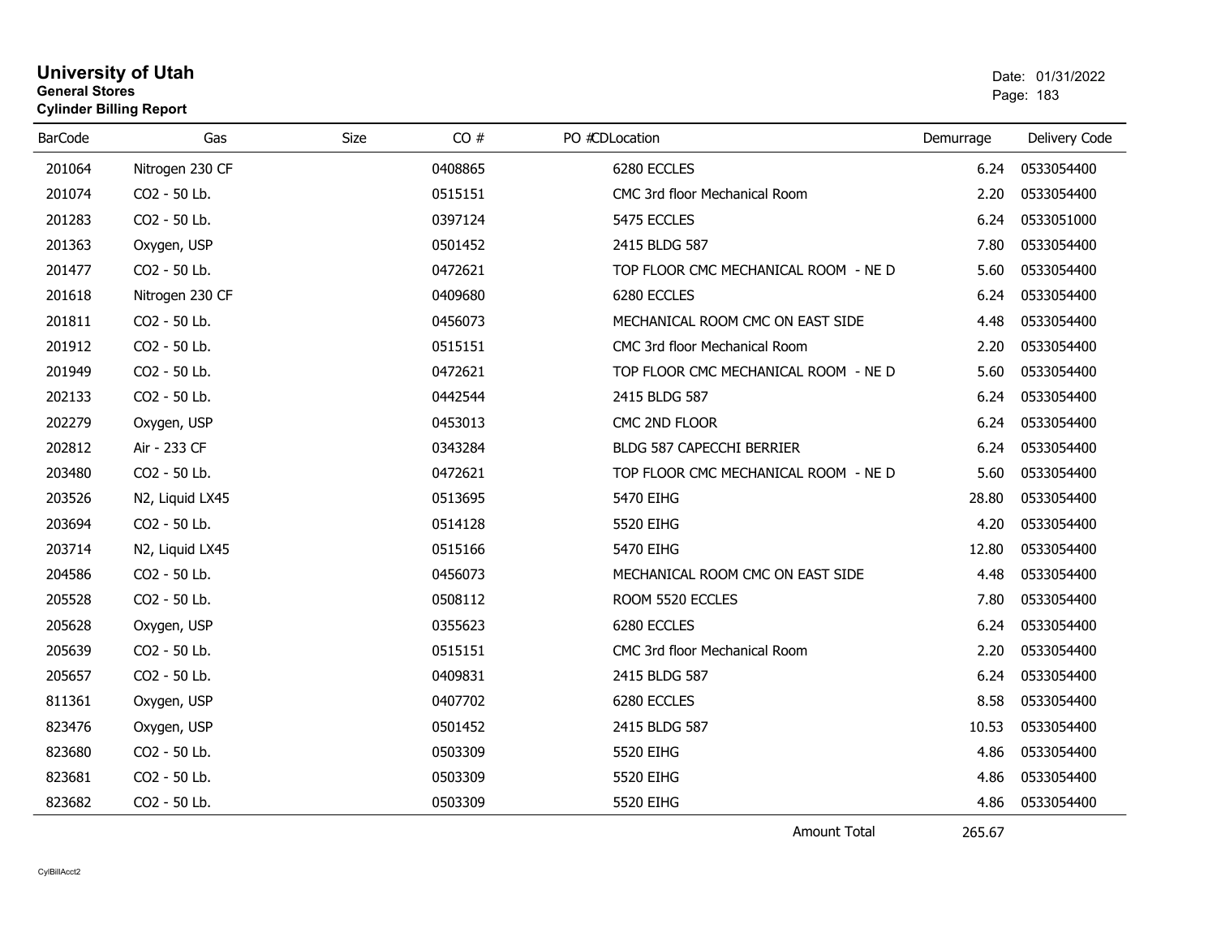# University of Utah

**General Stores**

**Cylinder Billing Report**

Date: 01/31/2022

| BarCode | Gas | Size | CO # | PO # | CDLocation | Demurrage | Delivery Code |
|---|---|---|---|---|---|---|---|
| 201064 | Nitrogen 230 CF | | 0408865 | | 6280 ECCLES | 6.24 | 0533054400 |
| 201074 | CO2 - 50 Lb. | | 0515151 | | CMC 3rd floor Mechanical Room | 2.20 | 0533054400 |
| 201283 | CO2 - 50 Lb. | | 0397124 | | 5475 ECCLES | 6.24 | 0533051000 |
| 201363 | Oxygen, USP | | 0501452 | | 2415 BLDG 587 | 7.80 | 0533054400 |
| 201477 | CO2 - 50 Lb. | | 0472621 | | TOP FLOOR CMC MECHANICAL ROOM - NE D | 5.60 | 0533054400 |
| 201618 | Nitrogen 230 CF | | 0409680 | | 6280 ECCLES | 6.24 | 0533054400 |
| 201811 | CO2 - 50 Lb. | | 0456073 | | MECHANICAL ROOM CMC ON EAST SIDE | 4.48 | 0533054400 |
| 201912 | CO2 - 50 Lb. | | 0515151 | | CMC 3rd floor Mechanical Room | 2.20 | 0533054400 |
| 201949 | CO2 - 50 Lb. | | 0472621 | | TOP FLOOR CMC MECHANICAL ROOM - NE D | 5.60 | 0533054400 |
| 202133 | CO2 - 50 Lb. | | 0442544 | | 2415 BLDG 587 | 6.24 | 0533054400 |
| 202279 | Oxygen, USP | | 0453013 | | CMC 2ND FLOOR | 6.24 | 0533054400 |
| 202812 | Air - 233 CF | | 0343284 | | BLDG 587 CAPECCHI BERRIER | 6.24 | 0533054400 |
| 203480 | CO2 - 50 Lb. | | 0472621 | | TOP FLOOR CMC MECHANICAL ROOM - NE D | 5.60 | 0533054400 |
| 203526 | N2, Liquid LX45 | | 0513695 | | 5470 EIHG | 28.80 | 0533054400 |
| 203694 | CO2 - 50 Lb. | | 0514128 | | 5520 EIHG | 4.20 | 0533054400 |
| 203714 | N2, Liquid LX45 | | 0515166 | | 5470 EIHG | 12.80 | 0533054400 |
| 204586 | CO2 - 50 Lb. | | 0456073 | | MECHANICAL ROOM CMC ON EAST SIDE | 4.48 | 0533054400 |
| 205528 | CO2 - 50 Lb. | | 0508112 | | ROOM 5520 ECCLES | 7.80 | 0533054400 |
| 205628 | Oxygen, USP | | 0355623 | | 6280 ECCLES | 6.24 | 0533054400 |
| 205639 | CO2 - 50 Lb. | | 0515151 | | CMC 3rd floor Mechanical Room | 2.20 | 0533054400 |
| 205657 | CO2 - 50 Lb. | | 0409831 | | 2415 BLDG 587 | 6.24 | 0533054400 |
| 811361 | Oxygen, USP | | 0407702 | | 6280 ECCLES | 8.58 | 0533054400 |
| 823476 | Oxygen, USP | | 0501452 | | 2415 BLDG 587 | 10.53 | 0533054400 |
| 823680 | CO2 - 50 Lb. | | 0503309 | | 5520 EIHG | 4.86 | 0533054400 |
| 823681 | CO2 - 50 Lb. | | 0503309 | | 5520 EIHG | 4.86 | 0533054400 |
| 823682 | CO2 - 50 Lb. | | 0503309 | | 5520 EIHG | 4.86 | 0533054400 |
| | | | | | Amount Total | 265.67 | |

CylBillAcct2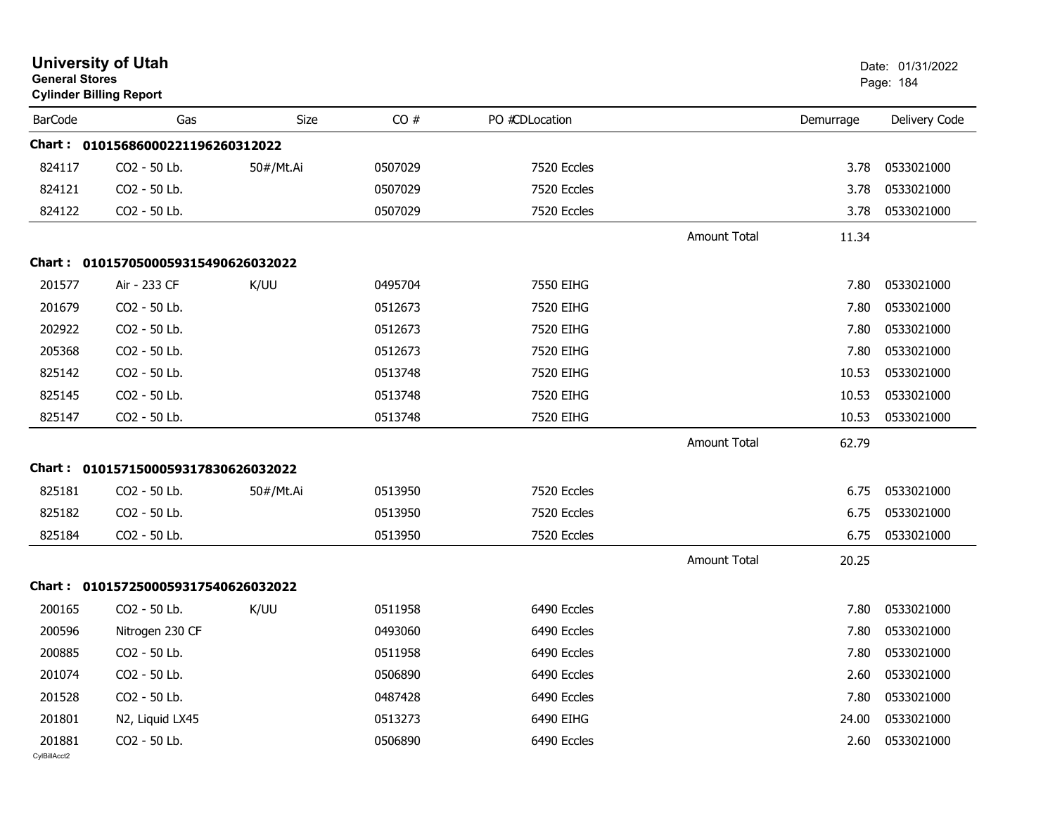# University of Utah
**General Stores**
**Cylinder Billing Report**

Date: 01/31/2022

| BarCode | Gas | Size | CO # | PO #CDLocation | | Demurrage | Delivery Code |
|---|---|---|---|---|---|---|---|
| **Chart : 01015686000221196260312022** | | | | | | | |
| 824117 | CO2 - 50 Lb. | 50#/Mt.Ai | 0507029 | 7520 Eccles | | 3.78 | 0533021000 |
| 824121 | CO2 - 50 Lb. | | 0507029 | 7520 Eccles | | 3.78 | 0533021000 |
| 824122 | CO2 - 50 Lb. | | 0507029 | 7520 Eccles | | 3.78 | 0533021000 |
| | | | | | Amount Total | 11.34 | |
| **Chart : 01015705000593154906260320222** | | | | | | | |
| 201577 | Air - 233 CF | K/UU | 0495704 | 7550 EIHG | | 7.80 | 0533021000 |
| 201679 | CO2 - 50 Lb. | | 0512673 | 7520 EIHG | | 7.80 | 0533021000 |
| 202922 | CO2 - 50 Lb. | | 0512673 | 7520 EIHG | | 7.80 | 0533021000 |
| 205368 | CO2 - 50 Lb. | | 0512673 | 7520 EIHG | | 7.80 | 0533021000 |
| 825142 | CO2 - 50 Lb. | | 0513748 | 7520 EIHG | | 10.53 | 0533021000 |
| 825145 | CO2 - 50 Lb. | | 0513748 | 7520 EIHG | | 10.53 | 0533021000 |
| 825147 | CO2 - 50 Lb. | | 0513748 | 7520 EIHG | | 10.53 | 0533021000 |
| | | | | | Amount Total | 62.79 | |
| **Chart : 01015715000593178306260320222** | | | | | | | |
| 825181 | CO2 - 50 Lb. | 50#/Mt.Ai | 0513950 | 7520 Eccles | | 6.75 | 0533021000 |
| 825182 | CO2 - 50 Lb. | | 0513950 | 7520 Eccles | | 6.75 | 0533021000 |
| 825184 | CO2 - 50 Lb. | | 0513950 | 7520 Eccles | | 6.75 | 0533021000 |
| | | | | | Amount Total | 20.25 | |
| **Chart : 01015725000593175406260320222** | | | | | | | |
| 200165 | CO2 - 50 Lb. | K/UU | 0511958 | 6490 Eccles | | 7.80 | 0533021000 |
| 200596 | Nitrogen 230 CF | | 0493060 | 6490 Eccles | | 7.80 | 0533021000 |
| 200885 | CO2 - 50 Lb. | | 0511958 | 6490 Eccles | | 7.80 | 0533021000 |
| 201074 | CO2 - 50 Lb. | | 0506890 | 6490 Eccles | | 2.60 | 0533021000 |
| 201528 | CO2 - 50 Lb. | | 0487428 | 6490 Eccles | | 7.80 | 0533021000 |
| 201801 | N2, Liquid LX45 | | 0513273 | 6490 EIHG | | 24.00 | 0533021000 |
| 201881 | CO2 - 50 Lb. | | 0506890 | 6490 Eccles | | 2.60 | 0533021000 |

CylBillAcct2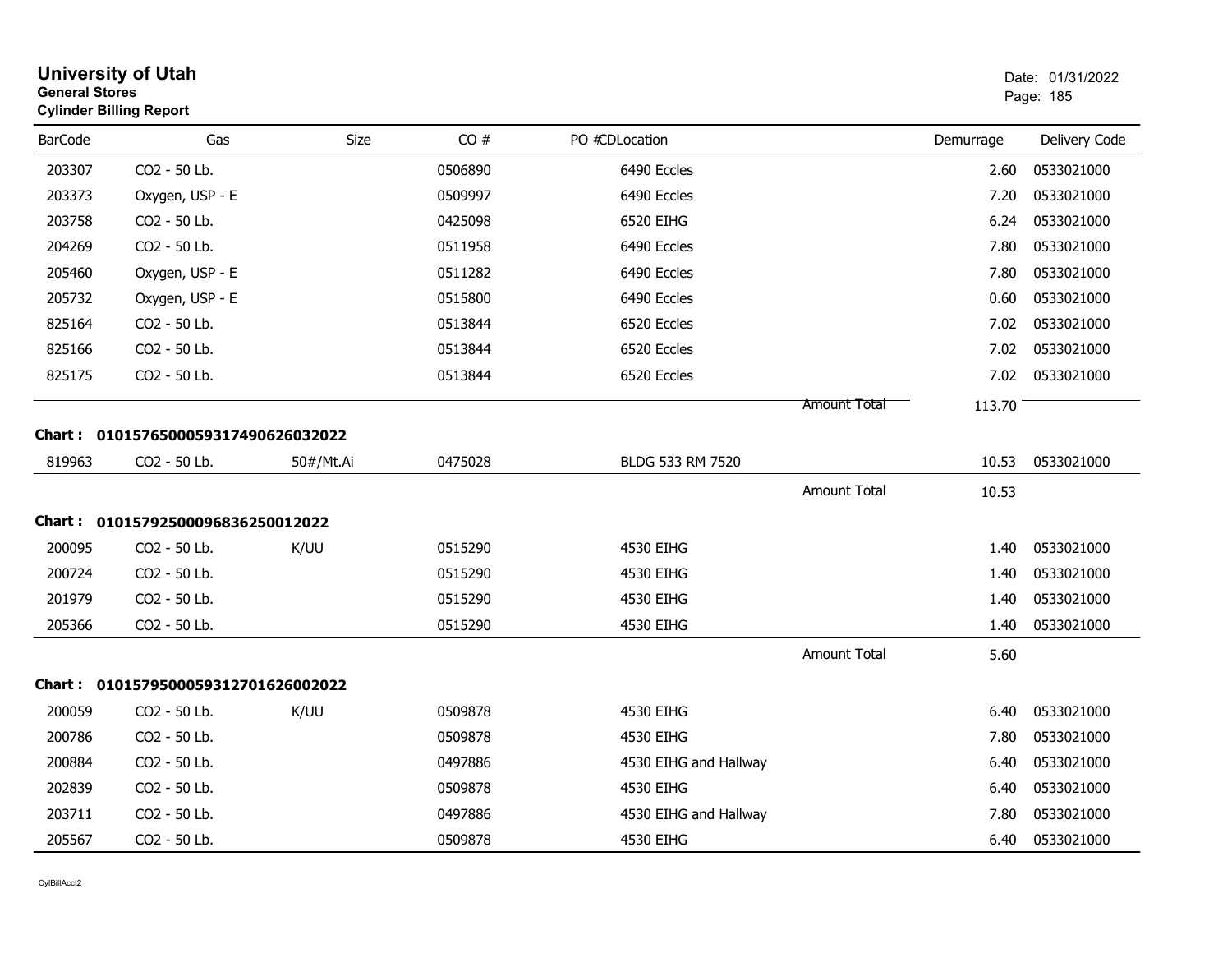# University of Utah
**General Stores**
**Cylinder Billing Report**

Date: 01/31/2022

| BarCode | Gas | Size | CO # | PO # | CD | Location | Demurrage | Delivery Code |
|---|---|---|---|---|---|---|---|---|
| 203307 | $CO_2$ - 50 Lb. | | 0506890 | | | 6490 Eccles | 2.60 | 0533021000 |
| 203373 | Oxygen, USP - E | | 0509997 | | | 6490 Eccles | 7.20 | 0533021000 |
| 203758 | $CO_2$ - 50 Lb. | | 0425098 | | | 6520 EIHG | 6.24 | 0533021000 |
| 204269 | $CO_2$ - 50 Lb. | | 0511958 | | | 6490 Eccles | 7.80 | 0533021000 |
| 205460 | Oxygen, USP - E | | 0511282 | | | 6490 Eccles | 7.80 | 0533021000 |
| 205732 | Oxygen, USP - E | | 0515800 | | | 6490 Eccles | 0.60 | 0533021000 |
| 825164 | $CO_2$ - 50 Lb. | | 0513844 | | | 6520 Eccles | 7.02 | 0533021000 |
| 825166 | $CO_2$ - 50 Lb. | | 0513844 | | | 6520 Eccles | 7.02 | 0533021000 |
| 825175 | $CO_2$ - 50 Lb. | | 0513844 | | | 6520 Eccles | 7.02 | 0533021000 |
| | | | | | | Amount Total | 113.70 | |

**Chart : 01015765000593174906260320​22**

| BarCode | Gas | Size | CO # | PO # | CD | Location | Demurrage | Delivery Code |
|---|---|---|---|---|---|---|---|---|
| 819963 | $CO_2$ - 50 Lb. | 50#/Mt.Ai | 0475028 | | | BLDG 533 RM 7520 | 10.53 | 0533021000 |
| | | | | | | Amount Total | 10.53 | |

**Chart : 01015792500096836250012022**

| BarCode | Gas | Size | CO # | PO # | CD | Location | Demurrage | Delivery Code |
|---|---|---|---|---|---|---|---|---|
| 200095 | $CO_2$ - 50 Lb. | K/UU | 0515290 | | | 4530 EIHG | 1.40 | 0533021000 |
| 200724 | $CO_2$ - 50 Lb. | | 0515290 | | | 4530 EIHG | 1.40 | 0533021000 |
| 201979 | $CO_2$ - 50 Lb. | | 0515290 | | | 4530 EIHG | 1.40 | 0533021000 |
| 205366 | $CO_2$ - 50 Lb. | | 0515290 | | | 4530 EIHG | 1.40 | 0533021000 |
| | | | | | | Amount Total | 5.60 | |

**Chart : 01015795000593127016260020​22**

| BarCode | Gas | Size | CO # | PO # | CD | Location | Demurrage | Delivery Code |
|---|---|---|---|---|---|---|---|---|
| 200059 | $CO_2$ - 50 Lb. | K/UU | 0509878 | | | 4530 EIHG | 6.40 | 0533021000 |
| 200786 | $CO_2$ - 50 Lb. | | 0509878 | | | 4530 EIHG | 7.80 | 0533021000 |
| 200884 | $CO_2$ - 50 Lb. | | 0497886 | | | 4530 EIHG and Hallway | 6.40 | 0533021000 |
| 202839 | $CO_2$ - 50 Lb. | | 0509878 | | | 4530 EIHG | 6.40 | 0533021000 |
| 203711 | $CO_2$ - 50 Lb. | | 0497886 | | | 4530 EIHG and Hallway | 7.80 | 0533021000 |
| 205567 | $CO_2$ - 50 Lb. | | 0509878 | | | 4530 EIHG | 6.40 | 0533021000 |

CylBillAcct2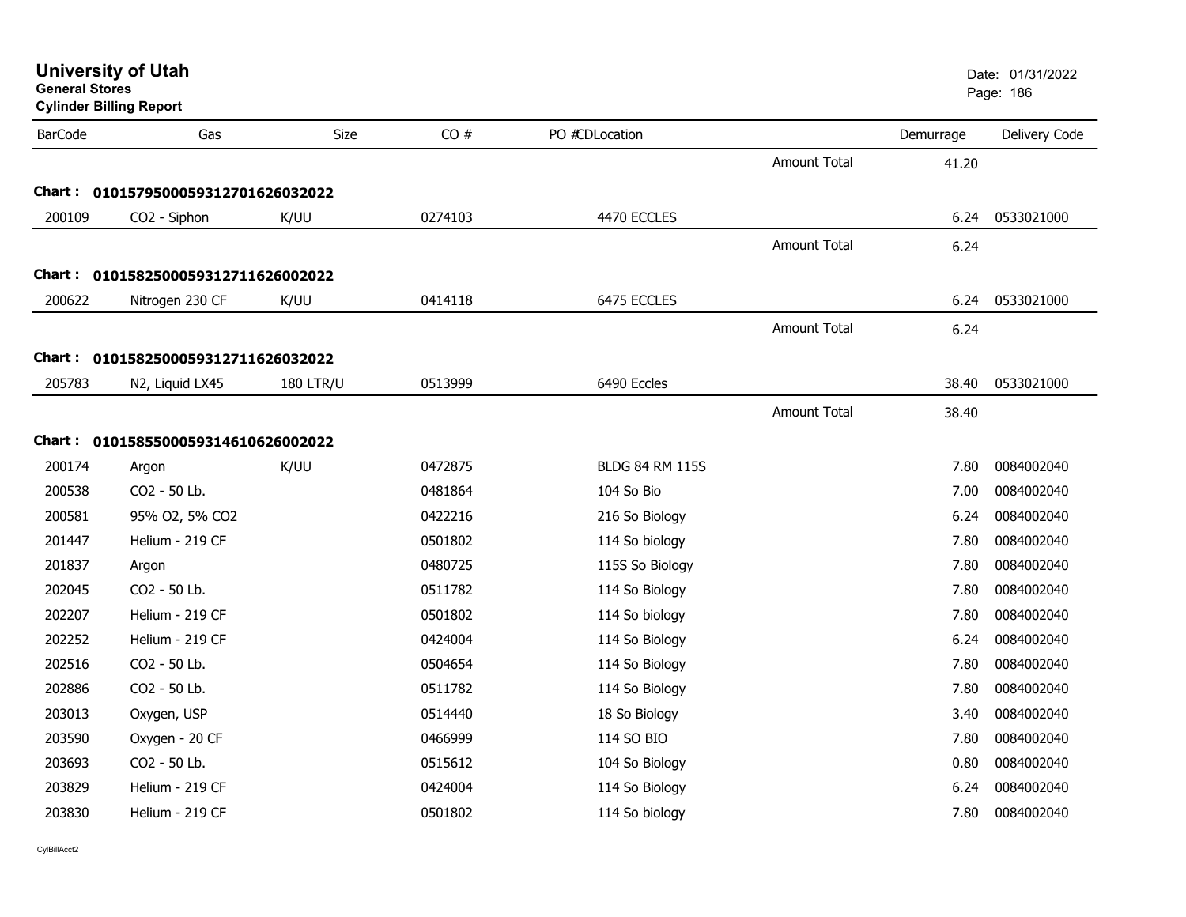# University of Utah

**General Stores**

**Cylinder Billing Report**

Date: 01/31/2022

| BarCode | Gas | Size | CO # | PO #CDLocation | | Demurrage | Delivery Code |
|---|---|---|---|---|---|---|---|
| | | | | | Amount Total | 41.20 | |
| **Chart :** | **01015795000593127016260320​22** | | | | | | |
| 200109 | CO2 - Siphon | K/UU | 0274103 | 4470 ECCLES | | 6.24 | 0533021000 |
| | | | | | Amount Total | 6.24 | |
| **Chart :** | **0101582500059312711626002022** | | | | | | |
| 200622 | Nitrogen 230 CF | K/UU | 0414118 | 6475 ECCLES | | 6.24 | 0533021000 |
| | | | | | Amount Total | 6.24 | |
| **Chart :** | **0101582500059312711626032022** | | | | | | |
| 205783 | N2, Liquid LX45 | 180 LTR/U | 0513999 | 6490 Eccles | | 38.40 | 0533021000 |
| | | | | | Amount Total | 38.40 | |
| **Chart :** | **0101585500059314610626002022** | | | | | | |
| 200174 | Argon | K/UU | 0472875 | BLDG 84 RM 115S | | 7.80 | 0084002040 |
| 200538 | CO2 - 50 Lb. | | 0481864 | 104 So Bio | | 7.00 | 0084002040 |
| 200581 | 95% O2, 5% CO2 | | 0422216 | 216 So Biology | | 6.24 | 0084002040 |
| 201447 | Helium - 219 CF | | 0501802 | 114 So biology | | 7.80 | 0084002040 |
| 201837 | Argon | | 0480725 | 115S So Biology | | 7.80 | 0084002040 |
| 202045 | CO2 - 50 Lb. | | 0511782 | 114 So Biology | | 7.80 | 0084002040 |
| 202207 | Helium - 219 CF | | 0501802 | 114 So biology | | 7.80 | 0084002040 |
| 202252 | Helium - 219 CF | | 0424004 | 114 So Biology | | 6.24 | 0084002040 |
| 202516 | CO2 - 50 Lb. | | 0504654 | 114 So Biology | | 7.80 | 0084002040 |
| 202886 | CO2 - 50 Lb. | | 0511782 | 114 So Biology | | 7.80 | 0084002040 |
| 203013 | Oxygen, USP | | 0514440 | 18 So Biology | | 3.40 | 0084002040 |
| 203590 | Oxygen - 20 CF | | 0466999 | 114 SO BIO | | 7.80 | 0084002040 |
| 203693 | CO2 - 50 Lb. | | 0515612 | 104 So Biology | | 0.80 | 0084002040 |
| 203829 | Helium - 219 CF | | 0424004 | 114 So Biology | | 6.24 | 0084002040 |
| 203830 | Helium - 219 CF | | 0501802 | 114 So biology | | 7.80 | 0084002040 |

CylBillAcct2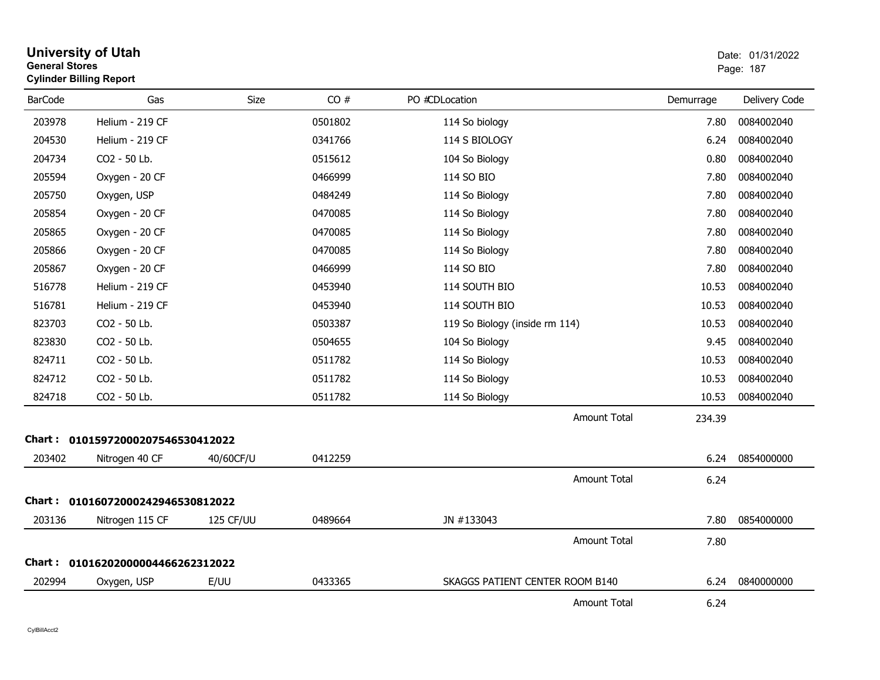# University of Utah
**General Stores**
**Cylinder Billing Report**

Date: 01/31/2022

| BarCode | Gas | Size | CO # | PO # | CDLocation | Demurrage | Delivery Code |
|---|---|---|---|---|---|---|---|
| 203978 | Helium - 219 CF | | 0501802 | | 114 So biology | 7.80 | 0084002040 |
| 204530 | Helium - 219 CF | | 0341766 | | 114 S BIOLOGY | 6.24 | 0084002040 |
| 204734 | CO2 - 50 Lb. | | 0515612 | | 104 So Biology | 0.80 | 0084002040 |
| 205594 | Oxygen - 20 CF | | 0466999 | | 114 SO BIO | 7.80 | 0084002040 |
| 205750 | Oxygen, USP | | 0484249 | | 114 So Biology | 7.80 | 0084002040 |
| 205854 | Oxygen - 20 CF | | 0470085 | | 114 So Biology | 7.80 | 0084002040 |
| 205865 | Oxygen - 20 CF | | 0470085 | | 114 So Biology | 7.80 | 0084002040 |
| 205866 | Oxygen - 20 CF | | 0470085 | | 114 So Biology | 7.80 | 0084002040 |
| 205867 | Oxygen - 20 CF | | 0466999 | | 114 SO BIO | 7.80 | 0084002040 |
| 516778 | Helium - 219 CF | | 0453940 | | 114 SOUTH BIO | 10.53 | 0084002040 |
| 516781 | Helium - 219 CF | | 0453940 | | 114 SOUTH BIO | 10.53 | 0084002040 |
| 823703 | CO2 - 50 Lb. | | 0503387 | | 119 So Biology (inside rm 114) | 10.53 | 0084002040 |
| 823830 | CO2 - 50 Lb. | | 0504655 | | 104 So Biology | 9.45 | 0084002040 |
| 824711 | CO2 - 50 Lb. | | 0511782 | | 114 So Biology | 10.53 | 0084002040 |
| 824712 | CO2 - 50 Lb. | | 0511782 | | 114 So Biology | 10.53 | 0084002040 |
| 824718 | CO2 - 50 Lb. | | 0511782 | | 114 So Biology | 10.53 | 0084002040 |
| | | | | | Amount Total | 234.39 | |

**Chart : 01015972000207546530412022**

| BarCode | Gas | Size | CO # | PO # | CDLocation | Demurrage | Delivery Code |
|---|---|---|---|---|---|---|---|
| 203402 | Nitrogen 40 CF | 40/60CF/U | 0412259 | | | 6.24 | 0854000000 |
| | | | | | Amount Total | 6.24 | |

**Chart : 01016072000242946530812022**

| BarCode | Gas | Size | CO # | PO # | CDLocation | Demurrage | Delivery Code |
|---|---|---|---|---|---|---|---|
| 203136 | Nitrogen 115 CF | 125 CF/UU | 0489664 | | JN #133043 | 7.80 | 0854000000 |
| | | | | | Amount Total | 7.80 | |

**Chart : 01016202000004466262312022**

| BarCode | Gas | Size | CO # | PO # | CDLocation | Demurrage | Delivery Code |
|---|---|---|---|---|---|---|---|
| 202994 | Oxygen, USP | E/UU | 0433365 | | SKAGGS PATIENT CENTER ROOM B140 | 6.24 | 0840000000 |
| | | | | | Amount Total | 6.24 | |

CylBillAcct2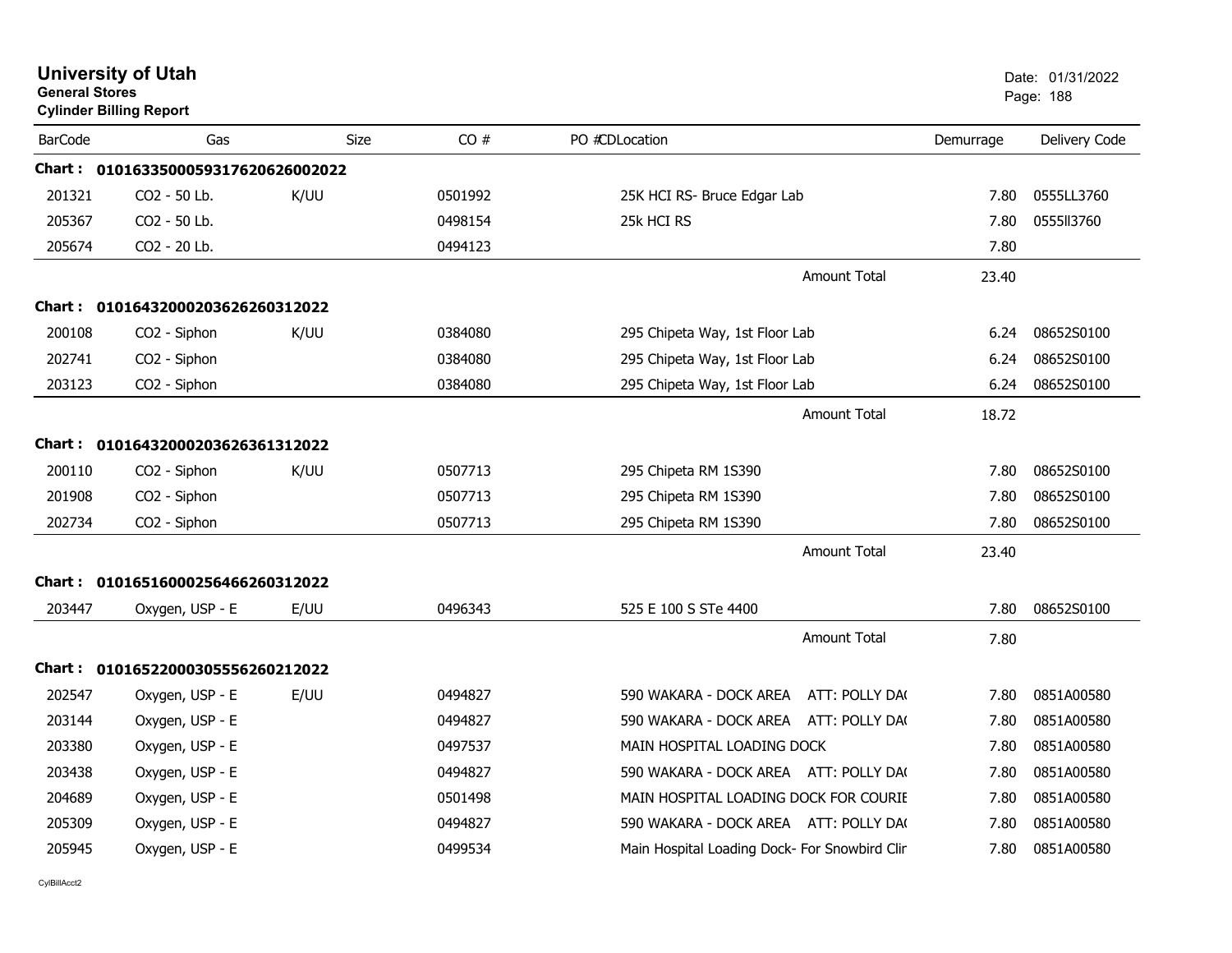# University of Utah

**General Stores**

**Cylinder Billing Report**

Date: 01/31/2022

| BarCode | Gas | Size | CO # | PO #CDLocation | Demurrage | Delivery Code |
|---|---|---|---|---|---|---|
| **Chart : 01016335000593176206260022022** | | | | | | |
| 201321 | CO2 - 50 Lb. | K/UU | 0501992 | 25K HCI RS- Bruce Edgar Lab | 7.80 | 0555LL3760 |
| 205367 | CO2 - 50 Lb. | | 0498154 | 25k HCI RS | 7.80 | 0555ll3760 |
| 205674 | CO2 - 20 Lb. | | 0494123 | | 7.80 | |
| | | | | Amount Total | 23.40 | |
| **Chart : 01016432000203626260312022** | | | | | | |
| 200108 | CO2 - Siphon | K/UU | 0384080 | 295 Chipeta Way, 1st Floor Lab | 6.24 | 08652S0100 |
| 202741 | CO2 - Siphon | | 0384080 | 295 Chipeta Way, 1st Floor Lab | 6.24 | 08652S0100 |
| 203123 | CO2 - Siphon | | 0384080 | 295 Chipeta Way, 1st Floor Lab | 6.24 | 08652S0100 |
| | | | | Amount Total | 18.72 | |
| **Chart : 01016432000203626361312022** | | | | | | |
| 200110 | CO2 - Siphon | K/UU | 0507713 | 295 Chipeta RM 1S390 | 7.80 | 08652S0100 |
| 201908 | CO2 - Siphon | | 0507713 | 295 Chipeta RM 1S390 | 7.80 | 08652S0100 |
| 202734 | CO2 - Siphon | | 0507713 | 295 Chipeta RM 1S390 | 7.80 | 08652S0100 |
| | | | | Amount Total | 23.40 | |
| **Chart : 01016516000256466260312022** | | | | | | |
| 203447 | Oxygen, USP - E | E/UU | 0496343 | 525 E 100 S STe 4400 | 7.80 | 08652S0100 |
| | | | | Amount Total | 7.80 | |
| **Chart : 01016522000305556260212022** | | | | | | |
| 202547 | Oxygen, USP - E | E/UU | 0494827 | 590 WAKARA - DOCK AREA ATT: POLLY DA( | 7.80 | 0851A00580 |
| 203144 | Oxygen, USP - E | | 0494827 | 590 WAKARA - DOCK AREA ATT: POLLY DA( | 7.80 | 0851A00580 |
| 203380 | Oxygen, USP - E | | 0497537 | MAIN HOSPITAL LOADING DOCK | 7.80 | 0851A00580 |
| 203438 | Oxygen, USP - E | | 0494827 | 590 WAKARA - DOCK AREA ATT: POLLY DA( | 7.80 | 0851A00580 |
| 204689 | Oxygen, USP - E | | 0501498 | MAIN HOSPITAL LOADING DOCK FOR COURIE | 7.80 | 0851A00580 |
| 205309 | Oxygen, USP - E | | 0494827 | 590 WAKARA - DOCK AREA ATT: POLLY DA( | 7.80 | 0851A00580 |
| 205945 | Oxygen, USP - E | | 0499534 | Main Hospital Loading Dock- For Snowbird Clir | 7.80 | 0851A00580 |

CylBillAcct2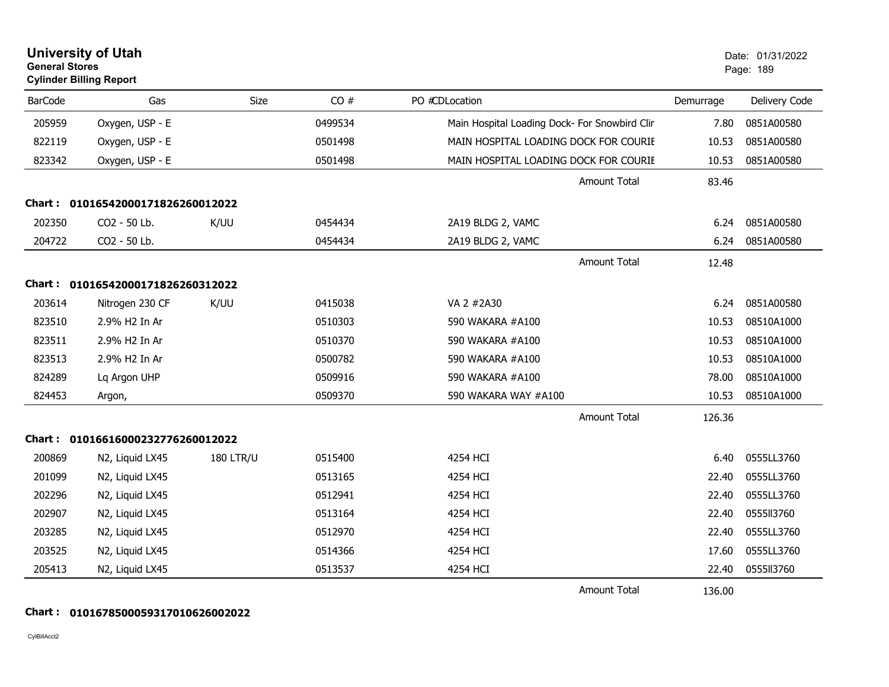# University of Utah

**General Stores**

**Cylinder Billing Report**

Date: 01/31/2022

| BarCode | Gas | Size | CO # | PO # | CD | Location | Demurrage | Delivery Code |
|---|---|---|---|---|---|---|---|---|
| 205959 | Oxygen, USP - E | | 0499534 | | | Main Hospital Loading Dock- For Snowbird Clir | 7.80 | 0851A00580 |
| 822119 | Oxygen, USP - E | | 0501498 | | | MAIN HOSPITAL LOADING DOCK FOR COURIE | 10.53 | 0851A00580 |
| 823342 | Oxygen, USP - E | | 0501498 | | | MAIN HOSPITAL LOADING DOCK FOR COURIE | 10.53 | 0851A00580 |
| | | | | | | Amount Total | 83.46 | |

**Chart : 01016542000171826260012022**

| BarCode | Gas | Size | CO # | PO # | CD | Location | Demurrage | Delivery Code |
|---|---|---|---|---|---|---|---|---|
| 202350 | CO2 - 50 Lb. | K/UU | 0454434 | | | 2A19 BLDG 2, VAMC | 6.24 | 0851A00580 |
| 204722 | CO2 - 50 Lb. | | 0454434 | | | 2A19 BLDG 2, VAMC | 6.24 | 0851A00580 |
| | | | | | | Amount Total | 12.48 | |

**Chart : 01016542000171826260312022**

| BarCode | Gas | Size | CO # | PO # | CD | Location | Demurrage | Delivery Code |
|---|---|---|---|---|---|---|---|---|
| 203614 | Nitrogen 230 CF | K/UU | 0415038 | | | VA 2 #2A30 | 6.24 | 0851A00580 |
| 823510 | 2.9% H2 In Ar | | 0510303 | | | 590 WAKARA #A100 | 10.53 | 08510A1000 |
| 823511 | 2.9% H2 In Ar | | 0510370 | | | 590 WAKARA #A100 | 10.53 | 08510A1000 |
| 823513 | 2.9% H2 In Ar | | 0500782 | | | 590 WAKARA #A100 | 10.53 | 08510A1000 |
| 824289 | Lq Argon UHP | | 0509916 | | | 590 WAKARA #A100 | 78.00 | 08510A1000 |
| 824453 | Argon, | | 0509370 | | | 590 WAKARA WAY #A100 | 10.53 | 08510A1000 |
| | | | | | | Amount Total | 126.36 | |

**Chart : 01016616000232776260012022**

| BarCode | Gas | Size | CO # | PO # | CD | Location | Demurrage | Delivery Code |
|---|---|---|---|---|---|---|---|---|
| 200869 | N2, Liquid LX45 | 180 LTR/U | 0515400 | | | 4254 HCI | 6.40 | 0555LL3760 |
| 201099 | N2, Liquid LX45 | | 0513165 | | | 4254 HCI | 22.40 | 0555LL3760 |
| 202296 | N2, Liquid LX45 | | 0512941 | | | 4254 HCI | 22.40 | 0555LL3760 |
| 202907 | N2, Liquid LX45 | | 0513164 | | | 4254 HCI | 22.40 | 0555ll3760 |
| 203285 | N2, Liquid LX45 | | 0512970 | | | 4254 HCI | 22.40 | 0555LL3760 |
| 203525 | N2, Liquid LX45 | | 0514366 | | | 4254 HCI | 17.60 | 0555LL3760 |
| 205413 | N2, Liquid LX45 | | 0513537 | | | 4254 HCI | 22.40 | 0555ll3760 |
| | | | | | | Amount Total | 136.00 | |

**Chart : 01016785000593170106260022022**

CylBillAcct2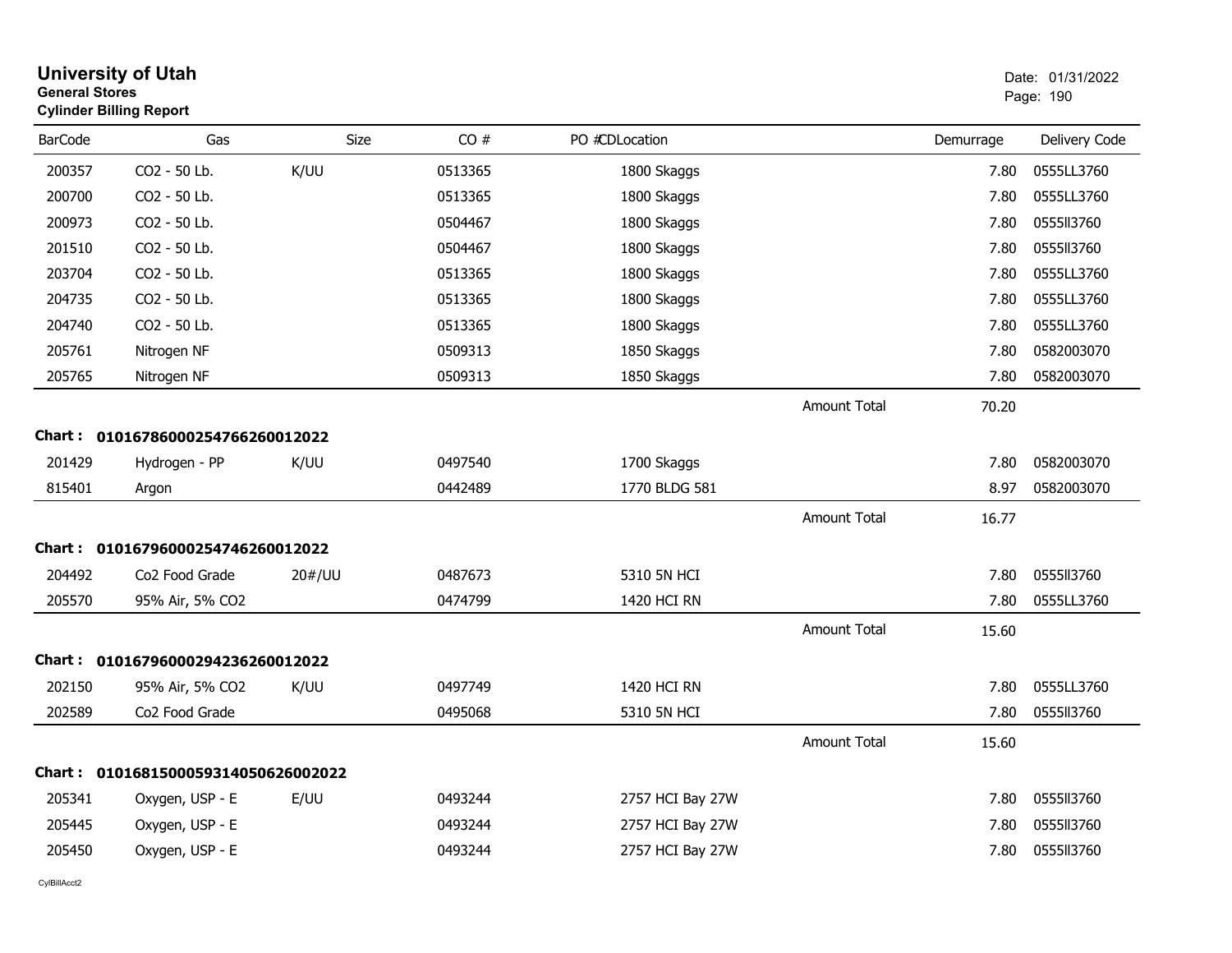# University of Utah

**General Stores**

**Cylinder Billing Report**

Date: 01/31/2022

| BarCode | Gas | Size | CO # | PO #CDLocation | | Demurrage | Delivery Code |
|---|---|---|---|---|---|---|---|
| 200357 | CO2 - 50 Lb. | K/UU | 0513365 | 1800 Skaggs | | 7.80 | 0555LL3760 |
| 200700 | CO2 - 50 Lb. | | 0513365 | 1800 Skaggs | | 7.80 | 0555LL3760 |
| 200973 | CO2 - 50 Lb. | | 0504467 | 1800 Skaggs | | 7.80 | 0555ll3760 |
| 201510 | CO2 - 50 Lb. | | 0504467 | 1800 Skaggs | | 7.80 | 0555ll3760 |
| 203704 | CO2 - 50 Lb. | | 0513365 | 1800 Skaggs | | 7.80 | 0555LL3760 |
| 204735 | CO2 - 50 Lb. | | 0513365 | 1800 Skaggs | | 7.80 | 0555LL3760 |
| 204740 | CO2 - 50 Lb. | | 0513365 | 1800 Skaggs | | 7.80 | 0555LL3760 |
| 205761 | Nitrogen NF | | 0509313 | 1850 Skaggs | | 7.80 | 0582003070 |
| 205765 | Nitrogen NF | | 0509313 | 1850 Skaggs | | 7.80 | 0582003070 |
| | | | | | Amount Total | 70.20 | |

**Chart : 01016786000254766260012022**

| BarCode | Gas | Size | CO # | PO #CDLocation | | Demurrage | Delivery Code |
|---|---|---|---|---|---|---|---|
| 201429 | Hydrogen - PP | K/UU | 0497540 | 1700 Skaggs | | 7.80 | 0582003070 |
| 815401 | Argon | | 0442489 | 1770 BLDG 581 | | 8.97 | 0582003070 |
| | | | | | Amount Total | 16.77 | |

**Chart : 01016796000254746260012022**

| BarCode | Gas | Size | CO # | PO #CDLocation | | Demurrage | Delivery Code |
|---|---|---|---|---|---|---|---|
| 204492 | Co2 Food Grade | 20#/UU | 0487673 | 5310 5N HCI | | 7.80 | 0555ll3760 |
| 205570 | 95% Air, 5% CO2 | | 0474799 | 1420 HCI RN | | 7.80 | 0555LL3760 |
| | | | | | Amount Total | 15.60 | |

**Chart : 01016796000294236260012022**

| BarCode | Gas | Size | CO # | PO #CDLocation | | Demurrage | Delivery Code |
|---|---|---|---|---|---|---|---|
| 202150 | 95% Air, 5% CO2 | K/UU | 0497749 | 1420 HCI RN | | 7.80 | 0555LL3760 |
| 202589 | Co2 Food Grade | | 0495068 | 5310 5N HCI | | 7.80 | 0555ll3760 |
| | | | | | Amount Total | 15.60 | |

**Chart : 01016815000593140506260020​22**

| BarCode | Gas | Size | CO # | PO #CDLocation | | Demurrage | Delivery Code |
|---|---|---|---|---|---|---|---|
| 205341 | Oxygen, USP - E | E/UU | 0493244 | 2757 HCI Bay 27W | | 7.80 | 0555ll3760 |
| 205445 | Oxygen, USP - E | | 0493244 | 2757 HCI Bay 27W | | 7.80 | 0555ll3760 |
| 205450 | Oxygen, USP - E | | 0493244 | 2757 HCI Bay 27W | | 7.80 | 0555ll3760 |

CylBillAcct2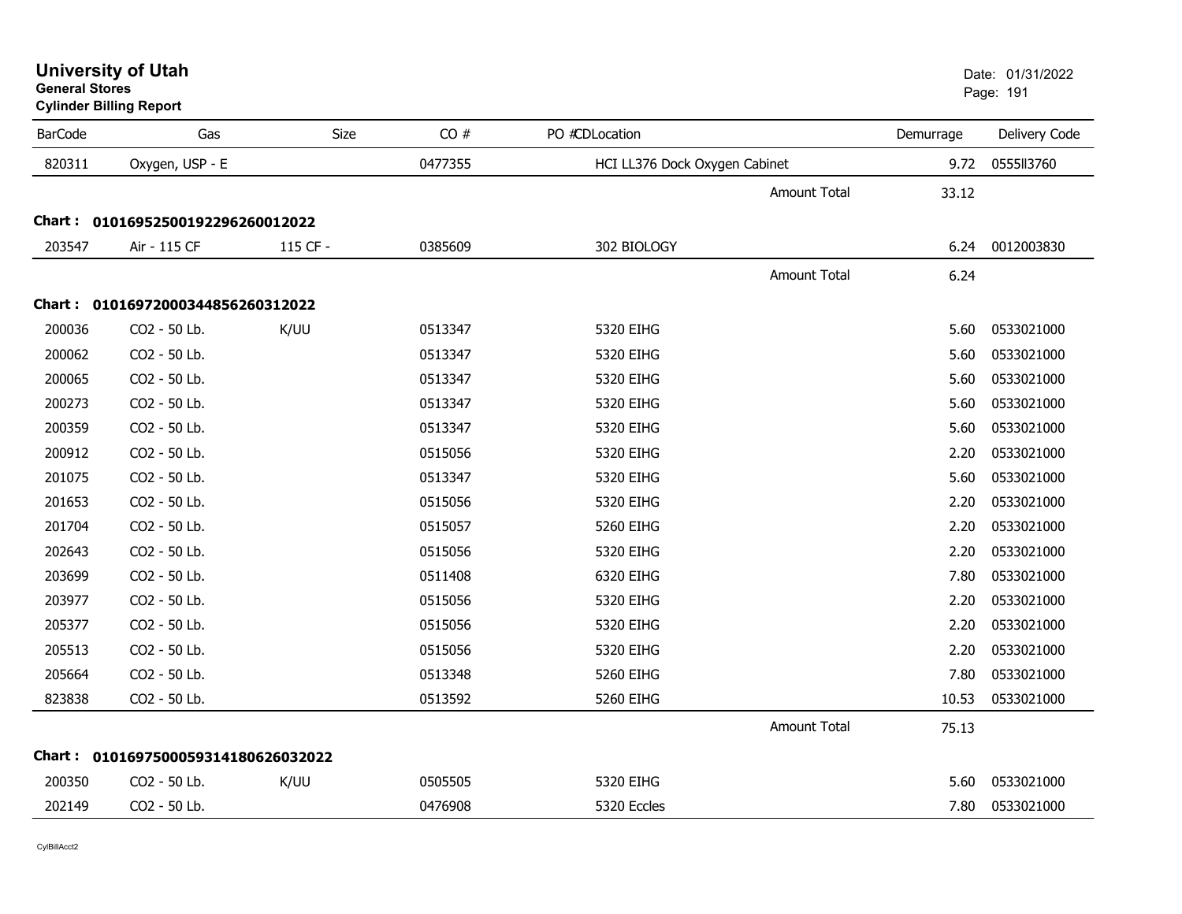# University of Utah

**General Stores**

**Cylinder Billing Report**

Date: 01/31/2022

| BarCode | Gas | Size | CO # | PO #CDLocation | Demurrage | Delivery Code |
|---|---|---|---|---|---|---|
| 820311 | Oxygen, USP - E | | 0477355 | HCI LL376 Dock Oxygen Cabinet | 9.72 | 0555II3760 |
| | | | | Amount Total | 33.12 | |
| **Chart : 01016952500192296260012022** | | | | | | |
| 203547 | Air - 115 CF | 115 CF - | 0385609 | 302 BIOLOGY | 6.24 | 0012003830 |
| | | | | Amount Total | 6.24 | |
| **Chart : 01016972000344856260312022** | | | | | | |
| 200036 | CO2 - 50 Lb. | K/UU | 0513347 | 5320 EIHG | 5.60 | 0533021000 |
| 200062 | CO2 - 50 Lb. | | 0513347 | 5320 EIHG | 5.60 | 0533021000 |
| 200065 | CO2 - 50 Lb. | | 0513347 | 5320 EIHG | 5.60 | 0533021000 |
| 200273 | CO2 - 50 Lb. | | 0513347 | 5320 EIHG | 5.60 | 0533021000 |
| 200359 | CO2 - 50 Lb. | | 0513347 | 5320 EIHG | 5.60 | 0533021000 |
| 200912 | CO2 - 50 Lb. | | 0515056 | 5320 EIHG | 2.20 | 0533021000 |
| 201075 | CO2 - 50 Lb. | | 0513347 | 5320 EIHG | 5.60 | 0533021000 |
| 201653 | CO2 - 50 Lb. | | 0515056 | 5320 EIHG | 2.20 | 0533021000 |
| 201704 | CO2 - 50 Lb. | | 0515057 | 5260 EIHG | 2.20 | 0533021000 |
| 202643 | CO2 - 50 Lb. | | 0515056 | 5320 EIHG | 2.20 | 0533021000 |
| 203699 | CO2 - 50 Lb. | | 0511408 | 6320 EIHG | 7.80 | 0533021000 |
| 203977 | CO2 - 50 Lb. | | 0515056 | 5320 EIHG | 2.20 | 0533021000 |
| 205377 | CO2 - 50 Lb. | | 0515056 | 5320 EIHG | 2.20 | 0533021000 |
| 205513 | CO2 - 50 Lb. | | 0515056 | 5320 EIHG | 2.20 | 0533021000 |
| 205664 | CO2 - 50 Lb. | | 0513348 | 5260 EIHG | 7.80 | 0533021000 |
| 823838 | CO2 - 50 Lb. | | 0513592 | 5260 EIHG | 10.53 | 0533021000 |
| | | | | Amount Total | 75.13 | |
| **Chart : 01016975000593141806260320 22** | | | | | | |
| 200350 | CO2 - 50 Lb. | K/UU | 0505505 | 5320 EIHG | 5.60 | 0533021000 |
| 202149 | CO2 - 50 Lb. | | 0476908 | 5320 Eccles | 7.80 | 0533021000 |

CylBillAcct2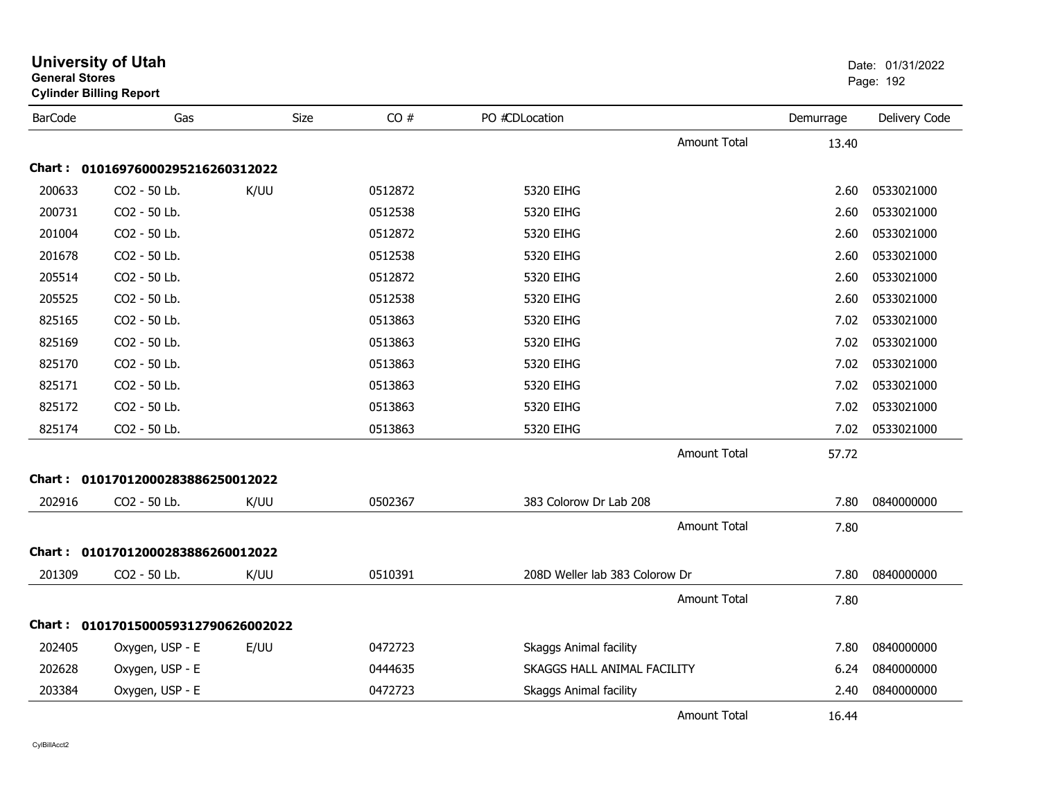# University of Utah

**General Stores**

**Cylinder Billing Report**

Date: 01/31/2022

| BarCode | Gas | Size | CO # | PO #CDLocation | Demurrage | Delivery Code |
|---|---|---|---|---|---|---|
| | | | | Amount Total | 13.40 | |
| **Chart : 01016976000295216260312022** | | | | | | |
| 200633 | CO2 - 50 Lb. | K/UU | 0512872 | 5320 EIHG | 2.60 | 0533021000 |
| 200731 | CO2 - 50 Lb. | | 0512538 | 5320 EIHG | 2.60 | 0533021000 |
| 201004 | CO2 - 50 Lb. | | 0512872 | 5320 EIHG | 2.60 | 0533021000 |
| 201678 | CO2 - 50 Lb. | | 0512538 | 5320 EIHG | 2.60 | 0533021000 |
| 205514 | CO2 - 50 Lb. | | 0512872 | 5320 EIHG | 2.60 | 0533021000 |
| 205525 | CO2 - 50 Lb. | | 0512538 | 5320 EIHG | 2.60 | 0533021000 |
| 825165 | CO2 - 50 Lb. | | 0513863 | 5320 EIHG | 7.02 | 0533021000 |
| 825169 | CO2 - 50 Lb. | | 0513863 | 5320 EIHG | 7.02 | 0533021000 |
| 825170 | CO2 - 50 Lb. | | 0513863 | 5320 EIHG | 7.02 | 0533021000 |
| 825171 | CO2 - 50 Lb. | | 0513863 | 5320 EIHG | 7.02 | 0533021000 |
| 825172 | CO2 - 50 Lb. | | 0513863 | 5320 EIHG | 7.02 | 0533021000 |
| 825174 | CO2 - 50 Lb. | | 0513863 | 5320 EIHG | 7.02 | 0533021000 |
| | | | | Amount Total | 57.72 | |
| **Chart : 01017012000283886250012022** | | | | | | |
| 202916 | CO2 - 50 Lb. | K/UU | 0502367 | 383 Colorow Dr Lab 208 | 7.80 | 0840000000 |
| | | | | Amount Total | 7.80 | |
| **Chart : 01017012000283886260012022** | | | | | | |
| 201309 | CO2 - 50 Lb. | K/UU | 0510391 | 208D Weller lab 383 Colorow Dr | 7.80 | 0840000000 |
| | | | | Amount Total | 7.80 | |
| **Chart : 0101701500059312790626002022** | | | | | | |
| 202405 | Oxygen, USP - E | E/UU | 0472723 | Skaggs Animal facility | 7.80 | 0840000000 |
| 202628 | Oxygen, USP - E | | 0444635 | SKAGGS HALL ANIMAL FACILITY | 6.24 | 0840000000 |
| 203384 | Oxygen, USP - E | | 0472723 | Skaggs Animal facility | 2.40 | 0840000000 |
| | | | | Amount Total | 16.44 | |

CylBillAcct2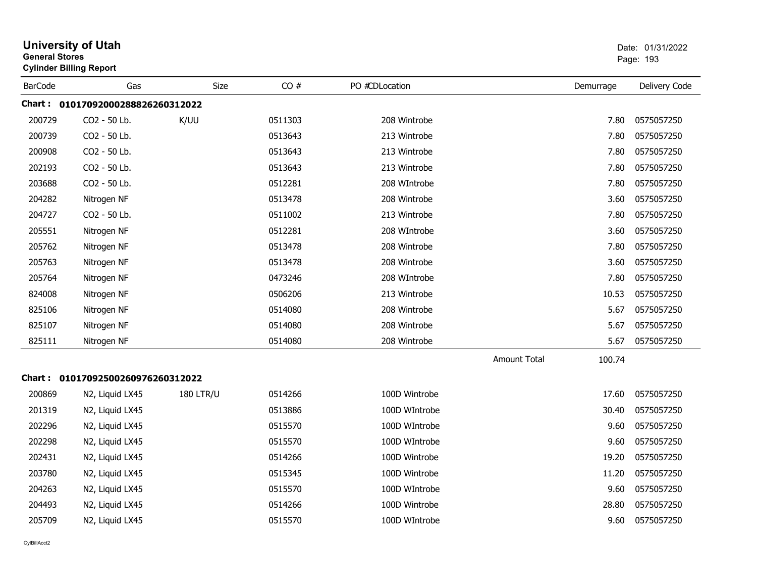# University of Utah
**General Stores**
**Cylinder Billing Report**

Date: 01/31/2022

| BarCode | Gas | Size | CO # | PO #CDLocation | Demurrage | Delivery Code |
|---|---|---|---|---|---|---|
| **Chart : 01017092000288826260312022** | | | | | | |
| 200729 | CO2 - 50 Lb. | K/UU | 0511303 | 208 Wintrobe | 7.80 | 0575057250 |
| 200739 | CO2 - 50 Lb. | | 0513643 | 213 Wintrobe | 7.80 | 0575057250 |
| 200908 | CO2 - 50 Lb. | | 0513643 | 213 Wintrobe | 7.80 | 0575057250 |
| 202193 | CO2 - 50 Lb. | | 0513643 | 213 Wintrobe | 7.80 | 0575057250 |
| 203688 | CO2 - 50 Lb. | | 0512281 | 208 WIntrobe | 7.80 | 0575057250 |
| 204282 | Nitrogen NF | | 0513478 | 208 Wintrobe | 3.60 | 0575057250 |
| 204727 | CO2 - 50 Lb. | | 0511002 | 213 Wintrobe | 7.80 | 0575057250 |
| 205551 | Nitrogen NF | | 0512281 | 208 WIntrobe | 3.60 | 0575057250 |
| 205762 | Nitrogen NF | | 0513478 | 208 Wintrobe | 7.80 | 0575057250 |
| 205763 | Nitrogen NF | | 0513478 | 208 Wintrobe | 3.60 | 0575057250 |
| 205764 | Nitrogen NF | | 0473246 | 208 WIntrobe | 7.80 | 0575057250 |
| 824008 | Nitrogen NF | | 0506206 | 213 Wintrobe | 10.53 | 0575057250 |
| 825106 | Nitrogen NF | | 0514080 | 208 Wintrobe | 5.67 | 0575057250 |
| 825107 | Nitrogen NF | | 0514080 | 208 Wintrobe | 5.67 | 0575057250 |
| 825111 | Nitrogen NF | | 0514080 | 208 Wintrobe | 5.67 | 0575057250 |
| | | | | Amount Total | 100.74 | |
| **Chart : 01017092500260976260312022** | | | | | | |
| 200869 | N2, Liquid LX45 | 180 LTR/U | 0514266 | 100D Wintrobe | 17.60 | 0575057250 |
| 201319 | N2, Liquid LX45 | | 0513886 | 100D WIntrobe | 30.40 | 0575057250 |
| 202296 | N2, Liquid LX45 | | 0515570 | 100D WIntrobe | 9.60 | 0575057250 |
| 202298 | N2, Liquid LX45 | | 0515570 | 100D WIntrobe | 9.60 | 0575057250 |
| 202431 | N2, Liquid LX45 | | 0514266 | 100D Wintrobe | 19.20 | 0575057250 |
| 203780 | N2, Liquid LX45 | | 0515345 | 100D Wintrobe | 11.20 | 0575057250 |
| 204263 | N2, Liquid LX45 | | 0515570 | 100D WIntrobe | 9.60 | 0575057250 |
| 204493 | N2, Liquid LX45 | | 0514266 | 100D Wintrobe | 28.80 | 0575057250 |
| 205709 | N2, Liquid LX45 | | 0515570 | 100D WIntrobe | 9.60 | 0575057250 |

CylBillAcct2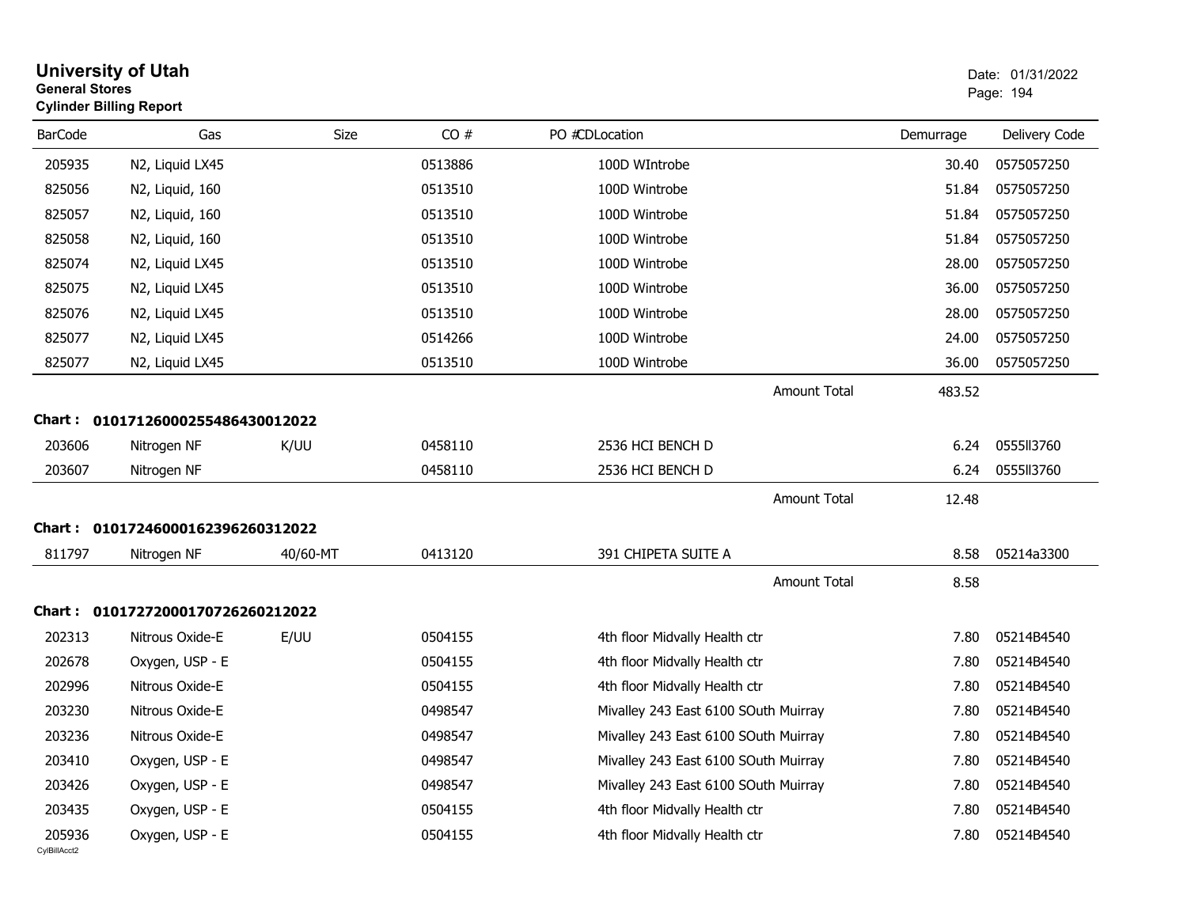# University of Utah
**General Stores**
**Cylinder Billing Report**

Date: 01/31/2022
Page: 194

| BarCode | Gas | Size | CO # | PO #CDLocation | Demurrage | Delivery Code |
|---|---|---|---|---|---|---|
| 205935 | N2, Liquid LX45 | | 0513886 | 100D WIntrobe | 30.40 | 0575057250 |
| 825056 | N2, Liquid, 160 | | 0513510 | 100D Wintrobe | 51.84 | 0575057250 |
| 825057 | N2, Liquid, 160 | | 0513510 | 100D Wintrobe | 51.84 | 0575057250 |
| 825058 | N2, Liquid, 160 | | 0513510 | 100D Wintrobe | 51.84 | 0575057250 |
| 825074 | N2, Liquid LX45 | | 0513510 | 100D Wintrobe | 28.00 | 0575057250 |
| 825075 | N2, Liquid LX45 | | 0513510 | 100D Wintrobe | 36.00 | 0575057250 |
| 825076 | N2, Liquid LX45 | | 0513510 | 100D Wintrobe | 28.00 | 0575057250 |
| 825077 | N2, Liquid LX45 | | 0514266 | 100D Wintrobe | 24.00 | 0575057250 |
| 825077 | N2, Liquid LX45 | | 0513510 | 100D Wintrobe | 36.00 | 0575057250 |
| | | | | Amount Total | 483.52 | |

**Chart : 01017126000255486430012022**

| BarCode | Gas | Size | CO # | PO #CDLocation | Demurrage | Delivery Code |
|---|---|---|---|---|---|---|
| 203606 | Nitrogen NF | K/UU | 0458110 | 2536 HCI BENCH D | 6.24 | 0555ll3760 |
| 203607 | Nitrogen NF | | 0458110 | 2536 HCI BENCH D | 6.24 | 0555ll3760 |
| | | | | Amount Total | 12.48 | |

**Chart : 01017246000162396260312022**

| BarCode | Gas | Size | CO # | PO #CDLocation | Demurrage | Delivery Code |
|---|---|---|---|---|---|---|
| 811797 | Nitrogen NF | 40/60-MT | 0413120 | 391 CHIPETA SUITE A | 8.58 | 05214a3300 |
| | | | | Amount Total | 8.58 | |

**Chart : 01017272000170726260212022**

| BarCode | Gas | Size | CO # | PO #CDLocation | Demurrage | Delivery Code |
|---|---|---|---|---|---|---|
| 202313 | Nitrous Oxide-E | E/UU | 0504155 | 4th floor Midvally Health ctr | 7.80 | 05214B4540 |
| 202678 | Oxygen, USP - E | | 0504155 | 4th floor Midvally Health ctr | 7.80 | 05214B4540 |
| 202996 | Nitrous Oxide-E | | 0504155 | 4th floor Midvally Health ctr | 7.80 | 05214B4540 |
| 203230 | Nitrous Oxide-E | | 0498547 | Mivalley 243 East 6100 SOuth Muirray | 7.80 | 05214B4540 |
| 203236 | Nitrous Oxide-E | | 0498547 | Mivalley 243 East 6100 SOuth Muirray | 7.80 | 05214B4540 |
| 203410 | Oxygen, USP - E | | 0498547 | Mivalley 243 East 6100 SOuth Muirray | 7.80 | 05214B4540 |
| 203426 | Oxygen, USP - E | | 0498547 | Mivalley 243 East 6100 SOuth Muirray | 7.80 | 05214B4540 |
| 203435 | Oxygen, USP - E | | 0504155 | 4th floor Midvally Health ctr | 7.80 | 05214B4540 |
| 205936 | Oxygen, USP - E | | 0504155 | 4th floor Midvally Health ctr | 7.80 | 05214B4540 |

CylBillAcct2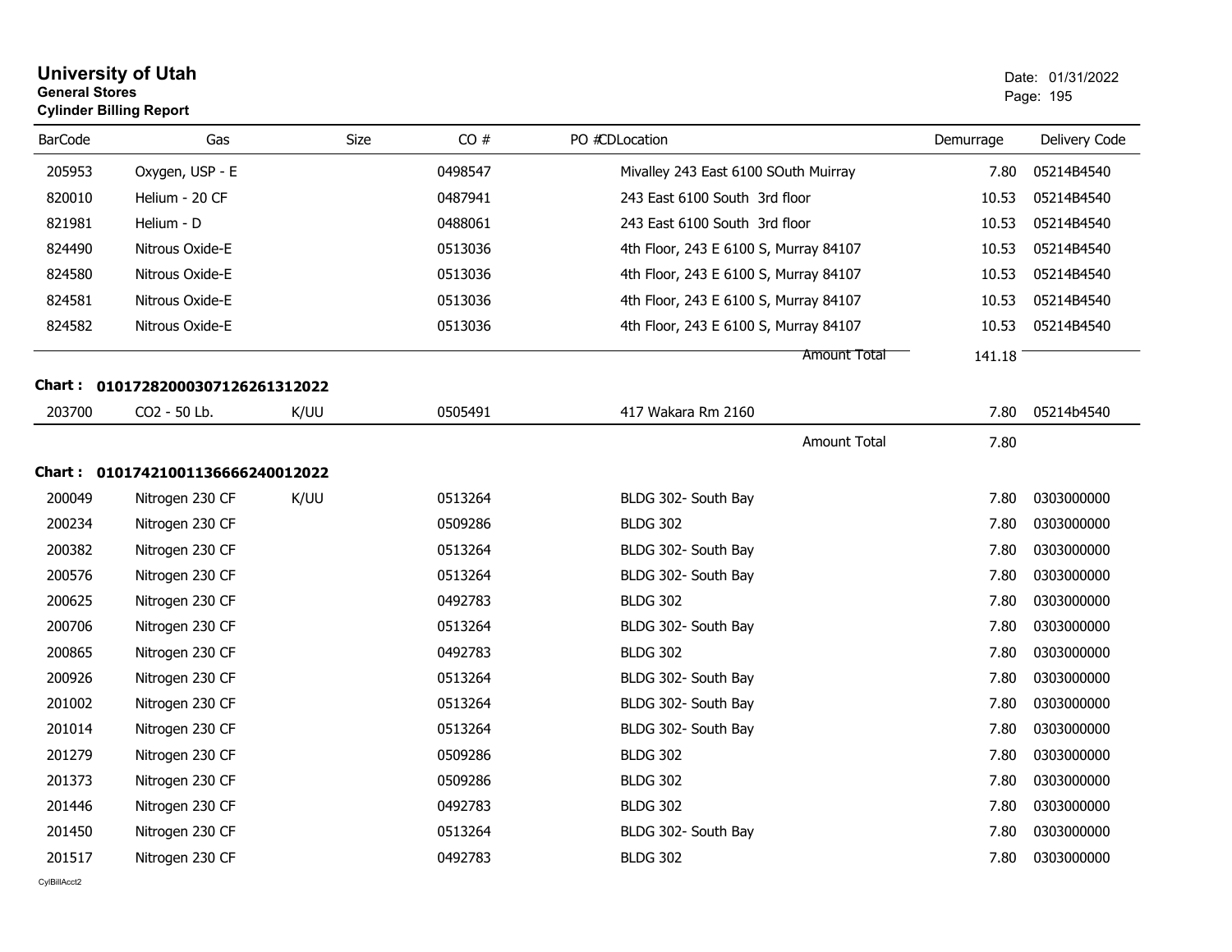# University of Utah
**General Stores**
**Cylinder Billing Report**

Date: 01/31/2022

| BarCode | Gas | Size | CO # | PO # | CDLocation | Demurrage | Delivery Code |
|---|---|---|---|---|---|---|---|
| 205953 | Oxygen, USP - E | | 0498547 | | Mivalley 243 East 6100 SOuth Muirray | 7.80 | 05214B4540 |
| 820010 | Helium - 20 CF | | 0487941 | | 243 East 6100 South 3rd floor | 10.53 | 05214B4540 |
| 821981 | Helium - D | | 0488061 | | 243 East 6100 South 3rd floor | 10.53 | 05214B4540 |
| 824490 | Nitrous Oxide-E | | 0513036 | | 4th Floor, 243 E 6100 S, Murray 84107 | 10.53 | 05214B4540 |
| 824580 | Nitrous Oxide-E | | 0513036 | | 4th Floor, 243 E 6100 S, Murray 84107 | 10.53 | 05214B4540 |
| 824581 | Nitrous Oxide-E | | 0513036 | | 4th Floor, 243 E 6100 S, Murray 84107 | 10.53 | 05214B4540 |
| 824582 | Nitrous Oxide-E | | 0513036 | | 4th Floor, 243 E 6100 S, Murray 84107 | 10.53 | 05214B4540 |
| | | | | | Amount Total | 141.18 | |

**Chart : 01017282000307126261312022**

| BarCode | Gas | Size | CO # | PO # | CDLocation | Demurrage | Delivery Code |
|---|---|---|---|---|---|---|---|
| 203700 | CO2 - 50 Lb. | K/UU | 0505491 | | 417 Wakara Rm 2160 | 7.80 | 05214b4540 |
| | | | | | Amount Total | 7.80 | |

**Chart : 01017421001136666240012022**

| BarCode | Gas | Size | CO # | PO # | CDLocation | Demurrage | Delivery Code |
|---|---|---|---|---|---|---|---|
| 200049 | Nitrogen 230 CF | K/UU | 0513264 | | BLDG 302- South Bay | 7.80 | 0303000000 |
| 200234 | Nitrogen 230 CF | | 0509286 | | BLDG 302 | 7.80 | 0303000000 |
| 200382 | Nitrogen 230 CF | | 0513264 | | BLDG 302- South Bay | 7.80 | 0303000000 |
| 200576 | Nitrogen 230 CF | | 0513264 | | BLDG 302- South Bay | 7.80 | 0303000000 |
| 200625 | Nitrogen 230 CF | | 0492783 | | BLDG 302 | 7.80 | 0303000000 |
| 200706 | Nitrogen 230 CF | | 0513264 | | BLDG 302- South Bay | 7.80 | 0303000000 |
| 200865 | Nitrogen 230 CF | | 0492783 | | BLDG 302 | 7.80 | 0303000000 |
| 200926 | Nitrogen 230 CF | | 0513264 | | BLDG 302- South Bay | 7.80 | 0303000000 |
| 201002 | Nitrogen 230 CF | | 0513264 | | BLDG 302- South Bay | 7.80 | 0303000000 |
| 201014 | Nitrogen 230 CF | | 0513264 | | BLDG 302- South Bay | 7.80 | 0303000000 |
| 201279 | Nitrogen 230 CF | | 0509286 | | BLDG 302 | 7.80 | 0303000000 |
| 201373 | Nitrogen 230 CF | | 0509286 | | BLDG 302 | 7.80 | 0303000000 |
| 201446 | Nitrogen 230 CF | | 0492783 | | BLDG 302 | 7.80 | 0303000000 |
| 201450 | Nitrogen 230 CF | | 0513264 | | BLDG 302- South Bay | 7.80 | 0303000000 |
| 201517 | Nitrogen 230 CF | | 0492783 | | BLDG 302 | 7.80 | 0303000000 |

CylBillAcct2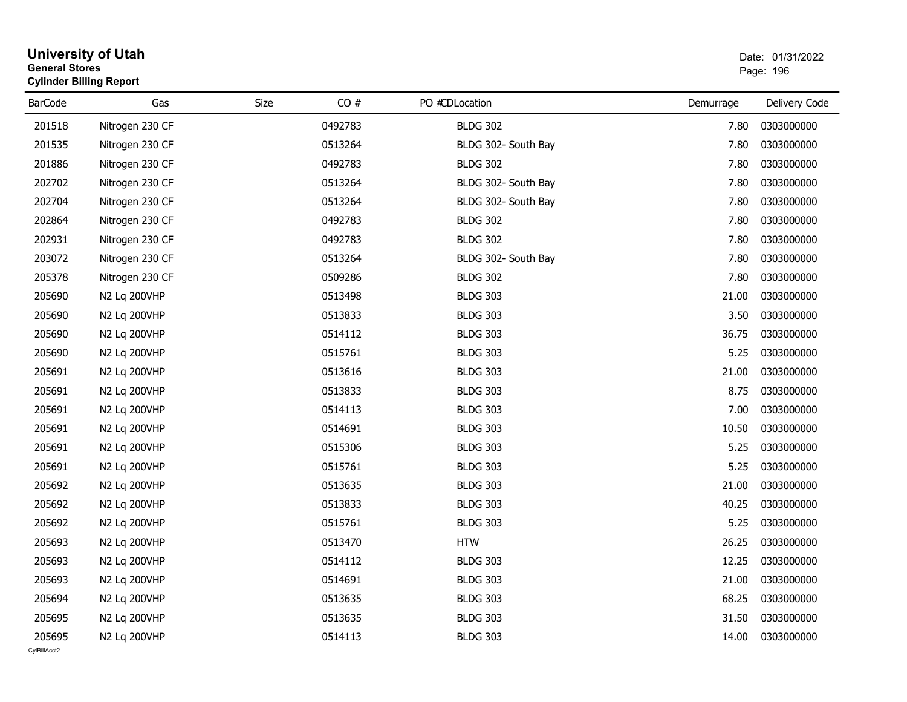# University of Utah
**General Stores**
**Cylinder Billing Report**

Date: 01/31/2022

| BarCode | Gas | Size | CO # | PO #CDLocation | Demurrage | Delivery Code |
|---|---|---|---|---|---|---|
| 201518 | Nitrogen 230 CF | | 0492783 | BLDG 302 | 7.80 | 0303000000 |
| 201535 | Nitrogen 230 CF | | 0513264 | BLDG 302- South Bay | 7.80 | 0303000000 |
| 201886 | Nitrogen 230 CF | | 0492783 | BLDG 302 | 7.80 | 0303000000 |
| 202702 | Nitrogen 230 CF | | 0513264 | BLDG 302- South Bay | 7.80 | 0303000000 |
| 202704 | Nitrogen 230 CF | | 0513264 | BLDG 302- South Bay | 7.80 | 0303000000 |
| 202864 | Nitrogen 230 CF | | 0492783 | BLDG 302 | 7.80 | 0303000000 |
| 202931 | Nitrogen 230 CF | | 0492783 | BLDG 302 | 7.80 | 0303000000 |
| 203072 | Nitrogen 230 CF | | 0513264 | BLDG 302- South Bay | 7.80 | 0303000000 |
| 205378 | Nitrogen 230 CF | | 0509286 | BLDG 302 | 7.80 | 0303000000 |
| 205690 | N2 Lq 200VHP | | 0513498 | BLDG 303 | 21.00 | 0303000000 |
| 205690 | N2 Lq 200VHP | | 0513833 | BLDG 303 | 3.50 | 0303000000 |
| 205690 | N2 Lq 200VHP | | 0514112 | BLDG 303 | 36.75 | 0303000000 |
| 205690 | N2 Lq 200VHP | | 0515761 | BLDG 303 | 5.25 | 0303000000 |
| 205691 | N2 Lq 200VHP | | 0513616 | BLDG 303 | 21.00 | 0303000000 |
| 205691 | N2 Lq 200VHP | | 0513833 | BLDG 303 | 8.75 | 0303000000 |
| 205691 | N2 Lq 200VHP | | 0514113 | BLDG 303 | 7.00 | 0303000000 |
| 205691 | N2 Lq 200VHP | | 0514691 | BLDG 303 | 10.50 | 0303000000 |
| 205691 | N2 Lq 200VHP | | 0515306 | BLDG 303 | 5.25 | 0303000000 |
| 205691 | N2 Lq 200VHP | | 0515761 | BLDG 303 | 5.25 | 0303000000 |
| 205692 | N2 Lq 200VHP | | 0513635 | BLDG 303 | 21.00 | 0303000000 |
| 205692 | N2 Lq 200VHP | | 0513833 | BLDG 303 | 40.25 | 0303000000 |
| 205692 | N2 Lq 200VHP | | 0515761 | BLDG 303 | 5.25 | 0303000000 |
| 205693 | N2 Lq 200VHP | | 0513470 | HTW | 26.25 | 0303000000 |
| 205693 | N2 Lq 200VHP | | 0514112 | BLDG 303 | 12.25 | 0303000000 |
| 205693 | N2 Lq 200VHP | | 0514691 | BLDG 303 | 21.00 | 0303000000 |
| 205694 | N2 Lq 200VHP | | 0513635 | BLDG 303 | 68.25 | 0303000000 |
| 205695 | N2 Lq 200VHP | | 0513635 | BLDG 303 | 31.50 | 0303000000 |
| 205695 | N2 Lq 200VHP | | 0514113 | BLDG 303 | 14.00 | 0303000000 |

CylBillAcct2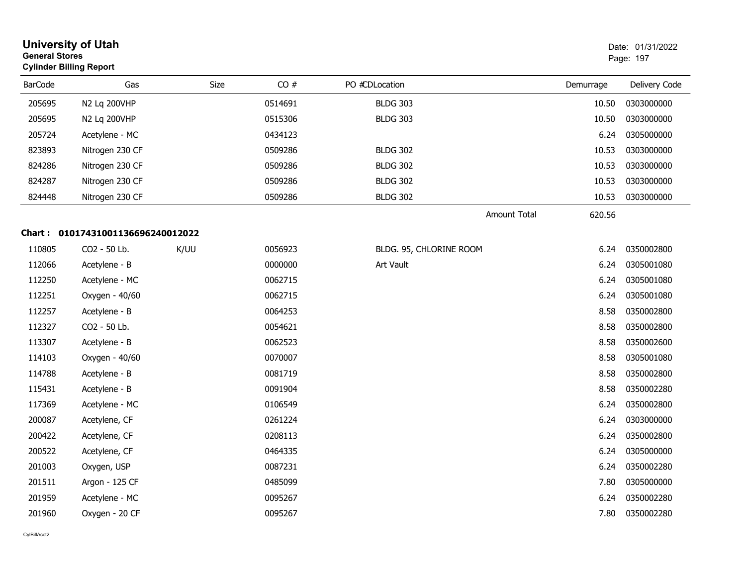# University of Utah
**General Stores**
**Cylinder Billing Report**

Date: 01/31/2022

| BarCode | Gas | Size | CO # | PO # | CDLocation | Demurrage | Delivery Code |
|---|---|---|---|---|---|---|---|
| 205695 | N2 Lq 200VHP | | 0514691 | | BLDG 303 | 10.50 | 0303000000 |
| 205695 | N2 Lq 200VHP | | 0515306 | | BLDG 303 | 10.50 | 0303000000 |
| 205724 | Acetylene - MC | | 0434123 | | | 6.24 | 0305000000 |
| 823893 | Nitrogen 230 CF | | 0509286 | | BLDG 302 | 10.53 | 0303000000 |
| 824286 | Nitrogen 230 CF | | 0509286 | | BLDG 302 | 10.53 | 0303000000 |
| 824287 | Nitrogen 230 CF | | 0509286 | | BLDG 302 | 10.53 | 0303000000 |
| 824448 | Nitrogen 230 CF | | 0509286 | | BLDG 302 | 10.53 | 0303000000 |
| | | | | | Amount Total | 620.56 | |

**Chart : 01017431001136696240012022**

| BarCode | Gas | Size | CO # | PO # | CDLocation | Demurrage | Delivery Code |
|---|---|---|---|---|---|---|---|
| 110805 | CO2 - 50 Lb. | K/UU | 0056923 | | BLDG. 95, CHLORINE ROOM | 6.24 | 0350002800 |
| 112066 | Acetylene - B | | 0000000 | | Art Vault | 6.24 | 0305001080 |
| 112250 | Acetylene - MC | | 0062715 | | | 6.24 | 0305001080 |
| 112251 | Oxygen - 40/60 | | 0062715 | | | 6.24 | 0305001080 |
| 112257 | Acetylene - B | | 0064253 | | | 8.58 | 0350002800 |
| 112327 | CO2 - 50 Lb. | | 0054621 | | | 8.58 | 0350002800 |
| 113307 | Acetylene - B | | 0062523 | | | 8.58 | 0350002600 |
| 114103 | Oxygen - 40/60 | | 0070007 | | | 8.58 | 0305001080 |
| 114788 | Acetylene - B | | 0081719 | | | 8.58 | 0350002800 |
| 115431 | Acetylene - B | | 0091904 | | | 8.58 | 0350002280 |
| 117369 | Acetylene - MC | | 0106549 | | | 6.24 | 0350002800 |
| 200087 | Acetylene, CF | | 0261224 | | | 6.24 | 0303000000 |
| 200422 | Acetylene, CF | | 0208113 | | | 6.24 | 0350002800 |
| 200522 | Acetylene, CF | | 0464335 | | | 6.24 | 0305000000 |
| 201003 | Oxygen, USP | | 0087231 | | | 6.24 | 0350002280 |
| 201511 | Argon - 125 CF | | 0485099 | | | 7.80 | 0305000000 |
| 201959 | Acetylene - MC | | 0095267 | | | 6.24 | 0350002280 |
| 201960 | Oxygen - 20 CF | | 0095267 | | | 7.80 | 0350002280 |

CylBillAcct2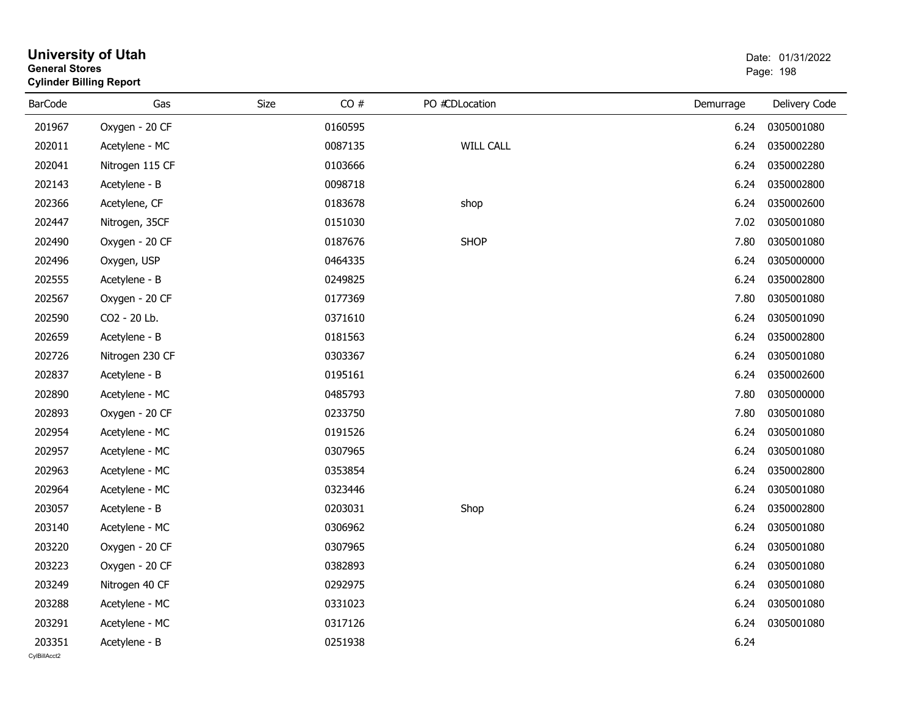# University of Utah
**General Stores**
**Cylinder Billing Report**

Date: 01/31/2022

| BarCode | Gas | Size | CO # | PO #CDLocation | Demurrage | Delivery Code |
|---|---|---|---|---|---|---|
| 201967 | Oxygen - 20 CF | | 0160595 | | 6.24 | 0305001080 |
| 202011 | Acetylene - MC | | 0087135 | WILL CALL | 6.24 | 0350002280 |
| 202041 | Nitrogen 115 CF | | 0103666 | | 6.24 | 0350002280 |
| 202143 | Acetylene - B | | 0098718 | | 6.24 | 0350002800 |
| 202366 | Acetylene, CF | | 0183678 | shop | 6.24 | 0350002600 |
| 202447 | Nitrogen, 35CF | | 0151030 | | 7.02 | 0305001080 |
| 202490 | Oxygen - 20 CF | | 0187676 | SHOP | 7.80 | 0305001080 |
| 202496 | Oxygen, USP | | 0464335 | | 6.24 | 0305000000 |
| 202555 | Acetylene - B | | 0249825 | | 6.24 | 0350002800 |
| 202567 | Oxygen - 20 CF | | 0177369 | | 7.80 | 0305001080 |
| 202590 | CO2 - 20 Lb. | | 0371610 | | 6.24 | 0305001090 |
| 202659 | Acetylene - B | | 0181563 | | 6.24 | 0350002800 |
| 202726 | Nitrogen 230 CF | | 0303367 | | 6.24 | 0305001080 |
| 202837 | Acetylene - B | | 0195161 | | 6.24 | 0350002600 |
| 202890 | Acetylene - MC | | 0485793 | | 7.80 | 0305000000 |
| 202893 | Oxygen - 20 CF | | 0233750 | | 7.80 | 0305001080 |
| 202954 | Acetylene - MC | | 0191526 | | 6.24 | 0305001080 |
| 202957 | Acetylene - MC | | 0307965 | | 6.24 | 0305001080 |
| 202963 | Acetylene - MC | | 0353854 | | 6.24 | 0350002800 |
| 202964 | Acetylene - MC | | 0323446 | | 6.24 | 0305001080 |
| 203057 | Acetylene - B | | 0203031 | Shop | 6.24 | 0350002800 |
| 203140 | Acetylene - MC | | 0306962 | | 6.24 | 0305001080 |
| 203220 | Oxygen - 20 CF | | 0307965 | | 6.24 | 0305001080 |
| 203223 | Oxygen - 20 CF | | 0382893 | | 6.24 | 0305001080 |
| 203249 | Nitrogen 40 CF | | 0292975 | | 6.24 | 0305001080 |
| 203288 | Acetylene - MC | | 0331023 | | 6.24 | 0305001080 |
| 203291 | Acetylene - MC | | 0317126 | | 6.24 | 0305001080 |
| 203351 | Acetylene - B | | 0251938 | | 6.24 | |

CylBillAcct2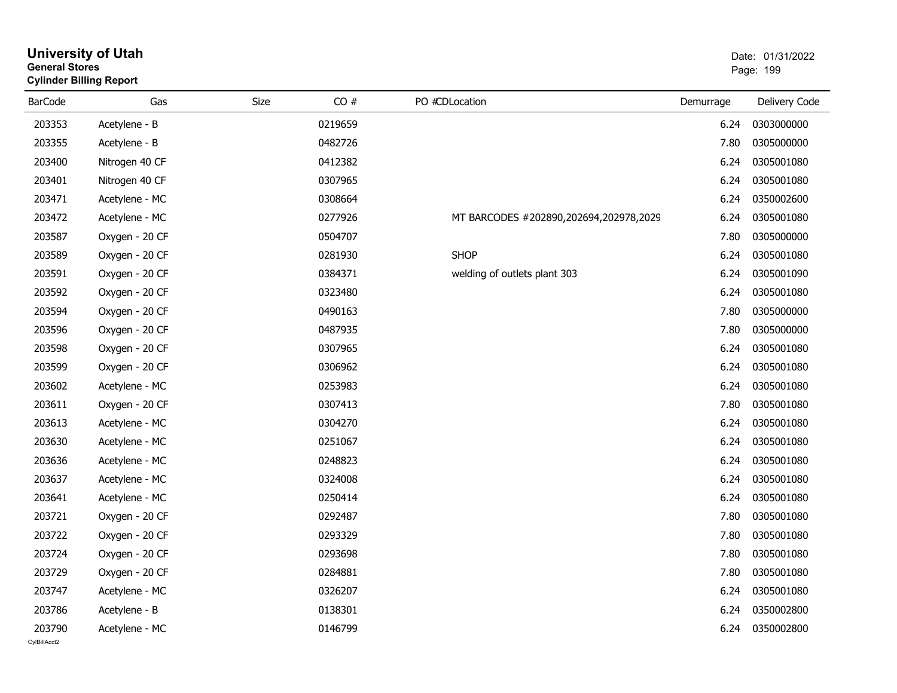# University of Utah

**General Stores**

**Cylinder Billing Report**

Date: 01/31/2022

| BarCode | Gas | Size | CO # | PO #CDLocation | Demurrage | Delivery Code |
|---|---|---|---|---|---|---|
| 203353 | Acetylene - B | | 0219659 | | 6.24 | 0303000000 |
| 203355 | Acetylene - B | | 0482726 | | 7.80 | 0305000000 |
| 203400 | Nitrogen 40 CF | | 0412382 | | 6.24 | 0305001080 |
| 203401 | Nitrogen 40 CF | | 0307965 | | 6.24 | 0305001080 |
| 203471 | Acetylene - MC | | 0308664 | | 6.24 | 0350002600 |
| 203472 | Acetylene - MC | | 0277926 | MT BARCODES #202890,202694,202978,2029 | 6.24 | 0305001080 |
| 203587 | Oxygen - 20 CF | | 0504707 | | 7.80 | 0305000000 |
| 203589 | Oxygen - 20 CF | | 0281930 | SHOP | 6.24 | 0305001080 |
| 203591 | Oxygen - 20 CF | | 0384371 | welding of outlets plant 303 | 6.24 | 0305001090 |
| 203592 | Oxygen - 20 CF | | 0323480 | | 6.24 | 0305001080 |
| 203594 | Oxygen - 20 CF | | 0490163 | | 7.80 | 0305000000 |
| 203596 | Oxygen - 20 CF | | 0487935 | | 7.80 | 0305000000 |
| 203598 | Oxygen - 20 CF | | 0307965 | | 6.24 | 0305001080 |
| 203599 | Oxygen - 20 CF | | 0306962 | | 6.24 | 0305001080 |
| 203602 | Acetylene - MC | | 0253983 | | 6.24 | 0305001080 |
| 203611 | Oxygen - 20 CF | | 0307413 | | 7.80 | 0305001080 |
| 203613 | Acetylene - MC | | 0304270 | | 6.24 | 0305001080 |
| 203630 | Acetylene - MC | | 0251067 | | 6.24 | 0305001080 |
| 203636 | Acetylene - MC | | 0248823 | | 6.24 | 0305001080 |
| 203637 | Acetylene - MC | | 0324008 | | 6.24 | 0305001080 |
| 203641 | Acetylene - MC | | 0250414 | | 6.24 | 0305001080 |
| 203721 | Oxygen - 20 CF | | 0292487 | | 7.80 | 0305001080 |
| 203722 | Oxygen - 20 CF | | 0293329 | | 7.80 | 0305001080 |
| 203724 | Oxygen - 20 CF | | 0293698 | | 7.80 | 0305001080 |
| 203729 | Oxygen - 20 CF | | 0284881 | | 7.80 | 0305001080 |
| 203747 | Acetylene - MC | | 0326207 | | 6.24 | 0305001080 |
| 203786 | Acetylene - B | | 0138301 | | 6.24 | 0350002800 |
| 203790 | Acetylene - MC | | 0146799 | | 6.24 | 0350002800 |

CylBillAcct2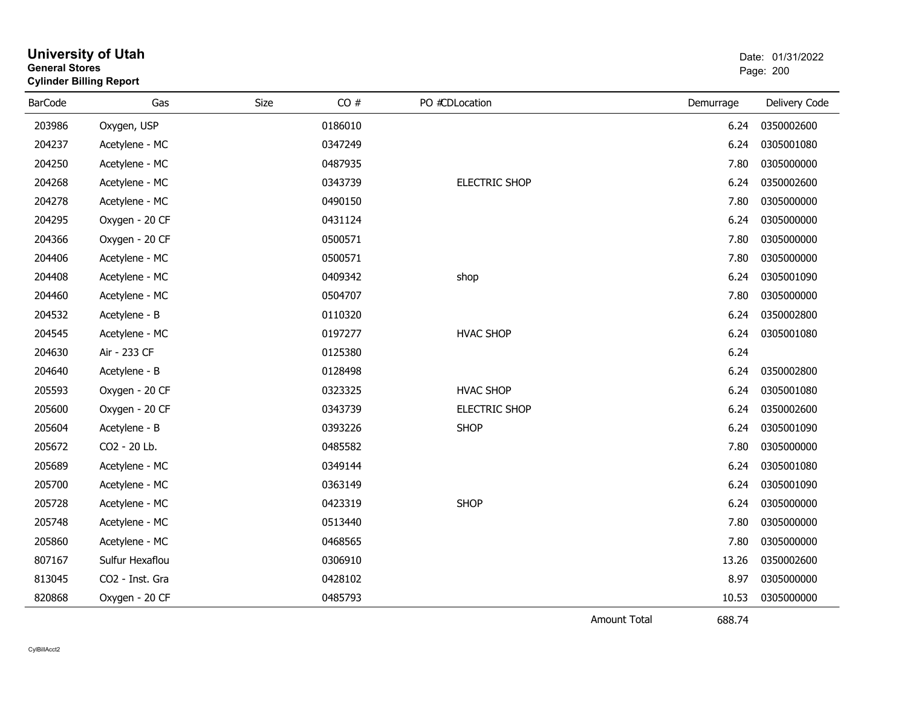# University of Utah
**General Stores**
**Cylinder Billing Report**

Date: 01/31/2022

| BarCode | Gas | Size | CO # | PO #CDLocation | Demurrage | Delivery Code |
|---|---|---|---|---|---|---|
| 203986 | Oxygen, USP | | 0186010 | | 6.24 | 0350002600 |
| 204237 | Acetylene - MC | | 0347249 | | 6.24 | 0305001080 |
| 204250 | Acetylene - MC | | 0487935 | | 7.80 | 0305000000 |
| 204268 | Acetylene - MC | | 0343739 | ELECTRIC SHOP | 6.24 | 0350002600 |
| 204278 | Acetylene - MC | | 0490150 | | 7.80 | 0305000000 |
| 204295 | Oxygen - 20 CF | | 0431124 | | 6.24 | 0305000000 |
| 204366 | Oxygen - 20 CF | | 0500571 | | 7.80 | 0305000000 |
| 204406 | Acetylene - MC | | 0500571 | | 7.80 | 0305000000 |
| 204408 | Acetylene - MC | | 0409342 | shop | 6.24 | 0305001090 |
| 204460 | Acetylene - MC | | 0504707 | | 7.80 | 0305000000 |
| 204532 | Acetylene - B | | 0110320 | | 6.24 | 0350002800 |
| 204545 | Acetylene - MC | | 0197277 | HVAC SHOP | 6.24 | 0305001080 |
| 204630 | Air - 233 CF | | 0125380 | | 6.24 | |
| 204640 | Acetylene - B | | 0128498 | | 6.24 | 0350002800 |
| 205593 | Oxygen - 20 CF | | 0323325 | HVAC SHOP | 6.24 | 0305001080 |
| 205600 | Oxygen - 20 CF | | 0343739 | ELECTRIC SHOP | 6.24 | 0350002600 |
| 205604 | Acetylene - B | | 0393226 | SHOP | 6.24 | 0305001090 |
| 205672 | CO2 - 20 Lb. | | 0485582 | | 7.80 | 0305000000 |
| 205689 | Acetylene - MC | | 0349144 | | 6.24 | 0305001080 |
| 205700 | Acetylene - MC | | 0363149 | | 6.24 | 0305001090 |
| 205728 | Acetylene - MC | | 0423319 | SHOP | 6.24 | 0305000000 |
| 205748 | Acetylene - MC | | 0513440 | | 7.80 | 0305000000 |
| 205860 | Acetylene - MC | | 0468565 | | 7.80 | 0305000000 |
| 807167 | Sulfur Hexaflou | | 0306910 | | 13.26 | 0350002600 |
| 813045 | CO2 - Inst. Gra | | 0428102 | | 8.97 | 0305000000 |
| 820868 | Oxygen - 20 CF | | 0485793 | | 10.53 | 0305000000 |
| | | | | Amount Total | 688.74 | |

CylBillAcct2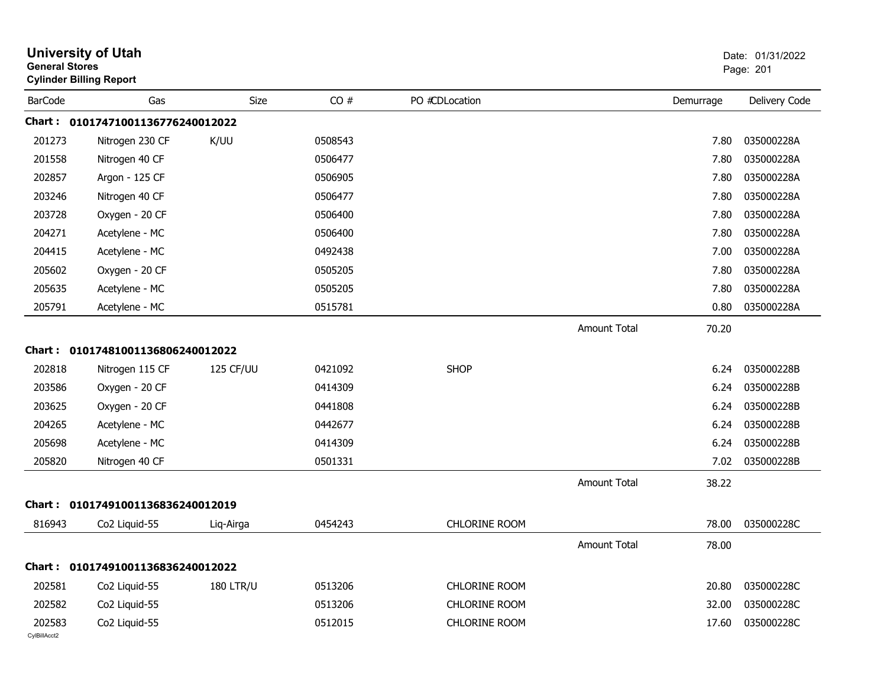**University of Utah**
**General Stores**
**Cylinder Billing Report**

Date: 01/31/2022

| BarCode | Gas | Size | CO # | PO # | CDLocation | Demurrage | Delivery Code |
|---|---|---|---|---|---|---|---|
| **Chart :** | **01017471001136776240012022** | | | | | | |
| 201273 | Nitrogen 230 CF | K/UU | 0508543 | | | 7.80 | 035000228A |
| 201558 | Nitrogen 40 CF | | 0506477 | | | 7.80 | 035000228A |
| 202857 | Argon - 125 CF | | 0506905 | | | 7.80 | 035000228A |
| 203246 | Nitrogen 40 CF | | 0506477 | | | 7.80 | 035000228A |
| 203728 | Oxygen - 20 CF | | 0506400 | | | 7.80 | 035000228A |
| 204271 | Acetylene - MC | | 0506400 | | | 7.80 | 035000228A |
| 204415 | Acetylene - MC | | 0492438 | | | 7.00 | 035000228A |
| 205602 | Oxygen - 20 CF | | 0505205 | | | 7.80 | 035000228A |
| 205635 | Acetylene - MC | | 0505205 | | | 7.80 | 035000228A |
| 205791 | Acetylene - MC | | 0515781 | | | 0.80 | 035000228A |
| | | | | | Amount Total | 70.20 | |
| **Chart :** | **01017481001136806240012022** | | | | | | |
| 202818 | Nitrogen 115 CF | 125 CF/UU | 0421092 | | SHOP | 6.24 | 035000228B |
| 203586 | Oxygen - 20 CF | | 0414309 | | | 6.24 | 035000228B |
| 203625 | Oxygen - 20 CF | | 0441808 | | | 6.24 | 035000228B |
| 204265 | Acetylene - MC | | 0442677 | | | 6.24 | 035000228B |
| 205698 | Acetylene - MC | | 0414309 | | | 6.24 | 035000228B |
| 205820 | Nitrogen 40 CF | | 0501331 | | | 7.02 | 035000228B |
| | | | | | Amount Total | 38.22 | |
| **Chart :** | **01017491001136836240012019** | | | | | | |
| 816943 | Co2 Liquid-55 | Liq-Airga | 0454243 | | CHLORINE ROOM | 78.00 | 035000228C |
| | | | | | Amount Total | 78.00 | |
| **Chart :** | **01017491001136836240012022** | | | | | | |
| 202581 | Co2 Liquid-55 | 180 LTR/U | 0513206 | | CHLORINE ROOM | 20.80 | 035000228C |
| 202582 | Co2 Liquid-55 | | 0513206 | | CHLORINE ROOM | 32.00 | 035000228C |
| 202583 | Co2 Liquid-55 | | 0512015 | | CHLORINE ROOM | 17.60 | 035000228C |

CylBillAcct2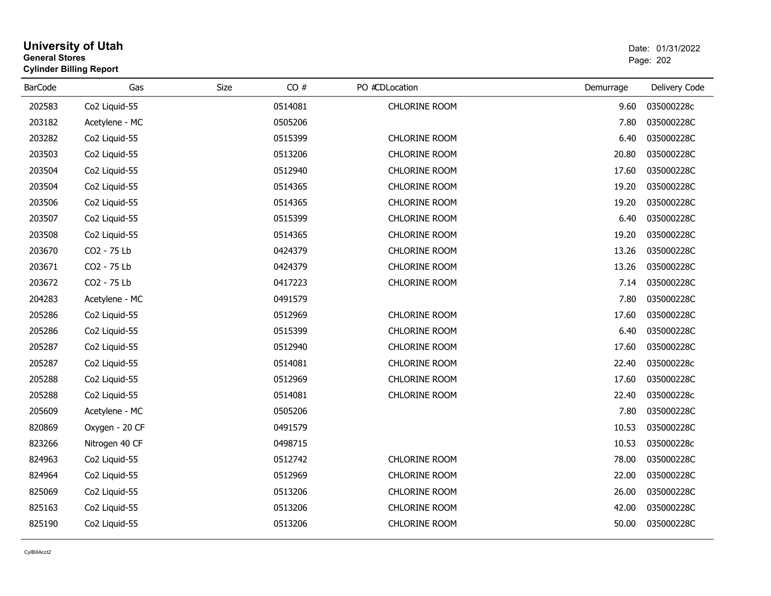# University of Utah
**General Stores**
**Cylinder Billing Report**

Date: 01/31/2022

| BarCode | Gas | Size | CO # | PO # | CDLocation | Demurrage | Delivery Code |
|---|---|---|---|---|---|---|---|
| 202583 | Co2 Liquid-55 | | 0514081 | | CHLORINE ROOM | 9.60 | 035000228c |
| 203182 | Acetylene - MC | | 0505206 | | | 7.80 | 035000228C |
| 203282 | Co2 Liquid-55 | | 0515399 | | CHLORINE ROOM | 6.40 | 035000228C |
| 203503 | Co2 Liquid-55 | | 0513206 | | CHLORINE ROOM | 20.80 | 035000228C |
| 203504 | Co2 Liquid-55 | | 0512940 | | CHLORINE ROOM | 17.60 | 035000228C |
| 203504 | Co2 Liquid-55 | | 0514365 | | CHLORINE ROOM | 19.20 | 035000228C |
| 203506 | Co2 Liquid-55 | | 0514365 | | CHLORINE ROOM | 19.20 | 035000228C |
| 203507 | Co2 Liquid-55 | | 0515399 | | CHLORINE ROOM | 6.40 | 035000228C |
| 203508 | Co2 Liquid-55 | | 0514365 | | CHLORINE ROOM | 19.20 | 035000228C |
| 203670 | CO2 - 75 Lb | | 0424379 | | CHLORINE ROOM | 13.26 | 035000228C |
| 203671 | CO2 - 75 Lb | | 0424379 | | CHLORINE ROOM | 13.26 | 035000228C |
| 203672 | CO2 - 75 Lb | | 0417223 | | CHLORINE ROOM | 7.14 | 035000228C |
| 204283 | Acetylene - MC | | 0491579 | | | 7.80 | 035000228C |
| 205286 | Co2 Liquid-55 | | 0512969 | | CHLORINE ROOM | 17.60 | 035000228C |
| 205286 | Co2 Liquid-55 | | 0515399 | | CHLORINE ROOM | 6.40 | 035000228C |
| 205287 | Co2 Liquid-55 | | 0512940 | | CHLORINE ROOM | 17.60 | 035000228C |
| 205287 | Co2 Liquid-55 | | 0514081 | | CHLORINE ROOM | 22.40 | 035000228c |
| 205288 | Co2 Liquid-55 | | 0512969 | | CHLORINE ROOM | 17.60 | 035000228C |
| 205288 | Co2 Liquid-55 | | 0514081 | | CHLORINE ROOM | 22.40 | 035000228c |
| 205609 | Acetylene - MC | | 0505206 | | | 7.80 | 035000228C |
| 820869 | Oxygen - 20 CF | | 0491579 | | | 10.53 | 035000228C |
| 823266 | Nitrogen 40 CF | | 0498715 | | | 10.53 | 035000228c |
| 824963 | Co2 Liquid-55 | | 0512742 | | CHLORINE ROOM | 78.00 | 035000228C |
| 824964 | Co2 Liquid-55 | | 0512969 | | CHLORINE ROOM | 22.00 | 035000228C |
| 825069 | Co2 Liquid-55 | | 0513206 | | CHLORINE ROOM | 26.00 | 035000228C |
| 825163 | Co2 Liquid-55 | | 0513206 | | CHLORINE ROOM | 42.00 | 035000228C |
| 825190 | Co2 Liquid-55 | | 0513206 | | CHLORINE ROOM | 50.00 | 035000228C |

CylBillAcct2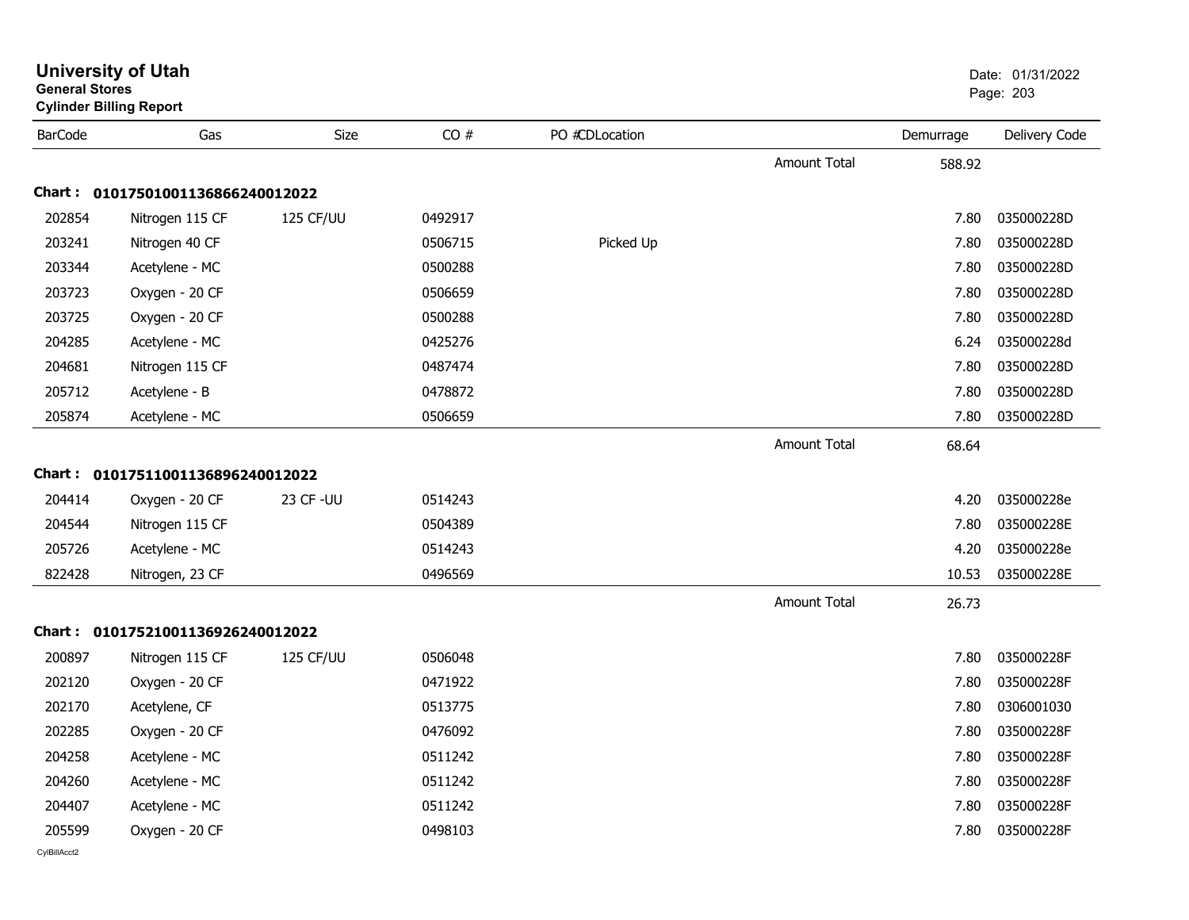# University of Utah

**General Stores**

**Cylinder Billing Report**

Date: 01/31/2022

| BarCode | Gas | Size | CO # | PO # | CDLocation | | Demurrage | Delivery Code |
|---|---|---|---|---|---|---|---|---|
| | | | | | | Amount Total | 588.92 | |
| **Chart :** | **01017501001136866240012022** | | | | | | | |
| 202854 | Nitrogen 115 CF | 125 CF/UU | 0492917 | | | | 7.80 | 035000228D |
| 203241 | Nitrogen 40 CF | | 0506715 | | Picked Up | | 7.80 | 035000228D |
| 203344 | Acetylene - MC | | 0500288 | | | | 7.80 | 035000228D |
| 203723 | Oxygen - 20 CF | | 0506659 | | | | 7.80 | 035000228D |
| 203725 | Oxygen - 20 CF | | 0500288 | | | | 7.80 | 035000228D |
| 204285 | Acetylene - MC | | 0425276 | | | | 6.24 | 035000228d |
| 204681 | Nitrogen 115 CF | | 0487474 | | | | 7.80 | 035000228D |
| 205712 | Acetylene - B | | 0478872 | | | | 7.80 | 035000228D |
| 205874 | Acetylene - MC | | 0506659 | | | | 7.80 | 035000228D |
| | | | | | | Amount Total | 68.64 | |
| **Chart :** | **01017511001136896240012022** | | | | | | | |
| 204414 | Oxygen - 20 CF | 23 CF -UU | 0514243 | | | | 4.20 | 035000228e |
| 204544 | Nitrogen 115 CF | | 0504389 | | | | 7.80 | 035000228E |
| 205726 | Acetylene - MC | | 0514243 | | | | 4.20 | 035000228e |
| 822428 | Nitrogen, 23 CF | | 0496569 | | | | 10.53 | 035000228E |
| | | | | | | Amount Total | 26.73 | |
| **Chart :** | **01017521001136926240012022** | | | | | | | |
| 200897 | Nitrogen 115 CF | 125 CF/UU | 0506048 | | | | 7.80 | 035000228F |
| 202120 | Oxygen - 20 CF | | 0471922 | | | | 7.80 | 035000228F |
| 202170 | Acetylene, CF | | 0513775 | | | | 7.80 | 0306001030 |
| 202285 | Oxygen - 20 CF | | 0476092 | | | | 7.80 | 035000228F |
| 204258 | Acetylene - MC | | 0511242 | | | | 7.80 | 035000228F |
| 204260 | Acetylene - MC | | 0511242 | | | | 7.80 | 035000228F |
| 204407 | Acetylene - MC | | 0511242 | | | | 7.80 | 035000228F |
| 205599 | Oxygen - 20 CF | | 0498103 | | | | 7.80 | 035000228F |

CylBillAcct2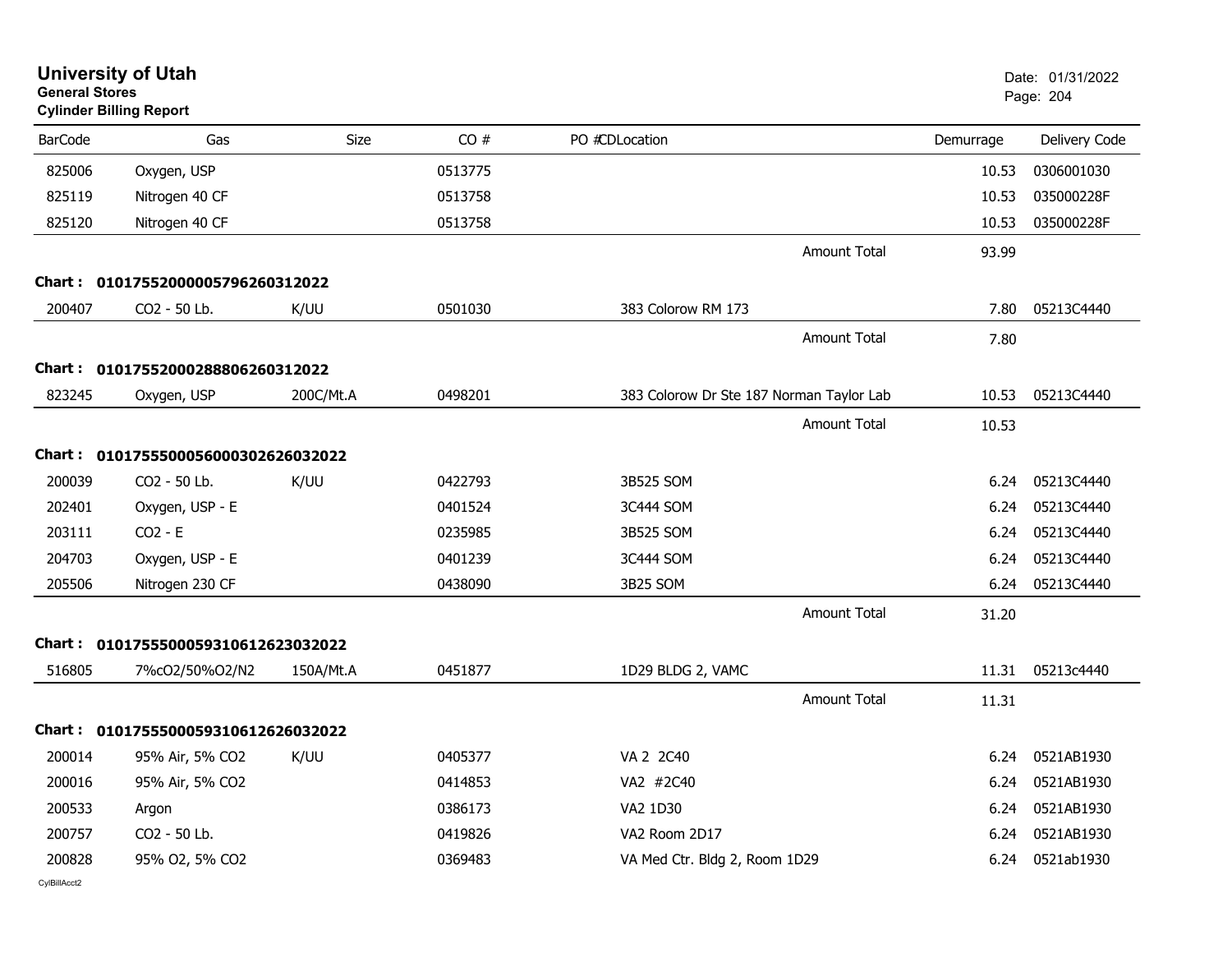# University of Utah

**General Stores**
**Cylinder Billing Report**

Date: 01/31/2022

| BarCode | Gas | Size | CO # | PO #CDLocation | Demurrage | Delivery Code |
|---|---|---|---|---|---|---|
| 825006 | Oxygen, USP | | 0513775 | | 10.53 | 0306001030 |
| 825119 | Nitrogen 40 CF | | 0513758 | | 10.53 | 035000228F |
| 825120 | Nitrogen 40 CF | | 0513758 | | 10.53 | 035000228F |
| | | | | Amount Total | 93.99 | |

**Chart : 01017552000005796260312022**

| BarCode | Gas | Size | CO # | PO #CDLocation | Demurrage | Delivery Code |
|---|---|---|---|---|---|---|
| 200407 | CO2 - 50 Lb. | K/UU | 0501030 | 383 Colorow RM 173 | 7.80 | 05213C4440 |
| | | | | Amount Total | 7.80 | |

**Chart : 01017552000288806260312022**

| BarCode | Gas | Size | CO # | PO #CDLocation | Demurrage | Delivery Code |
|---|---|---|---|---|---|---|
| 823245 | Oxygen, USP | 200C/Mt.A | 0498201 | 383 Colorow Dr Ste 187 Norman Taylor Lab | 10.53 | 05213C4440 |
| | | | | Amount Total | 10.53 | |

**Chart : 01017555000560003026260032022**

| BarCode | Gas | Size | CO # | PO #CDLocation | Demurrage | Delivery Code |
|---|---|---|---|---|---|---|
| 200039 | CO2 - 50 Lb. | K/UU | 0422793 | 3B525 SOM | 6.24 | 05213C4440 |
| 202401 | Oxygen, USP - E | | 0401524 | 3C444 SOM | 6.24 | 05213C4440 |
| 203111 | CO2 - E | | 0235985 | 3B525 SOM | 6.24 | 05213C4440 |
| 204703 | Oxygen, USP - E | | 0401239 | 3C444 SOM | 6.24 | 05213C4440 |
| 205506 | Nitrogen 230 CF | | 0438090 | 3B25 SOM | 6.24 | 05213C4440 |
| | | | | Amount Total | 31.20 | |

**Chart : 01017555000593106126230320222**

| BarCode | Gas | Size | CO # | PO #CDLocation | Demurrage | Delivery Code |
|---|---|---|---|---|---|---|
| 516805 | 7%cO2/50%O2/N2 | 150A/Mt.A | 0451877 | 1D29 BLDG 2, VAMC | 11.31 | 05213c4440 |
| | | | | Amount Total | 11.31 | |

**Chart : 01017555000593106126260320222**

| BarCode | Gas | Size | CO # | PO #CDLocation | Demurrage | Delivery Code |
|---|---|---|---|---|---|---|
| 200014 | 95% Air, 5% CO2 | K/UU | 0405377 | VA 2 2C40 | 6.24 | 0521AB1930 |
| 200016 | 95% Air, 5% CO2 | | 0414853 | VA2 #2C40 | 6.24 | 0521AB1930 |
| 200533 | Argon | | 0386173 | VA2 1D30 | 6.24 | 0521AB1930 |
| 200757 | CO2 - 50 Lb. | | 0419826 | VA2 Room 2D17 | 6.24 | 0521AB1930 |
| 200828 | 95% O2, 5% CO2 | | 0369483 | VA Med Ctr. Bldg 2, Room 1D29 | 6.24 | 0521ab1930 |

CylBillAcct2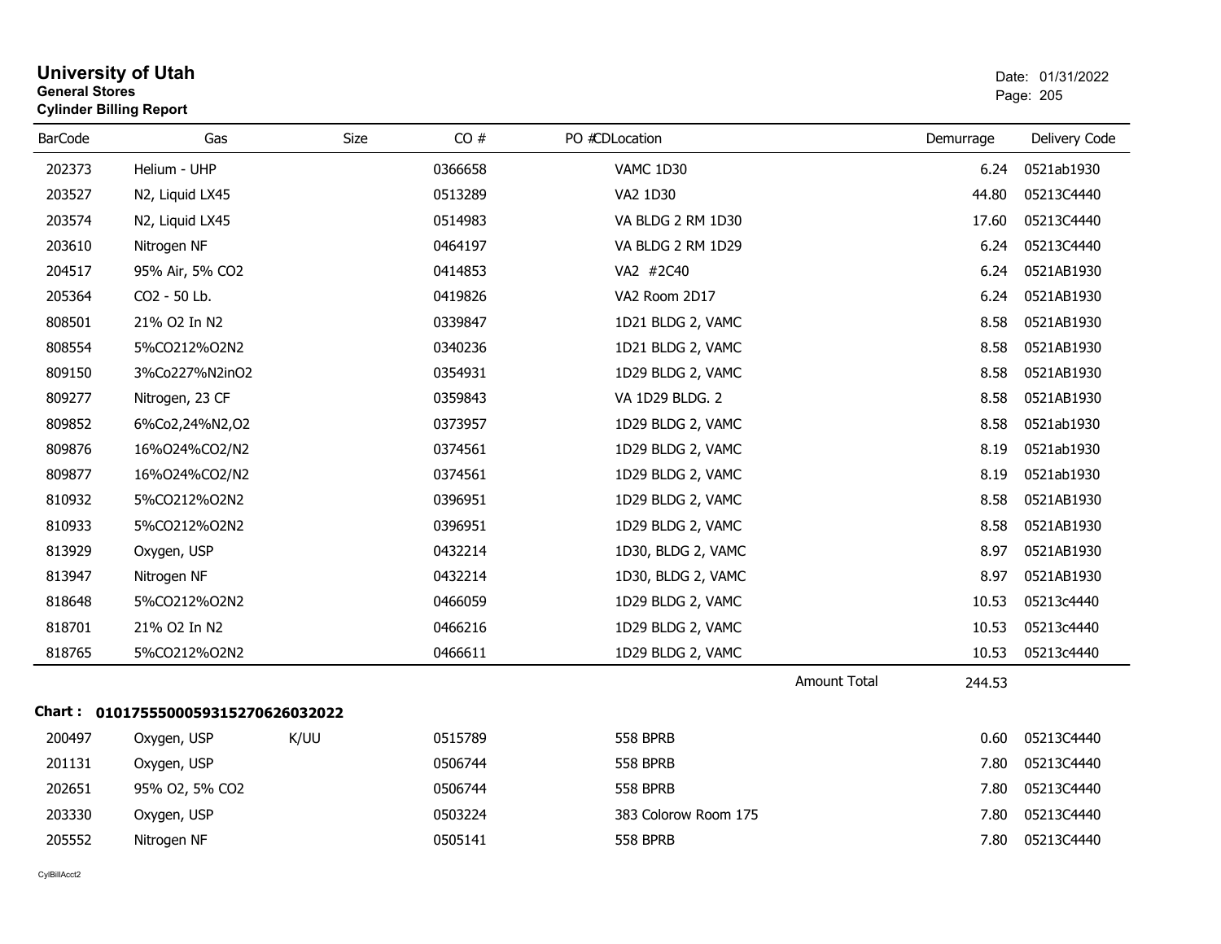# University of Utah

**General Stores**

**Cylinder Billing Report**

Date: 01/31/2022

| BarCode | Gas | Size | CO # | PO # | CDLocation | Demurrage | Delivery Code |
|---|---|---|---|---|---|---|---|
| 202373 | Helium - UHP | | 0366658 | | VAMC 1D30 | 6.24 | 0521ab1930 |
| 203527 | N2, Liquid LX45 | | 0513289 | | VA2 1D30 | 44.80 | 05213C4440 |
| 203574 | N2, Liquid LX45 | | 0514983 | | VA BLDG 2 RM 1D30 | 17.60 | 05213C4440 |
| 203610 | Nitrogen NF | | 0464197 | | VA BLDG 2 RM 1D29 | 6.24 | 05213C4440 |
| 204517 | 95% Air, 5% CO2 | | 0414853 | | VA2 #2C40 | 6.24 | 0521AB1930 |
| 205364 | CO2 - 50 Lb. | | 0419826 | | VA2 Room 2D17 | 6.24 | 0521AB1930 |
| 808501 | 21% O2 In N2 | | 0339847 | | 1D21 BLDG 2, VAMC | 8.58 | 0521AB1930 |
| 808554 | 5%CO212%O2N2 | | 0340236 | | 1D21 BLDG 2, VAMC | 8.58 | 0521AB1930 |
| 809150 | 3%Co227%N2inO2 | | 0354931 | | 1D29 BLDG 2, VAMC | 8.58 | 0521AB1930 |
| 809277 | Nitrogen, 23 CF | | 0359843 | | VA 1D29 BLDG. 2 | 8.58 | 0521AB1930 |
| 809852 | 6%Co2,24%N2,O2 | | 0373957 | | 1D29 BLDG 2, VAMC | 8.58 | 0521ab1930 |
| 809876 | 16%O24%CO2/N2 | | 0374561 | | 1D29 BLDG 2, VAMC | 8.19 | 0521ab1930 |
| 809877 | 16%O24%CO2/N2 | | 0374561 | | 1D29 BLDG 2, VAMC | 8.19 | 0521ab1930 |
| 810932 | 5%CO212%O2N2 | | 0396951 | | 1D29 BLDG 2, VAMC | 8.58 | 0521AB1930 |
| 810933 | 5%CO212%O2N2 | | 0396951 | | 1D29 BLDG 2, VAMC | 8.58 | 0521AB1930 |
| 813929 | Oxygen, USP | | 0432214 | | 1D30, BLDG 2, VAMC | 8.97 | 0521AB1930 |
| 813947 | Nitrogen NF | | 0432214 | | 1D30, BLDG 2, VAMC | 8.97 | 0521AB1930 |
| 818648 | 5%CO212%O2N2 | | 0466059 | | 1D29 BLDG 2, VAMC | 10.53 | 05213c4440 |
| 818701 | 21% O2 In N2 | | 0466216 | | 1D29 BLDG 2, VAMC | 10.53 | 05213c4440 |
| 818765 | 5%CO212%O2N2 | | 0466611 | | 1D29 BLDG 2, VAMC | 10.53 | 05213c4440 |
| | | | | | Amount Total | 244.53 | |

**Chart : 01017555000593152706260320022**

| BarCode | Gas | Size | CO # | PO # | CDLocation | Demurrage | Delivery Code |
|---|---|---|---|---|---|---|---|
| 200497 | Oxygen, USP | K/UU | 0515789 | | 558 BPRB | 0.60 | 05213C4440 |
| 201131 | Oxygen, USP | | 0506744 | | 558 BPRB | 7.80 | 05213C4440 |
| 202651 | 95% O2, 5% CO2 | | 0506744 | | 558 BPRB | 7.80 | 05213C4440 |
| 203330 | Oxygen, USP | | 0503224 | | 383 Colorow Room 175 | 7.80 | 05213C4440 |
| 205552 | Nitrogen NF | | 0505141 | | 558 BPRB | 7.80 | 05213C4440 |

CylBillAcct2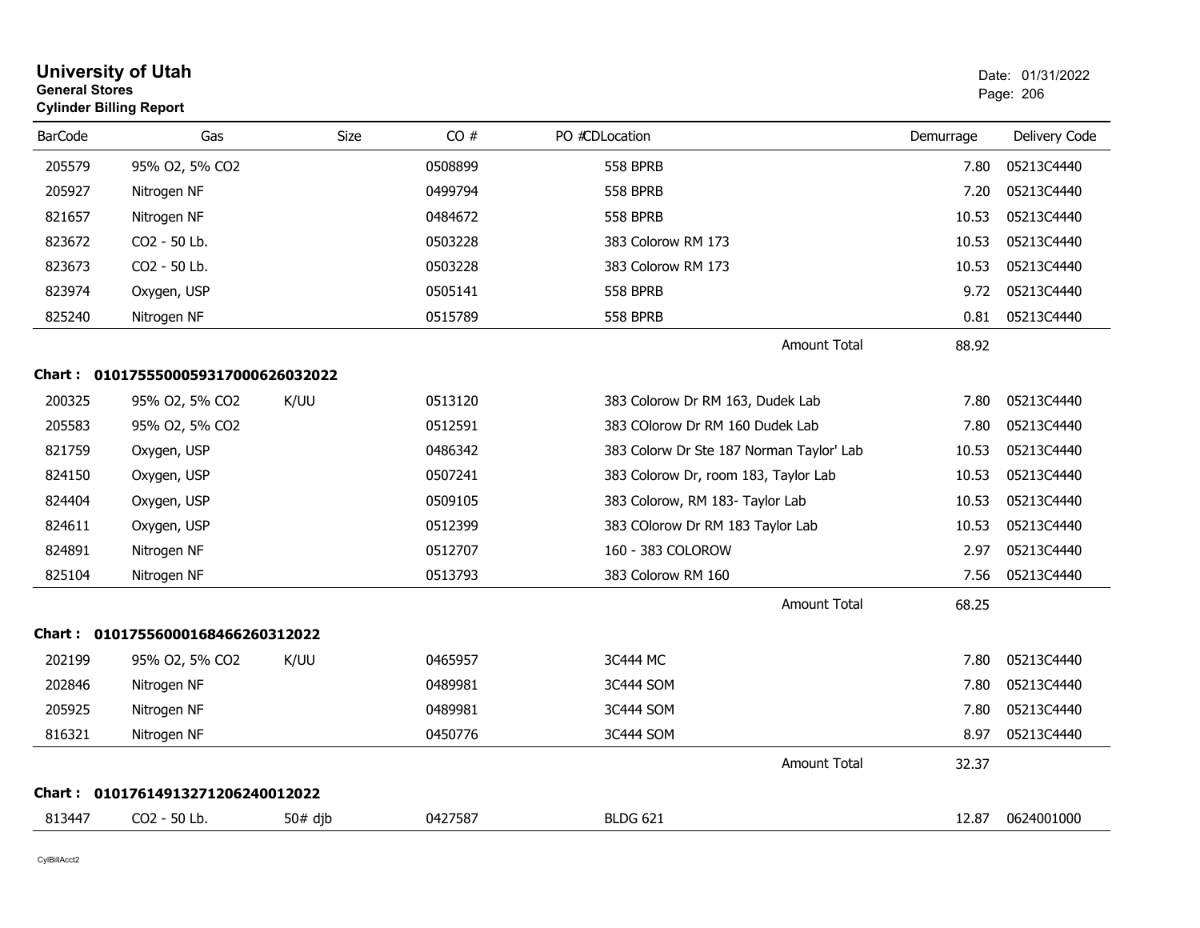# University of Utah
**General Stores**
**Cylinder Billing Report**

Date: 01/31/2022

| BarCode | Gas | Size | CO # | PO #CDLocation | Demurrage | Delivery Code |
|---|---|---|---|---|---|---|
| 205579 | 95% O2, 5% CO2 | | 0508899 | 558 BPRB | 7.80 | 05213C4440 |
| 205927 | Nitrogen NF | | 0499794 | 558 BPRB | 7.20 | 05213C4440 |
| 821657 | Nitrogen NF | | 0484672 | 558 BPRB | 10.53 | 05213C4440 |
| 823672 | CO2 - 50 Lb. | | 0503228 | 383 Colorow RM 173 | 10.53 | 05213C4440 |
| 823673 | CO2 - 50 Lb. | | 0503228 | 383 Colorow RM 173 | 10.53 | 05213C4440 |
| 823974 | Oxygen, USP | | 0505141 | 558 BPRB | 9.72 | 05213C4440 |
| 825240 | Nitrogen NF | | 0515789 | 558 BPRB | 0.81 | 05213C4440 |
| | | | | Amount Total | 88.92 | |

**Chart : 01017555000593170006260320 22**

| BarCode | Gas | Size | CO # | PO #CDLocation | Demurrage | Delivery Code |
|---|---|---|---|---|---|---|
| 200325 | 95% O2, 5% CO2 | K/UU | 0513120 | 383 Colorow Dr RM 163, Dudek Lab | 7.80 | 05213C4440 |
| 205583 | 95% O2, 5% CO2 | | 0512591 | 383 COlorow Dr RM 160 Dudek Lab | 7.80 | 05213C4440 |
| 821759 | Oxygen, USP | | 0486342 | 383 Colorw Dr Ste 187 Norman Taylor' Lab | 10.53 | 05213C4440 |
| 824150 | Oxygen, USP | | 0507241 | 383 Colorow Dr, room 183, Taylor Lab | 10.53 | 05213C4440 |
| 824404 | Oxygen, USP | | 0509105 | 383 Colorow, RM 183- Taylor Lab | 10.53 | 05213C4440 |
| 824611 | Oxygen, USP | | 0512399 | 383 COlorow Dr RM 183 Taylor Lab | 10.53 | 05213C4440 |
| 824891 | Nitrogen NF | | 0512707 | 160 - 383 COLOROW | 2.97 | 05213C4440 |
| 825104 | Nitrogen NF | | 0513793 | 383 Colorow RM 160 | 7.56 | 05213C4440 |
| | | | | Amount Total | 68.25 | |

**Chart : 010175560001684662603120 22**

| BarCode | Gas | Size | CO # | PO #CDLocation | Demurrage | Delivery Code |
|---|---|---|---|---|---|---|
| 202199 | 95% O2, 5% CO2 | K/UU | 0465957 | 3C444 MC | 7.80 | 05213C4440 |
| 202846 | Nitrogen NF | | 0489981 | 3C444 SOM | 7.80 | 05213C4440 |
| 205925 | Nitrogen NF | | 0489981 | 3C444 SOM | 7.80 | 05213C4440 |
| 816321 | Nitrogen NF | | 0450776 | 3C444 SOM | 8.97 | 05213C4440 |
| | | | | Amount Total | 32.37 | |

**Chart : 010176149132712062400120 22**

| BarCode | Gas | Size | CO # | PO #CDLocation | Demurrage | Delivery Code |
|---|---|---|---|---|---|---|
| 813447 | CO2 - 50 Lb. | 50# djb | 0427587 | BLDG 621 | 12.87 | 0624001000 |

CylBillAcct2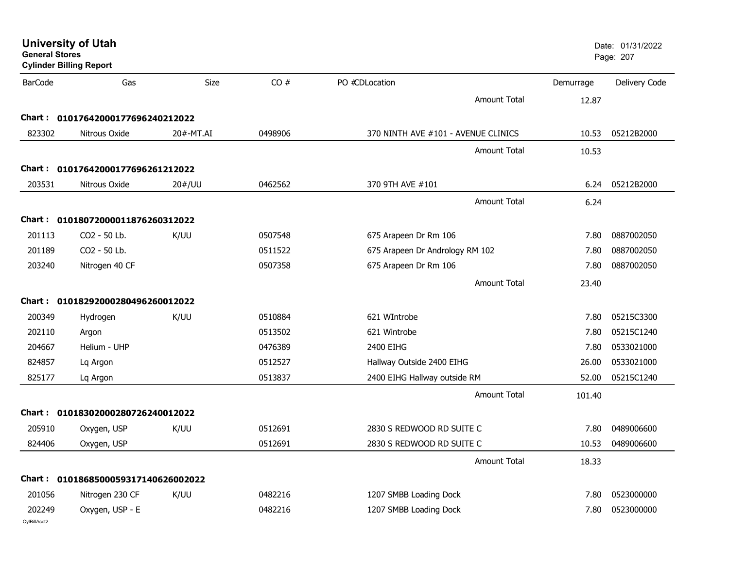**University of Utah**
**General Stores**
**Cylinder Billing Report**

Date: 01/31/2022

| BarCode | Gas | Size | CO # | PO #CDLocation | Demurrage | Delivery Code |
|---|---|---|---|---|---|---|
| | | | | Amount Total | 12.87 | |
| **Chart : 0101764200017769624021 2022** | | | | | | |
| 823302 | Nitrous Oxide | 20#-MT.AI | 0498906 | 370 NINTH AVE #101 - AVENUE CLINICS | 10.53 | 05212B2000 |
| | | | | Amount Total | 10.53 | |
| **Chart : 0101764200017769626121 2022** | | | | | | |
| 203531 | Nitrous Oxide | 20#/UU | 0462562 | 370 9TH AVE #101 | 6.24 | 05212B2000 |
| | | | | Amount Total | 6.24 | |
| **Chart : 0101807200001187626031 2022** | | | | | | |
| 201113 | CO2 - 50 Lb. | K/UU | 0507548 | 675 Arapeen Dr Rm 106 | 7.80 | 0887002050 |
| 201189 | CO2 - 50 Lb. | | 0511522 | 675 Arapeen Dr Andrology RM 102 | 7.80 | 0887002050 |
| 203240 | Nitrogen 40 CF | | 0507358 | 675 Arapeen Dr Rm 106 | 7.80 | 0887002050 |
| | | | | Amount Total | 23.40 | |
| **Chart : 0101829200028049626001 2022** | | | | | | |
| 200349 | Hydrogen | K/UU | 0510884 | 621 WIntrobe | 7.80 | 05215C3300 |
| 202110 | Argon | | 0513502 | 621 Wintrobe | 7.80 | 05215C1240 |
| 204667 | Helium - UHP | | 0476389 | 2400 EIHG | 7.80 | 0533021000 |
| 824857 | Lq Argon | | 0512527 | Hallway Outside 2400 EIHG | 26.00 | 0533021000 |
| 825177 | Lq Argon | | 0513837 | 2400 EIHG Hallway outside RM | 52.00 | 05215C1240 |
| | | | | Amount Total | 101.40 | |
| **Chart : 0101830200028072624001 2022** | | | | | | |
| 205910 | Oxygen, USP | K/UU | 0512691 | 2830 S REDWOOD RD SUITE C | 7.80 | 0489006600 |
| 824406 | Oxygen, USP | | 0512691 | 2830 S REDWOOD RD SUITE C | 10.53 | 0489006600 |
| | | | | Amount Total | 18.33 | |
| **Chart : 01018685000593171406260 02022** | | | | | | |
| 201056 | Nitrogen 230 CF | K/UU | 0482216 | 1207 SMBB Loading Dock | 7.80 | 0523000000 |
| 202249 | Oxygen, USP - E | | 0482216 | 1207 SMBB Loading Dock | 7.80 | 0523000000 |

CylBillAcct2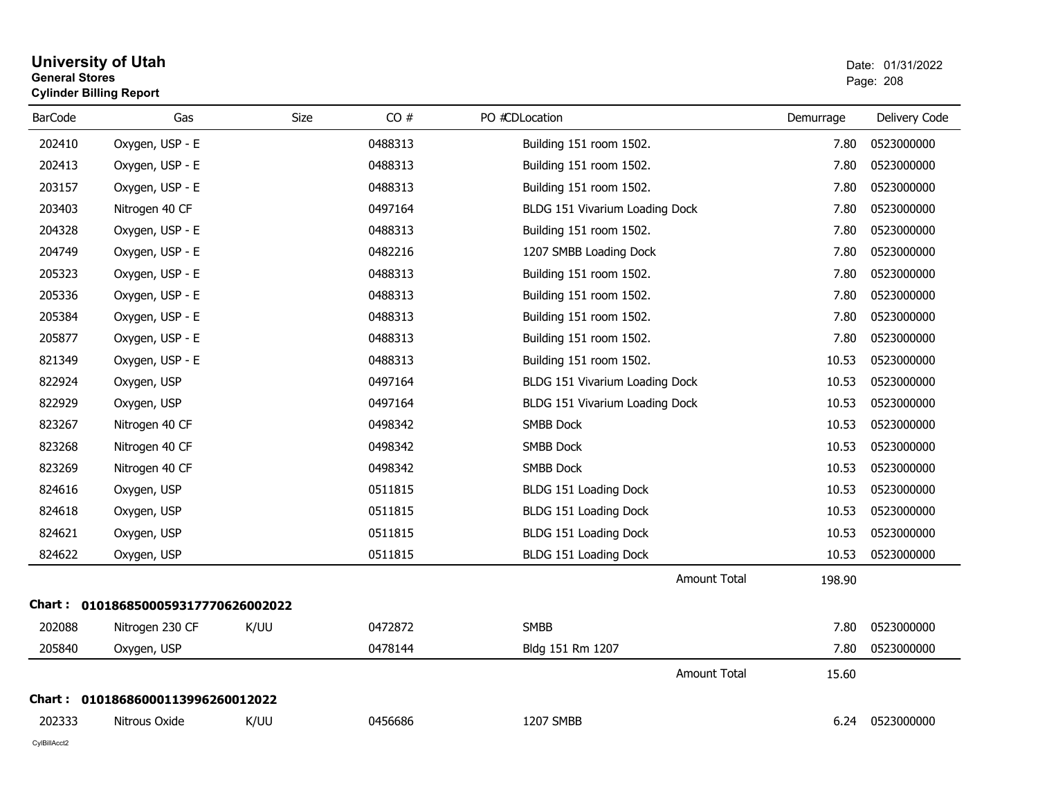# University of Utah
**General Stores**
**Cylinder Billing Report**

Date: 01/31/2022

| BarCode | Gas | Size | CO # | PO # | CDLocation | Demurrage | Delivery Code |
|---|---|---|---|---|---|---|---|
| 202410 | Oxygen, USP - E | | 0488313 | | Building 151 room 1502. | 7.80 | 0523000000 |
| 202413 | Oxygen, USP - E | | 0488313 | | Building 151 room 1502. | 7.80 | 0523000000 |
| 203157 | Oxygen, USP - E | | 0488313 | | Building 151 room 1502. | 7.80 | 0523000000 |
| 203403 | Nitrogen 40 CF | | 0497164 | | BLDG 151 Vivarium Loading Dock | 7.80 | 0523000000 |
| 204328 | Oxygen, USP - E | | 0488313 | | Building 151 room 1502. | 7.80 | 0523000000 |
| 204749 | Oxygen, USP - E | | 0482216 | | 1207 SMBB Loading Dock | 7.80 | 0523000000 |
| 205323 | Oxygen, USP - E | | 0488313 | | Building 151 room 1502. | 7.80 | 0523000000 |
| 205336 | Oxygen, USP - E | | 0488313 | | Building 151 room 1502. | 7.80 | 0523000000 |
| 205384 | Oxygen, USP - E | | 0488313 | | Building 151 room 1502. | 7.80 | 0523000000 |
| 205877 | Oxygen, USP - E | | 0488313 | | Building 151 room 1502. | 7.80 | 0523000000 |
| 821349 | Oxygen, USP - E | | 0488313 | | Building 151 room 1502. | 10.53 | 0523000000 |
| 822924 | Oxygen, USP | | 0497164 | | BLDG 151 Vivarium Loading Dock | 10.53 | 0523000000 |
| 822929 | Oxygen, USP | | 0497164 | | BLDG 151 Vivarium Loading Dock | 10.53 | 0523000000 |
| 823267 | Nitrogen 40 CF | | 0498342 | | SMBB Dock | 10.53 | 0523000000 |
| 823268 | Nitrogen 40 CF | | 0498342 | | SMBB Dock | 10.53 | 0523000000 |
| 823269 | Nitrogen 40 CF | | 0498342 | | SMBB Dock | 10.53 | 0523000000 |
| 824616 | Oxygen, USP | | 0511815 | | BLDG 151 Loading Dock | 10.53 | 0523000000 |
| 824618 | Oxygen, USP | | 0511815 | | BLDG 151 Loading Dock | 10.53 | 0523000000 |
| 824621 | Oxygen, USP | | 0511815 | | BLDG 151 Loading Dock | 10.53 | 0523000000 |
| 824622 | Oxygen, USP | | 0511815 | | BLDG 151 Loading Dock | 10.53 | 0523000000 |
| | | | | | Amount Total | 198.90 | |

**Chart : 01018685000593177706260022022**

| BarCode | Gas | Size | CO # | PO # | CDLocation | Demurrage | Delivery Code |
|---|---|---|---|---|---|---|---|
| 202088 | Nitrogen 230 CF | K/UU | 0472872 | | SMBB | 7.80 | 0523000000 |
| 205840 | Oxygen, USP | | 0478144 | | Bldg 151 Rm 1207 | 7.80 | 0523000000 |
| | | | | | Amount Total | 15.60 | |

**Chart : 01018686000113996260012022**

| BarCode | Gas | Size | CO # | PO # | CDLocation | Demurrage | Delivery Code |
|---|---|---|---|---|---|---|---|
| 202333 | Nitrous Oxide | K/UU | 0456686 | | 1207 SMBB | 6.24 | 0523000000 |

CylBillAcct2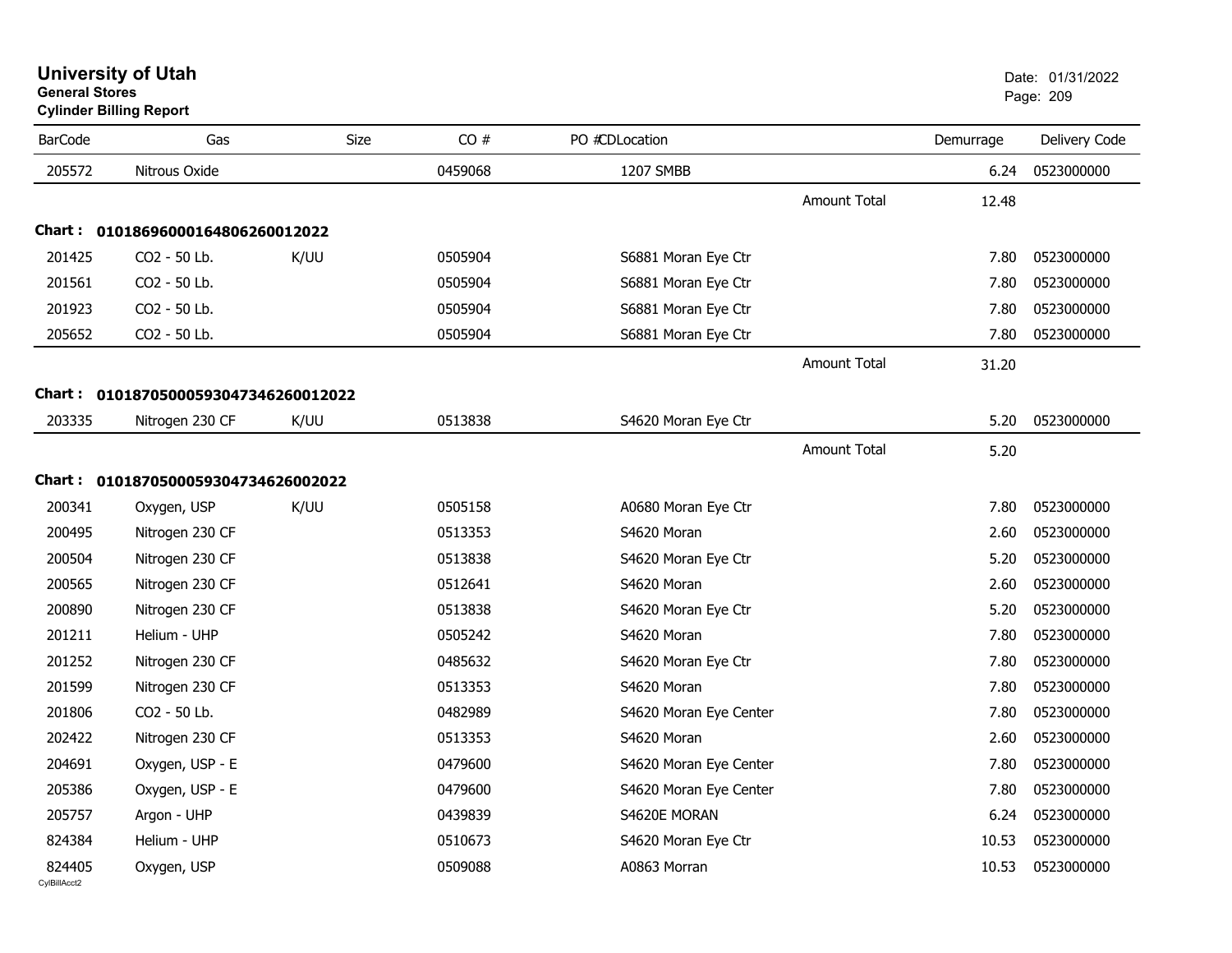# University of Utah
**General Stores**
**Cylinder Billing Report**

Date: 01/31/2022

| BarCode | Gas | Size | CO # | PO #CDLocation | | Demurrage | Delivery Code |
|---|---|---|---|---|---|---|---|
| 205572 | Nitrous Oxide | | 0459068 | 1207 SMBB | | 6.24 | 0523000000 |
| | | | | | Amount Total | 12.48 | |
| **Chart :** | **01018696000164806260012022** | | | | | | |
| 201425 | CO2 - 50 Lb. | K/UU | 0505904 | S6881 Moran Eye Ctr | | 7.80 | 0523000000 |
| 201561 | CO2 - 50 Lb. | | 0505904 | S6881 Moran Eye Ctr | | 7.80 | 0523000000 |
| 201923 | CO2 - 50 Lb. | | 0505904 | S6881 Moran Eye Ctr | | 7.80 | 0523000000 |
| 205652 | CO2 - 50 Lb. | | 0505904 | S6881 Moran Eye Ctr | | 7.80 | 0523000000 |
| | | | | | Amount Total | 31.20 | |
| **Chart :** | **01018705000593047346260012022** | | | | | | |
| 203335 | Nitrogen 230 CF | K/UU | 0513838 | S4620 Moran Eye Ctr | | 5.20 | 0523000000 |
| | | | | | Amount Total | 5.20 | |
| **Chart :** | **0101870500059304734626002022** | | | | | | |
| 200341 | Oxygen, USP | K/UU | 0505158 | A0680 Moran Eye Ctr | | 7.80 | 0523000000 |
| 200495 | Nitrogen 230 CF | | 0513353 | S4620 Moran | | 2.60 | 0523000000 |
| 200504 | Nitrogen 230 CF | | 0513838 | S4620 Moran Eye Ctr | | 5.20 | 0523000000 |
| 200565 | Nitrogen 230 CF | | 0512641 | S4620 Moran | | 2.60 | 0523000000 |
| 200890 | Nitrogen 230 CF | | 0513838 | S4620 Moran Eye Ctr | | 5.20 | 0523000000 |
| 201211 | Helium - UHP | | 0505242 | S4620 Moran | | 7.80 | 0523000000 |
| 201252 | Nitrogen 230 CF | | 0485632 | S4620 Moran Eye Ctr | | 7.80 | 0523000000 |
| 201599 | Nitrogen 230 CF | | 0513353 | S4620 Moran | | 7.80 | 0523000000 |
| 201806 | CO2 - 50 Lb. | | 0482989 | S4620 Moran Eye Center | | 7.80 | 0523000000 |
| 202422 | Nitrogen 230 CF | | 0513353 | S4620 Moran | | 2.60 | 0523000000 |
| 204691 | Oxygen, USP - E | | 0479600 | S4620 Moran Eye Center | | 7.80 | 0523000000 |
| 205386 | Oxygen, USP - E | | 0479600 | S4620 Moran Eye Center | | 7.80 | 0523000000 |
| 205757 | Argon - UHP | | 0439839 | S4620E MORAN | | 6.24 | 0523000000 |
| 824384 | Helium - UHP | | 0510673 | S4620 Moran Eye Ctr | | 10.53 | 0523000000 |
| 824405 | Oxygen, USP | | 0509088 | A0863 Morran | | 10.53 | 0523000000 |

CylBillAcct2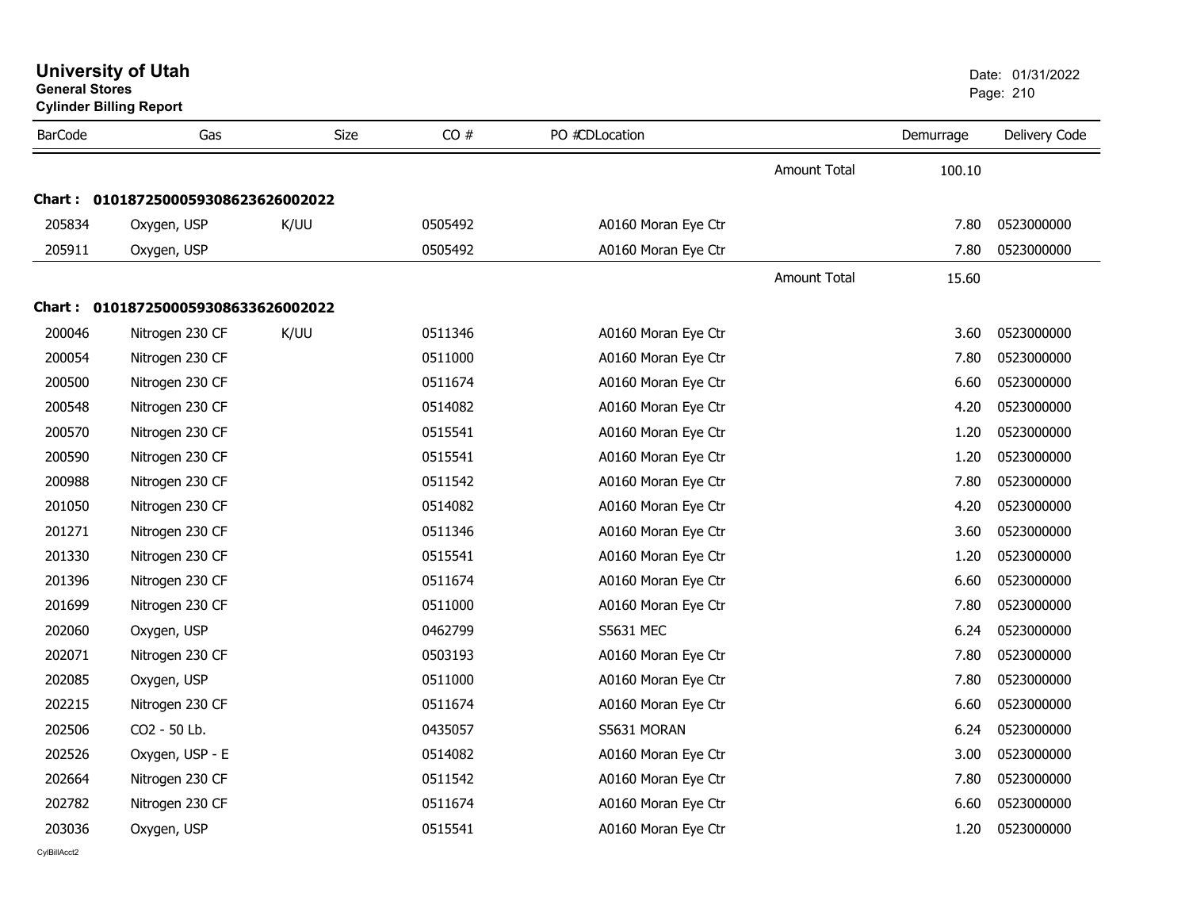# University of Utah
**General Stores**
**Cylinder Billing Report**

Date: 01/31/2022

| BarCode | Gas | Size | CO # | PO # | CD | Location | Demurrage | Delivery Code |
|---|---|---|---|---|---|---|---|---|
| | | | | | | Amount Total | 100.10 | |
| **Chart :** | **01018725000593086236260020​22** | | | | | | | |
| 205834 | Oxygen, USP | K/UU | 0505492 | | | A0160 Moran Eye Ctr | 7.80 | 0523000000 |
| 205911 | Oxygen, USP | | 0505492 | | | A0160 Moran Eye Ctr | 7.80 | 0523000000 |
| | | | | | | Amount Total | 15.60 | |
| **Chart :** | **0101872500059308633626002022** | | | | | | | |
| 200046 | Nitrogen 230 CF | K/UU | 0511346 | | | A0160 Moran Eye Ctr | 3.60 | 0523000000 |
| 200054 | Nitrogen 230 CF | | 0511000 | | | A0160 Moran Eye Ctr | 7.80 | 0523000000 |
| 200500 | Nitrogen 230 CF | | 0511674 | | | A0160 Moran Eye Ctr | 6.60 | 0523000000 |
| 200548 | Nitrogen 230 CF | | 0514082 | | | A0160 Moran Eye Ctr | 4.20 | 0523000000 |
| 200570 | Nitrogen 230 CF | | 0515541 | | | A0160 Moran Eye Ctr | 1.20 | 0523000000 |
| 200590 | Nitrogen 230 CF | | 0515541 | | | A0160 Moran Eye Ctr | 1.20 | 0523000000 |
| 200988 | Nitrogen 230 CF | | 0511542 | | | A0160 Moran Eye Ctr | 7.80 | 0523000000 |
| 201050 | Nitrogen 230 CF | | 0514082 | | | A0160 Moran Eye Ctr | 4.20 | 0523000000 |
| 201271 | Nitrogen 230 CF | | 0511346 | | | A0160 Moran Eye Ctr | 3.60 | 0523000000 |
| 201330 | Nitrogen 230 CF | | 0515541 | | | A0160 Moran Eye Ctr | 1.20 | 0523000000 |
| 201396 | Nitrogen 230 CF | | 0511674 | | | A0160 Moran Eye Ctr | 6.60 | 0523000000 |
| 201699 | Nitrogen 230 CF | | 0511000 | | | A0160 Moran Eye Ctr | 7.80 | 0523000000 |
| 202060 | Oxygen, USP | | 0462799 | | | S5631 MEC | 6.24 | 0523000000 |
| 202071 | Nitrogen 230 CF | | 0503193 | | | A0160 Moran Eye Ctr | 7.80 | 0523000000 |
| 202085 | Oxygen, USP | | 0511000 | | | A0160 Moran Eye Ctr | 7.80 | 0523000000 |
| 202215 | Nitrogen 230 CF | | 0511674 | | | A0160 Moran Eye Ctr | 6.60 | 0523000000 |
| 202506 | CO2 - 50 Lb. | | 0435057 | | | S5631 MORAN | 6.24 | 0523000000 |
| 202526 | Oxygen, USP - E | | 0514082 | | | A0160 Moran Eye Ctr | 3.00 | 0523000000 |
| 202664 | Nitrogen 230 CF | | 0511542 | | | A0160 Moran Eye Ctr | 7.80 | 0523000000 |
| 202782 | Nitrogen 230 CF | | 0511674 | | | A0160 Moran Eye Ctr | 6.60 | 0523000000 |
| 203036 | Oxygen, USP | | 0515541 | | | A0160 Moran Eye Ctr | 1.20 | 0523000000 |

CylBillAcct2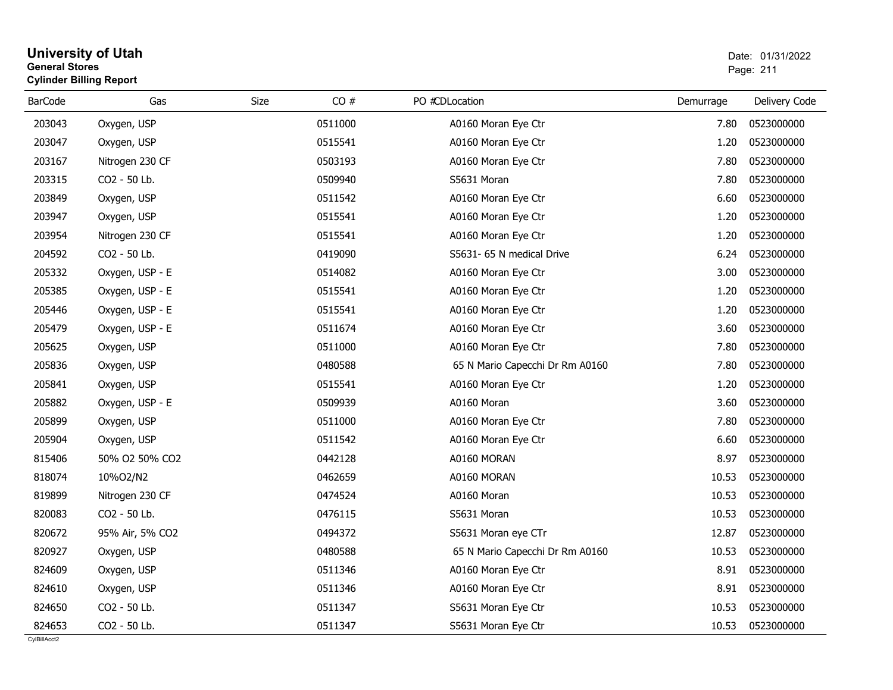# University of Utah

**General Stores**

**Cylinder Billing Report**

Date: 01/31/2022

| BarCode | Gas | Size | CO # | PO #CDLocation | Demurrage | Delivery Code |
|---|---|---|---|---|---|---|
| 203043 | Oxygen, USP | | 0511000 | A0160 Moran Eye Ctr | 7.80 | 0523000000 |
| 203047 | Oxygen, USP | | 0515541 | A0160 Moran Eye Ctr | 1.20 | 0523000000 |
| 203167 | Nitrogen 230 CF | | 0503193 | A0160 Moran Eye Ctr | 7.80 | 0523000000 |
| 203315 | CO2 - 50 Lb. | | 0509940 | S5631 Moran | 7.80 | 0523000000 |
| 203849 | Oxygen, USP | | 0511542 | A0160 Moran Eye Ctr | 6.60 | 0523000000 |
| 203947 | Oxygen, USP | | 0515541 | A0160 Moran Eye Ctr | 1.20 | 0523000000 |
| 203954 | Nitrogen 230 CF | | 0515541 | A0160 Moran Eye Ctr | 1.20 | 0523000000 |
| 204592 | CO2 - 50 Lb. | | 0419090 | S5631- 65 N medical Drive | 6.24 | 0523000000 |
| 205332 | Oxygen, USP - E | | 0514082 | A0160 Moran Eye Ctr | 3.00 | 0523000000 |
| 205385 | Oxygen, USP - E | | 0515541 | A0160 Moran Eye Ctr | 1.20 | 0523000000 |
| 205446 | Oxygen, USP - E | | 0515541 | A0160 Moran Eye Ctr | 1.20 | 0523000000 |
| 205479 | Oxygen, USP - E | | 0511674 | A0160 Moran Eye Ctr | 3.60 | 0523000000 |
| 205625 | Oxygen, USP | | 0511000 | A0160 Moran Eye Ctr | 7.80 | 0523000000 |
| 205836 | Oxygen, USP | | 0480588 | 65 N Mario Capecchi Dr Rm A0160 | 7.80 | 0523000000 |
| 205841 | Oxygen, USP | | 0515541 | A0160 Moran Eye Ctr | 1.20 | 0523000000 |
| 205882 | Oxygen, USP - E | | 0509939 | A0160 Moran | 3.60 | 0523000000 |
| 205899 | Oxygen, USP | | 0511000 | A0160 Moran Eye Ctr | 7.80 | 0523000000 |
| 205904 | Oxygen, USP | | 0511542 | A0160 Moran Eye Ctr | 6.60 | 0523000000 |
| 815406 | 50% O2 50% CO2 | | 0442128 | A0160 MORAN | 8.97 | 0523000000 |
| 818074 | 10%O2/N2 | | 0462659 | A0160 MORAN | 10.53 | 0523000000 |
| 819899 | Nitrogen 230 CF | | 0474524 | A0160 Moran | 10.53 | 0523000000 |
| 820083 | CO2 - 50 Lb. | | 0476115 | S5631 Moran | 10.53 | 0523000000 |
| 820672 | 95% Air, 5% CO2 | | 0494372 | S5631 Moran eye CTr | 12.87 | 0523000000 |
| 820927 | Oxygen, USP | | 0480588 | 65 N Mario Capecchi Dr Rm A0160 | 10.53 | 0523000000 |
| 824609 | Oxygen, USP | | 0511346 | A0160 Moran Eye Ctr | 8.91 | 0523000000 |
| 824610 | Oxygen, USP | | 0511346 | A0160 Moran Eye Ctr | 8.91 | 0523000000 |
| 824650 | CO2 - 50 Lb. | | 0511347 | S5631 Moran Eye Ctr | 10.53 | 0523000000 |
| 824653 | CO2 - 50 Lb. | | 0511347 | S5631 Moran Eye Ctr | 10.53 | 0523000000 |

CylBillAcct2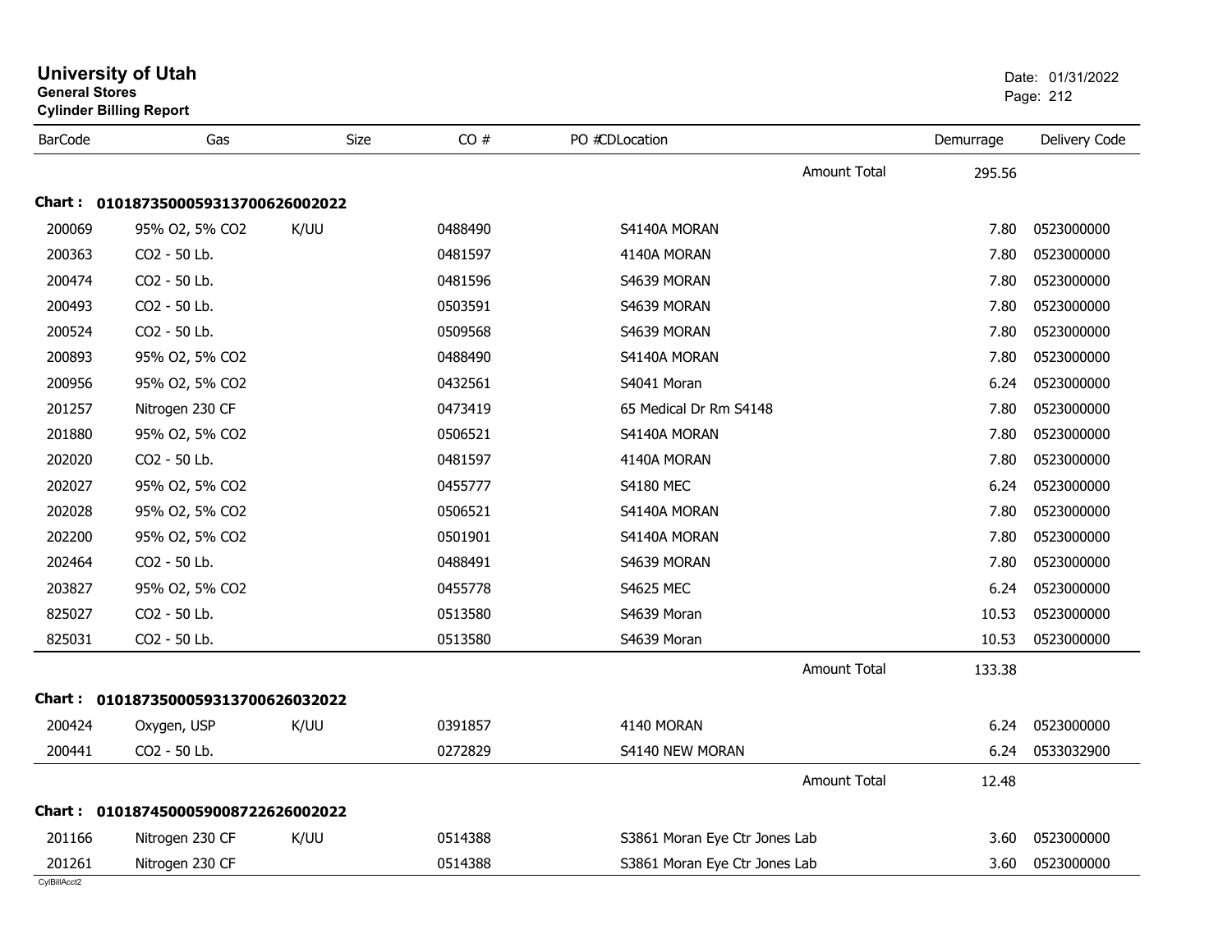# University of Utah

**General Stores**

**Cylinder Billing Report**

Date: 01/31/2022

| BarCode | Gas | Size | CO # | PO # CDLocation | Demurrage | Delivery Code |
|---|---|---|---|---|---|---|
| | | | | Amount Total | 295.56 | |

**Chart : 01018735000593137006260020222**

| BarCode | Gas | Size | CO # | PO # CDLocation | Demurrage | Delivery Code |
|---|---|---|---|---|---|---|
| 200069 | 95% O2, 5% CO2 | K/UU | 0488490 | S4140A MORAN | 7.80 | 0523000000 |
| 200363 | CO2 - 50 Lb. | | 0481597 | 4140A MORAN | 7.80 | 0523000000 |
| 200474 | CO2 - 50 Lb. | | 0481596 | S4639 MORAN | 7.80 | 0523000000 |
| 200493 | CO2 - 50 Lb. | | 0503591 | S4639 MORAN | 7.80 | 0523000000 |
| 200524 | CO2 - 50 Lb. | | 0509568 | S4639 MORAN | 7.80 | 0523000000 |
| 200893 | 95% O2, 5% CO2 | | 0488490 | S4140A MORAN | 7.80 | 0523000000 |
| 200956 | 95% O2, 5% CO2 | | 0432561 | S4041 Moran | 6.24 | 0523000000 |
| 201257 | Nitrogen 230 CF | | 0473419 | 65 Medical Dr Rm S4148 | 7.80 | 0523000000 |
| 201880 | 95% O2, 5% CO2 | | 0506521 | S4140A MORAN | 7.80 | 0523000000 |
| 202020 | CO2 - 50 Lb. | | 0481597 | 4140A MORAN | 7.80 | 0523000000 |
| 202027 | 95% O2, 5% CO2 | | 0455777 | S4180 MEC | 6.24 | 0523000000 |
| 202028 | 95% O2, 5% CO2 | | 0506521 | S4140A MORAN | 7.80 | 0523000000 |
| 202200 | 95% O2, 5% CO2 | | 0501901 | S4140A MORAN | 7.80 | 0523000000 |
| 202464 | CO2 - 50 Lb. | | 0488491 | S4639 MORAN | 7.80 | 0523000000 |
| 203827 | 95% O2, 5% CO2 | | 0455778 | S4625 MEC | 6.24 | 0523000000 |
| 825027 | CO2 - 50 Lb. | | 0513580 | S4639 Moran | 10.53 | 0523000000 |
| 825031 | CO2 - 50 Lb. | | 0513580 | S4639 Moran | 10.53 | 0523000000 |
| | | | | Amount Total | 133.38 | |

**Chart : 01018735000593137006260320222**

| BarCode | Gas | Size | CO # | PO # CDLocation | Demurrage | Delivery Code |
|---|---|---|---|---|---|---|
| 200424 | Oxygen, USP | K/UU | 0391857 | 4140 MORAN | 6.24 | 0523000000 |
| 200441 | CO2 - 50 Lb. | | 0272829 | S4140 NEW MORAN | 6.24 | 0533032900 |
| | | | | Amount Total | 12.48 | |

**Chart : 01018745000590087226260020222**

| BarCode | Gas | Size | CO # | PO # CDLocation | Demurrage | Delivery Code |
|---|---|---|---|---|---|---|
| 201166 | Nitrogen 230 CF | K/UU | 0514388 | S3861 Moran Eye Ctr Jones Lab | 3.60 | 0523000000 |
| 201261 | Nitrogen 230 CF | | 0514388 | S3861 Moran Eye Ctr Jones Lab | 3.60 | 0523000000 |

CylBillAcct2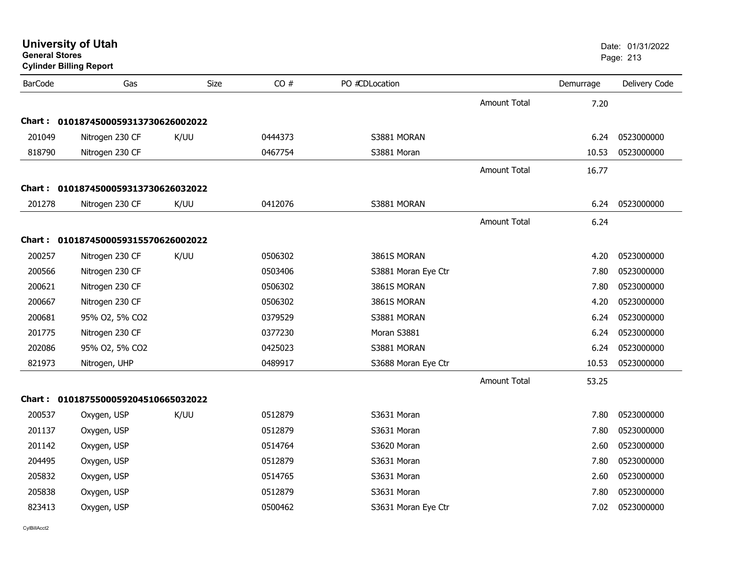# University of Utah

**General Stores**

**Cylinder Billing Report**

Date: 01/31/2022

| BarCode | Gas | Size | CO # | PO # | CD | Location | | Demurrage | Delivery Code |
|---|---|---|---|---|---|---|---|---|---|
| | | | | | | | Amount Total | 7.20 | |
| **Chart :** | **01018745000593137306260002022** | | | | | | | | |
| 201049 | Nitrogen 230 CF | K/UU | 0444373 | | | S3881 MORAN | | 6.24 | 0523000000 |
| 818790 | Nitrogen 230 CF | | 0467754 | | | S3881 Moran | | 10.53 | 0523000000 |
| | | | | | | | Amount Total | 16.77 | |
| **Chart :** | **01018745000593137306260032022** | | | | | | | | |
| 201278 | Nitrogen 230 CF | K/UU | 0412076 | | | S3881 MORAN | | 6.24 | 0523000000 |
| | | | | | | | Amount Total | 6.24 | |
| **Chart :** | **01018745000593155706260002022** | | | | | | | | |
| 200257 | Nitrogen 230 CF | K/UU | 0506302 | | | 3861S MORAN | | 4.20 | 0523000000 |
| 200566 | Nitrogen 230 CF | | 0503406 | | | S3881 Moran Eye Ctr | | 7.80 | 0523000000 |
| 200621 | Nitrogen 230 CF | | 0506302 | | | 3861S MORAN | | 7.80 | 0523000000 |
| 200667 | Nitrogen 230 CF | | 0506302 | | | 3861S MORAN | | 4.20 | 0523000000 |
| 200681 | 95% O2, 5% CO2 | | 0379529 | | | S3881 MORAN | | 6.24 | 0523000000 |
| 201775 | Nitrogen 230 CF | | 0377230 | | | Moran S3881 | | 6.24 | 0523000000 |
| 202086 | 95% O2, 5% CO2 | | 0425023 | | | S3881 MORAN | | 6.24 | 0523000000 |
| 821973 | Nitrogen, UHP | | 0489917 | | | S3688 Moran Eye Ctr | | 10.53 | 0523000000 |
| | | | | | | | Amount Total | 53.25 | |
| **Chart :** | **01018755000592045106650032022** | | | | | | | | |
| 200537 | Oxygen, USP | K/UU | 0512879 | | | S3631 Moran | | 7.80 | 0523000000 |
| 201137 | Oxygen, USP | | 0512879 | | | S3631 Moran | | 7.80 | 0523000000 |
| 201142 | Oxygen, USP | | 0514764 | | | S3620 Moran | | 2.60 | 0523000000 |
| 204495 | Oxygen, USP | | 0512879 | | | S3631 Moran | | 7.80 | 0523000000 |
| 205832 | Oxygen, USP | | 0514765 | | | S3631 Moran | | 2.60 | 0523000000 |
| 205838 | Oxygen, USP | | 0512879 | | | S3631 Moran | | 7.80 | 0523000000 |
| 823413 | Oxygen, USP | | 0500462 | | | S3631 Moran Eye Ctr | | 7.02 | 0523000000 |

CylBillAcct2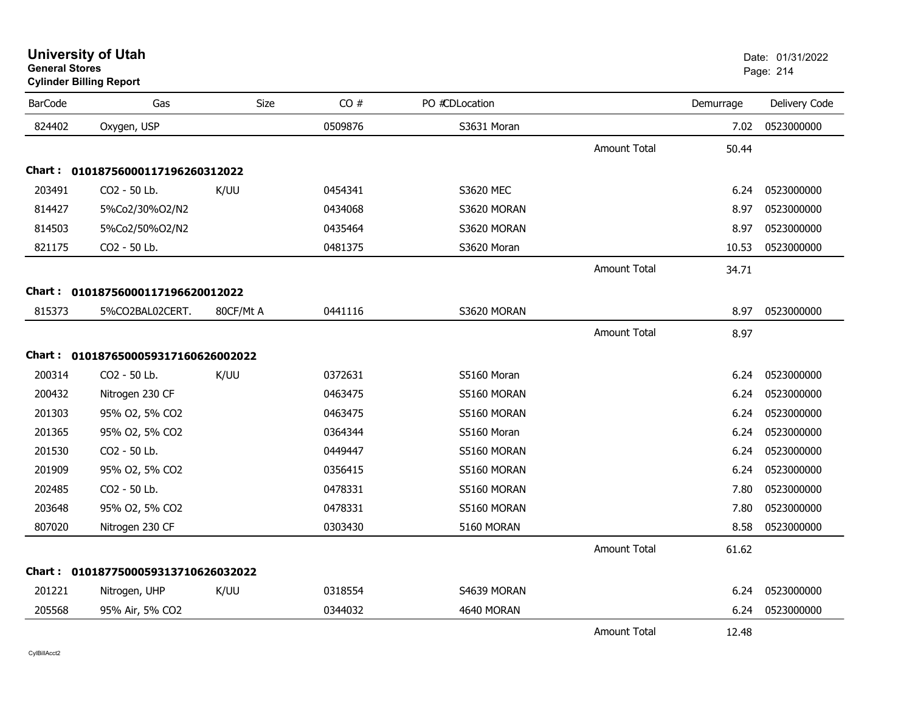# University of Utah

**General Stores**

**Cylinder Billing Report**

Date: 01/31/2022

| BarCode | Gas | Size | CO # | PO #CDLocation | | Demurrage | Delivery Code |
|---|---|---|---|---|---|---|---|
| 824402 | Oxygen, USP | | 0509876 | S3631 Moran | | 7.02 | 0523000000 |
| | | | | | Amount Total | 50.44 | |
| **Chart : 01018756000117196260312022** | | | | | | | |
| 203491 | CO2 - 50 Lb. | K/UU | 0454341 | S3620 MEC | | 6.24 | 0523000000 |
| 814427 | 5%Co2/30%O2/N2 | | 0434068 | S3620 MORAN | | 8.97 | 0523000000 |
| 814503 | 5%Co2/50%O2/N2 | | 0435464 | S3620 MORAN | | 8.97 | 0523000000 |
| 821175 | CO2 - 50 Lb. | | 0481375 | S3620 Moran | | 10.53 | 0523000000 |
| | | | | | Amount Total | 34.71 | |
| **Chart : 01018756000117196620012022** | | | | | | | |
| 815373 | 5%CO2BAL02CERT. | 80CF/Mt A | 0441116 | S3620 MORAN | | 8.97 | 0523000000 |
| | | | | | Amount Total | 8.97 | |
| **Chart : 01018765000593171606260020​22** | | | | | | | |
| 200314 | CO2 - 50 Lb. | K/UU | 0372631 | S5160 Moran | | 6.24 | 0523000000 |
| 200432 | Nitrogen 230 CF | | 0463475 | S5160 MORAN | | 6.24 | 0523000000 |
| 201303 | 95% O2, 5% CO2 | | 0463475 | S5160 MORAN | | 6.24 | 0523000000 |
| 201365 | 95% O2, 5% CO2 | | 0364344 | S5160 Moran | | 6.24 | 0523000000 |
| 201530 | CO2 - 50 Lb. | | 0449447 | S5160 MORAN | | 6.24 | 0523000000 |
| 201909 | 95% O2, 5% CO2 | | 0356415 | S5160 MORAN | | 6.24 | 0523000000 |
| 202485 | CO2 - 50 Lb. | | 0478331 | S5160 MORAN | | 7.80 | 0523000000 |
| 203648 | 95% O2, 5% CO2 | | 0478331 | S5160 MORAN | | 7.80 | 0523000000 |
| 807020 | Nitrogen 230 CF | | 0303430 | 5160 MORAN | | 8.58 | 0523000000 |
| | | | | | Amount Total | 61.62 | |
| **Chart : 01018775000593137106260320​22** | | | | | | | |
| 201221 | Nitrogen, UHP | K/UU | 0318554 | S4639 MORAN | | 6.24 | 0523000000 |
| 205568 | 95% Air, 5% CO2 | | 0344032 | 4640 MORAN | | 6.24 | 0523000000 |
| | | | | | Amount Total | 12.48 | |

CylBillAcct2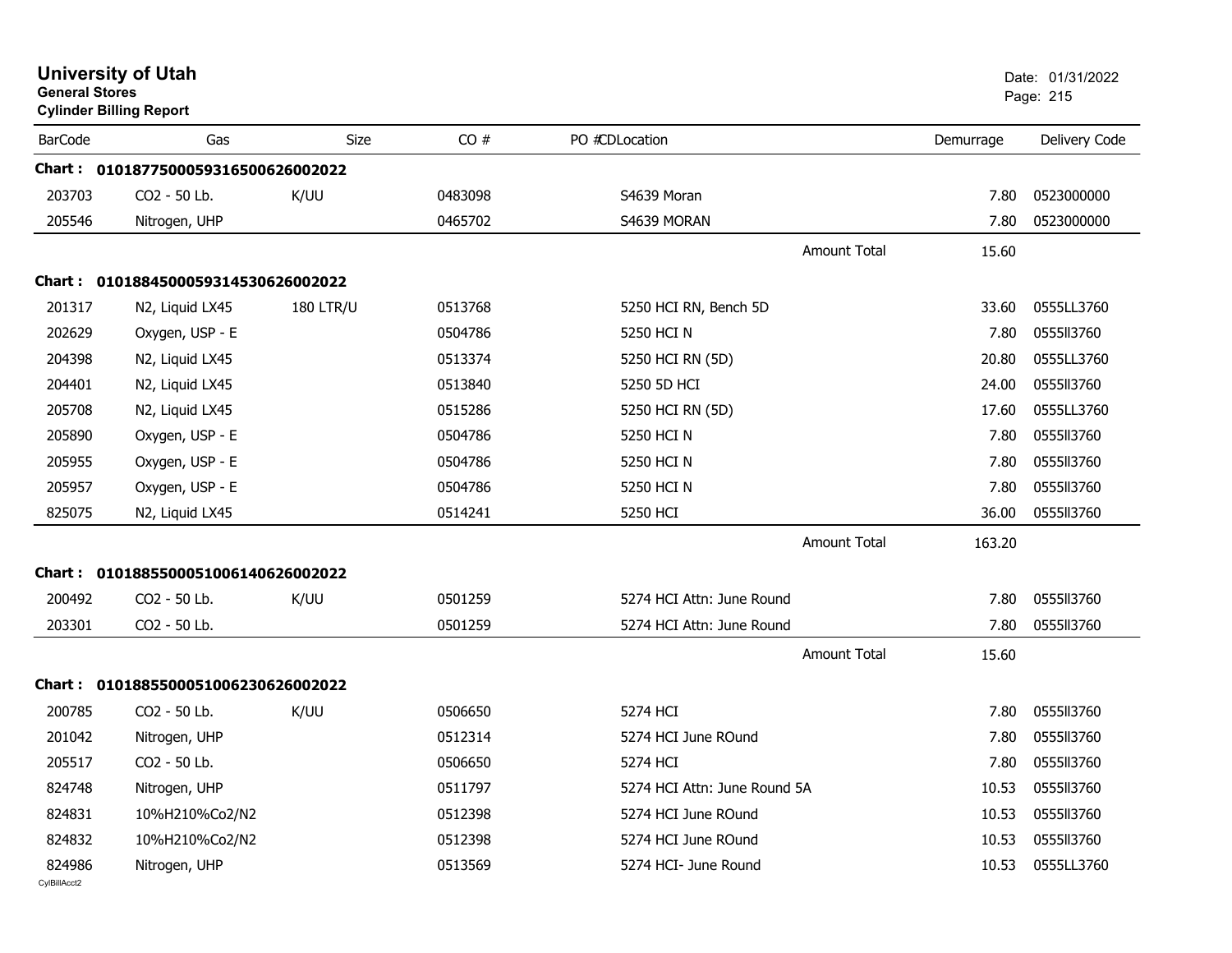# University of Utah

**General Stores**

**Cylinder Billing Report**

Date: 01/31/2022

| BarCode | Gas | Size | CO # | PO # | CDLocation | Demurrage | Delivery Code |
|---|---|---|---|---|---|---|---|
| **Chart : 01018775000593165006260022022** | | | | | | | |
| 203703 | CO2 - 50 Lb. | K/UU | 0483098 | | S4639 Moran | 7.80 | 0523000000 |
| 205546 | Nitrogen, UHP | | 0465702 | | S4639 MORAN | 7.80 | 0523000000 |
| | | | | | Amount Total | 15.60 | |
| **Chart : 01018845000593145306260022022** | | | | | | | |
| 201317 | N2, Liquid LX45 | 180 LTR/U | 0513768 | | 5250 HCI RN, Bench 5D | 33.60 | 0555LL3760 |
| 202629 | Oxygen, USP - E | | 0504786 | | 5250 HCI N | 7.80 | 0555ll3760 |
| 204398 | N2, Liquid LX45 | | 0513374 | | 5250 HCI RN (5D) | 20.80 | 0555LL3760 |
| 204401 | N2, Liquid LX45 | | 0513840 | | 5250 5D HCI | 24.00 | 0555ll3760 |
| 205708 | N2, Liquid LX45 | | 0515286 | | 5250 HCI RN (5D) | 17.60 | 0555LL3760 |
| 205890 | Oxygen, USP - E | | 0504786 | | 5250 HCI N | 7.80 | 0555ll3760 |
| 205955 | Oxygen, USP - E | | 0504786 | | 5250 HCI N | 7.80 | 0555ll3760 |
| 205957 | Oxygen, USP - E | | 0504786 | | 5250 HCI N | 7.80 | 0555ll3760 |
| 825075 | N2, Liquid LX45 | | 0514241 | | 5250 HCI | 36.00 | 0555ll3760 |
| | | | | | Amount Total | 163.20 | |
| **Chart : 01018855000510061406260022022** | | | | | | | |
| 200492 | CO2 - 50 Lb. | K/UU | 0501259 | | 5274 HCI Attn: June Round | 7.80 | 0555ll3760 |
| 203301 | CO2 - 50 Lb. | | 0501259 | | 5274 HCI Attn: June Round | 7.80 | 0555ll3760 |
| | | | | | Amount Total | 15.60 | |
| **Chart : 01018855000510062306260022022** | | | | | | | |
| 200785 | CO2 - 50 Lb. | K/UU | 0506650 | | 5274 HCI | 7.80 | 0555ll3760 |
| 201042 | Nitrogen, UHP | | 0512314 | | 5274 HCI June ROund | 7.80 | 0555ll3760 |
| 205517 | CO2 - 50 Lb. | | 0506650 | | 5274 HCI | 7.80 | 0555ll3760 |
| 824748 | Nitrogen, UHP | | 0511797 | | 5274 HCI Attn: June Round 5A | 10.53 | 0555ll3760 |
| 824831 | 10%H210%Co2/N2 | | 0512398 | | 5274 HCI June ROund | 10.53 | 0555ll3760 |
| 824832 | 10%H210%Co2/N2 | | 0512398 | | 5274 HCI June ROund | 10.53 | 0555ll3760 |
| 824986 | Nitrogen, UHP | | 0513569 | | 5274 HCI- June Round | 10.53 | 0555LL3760 |

CylBillAcct2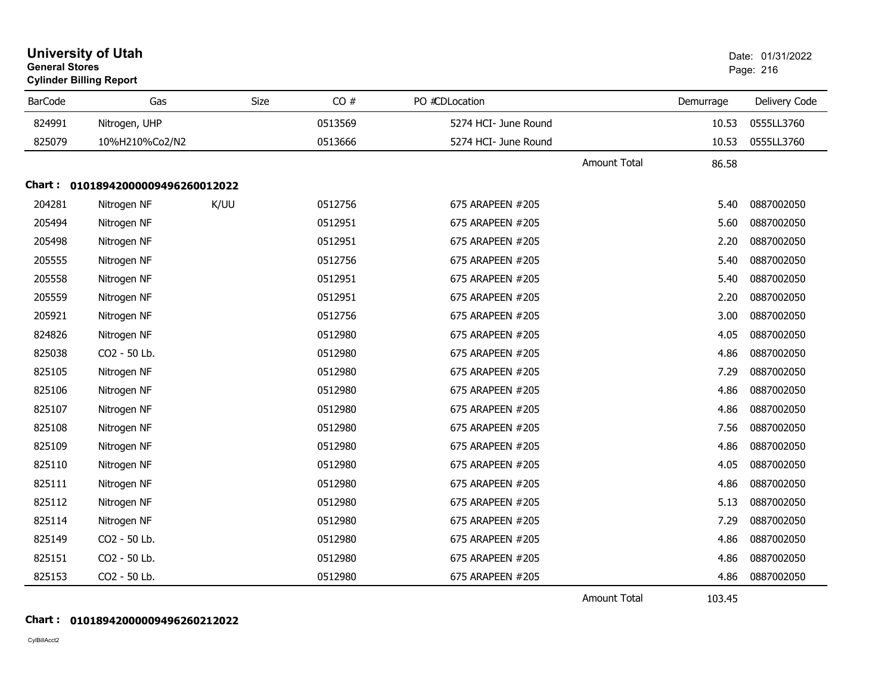# University of Utah

**General Stores**

**Cylinder Billing Report**

Date: 01/31/2022

| BarCode | Gas | Size | CO # | PO # | CDLocation | Demurrage | Delivery Code |
|---|---|---|---|---|---|---|---|
| 824991 | Nitrogen, UHP | | 0513569 | | 5274 HCI- June Round | 10.53 | 0555LL3760 |
| 825079 | 10%H210%Co2/N2 | | 0513666 | | 5274 HCI- June Round | 10.53 | 0555LL3760 |
| | | | | | Amount Total | 86.58 | |

**Chart : 01018942000009496260012022**

| BarCode | Gas | Size | CO # | PO # | CDLocation | Demurrage | Delivery Code |
|---|---|---|---|---|---|---|---|
| 204281 | Nitrogen NF | K/UU | 0512756 | | 675 ARAPEEN #205 | 5.40 | 0887002050 |
| 205494 | Nitrogen NF | | 0512951 | | 675 ARAPEEN #205 | 5.60 | 0887002050 |
| 205498 | Nitrogen NF | | 0512951 | | 675 ARAPEEN #205 | 2.20 | 0887002050 |
| 205555 | Nitrogen NF | | 0512756 | | 675 ARAPEEN #205 | 5.40 | 0887002050 |
| 205558 | Nitrogen NF | | 0512951 | | 675 ARAPEEN #205 | 5.40 | 0887002050 |
| 205559 | Nitrogen NF | | 0512951 | | 675 ARAPEEN #205 | 2.20 | 0887002050 |
| 205921 | Nitrogen NF | | 0512756 | | 675 ARAPEEN #205 | 3.00 | 0887002050 |
| 824826 | Nitrogen NF | | 0512980 | | 675 ARAPEEN #205 | 4.05 | 0887002050 |
| 825038 | CO2 - 50 Lb. | | 0512980 | | 675 ARAPEEN #205 | 4.86 | 0887002050 |
| 825105 | Nitrogen NF | | 0512980 | | 675 ARAPEEN #205 | 7.29 | 0887002050 |
| 825106 | Nitrogen NF | | 0512980 | | 675 ARAPEEN #205 | 4.86 | 0887002050 |
| 825107 | Nitrogen NF | | 0512980 | | 675 ARAPEEN #205 | 4.86 | 0887002050 |
| 825108 | Nitrogen NF | | 0512980 | | 675 ARAPEEN #205 | 7.56 | 0887002050 |
| 825109 | Nitrogen NF | | 0512980 | | 675 ARAPEEN #205 | 4.86 | 0887002050 |
| 825110 | Nitrogen NF | | 0512980 | | 675 ARAPEEN #205 | 4.05 | 0887002050 |
| 825111 | Nitrogen NF | | 0512980 | | 675 ARAPEEN #205 | 4.86 | 0887002050 |
| 825112 | Nitrogen NF | | 0512980 | | 675 ARAPEEN #205 | 5.13 | 0887002050 |
| 825114 | Nitrogen NF | | 0512980 | | 675 ARAPEEN #205 | 7.29 | 0887002050 |
| 825149 | CO2 - 50 Lb. | | 0512980 | | 675 ARAPEEN #205 | 4.86 | 0887002050 |
| 825151 | CO2 - 50 Lb. | | 0512980 | | 675 ARAPEEN #205 | 4.86 | 0887002050 |
| 825153 | CO2 - 50 Lb. | | 0512980 | | 675 ARAPEEN #205 | 4.86 | 0887002050 |
| | | | | | Amount Total | 103.45 | |

**Chart : 01018942000009496260212022**

CylBillAcct2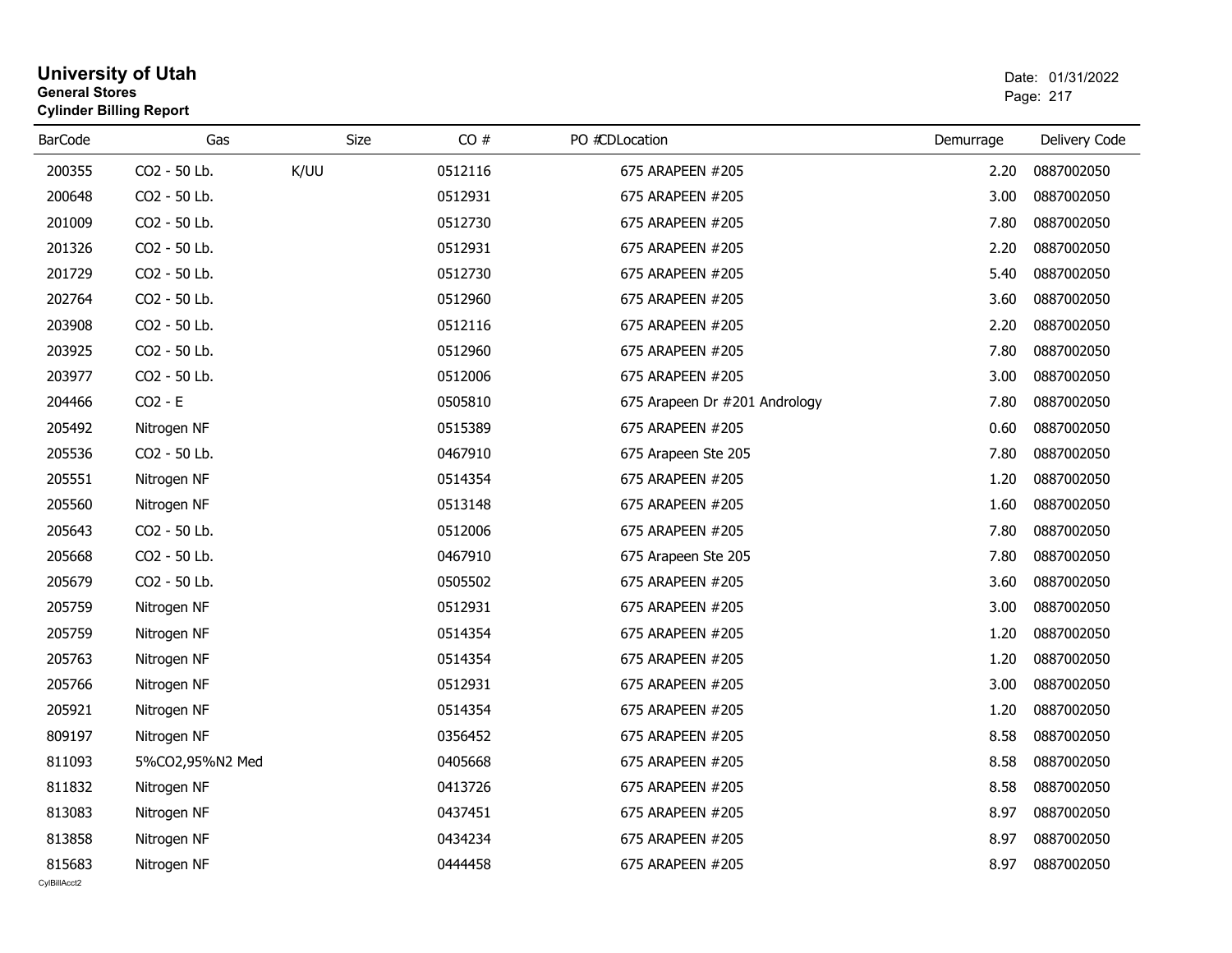# University of Utah

**General Stores**

**Cylinder Billing Report**

Date: 01/31/2022

| BarCode | Gas | Size | CO # | PO #CDLocation | Demurrage | Delivery Code |
|---|---|---|---|---|---|---|
| 200355 | CO2 - 50 Lb. | K/UU | 0512116 | 675 ARAPEEN #205 | 2.20 | 0887002050 |
| 200648 | CO2 - 50 Lb. | | 0512931 | 675 ARAPEEN #205 | 3.00 | 0887002050 |
| 201009 | CO2 - 50 Lb. | | 0512730 | 675 ARAPEEN #205 | 7.80 | 0887002050 |
| 201326 | CO2 - 50 Lb. | | 0512931 | 675 ARAPEEN #205 | 2.20 | 0887002050 |
| 201729 | CO2 - 50 Lb. | | 0512730 | 675 ARAPEEN #205 | 5.40 | 0887002050 |
| 202764 | CO2 - 50 Lb. | | 0512960 | 675 ARAPEEN #205 | 3.60 | 0887002050 |
| 203908 | CO2 - 50 Lb. | | 0512116 | 675 ARAPEEN #205 | 2.20 | 0887002050 |
| 203925 | CO2 - 50 Lb. | | 0512960 | 675 ARAPEEN #205 | 7.80 | 0887002050 |
| 203977 | CO2 - 50 Lb. | | 0512006 | 675 ARAPEEN #205 | 3.00 | 0887002050 |
| 204466 | CO2 - E | | 0505810 | 675 Arapeen Dr #201 Andrology | 7.80 | 0887002050 |
| 205492 | Nitrogen NF | | 0515389 | 675 ARAPEEN #205 | 0.60 | 0887002050 |
| 205536 | CO2 - 50 Lb. | | 0467910 | 675 Arapeen Ste 205 | 7.80 | 0887002050 |
| 205551 | Nitrogen NF | | 0514354 | 675 ARAPEEN #205 | 1.20 | 0887002050 |
| 205560 | Nitrogen NF | | 0513148 | 675 ARAPEEN #205 | 1.60 | 0887002050 |
| 205643 | CO2 - 50 Lb. | | 0512006 | 675 ARAPEEN #205 | 7.80 | 0887002050 |
| 205668 | CO2 - 50 Lb. | | 0467910 | 675 Arapeen Ste 205 | 7.80 | 0887002050 |
| 205679 | CO2 - 50 Lb. | | 0505502 | 675 ARAPEEN #205 | 3.60 | 0887002050 |
| 205759 | Nitrogen NF | | 0512931 | 675 ARAPEEN #205 | 3.00 | 0887002050 |
| 205759 | Nitrogen NF | | 0514354 | 675 ARAPEEN #205 | 1.20 | 0887002050 |
| 205763 | Nitrogen NF | | 0514354 | 675 ARAPEEN #205 | 1.20 | 0887002050 |
| 205766 | Nitrogen NF | | 0512931 | 675 ARAPEEN #205 | 3.00 | 0887002050 |
| 205921 | Nitrogen NF | | 0514354 | 675 ARAPEEN #205 | 1.20 | 0887002050 |
| 809197 | Nitrogen NF | | 0356452 | 675 ARAPEEN #205 | 8.58 | 0887002050 |
| 811093 | 5%CO2,95%N2 Med | | 0405668 | 675 ARAPEEN #205 | 8.58 | 0887002050 |
| 811832 | Nitrogen NF | | 0413726 | 675 ARAPEEN #205 | 8.58 | 0887002050 |
| 813083 | Nitrogen NF | | 0437451 | 675 ARAPEEN #205 | 8.97 | 0887002050 |
| 813858 | Nitrogen NF | | 0434234 | 675 ARAPEEN #205 | 8.97 | 0887002050 |
| 815683 | Nitrogen NF | | 0444458 | 675 ARAPEEN #205 | 8.97 | 0887002050 |

CylBillAcct2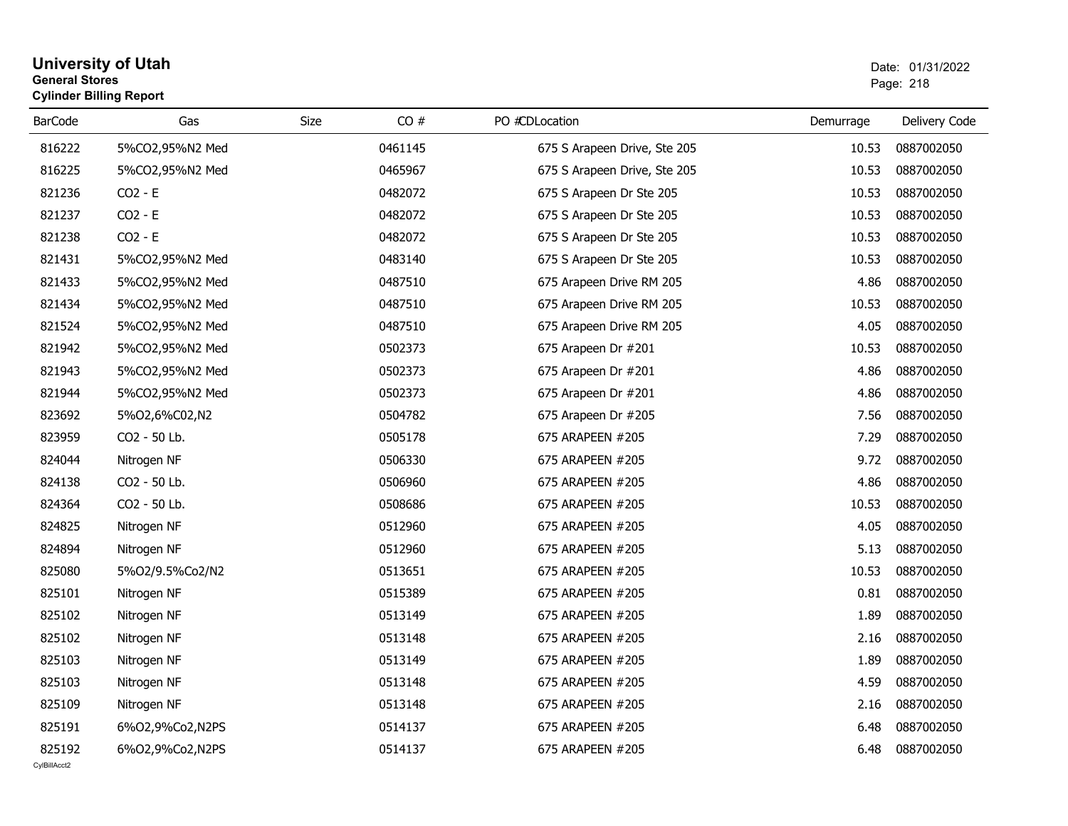# University of Utah

**General Stores**

**Cylinder Billing Report**

Date: 01/31/2022

| BarCode | Gas | Size | CO # | PO # | CDLocation | Demurrage | Delivery Code |
|---|---|---|---|---|---|---|---|
| 816222 | 5%CO2,95%N2 Med | | 0461145 | | 675 S Arapeen Drive, Ste 205 | 10.53 | 0887002050 |
| 816225 | 5%CO2,95%N2 Med | | 0465967 | | 675 S Arapeen Drive, Ste 205 | 10.53 | 0887002050 |
| 821236 | CO2 - E | | 0482072 | | 675 S Arapeen Dr Ste 205 | 10.53 | 0887002050 |
| 821237 | CO2 - E | | 0482072 | | 675 S Arapeen Dr Ste 205 | 10.53 | 0887002050 |
| 821238 | CO2 - E | | 0482072 | | 675 S Arapeen Dr Ste 205 | 10.53 | 0887002050 |
| 821431 | 5%CO2,95%N2 Med | | 0483140 | | 675 S Arapeen Dr Ste 205 | 10.53 | 0887002050 |
| 821433 | 5%CO2,95%N2 Med | | 0487510 | | 675 Arapeen Drive RM 205 | 4.86 | 0887002050 |
| 821434 | 5%CO2,95%N2 Med | | 0487510 | | 675 Arapeen Drive RM 205 | 10.53 | 0887002050 |
| 821524 | 5%CO2,95%N2 Med | | 0487510 | | 675 Arapeen Drive RM 205 | 4.05 | 0887002050 |
| 821942 | 5%CO2,95%N2 Med | | 0502373 | | 675 Arapeen Dr #201 | 10.53 | 0887002050 |
| 821943 | 5%CO2,95%N2 Med | | 0502373 | | 675 Arapeen Dr #201 | 4.86 | 0887002050 |
| 821944 | 5%CO2,95%N2 Med | | 0502373 | | 675 Arapeen Dr #201 | 4.86 | 0887002050 |
| 823692 | 5%O2,6%C02,N2 | | 0504782 | | 675 Arapeen Dr #205 | 7.56 | 0887002050 |
| 823959 | CO2 - 50 Lb. | | 0505178 | | 675 ARAPEEN #205 | 7.29 | 0887002050 |
| 824044 | Nitrogen NF | | 0506330 | | 675 ARAPEEN #205 | 9.72 | 0887002050 |
| 824138 | CO2 - 50 Lb. | | 0506960 | | 675 ARAPEEN #205 | 4.86 | 0887002050 |
| 824364 | CO2 - 50 Lb. | | 0508686 | | 675 ARAPEEN #205 | 10.53 | 0887002050 |
| 824825 | Nitrogen NF | | 0512960 | | 675 ARAPEEN #205 | 4.05 | 0887002050 |
| 824894 | Nitrogen NF | | 0512960 | | 675 ARAPEEN #205 | 5.13 | 0887002050 |
| 825080 | 5%O2/9.5%Co2/N2 | | 0513651 | | 675 ARAPEEN #205 | 10.53 | 0887002050 |
| 825101 | Nitrogen NF | | 0515389 | | 675 ARAPEEN #205 | 0.81 | 0887002050 |
| 825102 | Nitrogen NF | | 0513149 | | 675 ARAPEEN #205 | 1.89 | 0887002050 |
| 825102 | Nitrogen NF | | 0513148 | | 675 ARAPEEN #205 | 2.16 | 0887002050 |
| 825103 | Nitrogen NF | | 0513149 | | 675 ARAPEEN #205 | 1.89 | 0887002050 |
| 825103 | Nitrogen NF | | 0513148 | | 675 ARAPEEN #205 | 4.59 | 0887002050 |
| 825109 | Nitrogen NF | | 0513148 | | 675 ARAPEEN #205 | 2.16 | 0887002050 |
| 825191 | 6%O2,9%Co2,N2PS | | 0514137 | | 675 ARAPEEN #205 | 6.48 | 0887002050 |
| 825192 | 6%O2,9%Co2,N2PS | | 0514137 | | 675 ARAPEEN #205 | 6.48 | 0887002050 |

CylBillAcct2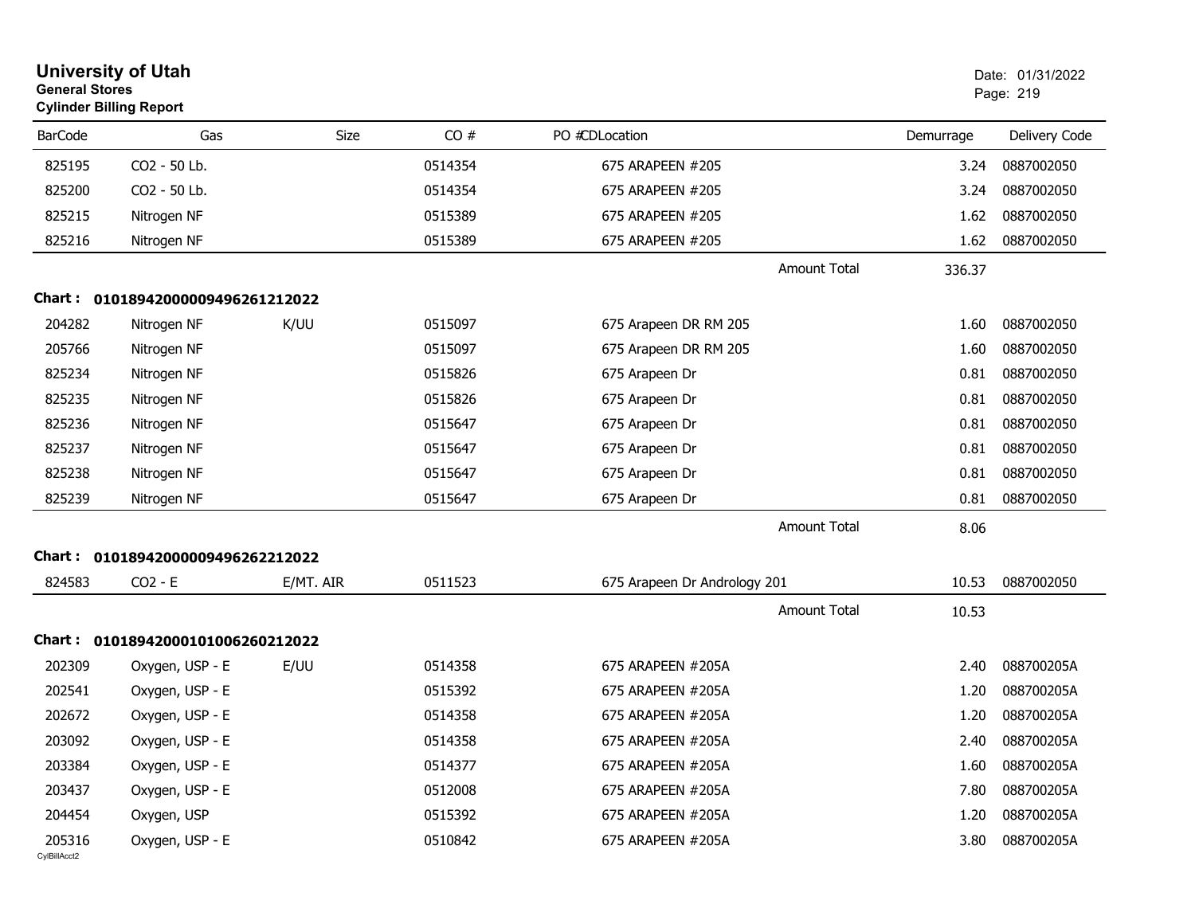# University of Utah
**General Stores**
**Cylinder Billing Report**

Date: 01/31/2022

| BarCode | Gas | Size | CO # | PO #CDLocation | Demurrage | Delivery Code |
|---|---|---|---|---|---|---|
| 825195 | CO2 - 50 Lb. | | 0514354 | 675 ARAPEEN #205 | 3.24 | 0887002050 |
| 825200 | CO2 - 50 Lb. | | 0514354 | 675 ARAPEEN #205 | 3.24 | 0887002050 |
| 825215 | Nitrogen NF | | 0515389 | 675 ARAPEEN #205 | 1.62 | 0887002050 |
| 825216 | Nitrogen NF | | 0515389 | 675 ARAPEEN #205 | 1.62 | 0887002050 |
| | | | | Amount Total | 336.37 | |

**Chart : 01018942000009496261212022**

| BarCode | Gas | Size | CO # | PO #CDLocation | Demurrage | Delivery Code |
|---|---|---|---|---|---|---|
| 204282 | Nitrogen NF | K/UU | 0515097 | 675 Arapeen DR RM 205 | 1.60 | 0887002050 |
| 205766 | Nitrogen NF | | 0515097 | 675 Arapeen DR RM 205 | 1.60 | 0887002050 |
| 825234 | Nitrogen NF | | 0515826 | 675 Arapeen Dr | 0.81 | 0887002050 |
| 825235 | Nitrogen NF | | 0515826 | 675 Arapeen Dr | 0.81 | 0887002050 |
| 825236 | Nitrogen NF | | 0515647 | 675 Arapeen Dr | 0.81 | 0887002050 |
| 825237 | Nitrogen NF | | 0515647 | 675 Arapeen Dr | 0.81 | 0887002050 |
| 825238 | Nitrogen NF | | 0515647 | 675 Arapeen Dr | 0.81 | 0887002050 |
| 825239 | Nitrogen NF | | 0515647 | 675 Arapeen Dr | 0.81 | 0887002050 |
| | | | | Amount Total | 8.06 | |

**Chart : 01018942000009496262212022**

| BarCode | Gas | Size | CO # | PO #CDLocation | Demurrage | Delivery Code |
|---|---|---|---|---|---|---|
| 824583 | CO2 - E | E/MT. AIR | 0511523 | 675 Arapeen Dr Andrology 201 | 10.53 | 0887002050 |
| | | | | Amount Total | 10.53 | |

**Chart : 01018942000101006260212022**

| BarCode | Gas | Size | CO # | PO #CDLocation | Demurrage | Delivery Code |
|---|---|---|---|---|---|---|
| 202309 | Oxygen, USP - E | E/UU | 0514358 | 675 ARAPEEN #205A | 2.40 | 088700205A |
| 202541 | Oxygen, USP - E | | 0515392 | 675 ARAPEEN #205A | 1.20 | 088700205A |
| 202672 | Oxygen, USP - E | | 0514358 | 675 ARAPEEN #205A | 1.20 | 088700205A |
| 203092 | Oxygen, USP - E | | 0514358 | 675 ARAPEEN #205A | 2.40 | 088700205A |
| 203384 | Oxygen, USP - E | | 0514377 | 675 ARAPEEN #205A | 1.60 | 088700205A |
| 203437 | Oxygen, USP - E | | 0512008 | 675 ARAPEEN #205A | 7.80 | 088700205A |
| 204454 | Oxygen, USP | | 0515392 | 675 ARAPEEN #205A | 1.20 | 088700205A |
| 205316 | Oxygen, USP - E | | 0510842 | 675 ARAPEEN #205A | 3.80 | 088700205A |

CylBillAcct2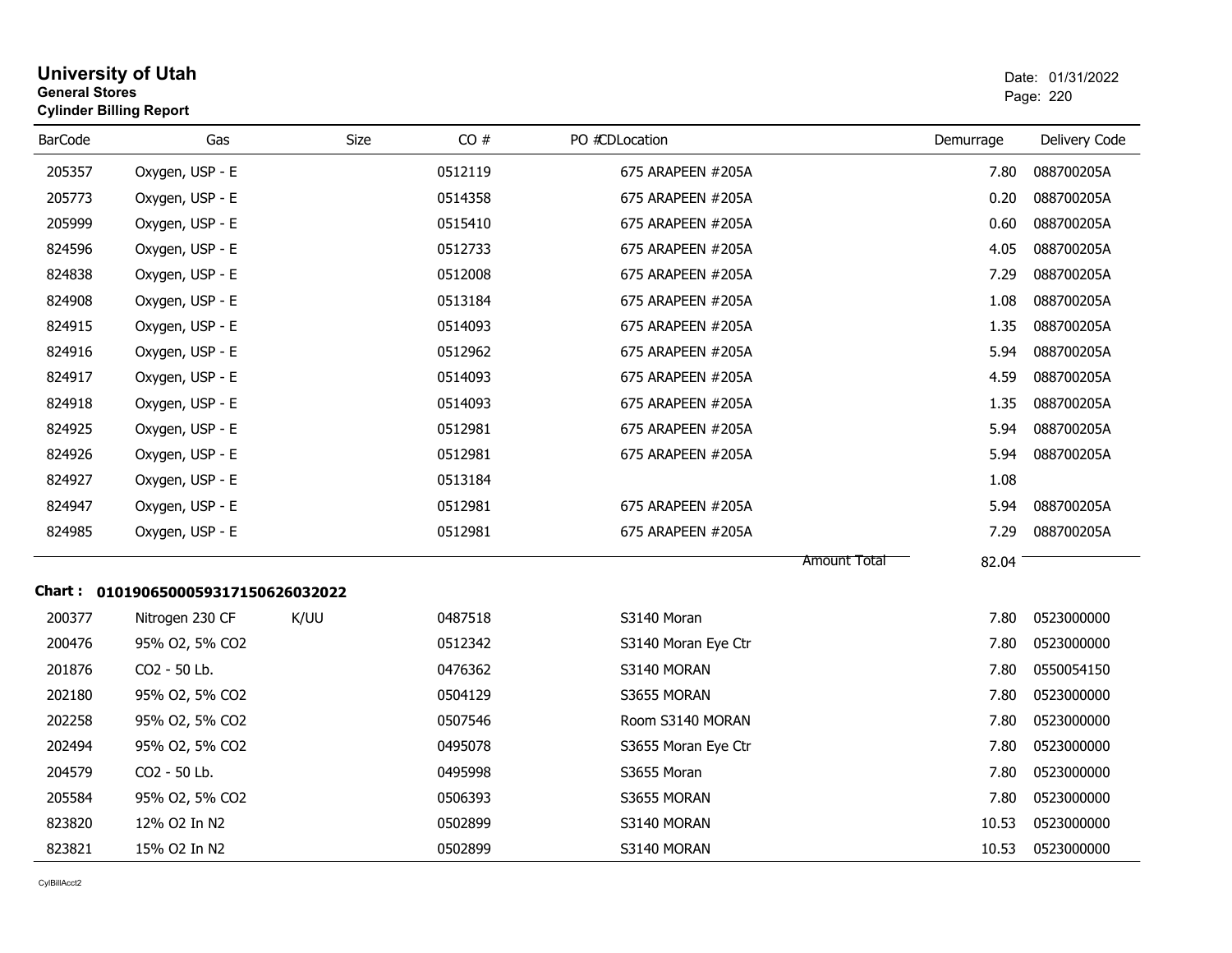**University of Utah**
**General Stores**
**Cylinder Billing Report**

Date: 01/31/2022

| BarCode | Gas | Size | CO # | PO # | CD | Location | Demurrage | Delivery Code |
|---|---|---|---|---|---|---|---|---|
| 205357 | Oxygen, USP - E | | 0512119 | | | 675 ARAPEEN #205A | 7.80 | 088700205A |
| 205773 | Oxygen, USP - E | | 0514358 | | | 675 ARAPEEN #205A | 0.20 | 088700205A |
| 205999 | Oxygen, USP - E | | 0515410 | | | 675 ARAPEEN #205A | 0.60 | 088700205A |
| 824596 | Oxygen, USP - E | | 0512733 | | | 675 ARAPEEN #205A | 4.05 | 088700205A |
| 824838 | Oxygen, USP - E | | 0512008 | | | 675 ARAPEEN #205A | 7.29 | 088700205A |
| 824908 | Oxygen, USP - E | | 0513184 | | | 675 ARAPEEN #205A | 1.08 | 088700205A |
| 824915 | Oxygen, USP - E | | 0514093 | | | 675 ARAPEEN #205A | 1.35 | 088700205A |
| 824916 | Oxygen, USP - E | | 0512962 | | | 675 ARAPEEN #205A | 5.94 | 088700205A |
| 824917 | Oxygen, USP - E | | 0514093 | | | 675 ARAPEEN #205A | 4.59 | 088700205A |
| 824918 | Oxygen, USP - E | | 0514093 | | | 675 ARAPEEN #205A | 1.35 | 088700205A |
| 824925 | Oxygen, USP - E | | 0512981 | | | 675 ARAPEEN #205A | 5.94 | 088700205A |
| 824926 | Oxygen, USP - E | | 0512981 | | | 675 ARAPEEN #205A | 5.94 | 088700205A |
| 824927 | Oxygen, USP - E | | 0513184 | | | | 1.08 | |
| 824947 | Oxygen, USP - E | | 0512981 | | | 675 ARAPEEN #205A | 5.94 | 088700205A |
| 824985 | Oxygen, USP - E | | 0512981 | | | 675 ARAPEEN #205A | 7.29 | 088700205A |
| | | | | | | Amount Total | 82.04 | |

**Chart : 01019065000593171506260320 22**

| BarCode | Gas | Size | CO # | PO # | CD | Location | Demurrage | Delivery Code |
|---|---|---|---|---|---|---|---|---|
| 200377 | Nitrogen 230 CF | K/UU | 0487518 | | | S3140 Moran | 7.80 | 0523000000 |
| 200476 | 95% O2, 5% CO2 | | 0512342 | | | S3140 Moran Eye Ctr | 7.80 | 0523000000 |
| 201876 | CO2 - 50 Lb. | | 0476362 | | | S3140 MORAN | 7.80 | 0550054150 |
| 202180 | 95% O2, 5% CO2 | | 0504129 | | | S3655 MORAN | 7.80 | 0523000000 |
| 202258 | 95% O2, 5% CO2 | | 0507546 | | | Room S3140 MORAN | 7.80 | 0523000000 |
| 202494 | 95% O2, 5% CO2 | | 0495078 | | | S3655 Moran Eye Ctr | 7.80 | 0523000000 |
| 204579 | CO2 - 50 Lb. | | 0495998 | | | S3655 Moran | 7.80 | 0523000000 |
| 205584 | 95% O2, 5% CO2 | | 0506393 | | | S3655 MORAN | 7.80 | 0523000000 |
| 823820 | 12% O2 In N2 | | 0502899 | | | S3140 MORAN | 10.53 | 0523000000 |
| 823821 | 15% O2 In N2 | | 0502899 | | | S3140 MORAN | 10.53 | 0523000000 |

CylBillAcct2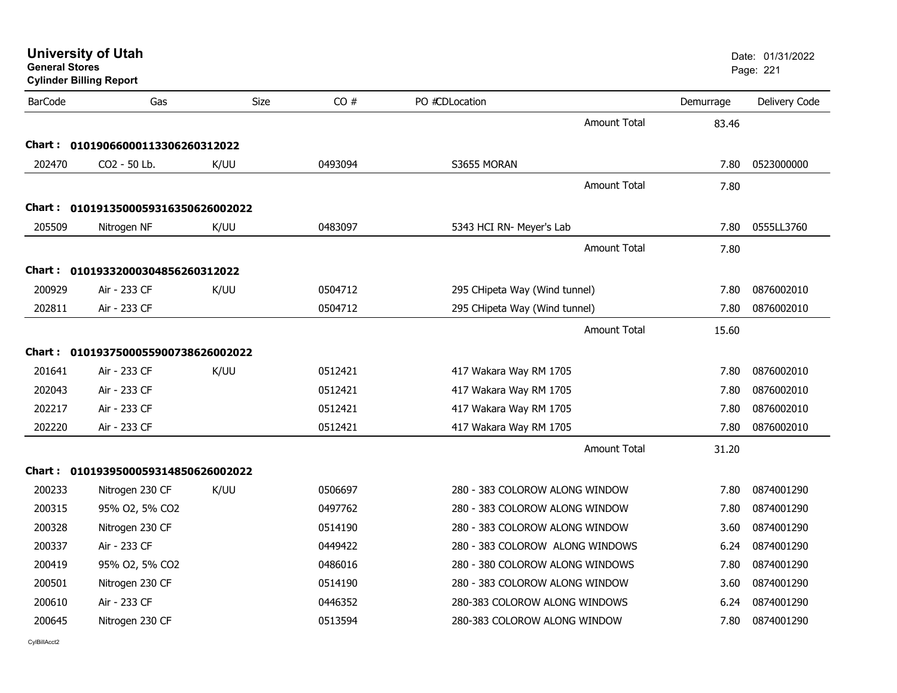# University of Utah
**General Stores**
**Cylinder Billing Report**

Date: 01/31/2022

| BarCode | Gas | Size | CO # | PO # | CD | Location | Demurrage | Delivery Code |
|---|---|---|---|---|---|---|---|---|
| | | | | | | Amount Total | 83.46 | |
| **Chart :** | **01019066000113306260312022** | | | | | | | |
| 202470 | CO2 - 50 Lb. | K/UU | 0493094 | | | S3655 MORAN | 7.80 | 0523000000 |
| | | | | | | Amount Total | 7.80 | |
| **Chart :** | **01019135000593163506260020​22** | | | | | | | |
| 205509 | Nitrogen NF | K/UU | 0483097 | | | 5343 HCI RN- Meyer's Lab | 7.80 | 0555LL3760 |
| | | | | | | Amount Total | 7.80 | |
| **Chart :** | **01019332000304856260312022** | | | | | | | |
| 200929 | Air - 233 CF | K/UU | 0504712 | | | 295 CHipeta Way (Wind tunnel) | 7.80 | 0876002010 |
| 202811 | Air - 233 CF | | 0504712 | | | 295 CHipeta Way (Wind tunnel) | 7.80 | 0876002010 |
| | | | | | | Amount Total | 15.60 | |
| **Chart :** | **01019375000559007386260020​22** | | | | | | | |
| 201641 | Air - 233 CF | K/UU | 0512421 | | | 417 Wakara Way RM 1705 | 7.80 | 0876002010 |
| 202043 | Air - 233 CF | | 0512421 | | | 417 Wakara Way RM 1705 | 7.80 | 0876002010 |
| 202217 | Air - 233 CF | | 0512421 | | | 417 Wakara Way RM 1705 | 7.80 | 0876002010 |
| 202220 | Air - 233 CF | | 0512421 | | | 417 Wakara Way RM 1705 | 7.80 | 0876002010 |
| | | | | | | Amount Total | 31.20 | |
| **Chart :** | **01019395000593148506260020​22** | | | | | | | |
| 200233 | Nitrogen 230 CF | K/UU | 0506697 | | | 280 - 383 COLOROW ALONG WINDOW | 7.80 | 0874001290 |
| 200315 | 95% O2, 5% CO2 | | 0497762 | | | 280 - 383 COLOROW ALONG WINDOW | 7.80 | 0874001290 |
| 200328 | Nitrogen 230 CF | | 0514190 | | | 280 - 383 COLOROW ALONG WINDOW | 3.60 | 0874001290 |
| 200337 | Air - 233 CF | | 0449422 | | | 280 - 383 COLOROW ALONG WINDOWS | 6.24 | 0874001290 |
| 200419 | 95% O2, 5% CO2 | | 0486016 | | | 280 - 380 COLOROW ALONG WINDOWS | 7.80 | 0874001290 |
| 200501 | Nitrogen 230 CF | | 0514190 | | | 280 - 383 COLOROW ALONG WINDOW | 3.60 | 0874001290 |
| 200610 | Air - 233 CF | | 0446352 | | | 280-383 COLOROW ALONG WINDOWS | 6.24 | 0874001290 |
| 200645 | Nitrogen 230 CF | | 0513594 | | | 280-383 COLOROW ALONG WINDOW | 7.80 | 0874001290 |

CylBillAcct2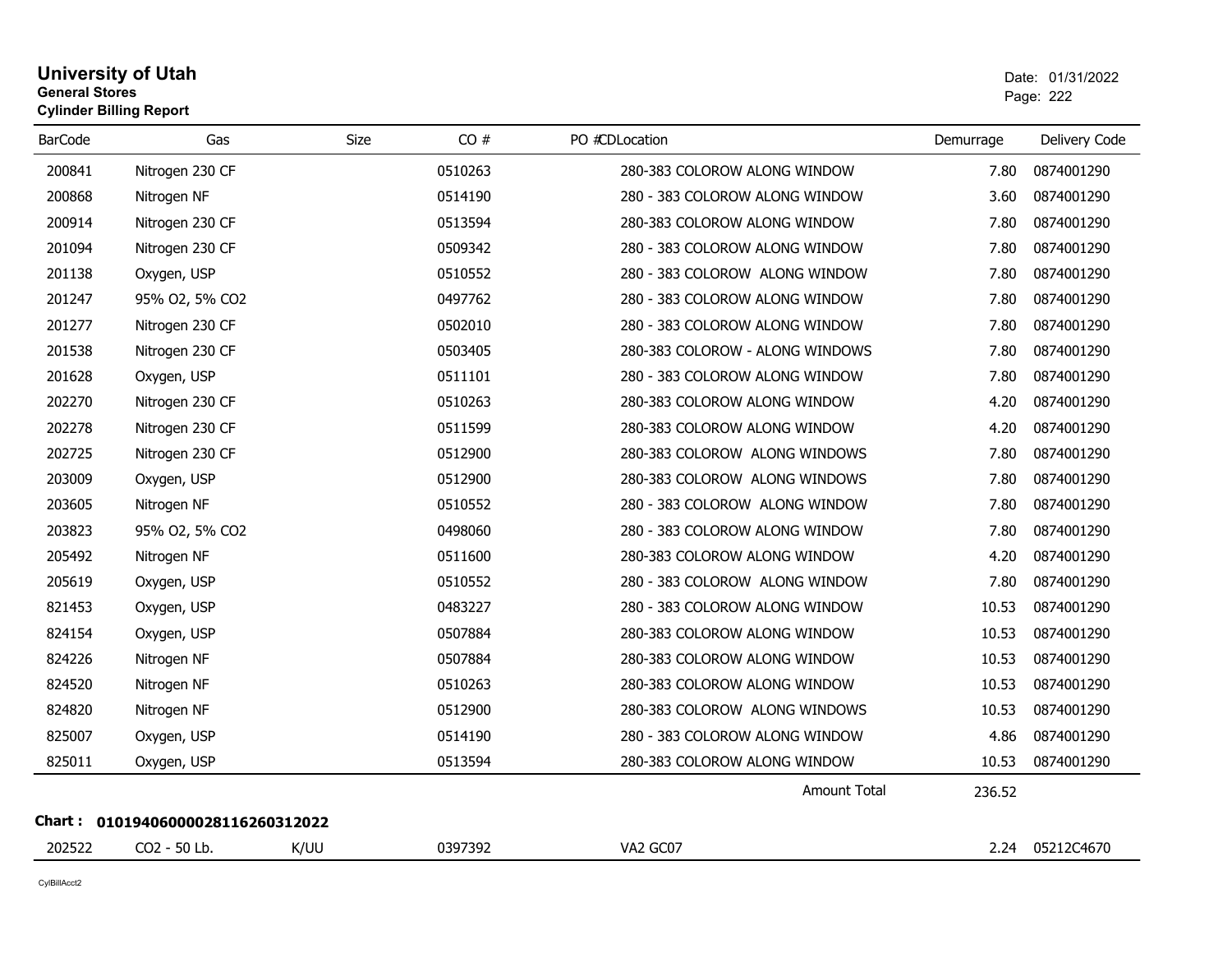# University of Utah
**General Stores**
**Cylinder Billing Report**

Date: 01/31/2022

| BarCode | Gas | Size | CO # | PO #CDLocation | Demurrage | Delivery Code |
|---|---|---|---|---|---|---|
| 200841 | Nitrogen 230 CF | | 0510263 | 280-383 COLOROW ALONG WINDOW | 7.80 | 0874001290 |
| 200868 | Nitrogen NF | | 0514190 | 280 - 383 COLOROW ALONG WINDOW | 3.60 | 0874001290 |
| 200914 | Nitrogen 230 CF | | 0513594 | 280-383 COLOROW ALONG WINDOW | 7.80 | 0874001290 |
| 201094 | Nitrogen 230 CF | | 0509342 | 280 - 383 COLOROW ALONG WINDOW | 7.80 | 0874001290 |
| 201138 | Oxygen, USP | | 0510552 | 280 - 383 COLOROW ALONG WINDOW | 7.80 | 0874001290 |
| 201247 | 95% O2, 5% CO2 | | 0497762 | 280 - 383 COLOROW ALONG WINDOW | 7.80 | 0874001290 |
| 201277 | Nitrogen 230 CF | | 0502010 | 280 - 383 COLOROW ALONG WINDOW | 7.80 | 0874001290 |
| 201538 | Nitrogen 230 CF | | 0503405 | 280-383 COLOROW - ALONG WINDOWS | 7.80 | 0874001290 |
| 201628 | Oxygen, USP | | 0511101 | 280 - 383 COLOROW ALONG WINDOW | 7.80 | 0874001290 |
| 202270 | Nitrogen 230 CF | | 0510263 | 280-383 COLOROW ALONG WINDOW | 4.20 | 0874001290 |
| 202278 | Nitrogen 230 CF | | 0511599 | 280-383 COLOROW ALONG WINDOW | 4.20 | 0874001290 |
| 202725 | Nitrogen 230 CF | | 0512900 | 280-383 COLOROW ALONG WINDOWS | 7.80 | 0874001290 |
| 203009 | Oxygen, USP | | 0512900 | 280-383 COLOROW ALONG WINDOWS | 7.80 | 0874001290 |
| 203605 | Nitrogen NF | | 0510552 | 280 - 383 COLOROW ALONG WINDOW | 7.80 | 0874001290 |
| 203823 | 95% O2, 5% CO2 | | 0498060 | 280 - 383 COLOROW ALONG WINDOW | 7.80 | 0874001290 |
| 205492 | Nitrogen NF | | 0511600 | 280-383 COLOROW ALONG WINDOW | 4.20 | 0874001290 |
| 205619 | Oxygen, USP | | 0510552 | 280 - 383 COLOROW ALONG WINDOW | 7.80 | 0874001290 |
| 821453 | Oxygen, USP | | 0483227 | 280 - 383 COLOROW ALONG WINDOW | 10.53 | 0874001290 |
| 824154 | Oxygen, USP | | 0507884 | 280-383 COLOROW ALONG WINDOW | 10.53 | 0874001290 |
| 824226 | Nitrogen NF | | 0507884 | 280-383 COLOROW ALONG WINDOW | 10.53 | 0874001290 |
| 824520 | Nitrogen NF | | 0510263 | 280-383 COLOROW ALONG WINDOW | 10.53 | 0874001290 |
| 824820 | Nitrogen NF | | 0512900 | 280-383 COLOROW ALONG WINDOWS | 10.53 | 0874001290 |
| 825007 | Oxygen, USP | | 0514190 | 280 - 383 COLOROW ALONG WINDOW | 4.86 | 0874001290 |
| 825011 | Oxygen, USP | | 0513594 | 280-383 COLOROW ALONG WINDOW | 10.53 | 0874001290 |
| | | | | Amount Total | 236.52 | |

**Chart : 01019406000028116260312022**

| BarCode | Gas | Size | CO # | PO #CDLocation | Demurrage | Delivery Code |
|---|---|---|---|---|---|---|
| 202522 | CO2 - 50 Lb. | K/UU | 0397392 | VA2 GC07 | 2.24 | 05212C4670 |

CylBillAcct2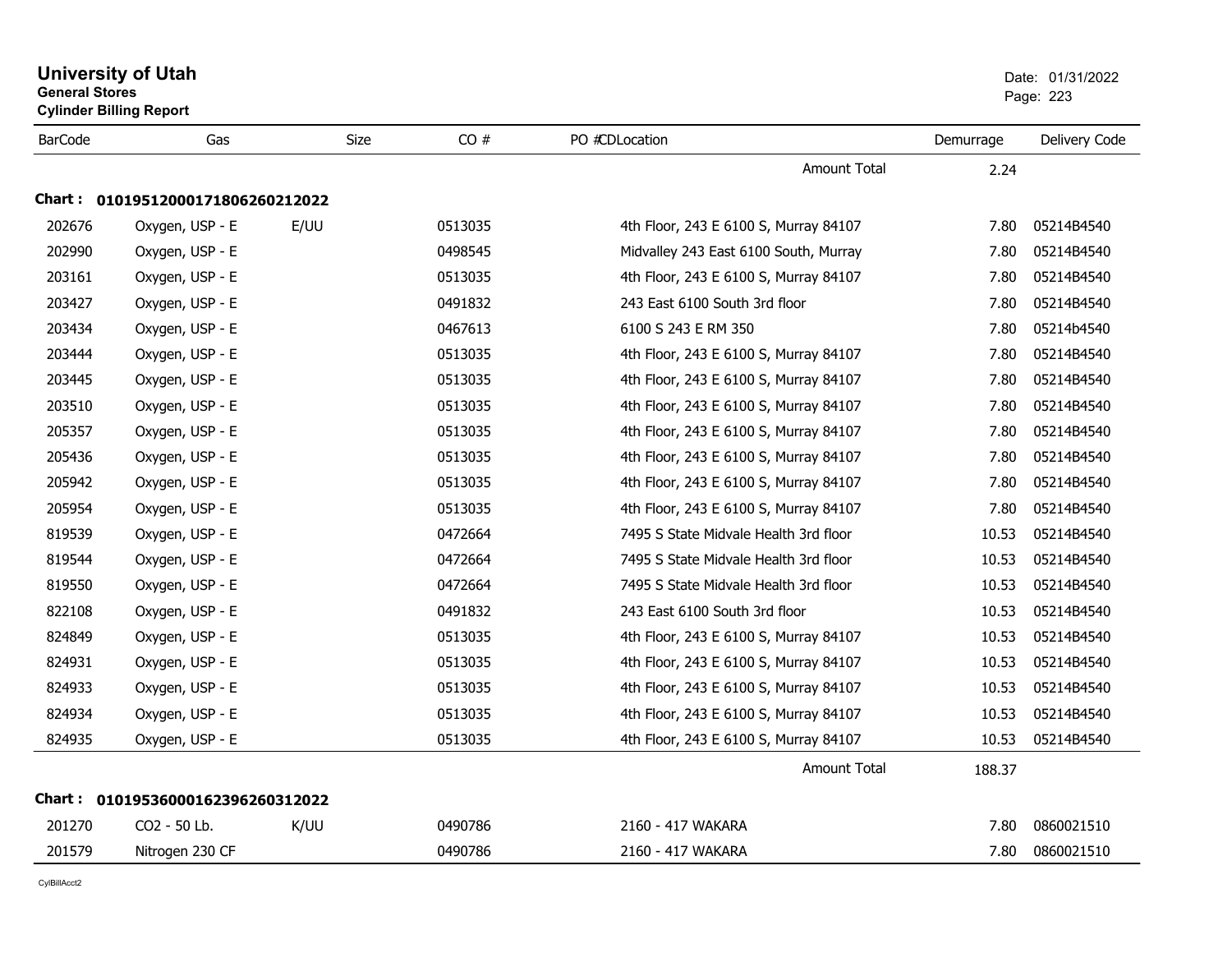# University of Utah

**General Stores**
**Cylinder Billing Report**

Date: 01/31/2022

| BarCode | Gas | Size | CO # | PO #CDLocation | Demurrage | Delivery Code |
|---|---|---|---|---|---|---|
| | | | | Amount Total | 2.24 | |
| **Chart : 01019512000171806260212022** | | | | | | |
| 202676 | Oxygen, USP - E | E/UU | 0513035 | 4th Floor, 243 E 6100 S, Murray 84107 | 7.80 | 05214B4540 |
| 202990 | Oxygen, USP - E | | 0498545 | Midvalley 243 East 6100 South, Murray | 7.80 | 05214B4540 |
| 203161 | Oxygen, USP - E | | 0513035 | 4th Floor, 243 E 6100 S, Murray 84107 | 7.80 | 05214B4540 |
| 203427 | Oxygen, USP - E | | 0491832 | 243 East 6100 South 3rd floor | 7.80 | 05214B4540 |
| 203434 | Oxygen, USP - E | | 0467613 | 6100 S 243 E RM 350 | 7.80 | 05214b4540 |
| 203444 | Oxygen, USP - E | | 0513035 | 4th Floor, 243 E 6100 S, Murray 84107 | 7.80 | 05214B4540 |
| 203445 | Oxygen, USP - E | | 0513035 | 4th Floor, 243 E 6100 S, Murray 84107 | 7.80 | 05214B4540 |
| 203510 | Oxygen, USP - E | | 0513035 | 4th Floor, 243 E 6100 S, Murray 84107 | 7.80 | 05214B4540 |
| 205357 | Oxygen, USP - E | | 0513035 | 4th Floor, 243 E 6100 S, Murray 84107 | 7.80 | 05214B4540 |
| 205436 | Oxygen, USP - E | | 0513035 | 4th Floor, 243 E 6100 S, Murray 84107 | 7.80 | 05214B4540 |
| 205942 | Oxygen, USP - E | | 0513035 | 4th Floor, 243 E 6100 S, Murray 84107 | 7.80 | 05214B4540 |
| 205954 | Oxygen, USP - E | | 0513035 | 4th Floor, 243 E 6100 S, Murray 84107 | 7.80 | 05214B4540 |
| 819539 | Oxygen, USP - E | | 0472664 | 7495 S State Midvale Health 3rd floor | 10.53 | 05214B4540 |
| 819544 | Oxygen, USP - E | | 0472664 | 7495 S State Midvale Health 3rd floor | 10.53 | 05214B4540 |
| 819550 | Oxygen, USP - E | | 0472664 | 7495 S State Midvale Health 3rd floor | 10.53 | 05214B4540 |
| 822108 | Oxygen, USP - E | | 0491832 | 243 East 6100 South 3rd floor | 10.53 | 05214B4540 |
| 824849 | Oxygen, USP - E | | 0513035 | 4th Floor, 243 E 6100 S, Murray 84107 | 10.53 | 05214B4540 |
| 824931 | Oxygen, USP - E | | 0513035 | 4th Floor, 243 E 6100 S, Murray 84107 | 10.53 | 05214B4540 |
| 824933 | Oxygen, USP - E | | 0513035 | 4th Floor, 243 E 6100 S, Murray 84107 | 10.53 | 05214B4540 |
| 824934 | Oxygen, USP - E | | 0513035 | 4th Floor, 243 E 6100 S, Murray 84107 | 10.53 | 05214B4540 |
| 824935 | Oxygen, USP - E | | 0513035 | 4th Floor, 243 E 6100 S, Murray 84107 | 10.53 | 05214B4540 |
| | | | | Amount Total | 188.37 | |
| **Chart : 01019536000162396260312022** | | | | | | |
| 201270 | CO2 - 50 Lb. | K/UU | 0490786 | 2160 - 417 WAKARA | 7.80 | 0860021510 |
| 201579 | Nitrogen 230 CF | | 0490786 | 2160 - 417 WAKARA | 7.80 | 0860021510 |

CylBillAcct2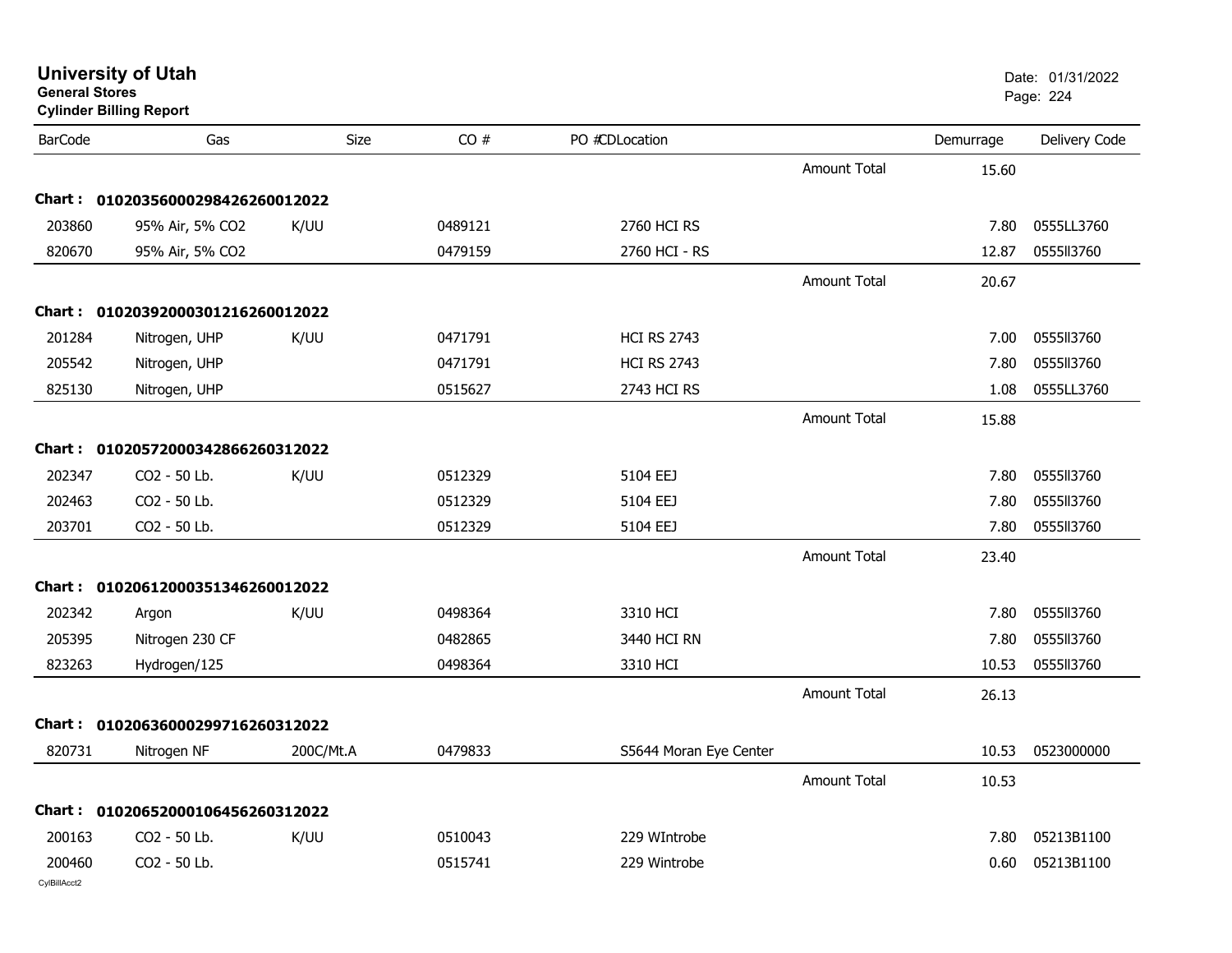# University of Utah

**General Stores**

**Cylinder Billing Report**

Date: 01/31/2022

| BarCode | Gas | Size | CO # | PO #CDLocation | | Demurrage | Delivery Code |
|---|---|---|---|---|---|---|---|
| | | | | | Amount Total | 15.60 | |
| **Chart : 01020356000298426260012022** | | | | | | | |
| 203860 | 95% Air, 5% CO2 | K/UU | 0489121 | 2760 HCI RS | | 7.80 | 0555LL3760 |
| 820670 | 95% Air, 5% CO2 | | 0479159 | 2760 HCI - RS | | 12.87 | 0555ll3760 |
| | | | | | Amount Total | 20.67 | |
| **Chart : 01020392000301216260012022** | | | | | | | |
| 201284 | Nitrogen, UHP | K/UU | 0471791 | HCI RS 2743 | | 7.00 | 0555ll3760 |
| 205542 | Nitrogen, UHP | | 0471791 | HCI RS 2743 | | 7.80 | 0555ll3760 |
| 825130 | Nitrogen, UHP | | 0515627 | 2743 HCI RS | | 1.08 | 0555LL3760 |
| | | | | | Amount Total | 15.88 | |
| **Chart : 01020572000342866260312022** | | | | | | | |
| 202347 | CO2 - 50 Lb. | K/UU | 0512329 | 5104 EEJ | | 7.80 | 0555ll3760 |
| 202463 | CO2 - 50 Lb. | | 0512329 | 5104 EEJ | | 7.80 | 0555ll3760 |
| 203701 | CO2 - 50 Lb. | | 0512329 | 5104 EEJ | | 7.80 | 0555ll3760 |
| | | | | | Amount Total | 23.40 | |
| **Chart : 01020612000351346260012022** | | | | | | | |
| 202342 | Argon | K/UU | 0498364 | 3310 HCI | | 7.80 | 0555ll3760 |
| 205395 | Nitrogen 230 CF | | 0482865 | 3440 HCI RN | | 7.80 | 0555ll3760 |
| 823263 | Hydrogen/125 | | 0498364 | 3310 HCI | | 10.53 | 0555ll3760 |
| | | | | | Amount Total | 26.13 | |
| **Chart : 01020636000299716260312022** | | | | | | | |
| 820731 | Nitrogen NF | 200C/Mt.A | 0479833 | S5644 Moran Eye Center | | 10.53 | 0523000000 |
| | | | | | Amount Total | 10.53 | |
| **Chart : 01020652000106456260312022** | | | | | | | |
| 200163 | CO2 - 50 Lb. | K/UU | 0510043 | 229 WIntrobe | | 7.80 | 05213B1100 |
| 200460 | CO2 - 50 Lb. | | 0515741 | 229 Wintrobe | | 0.60 | 05213B1100 |

CylBillAcct2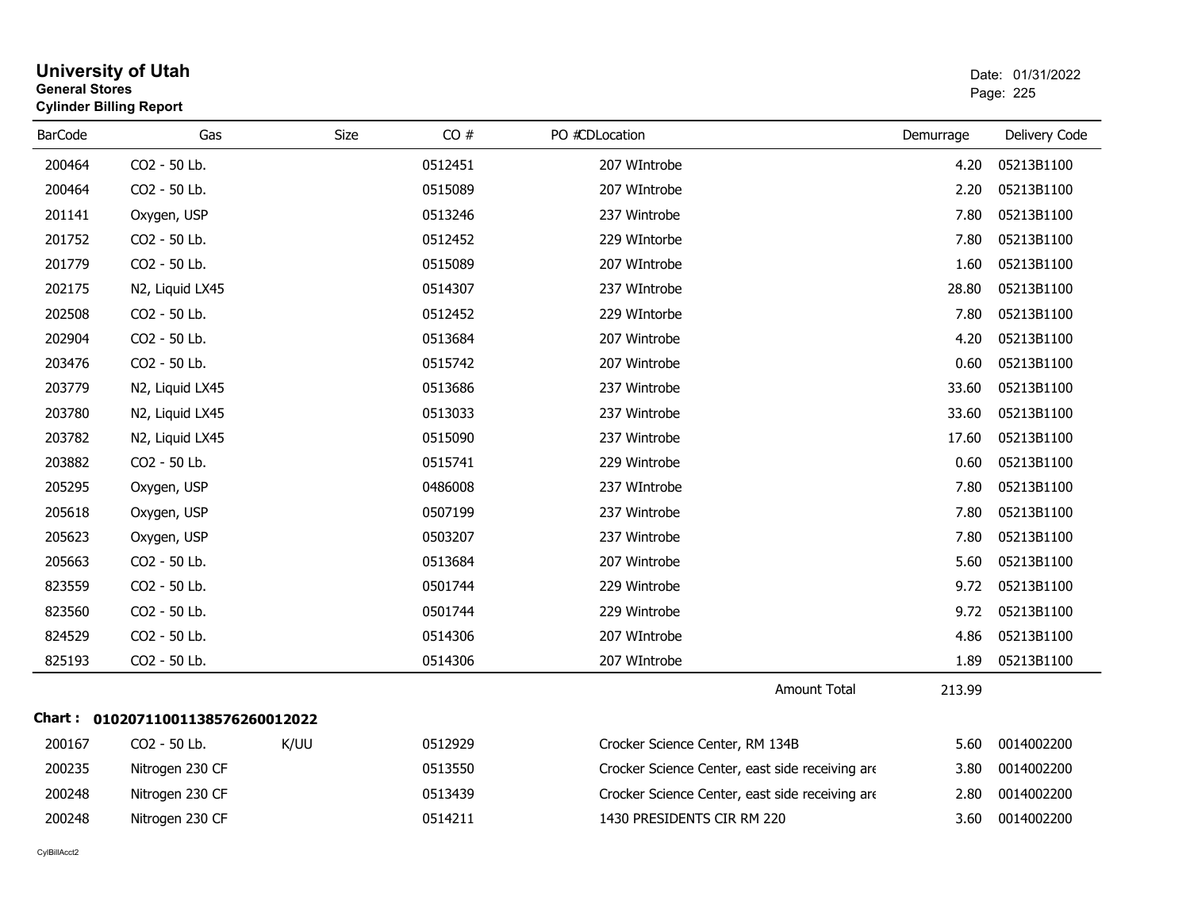# University of Utah

**General Stores**

**Cylinder Billing Report**

Date: 01/31/2022

| BarCode | Gas | Size | CO # | PO # | CDLocation | Demurrage | Delivery Code |
|---|---|---|---|---|---|---|---|
| 200464 | CO2 - 50 Lb. | | 0512451 | | 207 WIntrobe | 4.20 | 05213B1100 |
| 200464 | CO2 - 50 Lb. | | 0515089 | | 207 WIntrobe | 2.20 | 05213B1100 |
| 201141 | Oxygen, USP | | 0513246 | | 237 Wintrobe | 7.80 | 05213B1100 |
| 201752 | CO2 - 50 Lb. | | 0512452 | | 229 WIntorbe | 7.80 | 05213B1100 |
| 201779 | CO2 - 50 Lb. | | 0515089 | | 207 WIntrobe | 1.60 | 05213B1100 |
| 202175 | N2, Liquid LX45 | | 0514307 | | 237 WIntrobe | 28.80 | 05213B1100 |
| 202508 | CO2 - 50 Lb. | | 0512452 | | 229 WIntorbe | 7.80 | 05213B1100 |
| 202904 | CO2 - 50 Lb. | | 0513684 | | 207 Wintrobe | 4.20 | 05213B1100 |
| 203476 | CO2 - 50 Lb. | | 0515742 | | 207 Wintrobe | 0.60 | 05213B1100 |
| 203779 | N2, Liquid LX45 | | 0513686 | | 237 Wintrobe | 33.60 | 05213B1100 |
| 203780 | N2, Liquid LX45 | | 0513033 | | 237 Wintrobe | 33.60 | 05213B1100 |
| 203782 | N2, Liquid LX45 | | 0515090 | | 237 Wintrobe | 17.60 | 05213B1100 |
| 203882 | CO2 - 50 Lb. | | 0515741 | | 229 Wintrobe | 0.60 | 05213B1100 |
| 205295 | Oxygen, USP | | 0486008 | | 237 WIntrobe | 7.80 | 05213B1100 |
| 205618 | Oxygen, USP | | 0507199 | | 237 Wintrobe | 7.80 | 05213B1100 |
| 205623 | Oxygen, USP | | 0503207 | | 237 Wintrobe | 7.80 | 05213B1100 |
| 205663 | CO2 - 50 Lb. | | 0513684 | | 207 Wintrobe | 5.60 | 05213B1100 |
| 823559 | CO2 - 50 Lb. | | 0501744 | | 229 Wintrobe | 9.72 | 05213B1100 |
| 823560 | CO2 - 50 Lb. | | 0501744 | | 229 Wintrobe | 9.72 | 05213B1100 |
| 824529 | CO2 - 50 Lb. | | 0514306 | | 207 WIntrobe | 4.86 | 05213B1100 |
| 825193 | CO2 - 50 Lb. | | 0514306 | | 207 WIntrobe | 1.89 | 05213B1100 |
| | | | | | Amount Total | 213.99 | |

**Chart : 01020711001138576260012022**

| BarCode | Gas | Size | CO # | PO # | CDLocation | Demurrage | Delivery Code |
|---|---|---|---|---|---|---|---|
| 200167 | CO2 - 50 Lb. | K/UU | 0512929 | | Crocker Science Center, RM 134B | 5.60 | 0014002200 |
| 200235 | Nitrogen 230 CF | | 0513550 | | Crocker Science Center, east side receiving are | 3.80 | 0014002200 |
| 200248 | Nitrogen 230 CF | | 0513439 | | Crocker Science Center, east side receiving are | 2.80 | 0014002200 |
| 200248 | Nitrogen 230 CF | | 0514211 | | 1430 PRESIDENTS CIR RM 220 | 3.60 | 0014002200 |

CylBillAcct2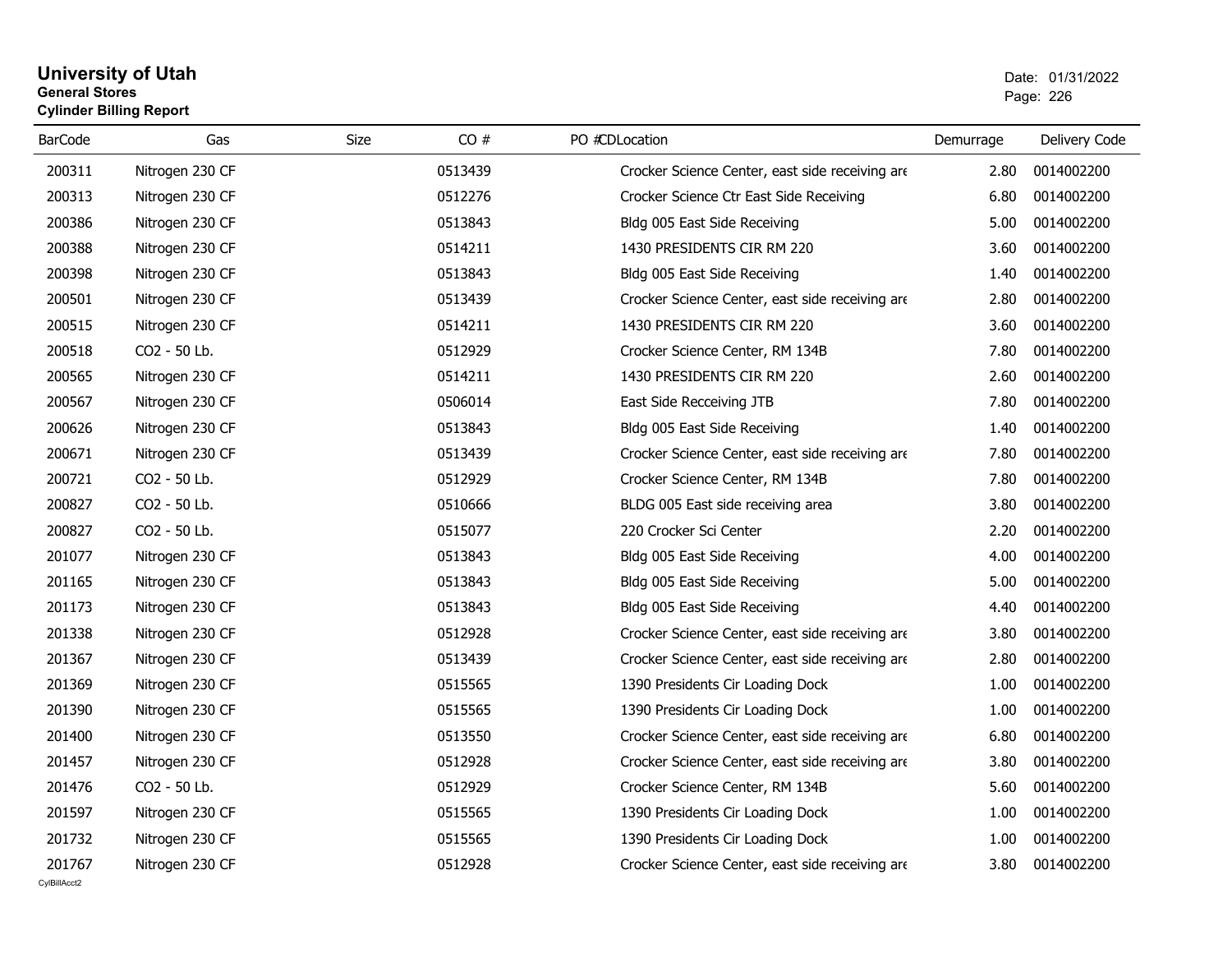# University of Utah

**General Stores**

**Cylinder Billing Report**

Date: 01/31/2022

| BarCode | Gas | Size | CO # | PO # | CDLocation | Demurrage | Delivery Code |
|---|---|---|---|---|---|---|---|
| 200311 | Nitrogen 230 CF | | 0513439 | | Crocker Science Center, east side receiving are | 2.80 | 0014002200 |
| 200313 | Nitrogen 230 CF | | 0512276 | | Crocker Science Ctr East Side Receiving | 6.80 | 0014002200 |
| 200386 | Nitrogen 230 CF | | 0513843 | | Bldg 005 East Side Receiving | 5.00 | 0014002200 |
| 200388 | Nitrogen 230 CF | | 0514211 | | 1430 PRESIDENTS CIR RM 220 | 3.60 | 0014002200 |
| 200398 | Nitrogen 230 CF | | 0513843 | | Bldg 005 East Side Receiving | 1.40 | 0014002200 |
| 200501 | Nitrogen 230 CF | | 0513439 | | Crocker Science Center, east side receiving are | 2.80 | 0014002200 |
| 200515 | Nitrogen 230 CF | | 0514211 | | 1430 PRESIDENTS CIR RM 220 | 3.60 | 0014002200 |
| 200518 | CO2 - 50 Lb. | | 0512929 | | Crocker Science Center, RM 134B | 7.80 | 0014002200 |
| 200565 | Nitrogen 230 CF | | 0514211 | | 1430 PRESIDENTS CIR RM 220 | 2.60 | 0014002200 |
| 200567 | Nitrogen 230 CF | | 0506014 | | East Side Recceiving JTB | 7.80 | 0014002200 |
| 200626 | Nitrogen 230 CF | | 0513843 | | Bldg 005 East Side Receiving | 1.40 | 0014002200 |
| 200671 | Nitrogen 230 CF | | 0513439 | | Crocker Science Center, east side receiving are | 7.80 | 0014002200 |
| 200721 | CO2 - 50 Lb. | | 0512929 | | Crocker Science Center, RM 134B | 7.80 | 0014002200 |
| 200827 | CO2 - 50 Lb. | | 0510666 | | BLDG 005 East side receiving area | 3.80 | 0014002200 |
| 200827 | CO2 - 50 Lb. | | 0515077 | | 220 Crocker Sci Center | 2.20 | 0014002200 |
| 201077 | Nitrogen 230 CF | | 0513843 | | Bldg 005 East Side Receiving | 4.00 | 0014002200 |
| 201165 | Nitrogen 230 CF | | 0513843 | | Bldg 005 East Side Receiving | 5.00 | 0014002200 |
| 201173 | Nitrogen 230 CF | | 0513843 | | Bldg 005 East Side Receiving | 4.40 | 0014002200 |
| 201338 | Nitrogen 230 CF | | 0512928 | | Crocker Science Center, east side receiving are | 3.80 | 0014002200 |
| 201367 | Nitrogen 230 CF | | 0513439 | | Crocker Science Center, east side receiving are | 2.80 | 0014002200 |
| 201369 | Nitrogen 230 CF | | 0515565 | | 1390 Presidents Cir Loading Dock | 1.00 | 0014002200 |
| 201390 | Nitrogen 230 CF | | 0515565 | | 1390 Presidents Cir Loading Dock | 1.00 | 0014002200 |
| 201400 | Nitrogen 230 CF | | 0513550 | | Crocker Science Center, east side receiving are | 6.80 | 0014002200 |
| 201457 | Nitrogen 230 CF | | 0512928 | | Crocker Science Center, east side receiving are | 3.80 | 0014002200 |
| 201476 | CO2 - 50 Lb. | | 0512929 | | Crocker Science Center, RM 134B | 5.60 | 0014002200 |
| 201597 | Nitrogen 230 CF | | 0515565 | | 1390 Presidents Cir Loading Dock | 1.00 | 0014002200 |
| 201732 | Nitrogen 230 CF | | 0515565 | | 1390 Presidents Cir Loading Dock | 1.00 | 0014002200 |
| 201767 | Nitrogen 230 CF | | 0512928 | | Crocker Science Center, east side receiving are | 3.80 | 0014002200 |

CylBillAcct2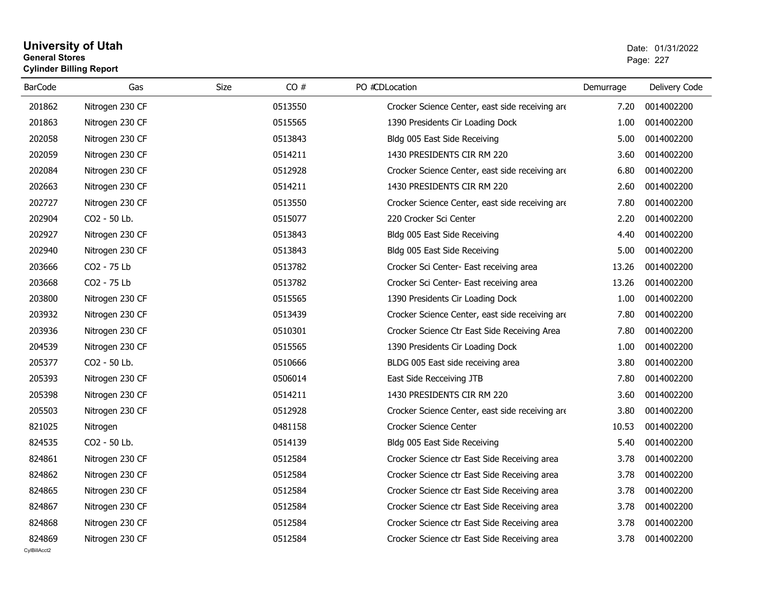# University of Utah

**General Stores**

**Cylinder Billing Report**

Date: 01/31/2022

| BarCode | Gas | Size | CO # | PO # | CDLocation | Demurrage | Delivery Code |
|---|---|---|---|---|---|---|---|
| 201862 | Nitrogen 230 CF | | 0513550 | | Crocker Science Center, east side receiving are | 7.20 | 0014002200 |
| 201863 | Nitrogen 230 CF | | 0515565 | | 1390 Presidents Cir Loading Dock | 1.00 | 0014002200 |
| 202058 | Nitrogen 230 CF | | 0513843 | | Bldg 005 East Side Receiving | 5.00 | 0014002200 |
| 202059 | Nitrogen 230 CF | | 0514211 | | 1430 PRESIDENTS CIR RM 220 | 3.60 | 0014002200 |
| 202084 | Nitrogen 230 CF | | 0512928 | | Crocker Science Center, east side receiving are | 6.80 | 0014002200 |
| 202663 | Nitrogen 230 CF | | 0514211 | | 1430 PRESIDENTS CIR RM 220 | 2.60 | 0014002200 |
| 202727 | Nitrogen 230 CF | | 0513550 | | Crocker Science Center, east side receiving are | 7.80 | 0014002200 |
| 202904 | CO2 - 50 Lb. | | 0515077 | | 220 Crocker Sci Center | 2.20 | 0014002200 |
| 202927 | Nitrogen 230 CF | | 0513843 | | Bldg 005 East Side Receiving | 4.40 | 0014002200 |
| 202940 | Nitrogen 230 CF | | 0513843 | | Bldg 005 East Side Receiving | 5.00 | 0014002200 |
| 203666 | CO2 - 75 Lb | | 0513782 | | Crocker Sci Center- East receiving area | 13.26 | 0014002200 |
| 203668 | CO2 - 75 Lb | | 0513782 | | Crocker Sci Center- East receiving area | 13.26 | 0014002200 |
| 203800 | Nitrogen 230 CF | | 0515565 | | 1390 Presidents Cir Loading Dock | 1.00 | 0014002200 |
| 203932 | Nitrogen 230 CF | | 0513439 | | Crocker Science Center, east side receiving are | 7.80 | 0014002200 |
| 203936 | Nitrogen 230 CF | | 0510301 | | Crocker Science Ctr East Side Receiving Area | 7.80 | 0014002200 |
| 204539 | Nitrogen 230 CF | | 0515565 | | 1390 Presidents Cir Loading Dock | 1.00 | 0014002200 |
| 205377 | CO2 - 50 Lb. | | 0510666 | | BLDG 005 East side receiving area | 3.80 | 0014002200 |
| 205393 | Nitrogen 230 CF | | 0506014 | | East Side Recceiving JTB | 7.80 | 0014002200 |
| 205398 | Nitrogen 230 CF | | 0514211 | | 1430 PRESIDENTS CIR RM 220 | 3.60 | 0014002200 |
| 205503 | Nitrogen 230 CF | | 0512928 | | Crocker Science Center, east side receiving are | 3.80 | 0014002200 |
| 821025 | Nitrogen | | 0481158 | | Crocker Science Center | 10.53 | 0014002200 |
| 824535 | CO2 - 50 Lb. | | 0514139 | | Bldg 005 East Side Receiving | 5.40 | 0014002200 |
| 824861 | Nitrogen 230 CF | | 0512584 | | Crocker Science ctr East Side Receiving area | 3.78 | 0014002200 |
| 824862 | Nitrogen 230 CF | | 0512584 | | Crocker Science ctr East Side Receiving area | 3.78 | 0014002200 |
| 824865 | Nitrogen 230 CF | | 0512584 | | Crocker Science ctr East Side Receiving area | 3.78 | 0014002200 |
| 824867 | Nitrogen 230 CF | | 0512584 | | Crocker Science ctr East Side Receiving area | 3.78 | 0014002200 |
| 824868 | Nitrogen 230 CF | | 0512584 | | Crocker Science ctr East Side Receiving area | 3.78 | 0014002200 |
| 824869 | Nitrogen 230 CF | | 0512584 | | Crocker Science ctr East Side Receiving area | 3.78 | 0014002200 |

CylBillAcct2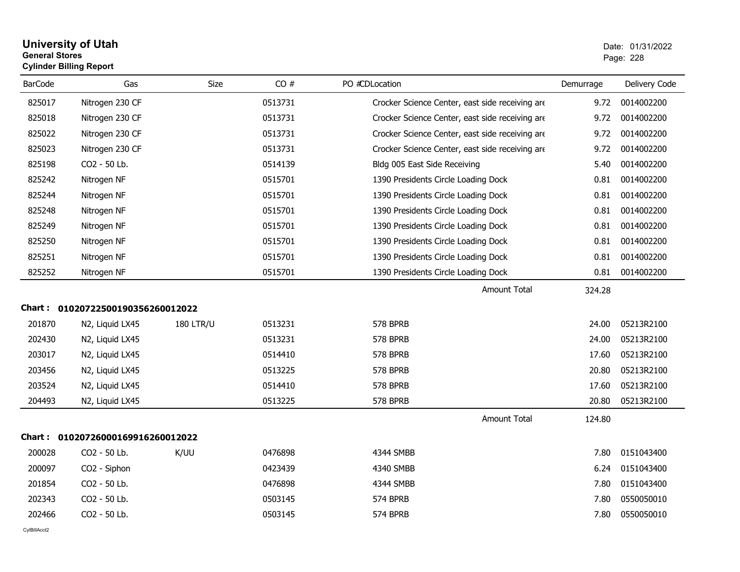# University of Utah
**General Stores**
**Cylinder Billing Report**

Date: 01/31/2022

| BarCode | Gas | Size | CO # | PO #CDLocation | Demurrage | Delivery Code |
|---|---|---|---|---|---|---|
| 825017 | Nitrogen 230 CF | | 0513731 | Crocker Science Center, east side receiving are | 9.72 | 0014002200 |
| 825018 | Nitrogen 230 CF | | 0513731 | Crocker Science Center, east side receiving are | 9.72 | 0014002200 |
| 825022 | Nitrogen 230 CF | | 0513731 | Crocker Science Center, east side receiving are | 9.72 | 0014002200 |
| 825023 | Nitrogen 230 CF | | 0513731 | Crocker Science Center, east side receiving are | 9.72 | 0014002200 |
| 825198 | CO2 - 50 Lb. | | 0514139 | Bldg 005 East Side Receiving | 5.40 | 0014002200 |
| 825242 | Nitrogen NF | | 0515701 | 1390 Presidents Circle Loading Dock | 0.81 | 0014002200 |
| 825244 | Nitrogen NF | | 0515701 | 1390 Presidents Circle Loading Dock | 0.81 | 0014002200 |
| 825248 | Nitrogen NF | | 0515701 | 1390 Presidents Circle Loading Dock | 0.81 | 0014002200 |
| 825249 | Nitrogen NF | | 0515701 | 1390 Presidents Circle Loading Dock | 0.81 | 0014002200 |
| 825250 | Nitrogen NF | | 0515701 | 1390 Presidents Circle Loading Dock | 0.81 | 0014002200 |
| 825251 | Nitrogen NF | | 0515701 | 1390 Presidents Circle Loading Dock | 0.81 | 0014002200 |
| 825252 | Nitrogen NF | | 0515701 | 1390 Presidents Circle Loading Dock | 0.81 | 0014002200 |
| | | | | Amount Total | 324.28 | |

**Chart : 01020722500190356260012022**

| BarCode | Gas | Size | CO # | PO #CDLocation | Demurrage | Delivery Code |
|---|---|---|---|---|---|---|
| 201870 | N2, Liquid LX45 | 180 LTR/U | 0513231 | 578 BPRB | 24.00 | 05213R2100 |
| 202430 | N2, Liquid LX45 | | 0513231 | 578 BPRB | 24.00 | 05213R2100 |
| 203017 | N2, Liquid LX45 | | 0514410 | 578 BPRB | 17.60 | 05213R2100 |
| 203456 | N2, Liquid LX45 | | 0513225 | 578 BPRB | 20.80 | 05213R2100 |
| 203524 | N2, Liquid LX45 | | 0514410 | 578 BPRB | 17.60 | 05213R2100 |
| 204493 | N2, Liquid LX45 | | 0513225 | 578 BPRB | 20.80 | 05213R2100 |
| | | | | Amount Total | 124.80 | |

**Chart : 01020726000169916260012022**

| BarCode | Gas | Size | CO # | PO #CDLocation | Demurrage | Delivery Code |
|---|---|---|---|---|---|---|
| 200028 | CO2 - 50 Lb. | K/UU | 0476898 | 4344 SMBB | 7.80 | 0151043400 |
| 200097 | CO2 - Siphon | | 0423439 | 4340 SMBB | 6.24 | 0151043400 |
| 201854 | CO2 - 50 Lb. | | 0476898 | 4344 SMBB | 7.80 | 0151043400 |
| 202343 | CO2 - 50 Lb. | | 0503145 | 574 BPRB | 7.80 | 0550050010 |
| 202466 | CO2 - 50 Lb. | | 0503145 | 574 BPRB | 7.80 | 0550050010 |

CylBillAcct2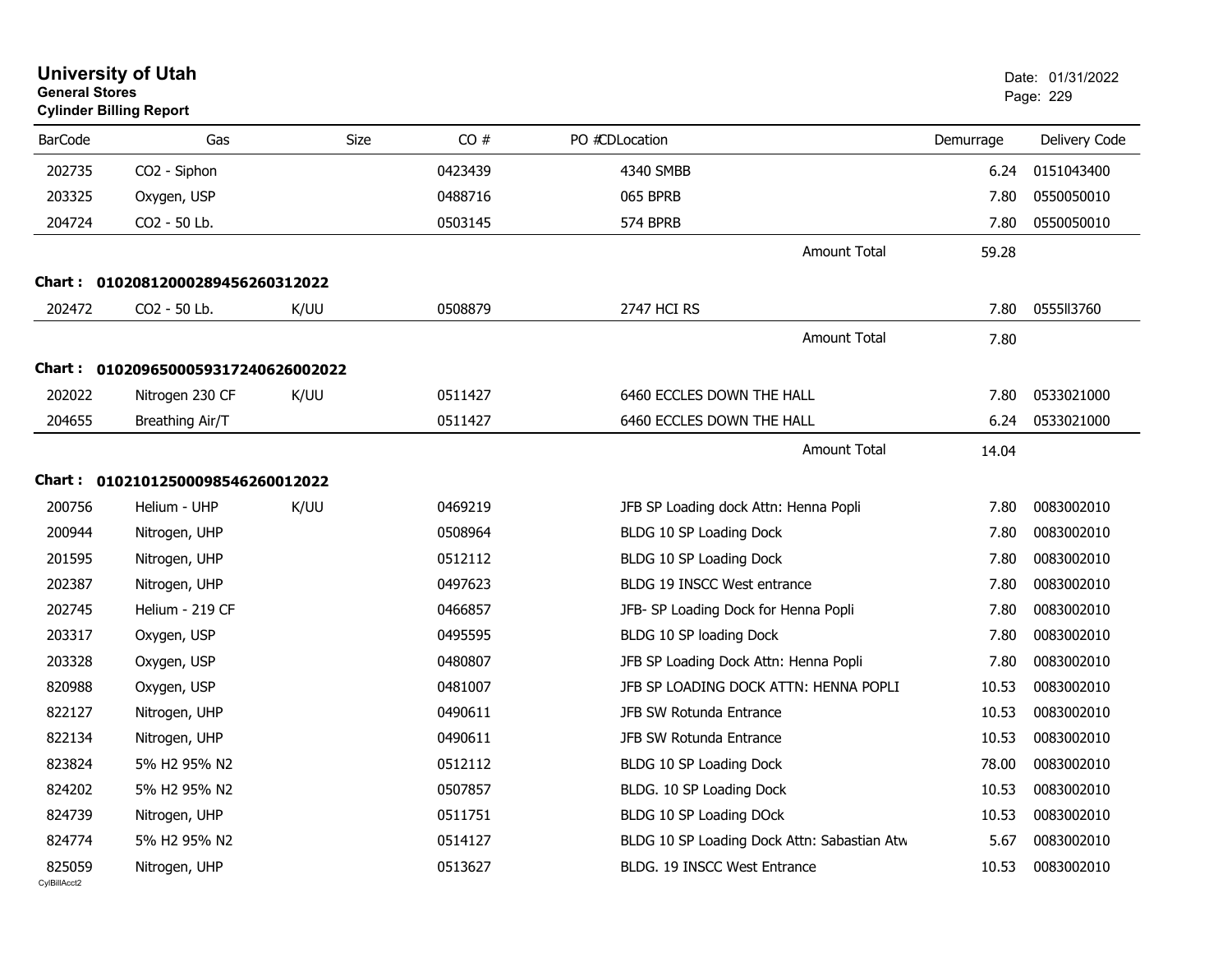# University of Utah

**General Stores**

**Cylinder Billing Report**

Date: 01/31/2022

| BarCode | Gas | Size | CO # | PO # | CDLocation | Demurrage | Delivery Code |
|---|---|---|---|---|---|---|---|
| 202735 | CO2 - Siphon | | 0423439 | | 4340 SMBB | 6.24 | 0151043400 |
| 203325 | Oxygen, USP | | 0488716 | | 065 BPRB | 7.80 | 0550050010 |
| 204724 | CO2 - 50 Lb. | | 0503145 | | 574 BPRB | 7.80 | 0550050010 |
| | | | | | Amount Total | 59.28 | |

**Chart : 01020812000289456260312022**

| BarCode | Gas | Size | CO # | PO # | CDLocation | Demurrage | Delivery Code |
|---|---|---|---|---|---|---|---|
| 202472 | CO2 - 50 Lb. | K/UU | 0508879 | | 2747 HCI RS | 7.80 | 0555II3760 |
| | | | | | Amount Total | 7.80 | |

**Chart : 01020965000593172406260020022**

| BarCode | Gas | Size | CO # | PO # | CDLocation | Demurrage | Delivery Code |
|---|---|---|---|---|---|---|---|
| 202022 | Nitrogen 230 CF | K/UU | 0511427 | | 6460 ECCLES DOWN THE HALL | 7.80 | 0533021000 |
| 204655 | Breathing Air/T | | 0511427 | | 6460 ECCLES DOWN THE HALL | 6.24 | 0533021000 |
| | | | | | Amount Total | 14.04 | |

**Chart : 01021012500098546260012022**

| BarCode | Gas | Size | CO # | PO # | CDLocation | Demurrage | Delivery Code |
|---|---|---|---|---|---|---|---|
| 200756 | Helium - UHP | K/UU | 0469219 | | JFB SP Loading dock Attn: Henna Popli | 7.80 | 0083002010 |
| 200944 | Nitrogen, UHP | | 0508964 | | BLDG 10 SP Loading Dock | 7.80 | 0083002010 |
| 201595 | Nitrogen, UHP | | 0512112 | | BLDG 10 SP Loading Dock | 7.80 | 0083002010 |
| 202387 | Nitrogen, UHP | | 0497623 | | BLDG 19 INSCC West entrance | 7.80 | 0083002010 |
| 202745 | Helium - 219 CF | | 0466857 | | JFB- SP Loading Dock for Henna Popli | 7.80 | 0083002010 |
| 203317 | Oxygen, USP | | 0495595 | | BLDG 10 SP loading Dock | 7.80 | 0083002010 |
| 203328 | Oxygen, USP | | 0480807 | | JFB SP Loading Dock Attn: Henna Popli | 7.80 | 0083002010 |
| 820988 | Oxygen, USP | | 0481007 | | JFB SP LOADING DOCK ATTN: HENNA POPLI | 10.53 | 0083002010 |
| 822127 | Nitrogen, UHP | | 0490611 | | JFB SW Rotunda Entrance | 10.53 | 0083002010 |
| 822134 | Nitrogen, UHP | | 0490611 | | JFB SW Rotunda Entrance | 10.53 | 0083002010 |
| 823824 | 5% H2 95% N2 | | 0512112 | | BLDG 10 SP Loading Dock | 78.00 | 0083002010 |
| 824202 | 5% H2 95% N2 | | 0507857 | | BLDG. 10 SP Loading Dock | 10.53 | 0083002010 |
| 824739 | Nitrogen, UHP | | 0511751 | | BLDG 10 SP Loading DOck | 10.53 | 0083002010 |
| 824774 | 5% H2 95% N2 | | 0514127 | | BLDG 10 SP Loading Dock Attn: Sabastian Atw | 5.67 | 0083002010 |
| 825059 | Nitrogen, UHP | | 0513627 | | BLDG. 19 INSCC West Entrance | 10.53 | 0083002010 |

CylBillAcct2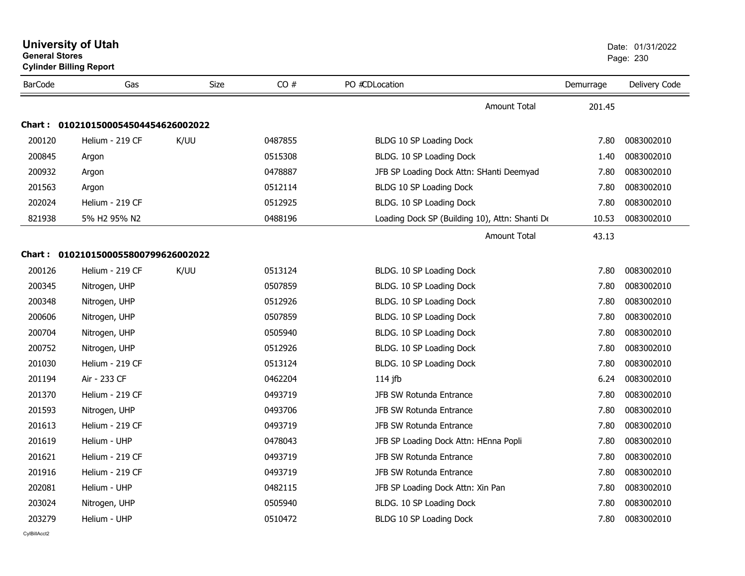# University of Utah

**General Stores**

**Cylinder Billing Report**

Date: 01/31/2022

| BarCode | Gas | Size | CO # | PO #CDLocation | Demurrage | Delivery Code |
|---|---|---|---|---|---|---|
| | | | | Amount Total | 201.45 | |

**Chart : 01021015000545044546260020222**

| BarCode | Gas | Size | CO # | PO #CDLocation | Demurrage | Delivery Code |
|---|---|---|---|---|---|---|
| 200120 | Helium - 219 CF | K/UU | 0487855 | BLDG 10 SP Loading Dock | 7.80 | 0083002010 |
| 200845 | Argon | | 0515308 | BLDG. 10 SP Loading Dock | 1.40 | 0083002010 |
| 200932 | Argon | | 0478887 | JFB SP Loading Dock Attn: SHanti Deemyad | 7.80 | 0083002010 |
| 201563 | Argon | | 0512114 | BLDG 10 SP Loading Dock | 7.80 | 0083002010 |
| 202024 | Helium - 219 CF | | 0512925 | BLDG. 10 SP Loading Dock | 7.80 | 0083002010 |
| 821938 | 5% H2 95% N2 | | 0488196 | Loading Dock SP (Building 10), Attn: Shanti De | 10.53 | 0083002010 |
| | | | | Amount Total | 43.13 | |

**Chart : 01021015000558007996260020222**

| BarCode | Gas | Size | CO # | PO #CDLocation | Demurrage | Delivery Code |
|---|---|---|---|---|---|---|
| 200126 | Helium - 219 CF | K/UU | 0513124 | BLDG. 10 SP Loading Dock | 7.80 | 0083002010 |
| 200345 | Nitrogen, UHP | | 0507859 | BLDG. 10 SP Loading Dock | 7.80 | 0083002010 |
| 200348 | Nitrogen, UHP | | 0512926 | BLDG. 10 SP Loading Dock | 7.80 | 0083002010 |
| 200606 | Nitrogen, UHP | | 0507859 | BLDG. 10 SP Loading Dock | 7.80 | 0083002010 |
| 200704 | Nitrogen, UHP | | 0505940 | BLDG. 10 SP Loading Dock | 7.80 | 0083002010 |
| 200752 | Nitrogen, UHP | | 0512926 | BLDG. 10 SP Loading Dock | 7.80 | 0083002010 |
| 201030 | Helium - 219 CF | | 0513124 | BLDG. 10 SP Loading Dock | 7.80 | 0083002010 |
| 201194 | Air - 233 CF | | 0462204 | 114 jfb | 6.24 | 0083002010 |
| 201370 | Helium - 219 CF | | 0493719 | JFB SW Rotunda Entrance | 7.80 | 0083002010 |
| 201593 | Nitrogen, UHP | | 0493706 | JFB SW Rotunda Entrance | 7.80 | 0083002010 |
| 201613 | Helium - 219 CF | | 0493719 | JFB SW Rotunda Entrance | 7.80 | 0083002010 |
| 201619 | Helium - UHP | | 0478043 | JFB SP Loading Dock Attn: HEnna Popli | 7.80 | 0083002010 |
| 201621 | Helium - 219 CF | | 0493719 | JFB SW Rotunda Entrance | 7.80 | 0083002010 |
| 201916 | Helium - 219 CF | | 0493719 | JFB SW Rotunda Entrance | 7.80 | 0083002010 |
| 202081 | Helium - UHP | | 0482115 | JFB SP Loading Dock Attn: Xin Pan | 7.80 | 0083002010 |
| 203024 | Nitrogen, UHP | | 0505940 | BLDG. 10 SP Loading Dock | 7.80 | 0083002010 |
| 203279 | Helium - UHP | | 0510472 | BLDG 10 SP Loading Dock | 7.80 | 0083002010 |

CylBillAcct2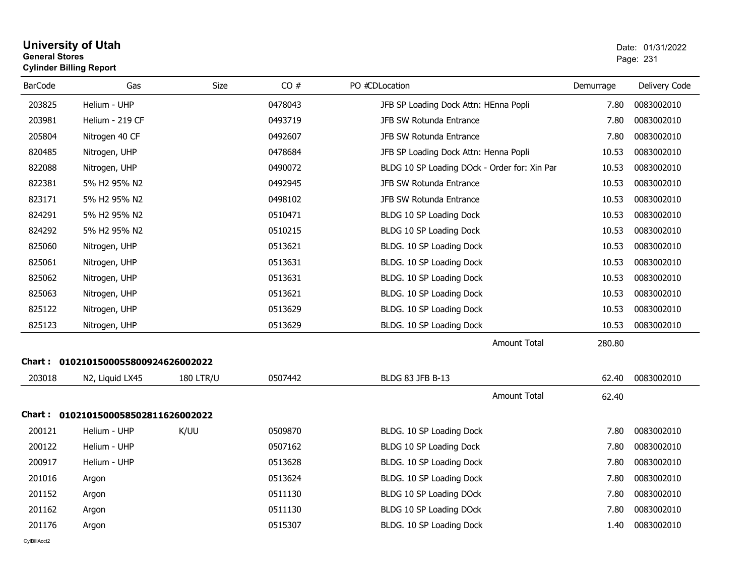# University of Utah

**General Stores**

**Cylinder Billing Report**

Date: 01/31/2022

| BarCode | Gas | Size | CO # | PO # | CD | Location | Demurrage | Delivery Code |
|---|---|---|---|---|---|---|---|---|
| 203825 | Helium - UHP | | 0478043 | | | JFB SP Loading Dock Attn: HEnna Popli | 7.80 | 0083002010 |
| 203981 | Helium - 219 CF | | 0493719 | | | JFB SW Rotunda Entrance | 7.80 | 0083002010 |
| 205804 | Nitrogen 40 CF | | 0492607 | | | JFB SW Rotunda Entrance | 7.80 | 0083002010 |
| 820485 | Nitrogen, UHP | | 0478684 | | | JFB SP Loading Dock Attn: Henna Popli | 10.53 | 0083002010 |
| 822088 | Nitrogen, UHP | | 0490072 | | | BLDG 10 SP Loading DOck - Order for: Xin Par | 10.53 | 0083002010 |
| 822381 | 5% H2 95% N2 | | 0492945 | | | JFB SW Rotunda Entrance | 10.53 | 0083002010 |
| 823171 | 5% H2 95% N2 | | 0498102 | | | JFB SW Rotunda Entrance | 10.53 | 0083002010 |
| 824291 | 5% H2 95% N2 | | 0510471 | | | BLDG 10 SP Loading Dock | 10.53 | 0083002010 |
| 824292 | 5% H2 95% N2 | | 0510215 | | | BLDG 10 SP Loading Dock | 10.53 | 0083002010 |
| 825060 | Nitrogen, UHP | | 0513621 | | | BLDG. 10 SP Loading Dock | 10.53 | 0083002010 |
| 825061 | Nitrogen, UHP | | 0513631 | | | BLDG. 10 SP Loading Dock | 10.53 | 0083002010 |
| 825062 | Nitrogen, UHP | | 0513631 | | | BLDG. 10 SP Loading Dock | 10.53 | 0083002010 |
| 825063 | Nitrogen, UHP | | 0513621 | | | BLDG. 10 SP Loading Dock | 10.53 | 0083002010 |
| 825122 | Nitrogen, UHP | | 0513629 | | | BLDG. 10 SP Loading Dock | 10.53 | 0083002010 |
| 825123 | Nitrogen, UHP | | 0513629 | | | BLDG. 10 SP Loading Dock | 10.53 | 0083002010 |
| | | | | | | Amount Total | 280.80 | |

**Chart : 01021015000558009246260022022**

| BarCode | Gas | Size | CO # | PO # | CD | Location | Demurrage | Delivery Code |
|---|---|---|---|---|---|---|---|---|
| 203018 | N2, Liquid LX45 | 180 LTR/U | 0507442 | | | BLDG 83 JFB B-13 | 62.40 | 0083002010 |
| | | | | | | Amount Total | 62.40 | |

**Chart : 01021015000585028116260022022**

| BarCode | Gas | Size | CO # | PO # | CD | Location | Demurrage | Delivery Code |
|---|---|---|---|---|---|---|---|---|
| 200121 | Helium - UHP | K/UU | 0509870 | | | BLDG. 10 SP Loading Dock | 7.80 | 0083002010 |
| 200122 | Helium - UHP | | 0507162 | | | BLDG 10 SP Loading Dock | 7.80 | 0083002010 |
| 200917 | Helium - UHP | | 0513628 | | | BLDG. 10 SP Loading Dock | 7.80 | 0083002010 |
| 201016 | Argon | | 0513624 | | | BLDG. 10 SP Loading Dock | 7.80 | 0083002010 |
| 201152 | Argon | | 0511130 | | | BLDG 10 SP Loading DOck | 7.80 | 0083002010 |
| 201162 | Argon | | 0511130 | | | BLDG 10 SP Loading DOck | 7.80 | 0083002010 |
| 201176 | Argon | | 0515307 | | | BLDG. 10 SP Loading Dock | 1.40 | 0083002010 |

CylBillAcct2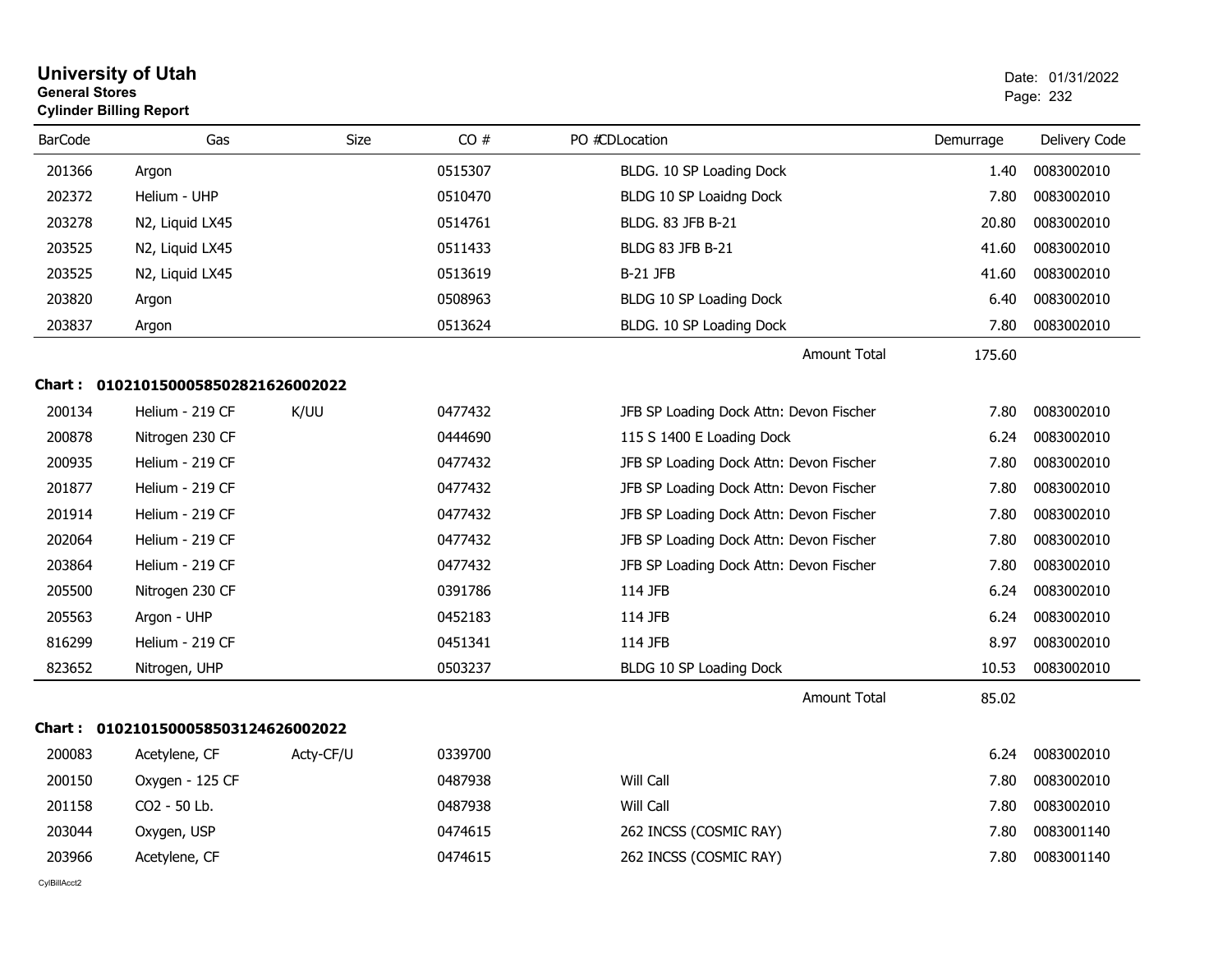# University of Utah
**General Stores**
**Cylinder Billing Report**

Date: 01/31/2022

| BarCode | Gas | Size | CO # | PO # | CDLocation | Demurrage | Delivery Code |
|---|---|---|---|---|---|---|---|
| 201366 | Argon | | 0515307 | | BLDG. 10 SP Loading Dock | 1.40 | 0083002010 |
| 202372 | Helium - UHP | | 0510470 | | BLDG 10 SP Loaidng Dock | 7.80 | 0083002010 |
| 203278 | N2, Liquid LX45 | | 0514761 | | BLDG. 83 JFB B-21 | 20.80 | 0083002010 |
| 203525 | N2, Liquid LX45 | | 0511433 | | BLDG 83 JFB B-21 | 41.60 | 0083002010 |
| 203525 | N2, Liquid LX45 | | 0513619 | | B-21 JFB | 41.60 | 0083002010 |
| 203820 | Argon | | 0508963 | | BLDG 10 SP Loading Dock | 6.40 | 0083002010 |
| 203837 | Argon | | 0513624 | | BLDG. 10 SP Loading Dock | 7.80 | 0083002010 |
| | | | | | Amount Total | 175.60 | |

**Chart : 01021015000585028216260022022**

| BarCode | Gas | Size | CO # | PO # | CDLocation | Demurrage | Delivery Code |
|---|---|---|---|---|---|---|---|
| 200134 | Helium - 219 CF | K/UU | 0477432 | | JFB SP Loading Dock Attn: Devon Fischer | 7.80 | 0083002010 |
| 200878 | Nitrogen 230 CF | | 0444690 | | 115 S 1400 E Loading Dock | 6.24 | 0083002010 |
| 200935 | Helium - 219 CF | | 0477432 | | JFB SP Loading Dock Attn: Devon Fischer | 7.80 | 0083002010 |
| 201877 | Helium - 219 CF | | 0477432 | | JFB SP Loading Dock Attn: Devon Fischer | 7.80 | 0083002010 |
| 201914 | Helium - 219 CF | | 0477432 | | JFB SP Loading Dock Attn: Devon Fischer | 7.80 | 0083002010 |
| 202064 | Helium - 219 CF | | 0477432 | | JFB SP Loading Dock Attn: Devon Fischer | 7.80 | 0083002010 |
| 203864 | Helium - 219 CF | | 0477432 | | JFB SP Loading Dock Attn: Devon Fischer | 7.80 | 0083002010 |
| 205500 | Nitrogen 230 CF | | 0391786 | | 114 JFB | 6.24 | 0083002010 |
| 205563 | Argon - UHP | | 0452183 | | 114 JFB | 6.24 | 0083002010 |
| 816299 | Helium - 219 CF | | 0451341 | | 114 JFB | 8.97 | 0083002010 |
| 823652 | Nitrogen, UHP | | 0503237 | | BLDG 10 SP Loading Dock | 10.53 | 0083002010 |
| | | | | | Amount Total | 85.02 | |

**Chart : 01021015000585031246260022022**

| BarCode | Gas | Size | CO # | PO # | CDLocation | Demurrage | Delivery Code |
|---|---|---|---|---|---|---|---|
| 200083 | Acetylene, CF | Acty-CF/U | 0339700 | | | 6.24 | 0083002010 |
| 200150 | Oxygen - 125 CF | | 0487938 | | Will Call | 7.80 | 0083002010 |
| 201158 | CO2 - 50 Lb. | | 0487938 | | Will Call | 7.80 | 0083002010 |
| 203044 | Oxygen, USP | | 0474615 | | 262 INCSS (COSMIC RAY) | 7.80 | 0083001140 |
| 203966 | Acetylene, CF | | 0474615 | | 262 INCSS (COSMIC RAY) | 7.80 | 0083001140 |

CylBillAcct2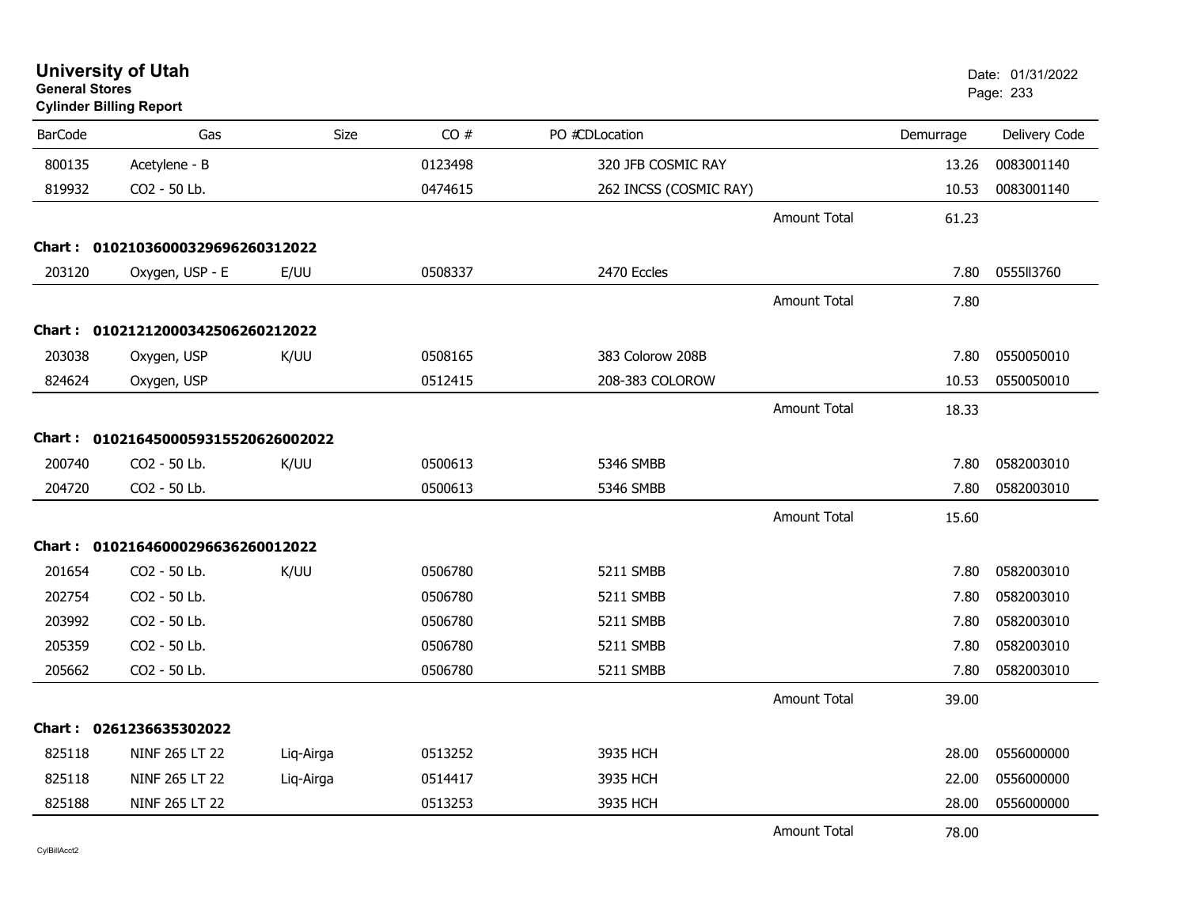# University of Utah

**General Stores**

**Cylinder Billing Report**

Date: 01/31/2022

| BarCode | Gas | Size | CO # | PO # | CDLocation | | Demurrage | Delivery Code |
|---|---|---|---|---|---|---|---|---|
| 800135 | Acetylene - B | | 0123498 | | 320 JFB COSMIC RAY | | 13.26 | 0083001140 |
| 819932 | CO2 - 50 Lb. | | 0474615 | | 262 INCSS (COSMIC RAY) | | 10.53 | 0083001140 |
| | | | | | | Amount Total | 61.23 | |
| **Chart :** | **01021036000329696260312022** | | | | | | | |
| 203120 | Oxygen, USP - E | E/UU | 0508337 | | 2470 Eccles | | 7.80 | 0555ll3760 |
| | | | | | | Amount Total | 7.80 | |
| **Chart :** | **01021212000342506260212022** | | | | | | | |
| 203038 | Oxygen, USP | K/UU | 0508165 | | 383 Colorow 208B | | 7.80 | 0550050010 |
| 824624 | Oxygen, USP | | 0512415 | | 208-383 COLOROW | | 10.53 | 0550050010 |
| | | | | | | Amount Total | 18.33 | |
| **Chart :** | **01021645000593155206260020222** | | | | | | | |
| 200740 | CO2 - 50 Lb. | K/UU | 0500613 | | 5346 SMBB | | 7.80 | 0582003010 |
| 204720 | CO2 - 50 Lb. | | 0500613 | | 5346 SMBB | | 7.80 | 0582003010 |
| | | | | | | Amount Total | 15.60 | |
| **Chart :** | **01021646000296636260012022** | | | | | | | |
| 201654 | CO2 - 50 Lb. | K/UU | 0506780 | | 5211 SMBB | | 7.80 | 0582003010 |
| 202754 | CO2 - 50 Lb. | | 0506780 | | 5211 SMBB | | 7.80 | 0582003010 |
| 203992 | CO2 - 50 Lb. | | 0506780 | | 5211 SMBB | | 7.80 | 0582003010 |
| 205359 | CO2 - 50 Lb. | | 0506780 | | 5211 SMBB | | 7.80 | 0582003010 |
| 205662 | CO2 - 50 Lb. | | 0506780 | | 5211 SMBB | | 7.80 | 0582003010 |
| | | | | | | Amount Total | 39.00 | |
| **Chart :** | **0261236635302022** | | | | | | | |
| 825118 | NINF 265 LT 22 | Liq-Airga | 0513252 | | 3935 HCH | | 28.00 | 0556000000 |
| 825118 | NINF 265 LT 22 | Liq-Airga | 0514417 | | 3935 HCH | | 22.00 | 0556000000 |
| 825188 | NINF 265 LT 22 | | 0513253 | | 3935 HCH | | 28.00 | 0556000000 |
| | | | | | | Amount Total | 78.00 | |

CylBillAcct2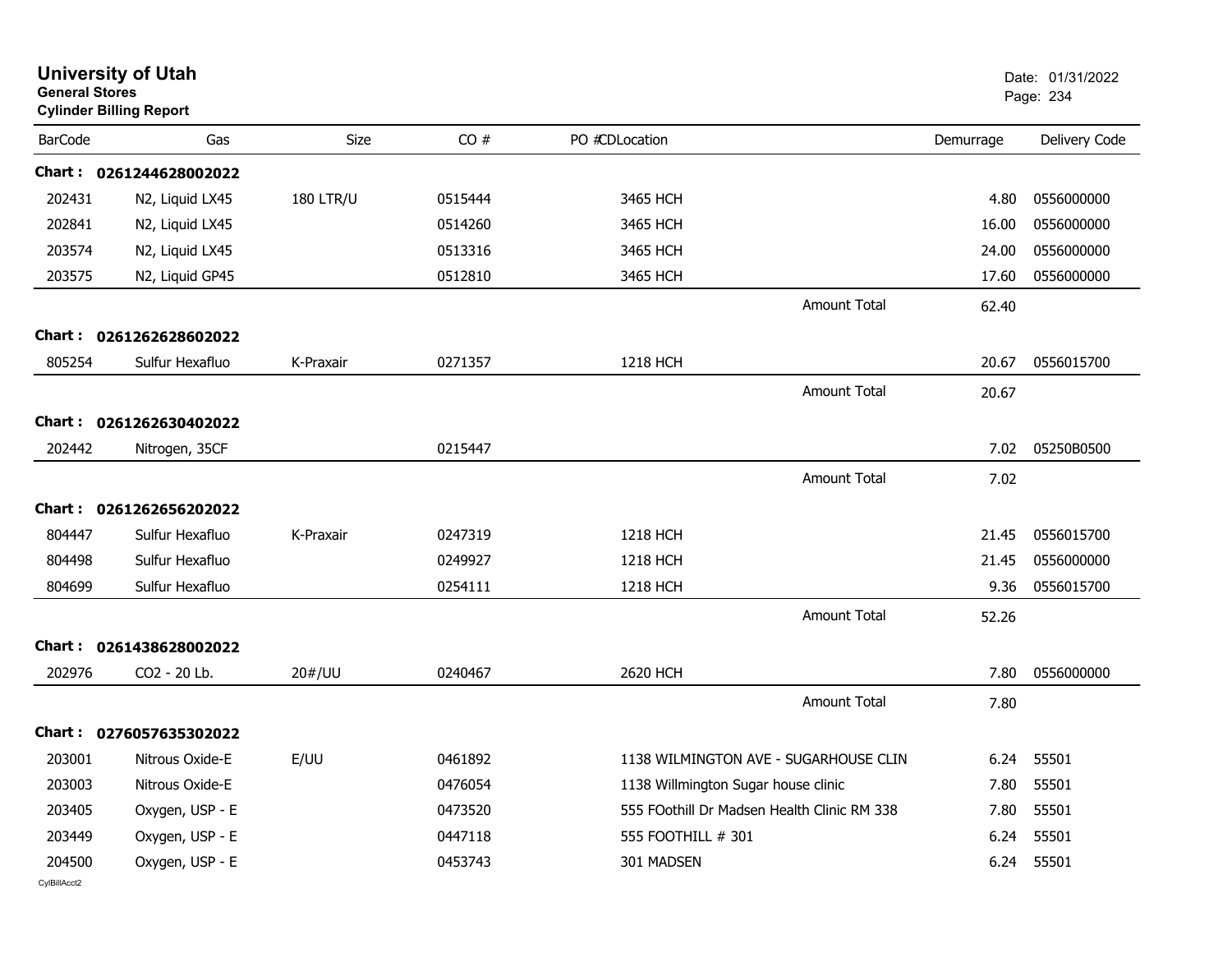# University of Utah

**General Stores**

**Cylinder Billing Report**

Date: 01/31/2022

| BarCode | Gas | Size | CO # | PO #CDLocation | | Demurrage | Delivery Code |
|---|---|---|---|---|---|---|---|
| **Chart :** | **0261244628002022** | | | | | | |
| 202431 | N2, Liquid LX45 | 180 LTR/U | 0515444 | 3465 HCH | | 4.80 | 0556000000 |
| 202841 | N2, Liquid LX45 | | 0514260 | 3465 HCH | | 16.00 | 0556000000 |
| 203574 | N2, Liquid LX45 | | 0513316 | 3465 HCH | | 24.00 | 0556000000 |
| 203575 | N2, Liquid GP45 | | 0512810 | 3465 HCH | | 17.60 | 0556000000 |
| | | | | | Amount Total | 62.40 | |
| **Chart :** | **0261262628602022** | | | | | | |
| 805254 | Sulfur Hexafluo | K-Praxair | 0271357 | 1218 HCH | | 20.67 | 0556015700 |
| | | | | | Amount Total | 20.67 | |
| **Chart :** | **0261262630402022** | | | | | | |
| 202442 | Nitrogen, 35CF | | 0215447 | | | 7.02 | 05250B0500 |
| | | | | | Amount Total | 7.02 | |
| **Chart :** | **0261262656202022** | | | | | | |
| 804447 | Sulfur Hexafluo | K-Praxair | 0247319 | 1218 HCH | | 21.45 | 0556015700 |
| 804498 | Sulfur Hexafluo | | 0249927 | 1218 HCH | | 21.45 | 0556000000 |
| 804699 | Sulfur Hexafluo | | 0254111 | 1218 HCH | | 9.36 | 0556015700 |
| | | | | | Amount Total | 52.26 | |
| **Chart :** | **0261438628002022** | | | | | | |
| 202976 | CO2 - 20 Lb. | 20#/UU | 0240467 | 2620 HCH | | 7.80 | 0556000000 |
| | | | | | Amount Total | 7.80 | |
| **Chart :** | **0276057635302022** | | | | | | |
| 203001 | Nitrous Oxide-E | E/UU | 0461892 | 1138 WILMINGTON AVE - SUGARHOUSE CLIN | | 6.24 | 55501 |
| 203003 | Nitrous Oxide-E | | 0476054 | 1138 Willmington Sugar house clinic | | 7.80 | 55501 |
| 203405 | Oxygen, USP - E | | 0473520 | 555 FOothill Dr Madsen Health Clinic RM 338 | | 7.80 | 55501 |
| 203449 | Oxygen, USP - E | | 0447118 | 555 FOOTHILL # 301 | | 6.24 | 55501 |
| 204500 | Oxygen, USP - E | | 0453743 | 301 MADSEN | | 6.24 | 55501 |

CylBillAcct2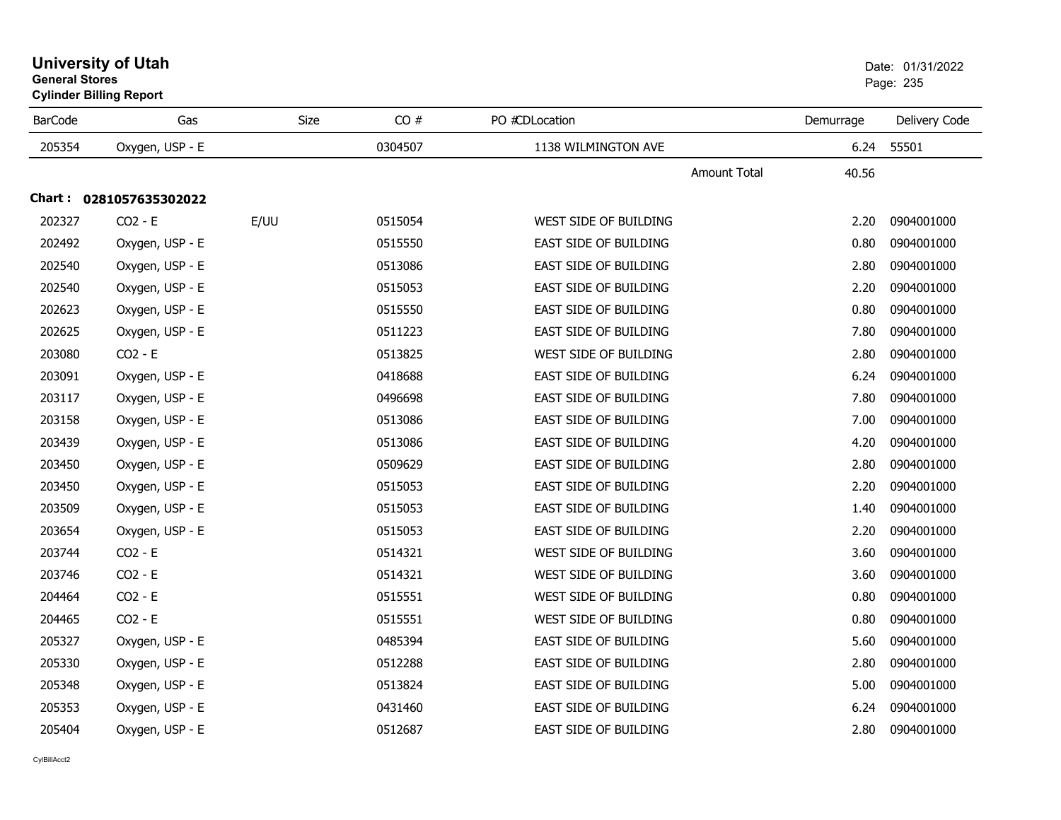# University of Utah

**General Stores**

**Cylinder Billing Report**

Date: 01/31/2022

| BarCode | Gas | Size | CO # | PO # | CDLocation | Demurrage | Delivery Code |
|---|---|---|---|---|---|---|---|
| 205354 | Oxygen, USP - E | | 0304507 | | 1138 WILMINGTON AVE | 6.24 | 55501 |
| | | | | | Amount Total | 40.56 | |

**Chart : 0281057635302022**

| BarCode | Gas | Size | CO # | PO # | CDLocation | Demurrage | Delivery Code |
|---|---|---|---|---|---|---|---|
| 202327 | $CO_2$ - E | E/UU | 0515054 | | WEST SIDE OF BUILDING | 2.20 | 0904001000 |
| 202492 | Oxygen, USP - E | | 0515550 | | EAST SIDE OF BUILDING | 0.80 | 0904001000 |
| 202540 | Oxygen, USP - E | | 0513086 | | EAST SIDE OF BUILDING | 2.80 | 0904001000 |
| 202540 | Oxygen, USP - E | | 0515053 | | EAST SIDE OF BUILDING | 2.20 | 0904001000 |
| 202623 | Oxygen, USP - E | | 0515550 | | EAST SIDE OF BUILDING | 0.80 | 0904001000 |
| 202625 | Oxygen, USP - E | | 0511223 | | EAST SIDE OF BUILDING | 7.80 | 0904001000 |
| 203080 | $CO_2$ - E | | 0513825 | | WEST SIDE OF BUILDING | 2.80 | 0904001000 |
| 203091 | Oxygen, USP - E | | 0418688 | | EAST SIDE OF BUILDING | 6.24 | 0904001000 |
| 203117 | Oxygen, USP - E | | 0496698 | | EAST SIDE OF BUILDING | 7.80 | 0904001000 |
| 203158 | Oxygen, USP - E | | 0513086 | | EAST SIDE OF BUILDING | 7.00 | 0904001000 |
| 203439 | Oxygen, USP - E | | 0513086 | | EAST SIDE OF BUILDING | 4.20 | 0904001000 |
| 203450 | Oxygen, USP - E | | 0509629 | | EAST SIDE OF BUILDING | 2.80 | 0904001000 |
| 203450 | Oxygen, USP - E | | 0515053 | | EAST SIDE OF BUILDING | 2.20 | 0904001000 |
| 203509 | Oxygen, USP - E | | 0515053 | | EAST SIDE OF BUILDING | 1.40 | 0904001000 |
| 203654 | Oxygen, USP - E | | 0515053 | | EAST SIDE OF BUILDING | 2.20 | 0904001000 |
| 203744 | $CO_2$ - E | | 0514321 | | WEST SIDE OF BUILDING | 3.60 | 0904001000 |
| 203746 | $CO_2$ - E | | 0514321 | | WEST SIDE OF BUILDING | 3.60 | 0904001000 |
| 204464 | $CO_2$ - E | | 0515551 | | WEST SIDE OF BUILDING | 0.80 | 0904001000 |
| 204465 | $CO_2$ - E | | 0515551 | | WEST SIDE OF BUILDING | 0.80 | 0904001000 |
| 205327 | Oxygen, USP - E | | 0485394 | | EAST SIDE OF BUILDING | 5.60 | 0904001000 |
| 205330 | Oxygen, USP - E | | 0512288 | | EAST SIDE OF BUILDING | 2.80 | 0904001000 |
| 205348 | Oxygen, USP - E | | 0513824 | | EAST SIDE OF BUILDING | 5.00 | 0904001000 |
| 205353 | Oxygen, USP - E | | 0431460 | | EAST SIDE OF BUILDING | 6.24 | 0904001000 |
| 205404 | Oxygen, USP - E | | 0512687 | | EAST SIDE OF BUILDING | 2.80 | 0904001000 |

CylBillAcct2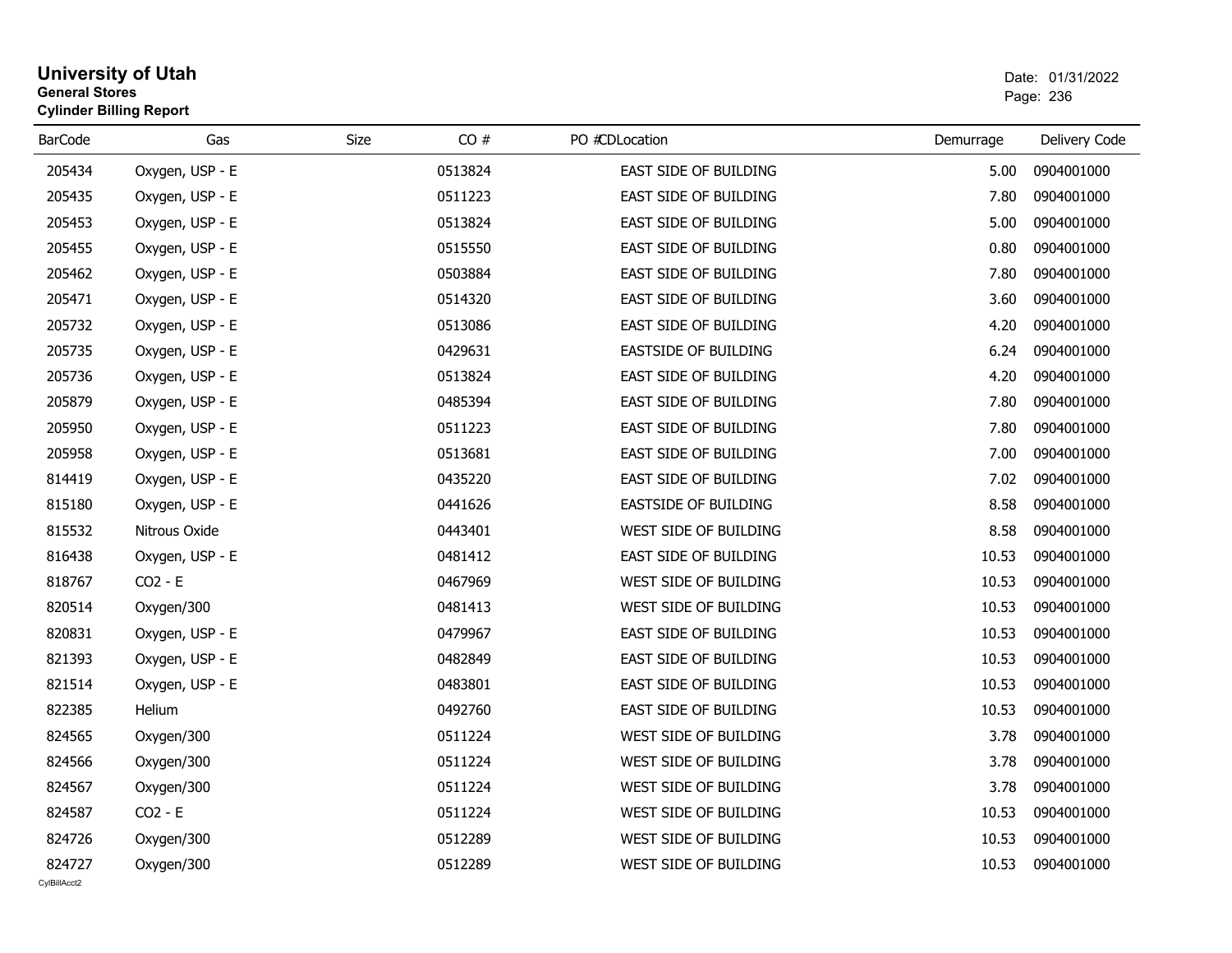# University of Utah

**General Stores**

**Cylinder Billing Report**

Date: 01/31/2022

| BarCode | Gas | Size | CO # | PO #CDLocation | Demurrage | Delivery Code |
|---|---|---|---|---|---|---|
| 205434 | Oxygen, USP - E | | 0513824 | EAST SIDE OF BUILDING | 5.00 | 0904001000 |
| 205435 | Oxygen, USP - E | | 0511223 | EAST SIDE OF BUILDING | 7.80 | 0904001000 |
| 205453 | Oxygen, USP - E | | 0513824 | EAST SIDE OF BUILDING | 5.00 | 0904001000 |
| 205455 | Oxygen, USP - E | | 0515550 | EAST SIDE OF BUILDING | 0.80 | 0904001000 |
| 205462 | Oxygen, USP - E | | 0503884 | EAST SIDE OF BUILDING | 7.80 | 0904001000 |
| 205471 | Oxygen, USP - E | | 0514320 | EAST SIDE OF BUILDING | 3.60 | 0904001000 |
| 205732 | Oxygen, USP - E | | 0513086 | EAST SIDE OF BUILDING | 4.20 | 0904001000 |
| 205735 | Oxygen, USP - E | | 0429631 | EASTSIDE OF BUILDING | 6.24 | 0904001000 |
| 205736 | Oxygen, USP - E | | 0513824 | EAST SIDE OF BUILDING | 4.20 | 0904001000 |
| 205879 | Oxygen, USP - E | | 0485394 | EAST SIDE OF BUILDING | 7.80 | 0904001000 |
| 205950 | Oxygen, USP - E | | 0511223 | EAST SIDE OF BUILDING | 7.80 | 0904001000 |
| 205958 | Oxygen, USP - E | | 0513681 | EAST SIDE OF BUILDING | 7.00 | 0904001000 |
| 814419 | Oxygen, USP - E | | 0435220 | EAST SIDE OF BUILDING | 7.02 | 0904001000 |
| 815180 | Oxygen, USP - E | | 0441626 | EASTSIDE OF BUILDING | 8.58 | 0904001000 |
| 815532 | Nitrous Oxide | | 0443401 | WEST SIDE OF BUILDING | 8.58 | 0904001000 |
| 816438 | Oxygen, USP - E | | 0481412 | EAST SIDE OF BUILDING | 10.53 | 0904001000 |
| 818767 | CO2 - E | | 0467969 | WEST SIDE OF BUILDING | 10.53 | 0904001000 |
| 820514 | Oxygen/300 | | 0481413 | WEST SIDE OF BUILDING | 10.53 | 0904001000 |
| 820831 | Oxygen, USP - E | | 0479967 | EAST SIDE OF BUILDING | 10.53 | 0904001000 |
| 821393 | Oxygen, USP - E | | 0482849 | EAST SIDE OF BUILDING | 10.53 | 0904001000 |
| 821514 | Oxygen, USP - E | | 0483801 | EAST SIDE OF BUILDING | 10.53 | 0904001000 |
| 822385 | Helium | | 0492760 | EAST SIDE OF BUILDING | 10.53 | 0904001000 |
| 824565 | Oxygen/300 | | 0511224 | WEST SIDE OF BUILDING | 3.78 | 0904001000 |
| 824566 | Oxygen/300 | | 0511224 | WEST SIDE OF BUILDING | 3.78 | 0904001000 |
| 824567 | Oxygen/300 | | 0511224 | WEST SIDE OF BUILDING | 3.78 | 0904001000 |
| 824587 | CO2 - E | | 0511224 | WEST SIDE OF BUILDING | 10.53 | 0904001000 |
| 824726 | Oxygen/300 | | 0512289 | WEST SIDE OF BUILDING | 10.53 | 0904001000 |
| 824727 | Oxygen/300 | | 0512289 | WEST SIDE OF BUILDING | 10.53 | 0904001000 |

CylBillAcct2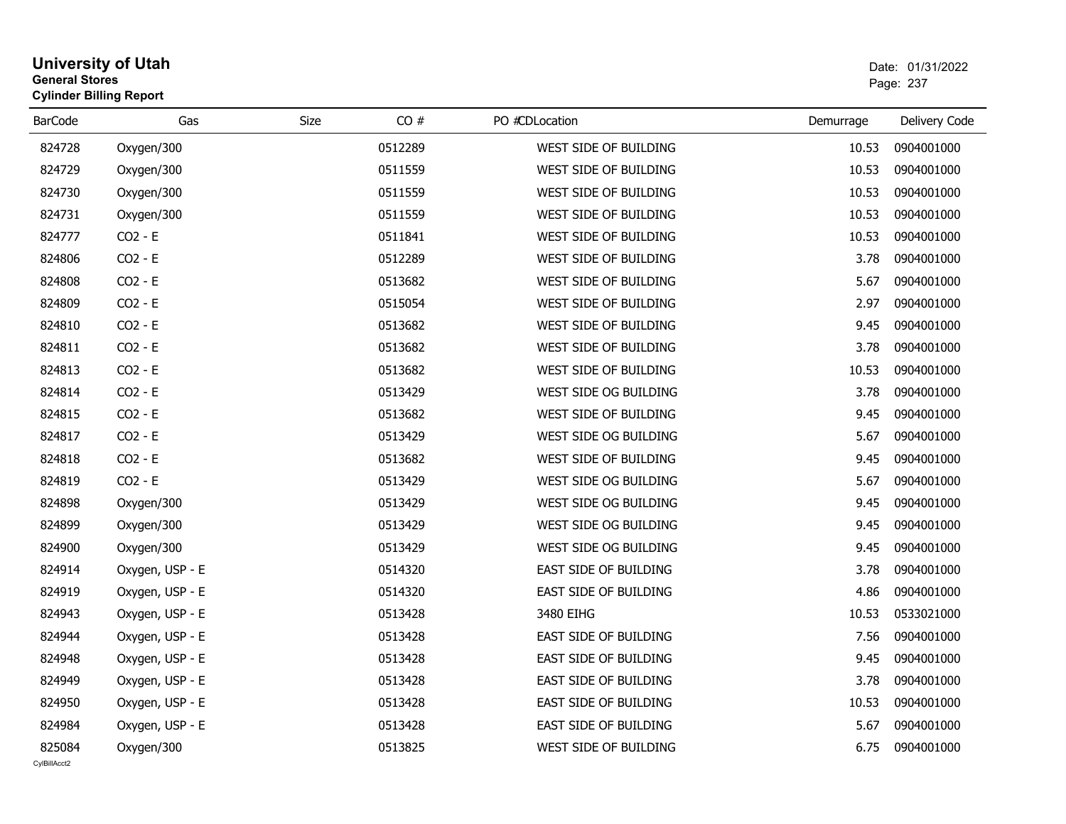# University of Utah
**General Stores**
**Cylinder Billing Report**

Date: 01/31/2022

| BarCode | Gas | Size | CO # | PO # | CDLocation | Demurrage | Delivery Code |
|---|---|---|---|---|---|---|---|
| 824728 | Oxygen/300 | | 0512289 | | WEST SIDE OF BUILDING | 10.53 | 0904001000 |
| 824729 | Oxygen/300 | | 0511559 | | WEST SIDE OF BUILDING | 10.53 | 0904001000 |
| 824730 | Oxygen/300 | | 0511559 | | WEST SIDE OF BUILDING | 10.53 | 0904001000 |
| 824731 | Oxygen/300 | | 0511559 | | WEST SIDE OF BUILDING | 10.53 | 0904001000 |
| 824777 | CO2 - E | | 0511841 | | WEST SIDE OF BUILDING | 10.53 | 0904001000 |
| 824806 | CO2 - E | | 0512289 | | WEST SIDE OF BUILDING | 3.78 | 0904001000 |
| 824808 | CO2 - E | | 0513682 | | WEST SIDE OF BUILDING | 5.67 | 0904001000 |
| 824809 | CO2 - E | | 0515054 | | WEST SIDE OF BUILDING | 2.97 | 0904001000 |
| 824810 | CO2 - E | | 0513682 | | WEST SIDE OF BUILDING | 9.45 | 0904001000 |
| 824811 | CO2 - E | | 0513682 | | WEST SIDE OF BUILDING | 3.78 | 0904001000 |
| 824813 | CO2 - E | | 0513682 | | WEST SIDE OF BUILDING | 10.53 | 0904001000 |
| 824814 | CO2 - E | | 0513429 | | WEST SIDE OG BUILDING | 3.78 | 0904001000 |
| 824815 | CO2 - E | | 0513682 | | WEST SIDE OF BUILDING | 9.45 | 0904001000 |
| 824817 | CO2 - E | | 0513429 | | WEST SIDE OG BUILDING | 5.67 | 0904001000 |
| 824818 | CO2 - E | | 0513682 | | WEST SIDE OF BUILDING | 9.45 | 0904001000 |
| 824819 | CO2 - E | | 0513429 | | WEST SIDE OG BUILDING | 5.67 | 0904001000 |
| 824898 | Oxygen/300 | | 0513429 | | WEST SIDE OG BUILDING | 9.45 | 0904001000 |
| 824899 | Oxygen/300 | | 0513429 | | WEST SIDE OG BUILDING | 9.45 | 0904001000 |
| 824900 | Oxygen/300 | | 0513429 | | WEST SIDE OG BUILDING | 9.45 | 0904001000 |
| 824914 | Oxygen, USP - E | | 0514320 | | EAST SIDE OF BUILDING | 3.78 | 0904001000 |
| 824919 | Oxygen, USP - E | | 0514320 | | EAST SIDE OF BUILDING | 4.86 | 0904001000 |
| 824943 | Oxygen, USP - E | | 0513428 | | 3480 EIHG | 10.53 | 0533021000 |
| 824944 | Oxygen, USP - E | | 0513428 | | EAST SIDE OF BUILDING | 7.56 | 0904001000 |
| 824948 | Oxygen, USP - E | | 0513428 | | EAST SIDE OF BUILDING | 9.45 | 0904001000 |
| 824949 | Oxygen, USP - E | | 0513428 | | EAST SIDE OF BUILDING | 3.78 | 0904001000 |
| 824950 | Oxygen, USP - E | | 0513428 | | EAST SIDE OF BUILDING | 10.53 | 0904001000 |
| 824984 | Oxygen, USP - E | | 0513428 | | EAST SIDE OF BUILDING | 5.67 | 0904001000 |
| 825084 | Oxygen/300 | | 0513825 | | WEST SIDE OF BUILDING | 6.75 | 0904001000 |

CylBillAcct2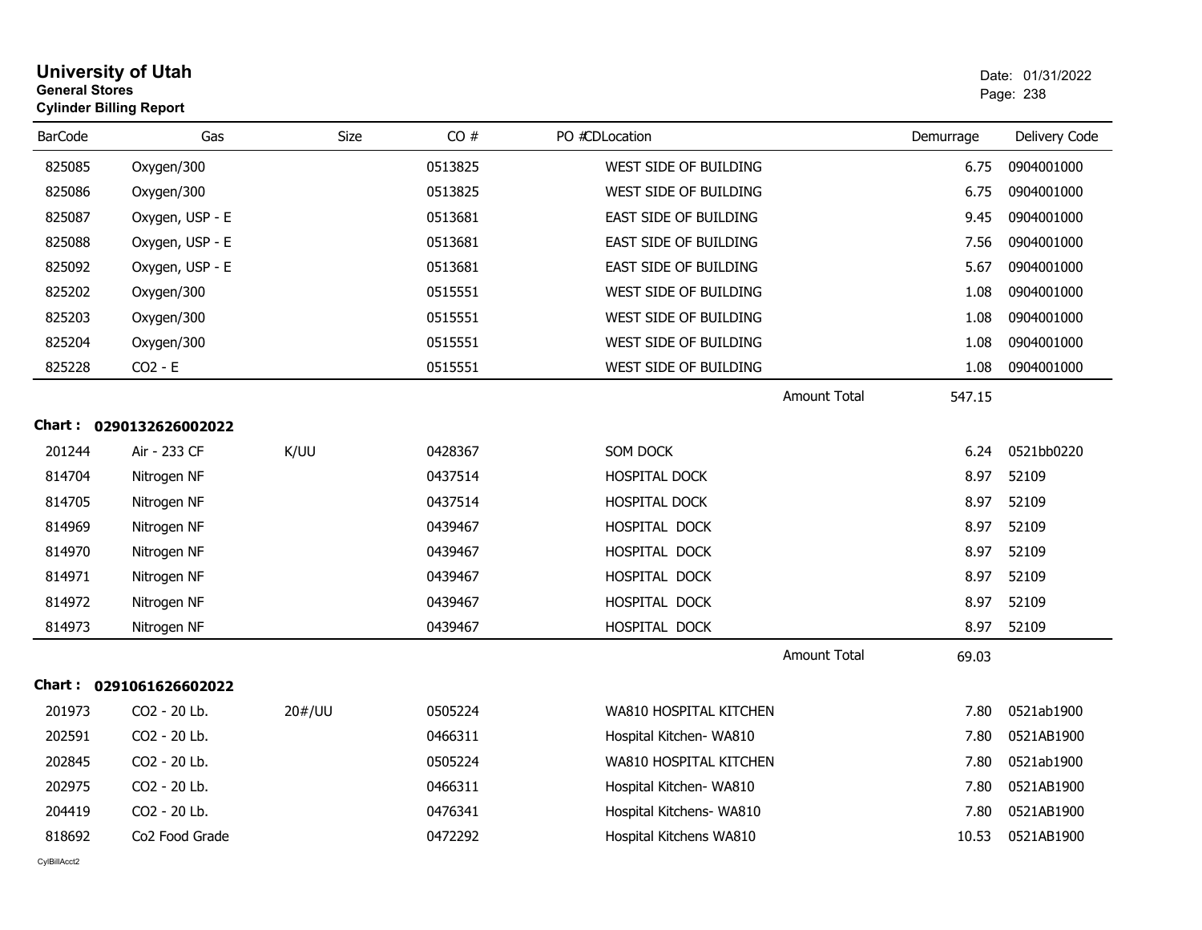# University of Utah
**General Stores**
**Cylinder Billing Report**

Date: 01/31/2022

| BarCode | Gas | Size | CO # | PO # | CD | Location | Demurrage | Delivery Code |
|---|---|---|---|---|---|---|---|---|
| 825085 | Oxygen/300 | | 0513825 | | | WEST SIDE OF BUILDING | 6.75 | 0904001000 |
| 825086 | Oxygen/300 | | 0513825 | | | WEST SIDE OF BUILDING | 6.75 | 0904001000 |
| 825087 | Oxygen, USP - E | | 0513681 | | | EAST SIDE OF BUILDING | 9.45 | 0904001000 |
| 825088 | Oxygen, USP - E | | 0513681 | | | EAST SIDE OF BUILDING | 7.56 | 0904001000 |
| 825092 | Oxygen, USP - E | | 0513681 | | | EAST SIDE OF BUILDING | 5.67 | 0904001000 |
| 825202 | Oxygen/300 | | 0515551 | | | WEST SIDE OF BUILDING | 1.08 | 0904001000 |
| 825203 | Oxygen/300 | | 0515551 | | | WEST SIDE OF BUILDING | 1.08 | 0904001000 |
| 825204 | Oxygen/300 | | 0515551 | | | WEST SIDE OF BUILDING | 1.08 | 0904001000 |
| 825228 | CO2 - E | | 0515551 | | | WEST SIDE OF BUILDING | 1.08 | 0904001000 |
| | | | | | | Amount Total | 547.15 | |

**Chart : 0290132626002022**

| BarCode | Gas | Size | CO # | PO # | CD | Location | Demurrage | Delivery Code |
|---|---|---|---|---|---|---|---|---|
| 201244 | Air - 233 CF | K/UU | 0428367 | | | SOM DOCK | 6.24 | 0521bb0220 |
| 814704 | Nitrogen NF | | 0437514 | | | HOSPITAL DOCK | 8.97 | 52109 |
| 814705 | Nitrogen NF | | 0437514 | | | HOSPITAL DOCK | 8.97 | 52109 |
| 814969 | Nitrogen NF | | 0439467 | | | HOSPITAL DOCK | 8.97 | 52109 |
| 814970 | Nitrogen NF | | 0439467 | | | HOSPITAL DOCK | 8.97 | 52109 |
| 814971 | Nitrogen NF | | 0439467 | | | HOSPITAL DOCK | 8.97 | 52109 |
| 814972 | Nitrogen NF | | 0439467 | | | HOSPITAL DOCK | 8.97 | 52109 |
| 814973 | Nitrogen NF | | 0439467 | | | HOSPITAL DOCK | 8.97 | 52109 |
| | | | | | | Amount Total | 69.03 | |

**Chart : 0291061626602022**

| BarCode | Gas | Size | CO # | PO # | CD | Location | Demurrage | Delivery Code |
|---|---|---|---|---|---|---|---|---|
| 201973 | CO2 - 20 Lb. | 20#/UU | 0505224 | | | WA810 HOSPITAL KITCHEN | 7.80 | 0521ab1900 |
| 202591 | CO2 - 20 Lb. | | 0466311 | | | Hospital Kitchen- WA810 | 7.80 | 0521AB1900 |
| 202845 | CO2 - 20 Lb. | | 0505224 | | | WA810 HOSPITAL KITCHEN | 7.80 | 0521ab1900 |
| 202975 | CO2 - 20 Lb. | | 0466311 | | | Hospital Kitchen- WA810 | 7.80 | 0521AB1900 |
| 204419 | CO2 - 20 Lb. | | 0476341 | | | Hospital Kitchens- WA810 | 7.80 | 0521AB1900 |
| 818692 | Co2 Food Grade | | 0472292 | | | Hospital Kitchens WA810 | 10.53 | 0521AB1900 |

CylBillAcct2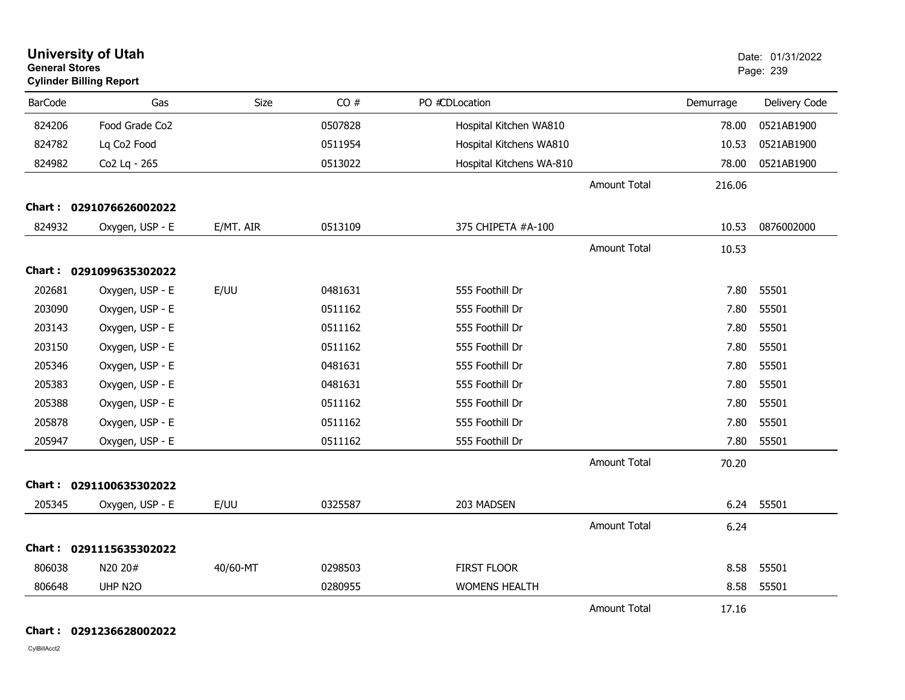# University of Utah

**General Stores**

**Cylinder Billing Report**

Date: 01/31/2022

| BarCode | Gas | Size | CO # | PO # | CDLocation | | Demurrage | Delivery Code |
|---|---|---|---|---|---|---|---|---|
| 824206 | Food Grade Co2 | | 0507828 | | Hospital Kitchen WA810 | | 78.00 | 0521AB1900 |
| 824782 | Lq Co2 Food | | 0511954 | | Hospital Kitchens WA810 | | 10.53 | 0521AB1900 |
| 824982 | Co2 Lq - 265 | | 0513022 | | Hospital Kitchens WA-810 | | 78.00 | 0521AB1900 |
| | | | | | | Amount Total | 216.06 | |
| **Chart :** | **0291076626002022** | | | | | | | |
| 824932 | Oxygen, USP - E | E/MT. AIR | 0513109 | | 375 CHIPETA #A-100 | | 10.53 | 0876002000 |
| | | | | | | Amount Total | 10.53 | |
| **Chart :** | **0291099635302022** | | | | | | | |
| 202681 | Oxygen, USP - E | E/UU | 0481631 | | 555 Foothill Dr | | 7.80 | 55501 |
| 203090 | Oxygen, USP - E | | 0511162 | | 555 Foothill Dr | | 7.80 | 55501 |
| 203143 | Oxygen, USP - E | | 0511162 | | 555 Foothill Dr | | 7.80 | 55501 |
| 203150 | Oxygen, USP - E | | 0511162 | | 555 Foothill Dr | | 7.80 | 55501 |
| 205346 | Oxygen, USP - E | | 0481631 | | 555 Foothill Dr | | 7.80 | 55501 |
| 205383 | Oxygen, USP - E | | 0481631 | | 555 Foothill Dr | | 7.80 | 55501 |
| 205388 | Oxygen, USP - E | | 0511162 | | 555 Foothill Dr | | 7.80 | 55501 |
| 205878 | Oxygen, USP - E | | 0511162 | | 555 Foothill Dr | | 7.80 | 55501 |
| 205947 | Oxygen, USP - E | | 0511162 | | 555 Foothill Dr | | 7.80 | 55501 |
| | | | | | | Amount Total | 70.20 | |
| **Chart :** | **0291100635302022** | | | | | | | |
| 205345 | Oxygen, USP - E | E/UU | 0325587 | | 203 MADSEN | | 6.24 | 55501 |
| | | | | | | Amount Total | 6.24 | |
| **Chart :** | **0291115635302022** | | | | | | | |
| 806038 | N20 20# | 40/60-MT | 0298503 | | FIRST FLOOR | | 8.58 | 55501 |
| 806648 | UHP N2O | | 0280955 | | WOMENS HEALTH | | 8.58 | 55501 |
| | | | | | | Amount Total | 17.16 | |
| **Chart :** | **0291236628002022** | | | | | | | |

CylBillAcct2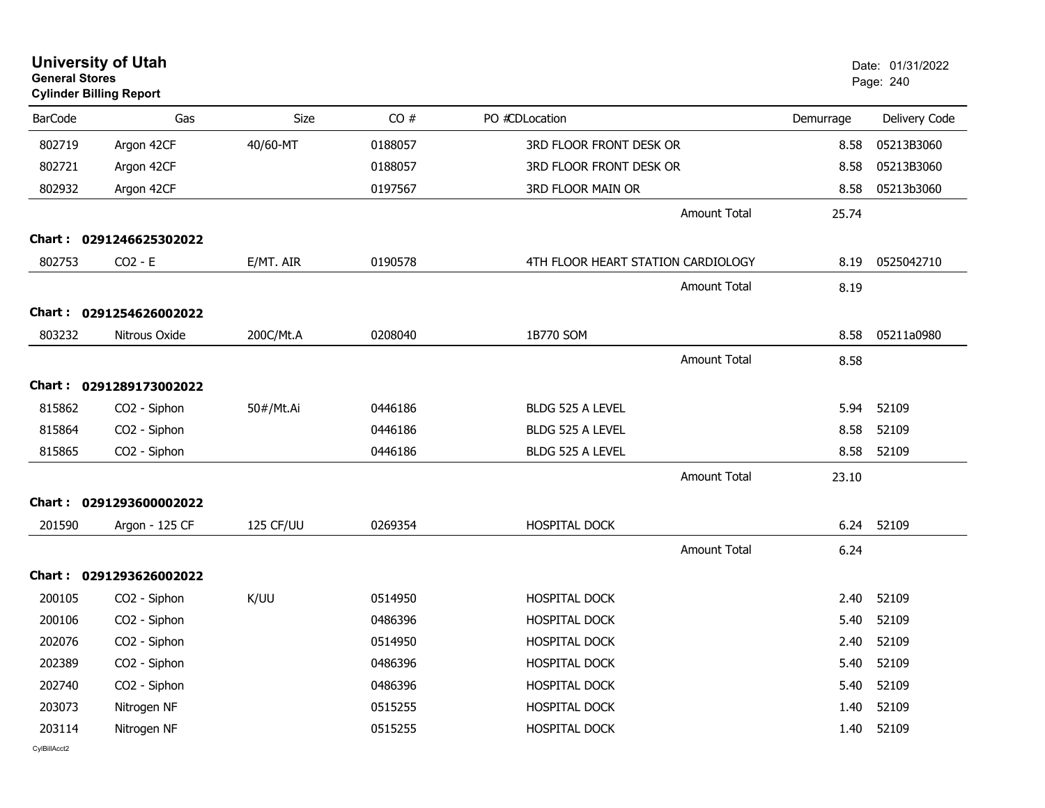# University of Utah
**General Stores**
**Cylinder Billing Report**

Date: 01/31/2022

| BarCode | Gas | Size | CO # | PO # | CD | Location | Demurrage | Delivery Code |
|---|---|---|---|---|---|---|---|---|
| 802719 | Argon 42CF | 40/60-MT | 0188057 | | | 3RD FLOOR FRONT DESK OR | 8.58 | 05213B3060 |
| 802721 | Argon 42CF | | 0188057 | | | 3RD FLOOR FRONT DESK OR | 8.58 | 05213B3060 |
| 802932 | Argon 42CF | | 0197567 | | | 3RD FLOOR MAIN OR | 8.58 | 05213b3060 |
| | | | | | | Amount Total | 25.74 | |
| **Chart :** | **0291246625302022** | | | | | | | |
| 802753 | CO2 - E | E/MT. AIR | 0190578 | | | 4TH FLOOR HEART STATION CARDIOLOGY | 8.19 | 0525042710 |
| | | | | | | Amount Total | 8.19 | |
| **Chart :** | **0291254626002022** | | | | | | | |
| 803232 | Nitrous Oxide | 200C/Mt.A | 0208040 | | | 1B770 SOM | 8.58 | 05211a0980 |
| | | | | | | Amount Total | 8.58 | |
| **Chart :** | **0291289173002022** | | | | | | | |
| 815862 | CO2 - Siphon | 50#/Mt.Ai | 0446186 | | | BLDG 525 A LEVEL | 5.94 | 52109 |
| 815864 | CO2 - Siphon | | 0446186 | | | BLDG 525 A LEVEL | 8.58 | 52109 |
| 815865 | CO2 - Siphon | | 0446186 | | | BLDG 525 A LEVEL | 8.58 | 52109 |
| | | | | | | Amount Total | 23.10 | |
| **Chart :** | **0291293600002022** | | | | | | | |
| 201590 | Argon - 125 CF | 125 CF/UU | 0269354 | | | HOSPITAL DOCK | 6.24 | 52109 |
| | | | | | | Amount Total | 6.24 | |
| **Chart :** | **0291293626002022** | | | | | | | |
| 200105 | CO2 - Siphon | K/UU | 0514950 | | | HOSPITAL DOCK | 2.40 | 52109 |
| 200106 | CO2 - Siphon | | 0486396 | | | HOSPITAL DOCK | 5.40 | 52109 |
| 202076 | CO2 - Siphon | | 0514950 | | | HOSPITAL DOCK | 2.40 | 52109 |
| 202389 | CO2 - Siphon | | 0486396 | | | HOSPITAL DOCK | 5.40 | 52109 |
| 202740 | CO2 - Siphon | | 0486396 | | | HOSPITAL DOCK | 5.40 | 52109 |
| 203073 | Nitrogen NF | | 0515255 | | | HOSPITAL DOCK | 1.40 | 52109 |
| 203114 | Nitrogen NF | | 0515255 | | | HOSPITAL DOCK | 1.40 | 52109 |

CylBillAcct2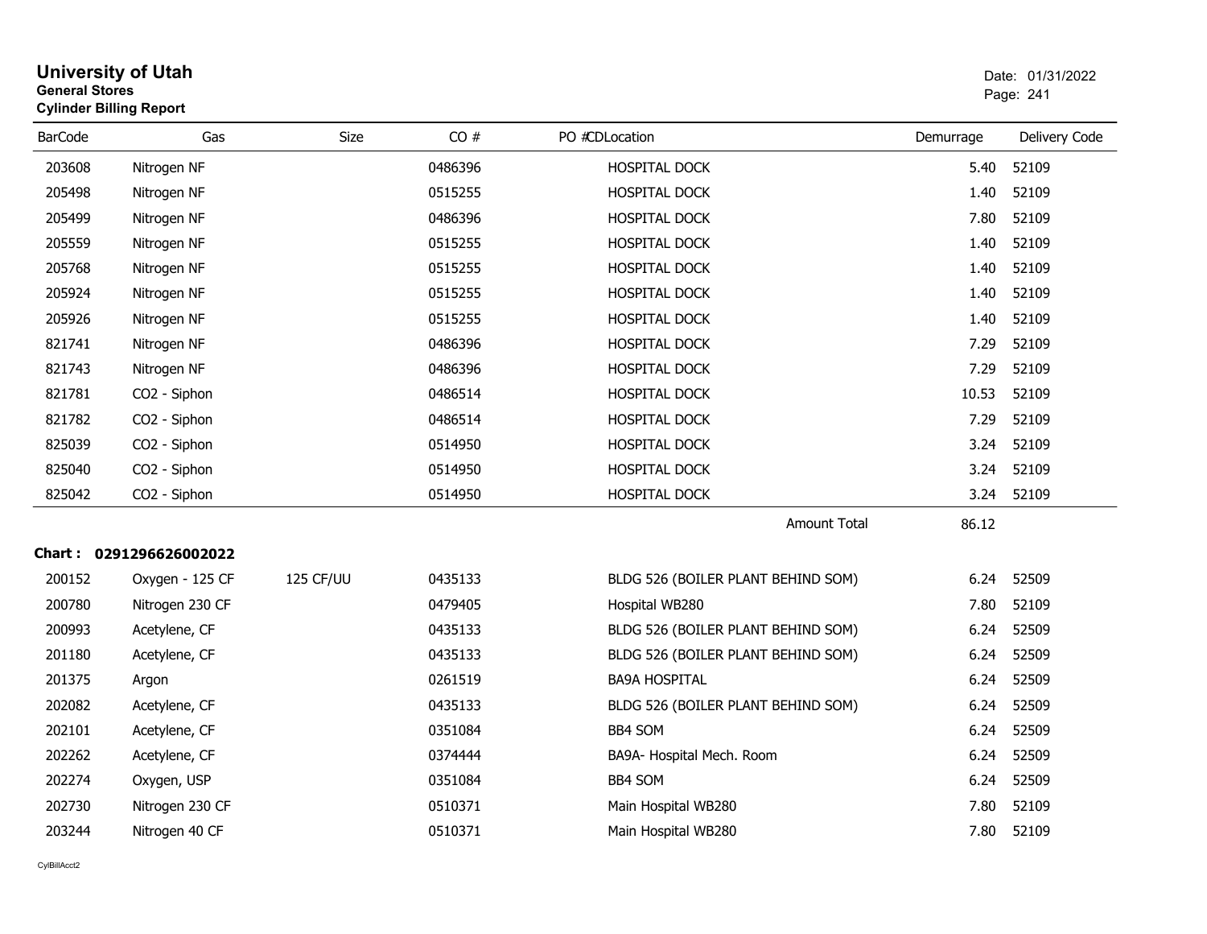# University of Utah
**General Stores**
**Cylinder Billing Report**

Date: 01/31/2022

| BarCode | Gas | Size | CO # | PO # | CD | Location | Demurrage | Delivery Code |
|---|---|---|---|---|---|---|---|---|
| 203608 | Nitrogen NF | | 0486396 | | | HOSPITAL DOCK | 5.40 | 52109 |
| 205498 | Nitrogen NF | | 0515255 | | | HOSPITAL DOCK | 1.40 | 52109 |
| 205499 | Nitrogen NF | | 0486396 | | | HOSPITAL DOCK | 7.80 | 52109 |
| 205559 | Nitrogen NF | | 0515255 | | | HOSPITAL DOCK | 1.40 | 52109 |
| 205768 | Nitrogen NF | | 0515255 | | | HOSPITAL DOCK | 1.40 | 52109 |
| 205924 | Nitrogen NF | | 0515255 | | | HOSPITAL DOCK | 1.40 | 52109 |
| 205926 | Nitrogen NF | | 0515255 | | | HOSPITAL DOCK | 1.40 | 52109 |
| 821741 | Nitrogen NF | | 0486396 | | | HOSPITAL DOCK | 7.29 | 52109 |
| 821743 | Nitrogen NF | | 0486396 | | | HOSPITAL DOCK | 7.29 | 52109 |
| 821781 | CO2 - Siphon | | 0486514 | | | HOSPITAL DOCK | 10.53 | 52109 |
| 821782 | CO2 - Siphon | | 0486514 | | | HOSPITAL DOCK | 7.29 | 52109 |
| 825039 | CO2 - Siphon | | 0514950 | | | HOSPITAL DOCK | 3.24 | 52109 |
| 825040 | CO2 - Siphon | | 0514950 | | | HOSPITAL DOCK | 3.24 | 52109 |
| 825042 | CO2 - Siphon | | 0514950 | | | HOSPITAL DOCK | 3.24 | 52109 |
| | | | | | | Amount Total | 86.12 | |

**Chart : 0291296626002022**

| BarCode | Gas | Size | CO # | PO # | CD | Location | Demurrage | Delivery Code |
|---|---|---|---|---|---|---|---|---|
| 200152 | Oxygen - 125 CF | 125 CF/UU | 0435133 | | | BLDG 526 (BOILER PLANT BEHIND SOM) | 6.24 | 52509 |
| 200780 | Nitrogen 230 CF | | 0479405 | | | Hospital WB280 | 7.80 | 52109 |
| 200993 | Acetylene, CF | | 0435133 | | | BLDG 526 (BOILER PLANT BEHIND SOM) | 6.24 | 52509 |
| 201180 | Acetylene, CF | | 0435133 | | | BLDG 526 (BOILER PLANT BEHIND SOM) | 6.24 | 52509 |
| 201375 | Argon | | 0261519 | | | BA9A HOSPITAL | 6.24 | 52509 |
| 202082 | Acetylene, CF | | 0435133 | | | BLDG 526 (BOILER PLANT BEHIND SOM) | 6.24 | 52509 |
| 202101 | Acetylene, CF | | 0351084 | | | BB4 SOM | 6.24 | 52509 |
| 202262 | Acetylene, CF | | 0374444 | | | BA9A- Hospital Mech. Room | 6.24 | 52509 |
| 202274 | Oxygen, USP | | 0351084 | | | BB4 SOM | 6.24 | 52509 |
| 202730 | Nitrogen 230 CF | | 0510371 | | | Main Hospital WB280 | 7.80 | 52109 |
| 203244 | Nitrogen 40 CF | | 0510371 | | | Main Hospital WB280 | 7.80 | 52109 |

CylBillAcct2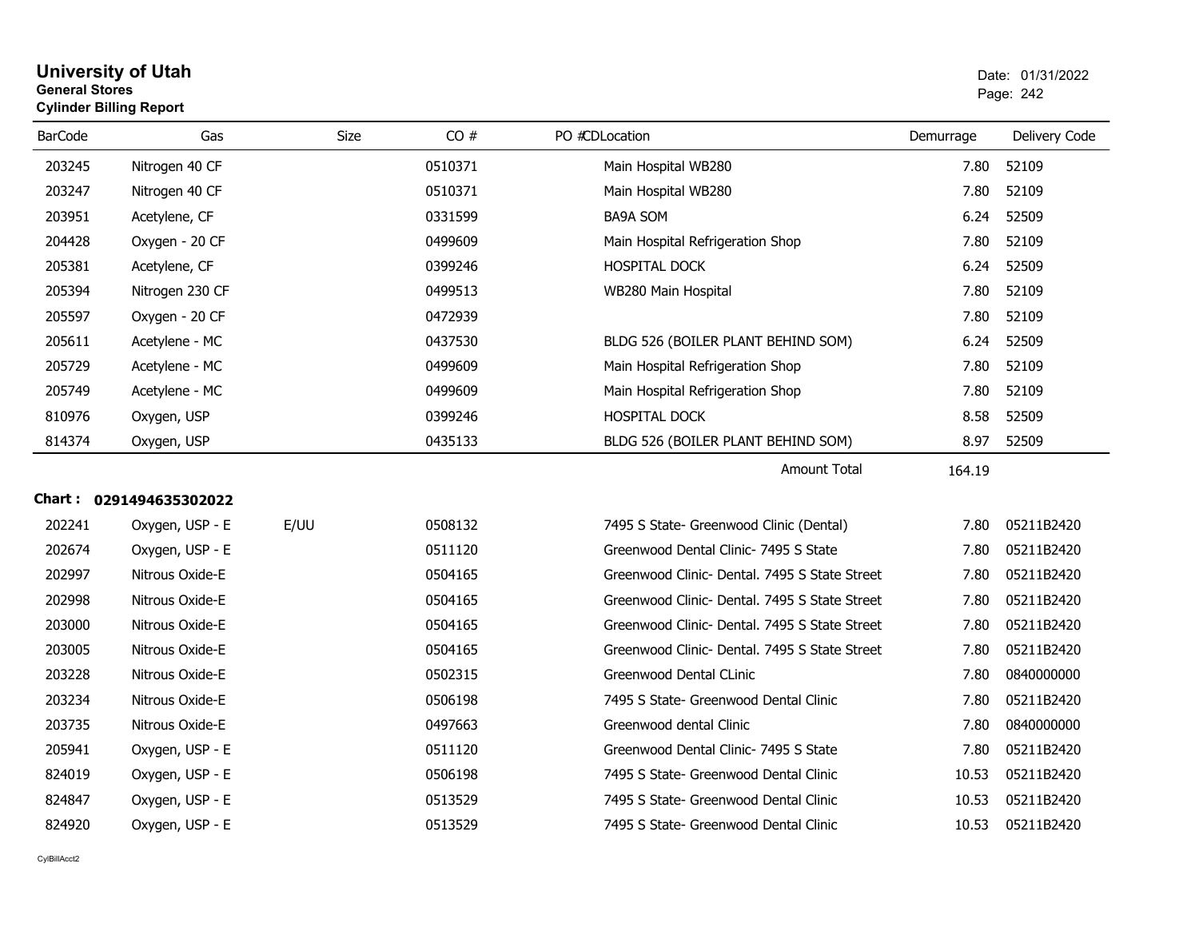# University of Utah

**General Stores**

**Cylinder Billing Report**

Date: 01/31/2022

| BarCode | Gas | Size | CO # | PO # | CDLocation | Demurrage | Delivery Code |
|---|---|---|---|---|---|---|---|
| 203245 | Nitrogen 40 CF | | 0510371 | | Main Hospital WB280 | 7.80 | 52109 |
| 203247 | Nitrogen 40 CF | | 0510371 | | Main Hospital WB280 | 7.80 | 52109 |
| 203951 | Acetylene, CF | | 0331599 | | BA9A SOM | 6.24 | 52509 |
| 204428 | Oxygen - 20 CF | | 0499609 | | Main Hospital Refrigeration Shop | 7.80 | 52109 |
| 205381 | Acetylene, CF | | 0399246 | | HOSPITAL DOCK | 6.24 | 52509 |
| 205394 | Nitrogen 230 CF | | 0499513 | | WB280 Main Hospital | 7.80 | 52109 |
| 205597 | Oxygen - 20 CF | | 0472939 | | | 7.80 | 52109 |
| 205611 | Acetylene - MC | | 0437530 | | BLDG 526 (BOILER PLANT BEHIND SOM) | 6.24 | 52509 |
| 205729 | Acetylene - MC | | 0499609 | | Main Hospital Refrigeration Shop | 7.80 | 52109 |
| 205749 | Acetylene - MC | | 0499609 | | Main Hospital Refrigeration Shop | 7.80 | 52109 |
| 810976 | Oxygen, USP | | 0399246 | | HOSPITAL DOCK | 8.58 | 52509 |
| 814374 | Oxygen, USP | | 0435133 | | BLDG 526 (BOILER PLANT BEHIND SOM) | 8.97 | 52509 |
| | | | | | Amount Total | 164.19 | |

**Chart : 0291494635302022**

| BarCode | Gas | Size | CO # | PO # | CDLocation | Demurrage | Delivery Code |
|---|---|---|---|---|---|---|---|
| 202241 | Oxygen, USP - E | E/UU | 0508132 | | 7495 S State- Greenwood Clinic (Dental) | 7.80 | 05211B2420 |
| 202674 | Oxygen, USP - E | | 0511120 | | Greenwood Dental Clinic- 7495 S State | 7.80 | 05211B2420 |
| 202997 | Nitrous Oxide-E | | 0504165 | | Greenwood Clinic- Dental. 7495 S State Street | 7.80 | 05211B2420 |
| 202998 | Nitrous Oxide-E | | 0504165 | | Greenwood Clinic- Dental. 7495 S State Street | 7.80 | 05211B2420 |
| 203000 | Nitrous Oxide-E | | 0504165 | | Greenwood Clinic- Dental. 7495 S State Street | 7.80 | 05211B2420 |
| 203005 | Nitrous Oxide-E | | 0504165 | | Greenwood Clinic- Dental. 7495 S State Street | 7.80 | 05211B2420 |
| 203228 | Nitrous Oxide-E | | 0502315 | | Greenwood Dental CLinic | 7.80 | 0840000000 |
| 203234 | Nitrous Oxide-E | | 0506198 | | 7495 S State- Greenwood Dental Clinic | 7.80 | 05211B2420 |
| 203735 | Nitrous Oxide-E | | 0497663 | | Greenwood dental Clinic | 7.80 | 0840000000 |
| 205941 | Oxygen, USP - E | | 0511120 | | Greenwood Dental Clinic- 7495 S State | 7.80 | 05211B2420 |
| 824019 | Oxygen, USP - E | | 0506198 | | 7495 S State- Greenwood Dental Clinic | 10.53 | 05211B2420 |
| 824847 | Oxygen, USP - E | | 0513529 | | 7495 S State- Greenwood Dental Clinic | 10.53 | 05211B2420 |
| 824920 | Oxygen, USP - E | | 0513529 | | 7495 S State- Greenwood Dental Clinic | 10.53 | 05211B2420 |

CylBillAcct2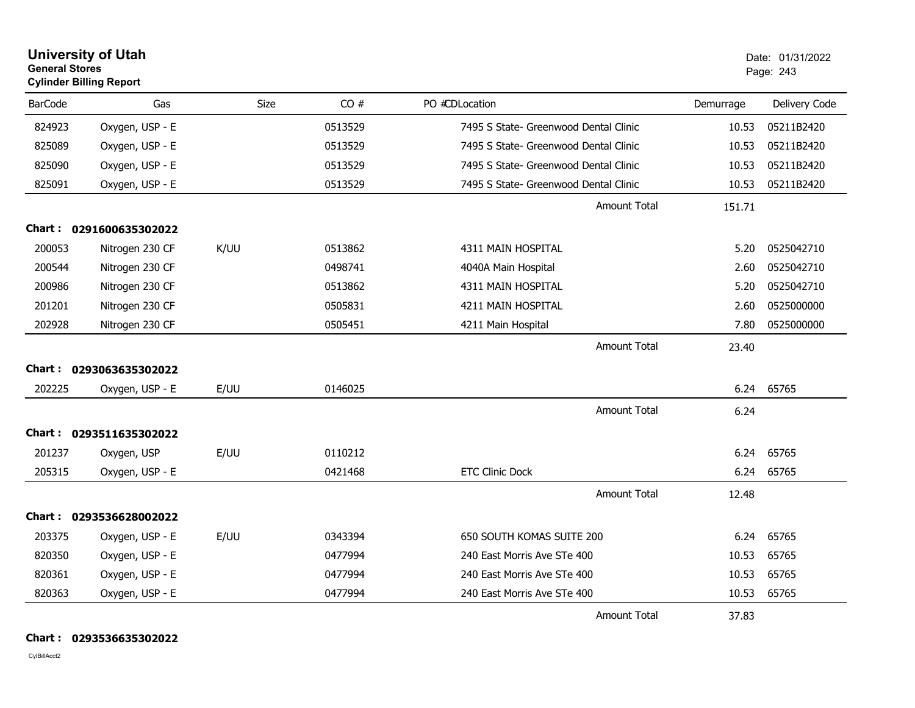# University of Utah

**General Stores**
**Cylinder Billing Report**

Date: 01/31/2022

| BarCode | Gas | Size | CO # | PO #CDLocation | Demurrage | Delivery Code |
|---|---|---|---|---|---|---|
| 824923 | Oxygen, USP - E | | 0513529 | 7495 S State- Greenwood Dental Clinic | 10.53 | 05211B2420 |
| 825089 | Oxygen, USP - E | | 0513529 | 7495 S State- Greenwood Dental Clinic | 10.53 | 05211B2420 |
| 825090 | Oxygen, USP - E | | 0513529 | 7495 S State- Greenwood Dental Clinic | 10.53 | 05211B2420 |
| 825091 | Oxygen, USP - E | | 0513529 | 7495 S State- Greenwood Dental Clinic | 10.53 | 05211B2420 |
| | | | | Amount Total | 151.71 | |

**Chart : 0291600635302022**

| BarCode | Gas | Size | CO # | PO #CDLocation | Demurrage | Delivery Code |
|---|---|---|---|---|---|---|
| 200053 | Nitrogen 230 CF | K/UU | 0513862 | 4311 MAIN HOSPITAL | 5.20 | 0525042710 |
| 200544 | Nitrogen 230 CF | | 0498741 | 4040A Main Hospital | 2.60 | 0525042710 |
| 200986 | Nitrogen 230 CF | | 0513862 | 4311 MAIN HOSPITAL | 5.20 | 0525042710 |
| 201201 | Nitrogen 230 CF | | 0505831 | 4211 MAIN HOSPITAL | 2.60 | 0525000000 |
| 202928 | Nitrogen 230 CF | | 0505451 | 4211 Main Hospital | 7.80 | 0525000000 |
| | | | | Amount Total | 23.40 | |

**Chart : 0293063635302022**

| BarCode | Gas | Size | CO # | PO #CDLocation | Demurrage | Delivery Code |
|---|---|---|---|---|---|---|
| 202225 | Oxygen, USP - E | E/UU | 0146025 | | 6.24 | 65765 |
| | | | | Amount Total | 6.24 | |

**Chart : 0293511635302022**

| BarCode | Gas | Size | CO # | PO #CDLocation | Demurrage | Delivery Code |
|---|---|---|---|---|---|---|
| 201237 | Oxygen, USP | E/UU | 0110212 | | 6.24 | 65765 |
| 205315 | Oxygen, USP - E | | 0421468 | ETC Clinic Dock | 6.24 | 65765 |
| | | | | Amount Total | 12.48 | |

**Chart : 0293536628002022**

| BarCode | Gas | Size | CO # | PO #CDLocation | Demurrage | Delivery Code |
|---|---|---|---|---|---|---|
| 203375 | Oxygen, USP - E | E/UU | 0343394 | 650 SOUTH KOMAS SUITE 200 | 6.24 | 65765 |
| 820350 | Oxygen, USP - E | | 0477994 | 240 East Morris Ave STe 400 | 10.53 | 65765 |
| 820361 | Oxygen, USP - E | | 0477994 | 240 East Morris Ave STe 400 | 10.53 | 65765 |
| 820363 | Oxygen, USP - E | | 0477994 | 240 East Morris Ave STe 400 | 10.53 | 65765 |
| | | | | Amount Total | 37.83 | |

**Chart : 0293536635302022**

CylBillAcct2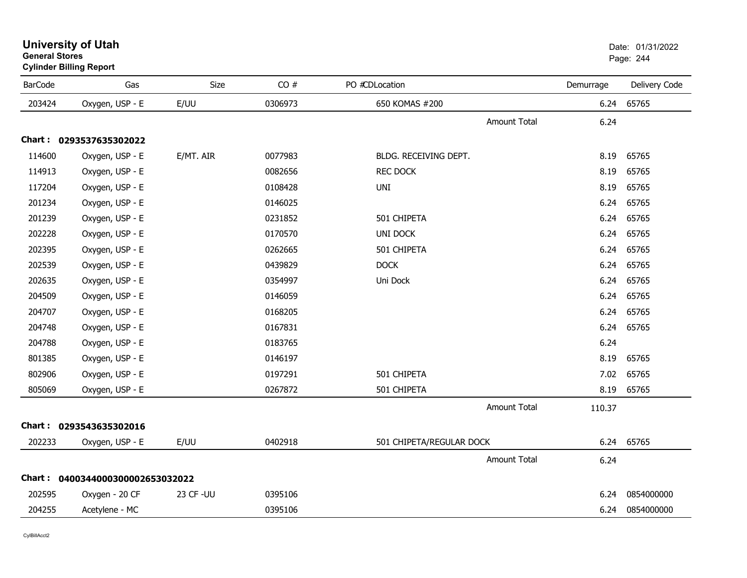# University of Utah
## General Stores
### Cylinder Billing Report

Date: 01/31/2022

| BarCode | Gas | Size | CO # | PO # | CD | Location | Demurrage | Delivery Code |
|---|---|---|---|---|---|---|---|---|
| 203424 | Oxygen, USP - E | E/UU | 0306973 | | | 650 KOMAS #200 | 6.24 | 65765 |
| | | | | | | Amount Total | 6.24 | |

**Chart : 0293537635302022**

| BarCode | Gas | Size | CO # | PO # | CD | Location | Demurrage | Delivery Code |
|---|---|---|---|---|---|---|---|---|
| 114600 | Oxygen, USP - E | E/MT. AIR | 0077983 | | | BLDG. RECEIVING DEPT. | 8.19 | 65765 |
| 114913 | Oxygen, USP - E | | 0082656 | | | REC DOCK | 8.19 | 65765 |
| 117204 | Oxygen, USP - E | | 0108428 | | | UNI | 8.19 | 65765 |
| 201234 | Oxygen, USP - E | | 0146025 | | | | 6.24 | 65765 |
| 201239 | Oxygen, USP - E | | 0231852 | | | 501 CHIPETA | 6.24 | 65765 |
| 202228 | Oxygen, USP - E | | 0170570 | | | UNI DOCK | 6.24 | 65765 |
| 202395 | Oxygen, USP - E | | 0262665 | | | 501 CHIPETA | 6.24 | 65765 |
| 202539 | Oxygen, USP - E | | 0439829 | | | DOCK | 6.24 | 65765 |
| 202635 | Oxygen, USP - E | | 0354997 | | | Uni Dock | 6.24 | 65765 |
| 204509 | Oxygen, USP - E | | 0146059 | | | | 6.24 | 65765 |
| 204707 | Oxygen, USP - E | | 0168205 | | | | 6.24 | 65765 |
| 204748 | Oxygen, USP - E | | 0167831 | | | | 6.24 | 65765 |
| 204788 | Oxygen, USP - E | | 0183765 | | | | 6.24 | |
| 801385 | Oxygen, USP - E | | 0146197 | | | | 8.19 | 65765 |
| 802906 | Oxygen, USP - E | | 0197291 | | | 501 CHIPETA | 7.02 | 65765 |
| 805069 | Oxygen, USP - E | | 0267872 | | | 501 CHIPETA | 8.19 | 65765 |
| | | | | | | Amount Total | 110.37 | |

**Chart : 0293543635302016**

| BarCode | Gas | Size | CO # | PO # | CD | Location | Demurrage | Delivery Code |
|---|---|---|---|---|---|---|---|---|
| 202233 | Oxygen, USP - E | E/UU | 0402918 | | | 501 CHIPETA/REGULAR DOCK | 6.24 | 65765 |
| | | | | | | Amount Total | 6.24 | |

**Chart : 04003440003000026530320 22**

| BarCode | Gas | Size | CO # | PO # | CD | Location | Demurrage | Delivery Code |
|---|---|---|---|---|---|---|---|---|
| 202595 | Oxygen - 20 CF | 23 CF -UU | 0395106 | | | | 6.24 | 0854000000 |
| 204255 | Acetylene - MC | | 0395106 | | | | 6.24 | 0854000000 |

CylBillAcct2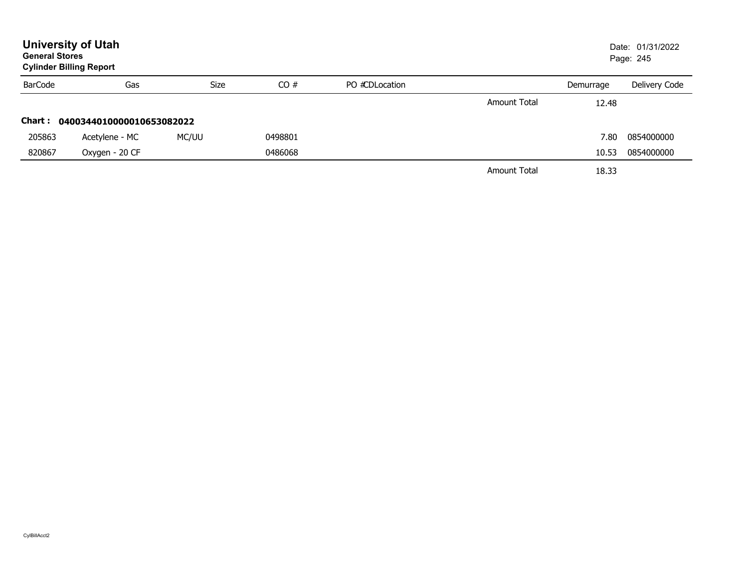# University of Utah

**General Stores**

**Cylinder Billing Report**

Date: 01/31/2022

| BarCode | Gas | Size | CO # | PO #CDLocation | | Demurrage | Delivery Code |
|---|---|---|---|---|---|---|---|
| | | | | | Amount Total | 12.48 | |
| **Chart : 04003440100000010653082022** | | | | | | | |
| 205863 | Acetylene - MC | MC/UU | 0498801 | | | 7.80 | 0854000000 |
| 820867 | Oxygen - 20 CF | | 0486068 | | | 10.53 | 0854000000 |
| | | | | | Amount Total | 18.33 | |

CylBillAcct2